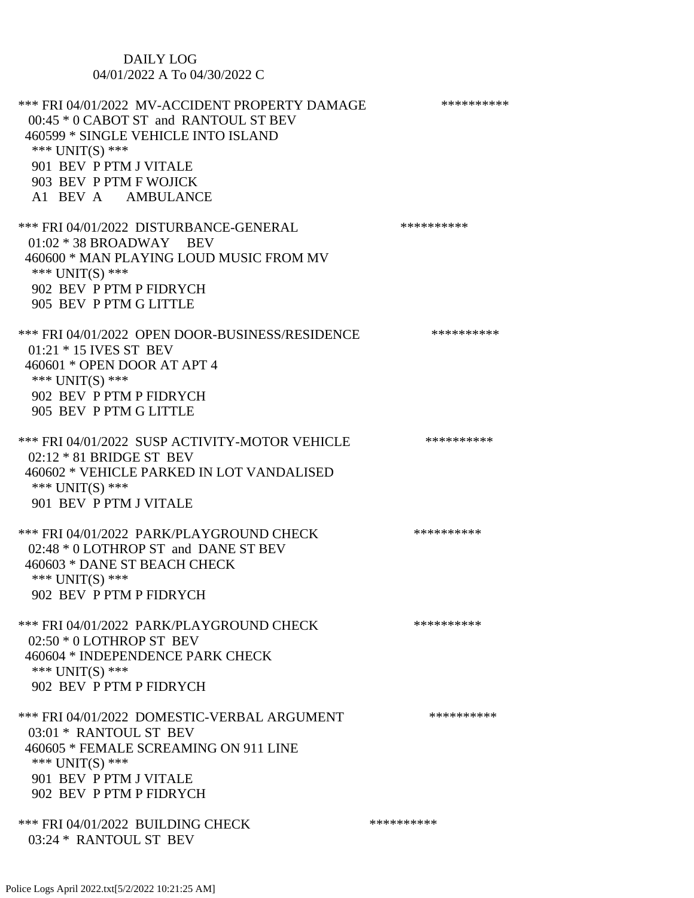DAILY LOG
04/01/2022 A To 04/30/2022 C

*** FRI 04/01/2022 MV-ACCIDENT PROPERTY DAMAGE **********
00:45 * 0 CABOT ST and RANTOUL ST BEV
460599 * SINGLE VEHICLE INTO ISLAND
*** UNIT(S) ***
901 BEV P PTM J VITALE
903 BEV P PTM F WOJICK
A1 BEV A AMBULANCE

*** FRI 04/01/2022 DISTURBANCE-GENERAL **********
01:02 * 38 BROADWAY BEV
460600 * MAN PLAYING LOUD MUSIC FROM MV
*** UNIT(S) ***
902 BEV P PTM P FIDRYCH
905 BEV P PTM G LITTLE

*** FRI 04/01/2022 OPEN DOOR-BUSINESS/RESIDENCE **********
01:21 * 15 IVES ST BEV
460601 * OPEN DOOR AT APT 4
*** UNIT(S) ***
902 BEV P PTM P FIDRYCH
905 BEV P PTM G LITTLE

*** FRI 04/01/2022 SUSP ACTIVITY-MOTOR VEHICLE **********
02:12 * 81 BRIDGE ST BEV
460602 * VEHICLE PARKED IN LOT VANDALISED
*** UNIT(S) ***
901 BEV P PTM J VITALE

*** FRI 04/01/2022 PARK/PLAYGROUND CHECK **********
02:48 * 0 LOTHROP ST and DANE ST BEV
460603 * DANE ST BEACH CHECK
*** UNIT(S) ***
902 BEV P PTM P FIDRYCH

*** FRI 04/01/2022 PARK/PLAYGROUND CHECK **********
02:50 * 0 LOTHROP ST BEV
460604 * INDEPENDENCE PARK CHECK
*** UNIT(S) ***
902 BEV P PTM P FIDRYCH

*** FRI 04/01/2022 DOMESTIC-VERBAL ARGUMENT **********
03:01 * RANTOUL ST BEV
460605 * FEMALE SCREAMING ON 911 LINE
*** UNIT(S) ***
901 BEV P PTM J VITALE
902 BEV P PTM P FIDRYCH

*** FRI 04/01/2022 BUILDING CHECK **********
03:24 * RANTOUL ST BEV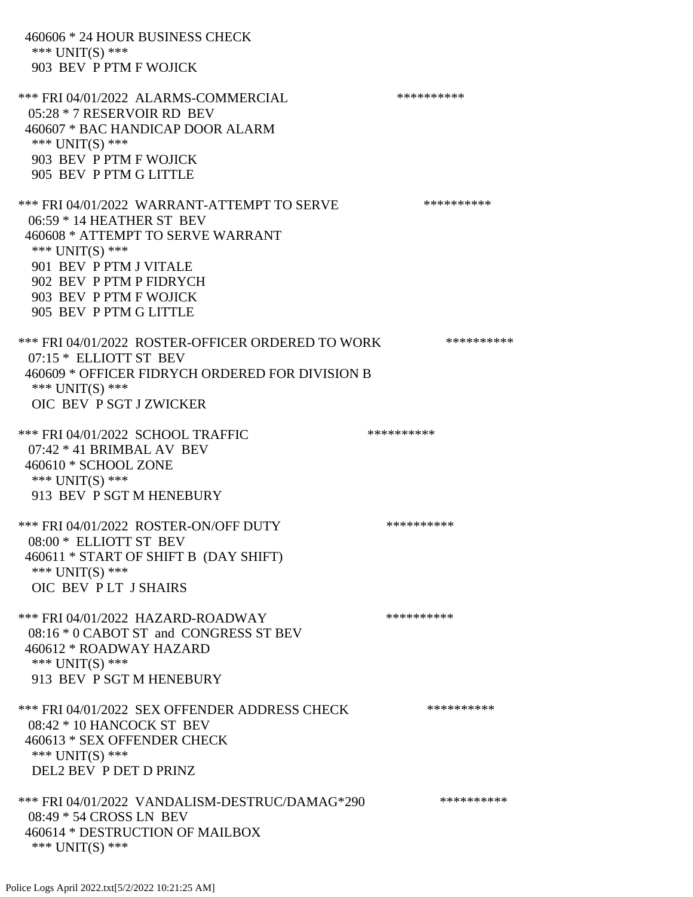460606 * 24 HOUR BUSINESS CHECK
*** UNIT(S) ***
903 BEV P PTM F WOJICK

*** FRI 04/01/2022 ALARMS-COMMERCIAL **********
05:28 * 7 RESERVOIR RD BEV
460607 * BAC HANDICAP DOOR ALARM
*** UNIT(S) ***
903 BEV P PTM F WOJICK
905 BEV P PTM G LITTLE

*** FRI 04/01/2022 WARRANT-ATTEMPT TO SERVE **********
06:59 * 14 HEATHER ST BEV
460608 * ATTEMPT TO SERVE WARRANT
*** UNIT(S) ***
901 BEV P PTM J VITALE
902 BEV P PTM P FIDRYCH
903 BEV P PTM F WOJICK
905 BEV P PTM G LITTLE

*** FRI 04/01/2022 ROSTER-OFFICER ORDERED TO WORK **********
07:15 * ELLIOTT ST BEV
460609 * OFFICER FIDRYCH ORDERED FOR DIVISION B
*** UNIT(S) ***
OIC BEV P SGT J ZWICKER

*** FRI 04/01/2022 SCHOOL TRAFFIC **********
07:42 * 41 BRIMBAL AV BEV
460610 * SCHOOL ZONE
*** UNIT(S) ***
913 BEV P SGT M HENEBURY

*** FRI 04/01/2022 ROSTER-ON/OFF DUTY **********
08:00 * ELLIOTT ST BEV
460611 * START OF SHIFT B (DAY SHIFT)
*** UNIT(S) ***
OIC BEV P LT J SHAIRS

*** FRI 04/01/2022 HAZARD-ROADWAY **********
08:16 * 0 CABOT ST and CONGRESS ST BEV
460612 * ROADWAY HAZARD
*** UNIT(S) ***
913 BEV P SGT M HENEBURY

*** FRI 04/01/2022 SEX OFFENDER ADDRESS CHECK **********
08:42 * 10 HANCOCK ST BEV
460613 * SEX OFFENDER CHECK
*** UNIT(S) ***
DEL2 BEV P DET D PRINZ

*** FRI 04/01/2022 VANDALISM-DESTRUC/DAMAG*290 **********
08:49 * 54 CROSS LN BEV
460614 * DESTRUCTION OF MAILBOX
*** UNIT(S) ***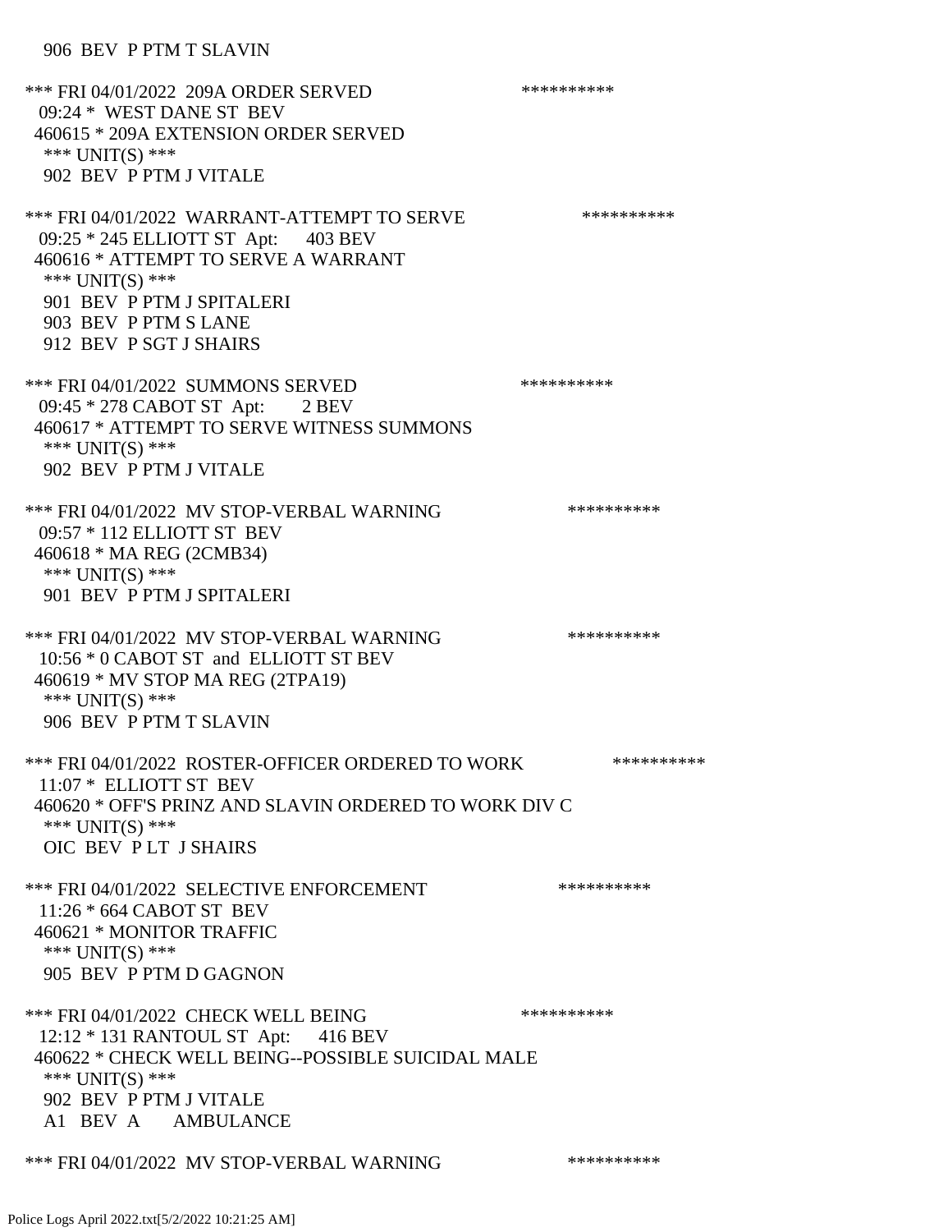906 BEV P PTM T SLAVIN

*** FRI 04/01/2022 209A ORDER SERVED **********
09:24 * WEST DANE ST BEV
460615 * 209A EXTENSION ORDER SERVED
*** UNIT(S) ***
902 BEV P PTM J VITALE

*** FRI 04/01/2022 WARRANT-ATTEMPT TO SERVE **********
09:25 * 245 ELLIOTT ST Apt: 403 BEV
460616 * ATTEMPT TO SERVE A WARRANT
*** UNIT(S) ***
901 BEV P PTM J SPITALERI
903 BEV P PTM S LANE
912 BEV P SGT J SHAIRS

*** FRI 04/01/2022 SUMMONS SERVED **********
09:45 * 278 CABOT ST Apt: 2 BEV
460617 * ATTEMPT TO SERVE WITNESS SUMMONS
*** UNIT(S) ***
902 BEV P PTM J VITALE

*** FRI 04/01/2022 MV STOP-VERBAL WARNING **********
09:57 * 112 ELLIOTT ST BEV
460618 * MA REG (2CMB34)
*** UNIT(S) ***
901 BEV P PTM J SPITALERI

*** FRI 04/01/2022 MV STOP-VERBAL WARNING **********
10:56 * 0 CABOT ST and ELLIOTT ST BEV
460619 * MV STOP MA REG (2TPA19)
*** UNIT(S) ***
906 BEV P PTM T SLAVIN

*** FRI 04/01/2022 ROSTER-OFFICER ORDERED TO WORK **********
11:07 * ELLIOTT ST BEV
460620 * OFF'S PRINZ AND SLAVIN ORDERED TO WORK DIV C
*** UNIT(S) ***
OIC BEV P LT J SHAIRS

*** FRI 04/01/2022 SELECTIVE ENFORCEMENT **********
11:26 * 664 CABOT ST BEV
460621 * MONITOR TRAFFIC
*** UNIT(S) ***
905 BEV P PTM D GAGNON

*** FRI 04/01/2022 CHECK WELL BEING **********
12:12 * 131 RANTOUL ST Apt: 416 BEV
460622 * CHECK WELL BEING--POSSIBLE SUICIDAL MALE
*** UNIT(S) ***
902 BEV P PTM J VITALE
A1 BEV A AMBULANCE

*** FRI 04/01/2022 MV STOP-VERBAL WARNING **********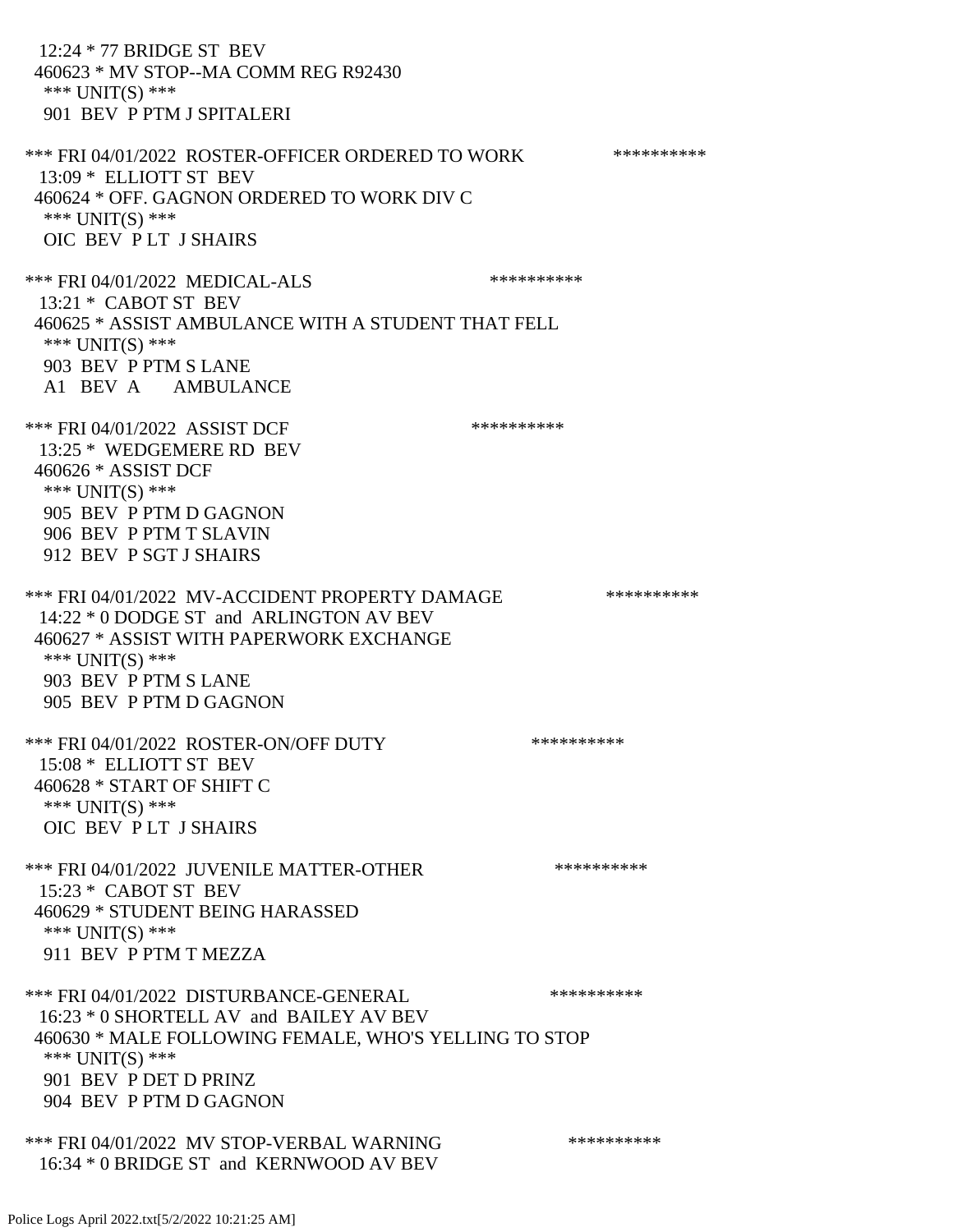12:24 * 77 BRIDGE ST BEV
460623 * MV STOP--MA COMM REG R92430
*** UNIT(S) ***
901 BEV P PTM J SPITALERI

*** FRI 04/01/2022 ROSTER-OFFICER ORDERED TO WORK **********
13:09 * ELLIOTT ST BEV
460624 * OFF. GAGNON ORDERED TO WORK DIV C
*** UNIT(S) ***
OIC BEV P LT J SHAIRS

*** FRI 04/01/2022 MEDICAL-ALS **********
13:21 * CABOT ST BEV
460625 * ASSIST AMBULANCE WITH A STUDENT THAT FELL
*** UNIT(S) ***
903 BEV P PTM S LANE
A1 BEV A AMBULANCE

*** FRI 04/01/2022 ASSIST DCF **********
13:25 * WEDGEMERE RD BEV
460626 * ASSIST DCF
*** UNIT(S) ***
905 BEV P PTM D GAGNON
906 BEV P PTM T SLAVIN
912 BEV P SGT J SHAIRS

*** FRI 04/01/2022 MV-ACCIDENT PROPERTY DAMAGE **********
14:22 * 0 DODGE ST and ARLINGTON AV BEV
460627 * ASSIST WITH PAPERWORK EXCHANGE
*** UNIT(S) ***
903 BEV P PTM S LANE
905 BEV P PTM D GAGNON

*** FRI 04/01/2022 ROSTER-ON/OFF DUTY **********
15:08 * ELLIOTT ST BEV
460628 * START OF SHIFT C
*** UNIT(S) ***
OIC BEV P LT J SHAIRS

*** FRI 04/01/2022 JUVENILE MATTER-OTHER **********
15:23 * CABOT ST BEV
460629 * STUDENT BEING HARASSED
*** UNIT(S) ***
911 BEV P PTM T MEZZA

*** FRI 04/01/2022 DISTURBANCE-GENERAL **********
16:23 * 0 SHORTELL AV and BAILEY AV BEV
460630 * MALE FOLLOWING FEMALE, WHO'S YELLING TO STOP
*** UNIT(S) ***
901 BEV P DET D PRINZ
904 BEV P PTM D GAGNON

*** FRI 04/01/2022 MV STOP-VERBAL WARNING **********
16:34 * 0 BRIDGE ST and KERNWOOD AV BEV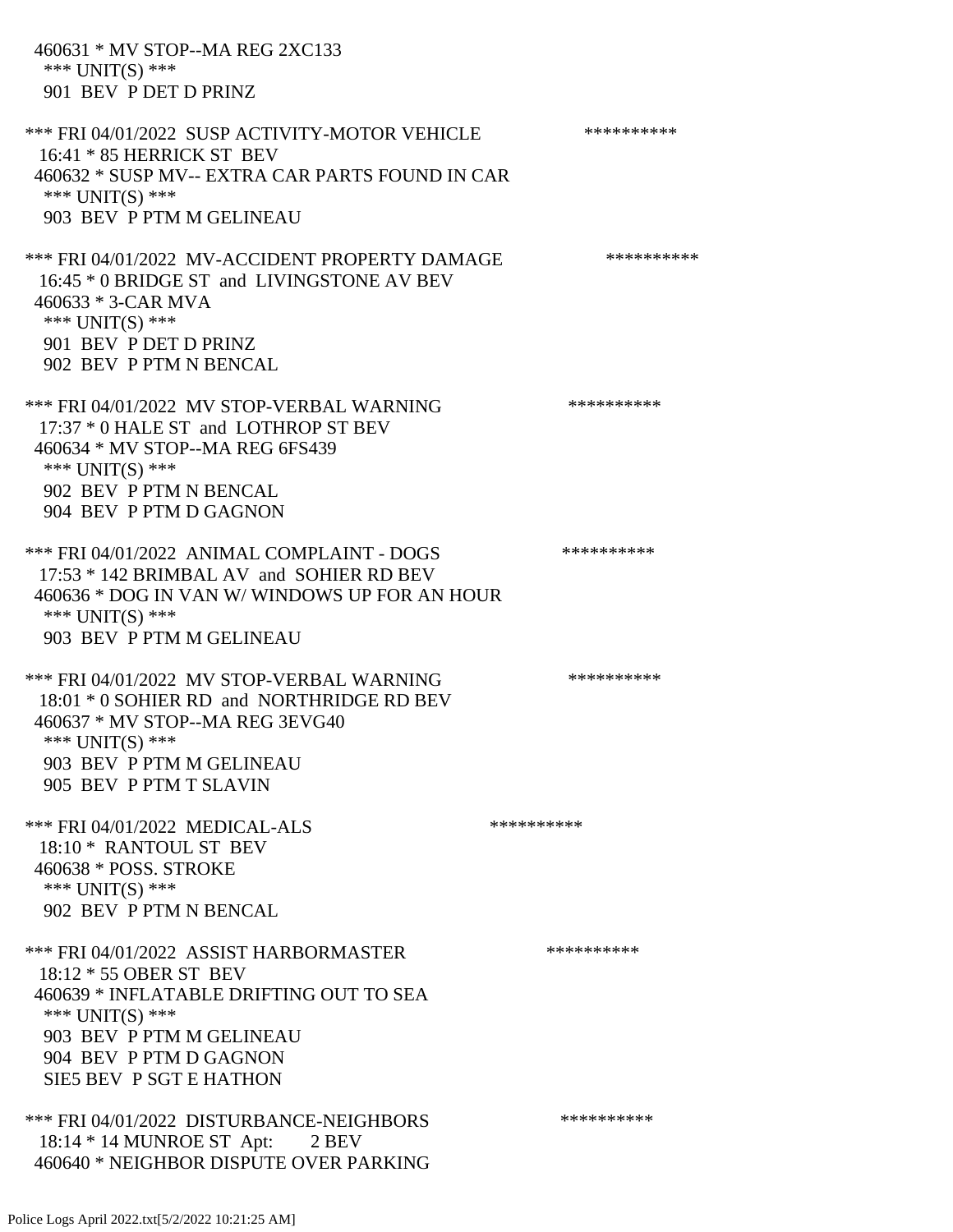460631 * MV STOP--MA REG 2XC133
*** UNIT(S) ***
901 BEV P DET D PRINZ

*** FRI 04/01/2022 SUSP ACTIVITY-MOTOR VEHICLE **********
16:41 * 85 HERRICK ST BEV
460632 * SUSP MV-- EXTRA CAR PARTS FOUND IN CAR
*** UNIT(S) ***
903 BEV P PTM M GELINEAU

*** FRI 04/01/2022 MV-ACCIDENT PROPERTY DAMAGE **********
16:45 * 0 BRIDGE ST and LIVINGSTONE AV BEV
460633 * 3-CAR MVA
*** UNIT(S) ***
901 BEV P DET D PRINZ
902 BEV P PTM N BENCAL

*** FRI 04/01/2022 MV STOP-VERBAL WARNING **********
17:37 * 0 HALE ST and LOTHROP ST BEV
460634 * MV STOP--MA REG 6FS439
*** UNIT(S) ***
902 BEV P PTM N BENCAL
904 BEV P PTM D GAGNON

*** FRI 04/01/2022 ANIMAL COMPLAINT - DOGS **********
17:53 * 142 BRIMBAL AV and SOHIER RD BEV
460636 * DOG IN VAN W/ WINDOWS UP FOR AN HOUR
*** UNIT(S) ***
903 BEV P PTM M GELINEAU

*** FRI 04/01/2022 MV STOP-VERBAL WARNING **********
18:01 * 0 SOHIER RD and NORTHRIDGE RD BEV
460637 * MV STOP--MA REG 3EVG40
*** UNIT(S) ***
903 BEV P PTM M GELINEAU
905 BEV P PTM T SLAVIN

*** FRI 04/01/2022 MEDICAL-ALS **********
18:10 * RANTOUL ST BEV
460638 * POSS. STROKE
*** UNIT(S) ***
902 BEV P PTM N BENCAL

*** FRI 04/01/2022 ASSIST HARBORMASTER **********
18:12 * 55 OBER ST BEV
460639 * INFLATABLE DRIFTING OUT TO SEA
*** UNIT(S) ***
903 BEV P PTM M GELINEAU
904 BEV P PTM D GAGNON
SIE5 BEV P SGT E HATHON

*** FRI 04/01/2022 DISTURBANCE-NEIGHBORS **********
18:14 * 14 MUNROE ST Apt: 2 BEV
460640 * NEIGHBOR DISPUTE OVER PARKING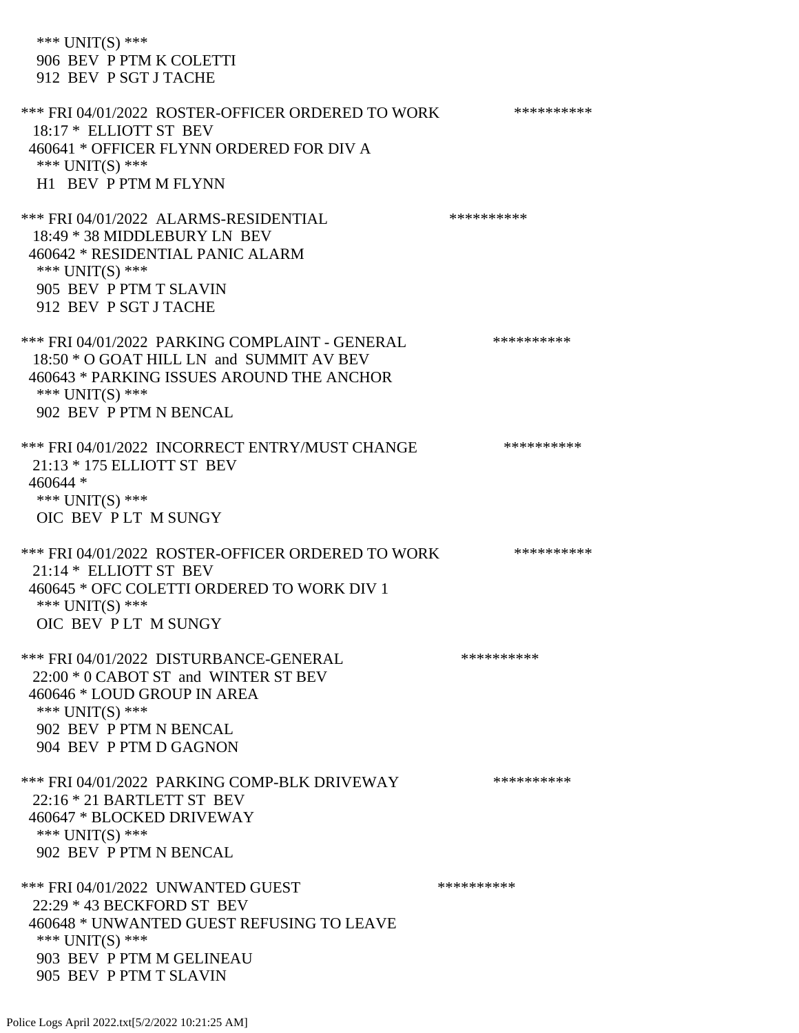\*\*\* UNIT(S) \*\*\*
906 BEV P PTM K COLETTI
912 BEV P SGT J TACHE

\*\*\* FRI 04/01/2022 ROSTER-OFFICER ORDERED TO WORK \*\*\*\*\*\*\*\*\*\*
18:17 * ELLIOTT ST BEV
460641 * OFFICER FLYNN ORDERED FOR DIV A
\*\*\* UNIT(S) \*\*\*
H1 BEV P PTM M FLYNN

\*\*\* FRI 04/01/2022 ALARMS-RESIDENTIAL \*\*\*\*\*\*\*\*\*\*
18:49 * 38 MIDDLEBURY LN BEV
460642 * RESIDENTIAL PANIC ALARM
\*\*\* UNIT(S) \*\*\*
905 BEV P PTM T SLAVIN
912 BEV P SGT J TACHE

\*\*\* FRI 04/01/2022 PARKING COMPLAINT - GENERAL \*\*\*\*\*\*\*\*\*\*
18:50 * O GOAT HILL LN and SUMMIT AV BEV
460643 * PARKING ISSUES AROUND THE ANCHOR
\*\*\* UNIT(S) \*\*\*
902 BEV P PTM N BENCAL

\*\*\* FRI 04/01/2022 INCORRECT ENTRY/MUST CHANGE \*\*\*\*\*\*\*\*\*\*
21:13 * 175 ELLIOTT ST BEV
460644 *
\*\*\* UNIT(S) \*\*\*
OIC BEV P LT M SUNGY

\*\*\* FRI 04/01/2022 ROSTER-OFFICER ORDERED TO WORK \*\*\*\*\*\*\*\*\*\*
21:14 * ELLIOTT ST BEV
460645 * OFC COLETTI ORDERED TO WORK DIV 1
\*\*\* UNIT(S) \*\*\*
OIC BEV P LT M SUNGY

\*\*\* FRI 04/01/2022 DISTURBANCE-GENERAL \*\*\*\*\*\*\*\*\*\*
22:00 * 0 CABOT ST and WINTER ST BEV
460646 * LOUD GROUP IN AREA
\*\*\* UNIT(S) \*\*\*
902 BEV P PTM N BENCAL
904 BEV P PTM D GAGNON

\*\*\* FRI 04/01/2022 PARKING COMP-BLK DRIVEWAY \*\*\*\*\*\*\*\*\*\*
22:16 * 21 BARTLETT ST BEV
460647 * BLOCKED DRIVEWAY
\*\*\* UNIT(S) \*\*\*
902 BEV P PTM N BENCAL

\*\*\* FRI 04/01/2022 UNWANTED GUEST \*\*\*\*\*\*\*\*\*\*
22:29 * 43 BECKFORD ST BEV
460648 * UNWANTED GUEST REFUSING TO LEAVE
\*\*\* UNIT(S) \*\*\*
903 BEV P PTM M GELINEAU
905 BEV P PTM T SLAVIN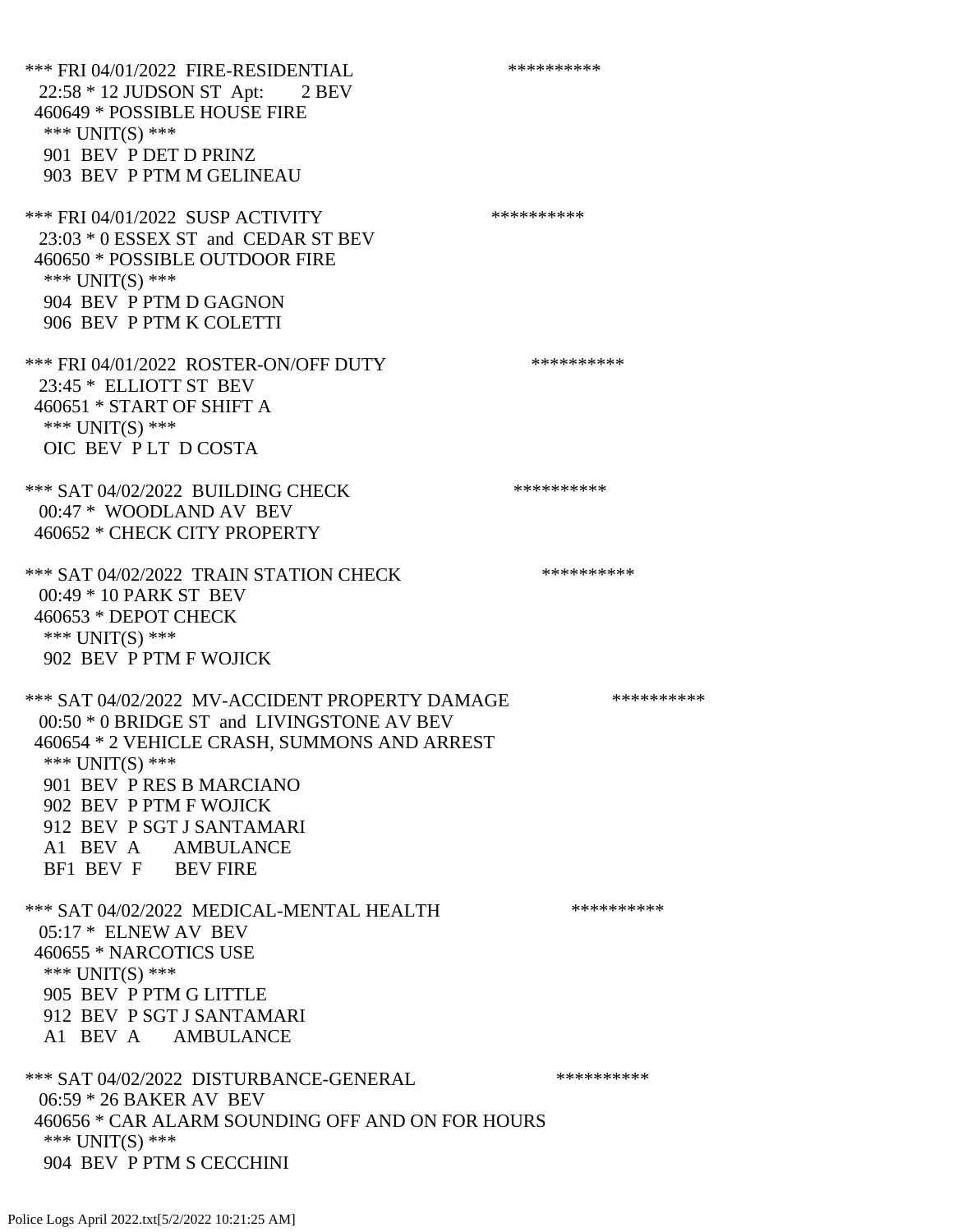*** FRI 04/01/2022 FIRE-RESIDENTIAL **********
22:58 * 12 JUDSON ST Apt: 2 BEV
460649 * POSSIBLE HOUSE FIRE
*** UNIT(S) ***
901 BEV P DET D PRINZ
903 BEV P PTM M GELINEAU

*** FRI 04/01/2022 SUSP ACTIVITY **********
23:03 * 0 ESSEX ST and CEDAR ST BEV
460650 * POSSIBLE OUTDOOR FIRE
*** UNIT(S) ***
904 BEV P PTM D GAGNON
906 BEV P PTM K COLETTI

*** FRI 04/01/2022 ROSTER-ON/OFF DUTY **********
23:45 * ELLIOTT ST BEV
460651 * START OF SHIFT A
*** UNIT(S) ***
OIC BEV P LT D COSTA

*** SAT 04/02/2022 BUILDING CHECK **********
00:47 * WOODLAND AV BEV
460652 * CHECK CITY PROPERTY

*** SAT 04/02/2022 TRAIN STATION CHECK **********
00:49 * 10 PARK ST BEV
460653 * DEPOT CHECK
*** UNIT(S) ***
902 BEV P PTM F WOJICK

*** SAT 04/02/2022 MV-ACCIDENT PROPERTY DAMAGE **********
00:50 * 0 BRIDGE ST and LIVINGSTONE AV BEV
460654 * 2 VEHICLE CRASH, SUMMONS AND ARREST
*** UNIT(S) ***
901 BEV P RES B MARCIANO
902 BEV P PTM F WOJICK
912 BEV P SGT J SANTAMARI
A1 BEV A AMBULANCE
BF1 BEV F BEV FIRE

*** SAT 04/02/2022 MEDICAL-MENTAL HEALTH **********
05:17 * ELNEW AV BEV
460655 * NARCOTICS USE
*** UNIT(S) ***
905 BEV P PTM G LITTLE
912 BEV P SGT J SANTAMARI
A1 BEV A AMBULANCE

*** SAT 04/02/2022 DISTURBANCE-GENERAL **********
06:59 * 26 BAKER AV BEV
460656 * CAR ALARM SOUNDING OFF AND ON FOR HOURS
*** UNIT(S) ***
904 BEV P PTM S CECCHINI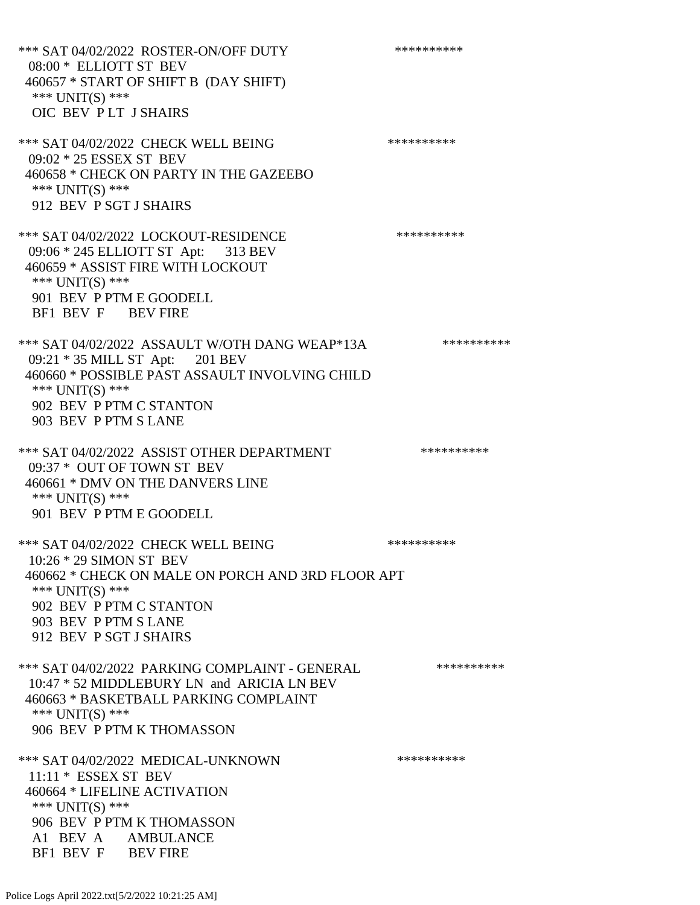*** SAT 04/02/2022 ROSTER-ON/OFF DUTY **********
08:00 * ELLIOTT ST BEV
460657 * START OF SHIFT B (DAY SHIFT)
*** UNIT(S) ***
OIC BEV P LT J SHAIRS

*** SAT 04/02/2022 CHECK WELL BEING **********
09:02 * 25 ESSEX ST BEV
460658 * CHECK ON PARTY IN THE GAZEEBO
*** UNIT(S) ***
912 BEV P SGT J SHAIRS

*** SAT 04/02/2022 LOCKOUT-RESIDENCE **********
09:06 * 245 ELLIOTT ST Apt: 313 BEV
460659 * ASSIST FIRE WITH LOCKOUT
*** UNIT(S) ***
901 BEV P PTM E GOODELL
BF1 BEV F BEV FIRE

*** SAT 04/02/2022 ASSAULT W/OTH DANG WEAP*13A **********
09:21 * 35 MILL ST Apt: 201 BEV
460660 * POSSIBLE PAST ASSAULT INVOLVING CHILD
*** UNIT(S) ***
902 BEV P PTM C STANTON
903 BEV P PTM S LANE

*** SAT 04/02/2022 ASSIST OTHER DEPARTMENT **********
09:37 * OUT OF TOWN ST BEV
460661 * DMV ON THE DANVERS LINE
*** UNIT(S) ***
901 BEV P PTM E GOODELL

*** SAT 04/02/2022 CHECK WELL BEING **********
10:26 * 29 SIMON ST BEV
460662 * CHECK ON MALE ON PORCH AND 3RD FLOOR APT
*** UNIT(S) ***
902 BEV P PTM C STANTON
903 BEV P PTM S LANE
912 BEV P SGT J SHAIRS

*** SAT 04/02/2022 PARKING COMPLAINT - GENERAL **********
10:47 * 52 MIDDLEBURY LN and ARICIA LN BEV
460663 * BASKETBALL PARKING COMPLAINT
*** UNIT(S) ***
906 BEV P PTM K THOMASSON

*** SAT 04/02/2022 MEDICAL-UNKNOWN **********
11:11 * ESSEX ST BEV
460664 * LIFELINE ACTIVATION
*** UNIT(S) ***
906 BEV P PTM K THOMASSON
A1 BEV A AMBULANCE
BF1 BEV F BEV FIRE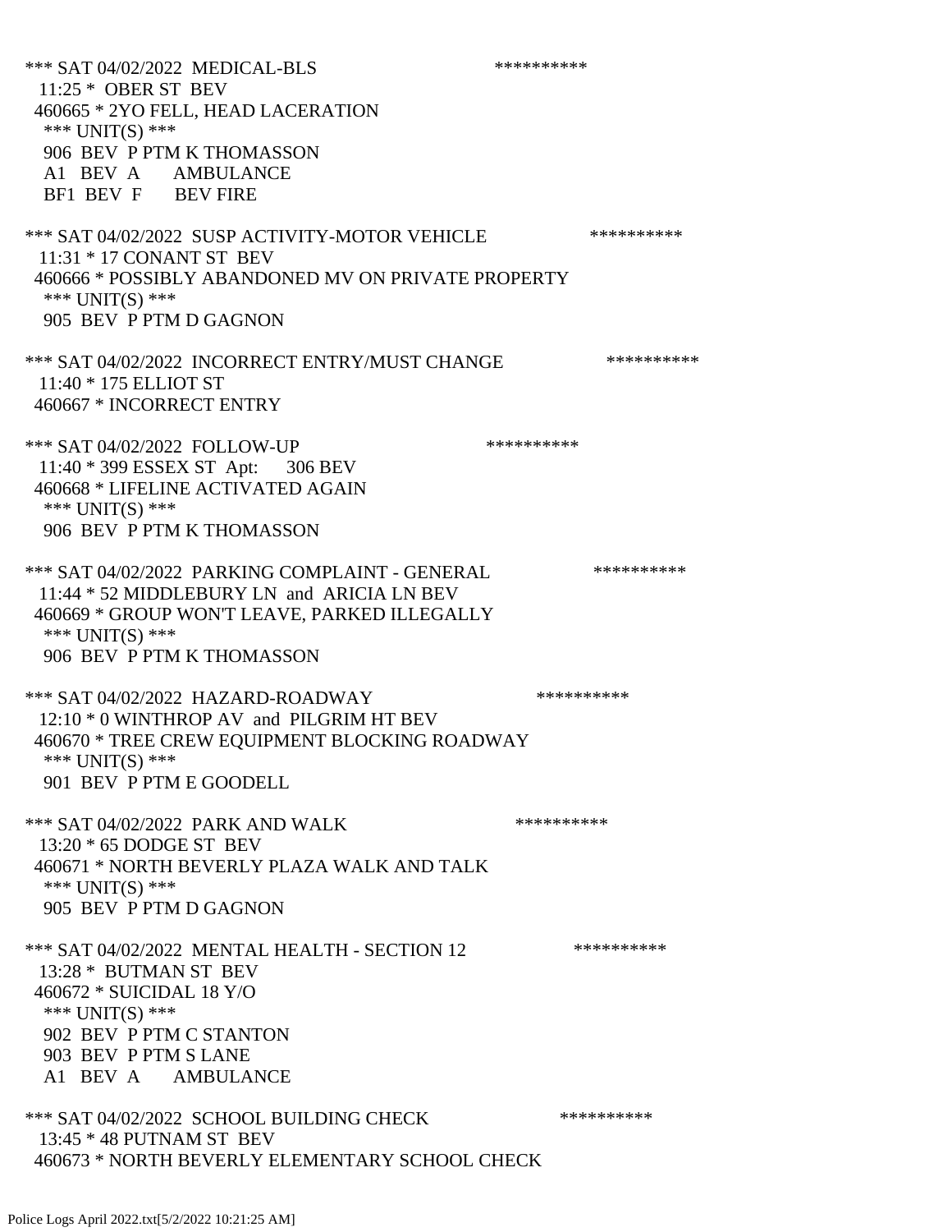*** SAT 04/02/2022 MEDICAL-BLS **********
11:25 * OBER ST BEV
460665 * 2YO FELL, HEAD LACERATION
*** UNIT(S) ***
906 BEV P PTM K THOMASSON
A1 BEV A AMBULANCE
BF1 BEV F BEV FIRE

*** SAT 04/02/2022 SUSP ACTIVITY-MOTOR VEHICLE **********
11:31 * 17 CONANT ST BEV
460666 * POSSIBLY ABANDONED MV ON PRIVATE PROPERTY
*** UNIT(S) ***
905 BEV P PTM D GAGNON

*** SAT 04/02/2022 INCORRECT ENTRY/MUST CHANGE **********
11:40 * 175 ELLIOT ST
460667 * INCORRECT ENTRY

*** SAT 04/02/2022 FOLLOW-UP **********
11:40 * 399 ESSEX ST Apt: 306 BEV
460668 * LIFELINE ACTIVATED AGAIN
*** UNIT(S) ***
906 BEV P PTM K THOMASSON

*** SAT 04/02/2022 PARKING COMPLAINT - GENERAL **********
11:44 * 52 MIDDLEBURY LN and ARICIA LN BEV
460669 * GROUP WON'T LEAVE, PARKED ILLEGALLY
*** UNIT(S) ***
906 BEV P PTM K THOMASSON

*** SAT 04/02/2022 HAZARD-ROADWAY **********
12:10 * 0 WINTHROP AV and PILGRIM HT BEV
460670 * TREE CREW EQUIPMENT BLOCKING ROADWAY
*** UNIT(S) ***
901 BEV P PTM E GOODELL

*** SAT 04/02/2022 PARK AND WALK **********
13:20 * 65 DODGE ST BEV
460671 * NORTH BEVERLY PLAZA WALK AND TALK
*** UNIT(S) ***
905 BEV P PTM D GAGNON

*** SAT 04/02/2022 MENTAL HEALTH - SECTION 12 **********
13:28 * BUTMAN ST BEV
460672 * SUICIDAL 18 Y/O
*** UNIT(S) ***
902 BEV P PTM C STANTON
903 BEV P PTM S LANE
A1 BEV A AMBULANCE

*** SAT 04/02/2022 SCHOOL BUILDING CHECK **********
13:45 * 48 PUTNAM ST BEV
460673 * NORTH BEVERLY ELEMENTARY SCHOOL CHECK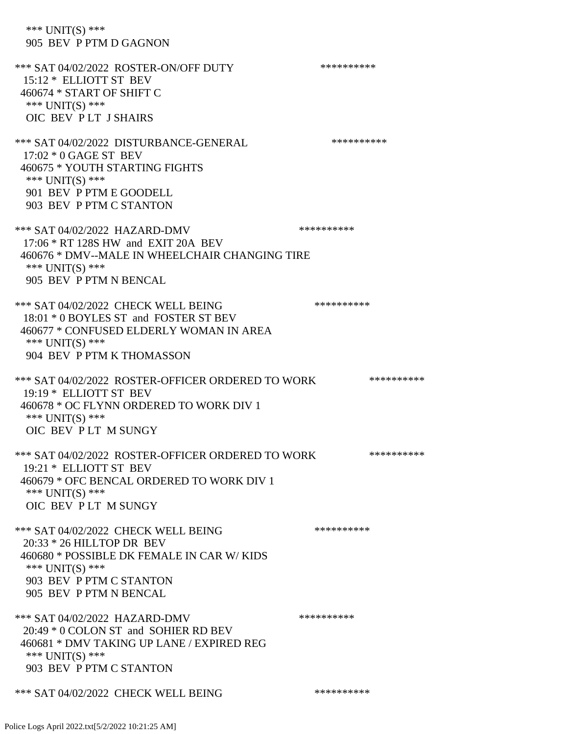*** UNIT(S) ***
905 BEV P PTM D GAGNON

*** SAT 04/02/2022 ROSTER-ON/OFF DUTY **********
15:12 * ELLIOTT ST BEV
460674 * START OF SHIFT C
*** UNIT(S) ***
OIC BEV P LT J SHAIRS

*** SAT 04/02/2022 DISTURBANCE-GENERAL **********
17:02 * 0 GAGE ST BEV
460675 * YOUTH STARTING FIGHTS
*** UNIT(S) ***
901 BEV P PTM E GOODELL
903 BEV P PTM C STANTON

*** SAT 04/02/2022 HAZARD-DMV **********
17:06 * RT 128S HW and EXIT 20A BEV
460676 * DMV--MALE IN WHEELCHAIR CHANGING TIRE
*** UNIT(S) ***
905 BEV P PTM N BENCAL

*** SAT 04/02/2022 CHECK WELL BEING **********
18:01 * 0 BOYLES ST and FOSTER ST BEV
460677 * CONFUSED ELDERLY WOMAN IN AREA
*** UNIT(S) ***
904 BEV P PTM K THOMASSON

*** SAT 04/02/2022 ROSTER-OFFICER ORDERED TO WORK **********
19:19 * ELLIOTT ST BEV
460678 * OC FLYNN ORDERED TO WORK DIV 1
*** UNIT(S) ***
OIC BEV P LT M SUNGY

*** SAT 04/02/2022 ROSTER-OFFICER ORDERED TO WORK **********
19:21 * ELLIOTT ST BEV
460679 * OFC BENCAL ORDERED TO WORK DIV 1
*** UNIT(S) ***
OIC BEV P LT M SUNGY

*** SAT 04/02/2022 CHECK WELL BEING **********
20:33 * 26 HILLTOP DR BEV
460680 * POSSIBLE DK FEMALE IN CAR W/ KIDS
*** UNIT(S) ***
903 BEV P PTM C STANTON
905 BEV P PTM N BENCAL

*** SAT 04/02/2022 HAZARD-DMV **********
20:49 * 0 COLON ST and SOHIER RD BEV
460681 * DMV TAKING UP LANE / EXPIRED REG
*** UNIT(S) ***
903 BEV P PTM C STANTON

*** SAT 04/02/2022 CHECK WELL BEING **********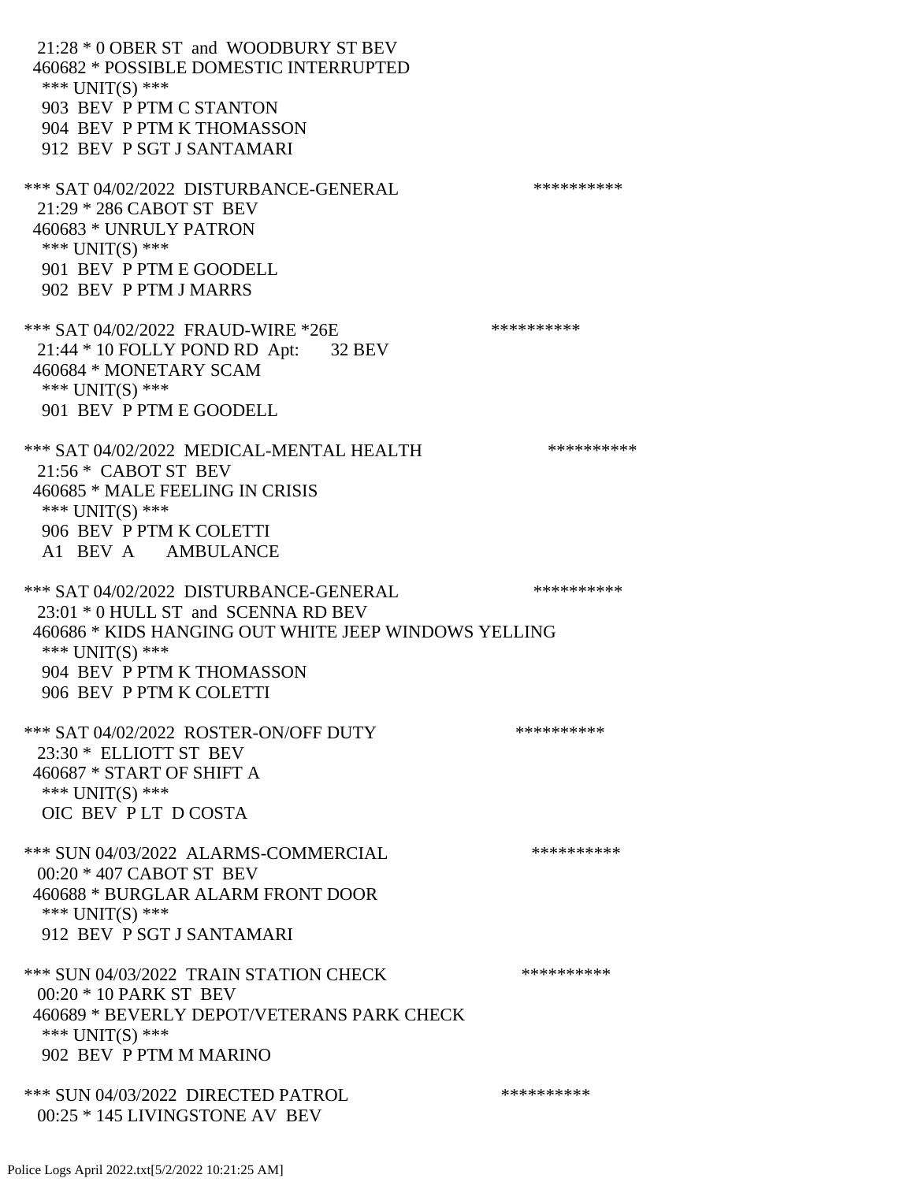21:28 * 0 OBER ST and WOODBURY ST BEV
460682 * POSSIBLE DOMESTIC INTERRUPTED
*** UNIT(S) ***
903 BEV P PTM C STANTON
904 BEV P PTM K THOMASSON
912 BEV P SGT J SANTAMARI

*** SAT 04/02/2022 DISTURBANCE-GENERAL **********
21:29 * 286 CABOT ST BEV
460683 * UNRULY PATRON
*** UNIT(S) ***
901 BEV P PTM E GOODELL
902 BEV P PTM J MARRS

*** SAT 04/02/2022 FRAUD-WIRE *26E **********
21:44 * 10 FOLLY POND RD Apt: 32 BEV
460684 * MONETARY SCAM
*** UNIT(S) ***
901 BEV P PTM E GOODELL

*** SAT 04/02/2022 MEDICAL-MENTAL HEALTH **********
21:56 * CABOT ST BEV
460685 * MALE FEELING IN CRISIS
*** UNIT(S) ***
906 BEV P PTM K COLETTI
A1 BEV A AMBULANCE

*** SAT 04/02/2022 DISTURBANCE-GENERAL **********
23:01 * 0 HULL ST and SCENNA RD BEV
460686 * KIDS HANGING OUT WHITE JEEP WINDOWS YELLING
*** UNIT(S) ***
904 BEV P PTM K THOMASSON
906 BEV P PTM K COLETTI

*** SAT 04/02/2022 ROSTER-ON/OFF DUTY **********
23:30 * ELLIOTT ST BEV
460687 * START OF SHIFT A
*** UNIT(S) ***
OIC BEV P LT D COSTA

*** SUN 04/03/2022 ALARMS-COMMERCIAL **********
00:20 * 407 CABOT ST BEV
460688 * BURGLAR ALARM FRONT DOOR
*** UNIT(S) ***
912 BEV P SGT J SANTAMARI

*** SUN 04/03/2022 TRAIN STATION CHECK **********
00:20 * 10 PARK ST BEV
460689 * BEVERLY DEPOT/VETERANS PARK CHECK
*** UNIT(S) ***
902 BEV P PTM M MARINO

*** SUN 04/03/2022 DIRECTED PATROL **********
00:25 * 145 LIVINGSTONE AV BEV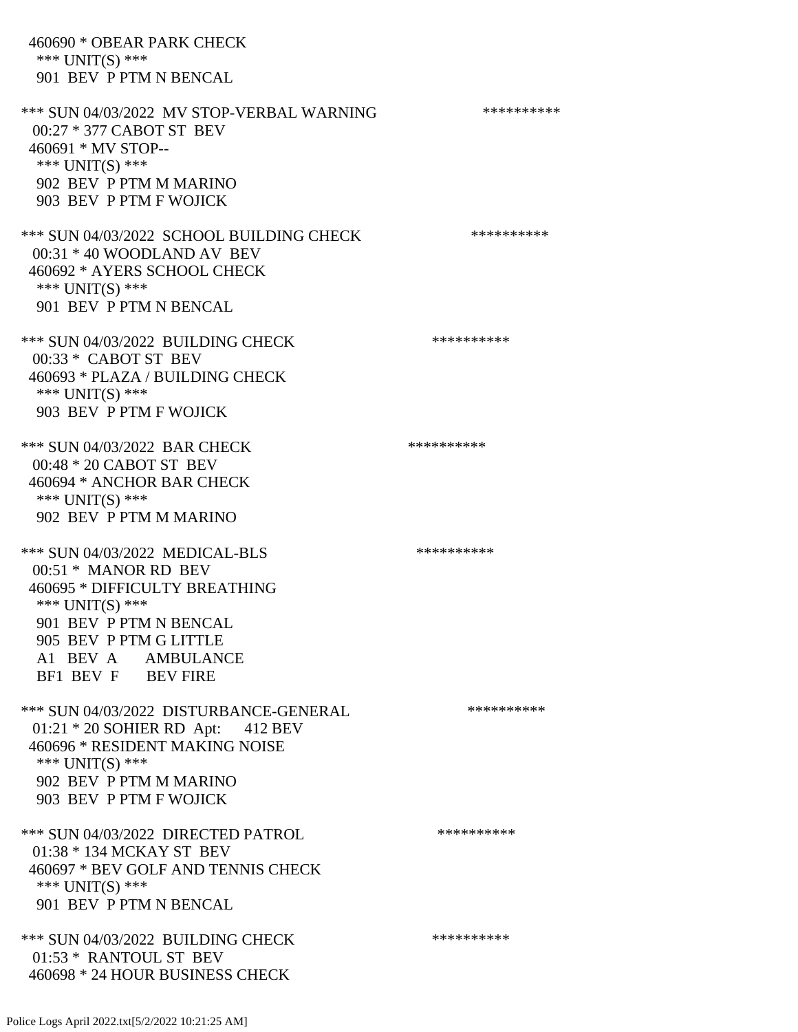460690 * OBEAR PARK CHECK
 *** UNIT(S) ***
 901 BEV P PTM N BENCAL

*** SUN 04/03/2022 MV STOP-VERBAL WARNING **********
 00:27 * 377 CABOT ST BEV
 460691 * MV STOP--
 *** UNIT(S) ***
 902 BEV P PTM M MARINO
 903 BEV P PTM F WOJICK

*** SUN 04/03/2022 SCHOOL BUILDING CHECK **********
 00:31 * 40 WOODLAND AV BEV
 460692 * AYERS SCHOOL CHECK
 *** UNIT(S) ***
 901 BEV P PTM N BENCAL

*** SUN 04/03/2022 BUILDING CHECK **********
 00:33 * CABOT ST BEV
 460693 * PLAZA / BUILDING CHECK
 *** UNIT(S) ***
 903 BEV P PTM F WOJICK

*** SUN 04/03/2022 BAR CHECK **********
 00:48 * 20 CABOT ST BEV
 460694 * ANCHOR BAR CHECK
 *** UNIT(S) ***
 902 BEV P PTM M MARINO

*** SUN 04/03/2022 MEDICAL-BLS **********
 00:51 * MANOR RD BEV
 460695 * DIFFICULTY BREATHING
 *** UNIT(S) ***
 901 BEV P PTM N BENCAL
 905 BEV P PTM G LITTLE
 A1 BEV A AMBULANCE
 BF1 BEV F BEV FIRE

*** SUN 04/03/2022 DISTURBANCE-GENERAL **********
 01:21 * 20 SOHIER RD Apt: 412 BEV
 460696 * RESIDENT MAKING NOISE
 *** UNIT(S) ***
 902 BEV P PTM M MARINO
 903 BEV P PTM F WOJICK

*** SUN 04/03/2022 DIRECTED PATROL **********
 01:38 * 134 MCKAY ST BEV
 460697 * BEV GOLF AND TENNIS CHECK
 *** UNIT(S) ***
 901 BEV P PTM N BENCAL

*** SUN 04/03/2022 BUILDING CHECK **********
 01:53 * RANTOUL ST BEV
 460698 * 24 HOUR BUSINESS CHECK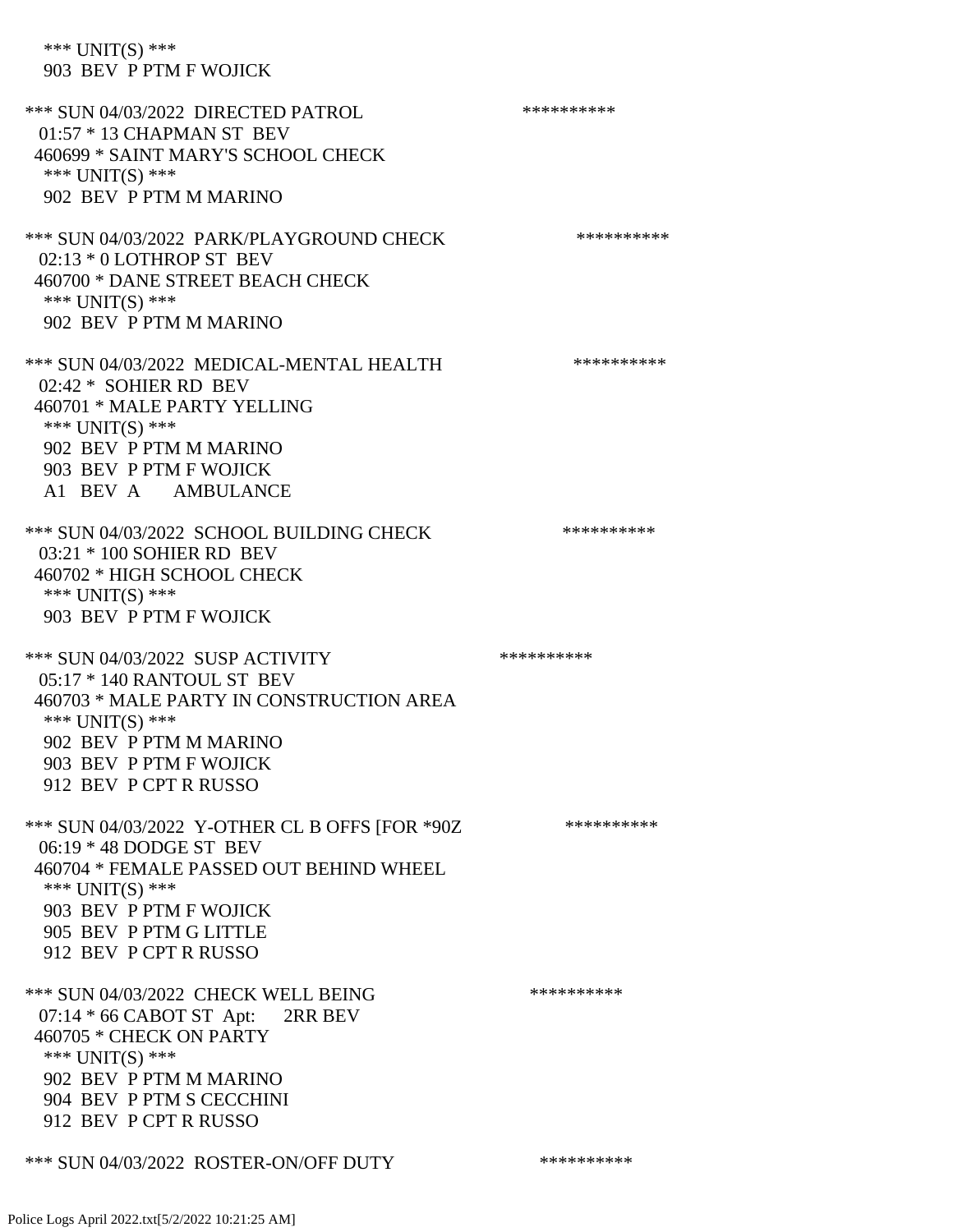*** UNIT(S) ***
903 BEV P PTM F WOJICK

*** SUN 04/03/2022 DIRECTED PATROL **********
01:57 * 13 CHAPMAN ST BEV
460699 * SAINT MARY'S SCHOOL CHECK
*** UNIT(S) ***
902 BEV P PTM M MARINO

*** SUN 04/03/2022 PARK/PLAYGROUND CHECK **********
02:13 * 0 LOTHROP ST BEV
460700 * DANE STREET BEACH CHECK
*** UNIT(S) ***
902 BEV P PTM M MARINO

*** SUN 04/03/2022 MEDICAL-MENTAL HEALTH **********
02:42 * SOHIER RD BEV
460701 * MALE PARTY YELLING
*** UNIT(S) ***
902 BEV P PTM M MARINO
903 BEV P PTM F WOJICK
A1 BEV A AMBULANCE

*** SUN 04/03/2022 SCHOOL BUILDING CHECK **********
03:21 * 100 SOHIER RD BEV
460702 * HIGH SCHOOL CHECK
*** UNIT(S) ***
903 BEV P PTM F WOJICK

*** SUN 04/03/2022 SUSP ACTIVITY **********
05:17 * 140 RANTOUL ST BEV
460703 * MALE PARTY IN CONSTRUCTION AREA
*** UNIT(S) ***
902 BEV P PTM M MARINO
903 BEV P PTM F WOJICK
912 BEV P CPT R RUSSO

*** SUN 04/03/2022 Y-OTHER CL B OFFS [FOR *90Z **********
06:19 * 48 DODGE ST BEV
460704 * FEMALE PASSED OUT BEHIND WHEEL
*** UNIT(S) ***
903 BEV P PTM F WOJICK
905 BEV P PTM G LITTLE
912 BEV P CPT R RUSSO

*** SUN 04/03/2022 CHECK WELL BEING **********
07:14 * 66 CABOT ST Apt: 2RR BEV
460705 * CHECK ON PARTY
*** UNIT(S) ***
902 BEV P PTM M MARINO
904 BEV P PTM S CECCHINI
912 BEV P CPT R RUSSO

*** SUN 04/03/2022 ROSTER-ON/OFF DUTY **********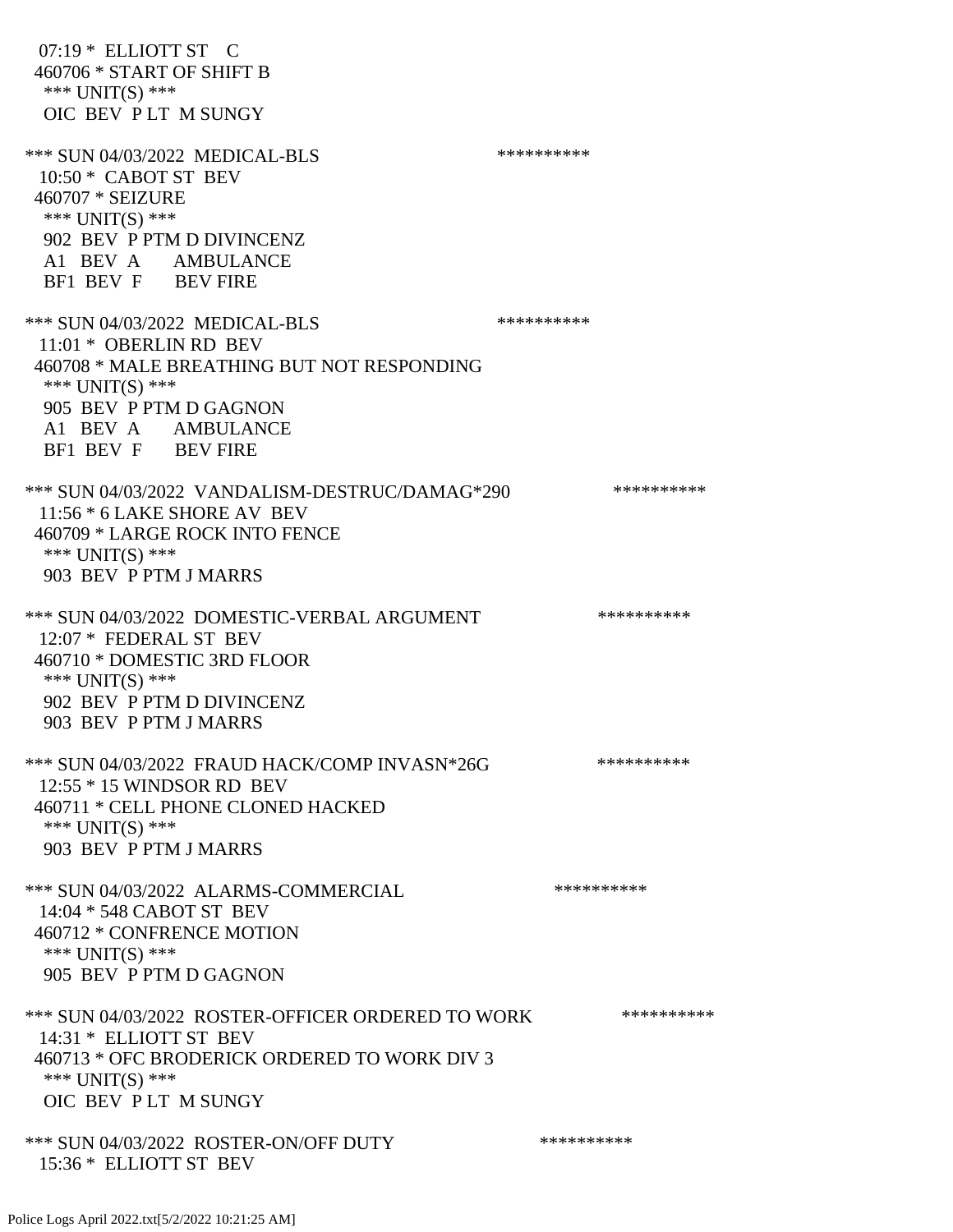07:19 * ELLIOTT ST C
460706 * START OF SHIFT B
*** UNIT(S) ***
OIC BEV P LT M SUNGY

*** SUN 04/03/2022 MEDICAL-BLS **********
10:50 * CABOT ST BEV
460707 * SEIZURE
*** UNIT(S) ***
902 BEV P PTM D DIVINCENZ
A1 BEV A AMBULANCE
BF1 BEV F BEV FIRE

*** SUN 04/03/2022 MEDICAL-BLS **********
11:01 * OBERLIN RD BEV
460708 * MALE BREATHING BUT NOT RESPONDING
*** UNIT(S) ***
905 BEV P PTM D GAGNON
A1 BEV A AMBULANCE
BF1 BEV F BEV FIRE

*** SUN 04/03/2022 VANDALISM-DESTRUC/DAMAG*290 **********
11:56 * 6 LAKE SHORE AV BEV
460709 * LARGE ROCK INTO FENCE
*** UNIT(S) ***
903 BEV P PTM J MARRS

*** SUN 04/03/2022 DOMESTIC-VERBAL ARGUMENT **********
12:07 * FEDERAL ST BEV
460710 * DOMESTIC 3RD FLOOR
*** UNIT(S) ***
902 BEV P PTM D DIVINCENZ
903 BEV P PTM J MARRS

*** SUN 04/03/2022 FRAUD HACK/COMP INVASN*26G **********
12:55 * 15 WINDSOR RD BEV
460711 * CELL PHONE CLONED HACKED
*** UNIT(S) ***
903 BEV P PTM J MARRS

*** SUN 04/03/2022 ALARMS-COMMERCIAL **********
14:04 * 548 CABOT ST BEV
460712 * CONFRENCE MOTION
*** UNIT(S) ***
905 BEV P PTM D GAGNON

*** SUN 04/03/2022 ROSTER-OFFICER ORDERED TO WORK **********
14:31 * ELLIOTT ST BEV
460713 * OFC BRODERICK ORDERED TO WORK DIV 3
*** UNIT(S) ***
OIC BEV P LT M SUNGY

*** SUN 04/03/2022 ROSTER-ON/OFF DUTY **********
15:36 * ELLIOTT ST BEV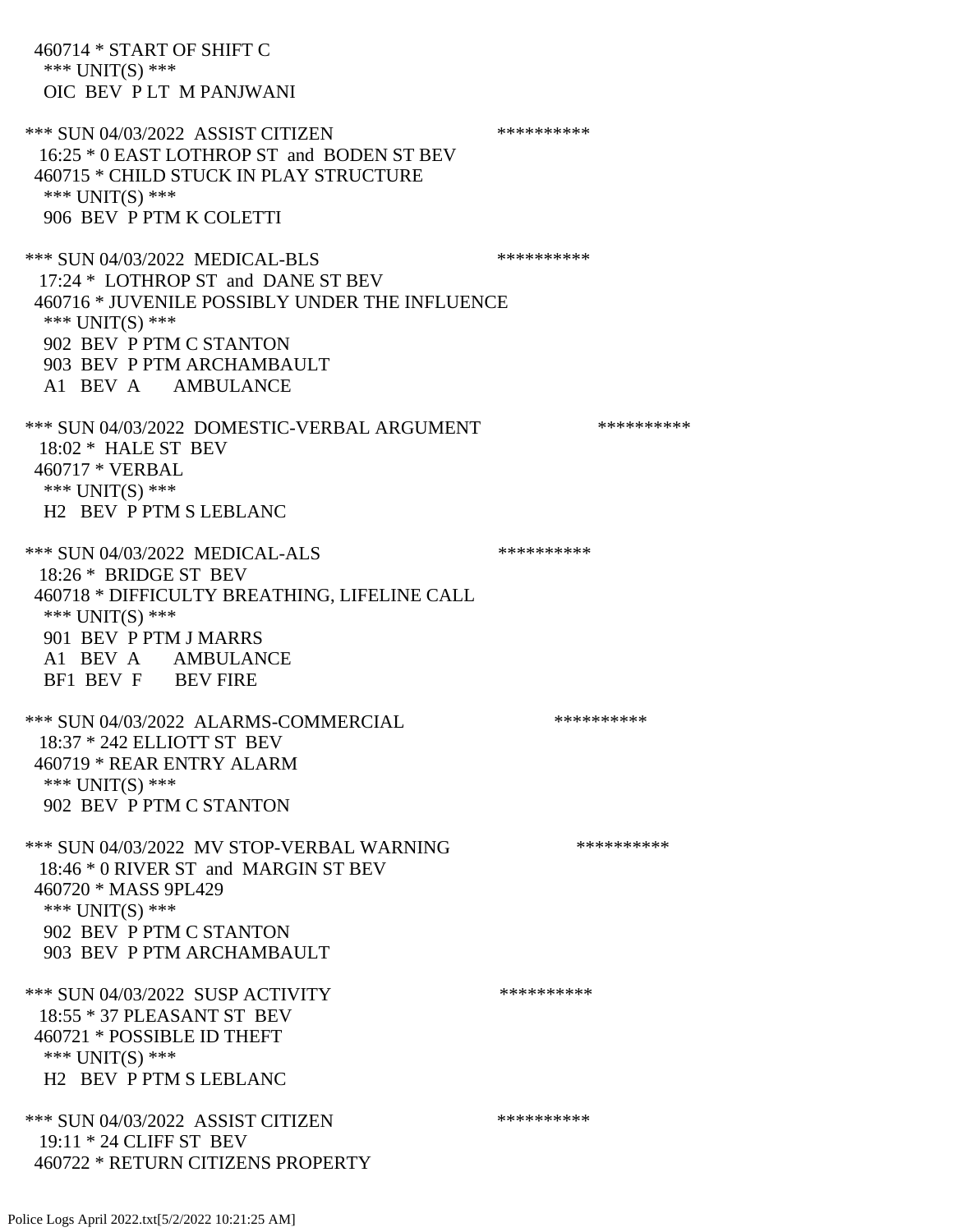460714 * START OF SHIFT C
*** UNIT(S) ***
OIC BEV P LT M PANJWANI

*** SUN 04/03/2022 ASSIST CITIZEN **********
16:25 * 0 EAST LOTHROP ST and BODEN ST BEV
460715 * CHILD STUCK IN PLAY STRUCTURE
*** UNIT(S) ***
906 BEV P PTM K COLETTI

*** SUN 04/03/2022 MEDICAL-BLS **********
17:24 * LOTHROP ST and DANE ST BEV
460716 * JUVENILE POSSIBLY UNDER THE INFLUENCE
*** UNIT(S) ***
902 BEV P PTM C STANTON
903 BEV P PTM ARCHAMBAULT
A1 BEV A AMBULANCE

*** SUN 04/03/2022 DOMESTIC-VERBAL ARGUMENT **********
18:02 * HALE ST BEV
460717 * VERBAL
*** UNIT(S) ***
H2 BEV P PTM S LEBLANC

*** SUN 04/03/2022 MEDICAL-ALS **********
18:26 * BRIDGE ST BEV
460718 * DIFFICULTY BREATHING, LIFELINE CALL
*** UNIT(S) ***
901 BEV P PTM J MARRS
A1 BEV A AMBULANCE
BF1 BEV F BEV FIRE

*** SUN 04/03/2022 ALARMS-COMMERCIAL **********
18:37 * 242 ELLIOTT ST BEV
460719 * REAR ENTRY ALARM
*** UNIT(S) ***
902 BEV P PTM C STANTON

*** SUN 04/03/2022 MV STOP-VERBAL WARNING **********
18:46 * 0 RIVER ST and MARGIN ST BEV
460720 * MASS 9PL429
*** UNIT(S) ***
902 BEV P PTM C STANTON
903 BEV P PTM ARCHAMBAULT

*** SUN 04/03/2022 SUSP ACTIVITY **********
18:55 * 37 PLEASANT ST BEV
460721 * POSSIBLE ID THEFT
*** UNIT(S) ***
H2 BEV P PTM S LEBLANC

*** SUN 04/03/2022 ASSIST CITIZEN **********
19:11 * 24 CLIFF ST BEV
460722 * RETURN CITIZENS PROPERTY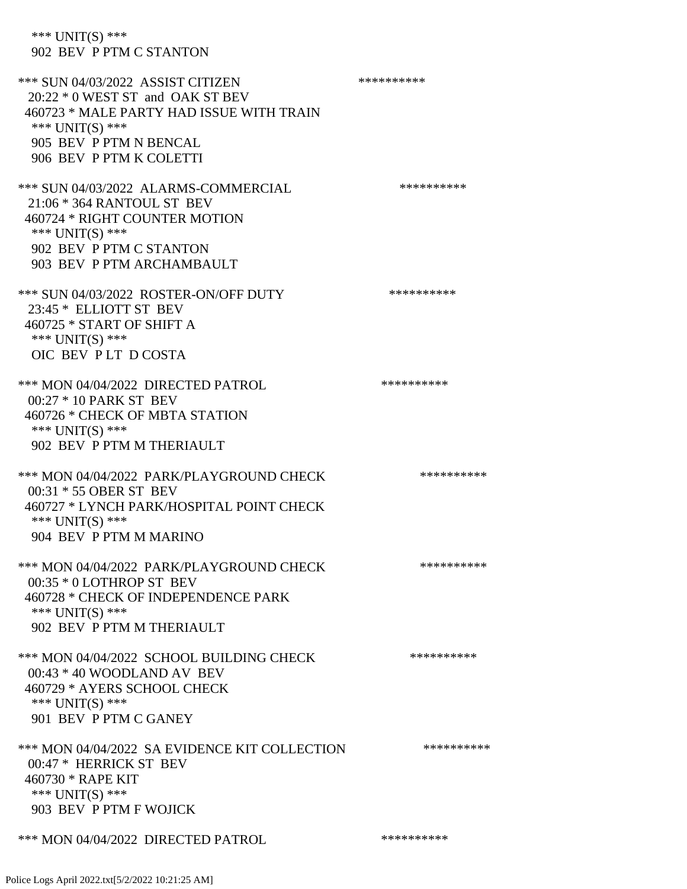*** UNIT(S) ***
 902 BEV P PTM C STANTON

*** SUN 04/03/2022 ASSIST CITIZEN **********
 20:22 * 0 WEST ST and OAK ST BEV
 460723 * MALE PARTY HAD ISSUE WITH TRAIN
 *** UNIT(S) ***
 905 BEV P PTM N BENCAL
 906 BEV P PTM K COLETTI

*** SUN 04/03/2022 ALARMS-COMMERCIAL **********
 21:06 * 364 RANTOUL ST BEV
 460724 * RIGHT COUNTER MOTION
 *** UNIT(S) ***
 902 BEV P PTM C STANTON
 903 BEV P PTM ARCHAMBAULT

*** SUN 04/03/2022 ROSTER-ON/OFF DUTY **********
 23:45 * ELLIOTT ST BEV
 460725 * START OF SHIFT A
 *** UNIT(S) ***
 OIC BEV P LT D COSTA

*** MON 04/04/2022 DIRECTED PATROL **********
 00:27 * 10 PARK ST BEV
 460726 * CHECK OF MBTA STATION
 *** UNIT(S) ***
 902 BEV P PTM M THERIAULT

*** MON 04/04/2022 PARK/PLAYGROUND CHECK **********
 00:31 * 55 OBER ST BEV
 460727 * LYNCH PARK/HOSPITAL POINT CHECK
 *** UNIT(S) ***
 904 BEV P PTM M MARINO

*** MON 04/04/2022 PARK/PLAYGROUND CHECK **********
 00:35 * 0 LOTHROP ST BEV
 460728 * CHECK OF INDEPENDENCE PARK
 *** UNIT(S) ***
 902 BEV P PTM M THERIAULT

*** MON 04/04/2022 SCHOOL BUILDING CHECK **********
 00:43 * 40 WOODLAND AV BEV
 460729 * AYERS SCHOOL CHECK
 *** UNIT(S) ***
 901 BEV P PTM C GANEY

*** MON 04/04/2022 SA EVIDENCE KIT COLLECTION **********
 00:47 * HERRICK ST BEV
 460730 * RAPE KIT
 *** UNIT(S) ***
 903 BEV P PTM F WOJICK

*** MON 04/04/2022 DIRECTED PATROL **********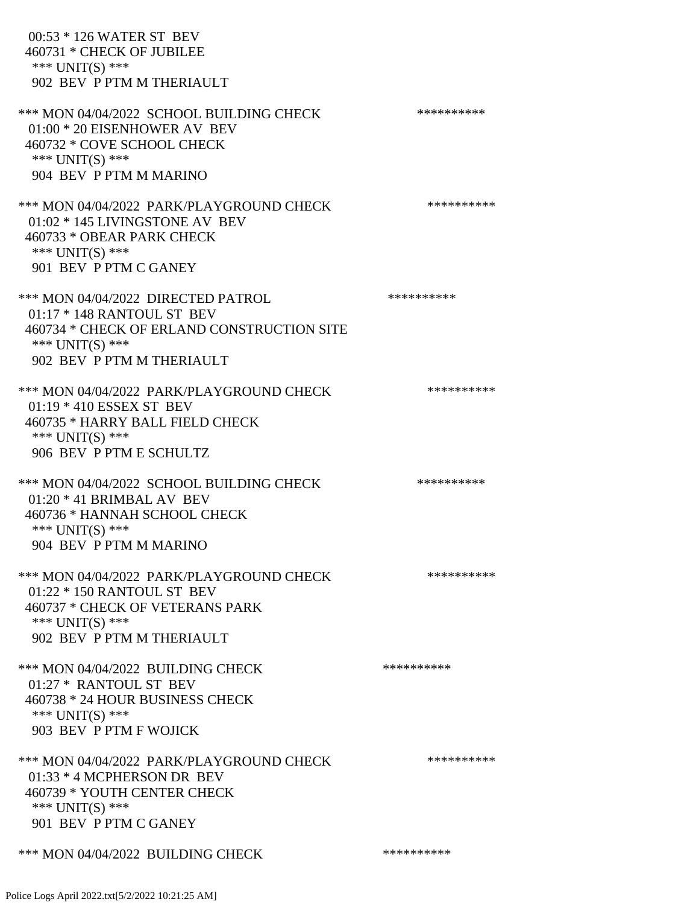00:53 * 126 WATER ST BEV
460731 * CHECK OF JUBILEE
*** UNIT(S) ***
902 BEV P PTM M THERIAULT

*** MON 04/04/2022 SCHOOL BUILDING CHECK **********
01:00 * 20 EISENHOWER AV BEV
460732 * COVE SCHOOL CHECK
*** UNIT(S) ***
904 BEV P PTM M MARINO

*** MON 04/04/2022 PARK/PLAYGROUND CHECK **********
01:02 * 145 LIVINGSTONE AV BEV
460733 * OBEAR PARK CHECK
*** UNIT(S) ***
901 BEV P PTM C GANEY

*** MON 04/04/2022 DIRECTED PATROL **********
01:17 * 148 RANTOUL ST BEV
460734 * CHECK OF ERLAND CONSTRUCTION SITE
*** UNIT(S) ***
902 BEV P PTM M THERIAULT

*** MON 04/04/2022 PARK/PLAYGROUND CHECK **********
01:19 * 410 ESSEX ST BEV
460735 * HARRY BALL FIELD CHECK
*** UNIT(S) ***
906 BEV P PTM E SCHULTZ

*** MON 04/04/2022 SCHOOL BUILDING CHECK **********
01:20 * 41 BRIMBAL AV BEV
460736 * HANNAH SCHOOL CHECK
*** UNIT(S) ***
904 BEV P PTM M MARINO

*** MON 04/04/2022 PARK/PLAYGROUND CHECK **********
01:22 * 150 RANTOUL ST BEV
460737 * CHECK OF VETERANS PARK
*** UNIT(S) ***
902 BEV P PTM M THERIAULT

*** MON 04/04/2022 BUILDING CHECK **********
01:27 * RANTOUL ST BEV
460738 * 24 HOUR BUSINESS CHECK
*** UNIT(S) ***
903 BEV P PTM F WOJICK

*** MON 04/04/2022 PARK/PLAYGROUND CHECK **********
01:33 * 4 MCPHERSON DR BEV
460739 * YOUTH CENTER CHECK
*** UNIT(S) ***
901 BEV P PTM C GANEY

*** MON 04/04/2022 BUILDING CHECK **********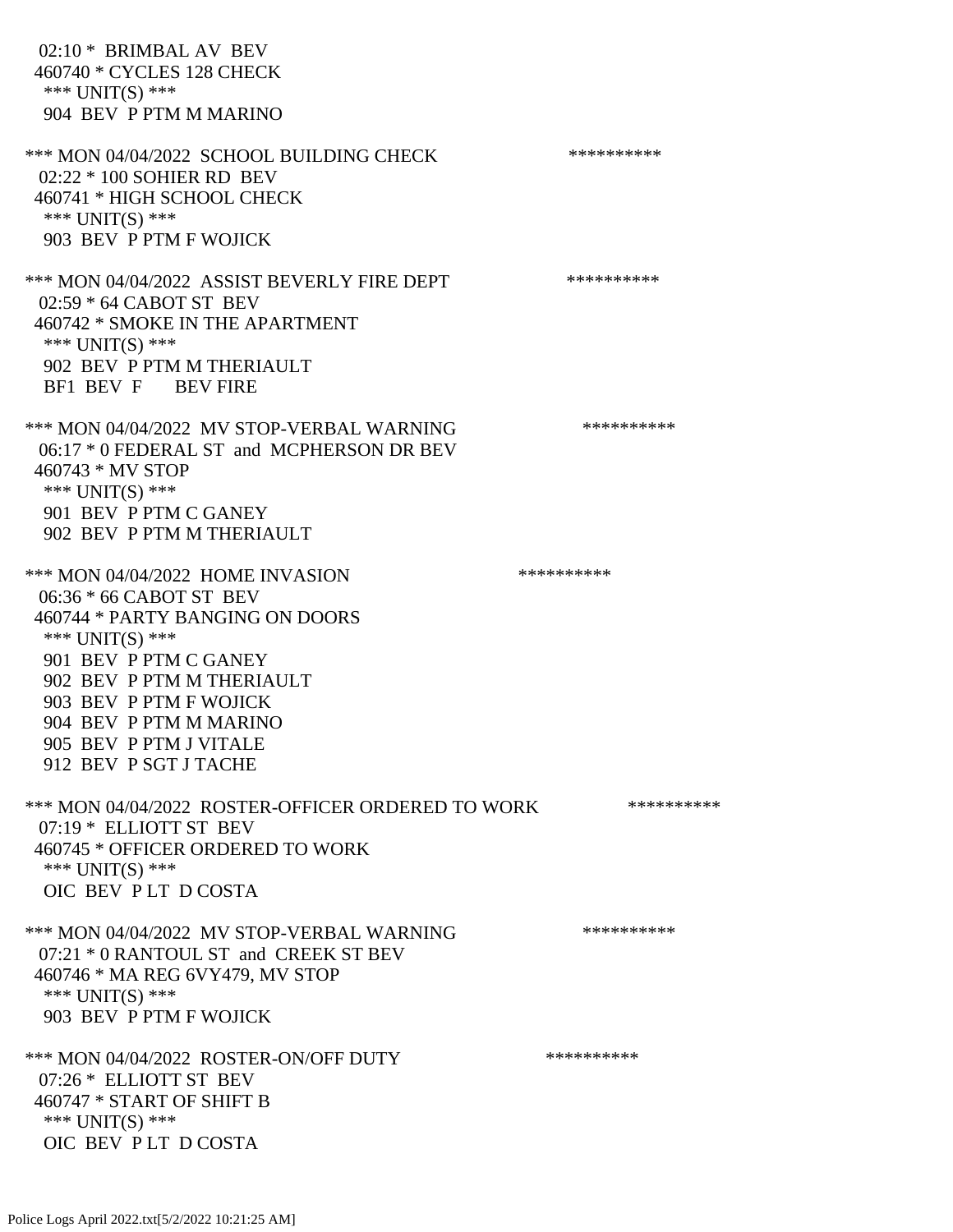02:10 * BRIMBAL AV BEV
460740 * CYCLES 128 CHECK
*** UNIT(S) ***
904 BEV P PTM M MARINO

*** MON 04/04/2022 SCHOOL BUILDING CHECK **********
02:22 * 100 SOHIER RD BEV
460741 * HIGH SCHOOL CHECK
*** UNIT(S) ***
903 BEV P PTM F WOJICK

*** MON 04/04/2022 ASSIST BEVERLY FIRE DEPT **********
02:59 * 64 CABOT ST BEV
460742 * SMOKE IN THE APARTMENT
*** UNIT(S) ***
902 BEV P PTM M THERIAULT
BF1 BEV F BEV FIRE

*** MON 04/04/2022 MV STOP-VERBAL WARNING **********
06:17 * 0 FEDERAL ST and MCPHERSON DR BEV
460743 * MV STOP
*** UNIT(S) ***
901 BEV P PTM C GANEY
902 BEV P PTM M THERIAULT

*** MON 04/04/2022 HOME INVASION **********
06:36 * 66 CABOT ST BEV
460744 * PARTY BANGING ON DOORS
*** UNIT(S) ***
901 BEV P PTM C GANEY
902 BEV P PTM M THERIAULT
903 BEV P PTM F WOJICK
904 BEV P PTM M MARINO
905 BEV P PTM J VITALE
912 BEV P SGT J TACHE

*** MON 04/04/2022 ROSTER-OFFICER ORDERED TO WORK **********
07:19 * ELLIOTT ST BEV
460745 * OFFICER ORDERED TO WORK
*** UNIT(S) ***
OIC BEV P LT D COSTA

*** MON 04/04/2022 MV STOP-VERBAL WARNING **********
07:21 * 0 RANTOUL ST and CREEK ST BEV
460746 * MA REG 6VY479, MV STOP
*** UNIT(S) ***
903 BEV P PTM F WOJICK

*** MON 04/04/2022 ROSTER-ON/OFF DUTY **********
07:26 * ELLIOTT ST BEV
460747 * START OF SHIFT B
*** UNIT(S) ***
OIC BEV P LT D COSTA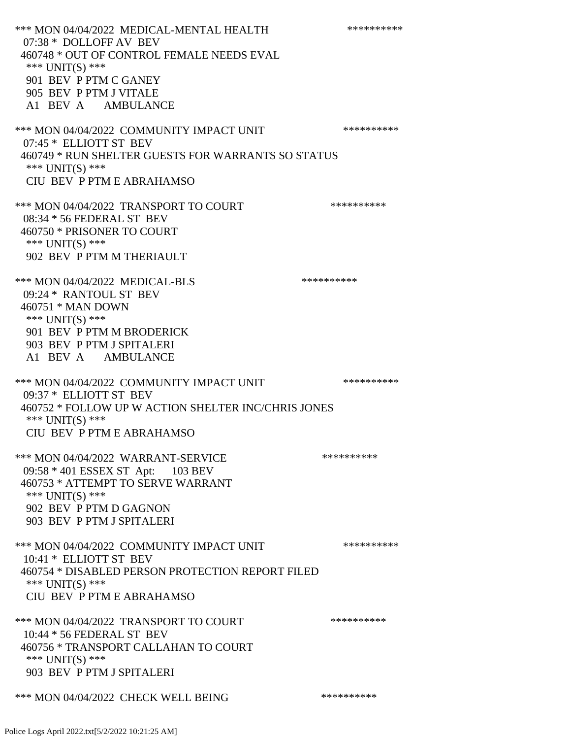*** MON 04/04/2022 MEDICAL-MENTAL HEALTH **********
07:38 * DOLLOFF AV BEV
460748 * OUT OF CONTROL FEMALE NEEDS EVAL
*** UNIT(S) ***
901 BEV P PTM C GANEY
905 BEV P PTM J VITALE
A1 BEV A AMBULANCE

*** MON 04/04/2022 COMMUNITY IMPACT UNIT **********
07:45 * ELLIOTT ST BEV
460749 * RUN SHELTER GUESTS FOR WARRANTS SO STATUS
*** UNIT(S) ***
CIU BEV P PTM E ABRAHAMSO

*** MON 04/04/2022 TRANSPORT TO COURT **********
08:34 * 56 FEDERAL ST BEV
460750 * PRISONER TO COURT
*** UNIT(S) ***
902 BEV P PTM M THERIAULT

*** MON 04/04/2022 MEDICAL-BLS **********
09:24 * RANTOUL ST BEV
460751 * MAN DOWN
*** UNIT(S) ***
901 BEV P PTM M BRODERICK
903 BEV P PTM J SPITALERI
A1 BEV A AMBULANCE

*** MON 04/04/2022 COMMUNITY IMPACT UNIT **********
09:37 * ELLIOTT ST BEV
460752 * FOLLOW UP W ACTION SHELTER INC/CHRIS JONES
*** UNIT(S) ***
CIU BEV P PTM E ABRAHAMSO

*** MON 04/04/2022 WARRANT-SERVICE **********
09:58 * 401 ESSEX ST Apt: 103 BEV
460753 * ATTEMPT TO SERVE WARRANT
*** UNIT(S) ***
902 BEV P PTM D GAGNON
903 BEV P PTM J SPITALERI

*** MON 04/04/2022 COMMUNITY IMPACT UNIT **********
10:41 * ELLIOTT ST BEV
460754 * DISABLED PERSON PROTECTION REPORT FILED
*** UNIT(S) ***
CIU BEV P PTM E ABRAHAMSO

*** MON 04/04/2022 TRANSPORT TO COURT **********
10:44 * 56 FEDERAL ST BEV
460756 * TRANSPORT CALLAHAN TO COURT
*** UNIT(S) ***
903 BEV P PTM J SPITALERI

*** MON 04/04/2022 CHECK WELL BEING **********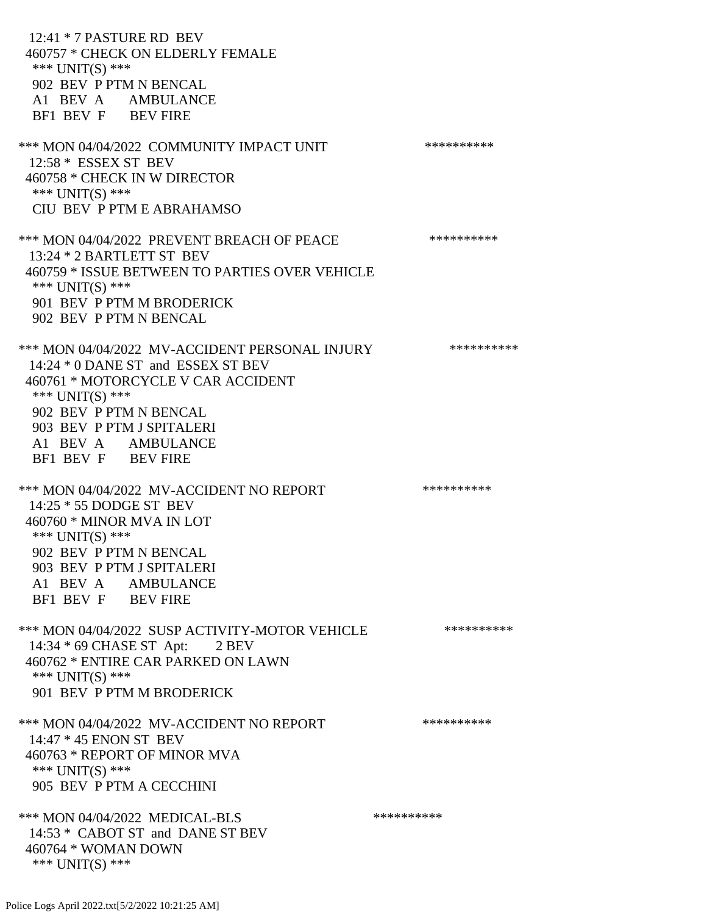12:41 * 7 PASTURE RD BEV
460757 * CHECK ON ELDERLY FEMALE
*** UNIT(S) ***
902 BEV P PTM N BENCAL
A1 BEV A AMBULANCE
BF1 BEV F BEV FIRE

*** MON 04/04/2022 COMMUNITY IMPACT UNIT **********
12:58 * ESSEX ST BEV
460758 * CHECK IN W DIRECTOR
*** UNIT(S) ***
CIU BEV P PTM E ABRAHAMSO

*** MON 04/04/2022 PREVENT BREACH OF PEACE **********
13:24 * 2 BARTLETT ST BEV
460759 * ISSUE BETWEEN TO PARTIES OVER VEHICLE
*** UNIT(S) ***
901 BEV P PTM M BRODERICK
902 BEV P PTM N BENCAL

*** MON 04/04/2022 MV-ACCIDENT PERSONAL INJURY **********
14:24 * 0 DANE ST and ESSEX ST BEV
460761 * MOTORCYCLE V CAR ACCIDENT
*** UNIT(S) ***
902 BEV P PTM N BENCAL
903 BEV P PTM J SPITALERI
A1 BEV A AMBULANCE
BF1 BEV F BEV FIRE

*** MON 04/04/2022 MV-ACCIDENT NO REPORT **********
14:25 * 55 DODGE ST BEV
460760 * MINOR MVA IN LOT
*** UNIT(S) ***
902 BEV P PTM N BENCAL
903 BEV P PTM J SPITALERI
A1 BEV A AMBULANCE
BF1 BEV F BEV FIRE

*** MON 04/04/2022 SUSP ACTIVITY-MOTOR VEHICLE **********
14:34 * 69 CHASE ST Apt: 2 BEV
460762 * ENTIRE CAR PARKED ON LAWN
*** UNIT(S) ***
901 BEV P PTM M BRODERICK

*** MON 04/04/2022 MV-ACCIDENT NO REPORT **********
14:47 * 45 ENON ST BEV
460763 * REPORT OF MINOR MVA
*** UNIT(S) ***
905 BEV P PTM A CECCHINI

*** MON 04/04/2022 MEDICAL-BLS **********
14:53 * CABOT ST and DANE ST BEV
460764 * WOMAN DOWN
*** UNIT(S) ***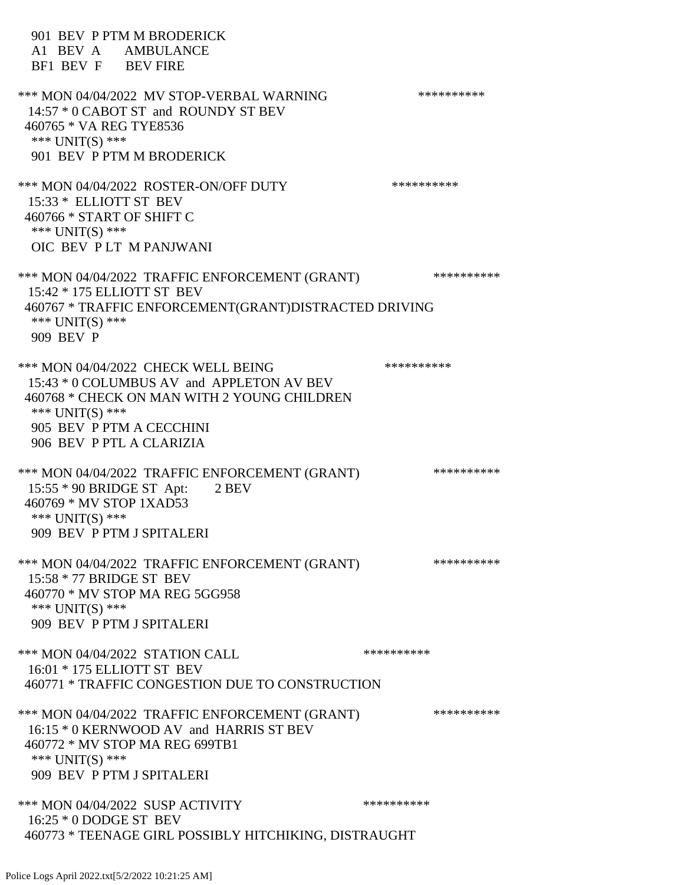901 BEV P PTM M BRODERICK
A1 BEV A AMBULANCE
BF1 BEV F BEV FIRE

*** MON 04/04/2022 MV STOP-VERBAL WARNING **********
14:57 * 0 CABOT ST and ROUNDY ST BEV
460765 * VA REG TYE8536
*** UNIT(S) ***
901 BEV P PTM M BRODERICK

*** MON 04/04/2022 ROSTER-ON/OFF DUTY **********
15:33 * ELLIOTT ST BEV
460766 * START OF SHIFT C
*** UNIT(S) ***
OIC BEV P LT M PANJWANI

*** MON 04/04/2022 TRAFFIC ENFORCEMENT (GRANT) **********
15:42 * 175 ELLIOTT ST BEV
460767 * TRAFFIC ENFORCEMENT(GRANT)DISTRACTED DRIVING
*** UNIT(S) ***
909 BEV P

*** MON 04/04/2022 CHECK WELL BEING **********
15:43 * 0 COLUMBUS AV and APPLETON AV BEV
460768 * CHECK ON MAN WITH 2 YOUNG CHILDREN
*** UNIT(S) ***
905 BEV P PTM A CECCHINI
906 BEV P PTL A CLARIZIA

*** MON 04/04/2022 TRAFFIC ENFORCEMENT (GRANT) **********
15:55 * 90 BRIDGE ST Apt: 2 BEV
460769 * MV STOP 1XAD53
*** UNIT(S) ***
909 BEV P PTM J SPITALERI

*** MON 04/04/2022 TRAFFIC ENFORCEMENT (GRANT) **********
15:58 * 77 BRIDGE ST BEV
460770 * MV STOP MA REG 5GG958
*** UNIT(S) ***
909 BEV P PTM J SPITALERI

*** MON 04/04/2022 STATION CALL **********
16:01 * 175 ELLIOTT ST BEV
460771 * TRAFFIC CONGESTION DUE TO CONSTRUCTION

*** MON 04/04/2022 TRAFFIC ENFORCEMENT (GRANT) **********
16:15 * 0 KERNWOOD AV and HARRIS ST BEV
460772 * MV STOP MA REG 699TB1
*** UNIT(S) ***
909 BEV P PTM J SPITALERI

*** MON 04/04/2022 SUSP ACTIVITY **********
16:25 * 0 DODGE ST BEV
460773 * TEENAGE GIRL POSSIBLY HITCHIKING, DISTRAUGHT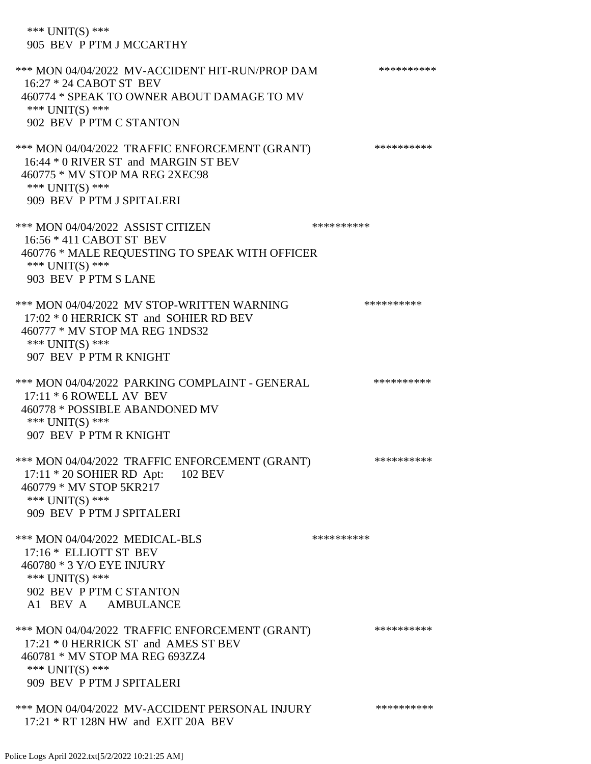*** UNIT(S) ***
905 BEV P PTM J MCCARTHY

*** MON 04/04/2022 MV-ACCIDENT HIT-RUN/PROP DAM **********
16:27 * 24 CABOT ST BEV
460774 * SPEAK TO OWNER ABOUT DAMAGE TO MV
*** UNIT(S) ***
902 BEV P PTM C STANTON

*** MON 04/04/2022 TRAFFIC ENFORCEMENT (GRANT) **********
16:44 * 0 RIVER ST and MARGIN ST BEV
460775 * MV STOP MA REG 2XEC98
*** UNIT(S) ***
909 BEV P PTM J SPITALERI

*** MON 04/04/2022 ASSIST CITIZEN **********
16:56 * 411 CABOT ST BEV
460776 * MALE REQUESTING TO SPEAK WITH OFFICER
*** UNIT(S) ***
903 BEV P PTM S LANE

*** MON 04/04/2022 MV STOP-WRITTEN WARNING **********
17:02 * 0 HERRICK ST and SOHIER RD BEV
460777 * MV STOP MA REG 1NDS32
*** UNIT(S) ***
907 BEV P PTM R KNIGHT

*** MON 04/04/2022 PARKING COMPLAINT - GENERAL **********
17:11 * 6 ROWELL AV BEV
460778 * POSSIBLE ABANDONED MV
*** UNIT(S) ***
907 BEV P PTM R KNIGHT

*** MON 04/04/2022 TRAFFIC ENFORCEMENT (GRANT) **********
17:11 * 20 SOHIER RD Apt: 102 BEV
460779 * MV STOP 5KR217
*** UNIT(S) ***
909 BEV P PTM J SPITALERI

*** MON 04/04/2022 MEDICAL-BLS **********
17:16 * ELLIOTT ST BEV
460780 * 3 Y/O EYE INJURY
*** UNIT(S) ***
902 BEV P PTM C STANTON
A1 BEV A AMBULANCE

*** MON 04/04/2022 TRAFFIC ENFORCEMENT (GRANT) **********
17:21 * 0 HERRICK ST and AMES ST BEV
460781 * MV STOP MA REG 693ZZ4
*** UNIT(S) ***
909 BEV P PTM J SPITALERI

*** MON 04/04/2022 MV-ACCIDENT PERSONAL INJURY **********
17:21 * RT 128N HW and EXIT 20A BEV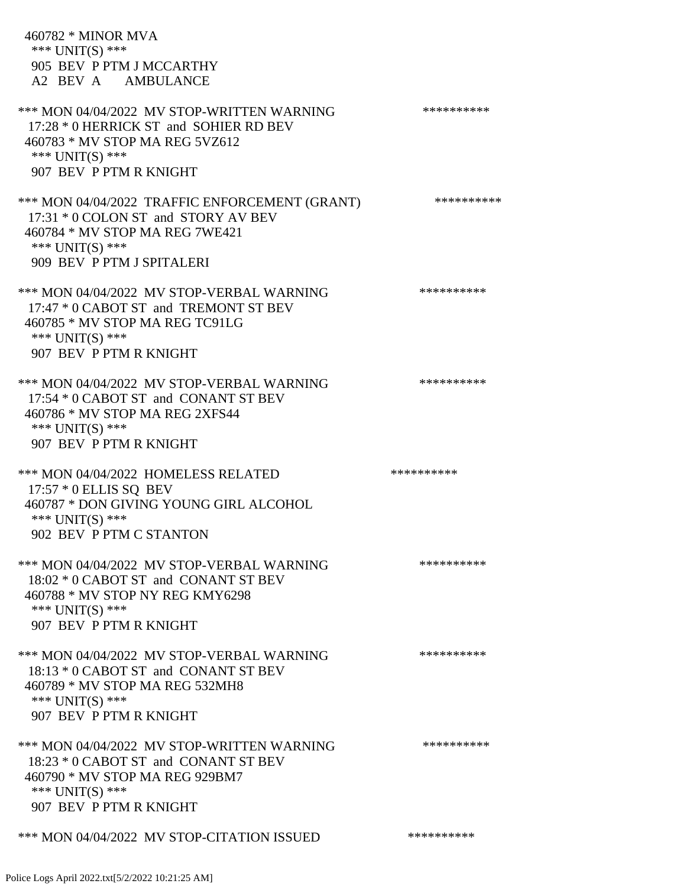460782 * MINOR MVA
 *** UNIT(S) ***
 905 BEV P PTM J MCCARTHY
 A2 BEV A AMBULANCE

*** MON 04/04/2022 MV STOP-WRITTEN WARNING **********
 17:28 * 0 HERRICK ST and SOHIER RD BEV
 460783 * MV STOP MA REG 5VZ612
 *** UNIT(S) ***
 907 BEV P PTM R KNIGHT

*** MON 04/04/2022 TRAFFIC ENFORCEMENT (GRANT) **********
 17:31 * 0 COLON ST and STORY AV BEV
 460784 * MV STOP MA REG 7WE421
 *** UNIT(S) ***
 909 BEV P PTM J SPITALERI

*** MON 04/04/2022 MV STOP-VERBAL WARNING **********
 17:47 * 0 CABOT ST and TREMONT ST BEV
 460785 * MV STOP MA REG TC91LG
 *** UNIT(S) ***
 907 BEV P PTM R KNIGHT

*** MON 04/04/2022 MV STOP-VERBAL WARNING **********
 17:54 * 0 CABOT ST and CONANT ST BEV
 460786 * MV STOP MA REG 2XFS44
 *** UNIT(S) ***
 907 BEV P PTM R KNIGHT

*** MON 04/04/2022 HOMELESS RELATED **********
 17:57 * 0 ELLIS SQ BEV
 460787 * DON GIVING YOUNG GIRL ALCOHOL
 *** UNIT(S) ***
 902 BEV P PTM C STANTON

*** MON 04/04/2022 MV STOP-VERBAL WARNING **********
 18:02 * 0 CABOT ST and CONANT ST BEV
 460788 * MV STOP NY REG KMY6298
 *** UNIT(S) ***
 907 BEV P PTM R KNIGHT

*** MON 04/04/2022 MV STOP-VERBAL WARNING **********
 18:13 * 0 CABOT ST and CONANT ST BEV
 460789 * MV STOP MA REG 532MH8
 *** UNIT(S) ***
 907 BEV P PTM R KNIGHT

*** MON 04/04/2022 MV STOP-WRITTEN WARNING **********
 18:23 * 0 CABOT ST and CONANT ST BEV
 460790 * MV STOP MA REG 929BM7
 *** UNIT(S) ***
 907 BEV P PTM R KNIGHT

*** MON 04/04/2022 MV STOP-CITATION ISSUED **********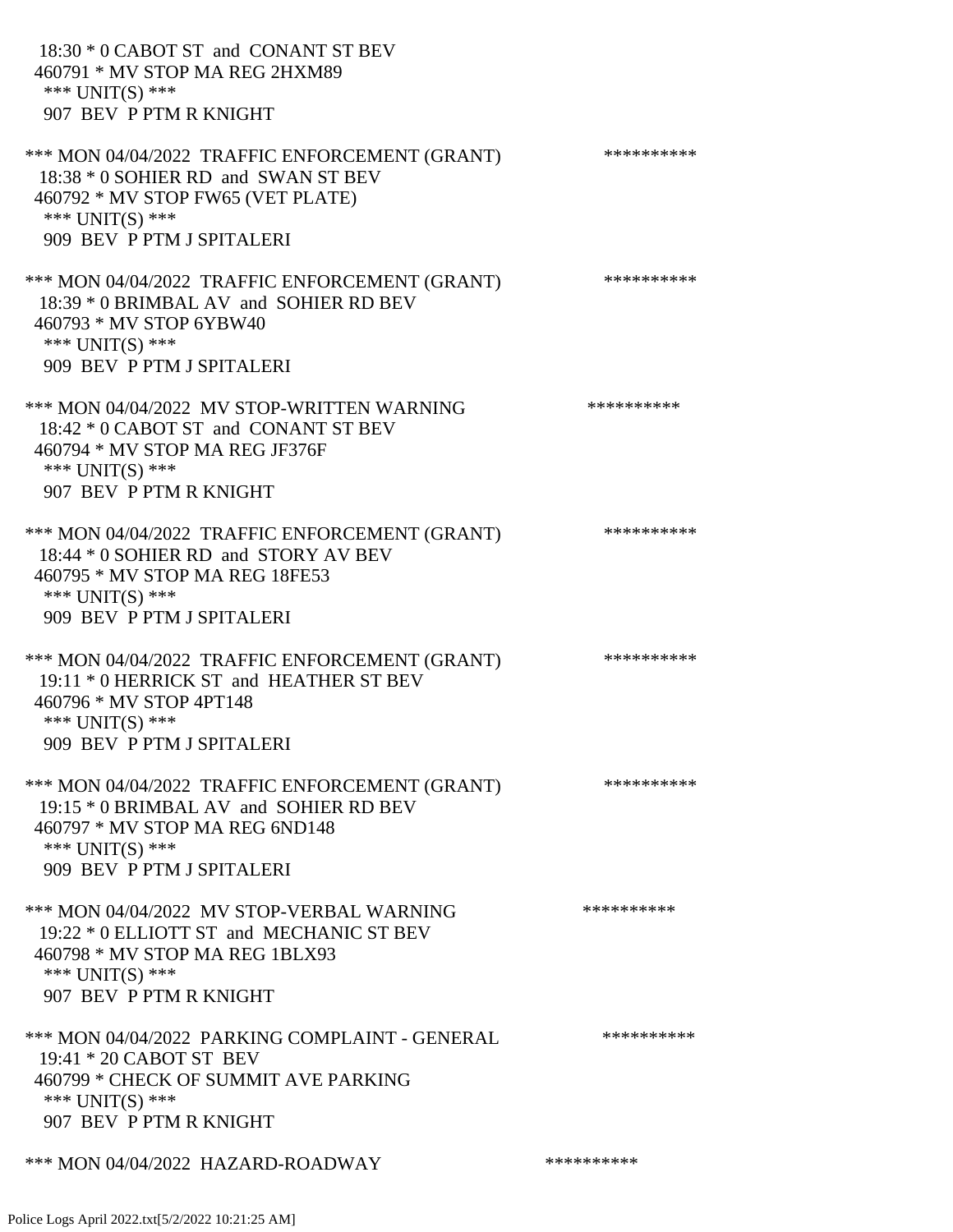18:30 * 0 CABOT ST and CONANT ST BEV
460791 * MV STOP MA REG 2HXM89
*** UNIT(S) ***
907 BEV P PTM R KNIGHT

*** MON 04/04/2022 TRAFFIC ENFORCEMENT (GRANT) **********
18:38 * 0 SOHIER RD and SWAN ST BEV
460792 * MV STOP FW65 (VET PLATE)
*** UNIT(S) ***
909 BEV P PTM J SPITALERI

*** MON 04/04/2022 TRAFFIC ENFORCEMENT (GRANT) **********
18:39 * 0 BRIMBAL AV and SOHIER RD BEV
460793 * MV STOP 6YBW40
*** UNIT(S) ***
909 BEV P PTM J SPITALERI

*** MON 04/04/2022 MV STOP-WRITTEN WARNING **********
18:42 * 0 CABOT ST and CONANT ST BEV
460794 * MV STOP MA REG JF376F
*** UNIT(S) ***
907 BEV P PTM R KNIGHT

*** MON 04/04/2022 TRAFFIC ENFORCEMENT (GRANT) **********
18:44 * 0 SOHIER RD and STORY AV BEV
460795 * MV STOP MA REG 18FE53
*** UNIT(S) ***
909 BEV P PTM J SPITALERI

*** MON 04/04/2022 TRAFFIC ENFORCEMENT (GRANT) **********
19:11 * 0 HERRICK ST and HEATHER ST BEV
460796 * MV STOP 4PT148
*** UNIT(S) ***
909 BEV P PTM J SPITALERI

*** MON 04/04/2022 TRAFFIC ENFORCEMENT (GRANT) **********
19:15 * 0 BRIMBAL AV and SOHIER RD BEV
460797 * MV STOP MA REG 6ND148
*** UNIT(S) ***
909 BEV P PTM J SPITALERI

*** MON 04/04/2022 MV STOP-VERBAL WARNING **********
19:22 * 0 ELLIOTT ST and MECHANIC ST BEV
460798 * MV STOP MA REG 1BLX93
*** UNIT(S) ***
907 BEV P PTM R KNIGHT

*** MON 04/04/2022 PARKING COMPLAINT - GENERAL **********
19:41 * 20 CABOT ST BEV
460799 * CHECK OF SUMMIT AVE PARKING
*** UNIT(S) ***
907 BEV P PTM R KNIGHT

*** MON 04/04/2022 HAZARD-ROADWAY **********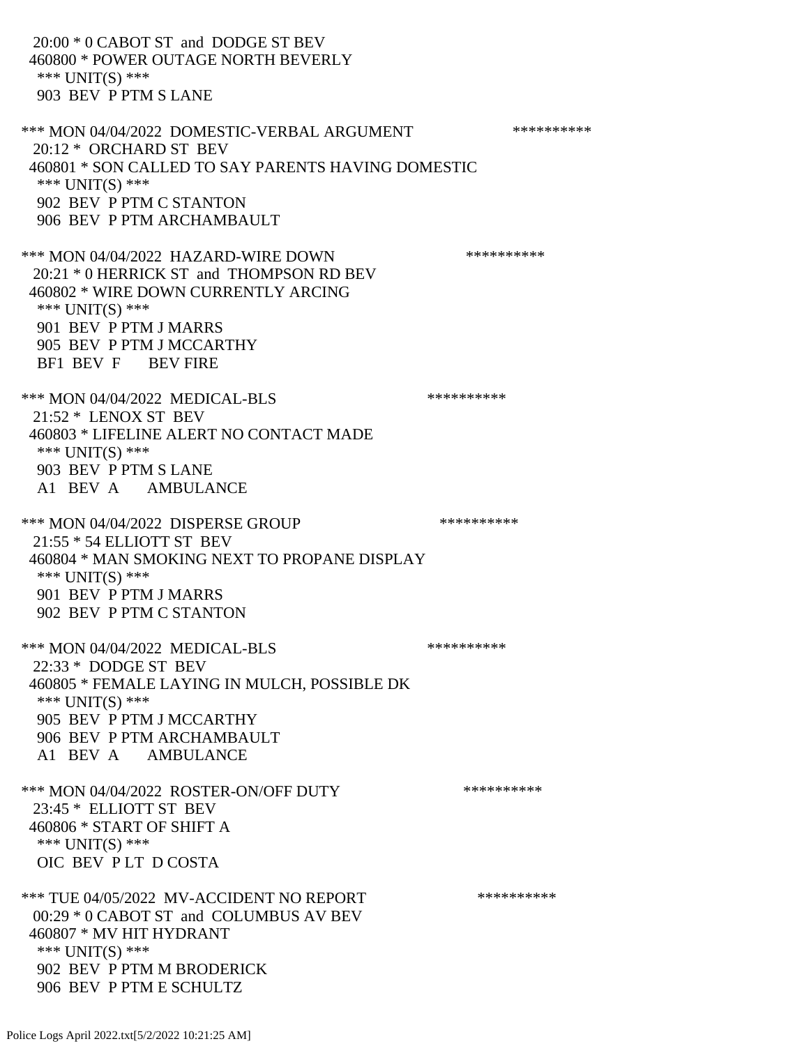20:00 * 0 CABOT ST and DODGE ST BEV
460800 * POWER OUTAGE NORTH BEVERLY
*** UNIT(S) ***
903 BEV P PTM S LANE

*** MON 04/04/2022 DOMESTIC-VERBAL ARGUMENT **********
20:12 * ORCHARD ST BEV
460801 * SON CALLED TO SAY PARENTS HAVING DOMESTIC
*** UNIT(S) ***
902 BEV P PTM C STANTON
906 BEV P PTM ARCHAMBAULT

*** MON 04/04/2022 HAZARD-WIRE DOWN **********
20:21 * 0 HERRICK ST and THOMPSON RD BEV
460802 * WIRE DOWN CURRENTLY ARCING
*** UNIT(S) ***
901 BEV P PTM J MARRS
905 BEV P PTM J MCCARTHY
BF1 BEV F BEV FIRE

*** MON 04/04/2022 MEDICAL-BLS **********
21:52 * LENOX ST BEV
460803 * LIFELINE ALERT NO CONTACT MADE
*** UNIT(S) ***
903 BEV P PTM S LANE
A1 BEV A AMBULANCE

*** MON 04/04/2022 DISPERSE GROUP **********
21:55 * 54 ELLIOTT ST BEV
460804 * MAN SMOKING NEXT TO PROPANE DISPLAY
*** UNIT(S) ***
901 BEV P PTM J MARRS
902 BEV P PTM C STANTON

*** MON 04/04/2022 MEDICAL-BLS **********
22:33 * DODGE ST BEV
460805 * FEMALE LAYING IN MULCH, POSSIBLE DK
*** UNIT(S) ***
905 BEV P PTM J MCCARTHY
906 BEV P PTM ARCHAMBAULT
A1 BEV A AMBULANCE

*** MON 04/04/2022 ROSTER-ON/OFF DUTY **********
23:45 * ELLIOTT ST BEV
460806 * START OF SHIFT A
*** UNIT(S) ***
OIC BEV P LT D COSTA

*** TUE 04/05/2022 MV-ACCIDENT NO REPORT **********
00:29 * 0 CABOT ST and COLUMBUS AV BEV
460807 * MV HIT HYDRANT
*** UNIT(S) ***
902 BEV P PTM M BRODERICK
906 BEV P PTM E SCHULTZ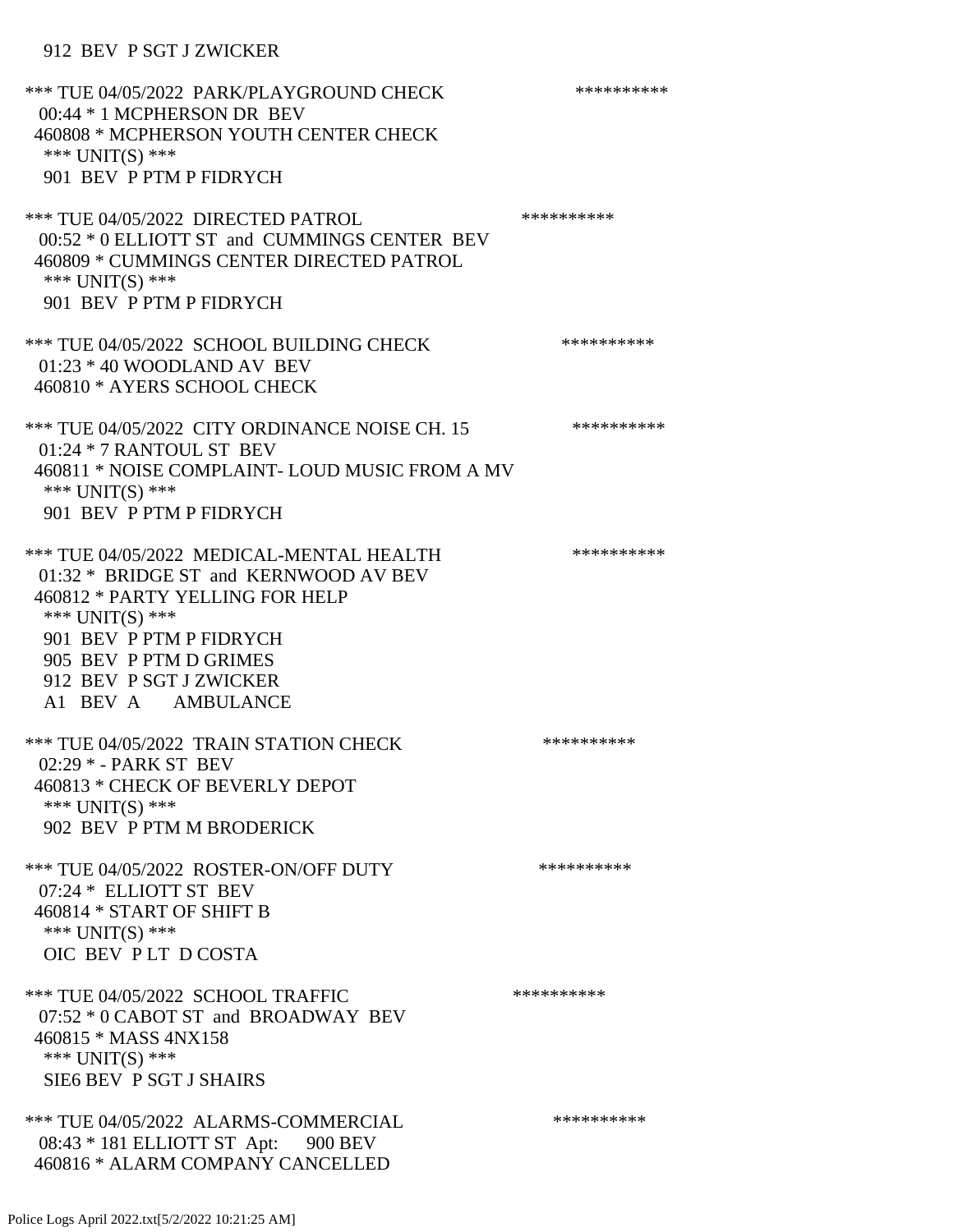912 BEV P SGT J ZWICKER

*** TUE 04/05/2022 PARK/PLAYGROUND CHECK **********
00:44 * 1 MCPHERSON DR BEV
460808 * MCPHERSON YOUTH CENTER CHECK
*** UNIT(S) ***
901 BEV P PTM P FIDRYCH

*** TUE 04/05/2022 DIRECTED PATROL **********
00:52 * 0 ELLIOTT ST and CUMMINGS CENTER BEV
460809 * CUMMINGS CENTER DIRECTED PATROL
*** UNIT(S) ***
901 BEV P PTM P FIDRYCH

*** TUE 04/05/2022 SCHOOL BUILDING CHECK **********
01:23 * 40 WOODLAND AV BEV
460810 * AYERS SCHOOL CHECK

*** TUE 04/05/2022 CITY ORDINANCE NOISE CH. 15 **********
01:24 * 7 RANTOUL ST BEV
460811 * NOISE COMPLAINT- LOUD MUSIC FROM A MV
*** UNIT(S) ***
901 BEV P PTM P FIDRYCH

*** TUE 04/05/2022 MEDICAL-MENTAL HEALTH **********
01:32 * BRIDGE ST and KERNWOOD AV BEV
460812 * PARTY YELLING FOR HELP
*** UNIT(S) ***
901 BEV P PTM P FIDRYCH
905 BEV P PTM D GRIMES
912 BEV P SGT J ZWICKER
A1 BEV A AMBULANCE

*** TUE 04/05/2022 TRAIN STATION CHECK **********
02:29 * - PARK ST BEV
460813 * CHECK OF BEVERLY DEPOT
*** UNIT(S) ***
902 BEV P PTM M BRODERICK

*** TUE 04/05/2022 ROSTER-ON/OFF DUTY **********
07:24 * ELLIOTT ST BEV
460814 * START OF SHIFT B
*** UNIT(S) ***
OIC BEV P LT D COSTA

*** TUE 04/05/2022 SCHOOL TRAFFIC **********
07:52 * 0 CABOT ST and BROADWAY BEV
460815 * MASS 4NX158
*** UNIT(S) ***
SIE6 BEV P SGT J SHAIRS

*** TUE 04/05/2022 ALARMS-COMMERCIAL **********
08:43 * 181 ELLIOTT ST Apt: 900 BEV
460816 * ALARM COMPANY CANCELLED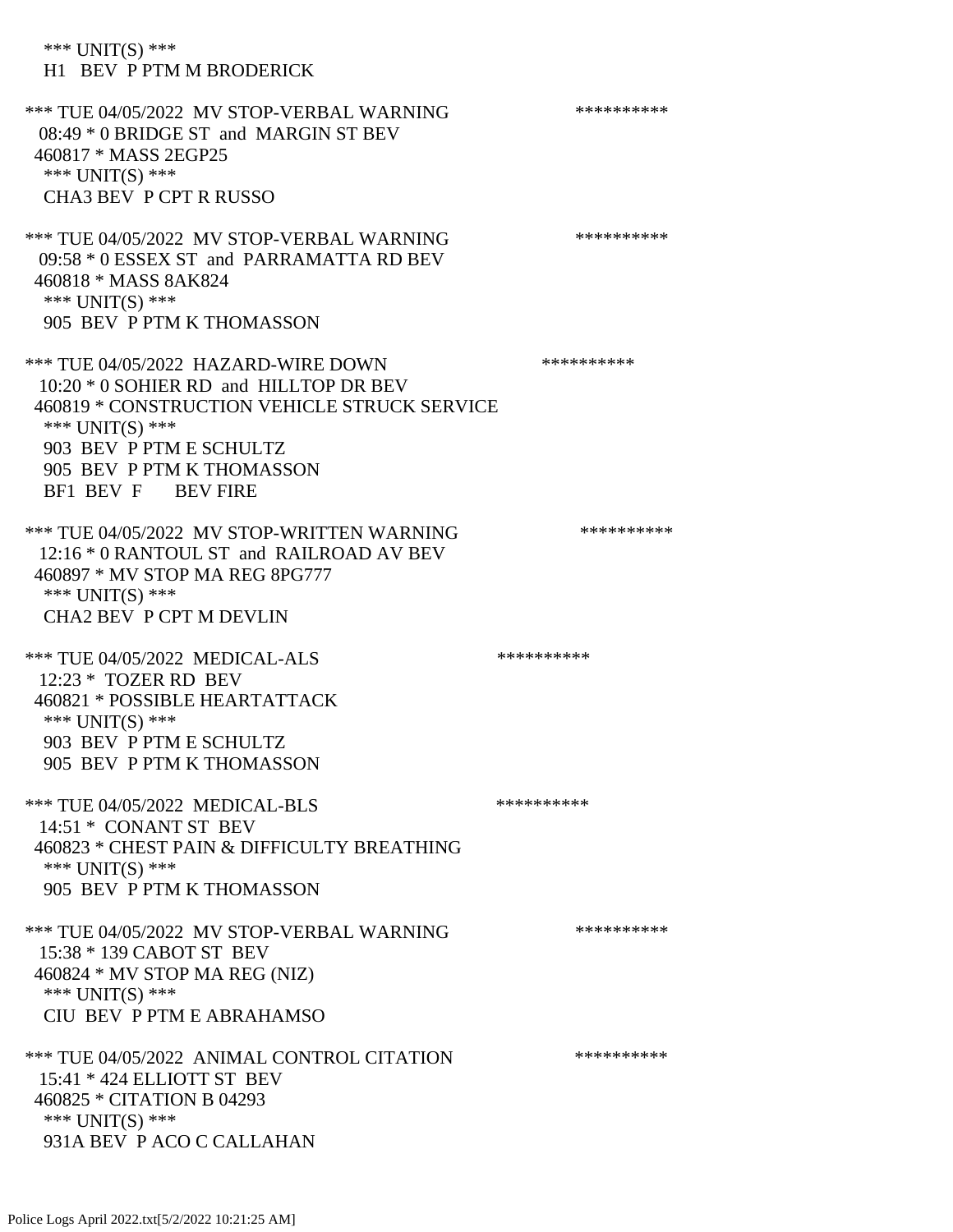*** UNIT(S) ***
H1 BEV P PTM M BRODERICK

*** TUE 04/05/2022 MV STOP-VERBAL WARNING **********
08:49 * 0 BRIDGE ST and MARGIN ST BEV
460817 * MASS 2EGP25
*** UNIT(S) ***
CHA3 BEV P CPT R RUSSO

*** TUE 04/05/2022 MV STOP-VERBAL WARNING **********
09:58 * 0 ESSEX ST and PARRAMATTA RD BEV
460818 * MASS 8AK824
*** UNIT(S) ***
905 BEV P PTM K THOMASSON

*** TUE 04/05/2022 HAZARD-WIRE DOWN **********
10:20 * 0 SOHIER RD and HILLTOP DR BEV
460819 * CONSTRUCTION VEHICLE STRUCK SERVICE
*** UNIT(S) ***
903 BEV P PTM E SCHULTZ
905 BEV P PTM K THOMASSON
BF1 BEV F BEV FIRE

*** TUE 04/05/2022 MV STOP-WRITTEN WARNING **********
12:16 * 0 RANTOUL ST and RAILROAD AV BEV
460897 * MV STOP MA REG 8PG777
*** UNIT(S) ***
CHA2 BEV P CPT M DEVLIN

*** TUE 04/05/2022 MEDICAL-ALS **********
12:23 * TOZER RD BEV
460821 * POSSIBLE HEARTATTACK
*** UNIT(S) ***
903 BEV P PTM E SCHULTZ
905 BEV P PTM K THOMASSON

*** TUE 04/05/2022 MEDICAL-BLS **********
14:51 * CONANT ST BEV
460823 * CHEST PAIN & DIFFICULTY BREATHING
*** UNIT(S) ***
905 BEV P PTM K THOMASSON

*** TUE 04/05/2022 MV STOP-VERBAL WARNING **********
15:38 * 139 CABOT ST BEV
460824 * MV STOP MA REG (NIZ)
*** UNIT(S) ***
CIU BEV P PTM E ABRAHAMSO

*** TUE 04/05/2022 ANIMAL CONTROL CITATION **********
15:41 * 424 ELLIOTT ST BEV
460825 * CITATION B 04293
*** UNIT(S) ***
931A BEV P ACO C CALLAHAN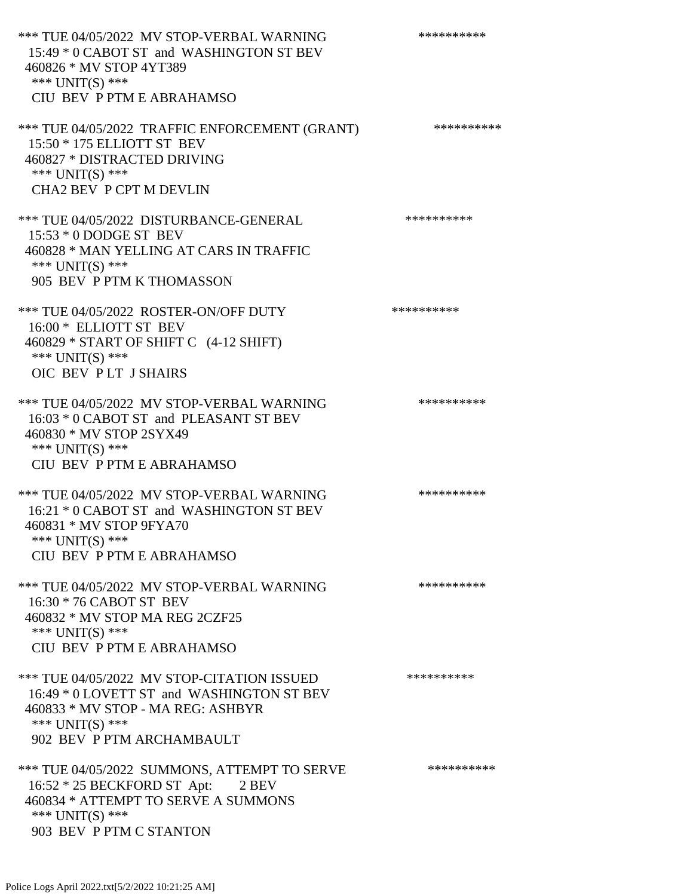*** TUE 04/05/2022 MV STOP-VERBAL WARNING **********
15:49 * 0 CABOT ST and WASHINGTON ST BEV
460826 * MV STOP 4YT389
*** UNIT(S) ***
CIU BEV P PTM E ABRAHAMSO

*** TUE 04/05/2022 TRAFFIC ENFORCEMENT (GRANT) **********
15:50 * 175 ELLIOTT ST BEV
460827 * DISTRACTED DRIVING
*** UNIT(S) ***
CHA2 BEV P CPT M DEVLIN

*** TUE 04/05/2022 DISTURBANCE-GENERAL **********
15:53 * 0 DODGE ST BEV
460828 * MAN YELLING AT CARS IN TRAFFIC
*** UNIT(S) ***
905 BEV P PTM K THOMASSON

*** TUE 04/05/2022 ROSTER-ON/OFF DUTY **********
16:00 * ELLIOTT ST BEV
460829 * START OF SHIFT C (4-12 SHIFT)
*** UNIT(S) ***
OIC BEV P LT J SHAIRS

*** TUE 04/05/2022 MV STOP-VERBAL WARNING **********
16:03 * 0 CABOT ST and PLEASANT ST BEV
460830 * MV STOP 2SYX49
*** UNIT(S) ***
CIU BEV P PTM E ABRAHAMSO

*** TUE 04/05/2022 MV STOP-VERBAL WARNING **********
16:21 * 0 CABOT ST and WASHINGTON ST BEV
460831 * MV STOP 9FYA70
*** UNIT(S) ***
CIU BEV P PTM E ABRAHAMSO

*** TUE 04/05/2022 MV STOP-VERBAL WARNING **********
16:30 * 76 CABOT ST BEV
460832 * MV STOP MA REG 2CZF25
*** UNIT(S) ***
CIU BEV P PTM E ABRAHAMSO

*** TUE 04/05/2022 MV STOP-CITATION ISSUED **********
16:49 * 0 LOVETT ST and WASHINGTON ST BEV
460833 * MV STOP - MA REG: ASHBYR
*** UNIT(S) ***
902 BEV P PTM ARCHAMBAULT

*** TUE 04/05/2022 SUMMONS, ATTEMPT TO SERVE **********
16:52 * 25 BECKFORD ST Apt: 2 BEV
460834 * ATTEMPT TO SERVE A SUMMONS
*** UNIT(S) ***
903 BEV P PTM C STANTON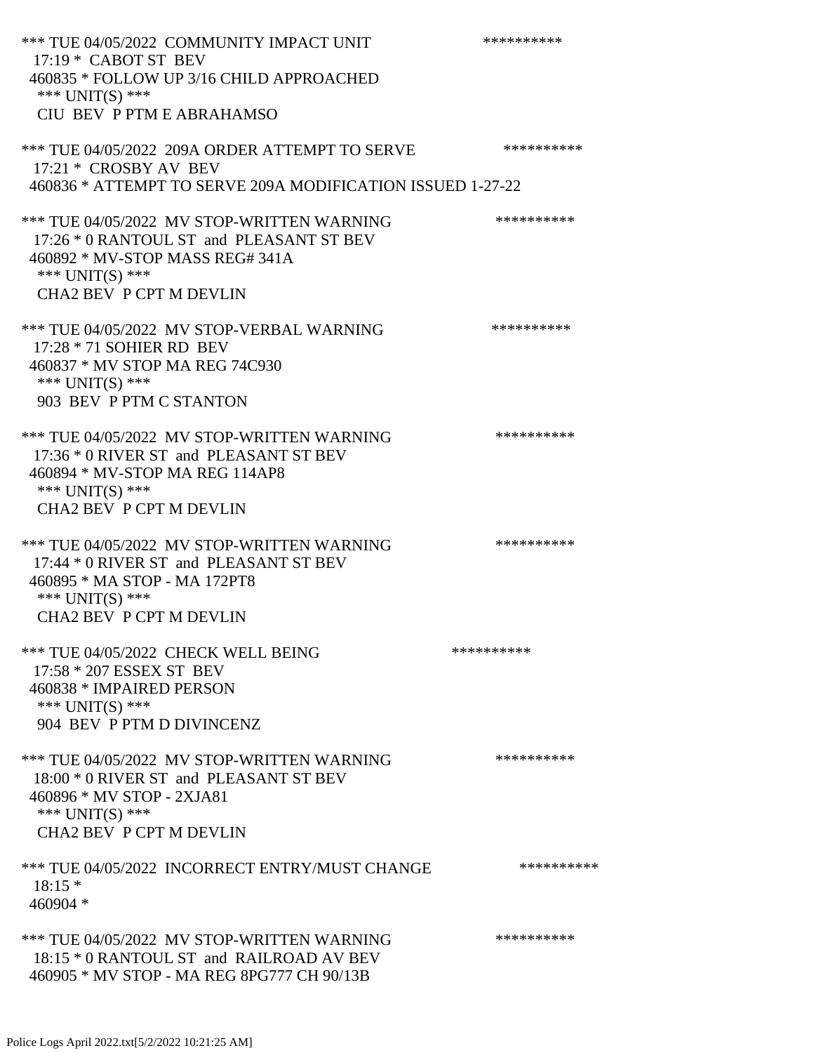*** TUE 04/05/2022 COMMUNITY IMPACT UNIT **********
17:19 * CABOT ST BEV
460835 * FOLLOW UP 3/16 CHILD APPROACHED
*** UNIT(S) ***
CIU BEV P PTM E ABRAHAMSO

*** TUE 04/05/2022 209A ORDER ATTEMPT TO SERVE **********
17:21 * CROSBY AV BEV
460836 * ATTEMPT TO SERVE 209A MODIFICATION ISSUED 1-27-22

*** TUE 04/05/2022 MV STOP-WRITTEN WARNING **********
17:26 * 0 RANTOUL ST and PLEASANT ST BEV
460892 * MV-STOP MASS REG# 341A
*** UNIT(S) ***
CHA2 BEV P CPT M DEVLIN

*** TUE 04/05/2022 MV STOP-VERBAL WARNING **********
17:28 * 71 SOHIER RD BEV
460837 * MV STOP MA REG 74C930
*** UNIT(S) ***
903 BEV P PTM C STANTON

*** TUE 04/05/2022 MV STOP-WRITTEN WARNING **********
17:36 * 0 RIVER ST and PLEASANT ST BEV
460894 * MV-STOP MA REG 114AP8
*** UNIT(S) ***
CHA2 BEV P CPT M DEVLIN

*** TUE 04/05/2022 MV STOP-WRITTEN WARNING **********
17:44 * 0 RIVER ST and PLEASANT ST BEV
460895 * MA STOP - MA 172PT8
*** UNIT(S) ***
CHA2 BEV P CPT M DEVLIN

*** TUE 04/05/2022 CHECK WELL BEING **********
17:58 * 207 ESSEX ST BEV
460838 * IMPAIRED PERSON
*** UNIT(S) ***
904 BEV P PTM D DIVINCENZ

*** TUE 04/05/2022 MV STOP-WRITTEN WARNING **********
18:00 * 0 RIVER ST and PLEASANT ST BEV
460896 * MV STOP - 2XJA81
*** UNIT(S) ***
CHA2 BEV P CPT M DEVLIN

*** TUE 04/05/2022 INCORRECT ENTRY/MUST CHANGE **********
18:15 *
460904 *

*** TUE 04/05/2022 MV STOP-WRITTEN WARNING **********
18:15 * 0 RANTOUL ST and RAILROAD AV BEV
460905 * MV STOP - MA REG 8PG777 CH 90/13B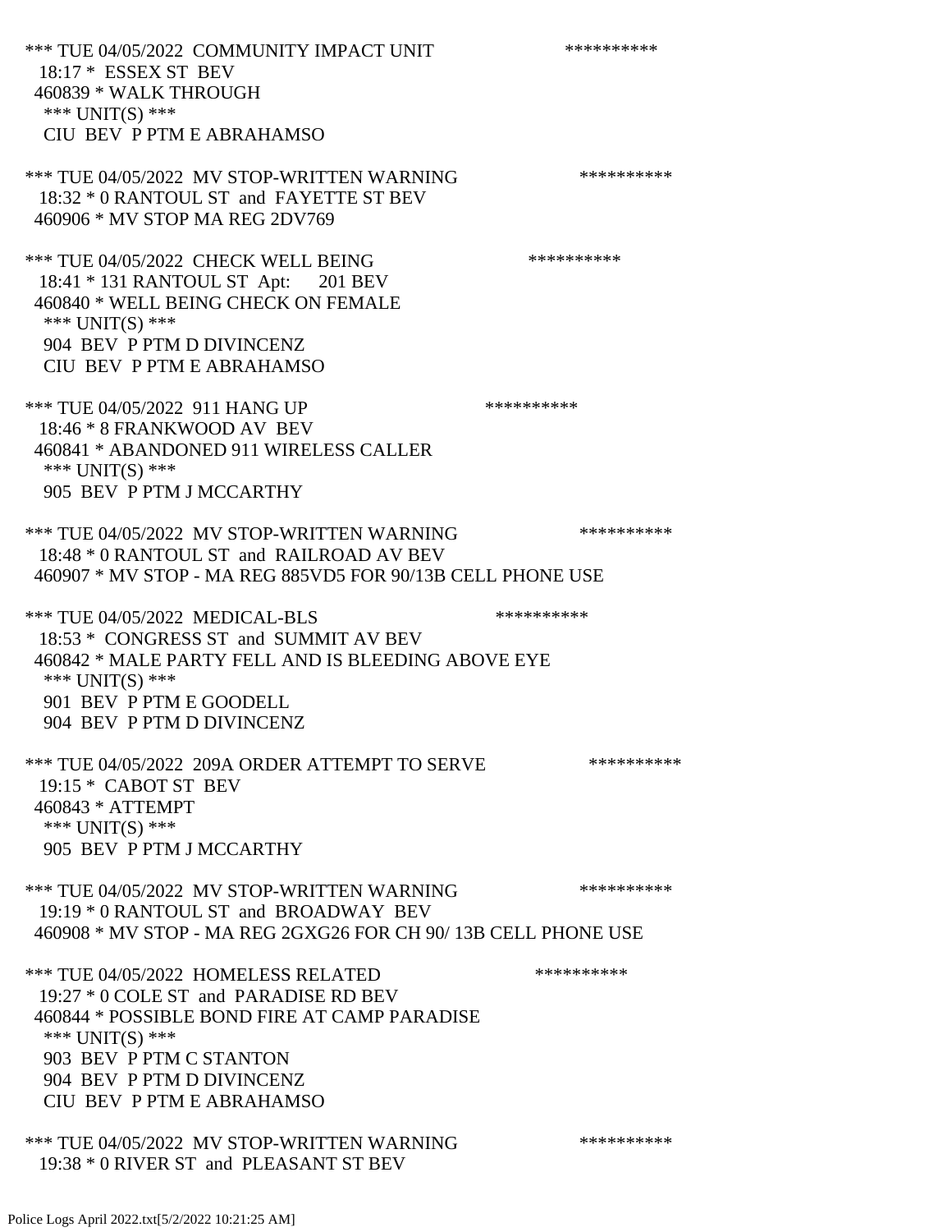*** TUE 04/05/2022 COMMUNITY IMPACT UNIT **********
18:17 * ESSEX ST BEV
460839 * WALK THROUGH
*** UNIT(S) ***
CIU BEV P PTM E ABRAHAMSO

*** TUE 04/05/2022 MV STOP-WRITTEN WARNING **********
18:32 * 0 RANTOUL ST and FAYETTE ST BEV
460906 * MV STOP MA REG 2DV769

*** TUE 04/05/2022 CHECK WELL BEING **********
18:41 * 131 RANTOUL ST Apt: 201 BEV
460840 * WELL BEING CHECK ON FEMALE
*** UNIT(S) ***
904 BEV P PTM D DIVINCENZ
CIU BEV P PTM E ABRAHAMSO

*** TUE 04/05/2022 911 HANG UP **********
18:46 * 8 FRANKWOOD AV BEV
460841 * ABANDONED 911 WIRELESS CALLER
*** UNIT(S) ***
905 BEV P PTM J MCCARTHY

*** TUE 04/05/2022 MV STOP-WRITTEN WARNING **********
18:48 * 0 RANTOUL ST and RAILROAD AV BEV
460907 * MV STOP - MA REG 885VD5 FOR 90/13B CELL PHONE USE

*** TUE 04/05/2022 MEDICAL-BLS **********
18:53 * CONGRESS ST and SUMMIT AV BEV
460842 * MALE PARTY FELL AND IS BLEEDING ABOVE EYE
*** UNIT(S) ***
901 BEV P PTM E GOODELL
904 BEV P PTM D DIVINCENZ

*** TUE 04/05/2022 209A ORDER ATTEMPT TO SERVE **********
19:15 * CABOT ST BEV
460843 * ATTEMPT
*** UNIT(S) ***
905 BEV P PTM J MCCARTHY

*** TUE 04/05/2022 MV STOP-WRITTEN WARNING **********
19:19 * 0 RANTOUL ST and BROADWAY BEV
460908 * MV STOP - MA REG 2GXG26 FOR CH 90/ 13B CELL PHONE USE

*** TUE 04/05/2022 HOMELESS RELATED **********
19:27 * 0 COLE ST and PARADISE RD BEV
460844 * POSSIBLE BOND FIRE AT CAMP PARADISE
*** UNIT(S) ***
903 BEV P PTM C STANTON
904 BEV P PTM D DIVINCENZ
CIU BEV P PTM E ABRAHAMSO

*** TUE 04/05/2022 MV STOP-WRITTEN WARNING **********
19:38 * 0 RIVER ST and PLEASANT ST BEV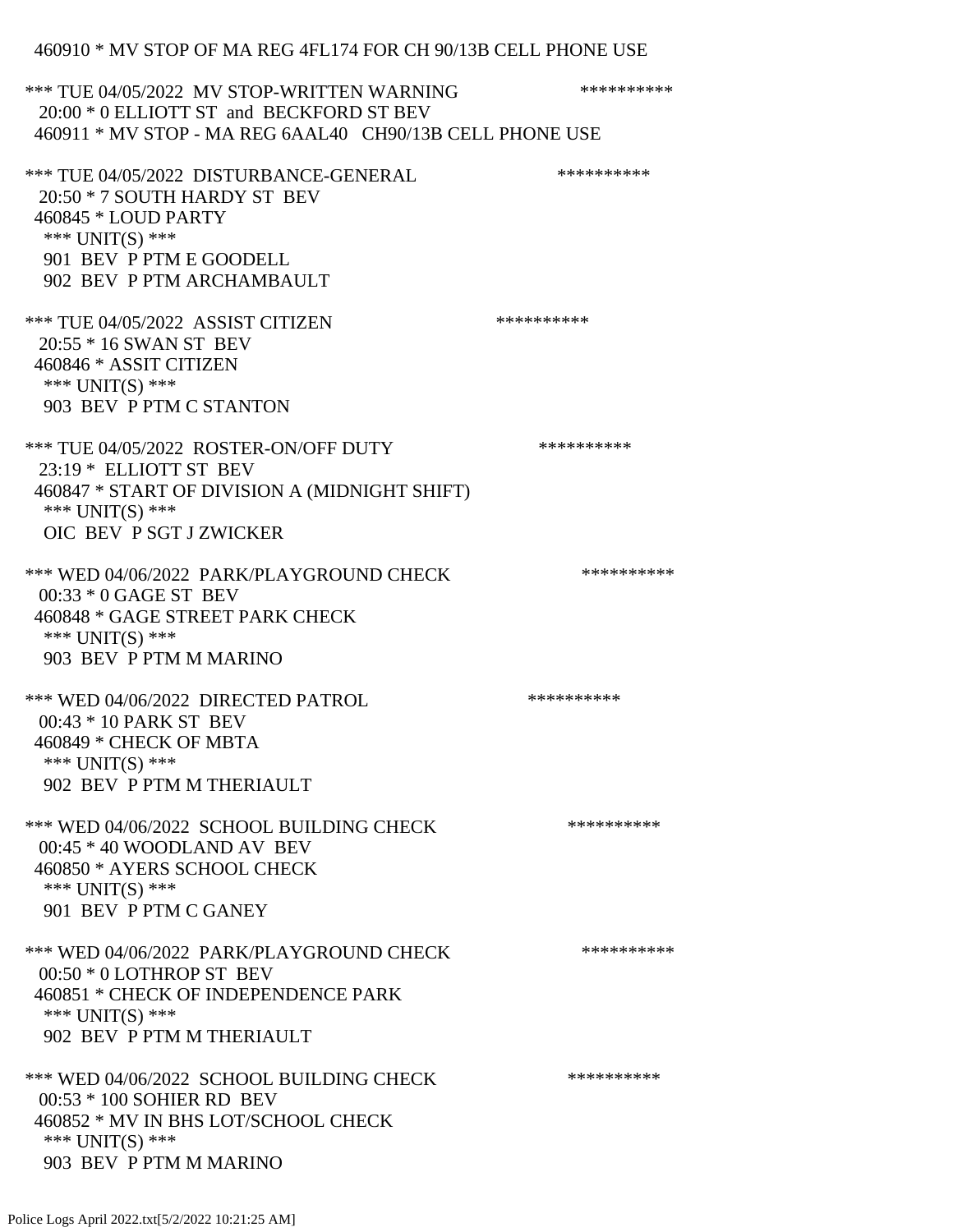460910 * MV STOP OF MA REG 4FL174 FOR CH 90/13B CELL PHONE USE

*** TUE 04/05/2022 MV STOP-WRITTEN WARNING **********
20:00 * 0 ELLIOTT ST and BECKFORD ST BEV
460911 * MV STOP - MA REG 6AAL40 CH90/13B CELL PHONE USE

*** TUE 04/05/2022 DISTURBANCE-GENERAL **********
20:50 * 7 SOUTH HARDY ST BEV
460845 * LOUD PARTY
*** UNIT(S) ***
901 BEV P PTM E GOODELL
902 BEV P PTM ARCHAMBAULT

*** TUE 04/05/2022 ASSIST CITIZEN **********
20:55 * 16 SWAN ST BEV
460846 * ASSIT CITIZEN
*** UNIT(S) ***
903 BEV P PTM C STANTON

*** TUE 04/05/2022 ROSTER-ON/OFF DUTY **********
23:19 * ELLIOTT ST BEV
460847 * START OF DIVISION A (MIDNIGHT SHIFT)
*** UNIT(S) ***
OIC BEV P SGT J ZWICKER

*** WED 04/06/2022 PARK/PLAYGROUND CHECK **********
00:33 * 0 GAGE ST BEV
460848 * GAGE STREET PARK CHECK
*** UNIT(S) ***
903 BEV P PTM M MARINO

*** WED 04/06/2022 DIRECTED PATROL **********
00:43 * 10 PARK ST BEV
460849 * CHECK OF MBTA
*** UNIT(S) ***
902 BEV P PTM M THERIAULT

*** WED 04/06/2022 SCHOOL BUILDING CHECK **********
00:45 * 40 WOODLAND AV BEV
460850 * AYERS SCHOOL CHECK
*** UNIT(S) ***
901 BEV P PTM C GANEY

*** WED 04/06/2022 PARK/PLAYGROUND CHECK **********
00:50 * 0 LOTHROP ST BEV
460851 * CHECK OF INDEPENDENCE PARK
*** UNIT(S) ***
902 BEV P PTM M THERIAULT

*** WED 04/06/2022 SCHOOL BUILDING CHECK **********
00:53 * 100 SOHIER RD BEV
460852 * MV IN BHS LOT/SCHOOL CHECK
*** UNIT(S) ***
903 BEV P PTM M MARINO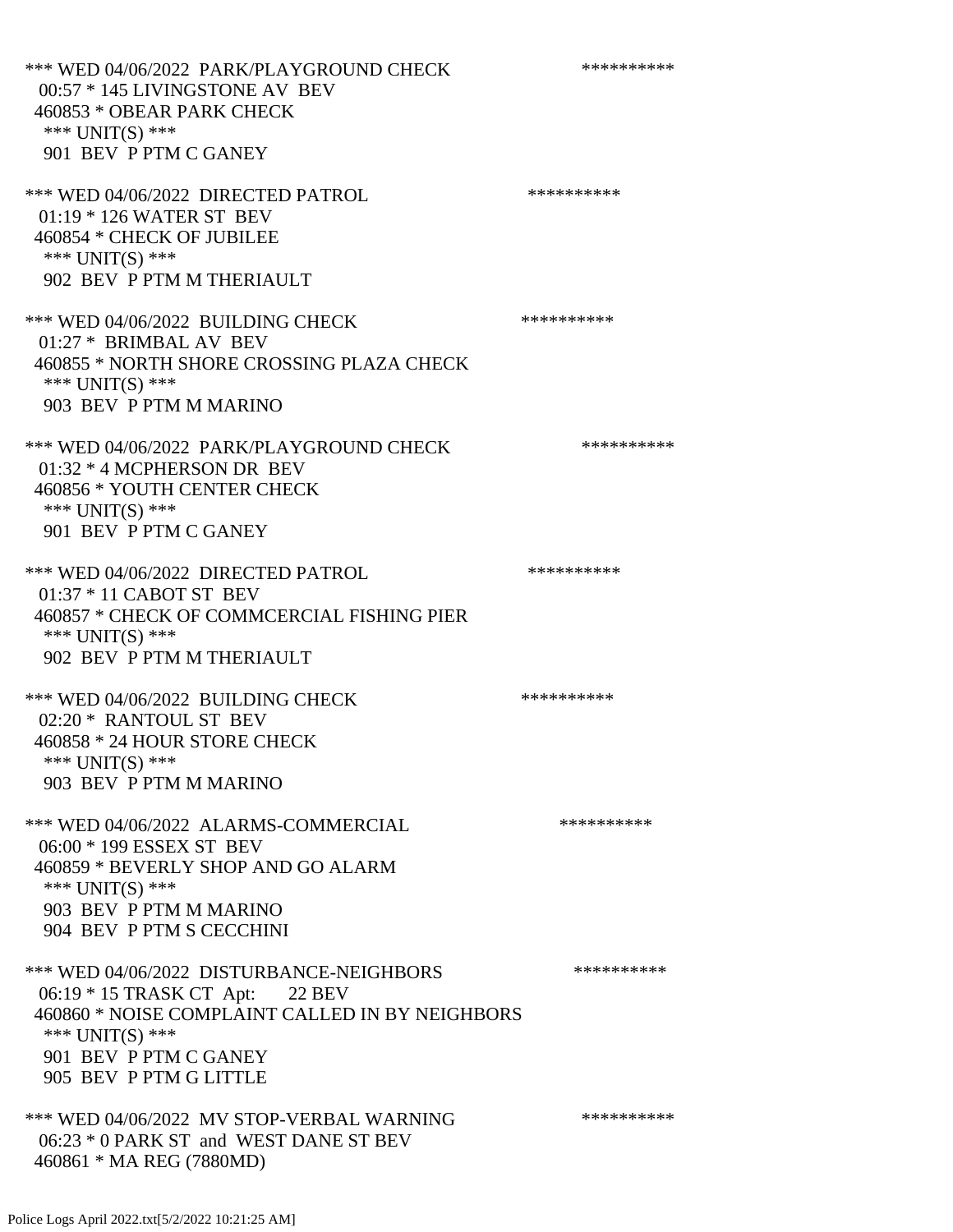*** WED 04/06/2022 PARK/PLAYGROUND CHECK **********
00:57 * 145 LIVINGSTONE AV BEV
460853 * OBEAR PARK CHECK
*** UNIT(S) ***
901 BEV P PTM C GANEY

*** WED 04/06/2022 DIRECTED PATROL **********
01:19 * 126 WATER ST BEV
460854 * CHECK OF JUBILEE
*** UNIT(S) ***
902 BEV P PTM M THERIAULT

*** WED 04/06/2022 BUILDING CHECK **********
01:27 * BRIMBAL AV BEV
460855 * NORTH SHORE CROSSING PLAZA CHECK
*** UNIT(S) ***
903 BEV P PTM M MARINO

*** WED 04/06/2022 PARK/PLAYGROUND CHECK **********
01:32 * 4 MCPHERSON DR BEV
460856 * YOUTH CENTER CHECK
*** UNIT(S) ***
901 BEV P PTM C GANEY

*** WED 04/06/2022 DIRECTED PATROL **********
01:37 * 11 CABOT ST BEV
460857 * CHECK OF COMMCERCIAL FISHING PIER
*** UNIT(S) ***
902 BEV P PTM M THERIAULT

*** WED 04/06/2022 BUILDING CHECK **********
02:20 * RANTOUL ST BEV
460858 * 24 HOUR STORE CHECK
*** UNIT(S) ***
903 BEV P PTM M MARINO

*** WED 04/06/2022 ALARMS-COMMERCIAL **********
06:00 * 199 ESSEX ST BEV
460859 * BEVERLY SHOP AND GO ALARM
*** UNIT(S) ***
903 BEV P PTM M MARINO
904 BEV P PTM S CECCHINI

*** WED 04/06/2022 DISTURBANCE-NEIGHBORS **********
06:19 * 15 TRASK CT Apt: 22 BEV
460860 * NOISE COMPLAINT CALLED IN BY NEIGHBORS
*** UNIT(S) ***
901 BEV P PTM C GANEY
905 BEV P PTM G LITTLE

*** WED 04/06/2022 MV STOP-VERBAL WARNING **********
06:23 * 0 PARK ST and WEST DANE ST BEV
460861 * MA REG (7880MD)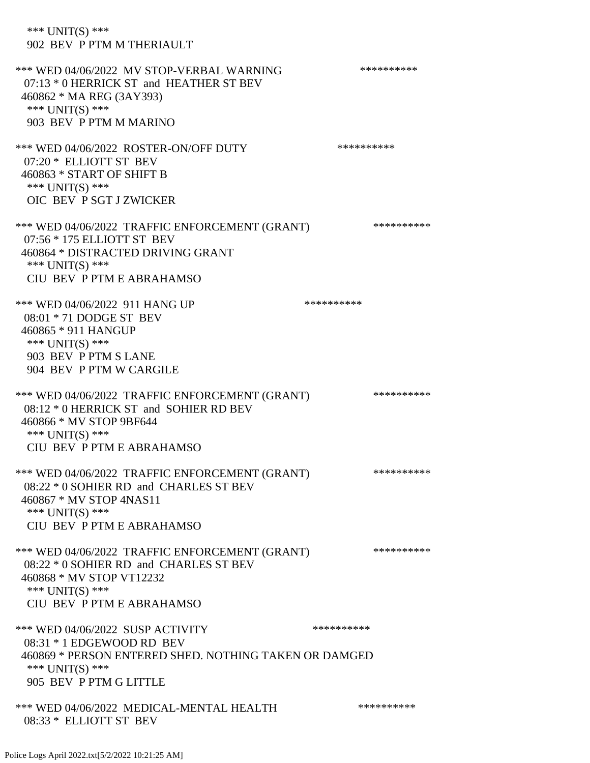\*\*\* UNIT(S) \*\*\*
 902 BEV P PTM M THERIAULT

\*\*\* WED 04/06/2022 MV STOP-VERBAL WARNING \*\*\*\*\*\*\*\*\*\*
 07:13 * 0 HERRICK ST and HEATHER ST BEV
 460862 * MA REG (3AY393)
 \*\*\* UNIT(S) \*\*\*
 903 BEV P PTM M MARINO

\*\*\* WED 04/06/2022 ROSTER-ON/OFF DUTY \*\*\*\*\*\*\*\*\*\*
 07:20 * ELLIOTT ST BEV
 460863 * START OF SHIFT B
 \*\*\* UNIT(S) \*\*\*
 OIC BEV P SGT J ZWICKER

\*\*\* WED 04/06/2022 TRAFFIC ENFORCEMENT (GRANT) \*\*\*\*\*\*\*\*\*\*
 07:56 * 175 ELLIOTT ST BEV
 460864 * DISTRACTED DRIVING GRANT
 \*\*\* UNIT(S) \*\*\*
 CIU BEV P PTM E ABRAHAMSO

\*\*\* WED 04/06/2022 911 HANG UP \*\*\*\*\*\*\*\*\*\*
 08:01 * 71 DODGE ST BEV
 460865 * 911 HANGUP
 \*\*\* UNIT(S) \*\*\*
 903 BEV P PTM S LANE
 904 BEV P PTM W CARGILE

\*\*\* WED 04/06/2022 TRAFFIC ENFORCEMENT (GRANT) \*\*\*\*\*\*\*\*\*\*
 08:12 * 0 HERRICK ST and SOHIER RD BEV
 460866 * MV STOP 9BF644
 \*\*\* UNIT(S) \*\*\*
 CIU BEV P PTM E ABRAHAMSO

\*\*\* WED 04/06/2022 TRAFFIC ENFORCEMENT (GRANT) \*\*\*\*\*\*\*\*\*\*
 08:22 * 0 SOHIER RD and CHARLES ST BEV
 460867 * MV STOP 4NAS11
 \*\*\* UNIT(S) \*\*\*
 CIU BEV P PTM E ABRAHAMSO

\*\*\* WED 04/06/2022 TRAFFIC ENFORCEMENT (GRANT) \*\*\*\*\*\*\*\*\*\*
 08:22 * 0 SOHIER RD and CHARLES ST BEV
 460868 * MV STOP VT12232
 \*\*\* UNIT(S) \*\*\*
 CIU BEV P PTM E ABRAHAMSO

\*\*\* WED 04/06/2022 SUSP ACTIVITY \*\*\*\*\*\*\*\*\*\*
 08:31 * 1 EDGEWOOD RD BEV
 460869 * PERSON ENTERED SHED. NOTHING TAKEN OR DAMGED
 \*\*\* UNIT(S) \*\*\*
 905 BEV P PTM G LITTLE

\*\*\* WED 04/06/2022 MEDICAL-MENTAL HEALTH \*\*\*\*\*\*\*\*\*\*
 08:33 * ELLIOTT ST BEV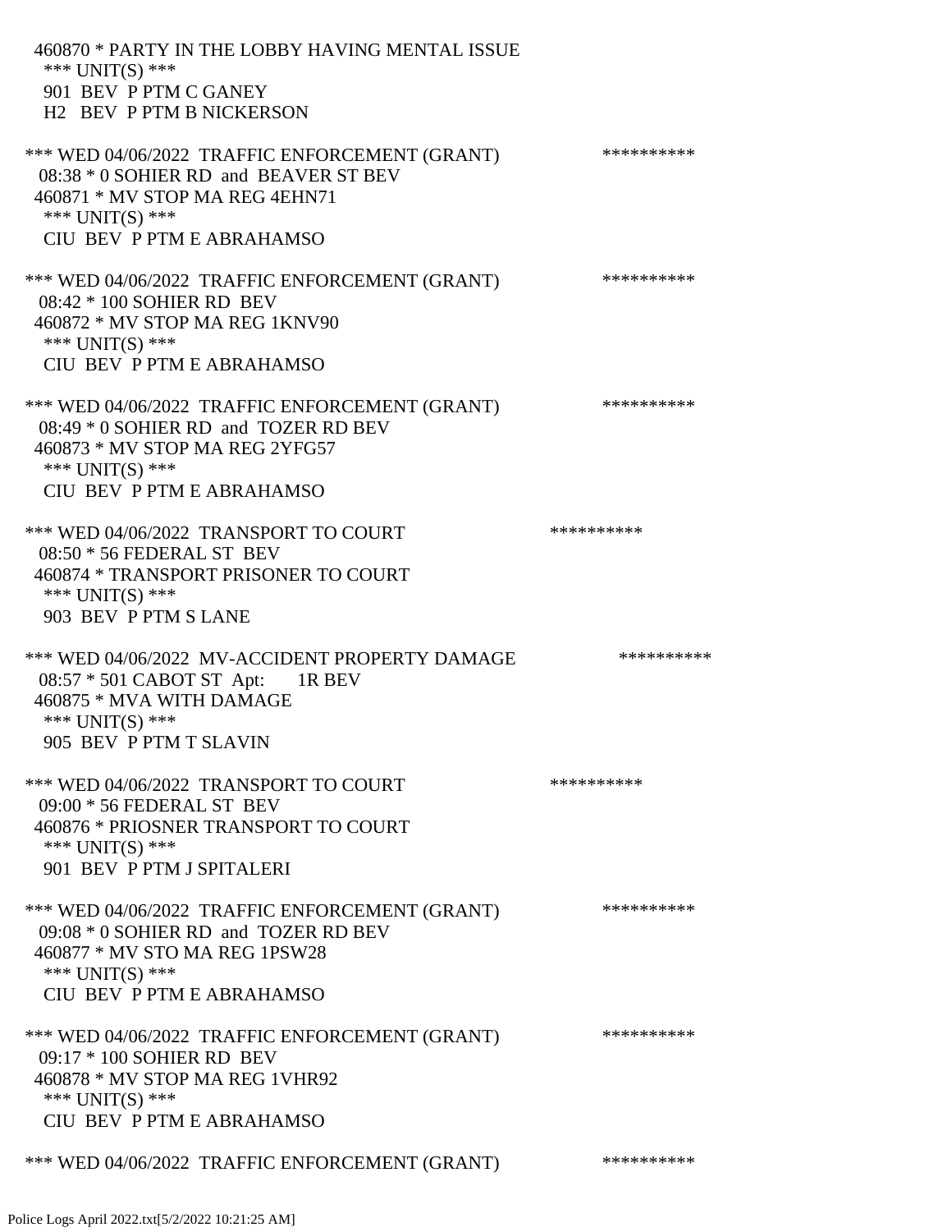460870 * PARTY IN THE LOBBY HAVING MENTAL ISSUE
 *** UNIT(S) ***
 901 BEV P PTM C GANEY
 H2 BEV P PTM B NICKERSON

*** WED 04/06/2022 TRAFFIC ENFORCEMENT (GRANT) **********
 08:38 * 0 SOHIER RD and BEAVER ST BEV
 460871 * MV STOP MA REG 4EHN71
 *** UNIT(S) ***
 CIU BEV P PTM E ABRAHAMSO

*** WED 04/06/2022 TRAFFIC ENFORCEMENT (GRANT) **********
 08:42 * 100 SOHIER RD BEV
 460872 * MV STOP MA REG 1KNV90
 *** UNIT(S) ***
 CIU BEV P PTM E ABRAHAMSO

*** WED 04/06/2022 TRAFFIC ENFORCEMENT (GRANT) **********
 08:49 * 0 SOHIER RD and TOZER RD BEV
 460873 * MV STOP MA REG 2YFG57
 *** UNIT(S) ***
 CIU BEV P PTM E ABRAHAMSO

*** WED 04/06/2022 TRANSPORT TO COURT **********
 08:50 * 56 FEDERAL ST BEV
 460874 * TRANSPORT PRISONER TO COURT
 *** UNIT(S) ***
 903 BEV P PTM S LANE

*** WED 04/06/2022 MV-ACCIDENT PROPERTY DAMAGE **********
 08:57 * 501 CABOT ST Apt: 1R BEV
 460875 * MVA WITH DAMAGE
 *** UNIT(S) ***
 905 BEV P PTM T SLAVIN

*** WED 04/06/2022 TRANSPORT TO COURT **********
 09:00 * 56 FEDERAL ST BEV
 460876 * PRIOSNER TRANSPORT TO COURT
 *** UNIT(S) ***
 901 BEV P PTM J SPITALERI

*** WED 04/06/2022 TRAFFIC ENFORCEMENT (GRANT) **********
 09:08 * 0 SOHIER RD and TOZER RD BEV
 460877 * MV STO MA REG 1PSW28
 *** UNIT(S) ***
 CIU BEV P PTM E ABRAHAMSO

*** WED 04/06/2022 TRAFFIC ENFORCEMENT (GRANT) **********
 09:17 * 100 SOHIER RD BEV
 460878 * MV STOP MA REG 1VHR92
 *** UNIT(S) ***
 CIU BEV P PTM E ABRAHAMSO

*** WED 04/06/2022 TRAFFIC ENFORCEMENT (GRANT) **********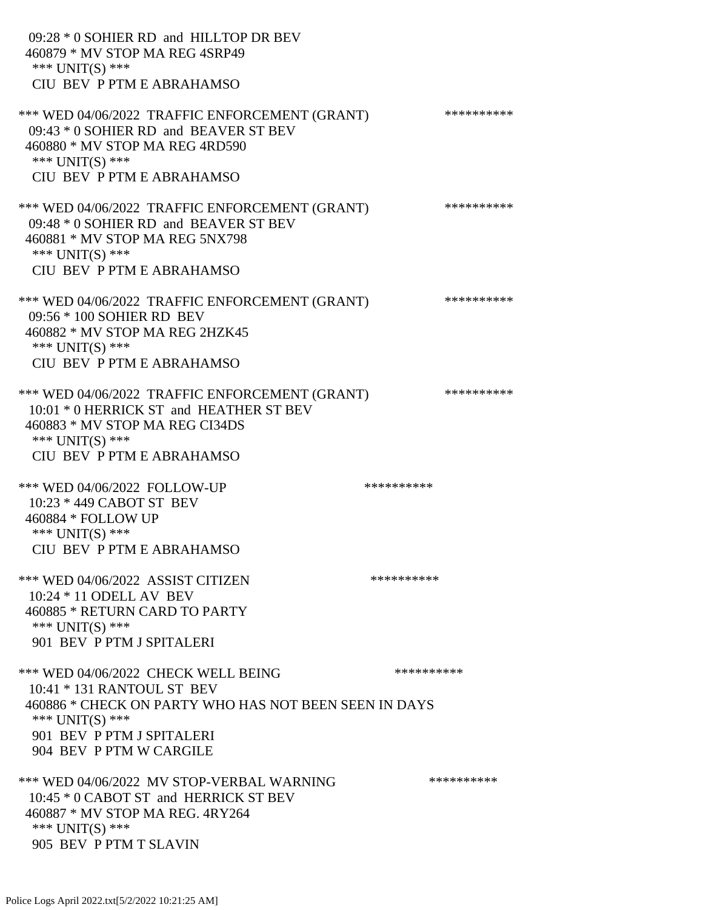09:28 * 0 SOHIER RD and HILLTOP DR BEV
460879 * MV STOP MA REG 4SRP49
*** UNIT(S) ***
CIU BEV P PTM E ABRAHAMSO

*** WED 04/06/2022 TRAFFIC ENFORCEMENT (GRANT) **********
09:43 * 0 SOHIER RD and BEAVER ST BEV
460880 * MV STOP MA REG 4RD590
*** UNIT(S) ***
CIU BEV P PTM E ABRAHAMSO

*** WED 04/06/2022 TRAFFIC ENFORCEMENT (GRANT) **********
09:48 * 0 SOHIER RD and BEAVER ST BEV
460881 * MV STOP MA REG 5NX798
*** UNIT(S) ***
CIU BEV P PTM E ABRAHAMSO

*** WED 04/06/2022 TRAFFIC ENFORCEMENT (GRANT) **********
09:56 * 100 SOHIER RD BEV
460882 * MV STOP MA REG 2HZK45
*** UNIT(S) ***
CIU BEV P PTM E ABRAHAMSO

*** WED 04/06/2022 TRAFFIC ENFORCEMENT (GRANT) **********
10:01 * 0 HERRICK ST and HEATHER ST BEV
460883 * MV STOP MA REG CI34DS
*** UNIT(S) ***
CIU BEV P PTM E ABRAHAMSO

*** WED 04/06/2022 FOLLOW-UP **********
10:23 * 449 CABOT ST BEV
460884 * FOLLOW UP
*** UNIT(S) ***
CIU BEV P PTM E ABRAHAMSO

*** WED 04/06/2022 ASSIST CITIZEN **********
10:24 * 11 ODELL AV BEV
460885 * RETURN CARD TO PARTY
*** UNIT(S) ***
901 BEV P PTM J SPITALERI

*** WED 04/06/2022 CHECK WELL BEING **********
10:41 * 131 RANTOUL ST BEV
460886 * CHECK ON PARTY WHO HAS NOT BEEN SEEN IN DAYS
*** UNIT(S) ***
901 BEV P PTM J SPITALERI
904 BEV P PTM W CARGILE

*** WED 04/06/2022 MV STOP-VERBAL WARNING **********
10:45 * 0 CABOT ST and HERRICK ST BEV
460887 * MV STOP MA REG. 4RY264
*** UNIT(S) ***
905 BEV P PTM T SLAVIN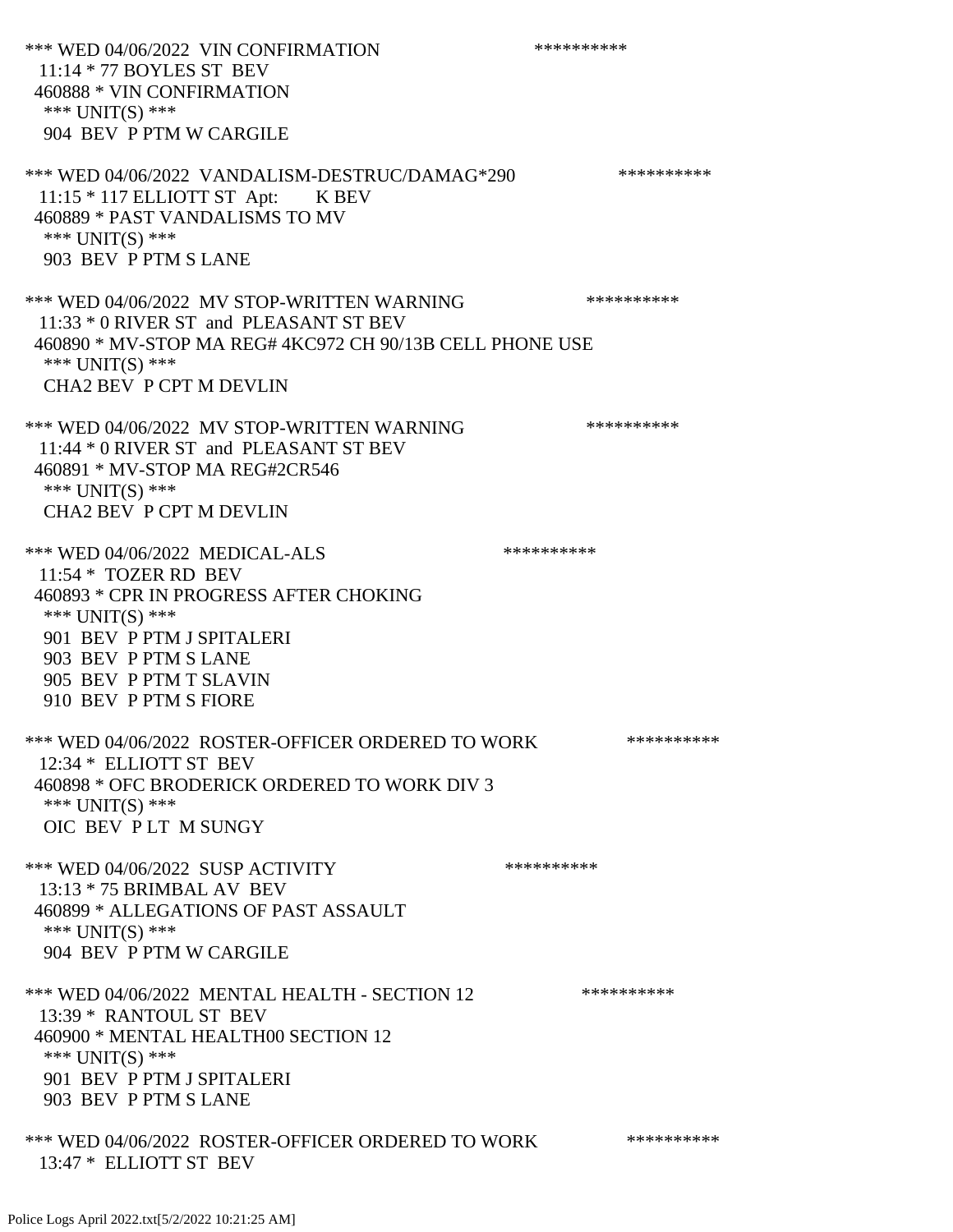*** WED 04/06/2022 VIN CONFIRMATION **********
11:14 * 77 BOYLES ST BEV
460888 * VIN CONFIRMATION
*** UNIT(S) ***
904 BEV P PTM W CARGILE

*** WED 04/06/2022 VANDALISM-DESTRUC/DAMAG*290 **********
11:15 * 117 ELLIOTT ST Apt: K BEV
460889 * PAST VANDALISMS TO MV
*** UNIT(S) ***
903 BEV P PTM S LANE

*** WED 04/06/2022 MV STOP-WRITTEN WARNING **********
11:33 * 0 RIVER ST and PLEASANT ST BEV
460890 * MV-STOP MA REG# 4KC972 CH 90/13B CELL PHONE USE
*** UNIT(S) ***
CHA2 BEV P CPT M DEVLIN

*** WED 04/06/2022 MV STOP-WRITTEN WARNING **********
11:44 * 0 RIVER ST and PLEASANT ST BEV
460891 * MV-STOP MA REG#2CR546
*** UNIT(S) ***
CHA2 BEV P CPT M DEVLIN

*** WED 04/06/2022 MEDICAL-ALS **********
11:54 * TOZER RD BEV
460893 * CPR IN PROGRESS AFTER CHOKING
*** UNIT(S) ***
901 BEV P PTM J SPITALERI
903 BEV P PTM S LANE
905 BEV P PTM T SLAVIN
910 BEV P PTM S FIORE

*** WED 04/06/2022 ROSTER-OFFICER ORDERED TO WORK **********
12:34 * ELLIOTT ST BEV
460898 * OFC BRODERICK ORDERED TO WORK DIV 3
*** UNIT(S) ***
OIC BEV P LT M SUNGY

*** WED 04/06/2022 SUSP ACTIVITY **********
13:13 * 75 BRIMBAL AV BEV
460899 * ALLEGATIONS OF PAST ASSAULT
*** UNIT(S) ***
904 BEV P PTM W CARGILE

*** WED 04/06/2022 MENTAL HEALTH - SECTION 12 **********
13:39 * RANTOUL ST BEV
460900 * MENTAL HEALTH00 SECTION 12
*** UNIT(S) ***
901 BEV P PTM J SPITALERI
903 BEV P PTM S LANE

*** WED 04/06/2022 ROSTER-OFFICER ORDERED TO WORK **********
13:47 * ELLIOTT ST BEV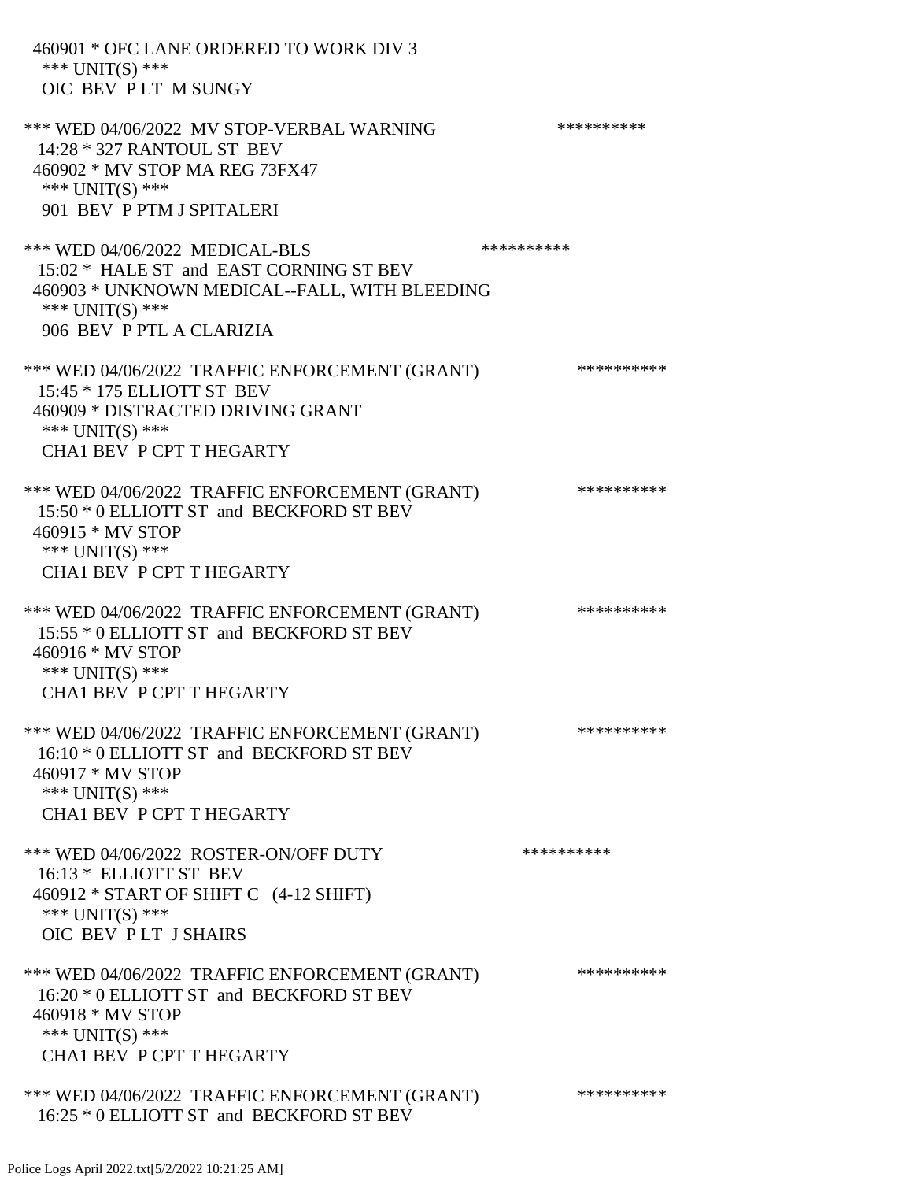460901 * OFC LANE ORDERED TO WORK DIV 3
*** UNIT(S) ***
OIC BEV P LT M SUNGY

*** WED 04/06/2022 MV STOP-VERBAL WARNING **********
14:28 * 327 RANTOUL ST BEV
460902 * MV STOP MA REG 73FX47
*** UNIT(S) ***
901 BEV P PTM J SPITALERI

*** WED 04/06/2022 MEDICAL-BLS **********
15:02 * HALE ST and EAST CORNING ST BEV
460903 * UNKNOWN MEDICAL--FALL, WITH BLEEDING
*** UNIT(S) ***
906 BEV P PTL A CLARIZIA

*** WED 04/06/2022 TRAFFIC ENFORCEMENT (GRANT) **********
15:45 * 175 ELLIOTT ST BEV
460909 * DISTRACTED DRIVING GRANT
*** UNIT(S) ***
CHA1 BEV P CPT T HEGARTY

*** WED 04/06/2022 TRAFFIC ENFORCEMENT (GRANT) **********
15:50 * 0 ELLIOTT ST and BECKFORD ST BEV
460915 * MV STOP
*** UNIT(S) ***
CHA1 BEV P CPT T HEGARTY

*** WED 04/06/2022 TRAFFIC ENFORCEMENT (GRANT) **********
15:55 * 0 ELLIOTT ST and BECKFORD ST BEV
460916 * MV STOP
*** UNIT(S) ***
CHA1 BEV P CPT T HEGARTY

*** WED 04/06/2022 TRAFFIC ENFORCEMENT (GRANT) **********
16:10 * 0 ELLIOTT ST and BECKFORD ST BEV
460917 * MV STOP
*** UNIT(S) ***
CHA1 BEV P CPT T HEGARTY

*** WED 04/06/2022 ROSTER-ON/OFF DUTY **********
16:13 * ELLIOTT ST BEV
460912 * START OF SHIFT C (4-12 SHIFT)
*** UNIT(S) ***
OIC BEV P LT J SHAIRS

*** WED 04/06/2022 TRAFFIC ENFORCEMENT (GRANT) **********
16:20 * 0 ELLIOTT ST and BECKFORD ST BEV
460918 * MV STOP
*** UNIT(S) ***
CHA1 BEV P CPT T HEGARTY

*** WED 04/06/2022 TRAFFIC ENFORCEMENT (GRANT) **********
16:25 * 0 ELLIOTT ST and BECKFORD ST BEV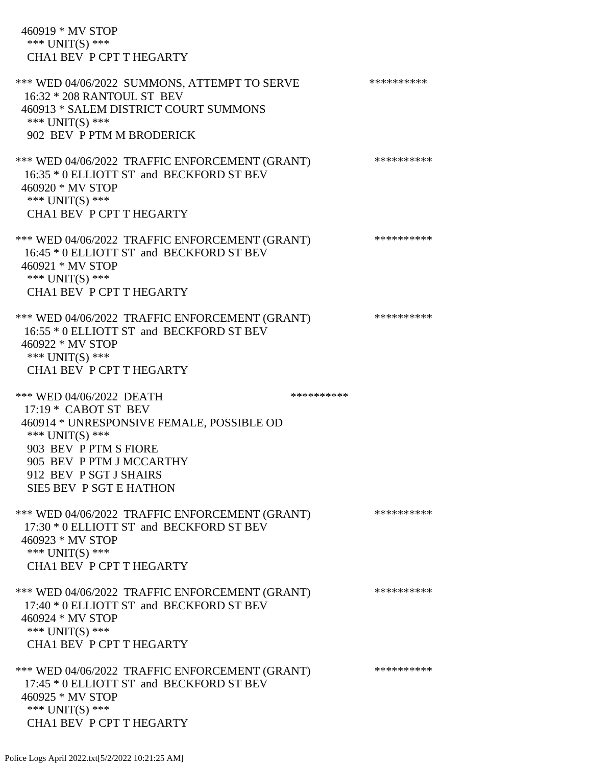460919 * MV STOP
 *** UNIT(S) ***
 CHA1 BEV P CPT T HEGARTY

*** WED 04/06/2022 SUMMONS, ATTEMPT TO SERVE **********
 16:32 * 208 RANTOUL ST BEV
 460913 * SALEM DISTRICT COURT SUMMONS
 *** UNIT(S) ***
 902 BEV P PTM M BRODERICK

*** WED 04/06/2022 TRAFFIC ENFORCEMENT (GRANT) **********
 16:35 * 0 ELLIOTT ST and BECKFORD ST BEV
 460920 * MV STOP
 *** UNIT(S) ***
 CHA1 BEV P CPT T HEGARTY

*** WED 04/06/2022 TRAFFIC ENFORCEMENT (GRANT) **********
 16:45 * 0 ELLIOTT ST and BECKFORD ST BEV
 460921 * MV STOP
 *** UNIT(S) ***
 CHA1 BEV P CPT T HEGARTY

*** WED 04/06/2022 TRAFFIC ENFORCEMENT (GRANT) **********
 16:55 * 0 ELLIOTT ST and BECKFORD ST BEV
 460922 * MV STOP
 *** UNIT(S) ***
 CHA1 BEV P CPT T HEGARTY

*** WED 04/06/2022 DEATH **********
 17:19 * CABOT ST BEV
 460914 * UNRESPONSIVE FEMALE, POSSIBLE OD
 *** UNIT(S) ***
 903 BEV P PTM S FIORE
 905 BEV P PTM J MCCARTHY
 912 BEV P SGT J SHAIRS
 SIE5 BEV P SGT E HATHON

*** WED 04/06/2022 TRAFFIC ENFORCEMENT (GRANT) **********
 17:30 * 0 ELLIOTT ST and BECKFORD ST BEV
 460923 * MV STOP
 *** UNIT(S) ***
 CHA1 BEV P CPT T HEGARTY

*** WED 04/06/2022 TRAFFIC ENFORCEMENT (GRANT) **********
 17:40 * 0 ELLIOTT ST and BECKFORD ST BEV
 460924 * MV STOP
 *** UNIT(S) ***
 CHA1 BEV P CPT T HEGARTY

*** WED 04/06/2022 TRAFFIC ENFORCEMENT (GRANT) **********
 17:45 * 0 ELLIOTT ST and BECKFORD ST BEV
 460925 * MV STOP
 *** UNIT(S) ***
 CHA1 BEV P CPT T HEGARTY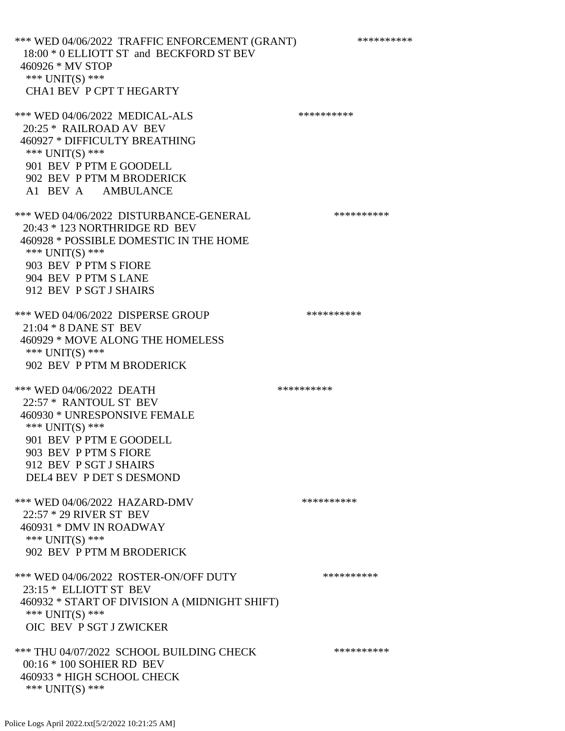*** WED 04/06/2022 TRAFFIC ENFORCEMENT (GRANT) **********
18:00 * 0 ELLIOTT ST and BECKFORD ST BEV
460926 * MV STOP
*** UNIT(S) ***
CHA1 BEV P CPT T HEGARTY

*** WED 04/06/2022 MEDICAL-ALS **********
20:25 * RAILROAD AV BEV
460927 * DIFFICULTY BREATHING
*** UNIT(S) ***
901 BEV P PTM E GOODELL
902 BEV P PTM M BRODERICK
A1 BEV A AMBULANCE

*** WED 04/06/2022 DISTURBANCE-GENERAL **********
20:43 * 123 NORTHRIDGE RD BEV
460928 * POSSIBLE DOMESTIC IN THE HOME
*** UNIT(S) ***
903 BEV P PTM S FIORE
904 BEV P PTM S LANE
912 BEV P SGT J SHAIRS

*** WED 04/06/2022 DISPERSE GROUP **********
21:04 * 8 DANE ST BEV
460929 * MOVE ALONG THE HOMELESS
*** UNIT(S) ***
902 BEV P PTM M BRODERICK

*** WED 04/06/2022 DEATH **********
22:57 * RANTOUL ST BEV
460930 * UNRESPONSIVE FEMALE
*** UNIT(S) ***
901 BEV P PTM E GOODELL
903 BEV P PTM S FIORE
912 BEV P SGT J SHAIRS
DEL4 BEV P DET S DESMOND

*** WED 04/06/2022 HAZARD-DMV **********
22:57 * 29 RIVER ST BEV
460931 * DMV IN ROADWAY
*** UNIT(S) ***
902 BEV P PTM M BRODERICK

*** WED 04/06/2022 ROSTER-ON/OFF DUTY **********
23:15 * ELLIOTT ST BEV
460932 * START OF DIVISION A (MIDNIGHT SHIFT)
*** UNIT(S) ***
OIC BEV P SGT J ZWICKER

*** THU 04/07/2022 SCHOOL BUILDING CHECK **********
00:16 * 100 SOHIER RD BEV
460933 * HIGH SCHOOL CHECK
*** UNIT(S) ***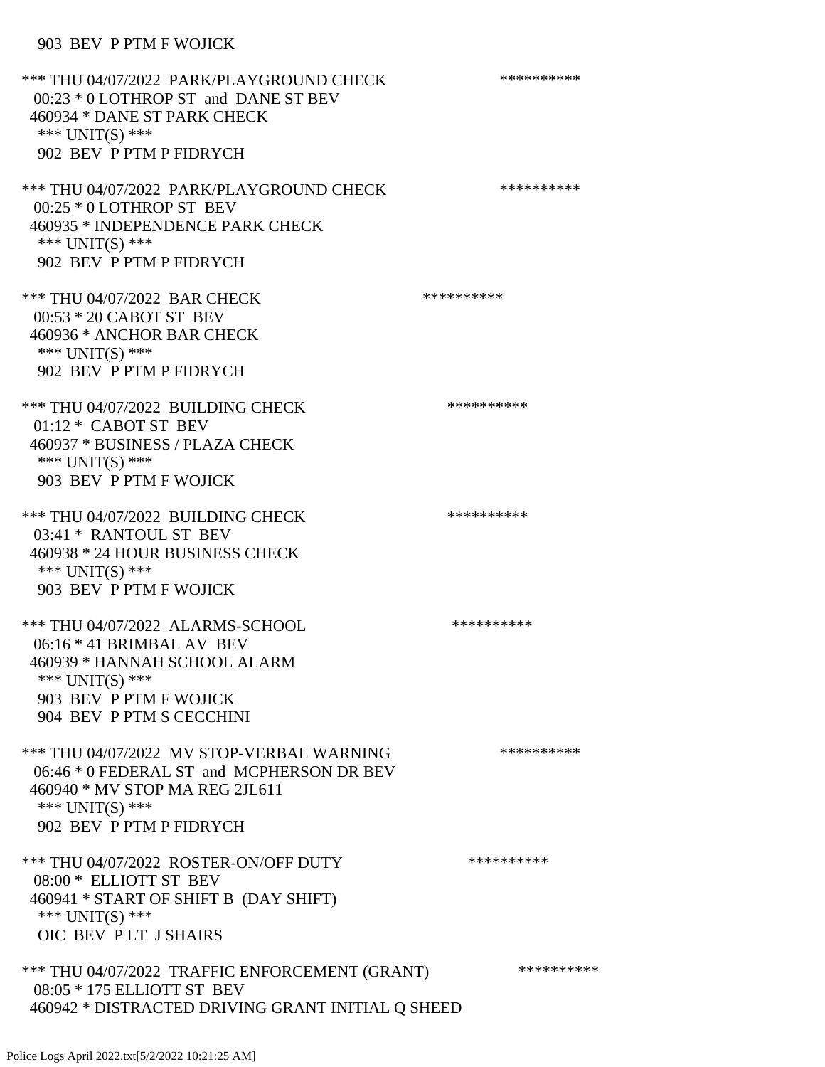903 BEV P PTM F WOJICK

*** THU 04/07/2022 PARK/PLAYGROUND CHECK **********
00:23 * 0 LOTHROP ST and DANE ST BEV
460934 * DANE ST PARK CHECK
*** UNIT(S) ***
902 BEV P PTM P FIDRYCH

*** THU 04/07/2022 PARK/PLAYGROUND CHECK **********
00:25 * 0 LOTHROP ST BEV
460935 * INDEPENDENCE PARK CHECK
*** UNIT(S) ***
902 BEV P PTM P FIDRYCH

*** THU 04/07/2022 BAR CHECK **********
00:53 * 20 CABOT ST BEV
460936 * ANCHOR BAR CHECK
*** UNIT(S) ***
902 BEV P PTM P FIDRYCH

*** THU 04/07/2022 BUILDING CHECK **********
01:12 * CABOT ST BEV
460937 * BUSINESS / PLAZA CHECK
*** UNIT(S) ***
903 BEV P PTM F WOJICK

*** THU 04/07/2022 BUILDING CHECK **********
03:41 * RANTOUL ST BEV
460938 * 24 HOUR BUSINESS CHECK
*** UNIT(S) ***
903 BEV P PTM F WOJICK

*** THU 04/07/2022 ALARMS-SCHOOL **********
06:16 * 41 BRIMBAL AV BEV
460939 * HANNAH SCHOOL ALARM
*** UNIT(S) ***
903 BEV P PTM F WOJICK
904 BEV P PTM S CECCHINI

*** THU 04/07/2022 MV STOP-VERBAL WARNING **********
06:46 * 0 FEDERAL ST and MCPHERSON DR BEV
460940 * MV STOP MA REG 2JL611
*** UNIT(S) ***
902 BEV P PTM P FIDRYCH

*** THU 04/07/2022 ROSTER-ON/OFF DUTY **********
08:00 * ELLIOTT ST BEV
460941 * START OF SHIFT B (DAY SHIFT)
*** UNIT(S) ***
OIC BEV P LT J SHAIRS

*** THU 04/07/2022 TRAFFIC ENFORCEMENT (GRANT) **********
08:05 * 175 ELLIOTT ST BEV
460942 * DISTRACTED DRIVING GRANT INITIAL Q SHEED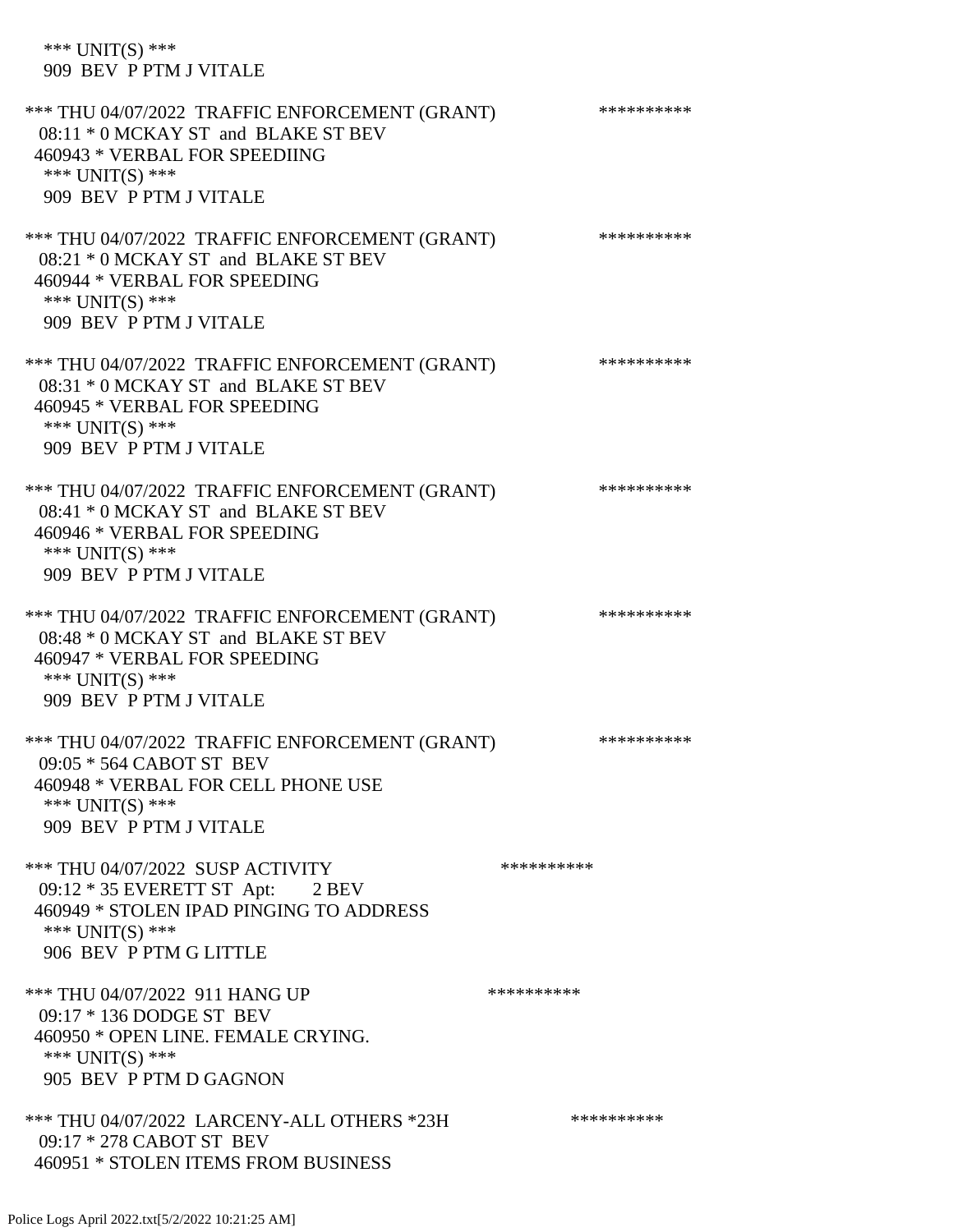*** UNIT(S) ***
909 BEV P PTM J VITALE

*** THU 04/07/2022 TRAFFIC ENFORCEMENT (GRANT) **********
08:11 * 0 MCKAY ST and BLAKE ST BEV
460943 * VERBAL FOR SPEEDIING
*** UNIT(S) ***
909 BEV P PTM J VITALE

*** THU 04/07/2022 TRAFFIC ENFORCEMENT (GRANT) **********
08:21 * 0 MCKAY ST and BLAKE ST BEV
460944 * VERBAL FOR SPEEDING
*** UNIT(S) ***
909 BEV P PTM J VITALE

*** THU 04/07/2022 TRAFFIC ENFORCEMENT (GRANT) **********
08:31 * 0 MCKAY ST and BLAKE ST BEV
460945 * VERBAL FOR SPEEDING
*** UNIT(S) ***
909 BEV P PTM J VITALE

*** THU 04/07/2022 TRAFFIC ENFORCEMENT (GRANT) **********
08:41 * 0 MCKAY ST and BLAKE ST BEV
460946 * VERBAL FOR SPEEDING
*** UNIT(S) ***
909 BEV P PTM J VITALE

*** THU 04/07/2022 TRAFFIC ENFORCEMENT (GRANT) **********
08:48 * 0 MCKAY ST and BLAKE ST BEV
460947 * VERBAL FOR SPEEDING
*** UNIT(S) ***
909 BEV P PTM J VITALE

*** THU 04/07/2022 TRAFFIC ENFORCEMENT (GRANT) **********
09:05 * 564 CABOT ST BEV
460948 * VERBAL FOR CELL PHONE USE
*** UNIT(S) ***
909 BEV P PTM J VITALE

*** THU 04/07/2022 SUSP ACTIVITY **********
09:12 * 35 EVERETT ST Apt: 2 BEV
460949 * STOLEN IPAD PINGING TO ADDRESS
*** UNIT(S) ***
906 BEV P PTM G LITTLE

*** THU 04/07/2022 911 HANG UP **********
09:17 * 136 DODGE ST BEV
460950 * OPEN LINE. FEMALE CRYING.
*** UNIT(S) ***
905 BEV P PTM D GAGNON

*** THU 04/07/2022 LARCENY-ALL OTHERS *23H **********
09:17 * 278 CABOT ST BEV
460951 * STOLEN ITEMS FROM BUSINESS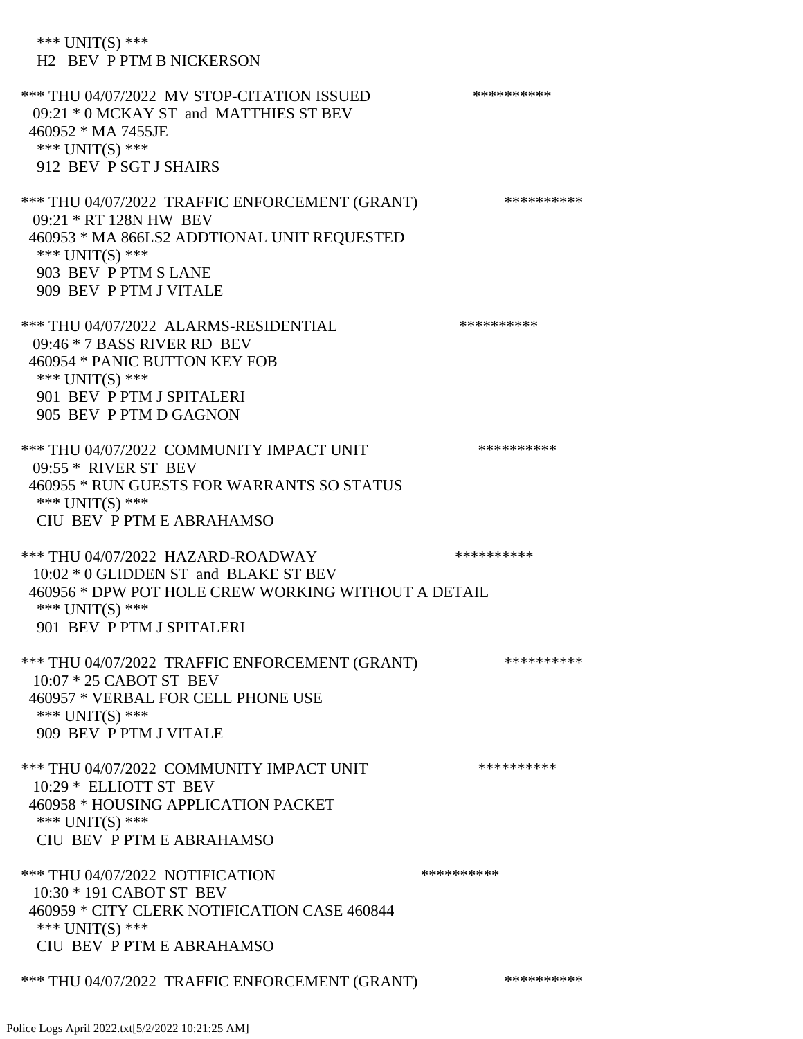*** UNIT(S) ***
 H2 BEV P PTM B NICKERSON

*** THU 04/07/2022 MV STOP-CITATION ISSUED **********
 09:21 * 0 MCKAY ST and MATTHIES ST BEV
 460952 * MA 7455JE
 *** UNIT(S) ***
 912 BEV P SGT J SHAIRS

*** THU 04/07/2022 TRAFFIC ENFORCEMENT (GRANT) **********
 09:21 * RT 128N HW BEV
 460953 * MA 866LS2 ADDTIONAL UNIT REQUESTED
 *** UNIT(S) ***
 903 BEV P PTM S LANE
 909 BEV P PTM J VITALE

*** THU 04/07/2022 ALARMS-RESIDENTIAL **********
 09:46 * 7 BASS RIVER RD BEV
 460954 * PANIC BUTTON KEY FOB
 *** UNIT(S) ***
 901 BEV P PTM J SPITALERI
 905 BEV P PTM D GAGNON

*** THU 04/07/2022 COMMUNITY IMPACT UNIT **********
 09:55 * RIVER ST BEV
 460955 * RUN GUESTS FOR WARRANTS SO STATUS
 *** UNIT(S) ***
 CIU BEV P PTM E ABRAHAMSO

*** THU 04/07/2022 HAZARD-ROADWAY **********
 10:02 * 0 GLIDDEN ST and BLAKE ST BEV
 460956 * DPW POT HOLE CREW WORKING WITHOUT A DETAIL
 *** UNIT(S) ***
 901 BEV P PTM J SPITALERI

*** THU 04/07/2022 TRAFFIC ENFORCEMENT (GRANT) **********
 10:07 * 25 CABOT ST BEV
 460957 * VERBAL FOR CELL PHONE USE
 *** UNIT(S) ***
 909 BEV P PTM J VITALE

*** THU 04/07/2022 COMMUNITY IMPACT UNIT **********
 10:29 * ELLIOTT ST BEV
 460958 * HOUSING APPLICATION PACKET
 *** UNIT(S) ***
 CIU BEV P PTM E ABRAHAMSO

*** THU 04/07/2022 NOTIFICATION **********
 10:30 * 191 CABOT ST BEV
 460959 * CITY CLERK NOTIFICATION CASE 460844
 *** UNIT(S) ***
 CIU BEV P PTM E ABRAHAMSO

*** THU 04/07/2022 TRAFFIC ENFORCEMENT (GRANT) **********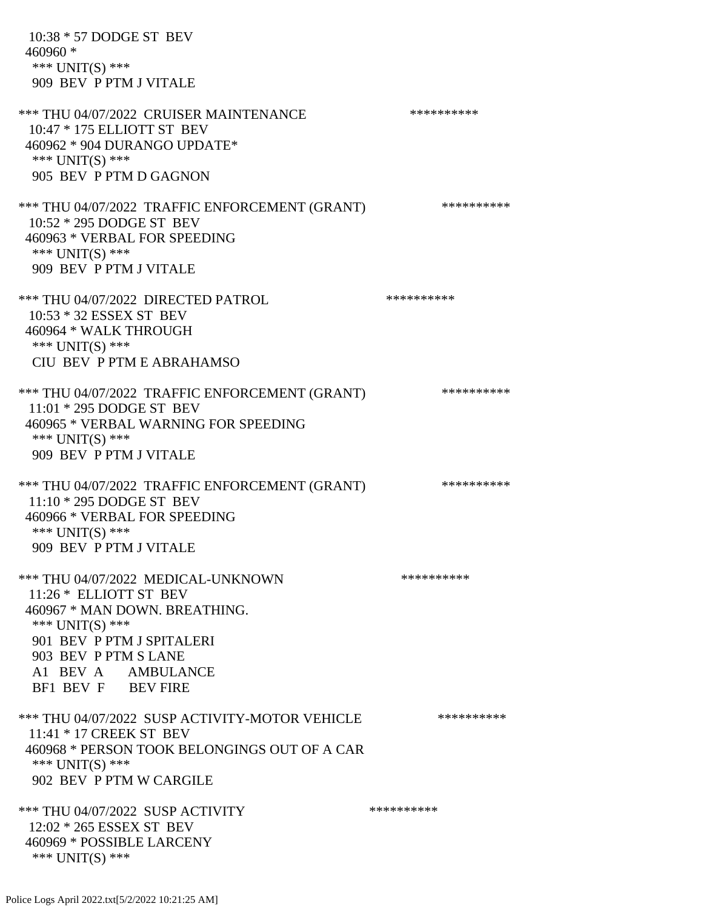10:38 * 57 DODGE ST BEV
460960 *
*** UNIT(S) ***
909 BEV P PTM J VITALE

*** THU 04/07/2022 CRUISER MAINTENANCE **********
10:47 * 175 ELLIOTT ST BEV
460962 * 904 DURANGO UPDATE*
*** UNIT(S) ***
905 BEV P PTM D GAGNON

*** THU 04/07/2022 TRAFFIC ENFORCEMENT (GRANT) **********
10:52 * 295 DODGE ST BEV
460963 * VERBAL FOR SPEEDING
*** UNIT(S) ***
909 BEV P PTM J VITALE

*** THU 04/07/2022 DIRECTED PATROL **********
10:53 * 32 ESSEX ST BEV
460964 * WALK THROUGH
*** UNIT(S) ***
CIU BEV P PTM E ABRAHAMSO

*** THU 04/07/2022 TRAFFIC ENFORCEMENT (GRANT) **********
11:01 * 295 DODGE ST BEV
460965 * VERBAL WARNING FOR SPEEDING
*** UNIT(S) ***
909 BEV P PTM J VITALE

*** THU 04/07/2022 TRAFFIC ENFORCEMENT (GRANT) **********
11:10 * 295 DODGE ST BEV
460966 * VERBAL FOR SPEEDING
*** UNIT(S) ***
909 BEV P PTM J VITALE

*** THU 04/07/2022 MEDICAL-UNKNOWN **********
11:26 * ELLIOTT ST BEV
460967 * MAN DOWN. BREATHING.
*** UNIT(S) ***
901 BEV P PTM J SPITALERI
903 BEV P PTM S LANE
A1 BEV A AMBULANCE
BF1 BEV F BEV FIRE

*** THU 04/07/2022 SUSP ACTIVITY-MOTOR VEHICLE **********
11:41 * 17 CREEK ST BEV
460968 * PERSON TOOK BELONGINGS OUT OF A CAR
*** UNIT(S) ***
902 BEV P PTM W CARGILE

*** THU 04/07/2022 SUSP ACTIVITY **********
12:02 * 265 ESSEX ST BEV
460969 * POSSIBLE LARCENY
*** UNIT(S) ***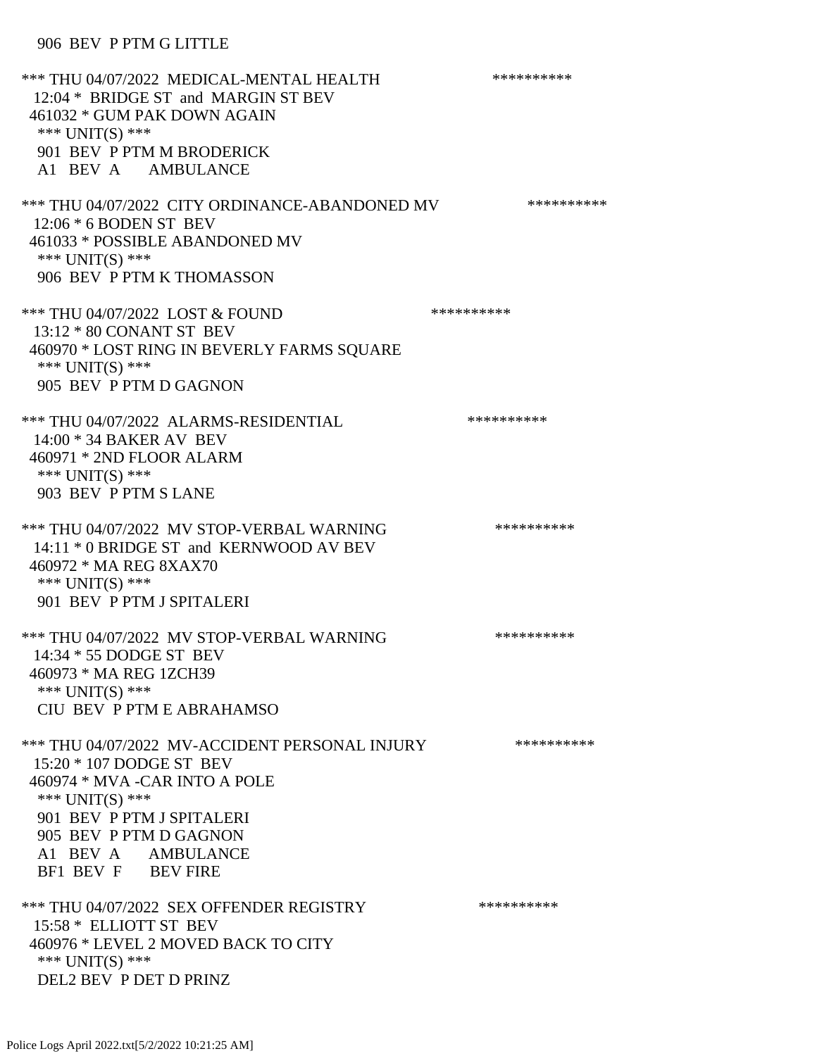906 BEV P PTM G LITTLE

*** THU 04/07/2022 MEDICAL-MENTAL HEALTH **********
12:04 * BRIDGE ST and MARGIN ST BEV
461032 * GUM PAK DOWN AGAIN
*** UNIT(S) ***
901 BEV P PTM M BRODERICK
A1 BEV A AMBULANCE

*** THU 04/07/2022 CITY ORDINANCE-ABANDONED MV **********
12:06 * 6 BODEN ST BEV
461033 * POSSIBLE ABANDONED MV
*** UNIT(S) ***
906 BEV P PTM K THOMASSON

*** THU 04/07/2022 LOST & FOUND **********
13:12 * 80 CONANT ST BEV
460970 * LOST RING IN BEVERLY FARMS SQUARE
*** UNIT(S) ***
905 BEV P PTM D GAGNON

*** THU 04/07/2022 ALARMS-RESIDENTIAL **********
14:00 * 34 BAKER AV BEV
460971 * 2ND FLOOR ALARM
*** UNIT(S) ***
903 BEV P PTM S LANE

*** THU 04/07/2022 MV STOP-VERBAL WARNING **********
14:11 * 0 BRIDGE ST and KERNWOOD AV BEV
460972 * MA REG 8XAX70
*** UNIT(S) ***
901 BEV P PTM J SPITALERI

*** THU 04/07/2022 MV STOP-VERBAL WARNING **********
14:34 * 55 DODGE ST BEV
460973 * MA REG 1ZCH39
*** UNIT(S) ***
CIU BEV P PTM E ABRAHAMSO

*** THU 04/07/2022 MV-ACCIDENT PERSONAL INJURY **********
15:20 * 107 DODGE ST BEV
460974 * MVA -CAR INTO A POLE
*** UNIT(S) ***
901 BEV P PTM J SPITALERI
905 BEV P PTM D GAGNON
A1 BEV A AMBULANCE
BF1 BEV F BEV FIRE

*** THU 04/07/2022 SEX OFFENDER REGISTRY **********
15:58 * ELLIOTT ST BEV
460976 * LEVEL 2 MOVED BACK TO CITY
*** UNIT(S) ***
DEL2 BEV P DET D PRINZ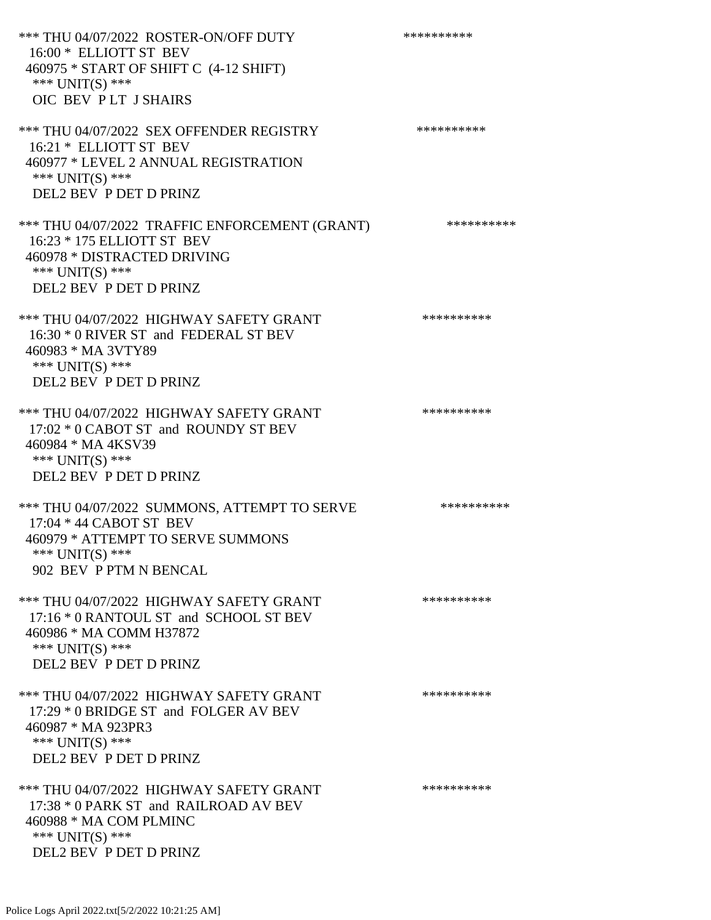*** THU 04/07/2022 ROSTER-ON/OFF DUTY **********
16:00 * ELLIOTT ST BEV
460975 * START OF SHIFT C (4-12 SHIFT)
*** UNIT(S) ***
OIC BEV P LT J SHAIRS

*** THU 04/07/2022 SEX OFFENDER REGISTRY **********
16:21 * ELLIOTT ST BEV
460977 * LEVEL 2 ANNUAL REGISTRATION
*** UNIT(S) ***
DEL2 BEV P DET D PRINZ

*** THU 04/07/2022 TRAFFIC ENFORCEMENT (GRANT) **********
16:23 * 175 ELLIOTT ST BEV
460978 * DISTRACTED DRIVING
*** UNIT(S) ***
DEL2 BEV P DET D PRINZ

*** THU 04/07/2022 HIGHWAY SAFETY GRANT **********
16:30 * 0 RIVER ST and FEDERAL ST BEV
460983 * MA 3VTY89
*** UNIT(S) ***
DEL2 BEV P DET D PRINZ

*** THU 04/07/2022 HIGHWAY SAFETY GRANT **********
17:02 * 0 CABOT ST and ROUNDY ST BEV
460984 * MA 4KSV39
*** UNIT(S) ***
DEL2 BEV P DET D PRINZ

*** THU 04/07/2022 SUMMONS, ATTEMPT TO SERVE **********
17:04 * 44 CABOT ST BEV
460979 * ATTEMPT TO SERVE SUMMONS
*** UNIT(S) ***
902 BEV P PTM N BENCAL

*** THU 04/07/2022 HIGHWAY SAFETY GRANT **********
17:16 * 0 RANTOUL ST and SCHOOL ST BEV
460986 * MA COMM H37872
*** UNIT(S) ***
DEL2 BEV P DET D PRINZ

*** THU 04/07/2022 HIGHWAY SAFETY GRANT **********
17:29 * 0 BRIDGE ST and FOLGER AV BEV
460987 * MA 923PR3
*** UNIT(S) ***
DEL2 BEV P DET D PRINZ

*** THU 04/07/2022 HIGHWAY SAFETY GRANT **********
17:38 * 0 PARK ST and RAILROAD AV BEV
460988 * MA COM PLMINC
*** UNIT(S) ***
DEL2 BEV P DET D PRINZ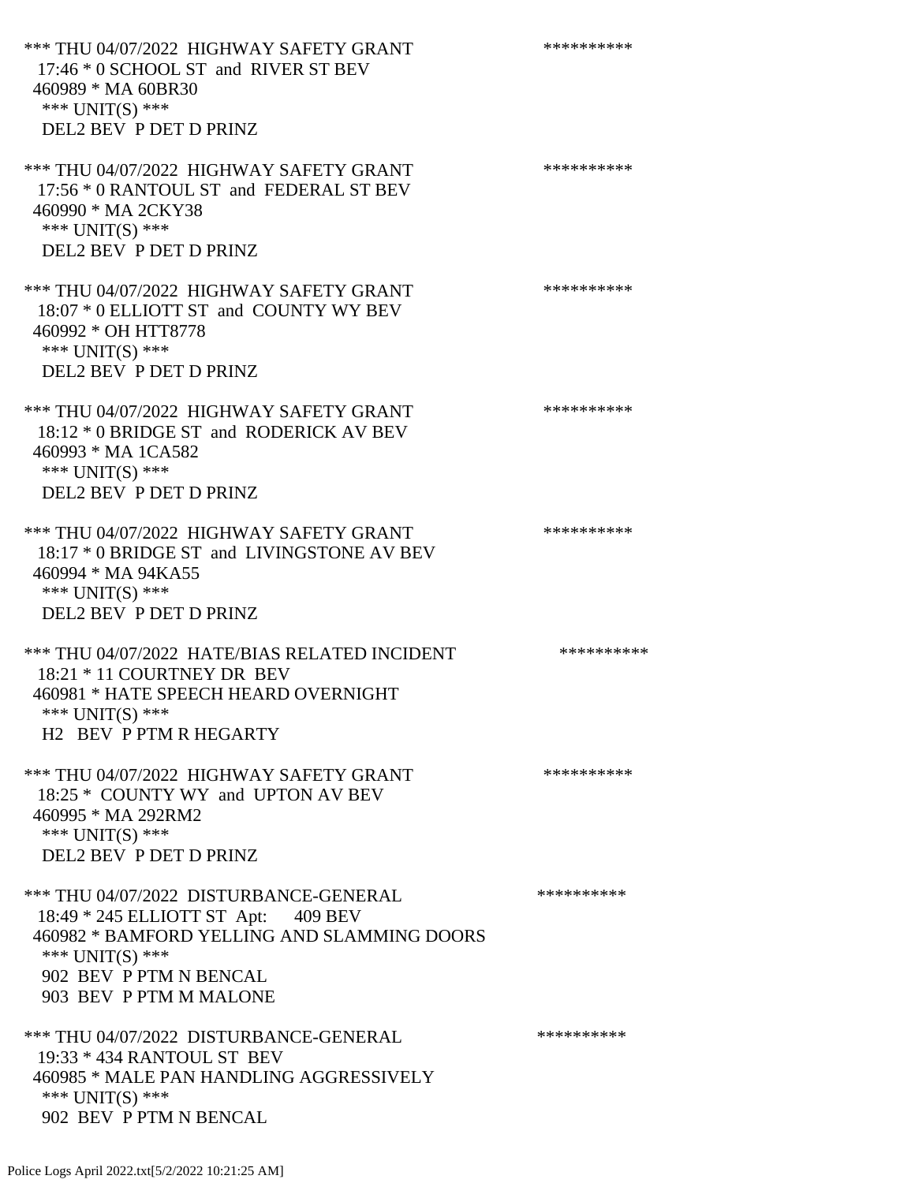*** THU 04/07/2022 HIGHWAY SAFETY GRANT **********
17:46 * 0 SCHOOL ST and RIVER ST BEV
460989 * MA 60BR30
*** UNIT(S) ***
DEL2 BEV P DET D PRINZ

*** THU 04/07/2022 HIGHWAY SAFETY GRANT **********
17:56 * 0 RANTOUL ST and FEDERAL ST BEV
460990 * MA 2CKY38
*** UNIT(S) ***
DEL2 BEV P DET D PRINZ

*** THU 04/07/2022 HIGHWAY SAFETY GRANT **********
18:07 * 0 ELLIOTT ST and COUNTY WY BEV
460992 * OH HTT8778
*** UNIT(S) ***
DEL2 BEV P DET D PRINZ

*** THU 04/07/2022 HIGHWAY SAFETY GRANT **********
18:12 * 0 BRIDGE ST and RODERICK AV BEV
460993 * MA 1CA582
*** UNIT(S) ***
DEL2 BEV P DET D PRINZ

*** THU 04/07/2022 HIGHWAY SAFETY GRANT **********
18:17 * 0 BRIDGE ST and LIVINGSTONE AV BEV
460994 * MA 94KA55
*** UNIT(S) ***
DEL2 BEV P DET D PRINZ

*** THU 04/07/2022 HATE/BIAS RELATED INCIDENT **********
18:21 * 11 COURTNEY DR BEV
460981 * HATE SPEECH HEARD OVERNIGHT
*** UNIT(S) ***
H2 BEV P PTM R HEGARTY

*** THU 04/07/2022 HIGHWAY SAFETY GRANT **********
18:25 * COUNTY WY and UPTON AV BEV
460995 * MA 292RM2
*** UNIT(S) ***
DEL2 BEV P DET D PRINZ

*** THU 04/07/2022 DISTURBANCE-GENERAL **********
18:49 * 245 ELLIOTT ST Apt: 409 BEV
460982 * BAMFORD YELLING AND SLAMMING DOORS
*** UNIT(S) ***
902 BEV P PTM N BENCAL
903 BEV P PTM M MALONE

*** THU 04/07/2022 DISTURBANCE-GENERAL **********
19:33 * 434 RANTOUL ST BEV
460985 * MALE PAN HANDLING AGGRESSIVELY
*** UNIT(S) ***
902 BEV P PTM N BENCAL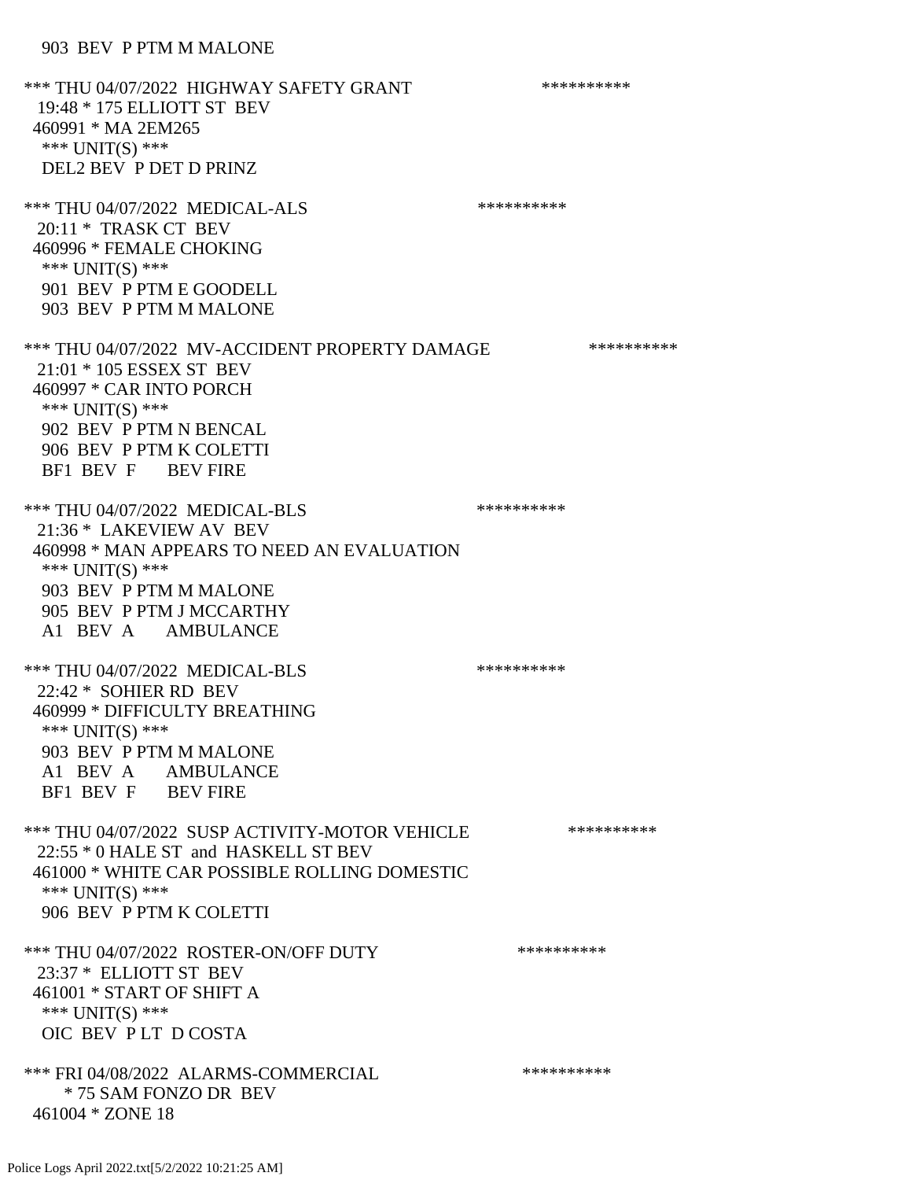903 BEV P PTM M MALONE

*** THU 04/07/2022 HIGHWAY SAFETY GRANT **********
19:48 * 175 ELLIOTT ST BEV
460991 * MA 2EM265
*** UNIT(S) ***
DEL2 BEV P DET D PRINZ

*** THU 04/07/2022 MEDICAL-ALS **********
20:11 * TRASK CT BEV
460996 * FEMALE CHOKING
*** UNIT(S) ***
901 BEV P PTM E GOODELL
903 BEV P PTM M MALONE

*** THU 04/07/2022 MV-ACCIDENT PROPERTY DAMAGE **********
21:01 * 105 ESSEX ST BEV
460997 * CAR INTO PORCH
*** UNIT(S) ***
902 BEV P PTM N BENCAL
906 BEV P PTM K COLETTI
BF1 BEV F BEV FIRE

*** THU 04/07/2022 MEDICAL-BLS **********
21:36 * LAKEVIEW AV BEV
460998 * MAN APPEARS TO NEED AN EVALUATION
*** UNIT(S) ***
903 BEV P PTM M MALONE
905 BEV P PTM J MCCARTHY
A1 BEV A AMBULANCE

*** THU 04/07/2022 MEDICAL-BLS **********
22:42 * SOHIER RD BEV
460999 * DIFFICULTY BREATHING
*** UNIT(S) ***
903 BEV P PTM M MALONE
A1 BEV A AMBULANCE
BF1 BEV F BEV FIRE

*** THU 04/07/2022 SUSP ACTIVITY-MOTOR VEHICLE **********
22:55 * 0 HALE ST and HASKELL ST BEV
461000 * WHITE CAR POSSIBLE ROLLING DOMESTIC
*** UNIT(S) ***
906 BEV P PTM K COLETTI

*** THU 04/07/2022 ROSTER-ON/OFF DUTY **********
23:37 * ELLIOTT ST BEV
461001 * START OF SHIFT A
*** UNIT(S) ***
OIC BEV P LT D COSTA

*** FRI 04/08/2022 ALARMS-COMMERCIAL **********
* 75 SAM FONZO DR BEV
461004 * ZONE 18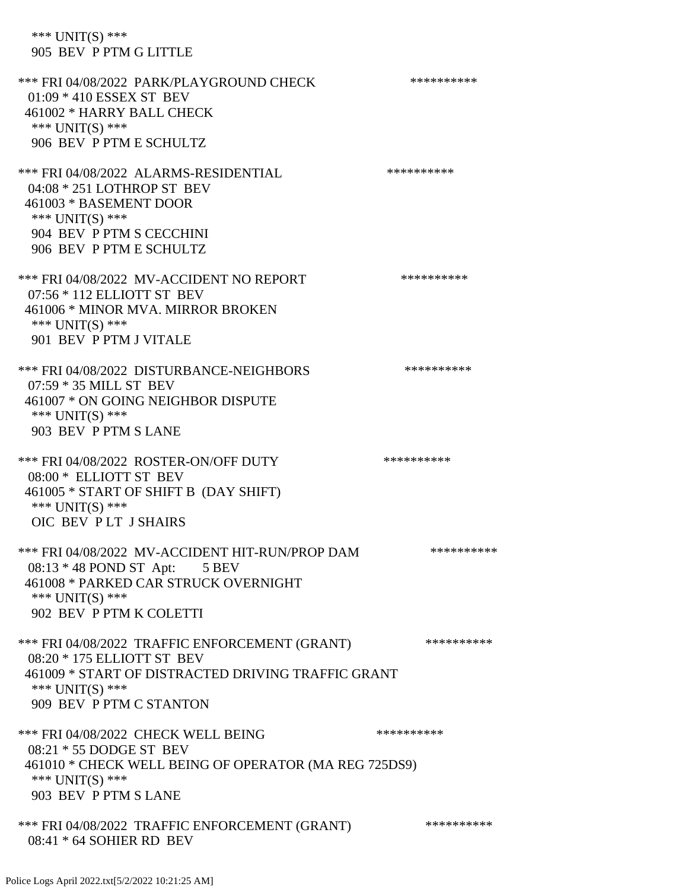*** UNIT(S) ***
905 BEV P PTM G LITTLE

*** FRI 04/08/2022 PARK/PLAYGROUND CHECK **********
01:09 * 410 ESSEX ST BEV
461002 * HARRY BALL CHECK
*** UNIT(S) ***
906 BEV P PTM E SCHULTZ

*** FRI 04/08/2022 ALARMS-RESIDENTIAL **********
04:08 * 251 LOTHROP ST BEV
461003 * BASEMENT DOOR
*** UNIT(S) ***
904 BEV P PTM S CECCHINI
906 BEV P PTM E SCHULTZ

*** FRI 04/08/2022 MV-ACCIDENT NO REPORT **********
07:56 * 112 ELLIOTT ST BEV
461006 * MINOR MVA. MIRROR BROKEN
*** UNIT(S) ***
901 BEV P PTM J VITALE

*** FRI 04/08/2022 DISTURBANCE-NEIGHBORS **********
07:59 * 35 MILL ST BEV
461007 * ON GOING NEIGHBOR DISPUTE
*** UNIT(S) ***
903 BEV P PTM S LANE

*** FRI 04/08/2022 ROSTER-ON/OFF DUTY **********
08:00 * ELLIOTT ST BEV
461005 * START OF SHIFT B (DAY SHIFT)
*** UNIT(S) ***
OIC BEV P LT J SHAIRS

*** FRI 04/08/2022 MV-ACCIDENT HIT-RUN/PROP DAM **********
08:13 * 48 POND ST Apt: 5 BEV
461008 * PARKED CAR STRUCK OVERNIGHT
*** UNIT(S) ***
902 BEV P PTM K COLETTI

*** FRI 04/08/2022 TRAFFIC ENFORCEMENT (GRANT) **********
08:20 * 175 ELLIOTT ST BEV
461009 * START OF DISTRACTED DRIVING TRAFFIC GRANT
*** UNIT(S) ***
909 BEV P PTM C STANTON

*** FRI 04/08/2022 CHECK WELL BEING **********
08:21 * 55 DODGE ST BEV
461010 * CHECK WELL BEING OF OPERATOR (MA REG 725DS9)
*** UNIT(S) ***
903 BEV P PTM S LANE

*** FRI 04/08/2022 TRAFFIC ENFORCEMENT (GRANT) **********
08:41 * 64 SOHIER RD BEV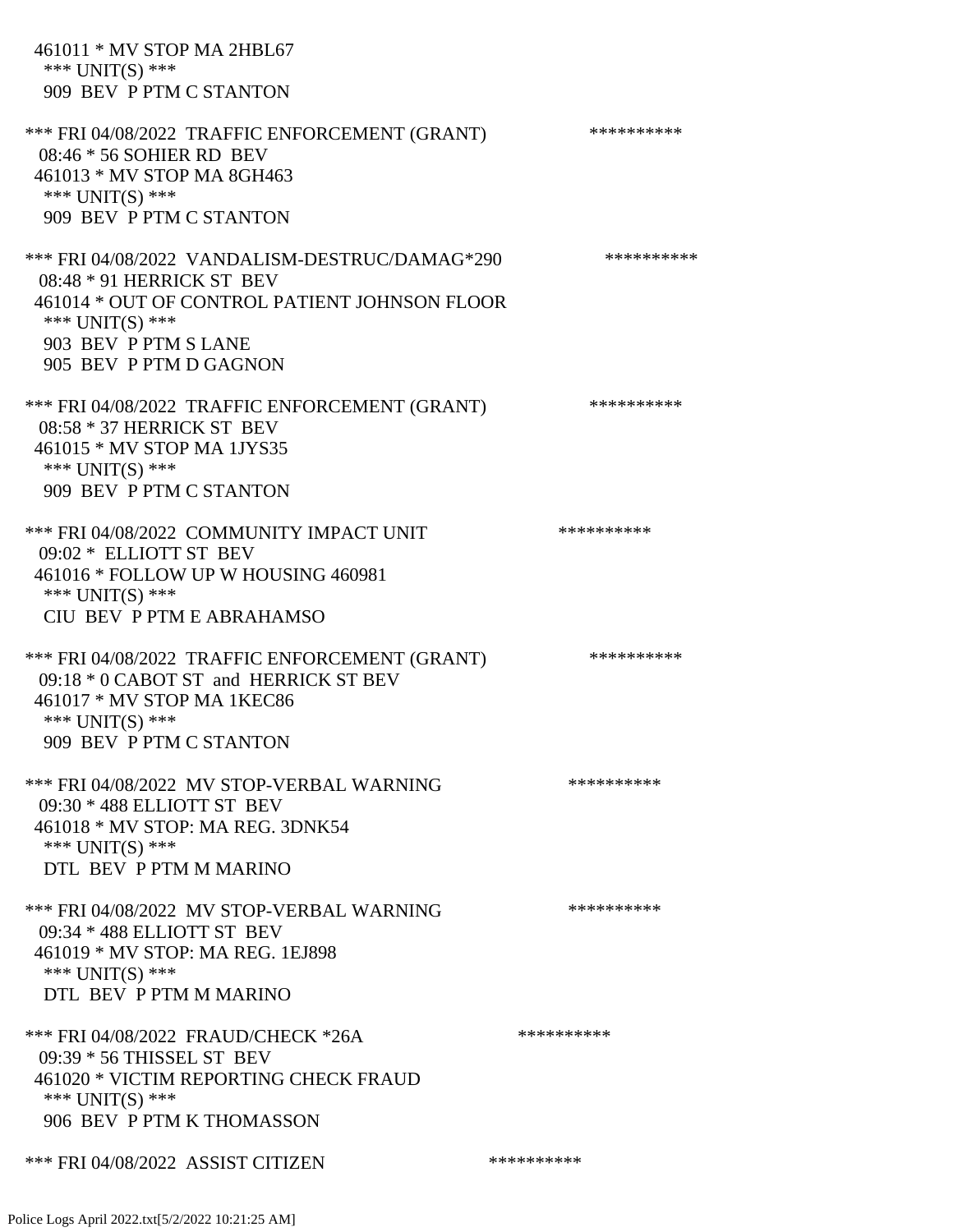461011 * MV STOP MA 2HBL67
 *** UNIT(S) ***
 909 BEV P PTM C STANTON

*** FRI 04/08/2022 TRAFFIC ENFORCEMENT (GRANT) **********
 08:46 * 56 SOHIER RD BEV
 461013 * MV STOP MA 8GH463
 *** UNIT(S) ***
 909 BEV P PTM C STANTON

*** FRI 04/08/2022 VANDALISM-DESTRUC/DAMAG*290 **********
 08:48 * 91 HERRICK ST BEV
 461014 * OUT OF CONTROL PATIENT JOHNSON FLOOR
 *** UNIT(S) ***
 903 BEV P PTM S LANE
 905 BEV P PTM D GAGNON

*** FRI 04/08/2022 TRAFFIC ENFORCEMENT (GRANT) **********
 08:58 * 37 HERRICK ST BEV
 461015 * MV STOP MA 1JYS35
 *** UNIT(S) ***
 909 BEV P PTM C STANTON

*** FRI 04/08/2022 COMMUNITY IMPACT UNIT **********
 09:02 * ELLIOTT ST BEV
 461016 * FOLLOW UP W HOUSING 460981
 *** UNIT(S) ***
 CIU BEV P PTM E ABRAHAMSO

*** FRI 04/08/2022 TRAFFIC ENFORCEMENT (GRANT) **********
 09:18 * 0 CABOT ST and HERRICK ST BEV
 461017 * MV STOP MA 1KEC86
 *** UNIT(S) ***
 909 BEV P PTM C STANTON

*** FRI 04/08/2022 MV STOP-VERBAL WARNING **********
 09:30 * 488 ELLIOTT ST BEV
 461018 * MV STOP: MA REG. 3DNK54
 *** UNIT(S) ***
 DTL BEV P PTM M MARINO

*** FRI 04/08/2022 MV STOP-VERBAL WARNING **********
 09:34 * 488 ELLIOTT ST BEV
 461019 * MV STOP: MA REG. 1EJ898
 *** UNIT(S) ***
 DTL BEV P PTM M MARINO

*** FRI 04/08/2022 FRAUD/CHECK *26A **********
 09:39 * 56 THISSEL ST BEV
 461020 * VICTIM REPORTING CHECK FRAUD
 *** UNIT(S) ***
 906 BEV P PTM K THOMASSON

*** FRI 04/08/2022 ASSIST CITIZEN **********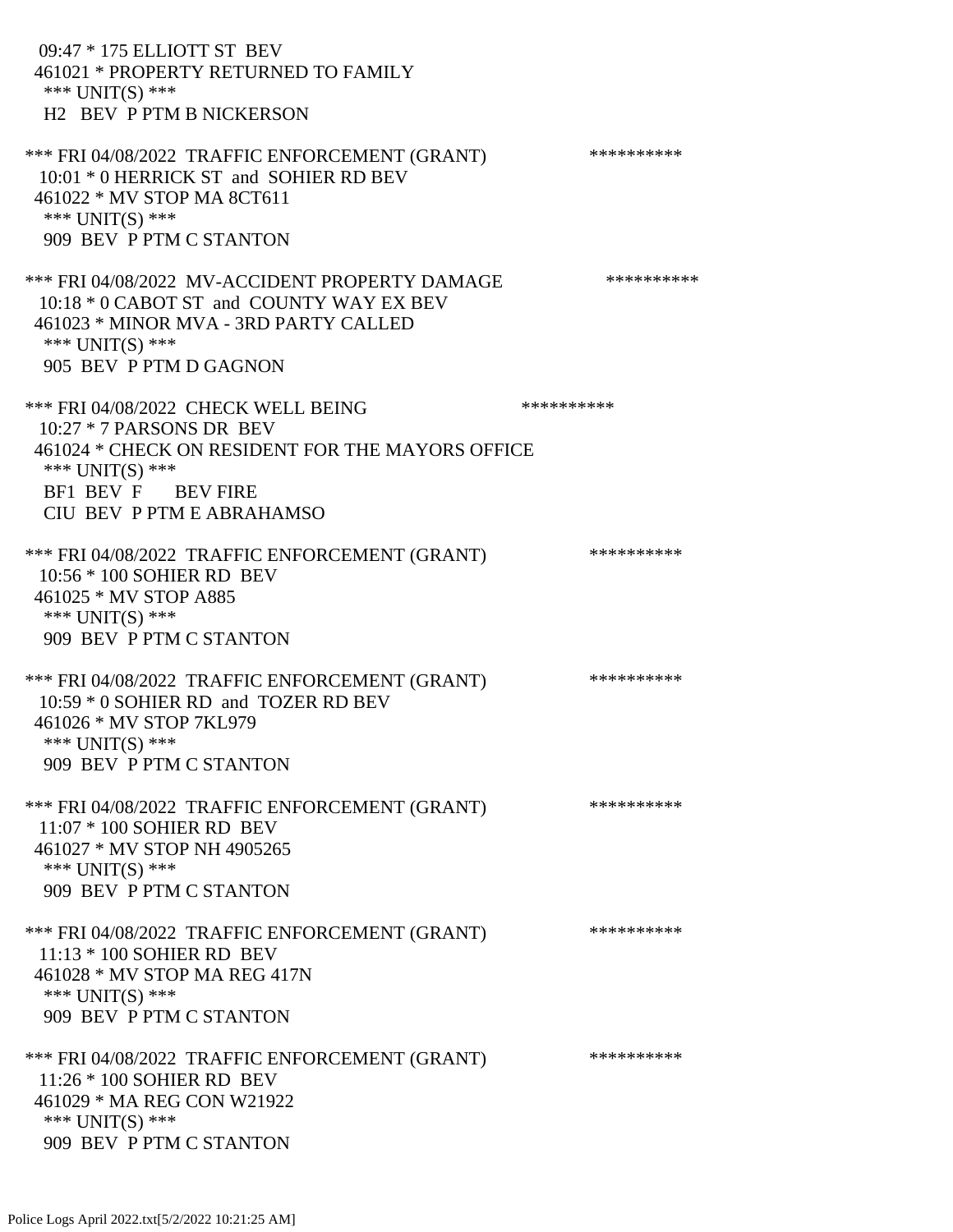09:47 * 175 ELLIOTT ST BEV
461021 * PROPERTY RETURNED TO FAMILY
*** UNIT(S) ***
H2 BEV P PTM B NICKERSON

*** FRI 04/08/2022 TRAFFIC ENFORCEMENT (GRANT) **********
10:01 * 0 HERRICK ST and SOHIER RD BEV
461022 * MV STOP MA 8CT611
*** UNIT(S) ***
909 BEV P PTM C STANTON

*** FRI 04/08/2022 MV-ACCIDENT PROPERTY DAMAGE **********
10:18 * 0 CABOT ST and COUNTY WAY EX BEV
461023 * MINOR MVA - 3RD PARTY CALLED
*** UNIT(S) ***
905 BEV P PTM D GAGNON

*** FRI 04/08/2022 CHECK WELL BEING **********
10:27 * 7 PARSONS DR BEV
461024 * CHECK ON RESIDENT FOR THE MAYORS OFFICE
*** UNIT(S) ***
BF1 BEV F BEV FIRE
CIU BEV P PTM E ABRAHAMSO

*** FRI 04/08/2022 TRAFFIC ENFORCEMENT (GRANT) **********
10:56 * 100 SOHIER RD BEV
461025 * MV STOP A885
*** UNIT(S) ***
909 BEV P PTM C STANTON

*** FRI 04/08/2022 TRAFFIC ENFORCEMENT (GRANT) **********
10:59 * 0 SOHIER RD and TOZER RD BEV
461026 * MV STOP 7KL979
*** UNIT(S) ***
909 BEV P PTM C STANTON

*** FRI 04/08/2022 TRAFFIC ENFORCEMENT (GRANT) **********
11:07 * 100 SOHIER RD BEV
461027 * MV STOP NH 4905265
*** UNIT(S) ***
909 BEV P PTM C STANTON

*** FRI 04/08/2022 TRAFFIC ENFORCEMENT (GRANT) **********
11:13 * 100 SOHIER RD BEV
461028 * MV STOP MA REG 417N
*** UNIT(S) ***
909 BEV P PTM C STANTON

*** FRI 04/08/2022 TRAFFIC ENFORCEMENT (GRANT) **********
11:26 * 100 SOHIER RD BEV
461029 * MA REG CON W21922
*** UNIT(S) ***
909 BEV P PTM C STANTON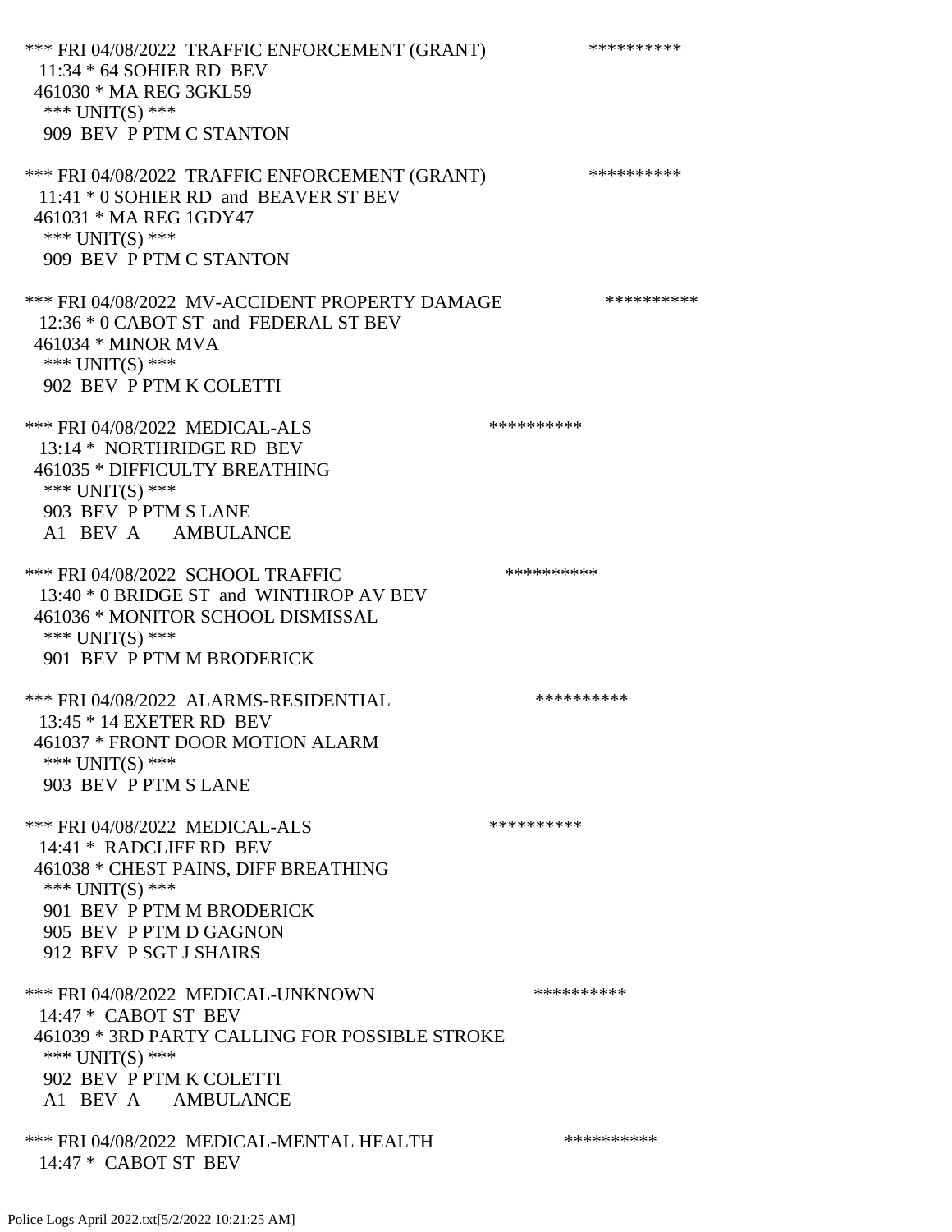*** FRI 04/08/2022 TRAFFIC ENFORCEMENT (GRANT) **********
11:34 * 64 SOHIER RD BEV
461030 * MA REG 3GKL59
*** UNIT(S) ***
909 BEV P PTM C STANTON

*** FRI 04/08/2022 TRAFFIC ENFORCEMENT (GRANT) **********
11:41 * 0 SOHIER RD and BEAVER ST BEV
461031 * MA REG 1GDY47
*** UNIT(S) ***
909 BEV P PTM C STANTON

*** FRI 04/08/2022 MV-ACCIDENT PROPERTY DAMAGE **********
12:36 * 0 CABOT ST and FEDERAL ST BEV
461034 * MINOR MVA
*** UNIT(S) ***
902 BEV P PTM K COLETTI

*** FRI 04/08/2022 MEDICAL-ALS **********
13:14 * NORTHRIDGE RD BEV
461035 * DIFFICULTY BREATHING
*** UNIT(S) ***
903 BEV P PTM S LANE
A1 BEV A AMBULANCE

*** FRI 04/08/2022 SCHOOL TRAFFIC **********
13:40 * 0 BRIDGE ST and WINTHROP AV BEV
461036 * MONITOR SCHOOL DISMISSAL
*** UNIT(S) ***
901 BEV P PTM M BRODERICK

*** FRI 04/08/2022 ALARMS-RESIDENTIAL **********
13:45 * 14 EXETER RD BEV
461037 * FRONT DOOR MOTION ALARM
*** UNIT(S) ***
903 BEV P PTM S LANE

*** FRI 04/08/2022 MEDICAL-ALS **********
14:41 * RADCLIFF RD BEV
461038 * CHEST PAINS, DIFF BREATHING
*** UNIT(S) ***
901 BEV P PTM M BRODERICK
905 BEV P PTM D GAGNON
912 BEV P SGT J SHAIRS

*** FRI 04/08/2022 MEDICAL-UNKNOWN **********
14:47 * CABOT ST BEV
461039 * 3RD PARTY CALLING FOR POSSIBLE STROKE
*** UNIT(S) ***
902 BEV P PTM K COLETTI
A1 BEV A AMBULANCE

*** FRI 04/08/2022 MEDICAL-MENTAL HEALTH **********
14:47 * CABOT ST BEV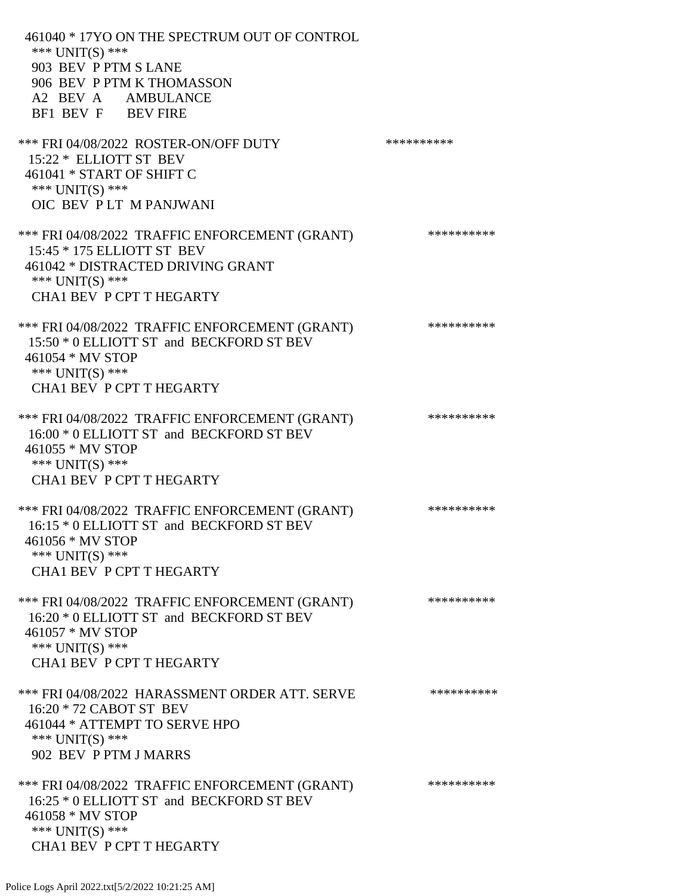461040 * 17YO ON THE SPECTRUM OUT OF CONTROL
*** UNIT(S) ***
903 BEV P PTM S LANE
906 BEV P PTM K THOMASSON
A2 BEV A AMBULANCE
BF1 BEV F BEV FIRE

*** FRI 04/08/2022 ROSTER-ON/OFF DUTY **********
15:22 * ELLIOTT ST BEV
461041 * START OF SHIFT C
*** UNIT(S) ***
OIC BEV P LT M PANJWANI

*** FRI 04/08/2022 TRAFFIC ENFORCEMENT (GRANT) **********
15:45 * 175 ELLIOTT ST BEV
461042 * DISTRACTED DRIVING GRANT
*** UNIT(S) ***
CHA1 BEV P CPT T HEGARTY

*** FRI 04/08/2022 TRAFFIC ENFORCEMENT (GRANT) **********
15:50 * 0 ELLIOTT ST and BECKFORD ST BEV
461054 * MV STOP
*** UNIT(S) ***
CHA1 BEV P CPT T HEGARTY

*** FRI 04/08/2022 TRAFFIC ENFORCEMENT (GRANT) **********
16:00 * 0 ELLIOTT ST and BECKFORD ST BEV
461055 * MV STOP
*** UNIT(S) ***
CHA1 BEV P CPT T HEGARTY

*** FRI 04/08/2022 TRAFFIC ENFORCEMENT (GRANT) **********
16:15 * 0 ELLIOTT ST and BECKFORD ST BEV
461056 * MV STOP
*** UNIT(S) ***
CHA1 BEV P CPT T HEGARTY

*** FRI 04/08/2022 TRAFFIC ENFORCEMENT (GRANT) **********
16:20 * 0 ELLIOTT ST and BECKFORD ST BEV
461057 * MV STOP
*** UNIT(S) ***
CHA1 BEV P CPT T HEGARTY

*** FRI 04/08/2022 HARASSMENT ORDER ATT. SERVE **********
16:20 * 72 CABOT ST BEV
461044 * ATTEMPT TO SERVE HPO
*** UNIT(S) ***
902 BEV P PTM J MARRS

*** FRI 04/08/2022 TRAFFIC ENFORCEMENT (GRANT) **********
16:25 * 0 ELLIOTT ST and BECKFORD ST BEV
461058 * MV STOP
*** UNIT(S) ***
CHA1 BEV P CPT T HEGARTY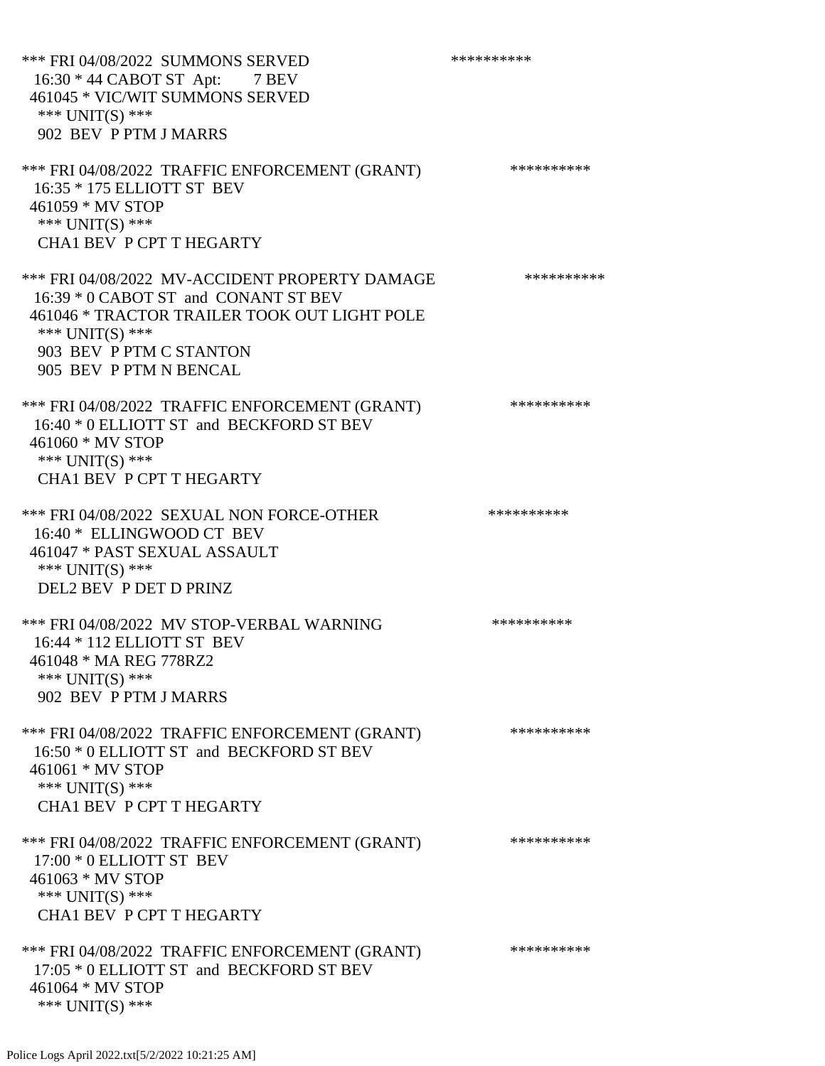*** FRI 04/08/2022 SUMMONS SERVED **********
16:30 * 44 CABOT ST Apt: 7 BEV
461045 * VIC/WIT SUMMONS SERVED
*** UNIT(S) ***
902 BEV P PTM J MARRS

*** FRI 04/08/2022 TRAFFIC ENFORCEMENT (GRANT) **********
16:35 * 175 ELLIOTT ST BEV
461059 * MV STOP
*** UNIT(S) ***
CHA1 BEV P CPT T HEGARTY

*** FRI 04/08/2022 MV-ACCIDENT PROPERTY DAMAGE **********
16:39 * 0 CABOT ST and CONANT ST BEV
461046 * TRACTOR TRAILER TOOK OUT LIGHT POLE
*** UNIT(S) ***
903 BEV P PTM C STANTON
905 BEV P PTM N BENCAL

*** FRI 04/08/2022 TRAFFIC ENFORCEMENT (GRANT) **********
16:40 * 0 ELLIOTT ST and BECKFORD ST BEV
461060 * MV STOP
*** UNIT(S) ***
CHA1 BEV P CPT T HEGARTY

*** FRI 04/08/2022 SEXUAL NON FORCE-OTHER **********
16:40 * ELLINGWOOD CT BEV
461047 * PAST SEXUAL ASSAULT
*** UNIT(S) ***
DEL2 BEV P DET D PRINZ

*** FRI 04/08/2022 MV STOP-VERBAL WARNING **********
16:44 * 112 ELLIOTT ST BEV
461048 * MA REG 778RZ2
*** UNIT(S) ***
902 BEV P PTM J MARRS

*** FRI 04/08/2022 TRAFFIC ENFORCEMENT (GRANT) **********
16:50 * 0 ELLIOTT ST and BECKFORD ST BEV
461061 * MV STOP
*** UNIT(S) ***
CHA1 BEV P CPT T HEGARTY

*** FRI 04/08/2022 TRAFFIC ENFORCEMENT (GRANT) **********
17:00 * 0 ELLIOTT ST BEV
461063 * MV STOP
*** UNIT(S) ***
CHA1 BEV P CPT T HEGARTY

*** FRI 04/08/2022 TRAFFIC ENFORCEMENT (GRANT) **********
17:05 * 0 ELLIOTT ST and BECKFORD ST BEV
461064 * MV STOP
*** UNIT(S) ***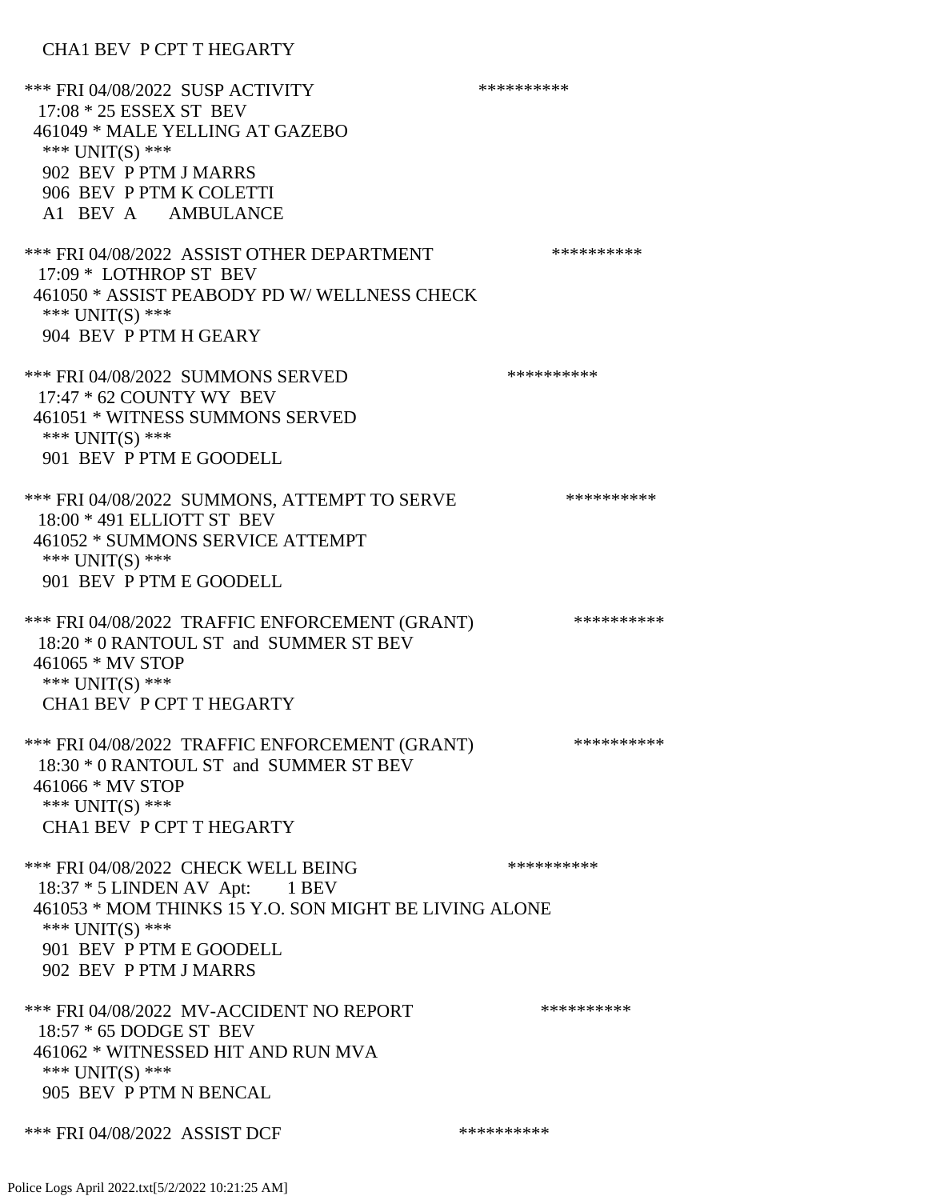CHA1 BEV P CPT T HEGARTY

*** FRI 04/08/2022 SUSP ACTIVITY **********
17:08 * 25 ESSEX ST BEV
461049 * MALE YELLING AT GAZEBO
*** UNIT(S) ***
902 BEV P PTM J MARRS
906 BEV P PTM K COLETTI
A1 BEV A AMBULANCE

*** FRI 04/08/2022 ASSIST OTHER DEPARTMENT **********
17:09 * LOTHROP ST BEV
461050 * ASSIST PEABODY PD W/ WELLNESS CHECK
*** UNIT(S) ***
904 BEV P PTM H GEARY

*** FRI 04/08/2022 SUMMONS SERVED **********
17:47 * 62 COUNTY WY BEV
461051 * WITNESS SUMMONS SERVED
*** UNIT(S) ***
901 BEV P PTM E GOODELL

*** FRI 04/08/2022 SUMMONS, ATTEMPT TO SERVE **********
18:00 * 491 ELLIOTT ST BEV
461052 * SUMMONS SERVICE ATTEMPT
*** UNIT(S) ***
901 BEV P PTM E GOODELL

*** FRI 04/08/2022 TRAFFIC ENFORCEMENT (GRANT) **********
18:20 * 0 RANTOUL ST and SUMMER ST BEV
461065 * MV STOP
*** UNIT(S) ***
CHA1 BEV P CPT T HEGARTY

*** FRI 04/08/2022 TRAFFIC ENFORCEMENT (GRANT) **********
18:30 * 0 RANTOUL ST and SUMMER ST BEV
461066 * MV STOP
*** UNIT(S) ***
CHA1 BEV P CPT T HEGARTY

*** FRI 04/08/2022 CHECK WELL BEING **********
18:37 * 5 LINDEN AV Apt: 1 BEV
461053 * MOM THINKS 15 Y.O. SON MIGHT BE LIVING ALONE
*** UNIT(S) ***
901 BEV P PTM E GOODELL
902 BEV P PTM J MARRS

*** FRI 04/08/2022 MV-ACCIDENT NO REPORT **********
18:57 * 65 DODGE ST BEV
461062 * WITNESSED HIT AND RUN MVA
*** UNIT(S) ***
905 BEV P PTM N BENCAL

*** FRI 04/08/2022 ASSIST DCF **********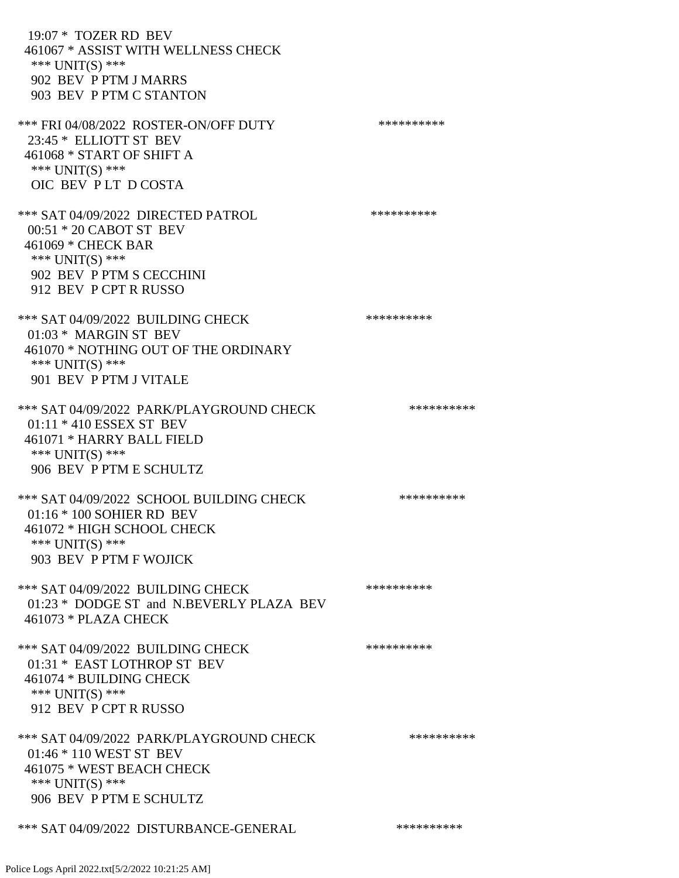19:07 * TOZER RD BEV
461067 * ASSIST WITH WELLNESS CHECK
*** UNIT(S) ***
902 BEV P PTM J MARRS
903 BEV P PTM C STANTON

*** FRI 04/08/2022 ROSTER-ON/OFF DUTY **********
23:45 * ELLIOTT ST BEV
461068 * START OF SHIFT A
*** UNIT(S) ***
OIC BEV P LT D COSTA

*** SAT 04/09/2022 DIRECTED PATROL **********
00:51 * 20 CABOT ST BEV
461069 * CHECK BAR
*** UNIT(S) ***
902 BEV P PTM S CECCHINI
912 BEV P CPT R RUSSO

*** SAT 04/09/2022 BUILDING CHECK **********
01:03 * MARGIN ST BEV
461070 * NOTHING OUT OF THE ORDINARY
*** UNIT(S) ***
901 BEV P PTM J VITALE

*** SAT 04/09/2022 PARK/PLAYGROUND CHECK **********
01:11 * 410 ESSEX ST BEV
461071 * HARRY BALL FIELD
*** UNIT(S) ***
906 BEV P PTM E SCHULTZ

*** SAT 04/09/2022 SCHOOL BUILDING CHECK **********
01:16 * 100 SOHIER RD BEV
461072 * HIGH SCHOOL CHECK
*** UNIT(S) ***
903 BEV P PTM F WOJICK

*** SAT 04/09/2022 BUILDING CHECK **********
01:23 * DODGE ST and N.BEVERLY PLAZA BEV
461073 * PLAZA CHECK

*** SAT 04/09/2022 BUILDING CHECK **********
01:31 * EAST LOTHROP ST BEV
461074 * BUILDING CHECK
*** UNIT(S) ***
912 BEV P CPT R RUSSO

*** SAT 04/09/2022 PARK/PLAYGROUND CHECK **********
01:46 * 110 WEST ST BEV
461075 * WEST BEACH CHECK
*** UNIT(S) ***
906 BEV P PTM E SCHULTZ

*** SAT 04/09/2022 DISTURBANCE-GENERAL **********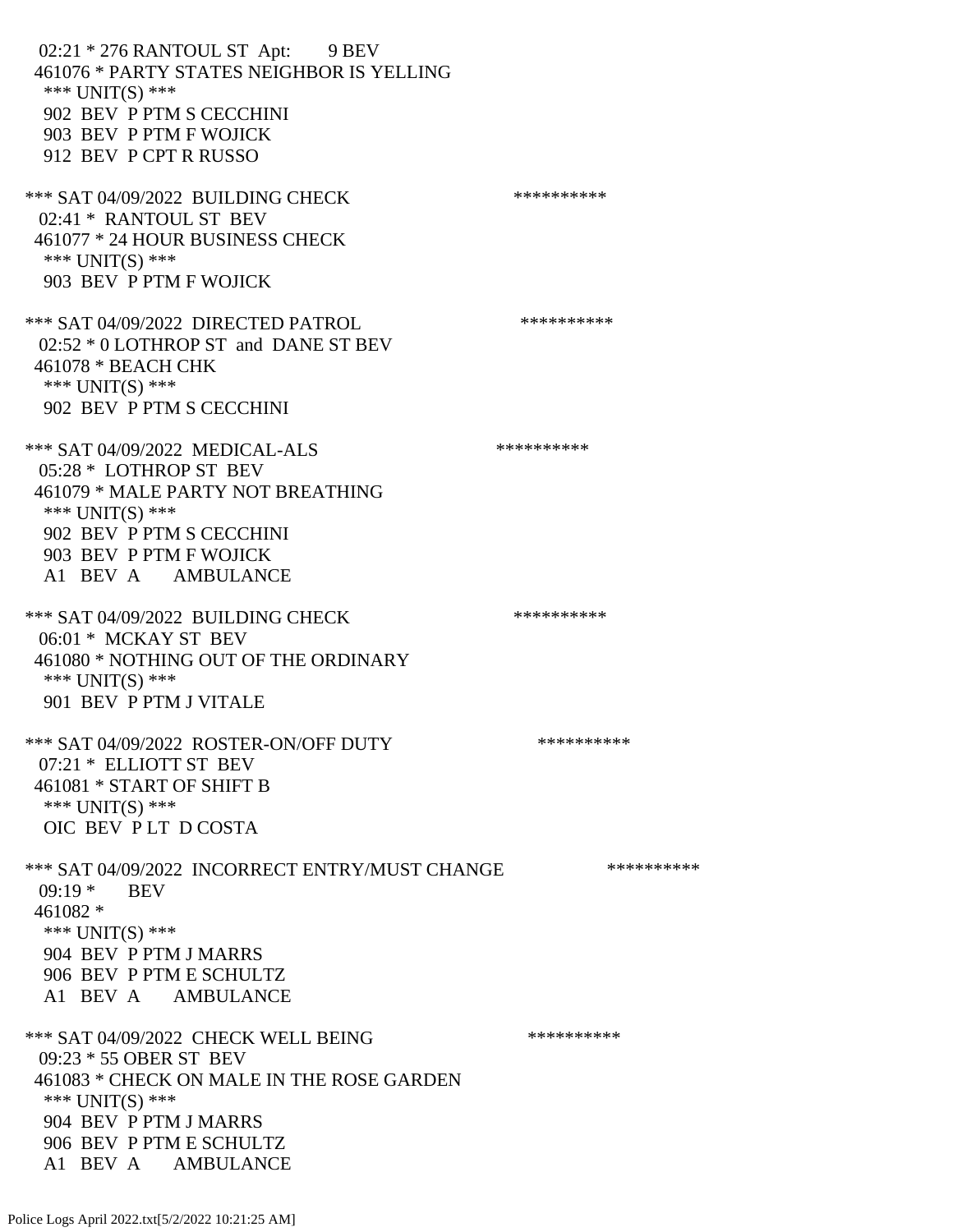02:21 * 276 RANTOUL ST Apt: 9 BEV
461076 * PARTY STATES NEIGHBOR IS YELLING
*** UNIT(S) ***
902 BEV P PTM S CECCHINI
903 BEV P PTM F WOJICK
912 BEV P CPT R RUSSO

*** SAT 04/09/2022 BUILDING CHECK **********
02:41 * RANTOUL ST BEV
461077 * 24 HOUR BUSINESS CHECK
*** UNIT(S) ***
903 BEV P PTM F WOJICK

*** SAT 04/09/2022 DIRECTED PATROL **********
02:52 * 0 LOTHROP ST and DANE ST BEV
461078 * BEACH CHK
*** UNIT(S) ***
902 BEV P PTM S CECCHINI

*** SAT 04/09/2022 MEDICAL-ALS **********
05:28 * LOTHROP ST BEV
461079 * MALE PARTY NOT BREATHING
*** UNIT(S) ***
902 BEV P PTM S CECCHINI
903 BEV P PTM F WOJICK
A1 BEV A AMBULANCE

*** SAT 04/09/2022 BUILDING CHECK **********
06:01 * MCKAY ST BEV
461080 * NOTHING OUT OF THE ORDINARY
*** UNIT(S) ***
901 BEV P PTM J VITALE

*** SAT 04/09/2022 ROSTER-ON/OFF DUTY **********
07:21 * ELLIOTT ST BEV
461081 * START OF SHIFT B
*** UNIT(S) ***
OIC BEV P LT D COSTA

*** SAT 04/09/2022 INCORRECT ENTRY/MUST CHANGE **********
09:19 * BEV
461082 *
*** UNIT(S) ***
904 BEV P PTM J MARRS
906 BEV P PTM E SCHULTZ
A1 BEV A AMBULANCE

*** SAT 04/09/2022 CHECK WELL BEING **********
09:23 * 55 OBER ST BEV
461083 * CHECK ON MALE IN THE ROSE GARDEN
*** UNIT(S) ***
904 BEV P PTM J MARRS
906 BEV P PTM E SCHULTZ
A1 BEV A AMBULANCE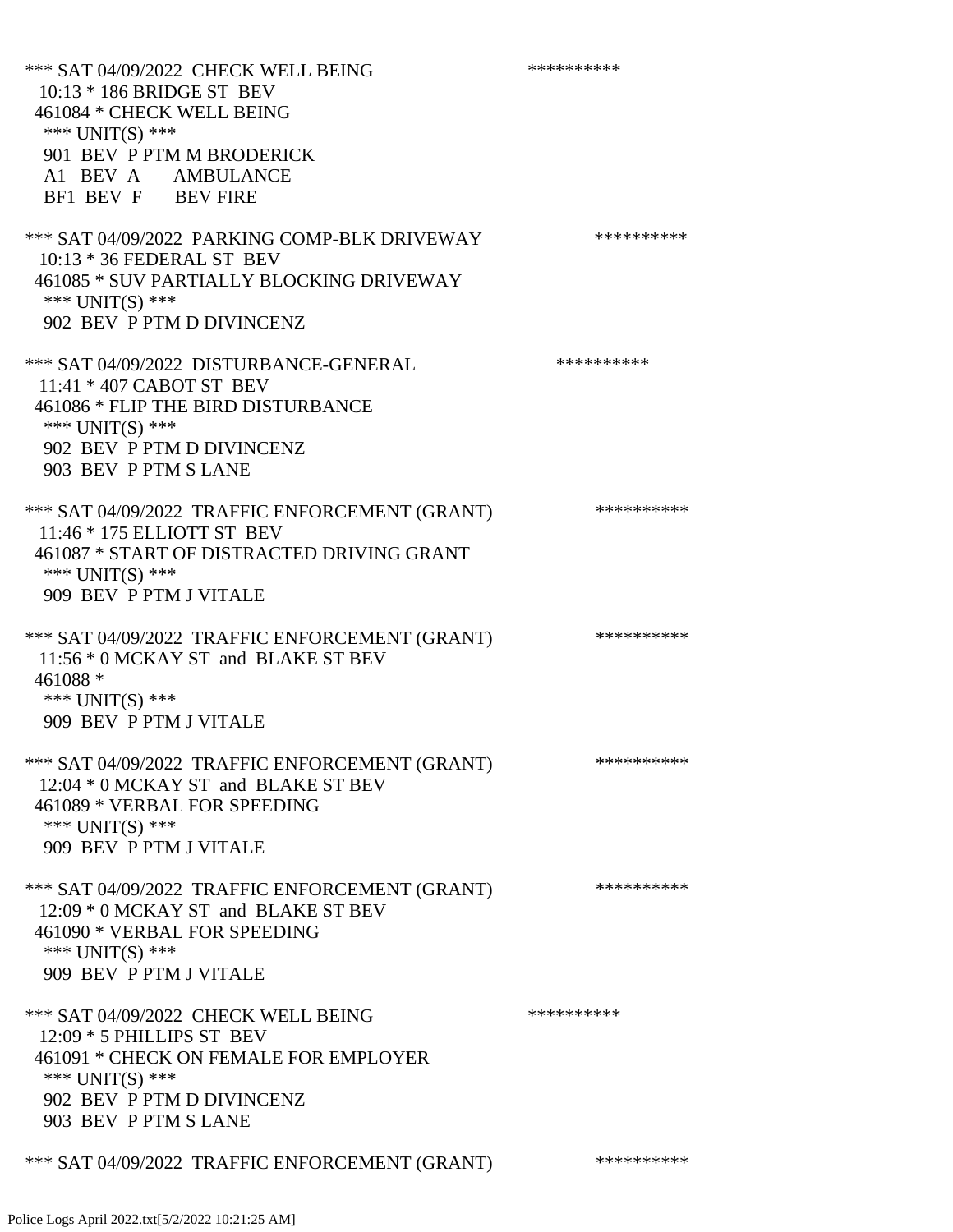*** SAT 04/09/2022 CHECK WELL BEING **********
10:13 * 186 BRIDGE ST BEV
461084 * CHECK WELL BEING
*** UNIT(S) ***
901 BEV P PTM M BRODERICK
A1 BEV A AMBULANCE
BF1 BEV F BEV FIRE

*** SAT 04/09/2022 PARKING COMP-BLK DRIVEWAY **********
10:13 * 36 FEDERAL ST BEV
461085 * SUV PARTIALLY BLOCKING DRIVEWAY
*** UNIT(S) ***
902 BEV P PTM D DIVINCENZ

*** SAT 04/09/2022 DISTURBANCE-GENERAL **********
11:41 * 407 CABOT ST BEV
461086 * FLIP THE BIRD DISTURBANCE
*** UNIT(S) ***
902 BEV P PTM D DIVINCENZ
903 BEV P PTM S LANE

*** SAT 04/09/2022 TRAFFIC ENFORCEMENT (GRANT) **********
11:46 * 175 ELLIOTT ST BEV
461087 * START OF DISTRACTED DRIVING GRANT
*** UNIT(S) ***
909 BEV P PTM J VITALE

*** SAT 04/09/2022 TRAFFIC ENFORCEMENT (GRANT) **********
11:56 * 0 MCKAY ST and BLAKE ST BEV
461088 *
*** UNIT(S) ***
909 BEV P PTM J VITALE

*** SAT 04/09/2022 TRAFFIC ENFORCEMENT (GRANT) **********
12:04 * 0 MCKAY ST and BLAKE ST BEV
461089 * VERBAL FOR SPEEDING
*** UNIT(S) ***
909 BEV P PTM J VITALE

*** SAT 04/09/2022 TRAFFIC ENFORCEMENT (GRANT) **********
12:09 * 0 MCKAY ST and BLAKE ST BEV
461090 * VERBAL FOR SPEEDING
*** UNIT(S) ***
909 BEV P PTM J VITALE

*** SAT 04/09/2022 CHECK WELL BEING **********
12:09 * 5 PHILLIPS ST BEV
461091 * CHECK ON FEMALE FOR EMPLOYER
*** UNIT(S) ***
902 BEV P PTM D DIVINCENZ
903 BEV P PTM S LANE

*** SAT 04/09/2022 TRAFFIC ENFORCEMENT (GRANT) **********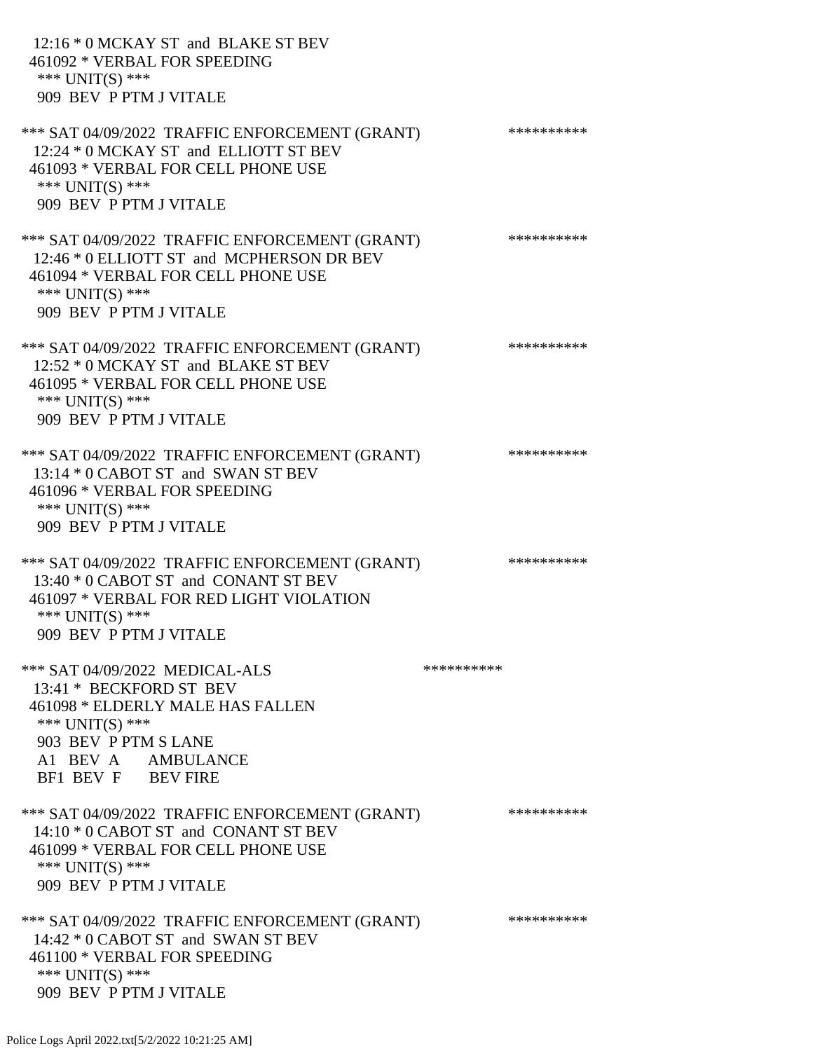12:16 * 0 MCKAY ST and BLAKE ST BEV
461092 * VERBAL FOR SPEEDING
*** UNIT(S) ***
909 BEV P PTM J VITALE

*** SAT 04/09/2022 TRAFFIC ENFORCEMENT (GRANT) **********
12:24 * 0 MCKAY ST and ELLIOTT ST BEV
461093 * VERBAL FOR CELL PHONE USE
*** UNIT(S) ***
909 BEV P PTM J VITALE

*** SAT 04/09/2022 TRAFFIC ENFORCEMENT (GRANT) **********
12:46 * 0 ELLIOTT ST and MCPHERSON DR BEV
461094 * VERBAL FOR CELL PHONE USE
*** UNIT(S) ***
909 BEV P PTM J VITALE

*** SAT 04/09/2022 TRAFFIC ENFORCEMENT (GRANT) **********
12:52 * 0 MCKAY ST and BLAKE ST BEV
461095 * VERBAL FOR CELL PHONE USE
*** UNIT(S) ***
909 BEV P PTM J VITALE

*** SAT 04/09/2022 TRAFFIC ENFORCEMENT (GRANT) **********
13:14 * 0 CABOT ST and SWAN ST BEV
461096 * VERBAL FOR SPEEDING
*** UNIT(S) ***
909 BEV P PTM J VITALE

*** SAT 04/09/2022 TRAFFIC ENFORCEMENT (GRANT) **********
13:40 * 0 CABOT ST and CONANT ST BEV
461097 * VERBAL FOR RED LIGHT VIOLATION
*** UNIT(S) ***
909 BEV P PTM J VITALE

*** SAT 04/09/2022 MEDICAL-ALS **********
13:41 * BECKFORD ST BEV
461098 * ELDERLY MALE HAS FALLEN
*** UNIT(S) ***
903 BEV P PTM S LANE
A1 BEV A AMBULANCE
BF1 BEV F BEV FIRE

*** SAT 04/09/2022 TRAFFIC ENFORCEMENT (GRANT) **********
14:10 * 0 CABOT ST and CONANT ST BEV
461099 * VERBAL FOR CELL PHONE USE
*** UNIT(S) ***
909 BEV P PTM J VITALE

*** SAT 04/09/2022 TRAFFIC ENFORCEMENT (GRANT) **********
14:42 * 0 CABOT ST and SWAN ST BEV
461100 * VERBAL FOR SPEEDING
*** UNIT(S) ***
909 BEV P PTM J VITALE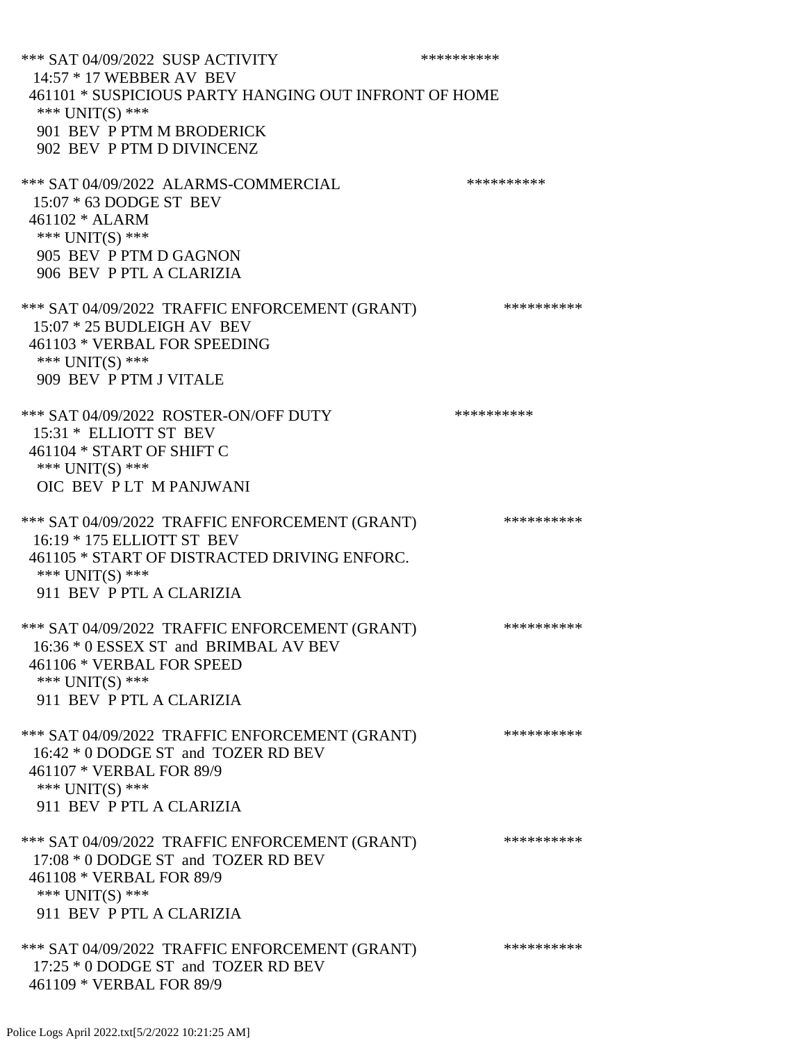*** SAT 04/09/2022 SUSP ACTIVITY **********
14:57 * 17 WEBBER AV BEV
461101 * SUSPICIOUS PARTY HANGING OUT INFRONT OF HOME
*** UNIT(S) ***
901 BEV P PTM M BRODERICK
902 BEV P PTM D DIVINCENZ

*** SAT 04/09/2022 ALARMS-COMMERCIAL **********
15:07 * 63 DODGE ST BEV
461102 * ALARM
*** UNIT(S) ***
905 BEV P PTM D GAGNON
906 BEV P PTL A CLARIZIA

*** SAT 04/09/2022 TRAFFIC ENFORCEMENT (GRANT) **********
15:07 * 25 BUDLEIGH AV BEV
461103 * VERBAL FOR SPEEDING
*** UNIT(S) ***
909 BEV P PTM J VITALE

*** SAT 04/09/2022 ROSTER-ON/OFF DUTY **********
15:31 * ELLIOTT ST BEV
461104 * START OF SHIFT C
*** UNIT(S) ***
OIC BEV P LT M PANJWANI

*** SAT 04/09/2022 TRAFFIC ENFORCEMENT (GRANT) **********
16:19 * 175 ELLIOTT ST BEV
461105 * START OF DISTRACTED DRIVING ENFORC.
*** UNIT(S) ***
911 BEV P PTL A CLARIZIA

*** SAT 04/09/2022 TRAFFIC ENFORCEMENT (GRANT) **********
16:36 * 0 ESSEX ST and BRIMBAL AV BEV
461106 * VERBAL FOR SPEED
*** UNIT(S) ***
911 BEV P PTL A CLARIZIA

*** SAT 04/09/2022 TRAFFIC ENFORCEMENT (GRANT) **********
16:42 * 0 DODGE ST and TOZER RD BEV
461107 * VERBAL FOR 89/9
*** UNIT(S) ***
911 BEV P PTL A CLARIZIA

*** SAT 04/09/2022 TRAFFIC ENFORCEMENT (GRANT) **********
17:08 * 0 DODGE ST and TOZER RD BEV
461108 * VERBAL FOR 89/9
*** UNIT(S) ***
911 BEV P PTL A CLARIZIA

*** SAT 04/09/2022 TRAFFIC ENFORCEMENT (GRANT) **********
17:25 * 0 DODGE ST and TOZER RD BEV
461109 * VERBAL FOR 89/9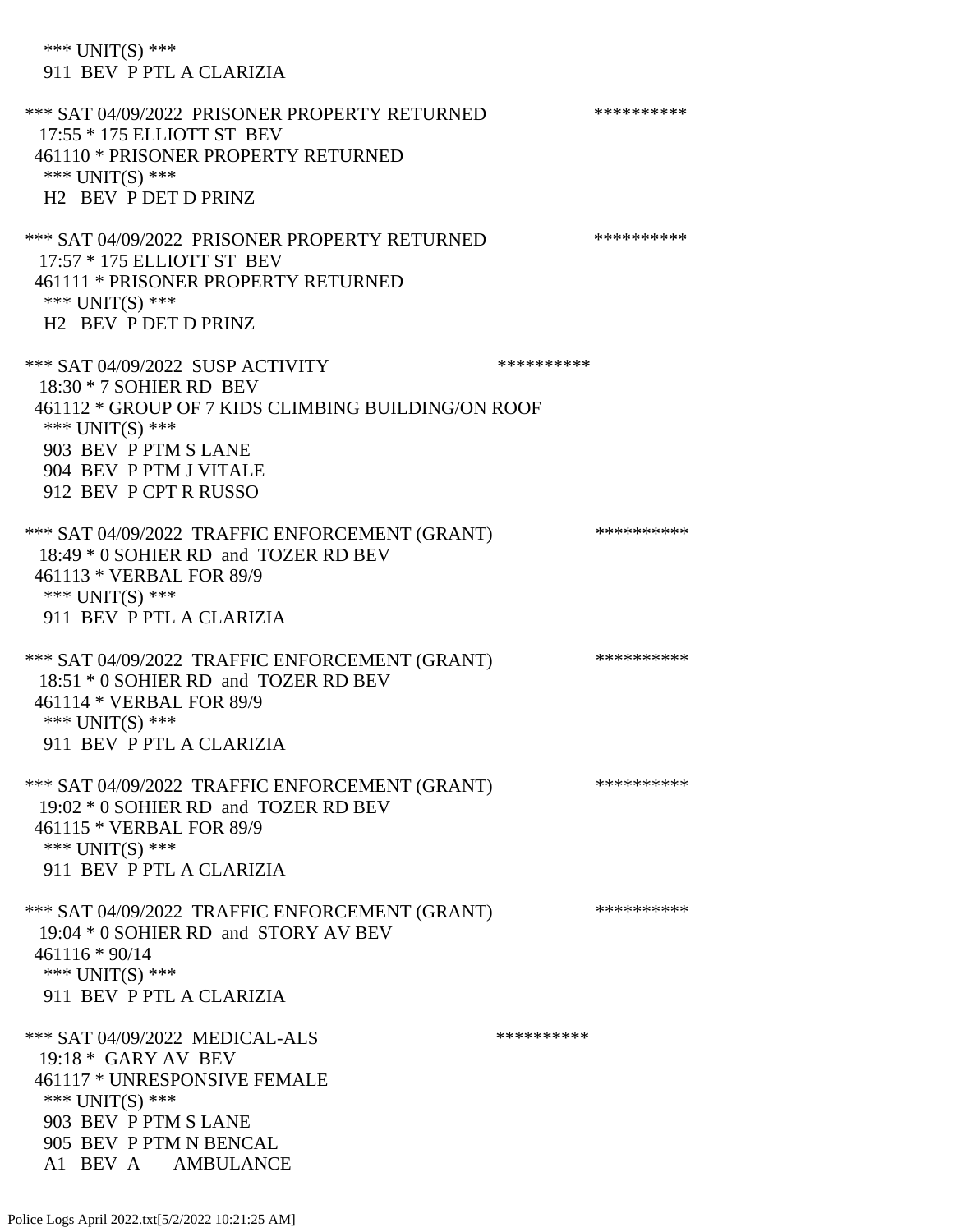*** UNIT(S) ***
911 BEV P PTL A CLARIZIA

*** SAT 04/09/2022 PRISONER PROPERTY RETURNED **********
17:55 * 175 ELLIOTT ST BEV
461110 * PRISONER PROPERTY RETURNED
*** UNIT(S) ***
H2 BEV P DET D PRINZ

*** SAT 04/09/2022 PRISONER PROPERTY RETURNED **********
17:57 * 175 ELLIOTT ST BEV
461111 * PRISONER PROPERTY RETURNED
*** UNIT(S) ***
H2 BEV P DET D PRINZ

*** SAT 04/09/2022 SUSP ACTIVITY **********
18:30 * 7 SOHIER RD BEV
461112 * GROUP OF 7 KIDS CLIMBING BUILDING/ON ROOF
*** UNIT(S) ***
903 BEV P PTM S LANE
904 BEV P PTM J VITALE
912 BEV P CPT R RUSSO

*** SAT 04/09/2022 TRAFFIC ENFORCEMENT (GRANT) **********
18:49 * 0 SOHIER RD and TOZER RD BEV
461113 * VERBAL FOR 89/9
*** UNIT(S) ***
911 BEV P PTL A CLARIZIA

*** SAT 04/09/2022 TRAFFIC ENFORCEMENT (GRANT) **********
18:51 * 0 SOHIER RD and TOZER RD BEV
461114 * VERBAL FOR 89/9
*** UNIT(S) ***
911 BEV P PTL A CLARIZIA

*** SAT 04/09/2022 TRAFFIC ENFORCEMENT (GRANT) **********
19:02 * 0 SOHIER RD and TOZER RD BEV
461115 * VERBAL FOR 89/9
*** UNIT(S) ***
911 BEV P PTL A CLARIZIA

*** SAT 04/09/2022 TRAFFIC ENFORCEMENT (GRANT) **********
19:04 * 0 SOHIER RD and STORY AV BEV
461116 * 90/14
*** UNIT(S) ***
911 BEV P PTL A CLARIZIA

*** SAT 04/09/2022 MEDICAL-ALS **********
19:18 * GARY AV BEV
461117 * UNRESPONSIVE FEMALE
*** UNIT(S) ***
903 BEV P PTM S LANE
905 BEV P PTM N BENCAL
A1 BEV A AMBULANCE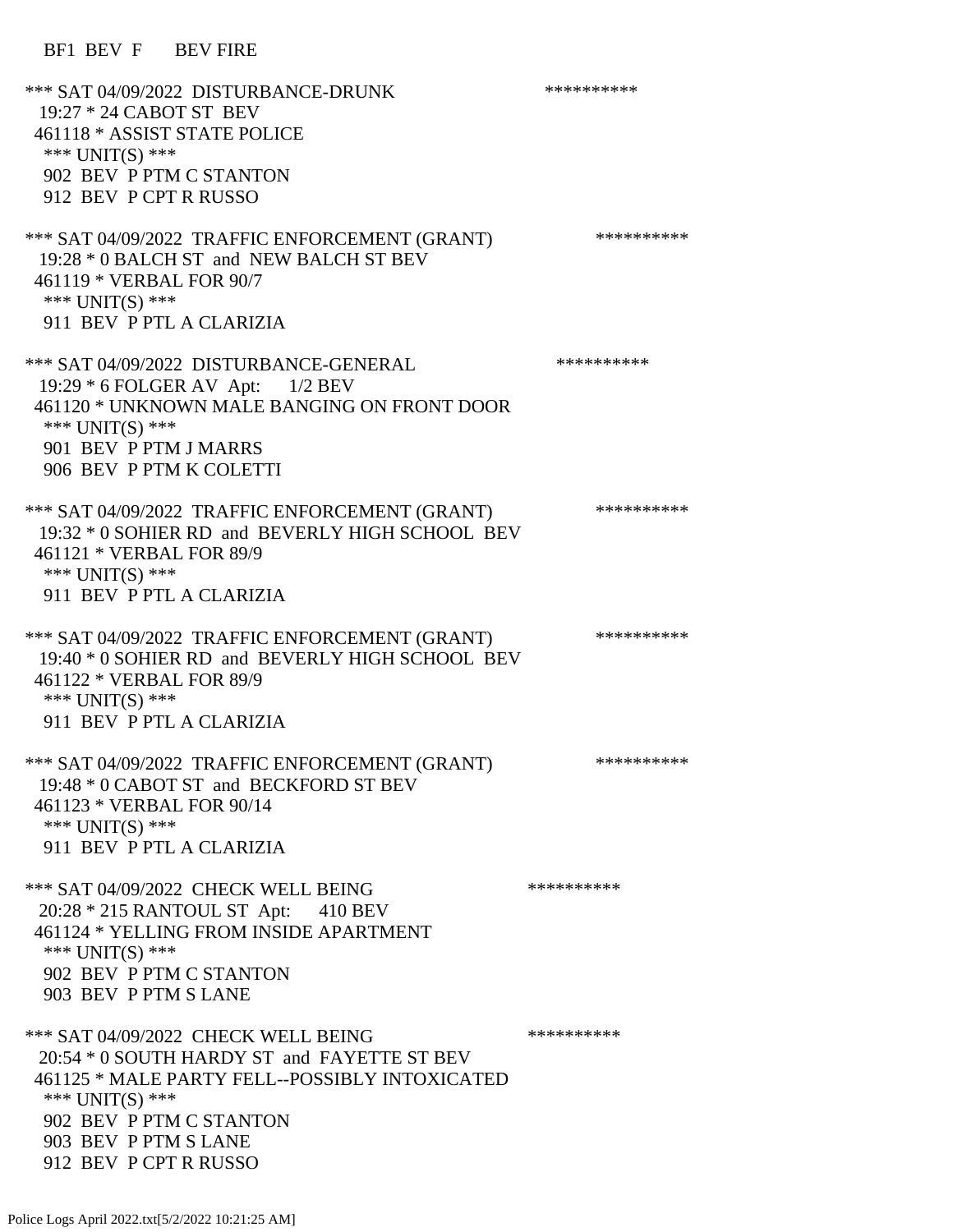BF1 BEV F BEV FIRE

*** SAT 04/09/2022 DISTURBANCE-DRUNK **********
19:27 * 24 CABOT ST BEV
461118 * ASSIST STATE POLICE
*** UNIT(S) ***
902 BEV P PTM C STANTON
912 BEV P CPT R RUSSO

*** SAT 04/09/2022 TRAFFIC ENFORCEMENT (GRANT) **********
19:28 * 0 BALCH ST and NEW BALCH ST BEV
461119 * VERBAL FOR 90/7
*** UNIT(S) ***
911 BEV P PTL A CLARIZIA

*** SAT 04/09/2022 DISTURBANCE-GENERAL **********
19:29 * 6 FOLGER AV Apt: 1/2 BEV
461120 * UNKNOWN MALE BANGING ON FRONT DOOR
*** UNIT(S) ***
901 BEV P PTM J MARRS
906 BEV P PTM K COLETTI

*** SAT 04/09/2022 TRAFFIC ENFORCEMENT (GRANT) **********
19:32 * 0 SOHIER RD and BEVERLY HIGH SCHOOL BEV
461121 * VERBAL FOR 89/9
*** UNIT(S) ***
911 BEV P PTL A CLARIZIA

*** SAT 04/09/2022 TRAFFIC ENFORCEMENT (GRANT) **********
19:40 * 0 SOHIER RD and BEVERLY HIGH SCHOOL BEV
461122 * VERBAL FOR 89/9
*** UNIT(S) ***
911 BEV P PTL A CLARIZIA

*** SAT 04/09/2022 TRAFFIC ENFORCEMENT (GRANT) **********
19:48 * 0 CABOT ST and BECKFORD ST BEV
461123 * VERBAL FOR 90/14
*** UNIT(S) ***
911 BEV P PTL A CLARIZIA

*** SAT 04/09/2022 CHECK WELL BEING **********
20:28 * 215 RANTOUL ST Apt: 410 BEV
461124 * YELLING FROM INSIDE APARTMENT
*** UNIT(S) ***
902 BEV P PTM C STANTON
903 BEV P PTM S LANE

*** SAT 04/09/2022 CHECK WELL BEING **********
20:54 * 0 SOUTH HARDY ST and FAYETTE ST BEV
461125 * MALE PARTY FELL--POSSIBLY INTOXICATED
*** UNIT(S) ***
902 BEV P PTM C STANTON
903 BEV P PTM S LANE
912 BEV P CPT R RUSSO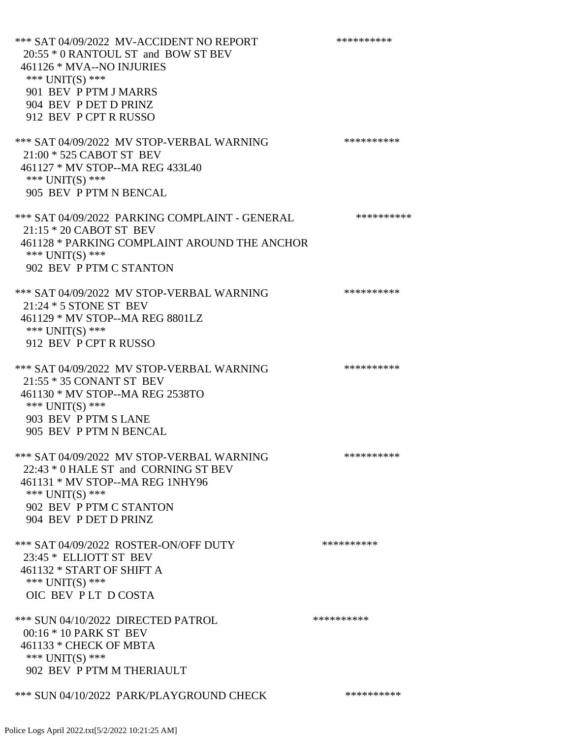*** SAT 04/09/2022 MV-ACCIDENT NO REPORT **********
20:55 * 0 RANTOUL ST and BOW ST BEV
461126 * MVA--NO INJURIES
*** UNIT(S) ***
901 BEV P PTM J MARRS
904 BEV P DET D PRINZ
912 BEV P CPT R RUSSO

*** SAT 04/09/2022 MV STOP-VERBAL WARNING **********
21:00 * 525 CABOT ST BEV
461127 * MV STOP--MA REG 433L40
*** UNIT(S) ***
905 BEV P PTM N BENCAL

*** SAT 04/09/2022 PARKING COMPLAINT - GENERAL **********
21:15 * 20 CABOT ST BEV
461128 * PARKING COMPLAINT AROUND THE ANCHOR
*** UNIT(S) ***
902 BEV P PTM C STANTON

*** SAT 04/09/2022 MV STOP-VERBAL WARNING **********
21:24 * 5 STONE ST BEV
461129 * MV STOP--MA REG 8801LZ
*** UNIT(S) ***
912 BEV P CPT R RUSSO

*** SAT 04/09/2022 MV STOP-VERBAL WARNING **********
21:55 * 35 CONANT ST BEV
461130 * MV STOP--MA REG 2538TO
*** UNIT(S) ***
903 BEV P PTM S LANE
905 BEV P PTM N BENCAL

*** SAT 04/09/2022 MV STOP-VERBAL WARNING **********
22:43 * 0 HALE ST and CORNING ST BEV
461131 * MV STOP--MA REG 1NHY96
*** UNIT(S) ***
902 BEV P PTM C STANTON
904 BEV P DET D PRINZ

*** SAT 04/09/2022 ROSTER-ON/OFF DUTY **********
23:45 * ELLIOTT ST BEV
461132 * START OF SHIFT A
*** UNIT(S) ***
OIC BEV P LT D COSTA

*** SUN 04/10/2022 DIRECTED PATROL **********
00:16 * 10 PARK ST BEV
461133 * CHECK OF MBTA
*** UNIT(S) ***
902 BEV P PTM M THERIAULT

*** SUN 04/10/2022 PARK/PLAYGROUND CHECK **********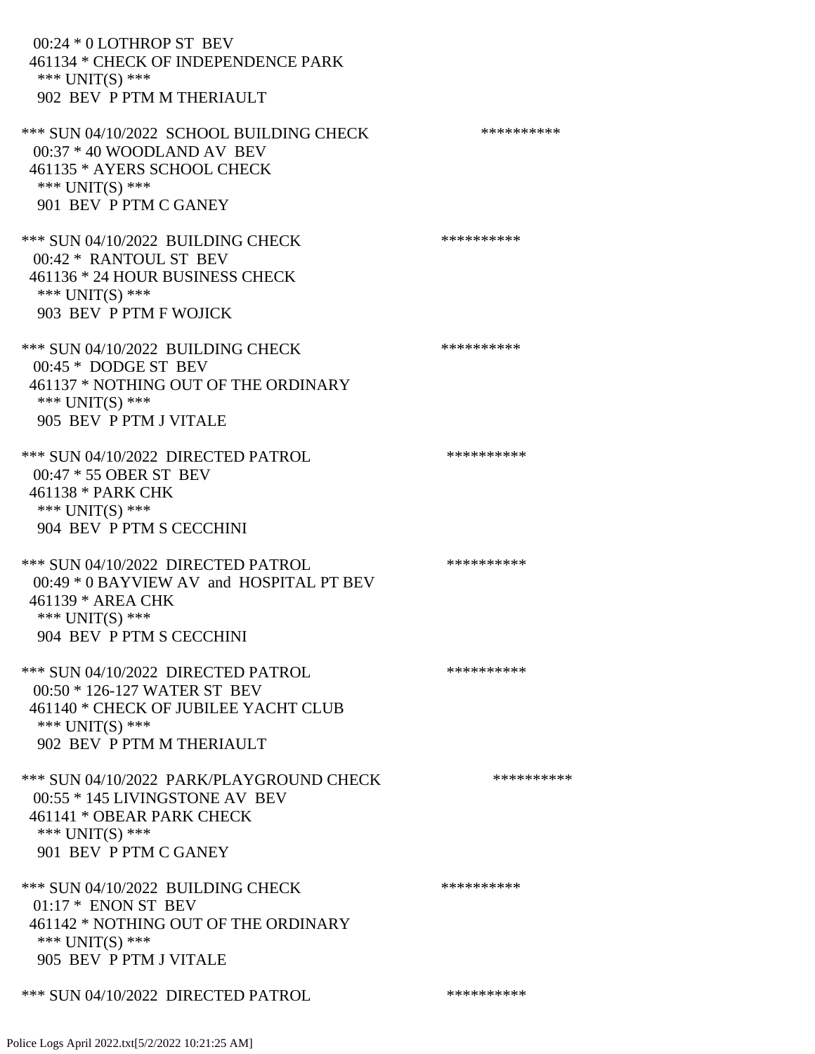00:24 * 0 LOTHROP ST BEV
461134 * CHECK OF INDEPENDENCE PARK
*** UNIT(S) ***
902 BEV P PTM M THERIAULT

*** SUN 04/10/2022 SCHOOL BUILDING CHECK **********
00:37 * 40 WOODLAND AV BEV
461135 * AYERS SCHOOL CHECK
*** UNIT(S) ***
901 BEV P PTM C GANEY

*** SUN 04/10/2022 BUILDING CHECK **********
00:42 * RANTOUL ST BEV
461136 * 24 HOUR BUSINESS CHECK
*** UNIT(S) ***
903 BEV P PTM F WOJICK

*** SUN 04/10/2022 BUILDING CHECK **********
00:45 * DODGE ST BEV
461137 * NOTHING OUT OF THE ORDINARY
*** UNIT(S) ***
905 BEV P PTM J VITALE

*** SUN 04/10/2022 DIRECTED PATROL **********
00:47 * 55 OBER ST BEV
461138 * PARK CHK
*** UNIT(S) ***
904 BEV P PTM S CECCHINI

*** SUN 04/10/2022 DIRECTED PATROL **********
00:49 * 0 BAYVIEW AV and HOSPITAL PT BEV
461139 * AREA CHK
*** UNIT(S) ***
904 BEV P PTM S CECCHINI

*** SUN 04/10/2022 DIRECTED PATROL **********
00:50 * 126-127 WATER ST BEV
461140 * CHECK OF JUBILEE YACHT CLUB
*** UNIT(S) ***
902 BEV P PTM M THERIAULT

*** SUN 04/10/2022 PARK/PLAYGROUND CHECK **********
00:55 * 145 LIVINGSTONE AV BEV
461141 * OBEAR PARK CHECK
*** UNIT(S) ***
901 BEV P PTM C GANEY

*** SUN 04/10/2022 BUILDING CHECK **********
01:17 * ENON ST BEV
461142 * NOTHING OUT OF THE ORDINARY
*** UNIT(S) ***
905 BEV P PTM J VITALE

*** SUN 04/10/2022 DIRECTED PATROL **********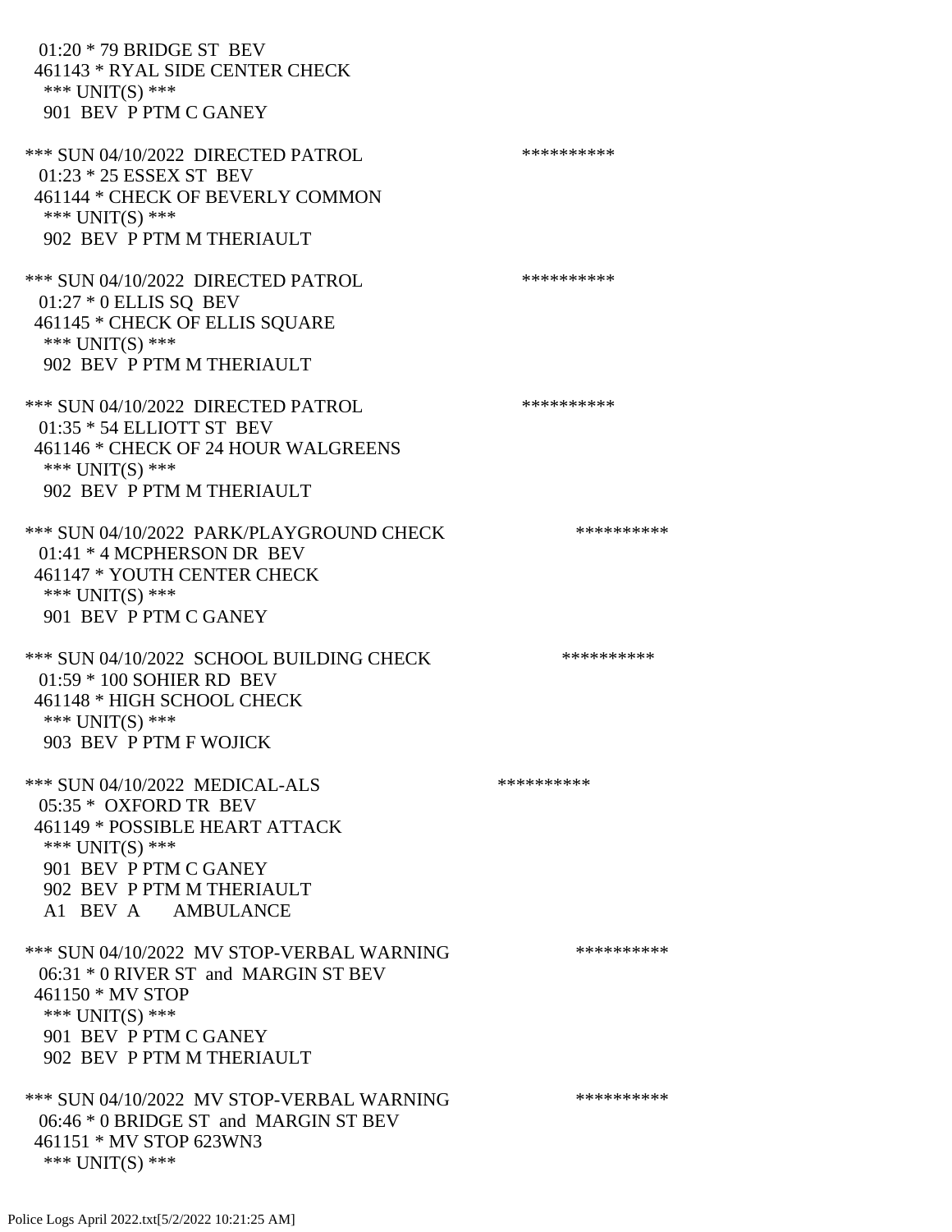01:20 * 79 BRIDGE ST BEV
461143 * RYAL SIDE CENTER CHECK
*** UNIT(S) ***
901 BEV P PTM C GANEY

*** SUN 04/10/2022 DIRECTED PATROL **********
01:23 * 25 ESSEX ST BEV
461144 * CHECK OF BEVERLY COMMON
*** UNIT(S) ***
902 BEV P PTM M THERIAULT

*** SUN 04/10/2022 DIRECTED PATROL **********
01:27 * 0 ELLIS SQ BEV
461145 * CHECK OF ELLIS SQUARE
*** UNIT(S) ***
902 BEV P PTM M THERIAULT

*** SUN 04/10/2022 DIRECTED PATROL **********
01:35 * 54 ELLIOTT ST BEV
461146 * CHECK OF 24 HOUR WALGREENS
*** UNIT(S) ***
902 BEV P PTM M THERIAULT

*** SUN 04/10/2022 PARK/PLAYGROUND CHECK **********
01:41 * 4 MCPHERSON DR BEV
461147 * YOUTH CENTER CHECK
*** UNIT(S) ***
901 BEV P PTM C GANEY

*** SUN 04/10/2022 SCHOOL BUILDING CHECK **********
01:59 * 100 SOHIER RD BEV
461148 * HIGH SCHOOL CHECK
*** UNIT(S) ***
903 BEV P PTM F WOJICK

*** SUN 04/10/2022 MEDICAL-ALS **********
05:35 * OXFORD TR BEV
461149 * POSSIBLE HEART ATTACK
*** UNIT(S) ***
901 BEV P PTM C GANEY
902 BEV P PTM M THERIAULT
A1 BEV A AMBULANCE

*** SUN 04/10/2022 MV STOP-VERBAL WARNING **********
06:31 * 0 RIVER ST and MARGIN ST BEV
461150 * MV STOP
*** UNIT(S) ***
901 BEV P PTM C GANEY
902 BEV P PTM M THERIAULT

*** SUN 04/10/2022 MV STOP-VERBAL WARNING **********
06:46 * 0 BRIDGE ST and MARGIN ST BEV
461151 * MV STOP 623WN3
*** UNIT(S) ***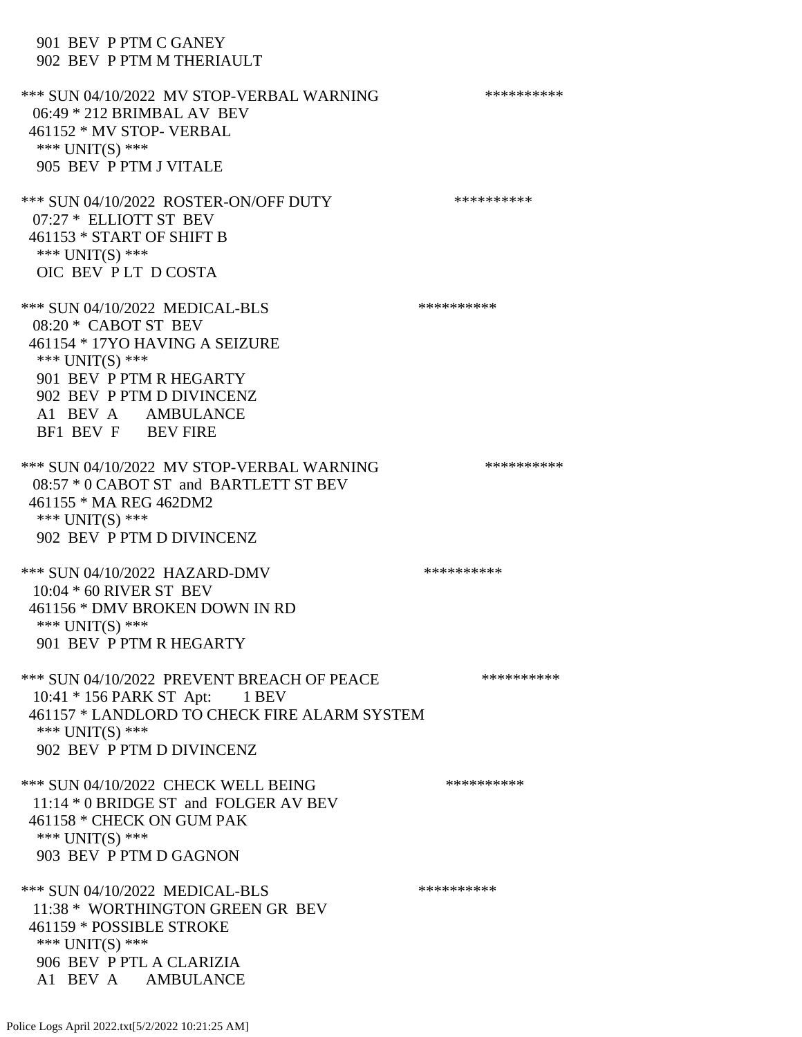901 BEV P PTM C GANEY
902 BEV P PTM M THERIAULT

*** SUN 04/10/2022 MV STOP-VERBAL WARNING **********
06:49 * 212 BRIMBAL AV BEV
461152 * MV STOP- VERBAL
*** UNIT(S) ***
905 BEV P PTM J VITALE

*** SUN 04/10/2022 ROSTER-ON/OFF DUTY **********
07:27 * ELLIOTT ST BEV
461153 * START OF SHIFT B
*** UNIT(S) ***
OIC BEV P LT D COSTA

*** SUN 04/10/2022 MEDICAL-BLS **********
08:20 * CABOT ST BEV
461154 * 17YO HAVING A SEIZURE
*** UNIT(S) ***
901 BEV P PTM R HEGARTY
902 BEV P PTM D DIVINCENZ
A1 BEV A AMBULANCE
BF1 BEV F BEV FIRE

*** SUN 04/10/2022 MV STOP-VERBAL WARNING **********
08:57 * 0 CABOT ST and BARTLETT ST BEV
461155 * MA REG 462DM2
*** UNIT(S) ***
902 BEV P PTM D DIVINCENZ

*** SUN 04/10/2022 HAZARD-DMV **********
10:04 * 60 RIVER ST BEV
461156 * DMV BROKEN DOWN IN RD
*** UNIT(S) ***
901 BEV P PTM R HEGARTY

*** SUN 04/10/2022 PREVENT BREACH OF PEACE **********
10:41 * 156 PARK ST Apt: 1 BEV
461157 * LANDLORD TO CHECK FIRE ALARM SYSTEM
*** UNIT(S) ***
902 BEV P PTM D DIVINCENZ

*** SUN 04/10/2022 CHECK WELL BEING **********
11:14 * 0 BRIDGE ST and FOLGER AV BEV
461158 * CHECK ON GUM PAK
*** UNIT(S) ***
903 BEV P PTM D GAGNON

*** SUN 04/10/2022 MEDICAL-BLS **********
11:38 * WORTHINGTON GREEN GR BEV
461159 * POSSIBLE STROKE
*** UNIT(S) ***
906 BEV P PTL A CLARIZIA
A1 BEV A AMBULANCE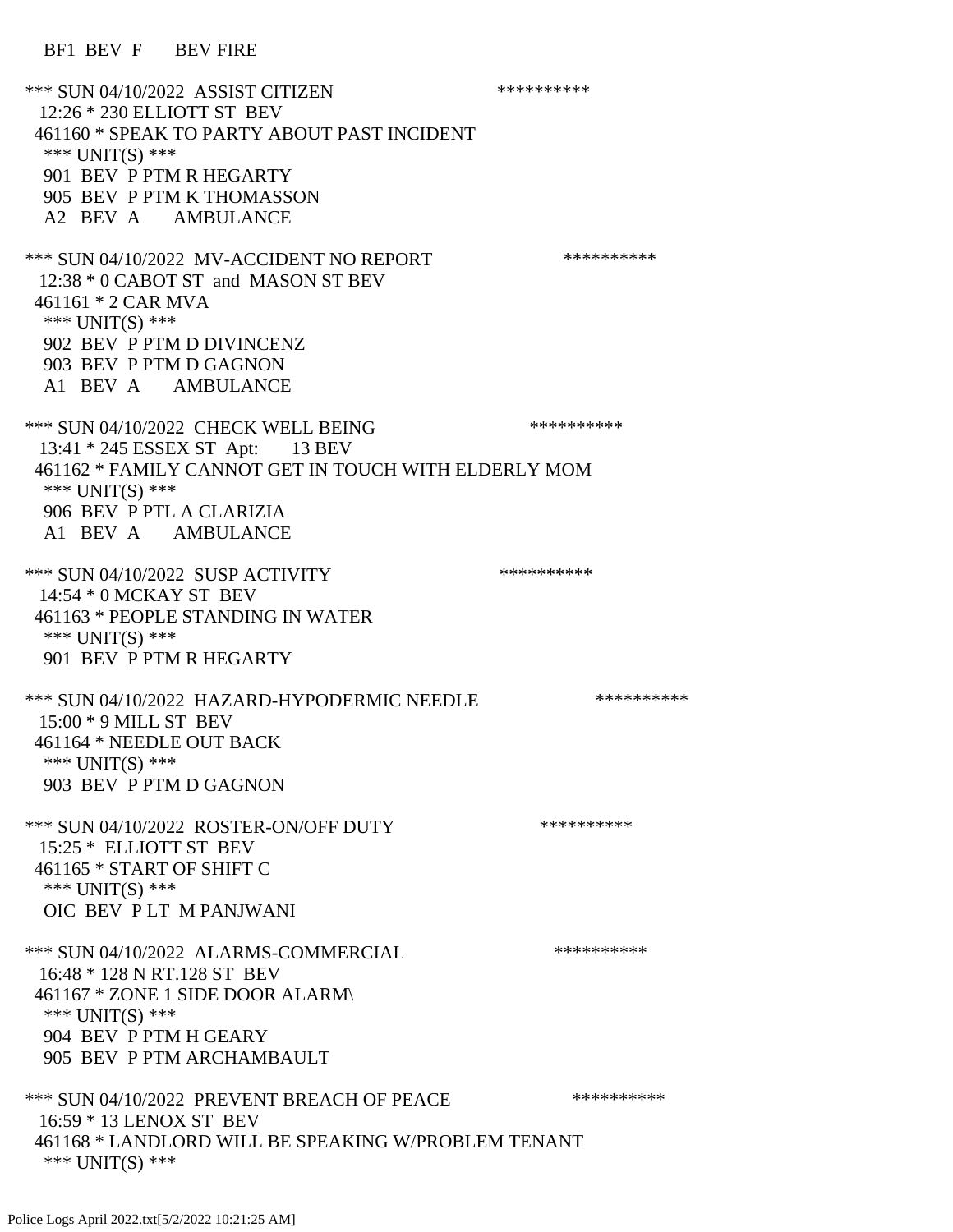BF1 BEV F BEV FIRE

*** SUN 04/10/2022 ASSIST CITIZEN **********
12:26 * 230 ELLIOTT ST BEV
461160 * SPEAK TO PARTY ABOUT PAST INCIDENT
*** UNIT(S) ***
901 BEV P PTM R HEGARTY
905 BEV P PTM K THOMASSON
A2 BEV A AMBULANCE

*** SUN 04/10/2022 MV-ACCIDENT NO REPORT **********
12:38 * 0 CABOT ST and MASON ST BEV
461161 * 2 CAR MVA
*** UNIT(S) ***
902 BEV P PTM D DIVINCENZ
903 BEV P PTM D GAGNON
A1 BEV A AMBULANCE

*** SUN 04/10/2022 CHECK WELL BEING **********
13:41 * 245 ESSEX ST Apt: 13 BEV
461162 * FAMILY CANNOT GET IN TOUCH WITH ELDERLY MOM
*** UNIT(S) ***
906 BEV P PTL A CLARIZIA
A1 BEV A AMBULANCE

*** SUN 04/10/2022 SUSP ACTIVITY **********
14:54 * 0 MCKAY ST BEV
461163 * PEOPLE STANDING IN WATER
*** UNIT(S) ***
901 BEV P PTM R HEGARTY

*** SUN 04/10/2022 HAZARD-HYPODERMIC NEEDLE **********
15:00 * 9 MILL ST BEV
461164 * NEEDLE OUT BACK
*** UNIT(S) ***
903 BEV P PTM D GAGNON

*** SUN 04/10/2022 ROSTER-ON/OFF DUTY **********
15:25 * ELLIOTT ST BEV
461165 * START OF SHIFT C
*** UNIT(S) ***
OIC BEV P LT M PANJWANI

*** SUN 04/10/2022 ALARMS-COMMERCIAL **********
16:48 * 128 N RT.128 ST BEV
461167 * ZONE 1 SIDE DOOR ALARM\
*** UNIT(S) ***
904 BEV P PTM H GEARY
905 BEV P PTM ARCHAMBAULT

*** SUN 04/10/2022 PREVENT BREACH OF PEACE **********
16:59 * 13 LENOX ST BEV
461168 * LANDLORD WILL BE SPEAKING W/PROBLEM TENANT
*** UNIT(S) ***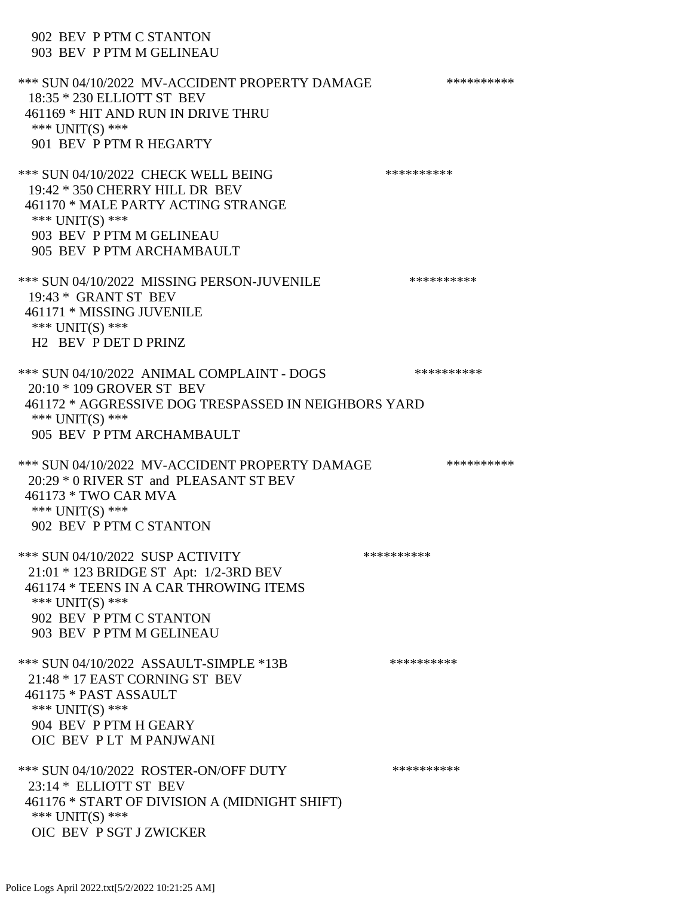902 BEV P PTM C STANTON
903 BEV P PTM M GELINEAU

*** SUN 04/10/2022 MV-ACCIDENT PROPERTY DAMAGE **********
18:35 * 230 ELLIOTT ST BEV
461169 * HIT AND RUN IN DRIVE THRU
*** UNIT(S) ***
901 BEV P PTM R HEGARTY

*** SUN 04/10/2022 CHECK WELL BEING **********
19:42 * 350 CHERRY HILL DR BEV
461170 * MALE PARTY ACTING STRANGE
*** UNIT(S) ***
903 BEV P PTM M GELINEAU
905 BEV P PTM ARCHAMBAULT

*** SUN 04/10/2022 MISSING PERSON-JUVENILE **********
19:43 * GRANT ST BEV
461171 * MISSING JUVENILE
*** UNIT(S) ***
H2 BEV P DET D PRINZ

*** SUN 04/10/2022 ANIMAL COMPLAINT - DOGS **********
20:10 * 109 GROVER ST BEV
461172 * AGGRESSIVE DOG TRESPASSED IN NEIGHBORS YARD
*** UNIT(S) ***
905 BEV P PTM ARCHAMBAULT

*** SUN 04/10/2022 MV-ACCIDENT PROPERTY DAMAGE **********
20:29 * 0 RIVER ST and PLEASANT ST BEV
461173 * TWO CAR MVA
*** UNIT(S) ***
902 BEV P PTM C STANTON

*** SUN 04/10/2022 SUSP ACTIVITY **********
21:01 * 123 BRIDGE ST Apt: 1/2-3RD BEV
461174 * TEENS IN A CAR THROWING ITEMS
*** UNIT(S) ***
902 BEV P PTM C STANTON
903 BEV P PTM M GELINEAU

*** SUN 04/10/2022 ASSAULT-SIMPLE *13B **********
21:48 * 17 EAST CORNING ST BEV
461175 * PAST ASSAULT
*** UNIT(S) ***
904 BEV P PTM H GEARY
OIC BEV P LT M PANJWANI

*** SUN 04/10/2022 ROSTER-ON/OFF DUTY **********
23:14 * ELLIOTT ST BEV
461176 * START OF DIVISION A (MIDNIGHT SHIFT)
*** UNIT(S) ***
OIC BEV P SGT J ZWICKER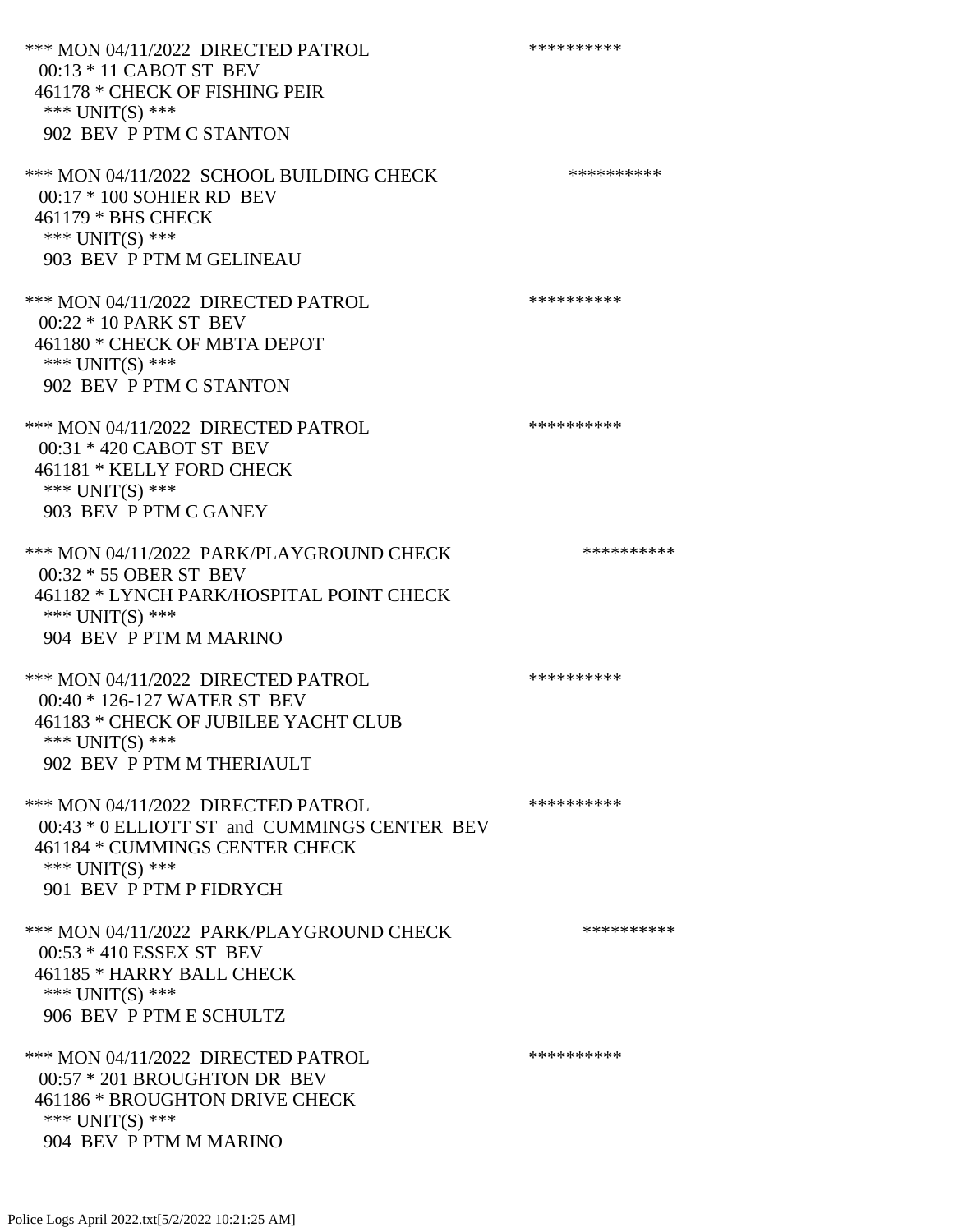*** MON 04/11/2022 DIRECTED PATROL **********
 00:13 * 11 CABOT ST BEV
 461178 * CHECK OF FISHING PEIR
 *** UNIT(S) ***
 902 BEV P PTM C STANTON

*** MON 04/11/2022 SCHOOL BUILDING CHECK **********
 00:17 * 100 SOHIER RD BEV
 461179 * BHS CHECK
 *** UNIT(S) ***
 903 BEV P PTM M GELINEAU

*** MON 04/11/2022 DIRECTED PATROL **********
 00:22 * 10 PARK ST BEV
 461180 * CHECK OF MBTA DEPOT
 *** UNIT(S) ***
 902 BEV P PTM C STANTON

*** MON 04/11/2022 DIRECTED PATROL **********
 00:31 * 420 CABOT ST BEV
 461181 * KELLY FORD CHECK
 *** UNIT(S) ***
 903 BEV P PTM C GANEY

*** MON 04/11/2022 PARK/PLAYGROUND CHECK **********
 00:32 * 55 OBER ST BEV
 461182 * LYNCH PARK/HOSPITAL POINT CHECK
 *** UNIT(S) ***
 904 BEV P PTM M MARINO

*** MON 04/11/2022 DIRECTED PATROL **********
 00:40 * 126-127 WATER ST BEV
 461183 * CHECK OF JUBILEE YACHT CLUB
 *** UNIT(S) ***
 902 BEV P PTM M THERIAULT

*** MON 04/11/2022 DIRECTED PATROL **********
 00:43 * 0 ELLIOTT ST and CUMMINGS CENTER BEV
 461184 * CUMMINGS CENTER CHECK
 *** UNIT(S) ***
 901 BEV P PTM P FIDRYCH

*** MON 04/11/2022 PARK/PLAYGROUND CHECK **********
 00:53 * 410 ESSEX ST BEV
 461185 * HARRY BALL CHECK
 *** UNIT(S) ***
 906 BEV P PTM E SCHULTZ

*** MON 04/11/2022 DIRECTED PATROL **********
 00:57 * 201 BROUGHTON DR BEV
 461186 * BROUGHTON DRIVE CHECK
 *** UNIT(S) ***
 904 BEV P PTM M MARINO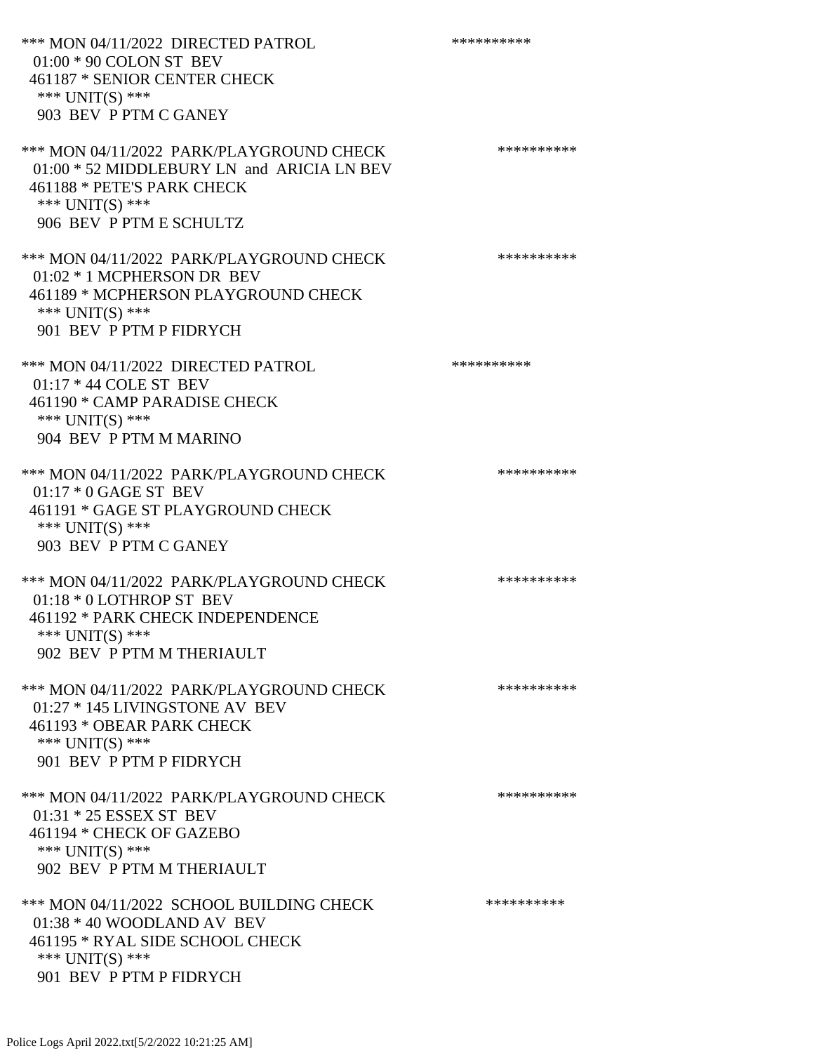*** MON 04/11/2022 DIRECTED PATROL **********
01:00 * 90 COLON ST BEV
461187 * SENIOR CENTER CHECK
*** UNIT(S) ***
903 BEV P PTM C GANEY

*** MON 04/11/2022 PARK/PLAYGROUND CHECK **********
01:00 * 52 MIDDLEBURY LN and ARICIA LN BEV
461188 * PETE'S PARK CHECK
*** UNIT(S) ***
906 BEV P PTM E SCHULTZ

*** MON 04/11/2022 PARK/PLAYGROUND CHECK **********
01:02 * 1 MCPHERSON DR BEV
461189 * MCPHERSON PLAYGROUND CHECK
*** UNIT(S) ***
901 BEV P PTM P FIDRYCH

*** MON 04/11/2022 DIRECTED PATROL **********
01:17 * 44 COLE ST BEV
461190 * CAMP PARADISE CHECK
*** UNIT(S) ***
904 BEV P PTM M MARINO

*** MON 04/11/2022 PARK/PLAYGROUND CHECK **********
01:17 * 0 GAGE ST BEV
461191 * GAGE ST PLAYGROUND CHECK
*** UNIT(S) ***
903 BEV P PTM C GANEY

*** MON 04/11/2022 PARK/PLAYGROUND CHECK **********
01:18 * 0 LOTHROP ST BEV
461192 * PARK CHECK INDEPENDENCE
*** UNIT(S) ***
902 BEV P PTM M THERIAULT

*** MON 04/11/2022 PARK/PLAYGROUND CHECK **********
01:27 * 145 LIVINGSTONE AV BEV
461193 * OBEAR PARK CHECK
*** UNIT(S) ***
901 BEV P PTM P FIDRYCH

*** MON 04/11/2022 PARK/PLAYGROUND CHECK **********
01:31 * 25 ESSEX ST BEV
461194 * CHECK OF GAZEBO
*** UNIT(S) ***
902 BEV P PTM M THERIAULT

*** MON 04/11/2022 SCHOOL BUILDING CHECK **********
01:38 * 40 WOODLAND AV BEV
461195 * RYAL SIDE SCHOOL CHECK
*** UNIT(S) ***
901 BEV P PTM P FIDRYCH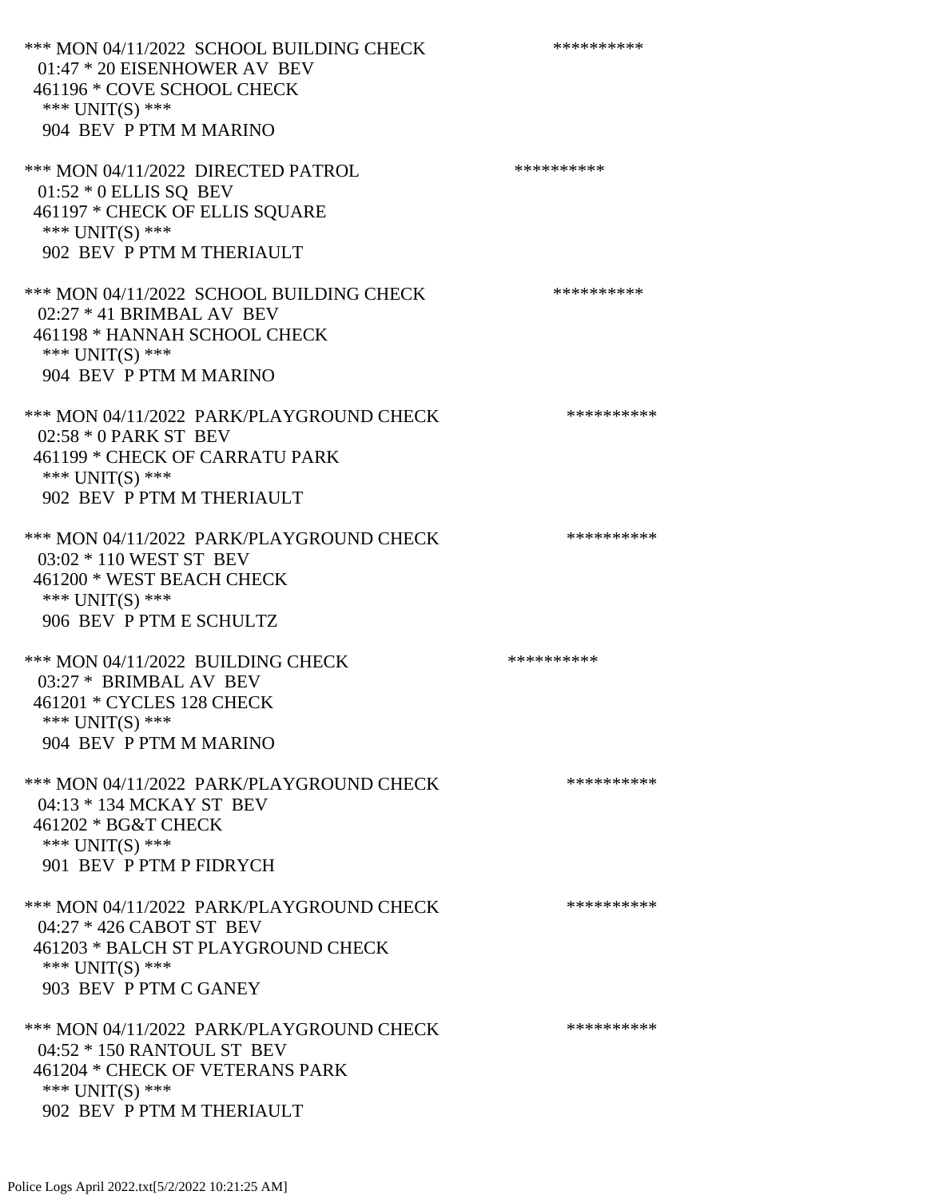*** MON 04/11/2022 SCHOOL BUILDING CHECK **********
01:47 * 20 EISENHOWER AV BEV
461196 * COVE SCHOOL CHECK
*** UNIT(S) ***
904 BEV P PTM M MARINO

*** MON 04/11/2022 DIRECTED PATROL **********
01:52 * 0 ELLIS SQ BEV
461197 * CHECK OF ELLIS SQUARE
*** UNIT(S) ***
902 BEV P PTM M THERIAULT

*** MON 04/11/2022 SCHOOL BUILDING CHECK **********
02:27 * 41 BRIMBAL AV BEV
461198 * HANNAH SCHOOL CHECK
*** UNIT(S) ***
904 BEV P PTM M MARINO

*** MON 04/11/2022 PARK/PLAYGROUND CHECK **********
02:58 * 0 PARK ST BEV
461199 * CHECK OF CARRATU PARK
*** UNIT(S) ***
902 BEV P PTM M THERIAULT

*** MON 04/11/2022 PARK/PLAYGROUND CHECK **********
03:02 * 110 WEST ST BEV
461200 * WEST BEACH CHECK
*** UNIT(S) ***
906 BEV P PTM E SCHULTZ

*** MON 04/11/2022 BUILDING CHECK **********
03:27 * BRIMBAL AV BEV
461201 * CYCLES 128 CHECK
*** UNIT(S) ***
904 BEV P PTM M MARINO

*** MON 04/11/2022 PARK/PLAYGROUND CHECK **********
04:13 * 134 MCKAY ST BEV
461202 * BG&T CHECK
*** UNIT(S) ***
901 BEV P PTM P FIDRYCH

*** MON 04/11/2022 PARK/PLAYGROUND CHECK **********
04:27 * 426 CABOT ST BEV
461203 * BALCH ST PLAYGROUND CHECK
*** UNIT(S) ***
903 BEV P PTM C GANEY

*** MON 04/11/2022 PARK/PLAYGROUND CHECK **********
04:52 * 150 RANTOUL ST BEV
461204 * CHECK OF VETERANS PARK
*** UNIT(S) ***
902 BEV P PTM M THERIAULT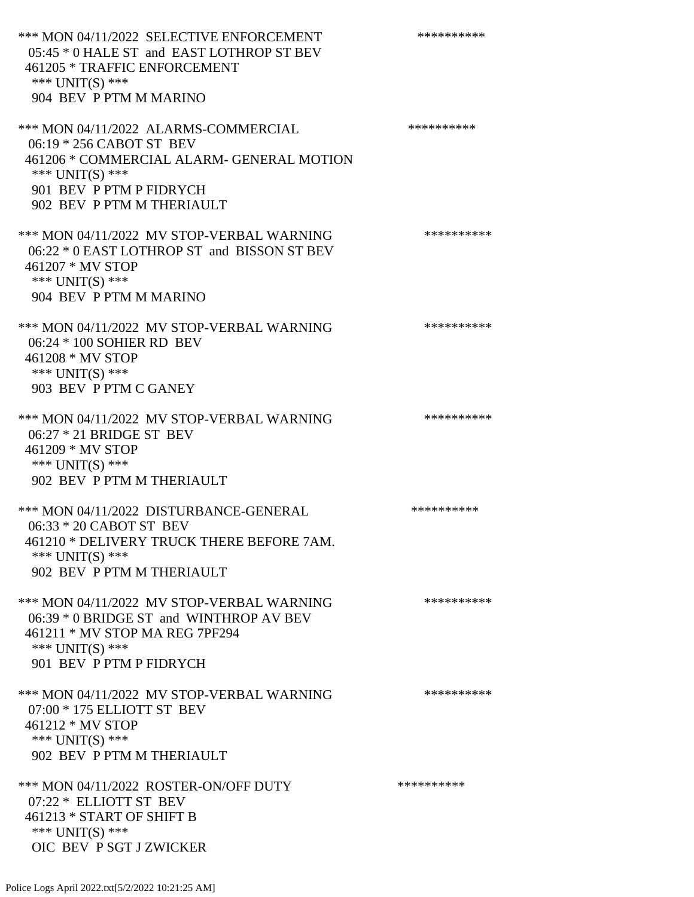*** MON 04/11/2022 SELECTIVE ENFORCEMENT **********
05:45 * 0 HALE ST and EAST LOTHROP ST BEV
461205 * TRAFFIC ENFORCEMENT
*** UNIT(S) ***
904 BEV P PTM M MARINO

*** MON 04/11/2022 ALARMS-COMMERCIAL **********
06:19 * 256 CABOT ST BEV
461206 * COMMERCIAL ALARM- GENERAL MOTION
*** UNIT(S) ***
901 BEV P PTM P FIDRYCH
902 BEV P PTM M THERIAULT

*** MON 04/11/2022 MV STOP-VERBAL WARNING **********
06:22 * 0 EAST LOTHROP ST and BISSON ST BEV
461207 * MV STOP
*** UNIT(S) ***
904 BEV P PTM M MARINO

*** MON 04/11/2022 MV STOP-VERBAL WARNING **********
06:24 * 100 SOHIER RD BEV
461208 * MV STOP
*** UNIT(S) ***
903 BEV P PTM C GANEY

*** MON 04/11/2022 MV STOP-VERBAL WARNING **********
06:27 * 21 BRIDGE ST BEV
461209 * MV STOP
*** UNIT(S) ***
902 BEV P PTM M THERIAULT

*** MON 04/11/2022 DISTURBANCE-GENERAL **********
06:33 * 20 CABOT ST BEV
461210 * DELIVERY TRUCK THERE BEFORE 7AM.
*** UNIT(S) ***
902 BEV P PTM M THERIAULT

*** MON 04/11/2022 MV STOP-VERBAL WARNING **********
06:39 * 0 BRIDGE ST and WINTHROP AV BEV
461211 * MV STOP MA REG 7PF294
*** UNIT(S) ***
901 BEV P PTM P FIDRYCH

*** MON 04/11/2022 MV STOP-VERBAL WARNING **********
07:00 * 175 ELLIOTT ST BEV
461212 * MV STOP
*** UNIT(S) ***
902 BEV P PTM M THERIAULT

*** MON 04/11/2022 ROSTER-ON/OFF DUTY **********
07:22 * ELLIOTT ST BEV
461213 * START OF SHIFT B
*** UNIT(S) ***
OIC BEV P SGT J ZWICKER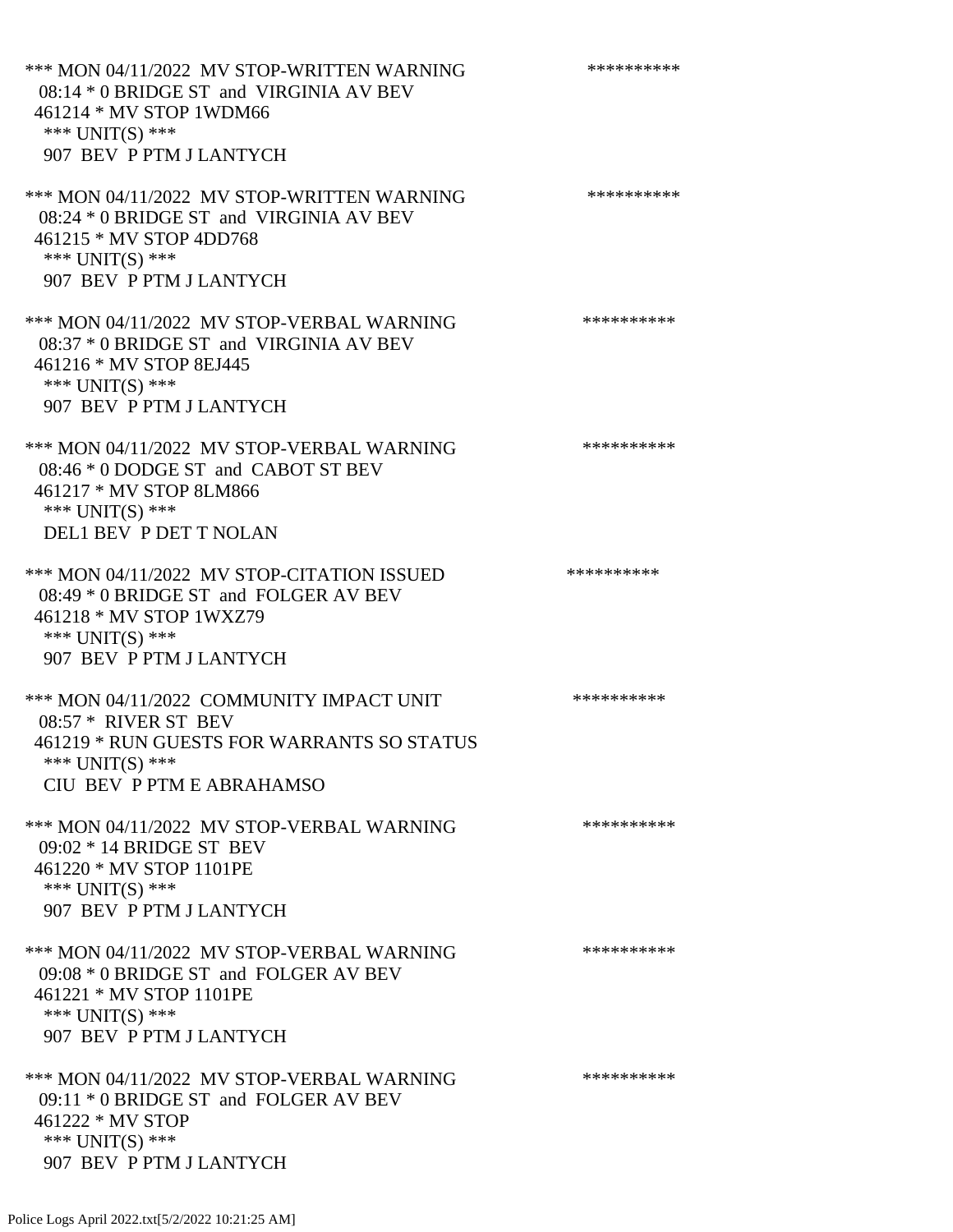*** MON 04/11/2022 MV STOP-WRITTEN WARNING **********
08:14 * 0 BRIDGE ST and VIRGINIA AV BEV
461214 * MV STOP 1WDM66
*** UNIT(S) ***
907 BEV P PTM J LANTYCH

*** MON 04/11/2022 MV STOP-WRITTEN WARNING **********
08:24 * 0 BRIDGE ST and VIRGINIA AV BEV
461215 * MV STOP 4DD768
*** UNIT(S) ***
907 BEV P PTM J LANTYCH

*** MON 04/11/2022 MV STOP-VERBAL WARNING **********
08:37 * 0 BRIDGE ST and VIRGINIA AV BEV
461216 * MV STOP 8EJ445
*** UNIT(S) ***
907 BEV P PTM J LANTYCH

*** MON 04/11/2022 MV STOP-VERBAL WARNING **********
08:46 * 0 DODGE ST and CABOT ST BEV
461217 * MV STOP 8LM866
*** UNIT(S) ***
DEL1 BEV P DET T NOLAN

*** MON 04/11/2022 MV STOP-CITATION ISSUED **********
08:49 * 0 BRIDGE ST and FOLGER AV BEV
461218 * MV STOP 1WXZ79
*** UNIT(S) ***
907 BEV P PTM J LANTYCH

*** MON 04/11/2022 COMMUNITY IMPACT UNIT **********
08:57 * RIVER ST BEV
461219 * RUN GUESTS FOR WARRANTS SO STATUS
*** UNIT(S) ***
CIU BEV P PTM E ABRAHAMSO

*** MON 04/11/2022 MV STOP-VERBAL WARNING **********
09:02 * 14 BRIDGE ST BEV
461220 * MV STOP 1101PE
*** UNIT(S) ***
907 BEV P PTM J LANTYCH

*** MON 04/11/2022 MV STOP-VERBAL WARNING **********
09:08 * 0 BRIDGE ST and FOLGER AV BEV
461221 * MV STOP 1101PE
*** UNIT(S) ***
907 BEV P PTM J LANTYCH

*** MON 04/11/2022 MV STOP-VERBAL WARNING **********
09:11 * 0 BRIDGE ST and FOLGER AV BEV
461222 * MV STOP
*** UNIT(S) ***
907 BEV P PTM J LANTYCH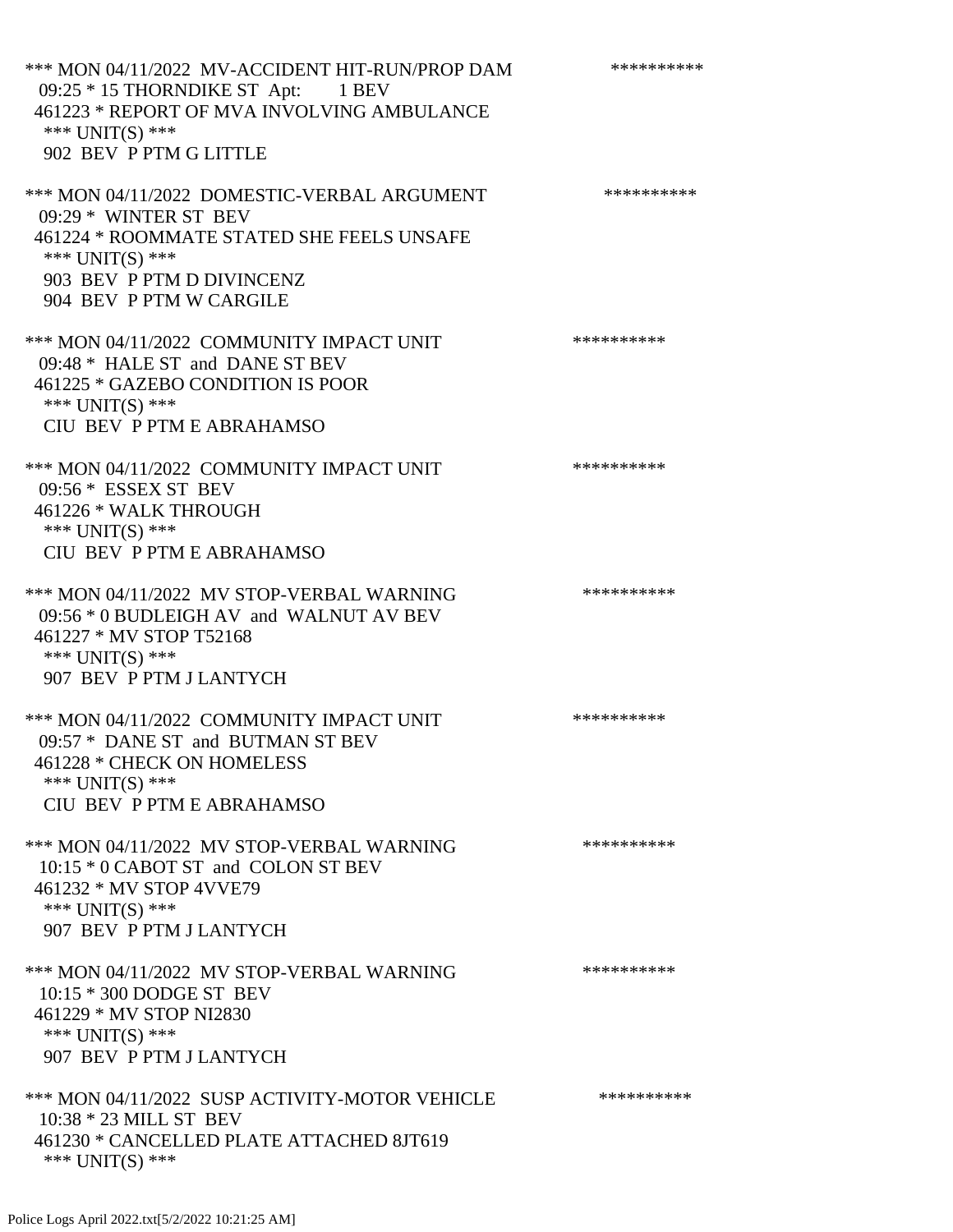*** MON 04/11/2022 MV-ACCIDENT HIT-RUN/PROP DAM **********
09:25 * 15 THORNDIKE ST Apt: 1 BEV
461223 * REPORT OF MVA INVOLVING AMBULANCE
*** UNIT(S) ***
902 BEV P PTM G LITTLE

*** MON 04/11/2022 DOMESTIC-VERBAL ARGUMENT **********
09:29 * WINTER ST BEV
461224 * ROOMMATE STATED SHE FEELS UNSAFE
*** UNIT(S) ***
903 BEV P PTM D DIVINCENZ
904 BEV P PTM W CARGILE

*** MON 04/11/2022 COMMUNITY IMPACT UNIT **********
09:48 * HALE ST and DANE ST BEV
461225 * GAZEBO CONDITION IS POOR
*** UNIT(S) ***
CIU BEV P PTM E ABRAHAMSO

*** MON 04/11/2022 COMMUNITY IMPACT UNIT **********
09:56 * ESSEX ST BEV
461226 * WALK THROUGH
*** UNIT(S) ***
CIU BEV P PTM E ABRAHAMSO

*** MON 04/11/2022 MV STOP-VERBAL WARNING **********
09:56 * 0 BUDLEIGH AV and WALNUT AV BEV
461227 * MV STOP T52168
*** UNIT(S) ***
907 BEV P PTM J LANTYCH

*** MON 04/11/2022 COMMUNITY IMPACT UNIT **********
09:57 * DANE ST and BUTMAN ST BEV
461228 * CHECK ON HOMELESS
*** UNIT(S) ***
CIU BEV P PTM E ABRAHAMSO

*** MON 04/11/2022 MV STOP-VERBAL WARNING **********
10:15 * 0 CABOT ST and COLON ST BEV
461232 * MV STOP 4VVE79
*** UNIT(S) ***
907 BEV P PTM J LANTYCH

*** MON 04/11/2022 MV STOP-VERBAL WARNING **********
10:15 * 300 DODGE ST BEV
461229 * MV STOP NI2830
*** UNIT(S) ***
907 BEV P PTM J LANTYCH

*** MON 04/11/2022 SUSP ACTIVITY-MOTOR VEHICLE **********
10:38 * 23 MILL ST BEV
461230 * CANCELLED PLATE ATTACHED 8JT619
*** UNIT(S) ***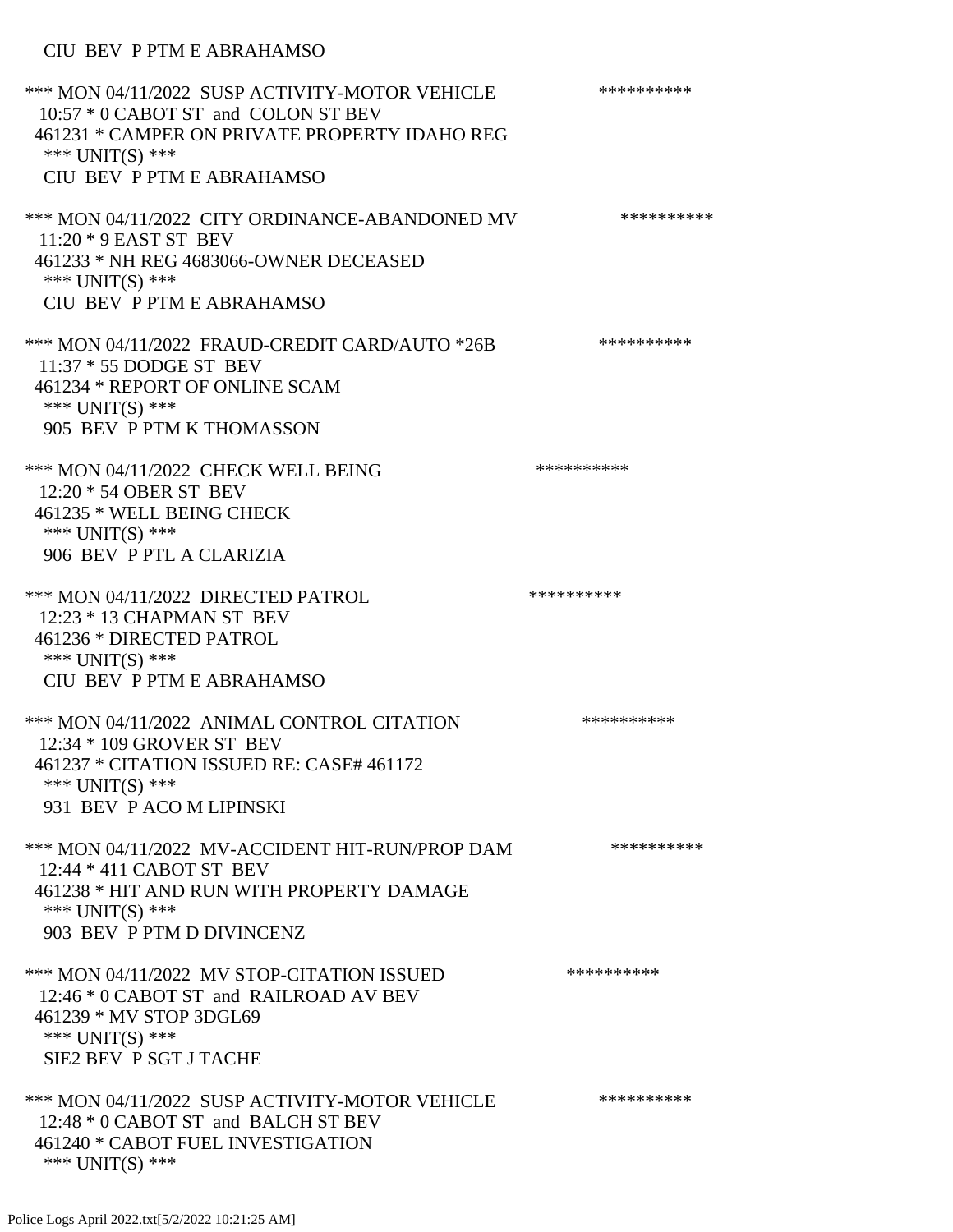CIU BEV P PTM E ABRAHAMSO

*** MON 04/11/2022 SUSP ACTIVITY-MOTOR VEHICLE **********
10:57 * 0 CABOT ST and COLON ST BEV
461231 * CAMPER ON PRIVATE PROPERTY IDAHO REG
*** UNIT(S) ***
CIU BEV P PTM E ABRAHAMSO

*** MON 04/11/2022 CITY ORDINANCE-ABANDONED MV **********
11:20 * 9 EAST ST BEV
461233 * NH REG 4683066-OWNER DECEASED
*** UNIT(S) ***
CIU BEV P PTM E ABRAHAMSO

*** MON 04/11/2022 FRAUD-CREDIT CARD/AUTO *26B **********
11:37 * 55 DODGE ST BEV
461234 * REPORT OF ONLINE SCAM
*** UNIT(S) ***
905 BEV P PTM K THOMASSON

*** MON 04/11/2022 CHECK WELL BEING **********
12:20 * 54 OBER ST BEV
461235 * WELL BEING CHECK
*** UNIT(S) ***
906 BEV P PTL A CLARIZIA

*** MON 04/11/2022 DIRECTED PATROL **********
12:23 * 13 CHAPMAN ST BEV
461236 * DIRECTED PATROL
*** UNIT(S) ***
CIU BEV P PTM E ABRAHAMSO

*** MON 04/11/2022 ANIMAL CONTROL CITATION **********
12:34 * 109 GROVER ST BEV
461237 * CITATION ISSUED RE: CASE# 461172
*** UNIT(S) ***
931 BEV P ACO M LIPINSKI

*** MON 04/11/2022 MV-ACCIDENT HIT-RUN/PROP DAM **********
12:44 * 411 CABOT ST BEV
461238 * HIT AND RUN WITH PROPERTY DAMAGE
*** UNIT(S) ***
903 BEV P PTM D DIVINCENZ

*** MON 04/11/2022 MV STOP-CITATION ISSUED **********
12:46 * 0 CABOT ST and RAILROAD AV BEV
461239 * MV STOP 3DGL69
*** UNIT(S) ***
SIE2 BEV P SGT J TACHE

*** MON 04/11/2022 SUSP ACTIVITY-MOTOR VEHICLE **********
12:48 * 0 CABOT ST and BALCH ST BEV
461240 * CABOT FUEL INVESTIGATION
*** UNIT(S) ***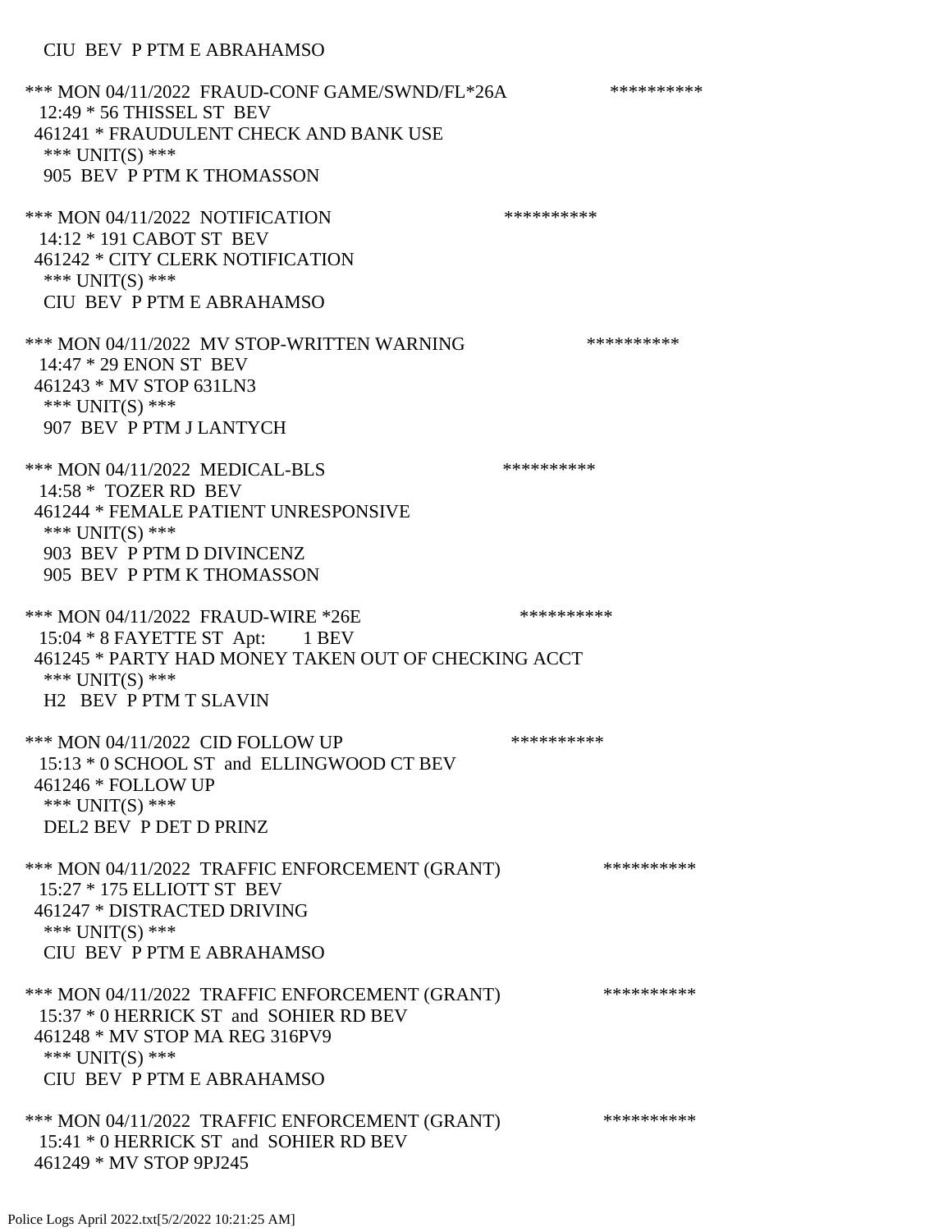CIU BEV P PTM E ABRAHAMSO

*** MON 04/11/2022 FRAUD-CONF GAME/SWND/FL*26A **********
12:49 * 56 THISSEL ST BEV
461241 * FRAUDULENT CHECK AND BANK USE
*** UNIT(S) ***
905 BEV P PTM K THOMASSON

*** MON 04/11/2022 NOTIFICATION **********
14:12 * 191 CABOT ST BEV
461242 * CITY CLERK NOTIFICATION
*** UNIT(S) ***
CIU BEV P PTM E ABRAHAMSO

*** MON 04/11/2022 MV STOP-WRITTEN WARNING **********
14:47 * 29 ENON ST BEV
461243 * MV STOP 631LN3
*** UNIT(S) ***
907 BEV P PTM J LANTYCH

*** MON 04/11/2022 MEDICAL-BLS **********
14:58 * TOZER RD BEV
461244 * FEMALE PATIENT UNRESPONSIVE
*** UNIT(S) ***
903 BEV P PTM D DIVINCENZ
905 BEV P PTM K THOMASSON

*** MON 04/11/2022 FRAUD-WIRE *26E **********
15:04 * 8 FAYETTE ST Apt: 1 BEV
461245 * PARTY HAD MONEY TAKEN OUT OF CHECKING ACCT
*** UNIT(S) ***
H2 BEV P PTM T SLAVIN

*** MON 04/11/2022 CID FOLLOW UP **********
15:13 * 0 SCHOOL ST and ELLINGWOOD CT BEV
461246 * FOLLOW UP
*** UNIT(S) ***
DEL2 BEV P DET D PRINZ

*** MON 04/11/2022 TRAFFIC ENFORCEMENT (GRANT) **********
15:27 * 175 ELLIOTT ST BEV
461247 * DISTRACTED DRIVING
*** UNIT(S) ***
CIU BEV P PTM E ABRAHAMSO

*** MON 04/11/2022 TRAFFIC ENFORCEMENT (GRANT) **********
15:37 * 0 HERRICK ST and SOHIER RD BEV
461248 * MV STOP MA REG 316PV9
*** UNIT(S) ***
CIU BEV P PTM E ABRAHAMSO

*** MON 04/11/2022 TRAFFIC ENFORCEMENT (GRANT) **********
15:41 * 0 HERRICK ST and SOHIER RD BEV
461249 * MV STOP 9PJ245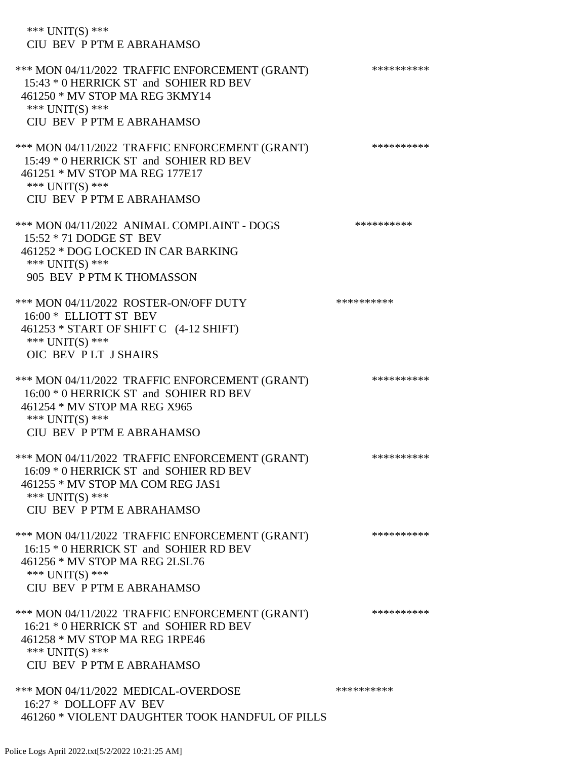*** UNIT(S) ***
CIU BEV P PTM E ABRAHAMSO

*** MON 04/11/2022 TRAFFIC ENFORCEMENT (GRANT) **********
15:43 * 0 HERRICK ST and SOHIER RD BEV
461250 * MV STOP MA REG 3KMY14
*** UNIT(S) ***
CIU BEV P PTM E ABRAHAMSO

*** MON 04/11/2022 TRAFFIC ENFORCEMENT (GRANT) **********
15:49 * 0 HERRICK ST and SOHIER RD BEV
461251 * MV STOP MA REG 177E17
*** UNIT(S) ***
CIU BEV P PTM E ABRAHAMSO

*** MON 04/11/2022 ANIMAL COMPLAINT - DOGS **********
15:52 * 71 DODGE ST BEV
461252 * DOG LOCKED IN CAR BARKING
*** UNIT(S) ***
905 BEV P PTM K THOMASSON

*** MON 04/11/2022 ROSTER-ON/OFF DUTY **********
16:00 * ELLIOTT ST BEV
461253 * START OF SHIFT C (4-12 SHIFT)
*** UNIT(S) ***
OIC BEV P LT J SHAIRS

*** MON 04/11/2022 TRAFFIC ENFORCEMENT (GRANT) **********
16:00 * 0 HERRICK ST and SOHIER RD BEV
461254 * MV STOP MA REG X965
*** UNIT(S) ***
CIU BEV P PTM E ABRAHAMSO

*** MON 04/11/2022 TRAFFIC ENFORCEMENT (GRANT) **********
16:09 * 0 HERRICK ST and SOHIER RD BEV
461255 * MV STOP MA COM REG JAS1
*** UNIT(S) ***
CIU BEV P PTM E ABRAHAMSO

*** MON 04/11/2022 TRAFFIC ENFORCEMENT (GRANT) **********
16:15 * 0 HERRICK ST and SOHIER RD BEV
461256 * MV STOP MA REG 2LSL76
*** UNIT(S) ***
CIU BEV P PTM E ABRAHAMSO

*** MON 04/11/2022 TRAFFIC ENFORCEMENT (GRANT) **********
16:21 * 0 HERRICK ST and SOHIER RD BEV
461258 * MV STOP MA REG 1RPE46
*** UNIT(S) ***
CIU BEV P PTM E ABRAHAMSO

*** MON 04/11/2022 MEDICAL-OVERDOSE **********
16:27 * DOLLOFF AV BEV
461260 * VIOLENT DAUGHTER TOOK HANDFUL OF PILLS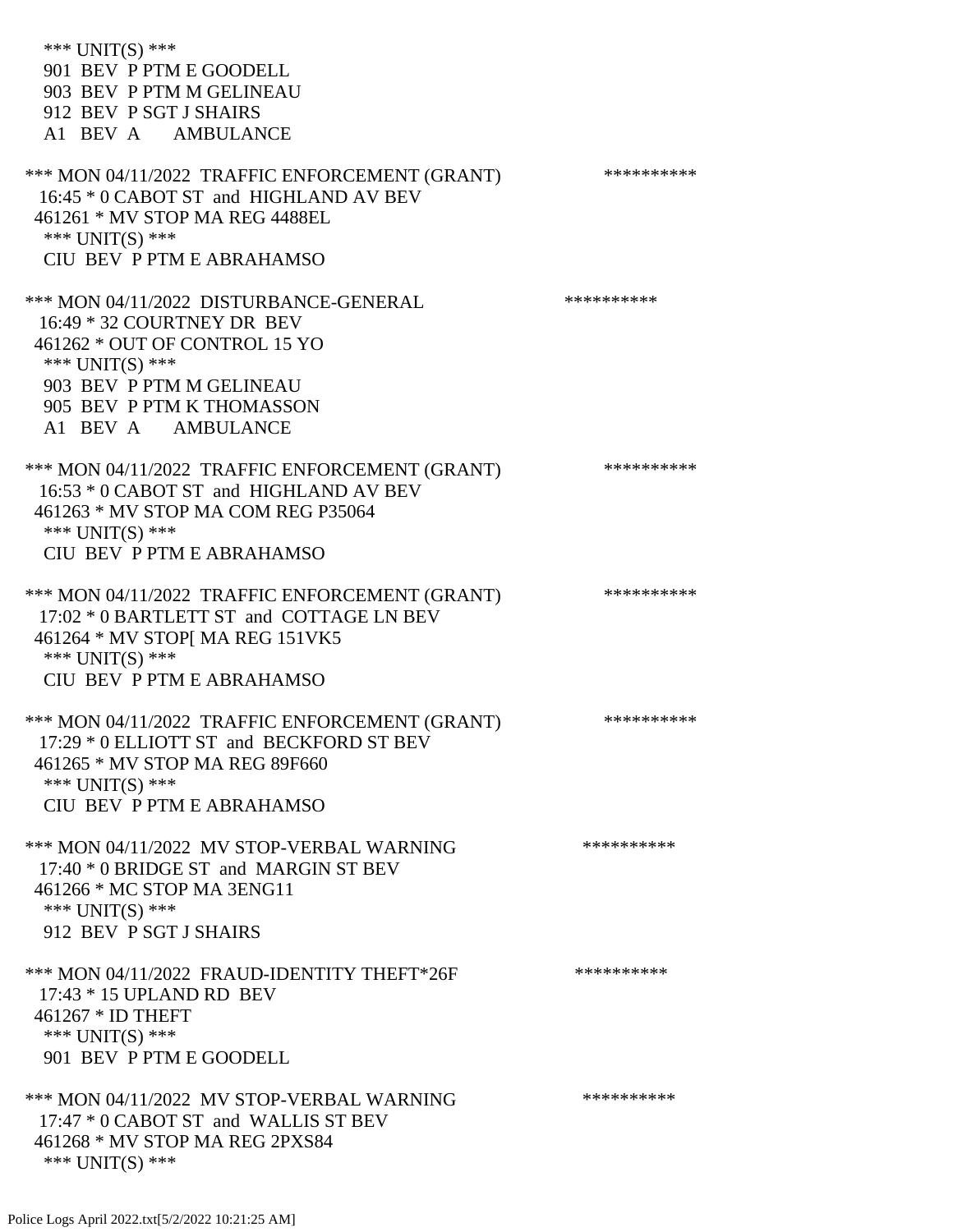*** UNIT(S) ***
901 BEV P PTM E GOODELL
903 BEV P PTM M GELINEAU
912 BEV P SGT J SHAIRS
A1 BEV A AMBULANCE

*** MON 04/11/2022 TRAFFIC ENFORCEMENT (GRANT) **********
16:45 * 0 CABOT ST and HIGHLAND AV BEV
461261 * MV STOP MA REG 4488EL
*** UNIT(S) ***
CIU BEV P PTM E ABRAHAMSO

*** MON 04/11/2022 DISTURBANCE-GENERAL **********
16:49 * 32 COURTNEY DR BEV
461262 * OUT OF CONTROL 15 YO
*** UNIT(S) ***
903 BEV P PTM M GELINEAU
905 BEV P PTM K THOMASSON
A1 BEV A AMBULANCE

*** MON 04/11/2022 TRAFFIC ENFORCEMENT (GRANT) **********
16:53 * 0 CABOT ST and HIGHLAND AV BEV
461263 * MV STOP MA COM REG P35064
*** UNIT(S) ***
CIU BEV P PTM E ABRAHAMSO

*** MON 04/11/2022 TRAFFIC ENFORCEMENT (GRANT) **********
17:02 * 0 BARTLETT ST and COTTAGE LN BEV
461264 * MV STOP[ MA REG 151VK5
*** UNIT(S) ***
CIU BEV P PTM E ABRAHAMSO

*** MON 04/11/2022 TRAFFIC ENFORCEMENT (GRANT) **********
17:29 * 0 ELLIOTT ST and BECKFORD ST BEV
461265 * MV STOP MA REG 89F660
*** UNIT(S) ***
CIU BEV P PTM E ABRAHAMSO

*** MON 04/11/2022 MV STOP-VERBAL WARNING **********
17:40 * 0 BRIDGE ST and MARGIN ST BEV
461266 * MC STOP MA 3ENG11
*** UNIT(S) ***
912 BEV P SGT J SHAIRS

*** MON 04/11/2022 FRAUD-IDENTITY THEFT*26F **********
17:43 * 15 UPLAND RD BEV
461267 * ID THEFT
*** UNIT(S) ***
901 BEV P PTM E GOODELL

*** MON 04/11/2022 MV STOP-VERBAL WARNING **********
17:47 * 0 CABOT ST and WALLIS ST BEV
461268 * MV STOP MA REG 2PXS84
*** UNIT(S) ***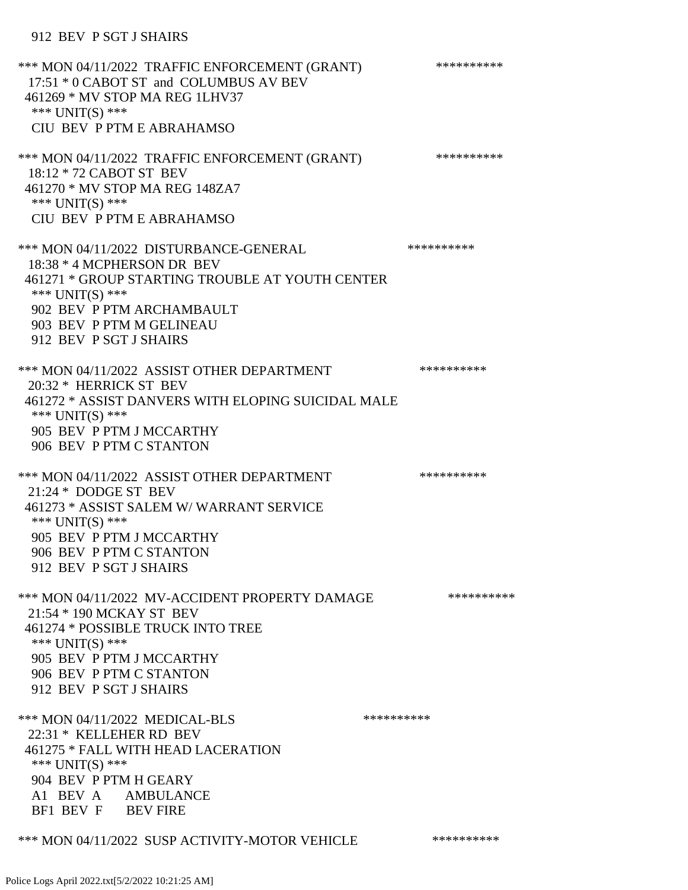912 BEV P SGT J SHAIRS

*** MON 04/11/2022 TRAFFIC ENFORCEMENT (GRANT) **********
17:51 * 0 CABOT ST and COLUMBUS AV BEV
461269 * MV STOP MA REG 1LHV37
*** UNIT(S) ***
CIU BEV P PTM E ABRAHAMSO

*** MON 04/11/2022 TRAFFIC ENFORCEMENT (GRANT) **********
18:12 * 72 CABOT ST BEV
461270 * MV STOP MA REG 148ZA7
*** UNIT(S) ***
CIU BEV P PTM E ABRAHAMSO

*** MON 04/11/2022 DISTURBANCE-GENERAL **********
18:38 * 4 MCPHERSON DR BEV
461271 * GROUP STARTING TROUBLE AT YOUTH CENTER
*** UNIT(S) ***
902 BEV P PTM ARCHAMBAULT
903 BEV P PTM M GELINEAU
912 BEV P SGT J SHAIRS

*** MON 04/11/2022 ASSIST OTHER DEPARTMENT **********
20:32 * HERRICK ST BEV
461272 * ASSIST DANVERS WITH ELOPING SUICIDAL MALE
*** UNIT(S) ***
905 BEV P PTM J MCCARTHY
906 BEV P PTM C STANTON

*** MON 04/11/2022 ASSIST OTHER DEPARTMENT **********
21:24 * DODGE ST BEV
461273 * ASSIST SALEM W/ WARRANT SERVICE
*** UNIT(S) ***
905 BEV P PTM J MCCARTHY
906 BEV P PTM C STANTON
912 BEV P SGT J SHAIRS

*** MON 04/11/2022 MV-ACCIDENT PROPERTY DAMAGE **********
21:54 * 190 MCKAY ST BEV
461274 * POSSIBLE TRUCK INTO TREE
*** UNIT(S) ***
905 BEV P PTM J MCCARTHY
906 BEV P PTM C STANTON
912 BEV P SGT J SHAIRS

*** MON 04/11/2022 MEDICAL-BLS **********
22:31 * KELLEHER RD BEV
461275 * FALL WITH HEAD LACERATION
*** UNIT(S) ***
904 BEV P PTM H GEARY
A1 BEV A AMBULANCE
BF1 BEV F BEV FIRE

*** MON 04/11/2022 SUSP ACTIVITY-MOTOR VEHICLE **********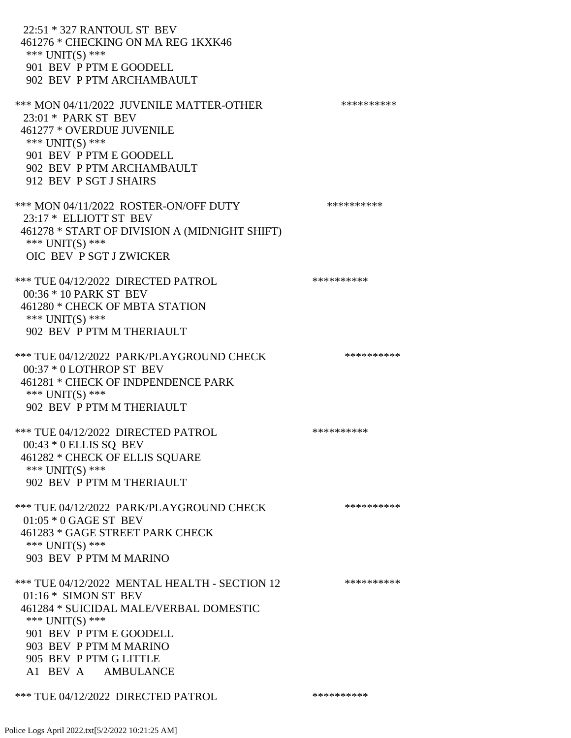22:51 * 327 RANTOUL ST BEV
461276 * CHECKING ON MA REG 1KXK46
*** UNIT(S) ***
901 BEV P PTM E GOODELL
902 BEV P PTM ARCHAMBAULT

*** MON 04/11/2022 JUVENILE MATTER-OTHER **********
23:01 * PARK ST BEV
461277 * OVERDUE JUVENILE
*** UNIT(S) ***
901 BEV P PTM E GOODELL
902 BEV P PTM ARCHAMBAULT
912 BEV P SGT J SHAIRS

*** MON 04/11/2022 ROSTER-ON/OFF DUTY **********
23:17 * ELLIOTT ST BEV
461278 * START OF DIVISION A (MIDNIGHT SHIFT)
*** UNIT(S) ***
OIC BEV P SGT J ZWICKER

*** TUE 04/12/2022 DIRECTED PATROL **********
00:36 * 10 PARK ST BEV
461280 * CHECK OF MBTA STATION
*** UNIT(S) ***
902 BEV P PTM M THERIAULT

*** TUE 04/12/2022 PARK/PLAYGROUND CHECK **********
00:37 * 0 LOTHROP ST BEV
461281 * CHECK OF INDPENDENCE PARK
*** UNIT(S) ***
902 BEV P PTM M THERIAULT

*** TUE 04/12/2022 DIRECTED PATROL **********
00:43 * 0 ELLIS SQ BEV
461282 * CHECK OF ELLIS SQUARE
*** UNIT(S) ***
902 BEV P PTM M THERIAULT

*** TUE 04/12/2022 PARK/PLAYGROUND CHECK **********
01:05 * 0 GAGE ST BEV
461283 * GAGE STREET PARK CHECK
*** UNIT(S) ***
903 BEV P PTM M MARINO

*** TUE 04/12/2022 MENTAL HEALTH - SECTION 12 **********
01:16 * SIMON ST BEV
461284 * SUICIDAL MALE/VERBAL DOMESTIC
*** UNIT(S) ***
901 BEV P PTM E GOODELL
903 BEV P PTM M MARINO
905 BEV P PTM G LITTLE
A1 BEV A AMBULANCE

*** TUE 04/12/2022 DIRECTED PATROL **********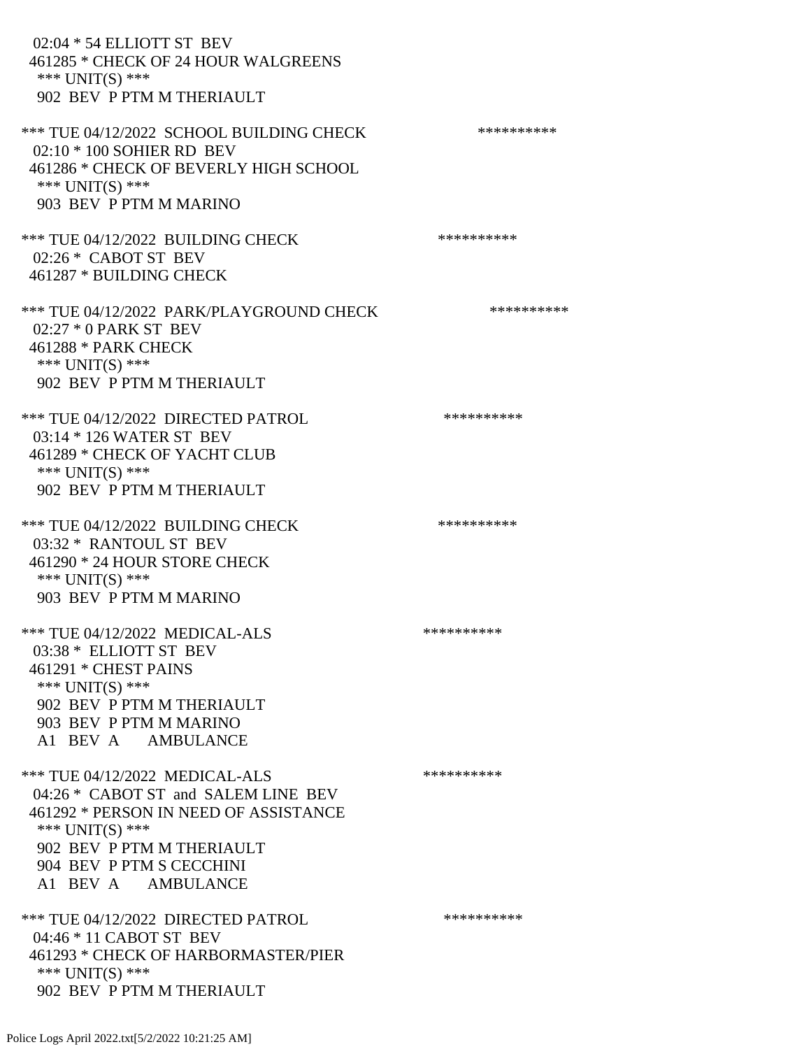02:04 * 54 ELLIOTT ST BEV
461285 * CHECK OF 24 HOUR WALGREENS
*** UNIT(S) ***
902 BEV P PTM M THERIAULT

*** TUE 04/12/2022 SCHOOL BUILDING CHECK **********
02:10 * 100 SOHIER RD BEV
461286 * CHECK OF BEVERLY HIGH SCHOOL
*** UNIT(S) ***
903 BEV P PTM M MARINO

*** TUE 04/12/2022 BUILDING CHECK **********
02:26 * CABOT ST BEV
461287 * BUILDING CHECK

*** TUE 04/12/2022 PARK/PLAYGROUND CHECK **********
02:27 * 0 PARK ST BEV
461288 * PARK CHECK
*** UNIT(S) ***
902 BEV P PTM M THERIAULT

*** TUE 04/12/2022 DIRECTED PATROL **********
03:14 * 126 WATER ST BEV
461289 * CHECK OF YACHT CLUB
*** UNIT(S) ***
902 BEV P PTM M THERIAULT

*** TUE 04/12/2022 BUILDING CHECK **********
03:32 * RANTOUL ST BEV
461290 * 24 HOUR STORE CHECK
*** UNIT(S) ***
903 BEV P PTM M MARINO

*** TUE 04/12/2022 MEDICAL-ALS **********
03:38 * ELLIOTT ST BEV
461291 * CHEST PAINS
*** UNIT(S) ***
902 BEV P PTM M THERIAULT
903 BEV P PTM M MARINO
A1 BEV A AMBULANCE

*** TUE 04/12/2022 MEDICAL-ALS **********
04:26 * CABOT ST and SALEM LINE BEV
461292 * PERSON IN NEED OF ASSISTANCE
*** UNIT(S) ***
902 BEV P PTM M THERIAULT
904 BEV P PTM S CECCHINI
A1 BEV A AMBULANCE

*** TUE 04/12/2022 DIRECTED PATROL **********
04:46 * 11 CABOT ST BEV
461293 * CHECK OF HARBORMASTER/PIER
*** UNIT(S) ***
902 BEV P PTM M THERIAULT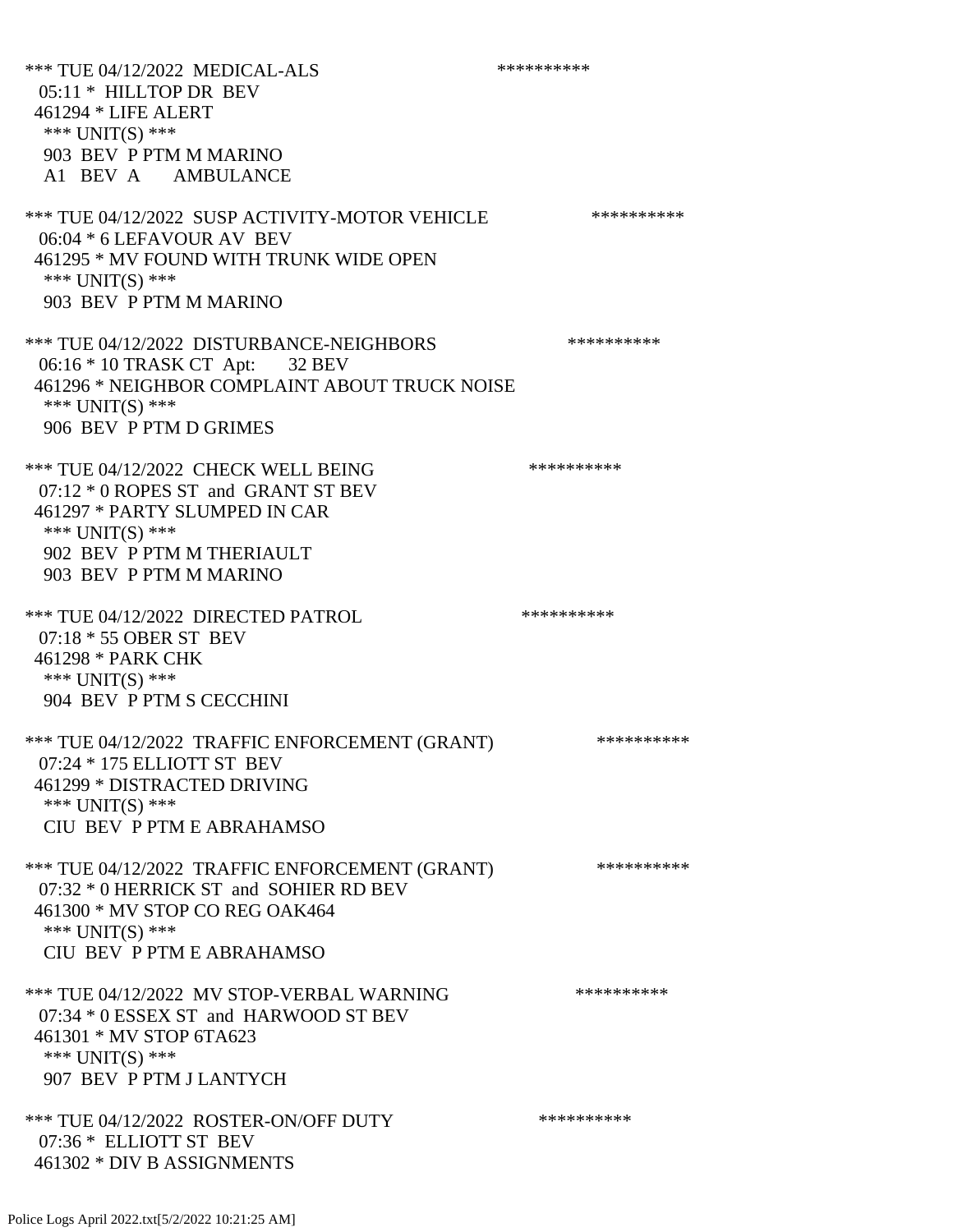*** TUE 04/12/2022 MEDICAL-ALS **********
05:11 * HILLTOP DR BEV
461294 * LIFE ALERT
*** UNIT(S) ***
903 BEV P PTM M MARINO
A1 BEV A AMBULANCE

*** TUE 04/12/2022 SUSP ACTIVITY-MOTOR VEHICLE **********
06:04 * 6 LEFAVOUR AV BEV
461295 * MV FOUND WITH TRUNK WIDE OPEN
*** UNIT(S) ***
903 BEV P PTM M MARINO

*** TUE 04/12/2022 DISTURBANCE-NEIGHBORS **********
06:16 * 10 TRASK CT Apt: 32 BEV
461296 * NEIGHBOR COMPLAINT ABOUT TRUCK NOISE
*** UNIT(S) ***
906 BEV P PTM D GRIMES

*** TUE 04/12/2022 CHECK WELL BEING **********
07:12 * 0 ROPES ST and GRANT ST BEV
461297 * PARTY SLUMPED IN CAR
*** UNIT(S) ***
902 BEV P PTM M THERIAULT
903 BEV P PTM M MARINO

*** TUE 04/12/2022 DIRECTED PATROL **********
07:18 * 55 OBER ST BEV
461298 * PARK CHK
*** UNIT(S) ***
904 BEV P PTM S CECCHINI

*** TUE 04/12/2022 TRAFFIC ENFORCEMENT (GRANT) **********
07:24 * 175 ELLIOTT ST BEV
461299 * DISTRACTED DRIVING
*** UNIT(S) ***
CIU BEV P PTM E ABRAHAMSO

*** TUE 04/12/2022 TRAFFIC ENFORCEMENT (GRANT) **********
07:32 * 0 HERRICK ST and SOHIER RD BEV
461300 * MV STOP CO REG OAK464
*** UNIT(S) ***
CIU BEV P PTM E ABRAHAMSO

*** TUE 04/12/2022 MV STOP-VERBAL WARNING **********
07:34 * 0 ESSEX ST and HARWOOD ST BEV
461301 * MV STOP 6TA623
*** UNIT(S) ***
907 BEV P PTM J LANTYCH

*** TUE 04/12/2022 ROSTER-ON/OFF DUTY **********
07:36 * ELLIOTT ST BEV
461302 * DIV B ASSIGNMENTS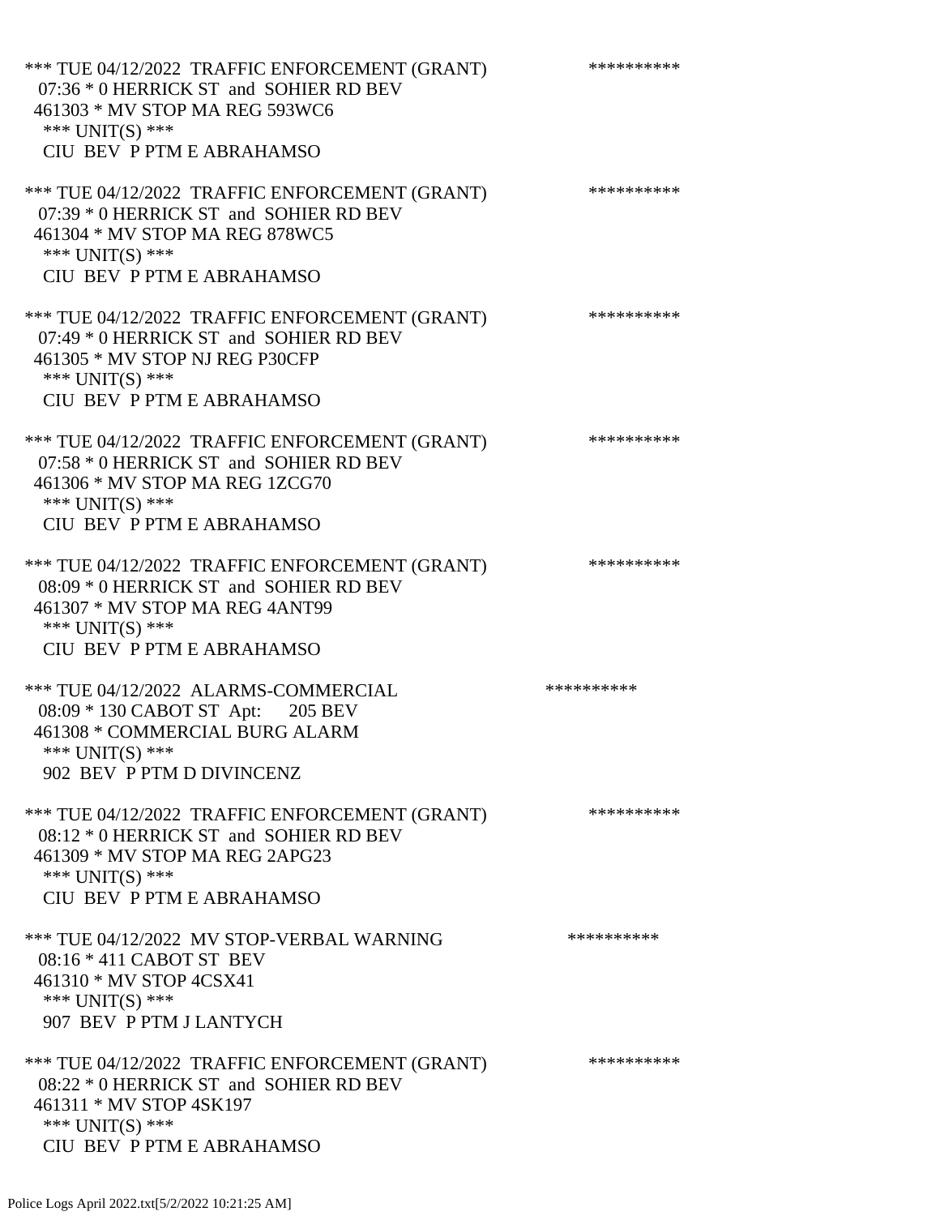*** TUE 04/12/2022 TRAFFIC ENFORCEMENT (GRANT) **********
07:36 * 0 HERRICK ST and SOHIER RD BEV
461303 * MV STOP MA REG 593WC6
*** UNIT(S) ***
CIU BEV P PTM E ABRAHAMSO

*** TUE 04/12/2022 TRAFFIC ENFORCEMENT (GRANT) **********
07:39 * 0 HERRICK ST and SOHIER RD BEV
461304 * MV STOP MA REG 878WC5
*** UNIT(S) ***
CIU BEV P PTM E ABRAHAMSO

*** TUE 04/12/2022 TRAFFIC ENFORCEMENT (GRANT) **********
07:49 * 0 HERRICK ST and SOHIER RD BEV
461305 * MV STOP NJ REG P30CFP
*** UNIT(S) ***
CIU BEV P PTM E ABRAHAMSO

*** TUE 04/12/2022 TRAFFIC ENFORCEMENT (GRANT) **********
07:58 * 0 HERRICK ST and SOHIER RD BEV
461306 * MV STOP MA REG 1ZCG70
*** UNIT(S) ***
CIU BEV P PTM E ABRAHAMSO

*** TUE 04/12/2022 TRAFFIC ENFORCEMENT (GRANT) **********
08:09 * 0 HERRICK ST and SOHIER RD BEV
461307 * MV STOP MA REG 4ANT99
*** UNIT(S) ***
CIU BEV P PTM E ABRAHAMSO

*** TUE 04/12/2022 ALARMS-COMMERCIAL **********
08:09 * 130 CABOT ST Apt: 205 BEV
461308 * COMMERCIAL BURG ALARM
*** UNIT(S) ***
902 BEV P PTM D DIVINCENZ

*** TUE 04/12/2022 TRAFFIC ENFORCEMENT (GRANT) **********
08:12 * 0 HERRICK ST and SOHIER RD BEV
461309 * MV STOP MA REG 2APG23
*** UNIT(S) ***
CIU BEV P PTM E ABRAHAMSO

*** TUE 04/12/2022 MV STOP-VERBAL WARNING **********
08:16 * 411 CABOT ST BEV
461310 * MV STOP 4CSX41
*** UNIT(S) ***
907 BEV P PTM J LANTYCH

*** TUE 04/12/2022 TRAFFIC ENFORCEMENT (GRANT) **********
08:22 * 0 HERRICK ST and SOHIER RD BEV
461311 * MV STOP 4SK197
*** UNIT(S) ***
CIU BEV P PTM E ABRAHAMSO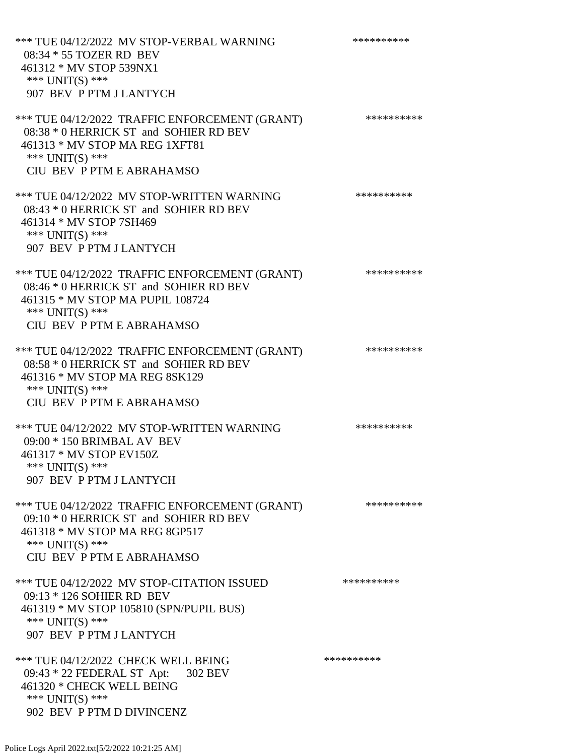*** TUE 04/12/2022 MV STOP-VERBAL WARNING **********
08:34 * 55 TOZER RD BEV
461312 * MV STOP 539NX1
*** UNIT(S) ***
907 BEV P PTM J LANTYCH

*** TUE 04/12/2022 TRAFFIC ENFORCEMENT (GRANT) **********
08:38 * 0 HERRICK ST and SOHIER RD BEV
461313 * MV STOP MA REG 1XFT81
*** UNIT(S) ***
CIU BEV P PTM E ABRAHAMSO

*** TUE 04/12/2022 MV STOP-WRITTEN WARNING **********
08:43 * 0 HERRICK ST and SOHIER RD BEV
461314 * MV STOP 7SH469
*** UNIT(S) ***
907 BEV P PTM J LANTYCH

*** TUE 04/12/2022 TRAFFIC ENFORCEMENT (GRANT) **********
08:46 * 0 HERRICK ST and SOHIER RD BEV
461315 * MV STOP MA PUPIL 108724
*** UNIT(S) ***
CIU BEV P PTM E ABRAHAMSO

*** TUE 04/12/2022 TRAFFIC ENFORCEMENT (GRANT) **********
08:58 * 0 HERRICK ST and SOHIER RD BEV
461316 * MV STOP MA REG 8SK129
*** UNIT(S) ***
CIU BEV P PTM E ABRAHAMSO

*** TUE 04/12/2022 MV STOP-WRITTEN WARNING **********
09:00 * 150 BRIMBAL AV BEV
461317 * MV STOP EV150Z
*** UNIT(S) ***
907 BEV P PTM J LANTYCH

*** TUE 04/12/2022 TRAFFIC ENFORCEMENT (GRANT) **********
09:10 * 0 HERRICK ST and SOHIER RD BEV
461318 * MV STOP MA REG 8GP517
*** UNIT(S) ***
CIU BEV P PTM E ABRAHAMSO

*** TUE 04/12/2022 MV STOP-CITATION ISSUED **********
09:13 * 126 SOHIER RD BEV
461319 * MV STOP 105810 (SPN/PUPIL BUS)
*** UNIT(S) ***
907 BEV P PTM J LANTYCH

*** TUE 04/12/2022 CHECK WELL BEING **********
09:43 * 22 FEDERAL ST Apt: 302 BEV
461320 * CHECK WELL BEING
*** UNIT(S) ***
902 BEV P PTM D DIVINCENZ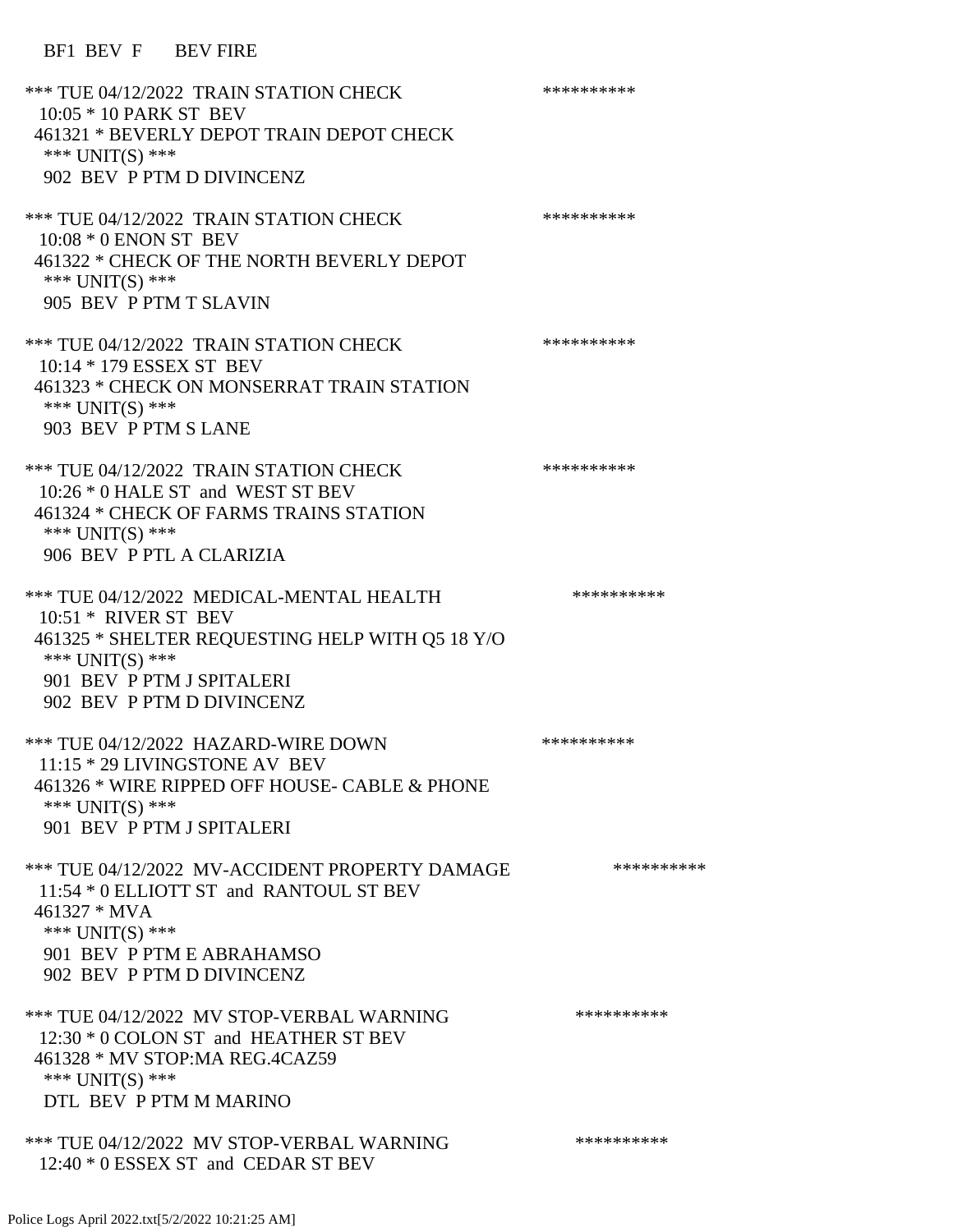BF1 BEV F BEV FIRE

*** TUE 04/12/2022 TRAIN STATION CHECK **********
10:05 * 10 PARK ST BEV
461321 * BEVERLY DEPOT TRAIN DEPOT CHECK
*** UNIT(S) ***
902 BEV P PTM D DIVINCENZ

*** TUE 04/12/2022 TRAIN STATION CHECK **********
10:08 * 0 ENON ST BEV
461322 * CHECK OF THE NORTH BEVERLY DEPOT
*** UNIT(S) ***
905 BEV P PTM T SLAVIN

*** TUE 04/12/2022 TRAIN STATION CHECK **********
10:14 * 179 ESSEX ST BEV
461323 * CHECK ON MONSERRAT TRAIN STATION
*** UNIT(S) ***
903 BEV P PTM S LANE

*** TUE 04/12/2022 TRAIN STATION CHECK **********
10:26 * 0 HALE ST and WEST ST BEV
461324 * CHECK OF FARMS TRAINS STATION
*** UNIT(S) ***
906 BEV P PTL A CLARIZIA

*** TUE 04/12/2022 MEDICAL-MENTAL HEALTH **********
10:51 * RIVER ST BEV
461325 * SHELTER REQUESTING HELP WITH Q5 18 Y/O
*** UNIT(S) ***
901 BEV P PTM J SPITALERI
902 BEV P PTM D DIVINCENZ

*** TUE 04/12/2022 HAZARD-WIRE DOWN **********
11:15 * 29 LIVINGSTONE AV BEV
461326 * WIRE RIPPED OFF HOUSE- CABLE & PHONE
*** UNIT(S) ***
901 BEV P PTM J SPITALERI

*** TUE 04/12/2022 MV-ACCIDENT PROPERTY DAMAGE **********
11:54 * 0 ELLIOTT ST and RANTOUL ST BEV
461327 * MVA
*** UNIT(S) ***
901 BEV P PTM E ABRAHAMSO
902 BEV P PTM D DIVINCENZ

*** TUE 04/12/2022 MV STOP-VERBAL WARNING **********
12:30 * 0 COLON ST and HEATHER ST BEV
461328 * MV STOP:MA REG.4CAZ59
*** UNIT(S) ***
DTL BEV P PTM M MARINO

*** TUE 04/12/2022 MV STOP-VERBAL WARNING **********
12:40 * 0 ESSEX ST and CEDAR ST BEV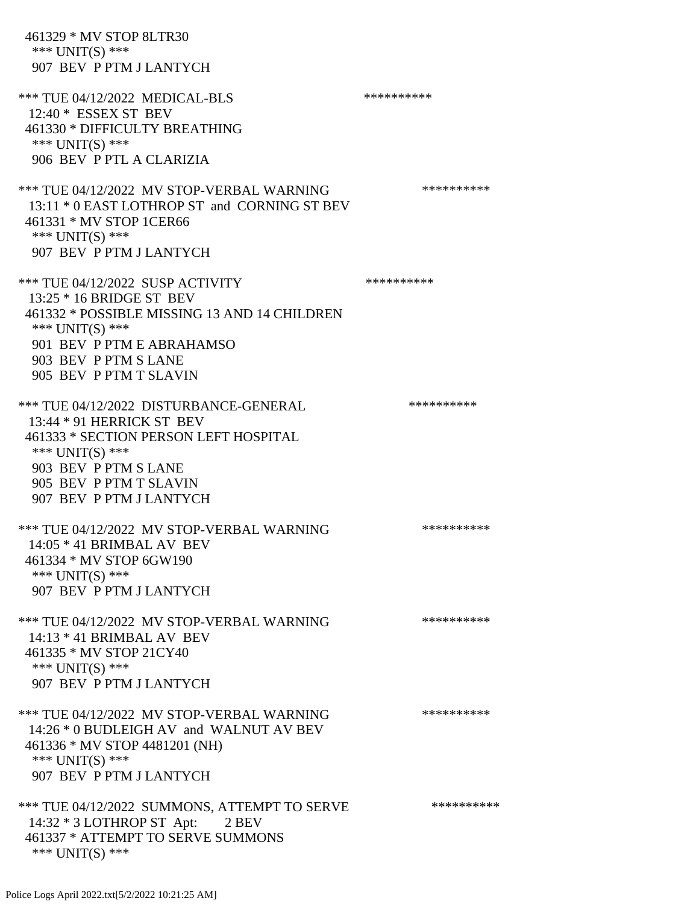461329 * MV STOP 8LTR30
 *** UNIT(S) ***
 907 BEV P PTM J LANTYCH

*** TUE 04/12/2022 MEDICAL-BLS **********
 12:40 * ESSEX ST BEV
 461330 * DIFFICULTY BREATHING
 *** UNIT(S) ***
 906 BEV P PTL A CLARIZIA

*** TUE 04/12/2022 MV STOP-VERBAL WARNING **********
 13:11 * 0 EAST LOTHROP ST and CORNING ST BEV
 461331 * MV STOP 1CER66
 *** UNIT(S) ***
 907 BEV P PTM J LANTYCH

*** TUE 04/12/2022 SUSP ACTIVITY **********
 13:25 * 16 BRIDGE ST BEV
 461332 * POSSIBLE MISSING 13 AND 14 CHILDREN
 *** UNIT(S) ***
 901 BEV P PTM E ABRAHAMSO
 903 BEV P PTM S LANE
 905 BEV P PTM T SLAVIN

*** TUE 04/12/2022 DISTURBANCE-GENERAL **********
 13:44 * 91 HERRICK ST BEV
 461333 * SECTION PERSON LEFT HOSPITAL
 *** UNIT(S) ***
 903 BEV P PTM S LANE
 905 BEV P PTM T SLAVIN
 907 BEV P PTM J LANTYCH

*** TUE 04/12/2022 MV STOP-VERBAL WARNING **********
 14:05 * 41 BRIMBAL AV BEV
 461334 * MV STOP 6GW190
 *** UNIT(S) ***
 907 BEV P PTM J LANTYCH

*** TUE 04/12/2022 MV STOP-VERBAL WARNING **********
 14:13 * 41 BRIMBAL AV BEV
 461335 * MV STOP 21CY40
 *** UNIT(S) ***
 907 BEV P PTM J LANTYCH

*** TUE 04/12/2022 MV STOP-VERBAL WARNING **********
 14:26 * 0 BUDLEIGH AV and WALNUT AV BEV
 461336 * MV STOP 4481201 (NH)
 *** UNIT(S) ***
 907 BEV P PTM J LANTYCH

*** TUE 04/12/2022 SUMMONS, ATTEMPT TO SERVE **********
 14:32 * 3 LOTHROP ST Apt: 2 BEV
 461337 * ATTEMPT TO SERVE SUMMONS
 *** UNIT(S) ***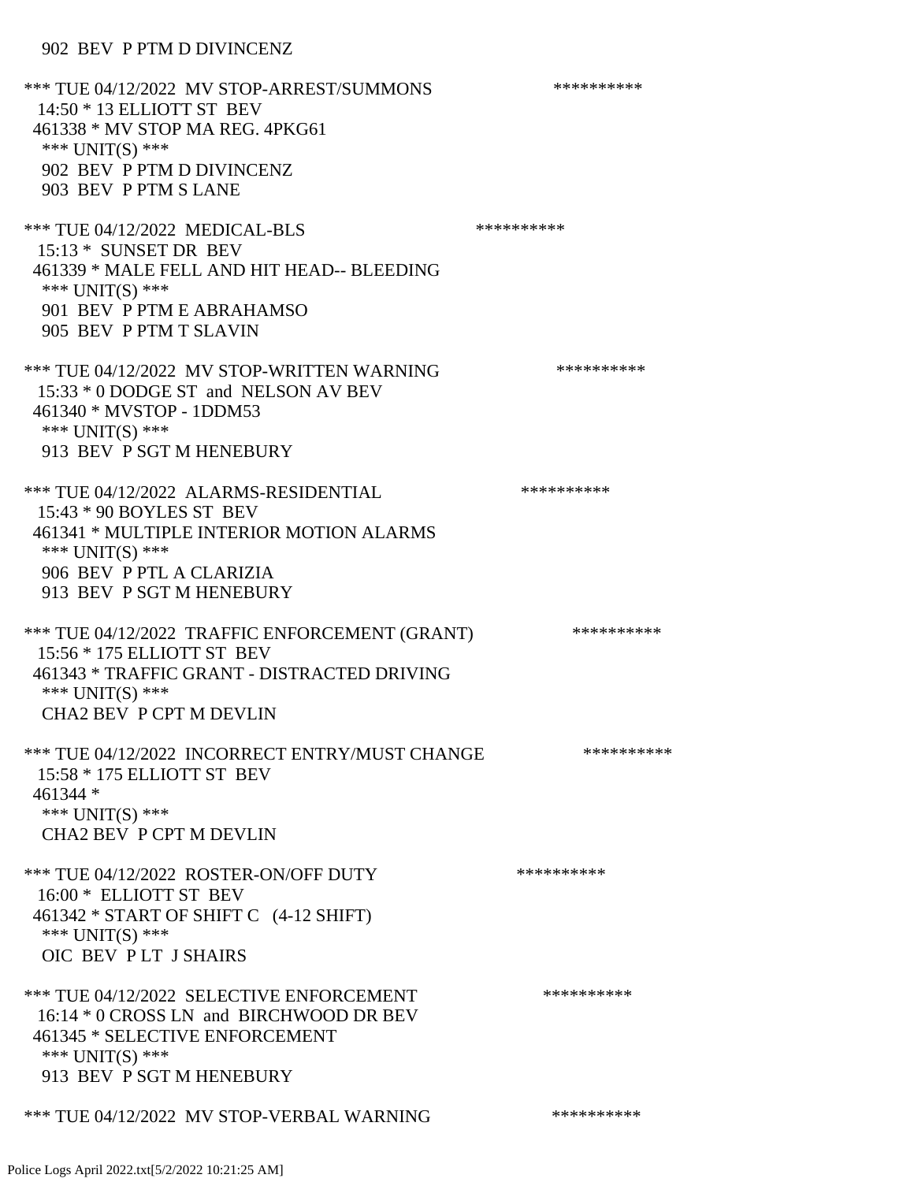902 BEV P PTM D DIVINCENZ

*** TUE 04/12/2022 MV STOP-ARREST/SUMMONS **********
14:50 * 13 ELLIOTT ST BEV
461338 * MV STOP MA REG. 4PKG61
*** UNIT(S) ***
902 BEV P PTM D DIVINCENZ
903 BEV P PTM S LANE

*** TUE 04/12/2022 MEDICAL-BLS **********
15:13 * SUNSET DR BEV
461339 * MALE FELL AND HIT HEAD-- BLEEDING
*** UNIT(S) ***
901 BEV P PTM E ABRAHAMSO
905 BEV P PTM T SLAVIN

*** TUE 04/12/2022 MV STOP-WRITTEN WARNING **********
15:33 * 0 DODGE ST and NELSON AV BEV
461340 * MVSTOP - 1DDM53
*** UNIT(S) ***
913 BEV P SGT M HENEBURY

*** TUE 04/12/2022 ALARMS-RESIDENTIAL **********
15:43 * 90 BOYLES ST BEV
461341 * MULTIPLE INTERIOR MOTION ALARMS
*** UNIT(S) ***
906 BEV P PTL A CLARIZIA
913 BEV P SGT M HENEBURY

*** TUE 04/12/2022 TRAFFIC ENFORCEMENT (GRANT) **********
15:56 * 175 ELLIOTT ST BEV
461343 * TRAFFIC GRANT - DISTRACTED DRIVING
*** UNIT(S) ***
CHA2 BEV P CPT M DEVLIN

*** TUE 04/12/2022 INCORRECT ENTRY/MUST CHANGE **********
15:58 * 175 ELLIOTT ST BEV
461344 *
*** UNIT(S) ***
CHA2 BEV P CPT M DEVLIN

*** TUE 04/12/2022 ROSTER-ON/OFF DUTY **********
16:00 * ELLIOTT ST BEV
461342 * START OF SHIFT C (4-12 SHIFT)
*** UNIT(S) ***
OIC BEV P LT J SHAIRS

*** TUE 04/12/2022 SELECTIVE ENFORCEMENT **********
16:14 * 0 CROSS LN and BIRCHWOOD DR BEV
461345 * SELECTIVE ENFORCEMENT
*** UNIT(S) ***
913 BEV P SGT M HENEBURY

*** TUE 04/12/2022 MV STOP-VERBAL WARNING **********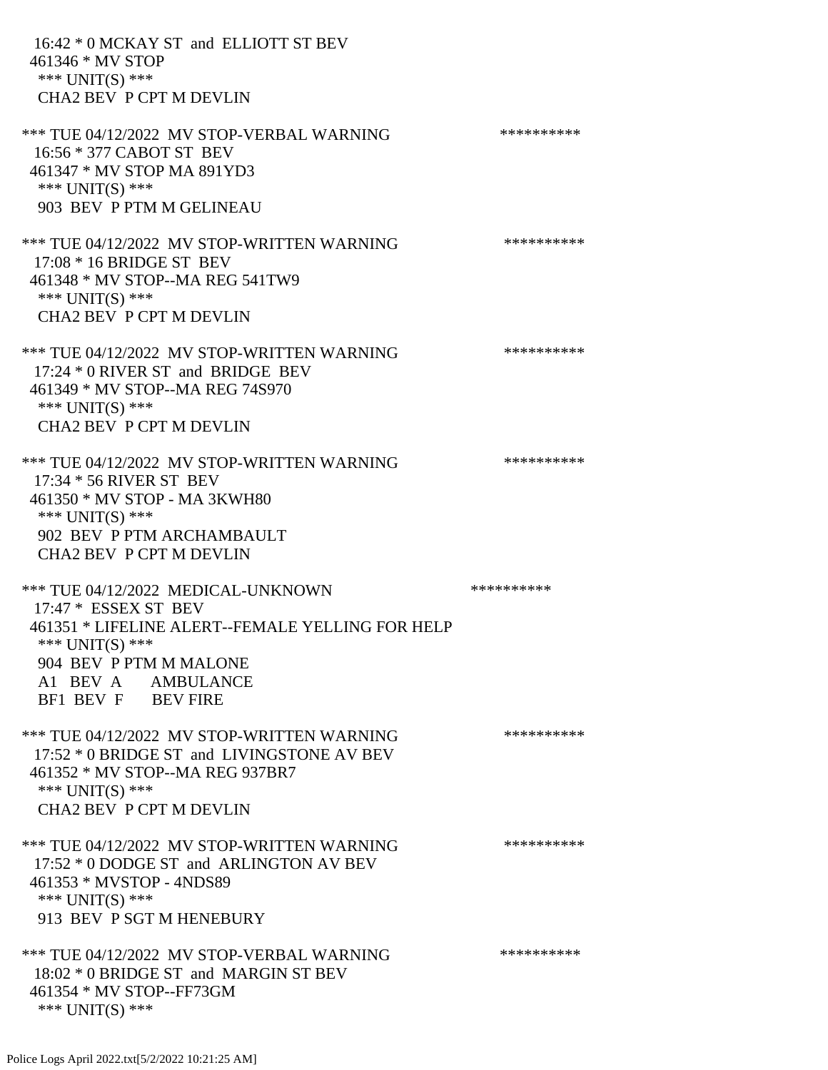16:42 * 0 MCKAY ST and ELLIOTT ST BEV
461346 * MV STOP
*** UNIT(S) ***
CHA2 BEV P CPT M DEVLIN

*** TUE 04/12/2022 MV STOP-VERBAL WARNING **********
16:56 * 377 CABOT ST BEV
461347 * MV STOP MA 891YD3
*** UNIT(S) ***
903 BEV P PTM M GELINEAU

*** TUE 04/12/2022 MV STOP-WRITTEN WARNING **********
17:08 * 16 BRIDGE ST BEV
461348 * MV STOP--MA REG 541TW9
*** UNIT(S) ***
CHA2 BEV P CPT M DEVLIN

*** TUE 04/12/2022 MV STOP-WRITTEN WARNING **********
17:24 * 0 RIVER ST and BRIDGE BEV
461349 * MV STOP--MA REG 74S970
*** UNIT(S) ***
CHA2 BEV P CPT M DEVLIN

*** TUE 04/12/2022 MV STOP-WRITTEN WARNING **********
17:34 * 56 RIVER ST BEV
461350 * MV STOP - MA 3KWH80
*** UNIT(S) ***
902 BEV P PTM ARCHAMBAULT
CHA2 BEV P CPT M DEVLIN

*** TUE 04/12/2022 MEDICAL-UNKNOWN **********
17:47 * ESSEX ST BEV
461351 * LIFELINE ALERT--FEMALE YELLING FOR HELP
*** UNIT(S) ***
904 BEV P PTM M MALONE
A1 BEV A AMBULANCE
BF1 BEV F BEV FIRE

*** TUE 04/12/2022 MV STOP-WRITTEN WARNING **********
17:52 * 0 BRIDGE ST and LIVINGSTONE AV BEV
461352 * MV STOP--MA REG 937BR7
*** UNIT(S) ***
CHA2 BEV P CPT M DEVLIN

*** TUE 04/12/2022 MV STOP-WRITTEN WARNING **********
17:52 * 0 DODGE ST and ARLINGTON AV BEV
461353 * MVSTOP - 4NDS89
*** UNIT(S) ***
913 BEV P SGT M HENEBURY

*** TUE 04/12/2022 MV STOP-VERBAL WARNING **********
18:02 * 0 BRIDGE ST and MARGIN ST BEV
461354 * MV STOP--FF73GM
*** UNIT(S) ***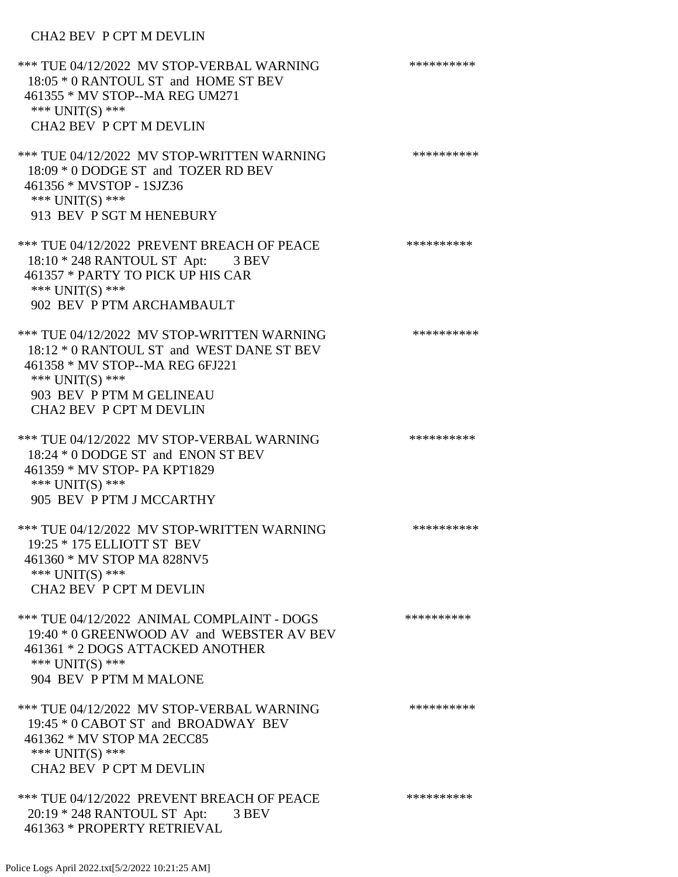CHA2 BEV P CPT M DEVLIN

*** TUE 04/12/2022 MV STOP-VERBAL WARNING **********
18:05 * 0 RANTOUL ST and HOME ST BEV
461355 * MV STOP--MA REG UM271
*** UNIT(S) ***
CHA2 BEV P CPT M DEVLIN

*** TUE 04/12/2022 MV STOP-WRITTEN WARNING **********
18:09 * 0 DODGE ST and TOZER RD BEV
461356 * MVSTOP - 1SJZ36
*** UNIT(S) ***
913 BEV P SGT M HENEBURY

*** TUE 04/12/2022 PREVENT BREACH OF PEACE **********
18:10 * 248 RANTOUL ST Apt: 3 BEV
461357 * PARTY TO PICK UP HIS CAR
*** UNIT(S) ***
902 BEV P PTM ARCHAMBAULT

*** TUE 04/12/2022 MV STOP-WRITTEN WARNING **********
18:12 * 0 RANTOUL ST and WEST DANE ST BEV
461358 * MV STOP--MA REG 6FJ221
*** UNIT(S) ***
903 BEV P PTM M GELINEAU
CHA2 BEV P CPT M DEVLIN

*** TUE 04/12/2022 MV STOP-VERBAL WARNING **********
18:24 * 0 DODGE ST and ENON ST BEV
461359 * MV STOP- PA KPT1829
*** UNIT(S) ***
905 BEV P PTM J MCCARTHY

*** TUE 04/12/2022 MV STOP-WRITTEN WARNING **********
19:25 * 175 ELLIOTT ST BEV
461360 * MV STOP MA 828NV5
*** UNIT(S) ***
CHA2 BEV P CPT M DEVLIN

*** TUE 04/12/2022 ANIMAL COMPLAINT - DOGS **********
19:40 * 0 GREENWOOD AV and WEBSTER AV BEV
461361 * 2 DOGS ATTACKED ANOTHER
*** UNIT(S) ***
904 BEV P PTM M MALONE

*** TUE 04/12/2022 MV STOP-VERBAL WARNING **********
19:45 * 0 CABOT ST and BROADWAY BEV
461362 * MV STOP MA 2ECC85
*** UNIT(S) ***
CHA2 BEV P CPT M DEVLIN

*** TUE 04/12/2022 PREVENT BREACH OF PEACE **********
20:19 * 248 RANTOUL ST Apt: 3 BEV
461363 * PROPERTY RETRIEVAL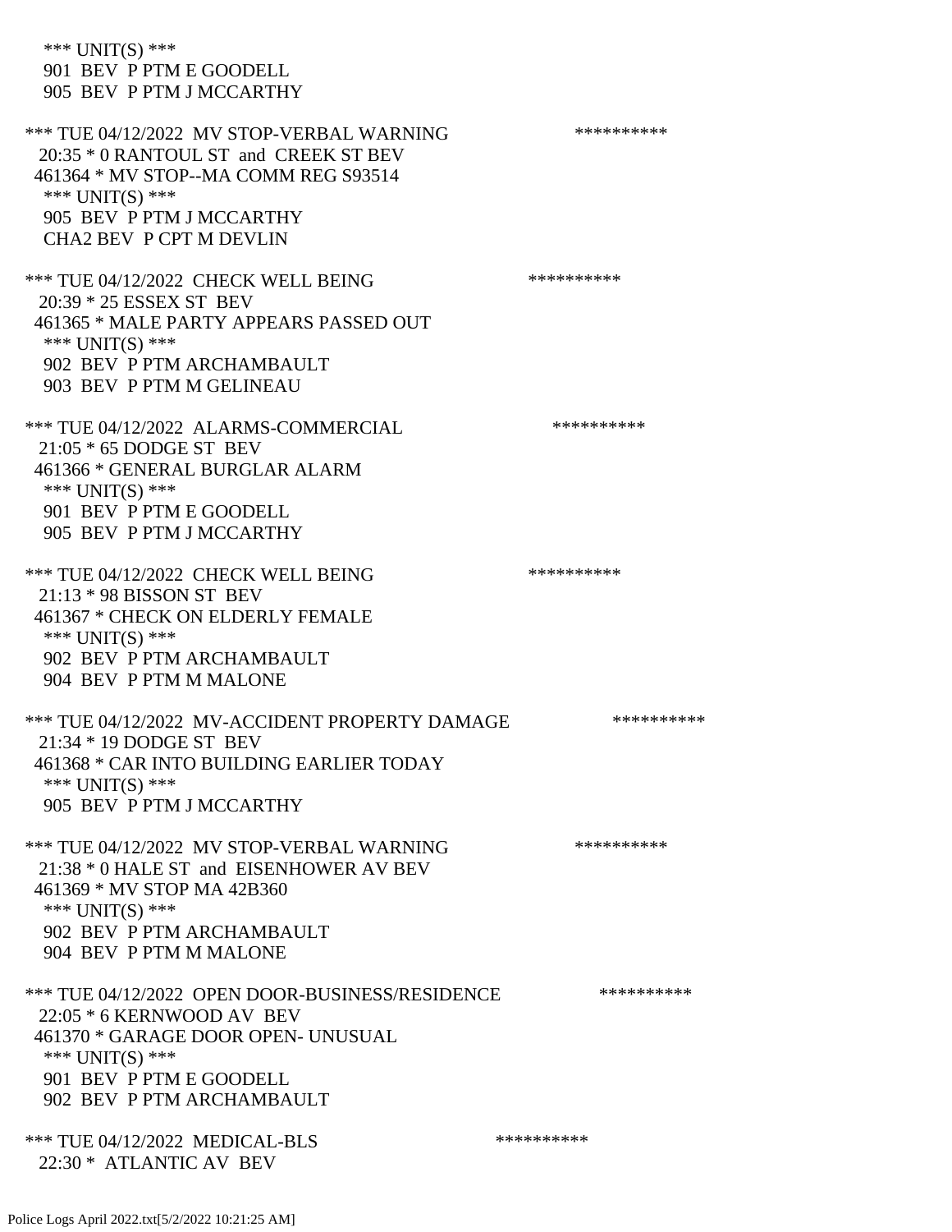*** UNIT(S) ***
901 BEV P PTM E GOODELL
905 BEV P PTM J MCCARTHY

*** TUE 04/12/2022 MV STOP-VERBAL WARNING **********
20:35 * 0 RANTOUL ST and CREEK ST BEV
461364 * MV STOP--MA COMM REG S93514
*** UNIT(S) ***
905 BEV P PTM J MCCARTHY
CHA2 BEV P CPT M DEVLIN

*** TUE 04/12/2022 CHECK WELL BEING **********
20:39 * 25 ESSEX ST BEV
461365 * MALE PARTY APPEARS PASSED OUT
*** UNIT(S) ***
902 BEV P PTM ARCHAMBAULT
903 BEV P PTM M GELINEAU

*** TUE 04/12/2022 ALARMS-COMMERCIAL **********
21:05 * 65 DODGE ST BEV
461366 * GENERAL BURGLAR ALARM
*** UNIT(S) ***
901 BEV P PTM E GOODELL
905 BEV P PTM J MCCARTHY

*** TUE 04/12/2022 CHECK WELL BEING **********
21:13 * 98 BISSON ST BEV
461367 * CHECK ON ELDERLY FEMALE
*** UNIT(S) ***
902 BEV P PTM ARCHAMBAULT
904 BEV P PTM M MALONE

*** TUE 04/12/2022 MV-ACCIDENT PROPERTY DAMAGE **********
21:34 * 19 DODGE ST BEV
461368 * CAR INTO BUILDING EARLIER TODAY
*** UNIT(S) ***
905 BEV P PTM J MCCARTHY

*** TUE 04/12/2022 MV STOP-VERBAL WARNING **********
21:38 * 0 HALE ST and EISENHOWER AV BEV
461369 * MV STOP MA 42B360
*** UNIT(S) ***
902 BEV P PTM ARCHAMBAULT
904 BEV P PTM M MALONE

*** TUE 04/12/2022 OPEN DOOR-BUSINESS/RESIDENCE **********
22:05 * 6 KERNWOOD AV BEV
461370 * GARAGE DOOR OPEN- UNUSUAL
*** UNIT(S) ***
901 BEV P PTM E GOODELL
902 BEV P PTM ARCHAMBAULT

*** TUE 04/12/2022 MEDICAL-BLS **********
22:30 * ATLANTIC AV BEV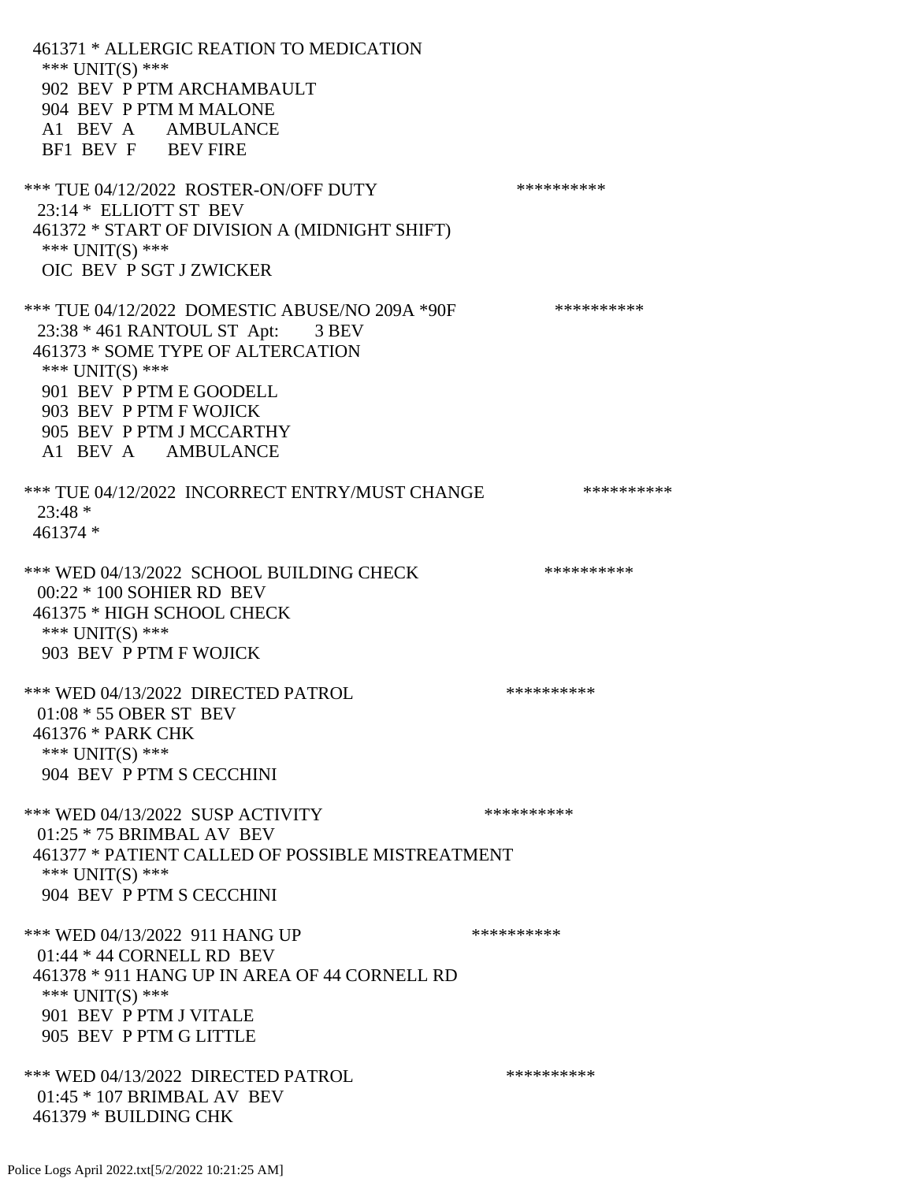461371 * ALLERGIC REATION TO MEDICATION
 *** UNIT(S) ***
 902 BEV P PTM ARCHAMBAULT
 904 BEV P PTM M MALONE
 A1 BEV A AMBULANCE
 BF1 BEV F BEV FIRE

*** TUE 04/12/2022 ROSTER-ON/OFF DUTY **********
 23:14 * ELLIOTT ST BEV
 461372 * START OF DIVISION A (MIDNIGHT SHIFT)
 *** UNIT(S) ***
 OIC BEV P SGT J ZWICKER

*** TUE 04/12/2022 DOMESTIC ABUSE/NO 209A *90F **********
 23:38 * 461 RANTOUL ST Apt: 3 BEV
 461373 * SOME TYPE OF ALTERCATION
 *** UNIT(S) ***
 901 BEV P PTM E GOODELL
 903 BEV P PTM F WOJICK
 905 BEV P PTM J MCCARTHY
 A1 BEV A AMBULANCE

*** TUE 04/12/2022 INCORRECT ENTRY/MUST CHANGE **********
 23:48 *
 461374 *

*** WED 04/13/2022 SCHOOL BUILDING CHECK **********
 00:22 * 100 SOHIER RD BEV
 461375 * HIGH SCHOOL CHECK
 *** UNIT(S) ***
 903 BEV P PTM F WOJICK

*** WED 04/13/2022 DIRECTED PATROL **********
 01:08 * 55 OBER ST BEV
 461376 * PARK CHK
 *** UNIT(S) ***
 904 BEV P PTM S CECCHINI

*** WED 04/13/2022 SUSP ACTIVITY **********
 01:25 * 75 BRIMBAL AV BEV
 461377 * PATIENT CALLED OF POSSIBLE MISTREATMENT
 *** UNIT(S) ***
 904 BEV P PTM S CECCHINI

*** WED 04/13/2022 911 HANG UP **********
 01:44 * 44 CORNELL RD BEV
 461378 * 911 HANG UP IN AREA OF 44 CORNELL RD
 *** UNIT(S) ***
 901 BEV P PTM J VITALE
 905 BEV P PTM G LITTLE

*** WED 04/13/2022 DIRECTED PATROL **********
 01:45 * 107 BRIMBAL AV BEV
 461379 * BUILDING CHK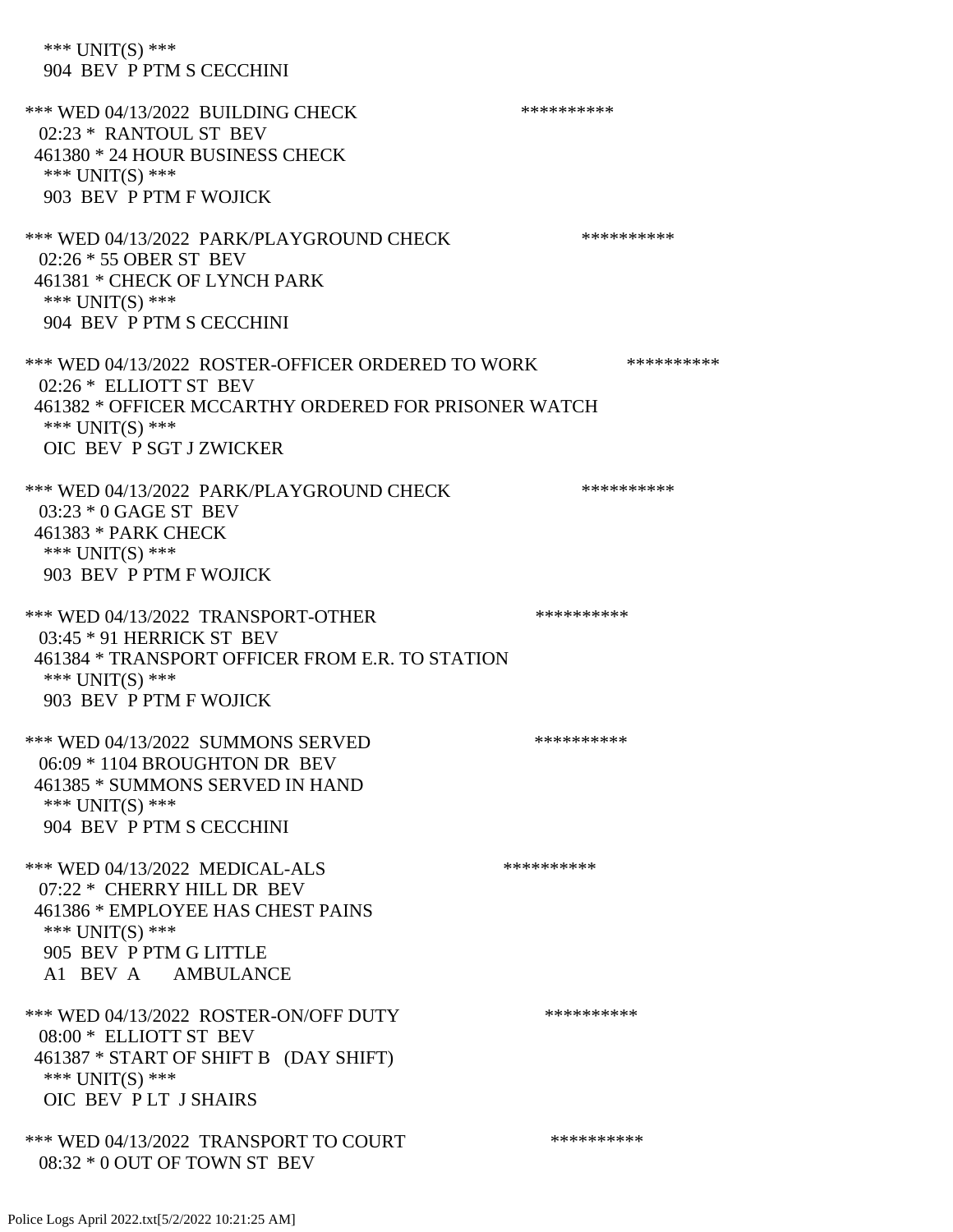*** UNIT(S) ***
 904 BEV P PTM S CECCHINI

*** WED 04/13/2022 BUILDING CHECK **********
 02:23 * RANTOUL ST BEV
 461380 * 24 HOUR BUSINESS CHECK
 *** UNIT(S) ***
 903 BEV P PTM F WOJICK

*** WED 04/13/2022 PARK/PLAYGROUND CHECK **********
 02:26 * 55 OBER ST BEV
 461381 * CHECK OF LYNCH PARK
 *** UNIT(S) ***
 904 BEV P PTM S CECCHINI

*** WED 04/13/2022 ROSTER-OFFICER ORDERED TO WORK **********
 02:26 * ELLIOTT ST BEV
 461382 * OFFICER MCCARTHY ORDERED FOR PRISONER WATCH
 *** UNIT(S) ***
 OIC BEV P SGT J ZWICKER

*** WED 04/13/2022 PARK/PLAYGROUND CHECK **********
 03:23 * 0 GAGE ST BEV
 461383 * PARK CHECK
 *** UNIT(S) ***
 903 BEV P PTM F WOJICK

*** WED 04/13/2022 TRANSPORT-OTHER **********
 03:45 * 91 HERRICK ST BEV
 461384 * TRANSPORT OFFICER FROM E.R. TO STATION
 *** UNIT(S) ***
 903 BEV P PTM F WOJICK

*** WED 04/13/2022 SUMMONS SERVED **********
 06:09 * 1104 BROUGHTON DR BEV
 461385 * SUMMONS SERVED IN HAND
 *** UNIT(S) ***
 904 BEV P PTM S CECCHINI

*** WED 04/13/2022 MEDICAL-ALS **********
 07:22 * CHERRY HILL DR BEV
 461386 * EMPLOYEE HAS CHEST PAINS
 *** UNIT(S) ***
 905 BEV P PTM G LITTLE
 A1 BEV A AMBULANCE

*** WED 04/13/2022 ROSTER-ON/OFF DUTY **********
 08:00 * ELLIOTT ST BEV
 461387 * START OF SHIFT B (DAY SHIFT)
 *** UNIT(S) ***
 OIC BEV P LT J SHAIRS

*** WED 04/13/2022 TRANSPORT TO COURT **********
 08:32 * 0 OUT OF TOWN ST BEV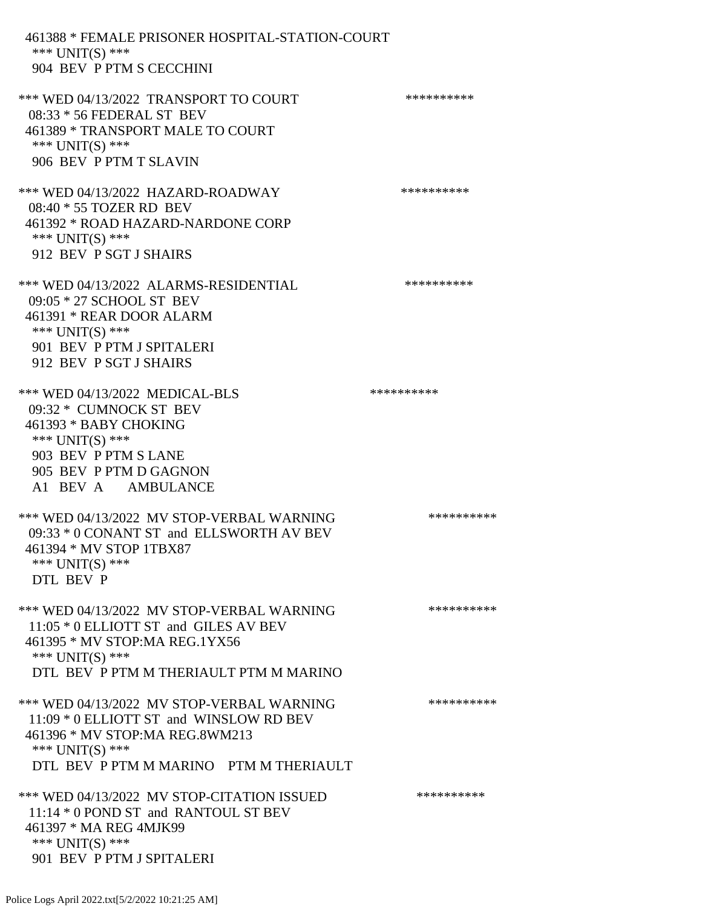461388 * FEMALE PRISONER HOSPITAL-STATION-COURT
*** UNIT(S) ***
904 BEV P PTM S CECCHINI

*** WED 04/13/2022 TRANSPORT TO COURT **********
08:33 * 56 FEDERAL ST BEV
461389 * TRANSPORT MALE TO COURT
*** UNIT(S) ***
906 BEV P PTM T SLAVIN

*** WED 04/13/2022 HAZARD-ROADWAY **********
08:40 * 55 TOZER RD BEV
461392 * ROAD HAZARD-NARDONE CORP
*** UNIT(S) ***
912 BEV P SGT J SHAIRS

*** WED 04/13/2022 ALARMS-RESIDENTIAL **********
09:05 * 27 SCHOOL ST BEV
461391 * REAR DOOR ALARM
*** UNIT(S) ***
901 BEV P PTM J SPITALERI
912 BEV P SGT J SHAIRS

*** WED 04/13/2022 MEDICAL-BLS **********
09:32 * CUMNOCK ST BEV
461393 * BABY CHOKING
*** UNIT(S) ***
903 BEV P PTM S LANE
905 BEV P PTM D GAGNON
A1 BEV A AMBULANCE

*** WED 04/13/2022 MV STOP-VERBAL WARNING **********
09:33 * 0 CONANT ST and ELLSWORTH AV BEV
461394 * MV STOP 1TBX87
*** UNIT(S) ***
DTL BEV P

*** WED 04/13/2022 MV STOP-VERBAL WARNING **********
11:05 * 0 ELLIOTT ST and GILES AV BEV
461395 * MV STOP:MA REG.1YX56
*** UNIT(S) ***
DTL BEV P PTM M THERIAULT PTM M MARINO

*** WED 04/13/2022 MV STOP-VERBAL WARNING **********
11:09 * 0 ELLIOTT ST and WINSLOW RD BEV
461396 * MV STOP:MA REG.8WM213
*** UNIT(S) ***
DTL BEV P PTM M MARINO PTM M THERIAULT

*** WED 04/13/2022 MV STOP-CITATION ISSUED **********
11:14 * 0 POND ST and RANTOUL ST BEV
461397 * MA REG 4MJK99
*** UNIT(S) ***
901 BEV P PTM J SPITALERI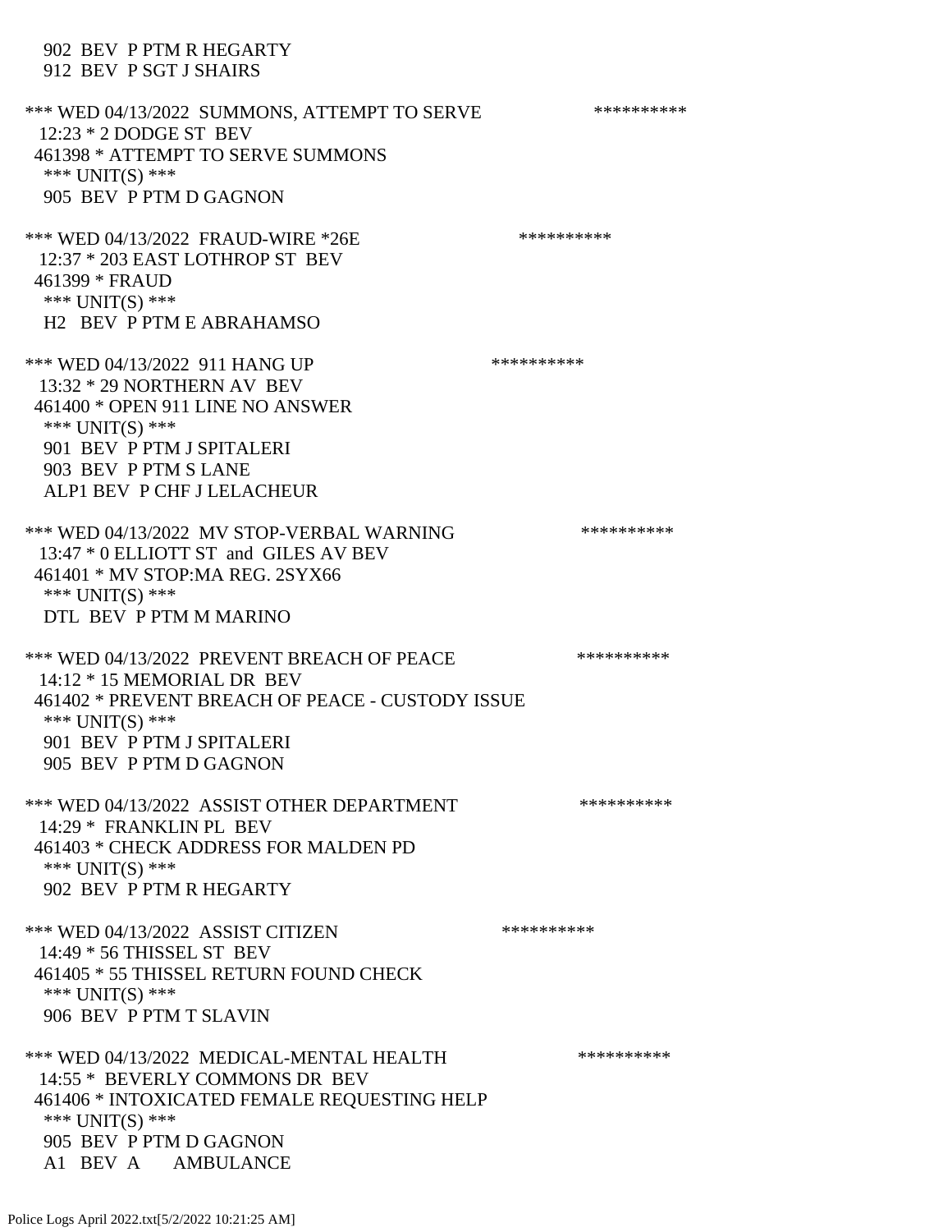902 BEV P PTM R HEGARTY
 912 BEV P SGT J SHAIRS

*** WED 04/13/2022 SUMMONS, ATTEMPT TO SERVE **********
 12:23 * 2 DODGE ST BEV
 461398 * ATTEMPT TO SERVE SUMMONS
 *** UNIT(S) ***
 905 BEV P PTM D GAGNON

*** WED 04/13/2022 FRAUD-WIRE *26E **********
 12:37 * 203 EAST LOTHROP ST BEV
 461399 * FRAUD
 *** UNIT(S) ***
 H2 BEV P PTM E ABRAHAMSO

*** WED 04/13/2022 911 HANG UP **********
 13:32 * 29 NORTHERN AV BEV
 461400 * OPEN 911 LINE NO ANSWER
 *** UNIT(S) ***
 901 BEV P PTM J SPITALERI
 903 BEV P PTM S LANE
 ALP1 BEV P CHF J LELACHEUR

*** WED 04/13/2022 MV STOP-VERBAL WARNING **********
 13:47 * 0 ELLIOTT ST and GILES AV BEV
 461401 * MV STOP:MA REG. 2SYX66
 *** UNIT(S) ***
 DTL BEV P PTM M MARINO

*** WED 04/13/2022 PREVENT BREACH OF PEACE **********
 14:12 * 15 MEMORIAL DR BEV
 461402 * PREVENT BREACH OF PEACE - CUSTODY ISSUE
 *** UNIT(S) ***
 901 BEV P PTM J SPITALERI
 905 BEV P PTM D GAGNON

*** WED 04/13/2022 ASSIST OTHER DEPARTMENT **********
 14:29 * FRANKLIN PL BEV
 461403 * CHECK ADDRESS FOR MALDEN PD
 *** UNIT(S) ***
 902 BEV P PTM R HEGARTY

*** WED 04/13/2022 ASSIST CITIZEN **********
 14:49 * 56 THISSEL ST BEV
 461405 * 55 THISSEL RETURN FOUND CHECK
 *** UNIT(S) ***
 906 BEV P PTM T SLAVIN

*** WED 04/13/2022 MEDICAL-MENTAL HEALTH **********
 14:55 * BEVERLY COMMONS DR BEV
 461406 * INTOXICATED FEMALE REQUESTING HELP
 *** UNIT(S) ***
 905 BEV P PTM D GAGNON
 A1 BEV A AMBULANCE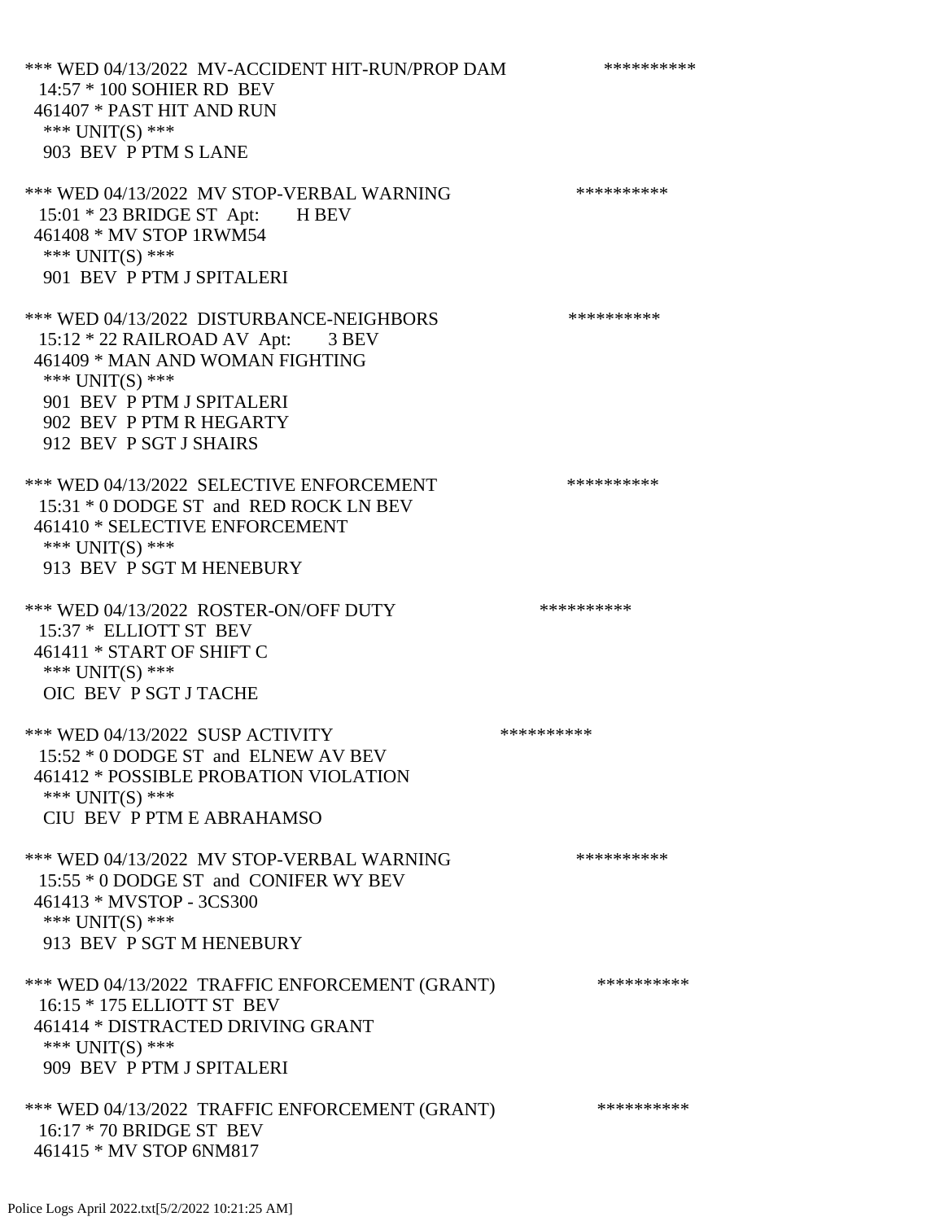*** WED 04/13/2022 MV-ACCIDENT HIT-RUN/PROP DAM **********
 14:57 * 100 SOHIER RD BEV
 461407 * PAST HIT AND RUN
 *** UNIT(S) ***
 903 BEV P PTM S LANE

*** WED 04/13/2022 MV STOP-VERBAL WARNING **********
 15:01 * 23 BRIDGE ST Apt: H BEV
 461408 * MV STOP 1RWM54
 *** UNIT(S) ***
 901 BEV P PTM J SPITALERI

*** WED 04/13/2022 DISTURBANCE-NEIGHBORS **********
 15:12 * 22 RAILROAD AV Apt: 3 BEV
 461409 * MAN AND WOMAN FIGHTING
 *** UNIT(S) ***
 901 BEV P PTM J SPITALERI
 902 BEV P PTM R HEGARTY
 912 BEV P SGT J SHAIRS

*** WED 04/13/2022 SELECTIVE ENFORCEMENT **********
 15:31 * 0 DODGE ST and RED ROCK LN BEV
 461410 * SELECTIVE ENFORCEMENT
 *** UNIT(S) ***
 913 BEV P SGT M HENEBURY

*** WED 04/13/2022 ROSTER-ON/OFF DUTY **********
 15:37 * ELLIOTT ST BEV
 461411 * START OF SHIFT C
 *** UNIT(S) ***
 OIC BEV P SGT J TACHE

*** WED 04/13/2022 SUSP ACTIVITY **********
 15:52 * 0 DODGE ST and ELNEW AV BEV
 461412 * POSSIBLE PROBATION VIOLATION
 *** UNIT(S) ***
 CIU BEV P PTM E ABRAHAMSO

*** WED 04/13/2022 MV STOP-VERBAL WARNING **********
 15:55 * 0 DODGE ST and CONIFER WY BEV
 461413 * MVSTOP - 3CS300
 *** UNIT(S) ***
 913 BEV P SGT M HENEBURY

*** WED 04/13/2022 TRAFFIC ENFORCEMENT (GRANT) **********
 16:15 * 175 ELLIOTT ST BEV
 461414 * DISTRACTED DRIVING GRANT
 *** UNIT(S) ***
 909 BEV P PTM J SPITALERI

*** WED 04/13/2022 TRAFFIC ENFORCEMENT (GRANT) **********
 16:17 * 70 BRIDGE ST BEV
 461415 * MV STOP 6NM817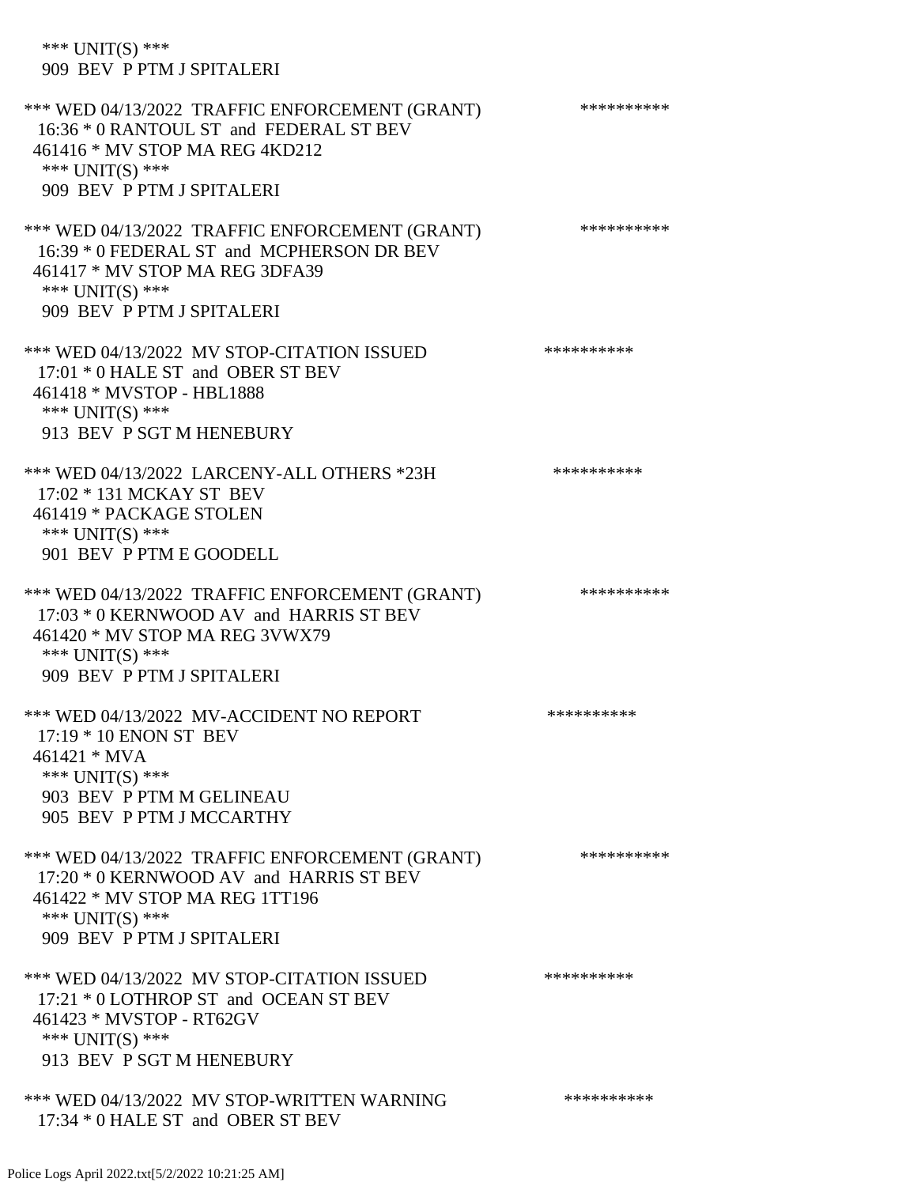*** UNIT(S) ***
 909 BEV P PTM J SPITALERI

*** WED 04/13/2022 TRAFFIC ENFORCEMENT (GRANT) **********
 16:36 * 0 RANTOUL ST and FEDERAL ST BEV
 461416 * MV STOP MA REG 4KD212
 *** UNIT(S) ***
 909 BEV P PTM J SPITALERI

*** WED 04/13/2022 TRAFFIC ENFORCEMENT (GRANT) **********
 16:39 * 0 FEDERAL ST and MCPHERSON DR BEV
 461417 * MV STOP MA REG 3DFA39
 *** UNIT(S) ***
 909 BEV P PTM J SPITALERI

*** WED 04/13/2022 MV STOP-CITATION ISSUED **********
 17:01 * 0 HALE ST and OBER ST BEV
 461418 * MVSTOP - HBL1888
 *** UNIT(S) ***
 913 BEV P SGT M HENEBURY

*** WED 04/13/2022 LARCENY-ALL OTHERS *23H **********
 17:02 * 131 MCKAY ST BEV
 461419 * PACKAGE STOLEN
 *** UNIT(S) ***
 901 BEV P PTM E GOODELL

*** WED 04/13/2022 TRAFFIC ENFORCEMENT (GRANT) **********
 17:03 * 0 KERNWOOD AV and HARRIS ST BEV
 461420 * MV STOP MA REG 3VWX79
 *** UNIT(S) ***
 909 BEV P PTM J SPITALERI

*** WED 04/13/2022 MV-ACCIDENT NO REPORT **********
 17:19 * 10 ENON ST BEV
 461421 * MVA
 *** UNIT(S) ***
 903 BEV P PTM M GELINEAU
 905 BEV P PTM J MCCARTHY

*** WED 04/13/2022 TRAFFIC ENFORCEMENT (GRANT) **********
 17:20 * 0 KERNWOOD AV and HARRIS ST BEV
 461422 * MV STOP MA REG 1TT196
 *** UNIT(S) ***
 909 BEV P PTM J SPITALERI

*** WED 04/13/2022 MV STOP-CITATION ISSUED **********
 17:21 * 0 LOTHROP ST and OCEAN ST BEV
 461423 * MVSTOP - RT62GV
 *** UNIT(S) ***
 913 BEV P SGT M HENEBURY

*** WED 04/13/2022 MV STOP-WRITTEN WARNING **********
 17:34 * 0 HALE ST and OBER ST BEV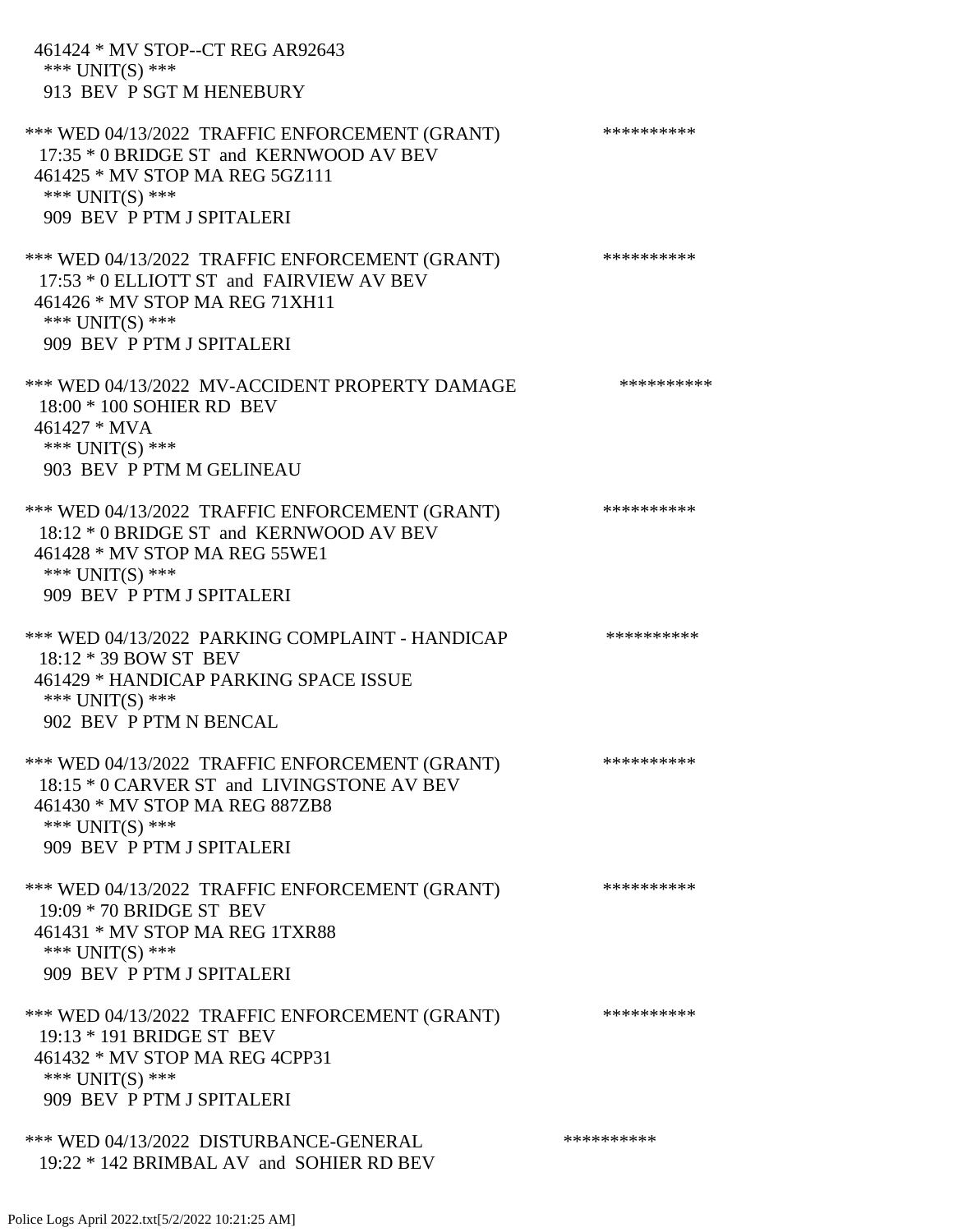461424 * MV STOP--CT REG AR92643
*** UNIT(S) ***
913 BEV P SGT M HENEBURY

*** WED 04/13/2022 TRAFFIC ENFORCEMENT (GRANT) **********
17:35 * 0 BRIDGE ST and KERNWOOD AV BEV
461425 * MV STOP MA REG 5GZ111
*** UNIT(S) ***
909 BEV P PTM J SPITALERI

*** WED 04/13/2022 TRAFFIC ENFORCEMENT (GRANT) **********
17:53 * 0 ELLIOTT ST and FAIRVIEW AV BEV
461426 * MV STOP MA REG 71XH11
*** UNIT(S) ***
909 BEV P PTM J SPITALERI

*** WED 04/13/2022 MV-ACCIDENT PROPERTY DAMAGE **********
18:00 * 100 SOHIER RD BEV
461427 * MVA
*** UNIT(S) ***
903 BEV P PTM M GELINEAU

*** WED 04/13/2022 TRAFFIC ENFORCEMENT (GRANT) **********
18:12 * 0 BRIDGE ST and KERNWOOD AV BEV
461428 * MV STOP MA REG 55WE1
*** UNIT(S) ***
909 BEV P PTM J SPITALERI

*** WED 04/13/2022 PARKING COMPLAINT - HANDICAP **********
18:12 * 39 BOW ST BEV
461429 * HANDICAP PARKING SPACE ISSUE
*** UNIT(S) ***
902 BEV P PTM N BENCAL

*** WED 04/13/2022 TRAFFIC ENFORCEMENT (GRANT) **********
18:15 * 0 CARVER ST and LIVINGSTONE AV BEV
461430 * MV STOP MA REG 887ZB8
*** UNIT(S) ***
909 BEV P PTM J SPITALERI

*** WED 04/13/2022 TRAFFIC ENFORCEMENT (GRANT) **********
19:09 * 70 BRIDGE ST BEV
461431 * MV STOP MA REG 1TXR88
*** UNIT(S) ***
909 BEV P PTM J SPITALERI

*** WED 04/13/2022 TRAFFIC ENFORCEMENT (GRANT) **********
19:13 * 191 BRIDGE ST BEV
461432 * MV STOP MA REG 4CPP31
*** UNIT(S) ***
909 BEV P PTM J SPITALERI

*** WED 04/13/2022 DISTURBANCE-GENERAL **********
19:22 * 142 BRIMBAL AV and SOHIER RD BEV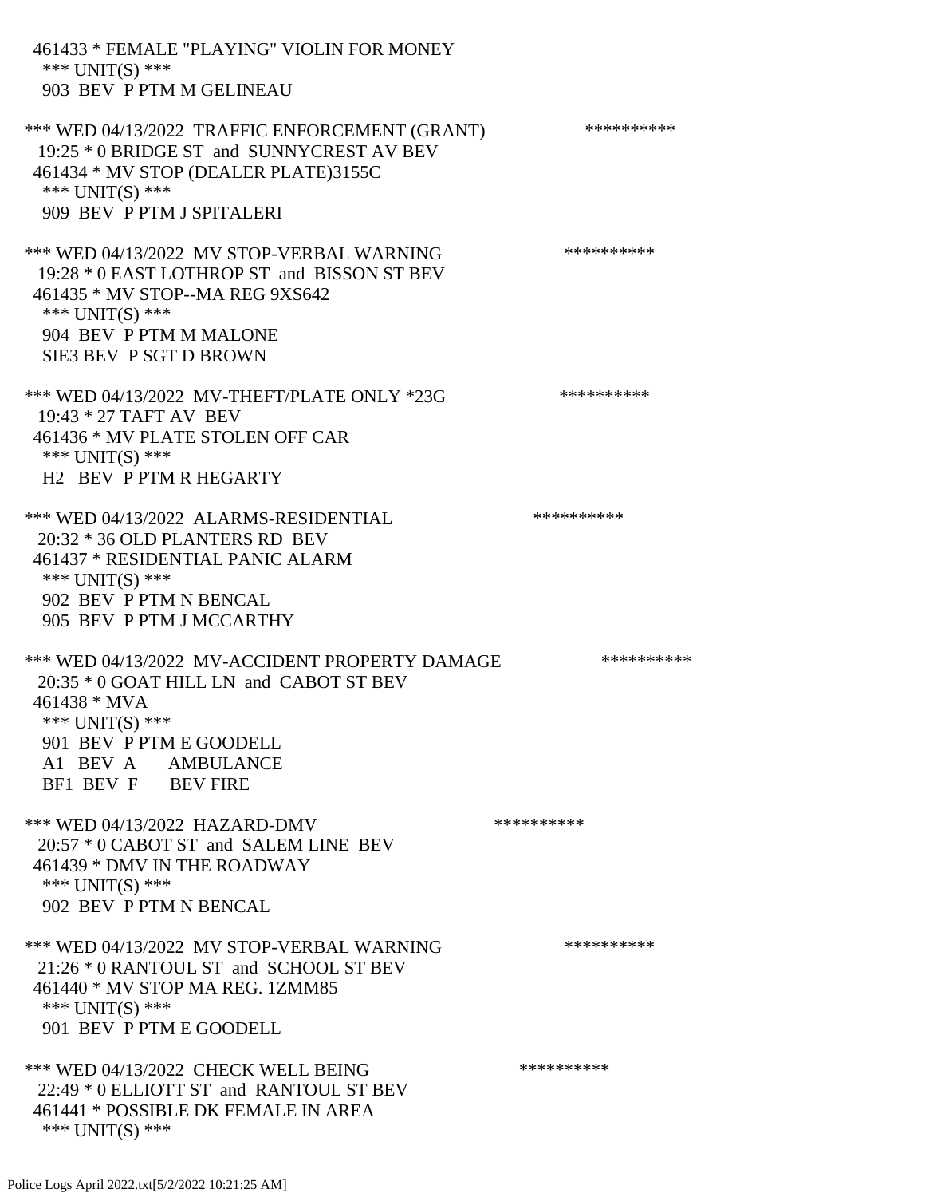461433 * FEMALE "PLAYING" VIOLIN FOR MONEY
*** UNIT(S) ***
903 BEV P PTM M GELINEAU

*** WED 04/13/2022 TRAFFIC ENFORCEMENT (GRANT) **********
19:25 * 0 BRIDGE ST and SUNNYCREST AV BEV
461434 * MV STOP (DEALER PLATE)3155C
*** UNIT(S) ***
909 BEV P PTM J SPITALERI

*** WED 04/13/2022 MV STOP-VERBAL WARNING **********
19:28 * 0 EAST LOTHROP ST and BISSON ST BEV
461435 * MV STOP--MA REG 9XS642
*** UNIT(S) ***
904 BEV P PTM M MALONE
SIE3 BEV P SGT D BROWN

*** WED 04/13/2022 MV-THEFT/PLATE ONLY *23G **********
19:43 * 27 TAFT AV BEV
461436 * MV PLATE STOLEN OFF CAR
*** UNIT(S) ***
H2 BEV P PTM R HEGARTY

*** WED 04/13/2022 ALARMS-RESIDENTIAL **********
20:32 * 36 OLD PLANTERS RD BEV
461437 * RESIDENTIAL PANIC ALARM
*** UNIT(S) ***
902 BEV P PTM N BENCAL
905 BEV P PTM J MCCARTHY

*** WED 04/13/2022 MV-ACCIDENT PROPERTY DAMAGE **********
20:35 * 0 GOAT HILL LN and CABOT ST BEV
461438 * MVA
*** UNIT(S) ***
901 BEV P PTM E GOODELL
A1 BEV A AMBULANCE
BF1 BEV F BEV FIRE

*** WED 04/13/2022 HAZARD-DMV **********
20:57 * 0 CABOT ST and SALEM LINE BEV
461439 * DMV IN THE ROADWAY
*** UNIT(S) ***
902 BEV P PTM N BENCAL

*** WED 04/13/2022 MV STOP-VERBAL WARNING **********
21:26 * 0 RANTOUL ST and SCHOOL ST BEV
461440 * MV STOP MA REG. 1ZMM85
*** UNIT(S) ***
901 BEV P PTM E GOODELL

*** WED 04/13/2022 CHECK WELL BEING **********
22:49 * 0 ELLIOTT ST and RANTOUL ST BEV
461441 * POSSIBLE DK FEMALE IN AREA
*** UNIT(S) ***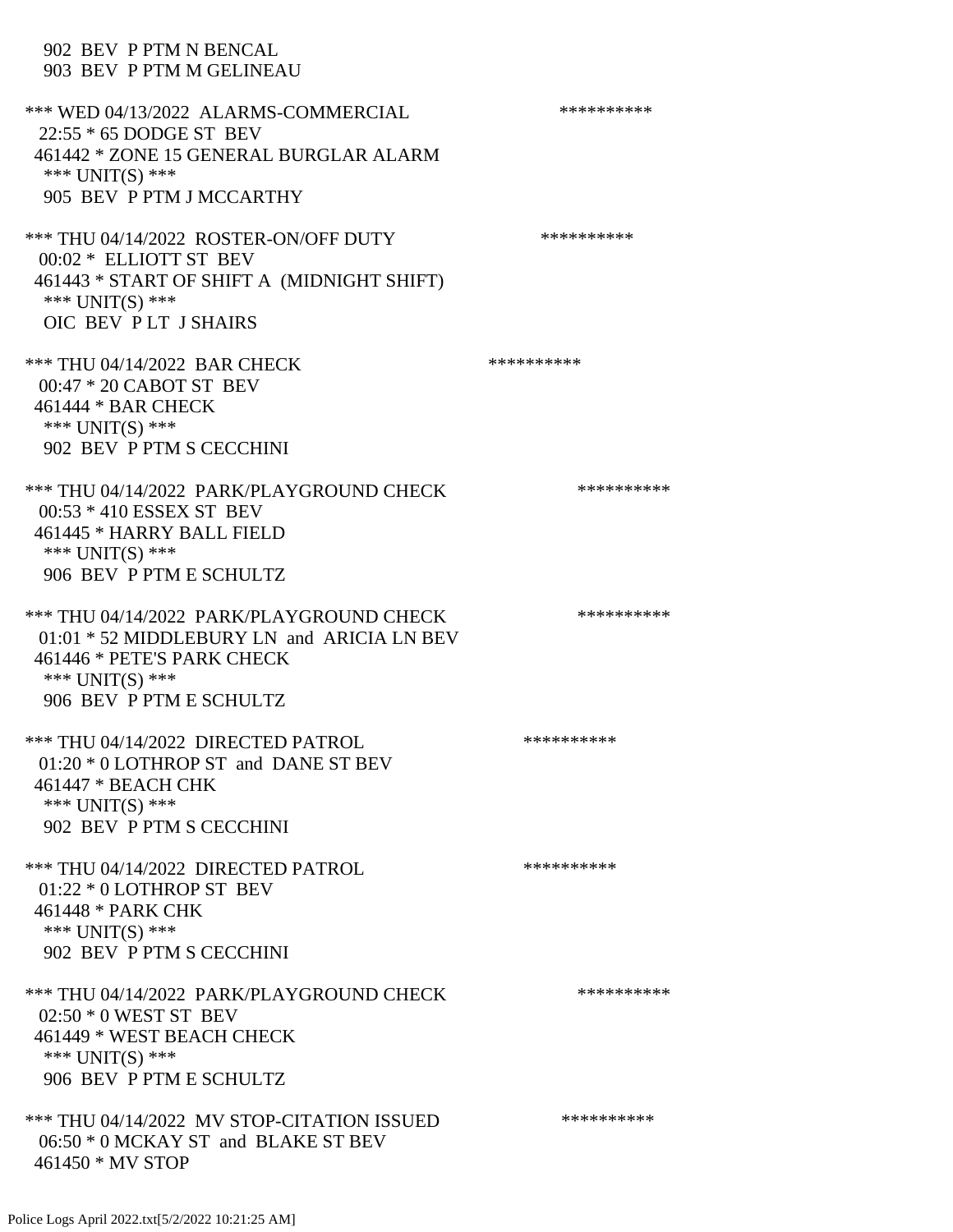902 BEV P PTM N BENCAL
903 BEV P PTM M GELINEAU

*** WED 04/13/2022 ALARMS-COMMERCIAL **********
22:55 * 65 DODGE ST BEV
461442 * ZONE 15 GENERAL BURGLAR ALARM
*** UNIT(S) ***
905 BEV P PTM J MCCARTHY

*** THU 04/14/2022 ROSTER-ON/OFF DUTY **********
00:02 * ELLIOTT ST BEV
461443 * START OF SHIFT A (MIDNIGHT SHIFT)
*** UNIT(S) ***
OIC BEV P LT J SHAIRS

*** THU 04/14/2022 BAR CHECK **********
00:47 * 20 CABOT ST BEV
461444 * BAR CHECK
*** UNIT(S) ***
902 BEV P PTM S CECCHINI

*** THU 04/14/2022 PARK/PLAYGROUND CHECK **********
00:53 * 410 ESSEX ST BEV
461445 * HARRY BALL FIELD
*** UNIT(S) ***
906 BEV P PTM E SCHULTZ

*** THU 04/14/2022 PARK/PLAYGROUND CHECK **********
01:01 * 52 MIDDLEBURY LN and ARICIA LN BEV
461446 * PETE'S PARK CHECK
*** UNIT(S) ***
906 BEV P PTM E SCHULTZ

*** THU 04/14/2022 DIRECTED PATROL **********
01:20 * 0 LOTHROP ST and DANE ST BEV
461447 * BEACH CHK
*** UNIT(S) ***
902 BEV P PTM S CECCHINI

*** THU 04/14/2022 DIRECTED PATROL **********
01:22 * 0 LOTHROP ST BEV
461448 * PARK CHK
*** UNIT(S) ***
902 BEV P PTM S CECCHINI

*** THU 04/14/2022 PARK/PLAYGROUND CHECK **********
02:50 * 0 WEST ST BEV
461449 * WEST BEACH CHECK
*** UNIT(S) ***
906 BEV P PTM E SCHULTZ

*** THU 04/14/2022 MV STOP-CITATION ISSUED **********
06:50 * 0 MCKAY ST and BLAKE ST BEV
461450 * MV STOP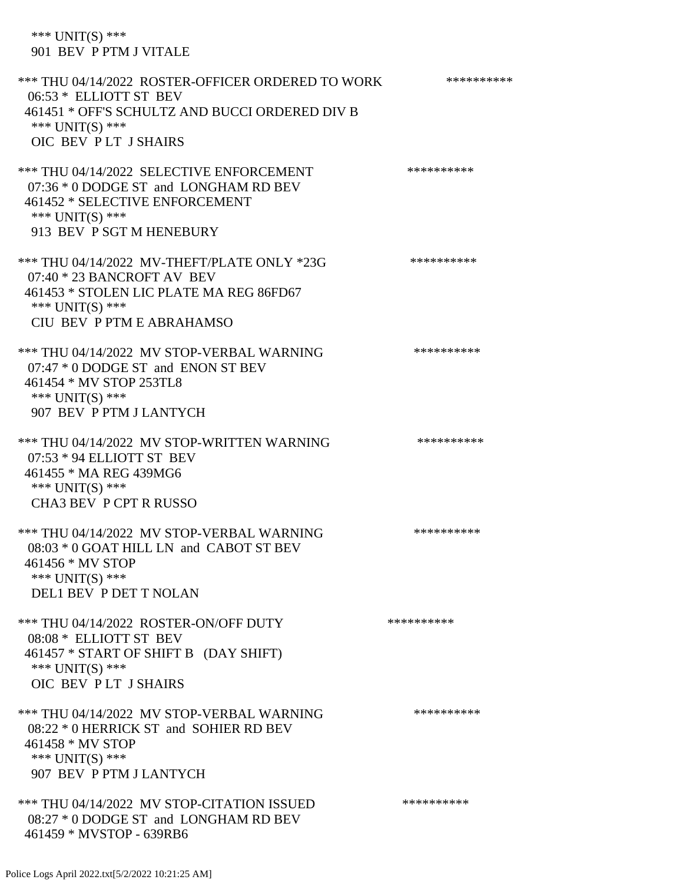*** UNIT(S) ***
901 BEV P PTM J VITALE

*** THU 04/14/2022 ROSTER-OFFICER ORDERED TO WORK **********
06:53 * ELLIOTT ST BEV
461451 * OFF'S SCHULTZ AND BUCCI ORDERED DIV B
*** UNIT(S) ***
OIC BEV P LT J SHAIRS

*** THU 04/14/2022 SELECTIVE ENFORCEMENT **********
07:36 * 0 DODGE ST and LONGHAM RD BEV
461452 * SELECTIVE ENFORCEMENT
*** UNIT(S) ***
913 BEV P SGT M HENEBURY

*** THU 04/14/2022 MV-THEFT/PLATE ONLY *23G **********
07:40 * 23 BANCROFT AV BEV
461453 * STOLEN LIC PLATE MA REG 86FD67
*** UNIT(S) ***
CIU BEV P PTM E ABRAHAMSO

*** THU 04/14/2022 MV STOP-VERBAL WARNING **********
07:47 * 0 DODGE ST and ENON ST BEV
461454 * MV STOP 253TL8
*** UNIT(S) ***
907 BEV P PTM J LANTYCH

*** THU 04/14/2022 MV STOP-WRITTEN WARNING **********
07:53 * 94 ELLIOTT ST BEV
461455 * MA REG 439MG6
*** UNIT(S) ***
CHA3 BEV P CPT R RUSSO

*** THU 04/14/2022 MV STOP-VERBAL WARNING **********
08:03 * 0 GOAT HILL LN and CABOT ST BEV
461456 * MV STOP
*** UNIT(S) ***
DEL1 BEV P DET T NOLAN

*** THU 04/14/2022 ROSTER-ON/OFF DUTY **********
08:08 * ELLIOTT ST BEV
461457 * START OF SHIFT B (DAY SHIFT)
*** UNIT(S) ***
OIC BEV P LT J SHAIRS

*** THU 04/14/2022 MV STOP-VERBAL WARNING **********
08:22 * 0 HERRICK ST and SOHIER RD BEV
461458 * MV STOP
*** UNIT(S) ***
907 BEV P PTM J LANTYCH

*** THU 04/14/2022 MV STOP-CITATION ISSUED **********
08:27 * 0 DODGE ST and LONGHAM RD BEV
461459 * MVSTOP - 639RB6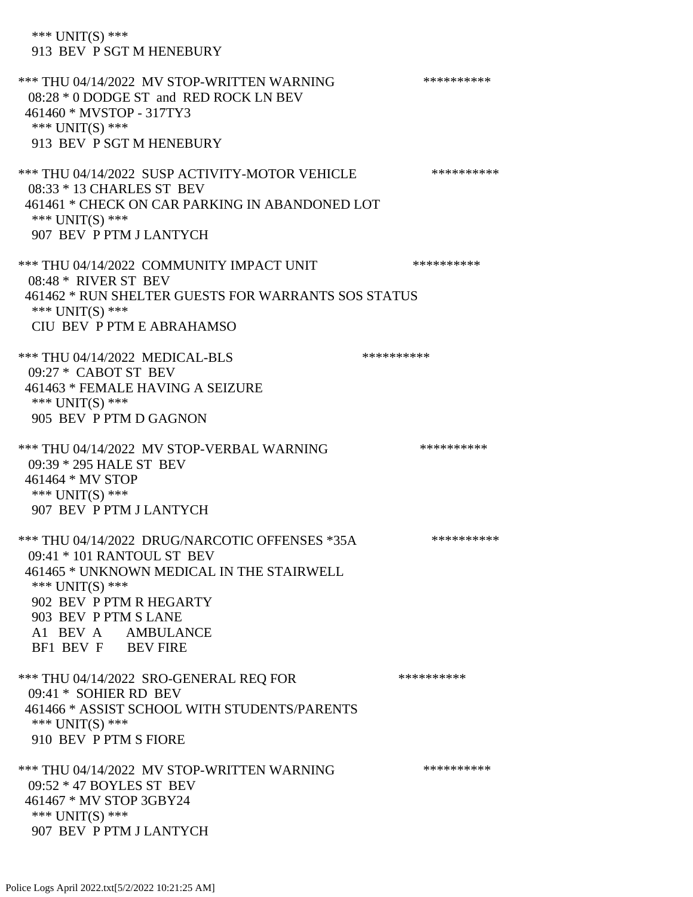*** UNIT(S) ***
 913 BEV P SGT M HENEBURY

*** THU 04/14/2022 MV STOP-WRITTEN WARNING **********
 08:28 * 0 DODGE ST and RED ROCK LN BEV
 461460 * MVSTOP - 317TY3
 *** UNIT(S) ***
 913 BEV P SGT M HENEBURY

*** THU 04/14/2022 SUSP ACTIVITY-MOTOR VEHICLE **********
 08:33 * 13 CHARLES ST BEV
 461461 * CHECK ON CAR PARKING IN ABANDONED LOT
 *** UNIT(S) ***
 907 BEV P PTM J LANTYCH

*** THU 04/14/2022 COMMUNITY IMPACT UNIT **********
 08:48 * RIVER ST BEV
 461462 * RUN SHELTER GUESTS FOR WARRANTS SOS STATUS
 *** UNIT(S) ***
 CIU BEV P PTM E ABRAHAMSO

*** THU 04/14/2022 MEDICAL-BLS **********
 09:27 * CABOT ST BEV
 461463 * FEMALE HAVING A SEIZURE
 *** UNIT(S) ***
 905 BEV P PTM D GAGNON

*** THU 04/14/2022 MV STOP-VERBAL WARNING **********
 09:39 * 295 HALE ST BEV
 461464 * MV STOP
 *** UNIT(S) ***
 907 BEV P PTM J LANTYCH

*** THU 04/14/2022 DRUG/NARCOTIC OFFENSES *35A **********
 09:41 * 101 RANTOUL ST BEV
 461465 * UNKNOWN MEDICAL IN THE STAIRWELL
 *** UNIT(S) ***
 902 BEV P PTM R HEGARTY
 903 BEV P PTM S LANE
 A1 BEV A AMBULANCE
 BF1 BEV F BEV FIRE

*** THU 04/14/2022 SRO-GENERAL REQ FOR **********
 09:41 * SOHIER RD BEV
 461466 * ASSIST SCHOOL WITH STUDENTS/PARENTS
 *** UNIT(S) ***
 910 BEV P PTM S FIORE

*** THU 04/14/2022 MV STOP-WRITTEN WARNING **********
 09:52 * 47 BOYLES ST BEV
 461467 * MV STOP 3GBY24
 *** UNIT(S) ***
 907 BEV P PTM J LANTYCH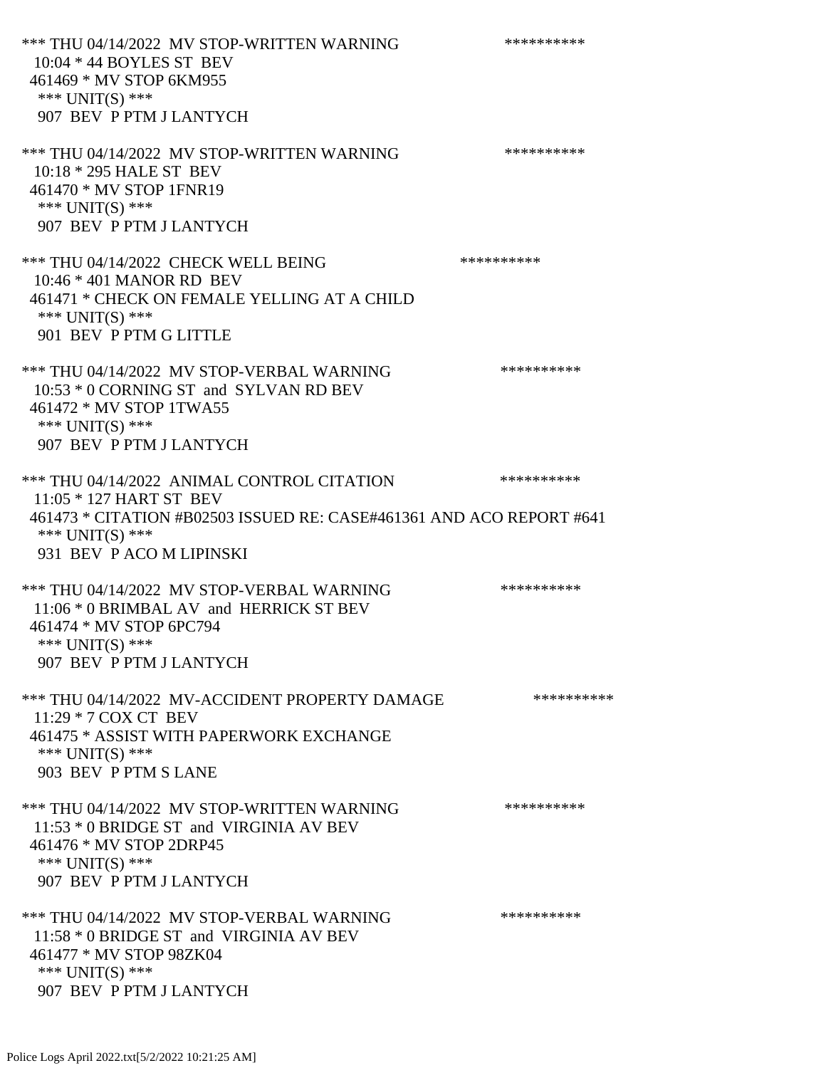*** THU 04/14/2022 MV STOP-WRITTEN WARNING **********
10:04 * 44 BOYLES ST BEV
461469 * MV STOP 6KM955
*** UNIT(S) ***
907 BEV P PTM J LANTYCH

*** THU 04/14/2022 MV STOP-WRITTEN WARNING **********
10:18 * 295 HALE ST BEV
461470 * MV STOP 1FNR19
*** UNIT(S) ***
907 BEV P PTM J LANTYCH

*** THU 04/14/2022 CHECK WELL BEING **********
10:46 * 401 MANOR RD BEV
461471 * CHECK ON FEMALE YELLING AT A CHILD
*** UNIT(S) ***
901 BEV P PTM G LITTLE

*** THU 04/14/2022 MV STOP-VERBAL WARNING **********
10:53 * 0 CORNING ST and SYLVAN RD BEV
461472 * MV STOP 1TWA55
*** UNIT(S) ***
907 BEV P PTM J LANTYCH

*** THU 04/14/2022 ANIMAL CONTROL CITATION **********
11:05 * 127 HART ST BEV
461473 * CITATION #B02503 ISSUED RE: CASE#461361 AND ACO REPORT #641
*** UNIT(S) ***
931 BEV P ACO M LIPINSKI

*** THU 04/14/2022 MV STOP-VERBAL WARNING **********
11:06 * 0 BRIMBAL AV and HERRICK ST BEV
461474 * MV STOP 6PC794
*** UNIT(S) ***
907 BEV P PTM J LANTYCH

*** THU 04/14/2022 MV-ACCIDENT PROPERTY DAMAGE **********
11:29 * 7 COX CT BEV
461475 * ASSIST WITH PAPERWORK EXCHANGE
*** UNIT(S) ***
903 BEV P PTM S LANE

*** THU 04/14/2022 MV STOP-WRITTEN WARNING **********
11:53 * 0 BRIDGE ST and VIRGINIA AV BEV
461476 * MV STOP 2DRP45
*** UNIT(S) ***
907 BEV P PTM J LANTYCH

*** THU 04/14/2022 MV STOP-VERBAL WARNING **********
11:58 * 0 BRIDGE ST and VIRGINIA AV BEV
461477 * MV STOP 98ZK04
*** UNIT(S) ***
907 BEV P PTM J LANTYCH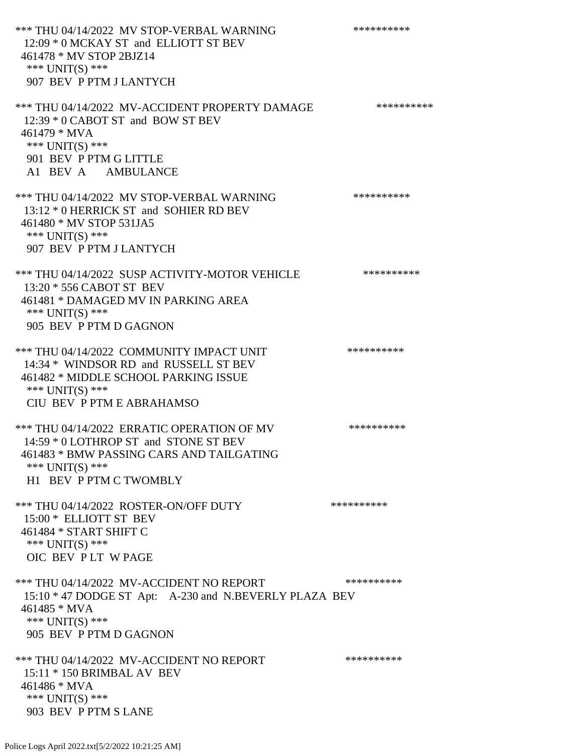*** THU 04/14/2022 MV STOP-VERBAL WARNING **********
12:09 * 0 MCKAY ST and ELLIOTT ST BEV
461478 * MV STOP 2BJZ14
*** UNIT(S) ***
907 BEV P PTM J LANTYCH

*** THU 04/14/2022 MV-ACCIDENT PROPERTY DAMAGE **********
12:39 * 0 CABOT ST and BOW ST BEV
461479 * MVA
*** UNIT(S) ***
901 BEV P PTM G LITTLE
A1 BEV A AMBULANCE

*** THU 04/14/2022 MV STOP-VERBAL WARNING **********
13:12 * 0 HERRICK ST and SOHIER RD BEV
461480 * MV STOP 531JA5
*** UNIT(S) ***
907 BEV P PTM J LANTYCH

*** THU 04/14/2022 SUSP ACTIVITY-MOTOR VEHICLE **********
13:20 * 556 CABOT ST BEV
461481 * DAMAGED MV IN PARKING AREA
*** UNIT(S) ***
905 BEV P PTM D GAGNON

*** THU 04/14/2022 COMMUNITY IMPACT UNIT **********
14:34 * WINDSOR RD and RUSSELL ST BEV
461482 * MIDDLE SCHOOL PARKING ISSUE
*** UNIT(S) ***
CIU BEV P PTM E ABRAHAMSO

*** THU 04/14/2022 ERRATIC OPERATION OF MV **********
14:59 * 0 LOTHROP ST and STONE ST BEV
461483 * BMW PASSING CARS AND TAILGATING
*** UNIT(S) ***
H1 BEV P PTM C TWOMBLY

*** THU 04/14/2022 ROSTER-ON/OFF DUTY **********
15:00 * ELLIOTT ST BEV
461484 * START SHIFT C
*** UNIT(S) ***
OIC BEV P LT W PAGE

*** THU 04/14/2022 MV-ACCIDENT NO REPORT **********
15:10 * 47 DODGE ST Apt: A-230 and N.BEVERLY PLAZA BEV
461485 * MVA
*** UNIT(S) ***
905 BEV P PTM D GAGNON

*** THU 04/14/2022 MV-ACCIDENT NO REPORT **********
15:11 * 150 BRIMBAL AV BEV
461486 * MVA
*** UNIT(S) ***
903 BEV P PTM S LANE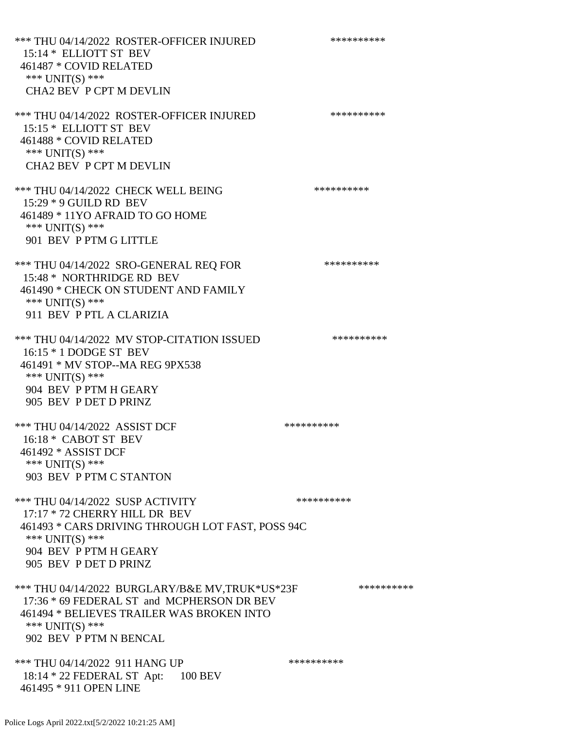*** THU 04/14/2022 ROSTER-OFFICER INJURED **********
15:14 * ELLIOTT ST BEV
461487 * COVID RELATED
*** UNIT(S) ***
CHA2 BEV P CPT M DEVLIN

*** THU 04/14/2022 ROSTER-OFFICER INJURED **********
15:15 * ELLIOTT ST BEV
461488 * COVID RELATED
*** UNIT(S) ***
CHA2 BEV P CPT M DEVLIN

*** THU 04/14/2022 CHECK WELL BEING **********
15:29 * 9 GUILD RD BEV
461489 * 11YO AFRAID TO GO HOME
*** UNIT(S) ***
901 BEV P PTM G LITTLE

*** THU 04/14/2022 SRO-GENERAL REQ FOR **********
15:48 * NORTHRIDGE RD BEV
461490 * CHECK ON STUDENT AND FAMILY
*** UNIT(S) ***
911 BEV P PTL A CLARIZIA

*** THU 04/14/2022 MV STOP-CITATION ISSUED **********
16:15 * 1 DODGE ST BEV
461491 * MV STOP--MA REG 9PX538
*** UNIT(S) ***
904 BEV P PTM H GEARY
905 BEV P DET D PRINZ

*** THU 04/14/2022 ASSIST DCF **********
16:18 * CABOT ST BEV
461492 * ASSIST DCF
*** UNIT(S) ***
903 BEV P PTM C STANTON

*** THU 04/14/2022 SUSP ACTIVITY **********
17:17 * 72 CHERRY HILL DR BEV
461493 * CARS DRIVING THROUGH LOT FAST, POSS 94C
*** UNIT(S) ***
904 BEV P PTM H GEARY
905 BEV P DET D PRINZ

*** THU 04/14/2022 BURGLARY/B&E MV,TRUK*US*23F **********
17:36 * 69 FEDERAL ST and MCPHERSON DR BEV
461494 * BELIEVES TRAILER WAS BROKEN INTO
*** UNIT(S) ***
902 BEV P PTM N BENCAL

*** THU 04/14/2022 911 HANG UP **********
18:14 * 22 FEDERAL ST Apt: 100 BEV
461495 * 911 OPEN LINE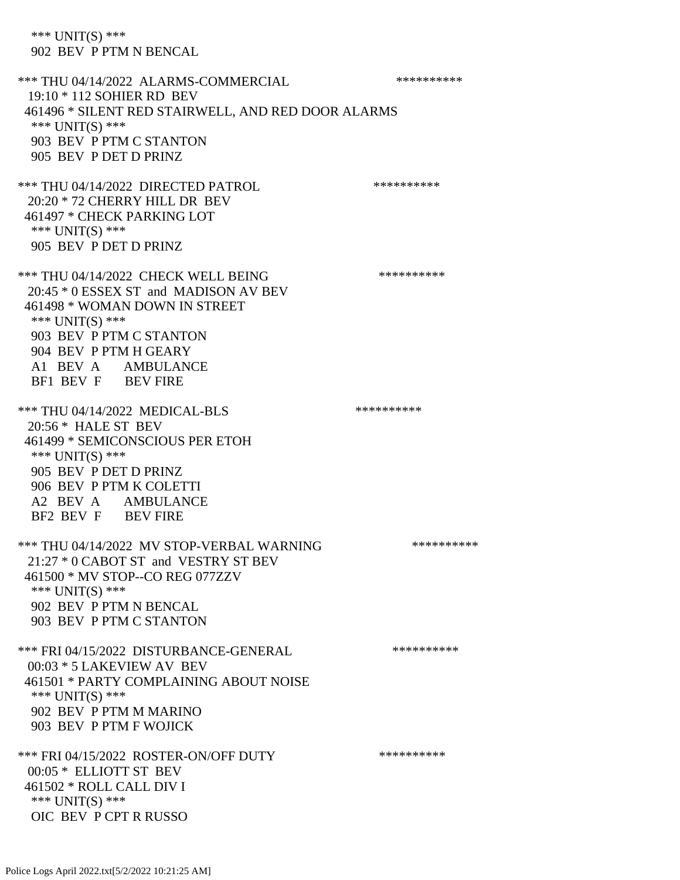*** UNIT(S) ***
902 BEV P PTM N BENCAL

*** THU 04/14/2022 ALARMS-COMMERCIAL **********
19:10 * 112 SOHIER RD BEV
461496 * SILENT RED STAIRWELL, AND RED DOOR ALARMS
*** UNIT(S) ***
903 BEV P PTM C STANTON
905 BEV P DET D PRINZ

*** THU 04/14/2022 DIRECTED PATROL **********
20:20 * 72 CHERRY HILL DR BEV
461497 * CHECK PARKING LOT
*** UNIT(S) ***
905 BEV P DET D PRINZ

*** THU 04/14/2022 CHECK WELL BEING **********
20:45 * 0 ESSEX ST and MADISON AV BEV
461498 * WOMAN DOWN IN STREET
*** UNIT(S) ***
903 BEV P PTM C STANTON
904 BEV P PTM H GEARY
A1 BEV A AMBULANCE
BF1 BEV F BEV FIRE

*** THU 04/14/2022 MEDICAL-BLS **********
20:56 * HALE ST BEV
461499 * SEMICONSCIOUS PER ETOH
*** UNIT(S) ***
905 BEV P DET D PRINZ
906 BEV P PTM K COLETTI
A2 BEV A AMBULANCE
BF2 BEV F BEV FIRE

*** THU 04/14/2022 MV STOP-VERBAL WARNING **********
21:27 * 0 CABOT ST and VESTRY ST BEV
461500 * MV STOP--CO REG 077ZZV
*** UNIT(S) ***
902 BEV P PTM N BENCAL
903 BEV P PTM C STANTON

*** FRI 04/15/2022 DISTURBANCE-GENERAL **********
00:03 * 5 LAKEVIEW AV BEV
461501 * PARTY COMPLAINING ABOUT NOISE
*** UNIT(S) ***
902 BEV P PTM M MARINO
903 BEV P PTM F WOJICK

*** FRI 04/15/2022 ROSTER-ON/OFF DUTY **********
00:05 * ELLIOTT ST BEV
461502 * ROLL CALL DIV I
*** UNIT(S) ***
OIC BEV P CPT R RUSSO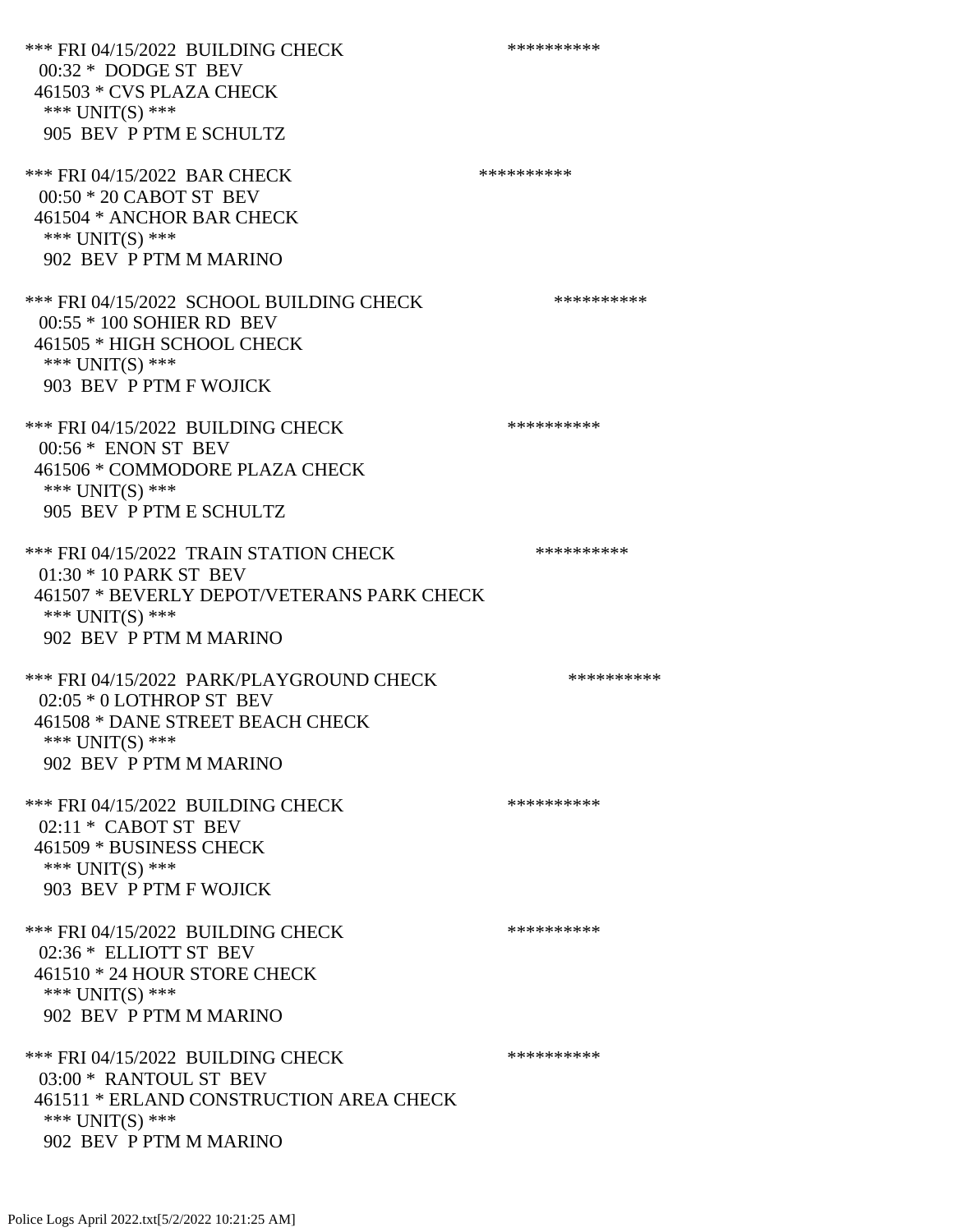*** FRI 04/15/2022 BUILDING CHECK **********
00:32 * DODGE ST BEV
461503 * CVS PLAZA CHECK
*** UNIT(S) ***
905 BEV P PTM E SCHULTZ

*** FRI 04/15/2022 BAR CHECK **********
00:50 * 20 CABOT ST BEV
461504 * ANCHOR BAR CHECK
*** UNIT(S) ***
902 BEV P PTM M MARINO

*** FRI 04/15/2022 SCHOOL BUILDING CHECK **********
00:55 * 100 SOHIER RD BEV
461505 * HIGH SCHOOL CHECK
*** UNIT(S) ***
903 BEV P PTM F WOJICK

*** FRI 04/15/2022 BUILDING CHECK **********
00:56 * ENON ST BEV
461506 * COMMODORE PLAZA CHECK
*** UNIT(S) ***
905 BEV P PTM E SCHULTZ

*** FRI 04/15/2022 TRAIN STATION CHECK **********
01:30 * 10 PARK ST BEV
461507 * BEVERLY DEPOT/VETERANS PARK CHECK
*** UNIT(S) ***
902 BEV P PTM M MARINO

*** FRI 04/15/2022 PARK/PLAYGROUND CHECK **********
02:05 * 0 LOTHROP ST BEV
461508 * DANE STREET BEACH CHECK
*** UNIT(S) ***
902 BEV P PTM M MARINO

*** FRI 04/15/2022 BUILDING CHECK **********
02:11 * CABOT ST BEV
461509 * BUSINESS CHECK
*** UNIT(S) ***
903 BEV P PTM F WOJICK

*** FRI 04/15/2022 BUILDING CHECK **********
02:36 * ELLIOTT ST BEV
461510 * 24 HOUR STORE CHECK
*** UNIT(S) ***
902 BEV P PTM M MARINO

*** FRI 04/15/2022 BUILDING CHECK **********
03:00 * RANTOUL ST BEV
461511 * ERLAND CONSTRUCTION AREA CHECK
*** UNIT(S) ***
902 BEV P PTM M MARINO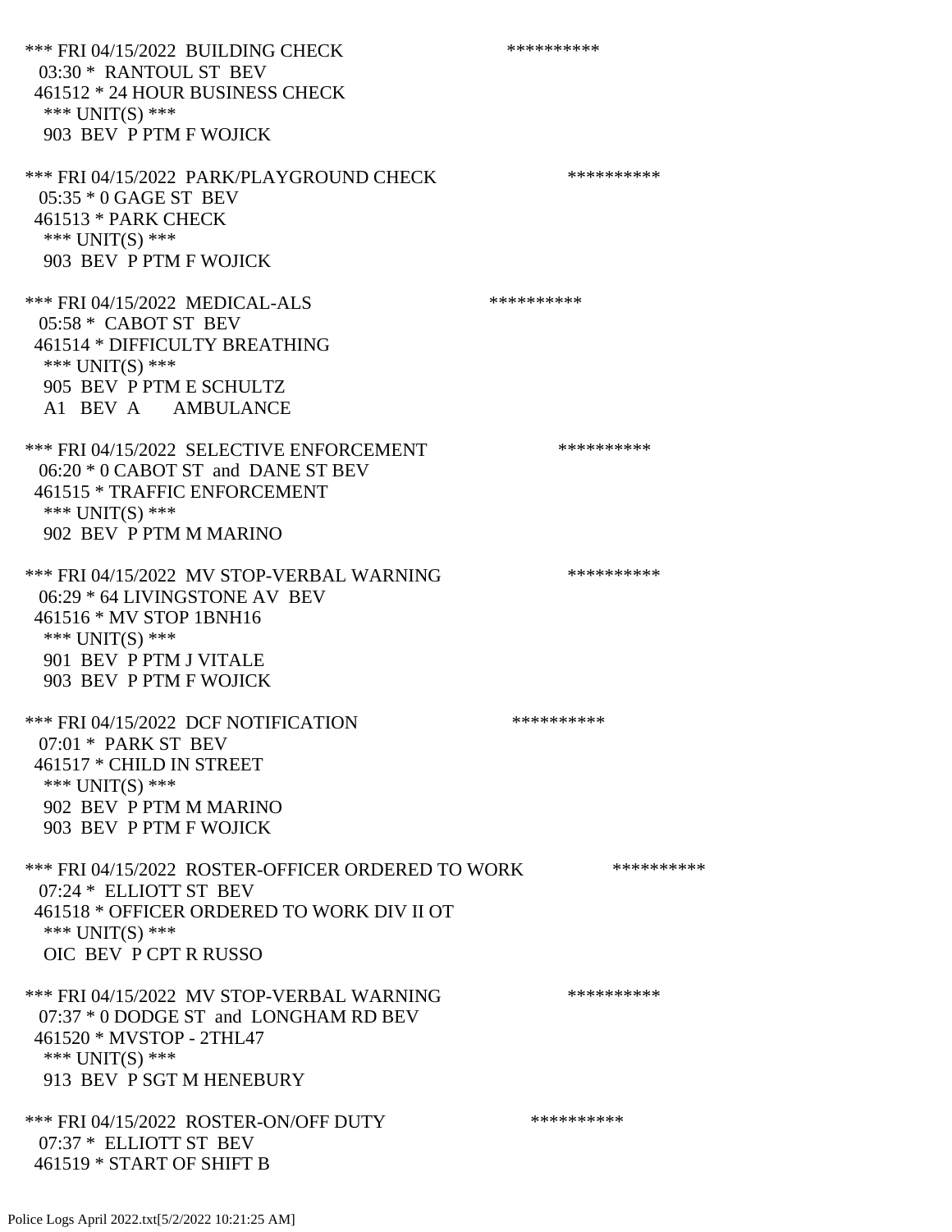*** FRI 04/15/2022 BUILDING CHECK **********
03:30 * RANTOUL ST BEV
461512 * 24 HOUR BUSINESS CHECK
*** UNIT(S) ***
903 BEV P PTM F WOJICK

*** FRI 04/15/2022 PARK/PLAYGROUND CHECK **********
05:35 * 0 GAGE ST BEV
461513 * PARK CHECK
*** UNIT(S) ***
903 BEV P PTM F WOJICK

*** FRI 04/15/2022 MEDICAL-ALS **********
05:58 * CABOT ST BEV
461514 * DIFFICULTY BREATHING
*** UNIT(S) ***
905 BEV P PTM E SCHULTZ
A1 BEV A AMBULANCE

*** FRI 04/15/2022 SELECTIVE ENFORCEMENT **********
06:20 * 0 CABOT ST and DANE ST BEV
461515 * TRAFFIC ENFORCEMENT
*** UNIT(S) ***
902 BEV P PTM M MARINO

*** FRI 04/15/2022 MV STOP-VERBAL WARNING **********
06:29 * 64 LIVINGSTONE AV BEV
461516 * MV STOP 1BNH16
*** UNIT(S) ***
901 BEV P PTM J VITALE
903 BEV P PTM F WOJICK

*** FRI 04/15/2022 DCF NOTIFICATION **********
07:01 * PARK ST BEV
461517 * CHILD IN STREET
*** UNIT(S) ***
902 BEV P PTM M MARINO
903 BEV P PTM F WOJICK

*** FRI 04/15/2022 ROSTER-OFFICER ORDERED TO WORK **********
07:24 * ELLIOTT ST BEV
461518 * OFFICER ORDERED TO WORK DIV II OT
*** UNIT(S) ***
OIC BEV P CPT R RUSSO

*** FRI 04/15/2022 MV STOP-VERBAL WARNING **********
07:37 * 0 DODGE ST and LONGHAM RD BEV
461520 * MVSTOP - 2THL47
*** UNIT(S) ***
913 BEV P SGT M HENEBURY

*** FRI 04/15/2022 ROSTER-ON/OFF DUTY **********
07:37 * ELLIOTT ST BEV
461519 * START OF SHIFT B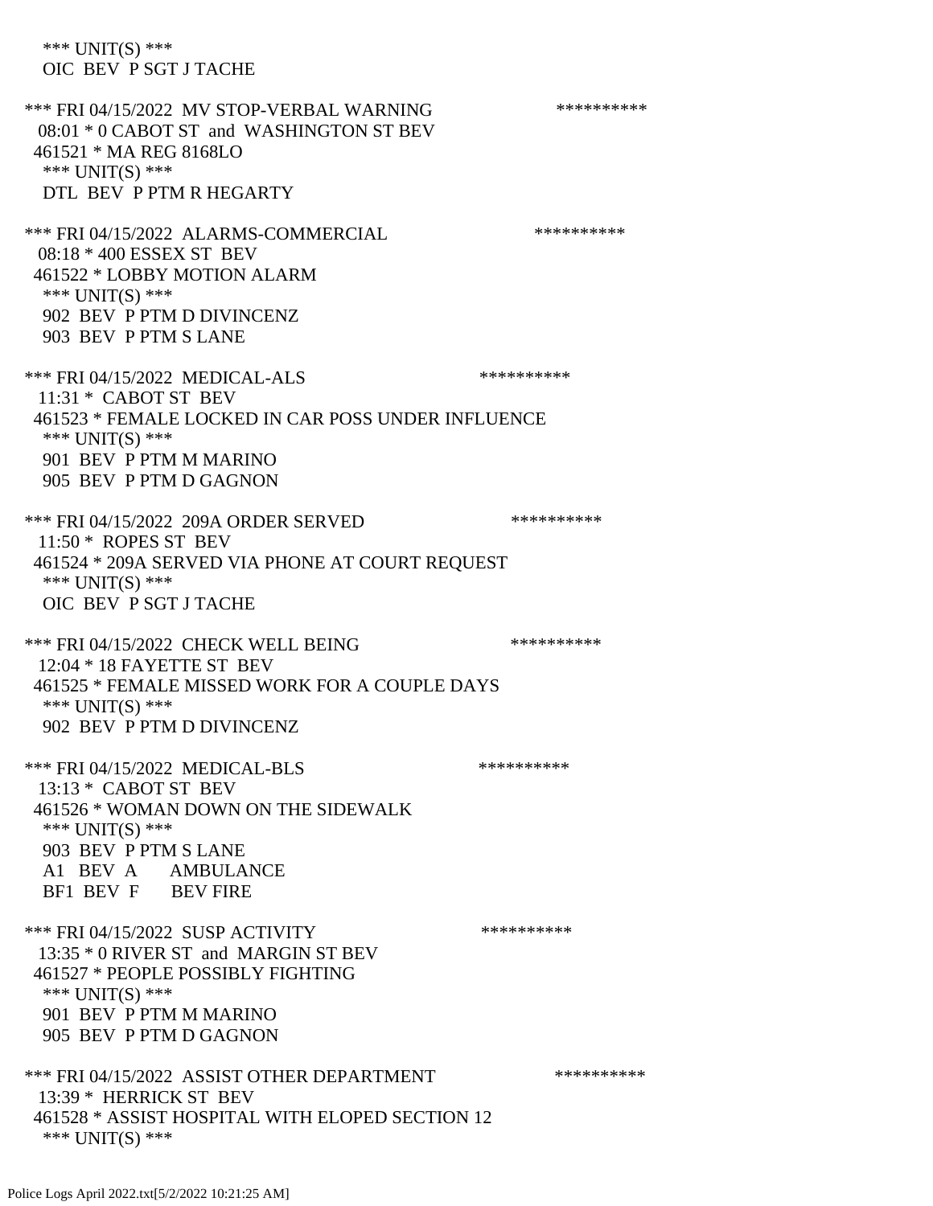*** UNIT(S) ***
 OIC BEV P SGT J TACHE

*** FRI 04/15/2022 MV STOP-VERBAL WARNING **********
 08:01 * 0 CABOT ST and WASHINGTON ST BEV
 461521 * MA REG 8168LO
 *** UNIT(S) ***
 DTL BEV P PTM R HEGARTY

*** FRI 04/15/2022 ALARMS-COMMERCIAL **********
 08:18 * 400 ESSEX ST BEV
 461522 * LOBBY MOTION ALARM
 *** UNIT(S) ***
 902 BEV P PTM D DIVINCENZ
 903 BEV P PTM S LANE

*** FRI 04/15/2022 MEDICAL-ALS **********
 11:31 * CABOT ST BEV
 461523 * FEMALE LOCKED IN CAR POSS UNDER INFLUENCE
 *** UNIT(S) ***
 901 BEV P PTM M MARINO
 905 BEV P PTM D GAGNON

*** FRI 04/15/2022 209A ORDER SERVED **********
 11:50 * ROPES ST BEV
 461524 * 209A SERVED VIA PHONE AT COURT REQUEST
 *** UNIT(S) ***
 OIC BEV P SGT J TACHE

*** FRI 04/15/2022 CHECK WELL BEING **********
 12:04 * 18 FAYETTE ST BEV
 461525 * FEMALE MISSED WORK FOR A COUPLE DAYS
 *** UNIT(S) ***
 902 BEV P PTM D DIVINCENZ

*** FRI 04/15/2022 MEDICAL-BLS **********
 13:13 * CABOT ST BEV
 461526 * WOMAN DOWN ON THE SIDEWALK
 *** UNIT(S) ***
 903 BEV P PTM S LANE
 A1 BEV A AMBULANCE
 BF1 BEV F BEV FIRE

*** FRI 04/15/2022 SUSP ACTIVITY **********
 13:35 * 0 RIVER ST and MARGIN ST BEV
 461527 * PEOPLE POSSIBLY FIGHTING
 *** UNIT(S) ***
 901 BEV P PTM M MARINO
 905 BEV P PTM D GAGNON

*** FRI 04/15/2022 ASSIST OTHER DEPARTMENT **********
 13:39 * HERRICK ST BEV
 461528 * ASSIST HOSPITAL WITH ELOPED SECTION 12
 *** UNIT(S) ***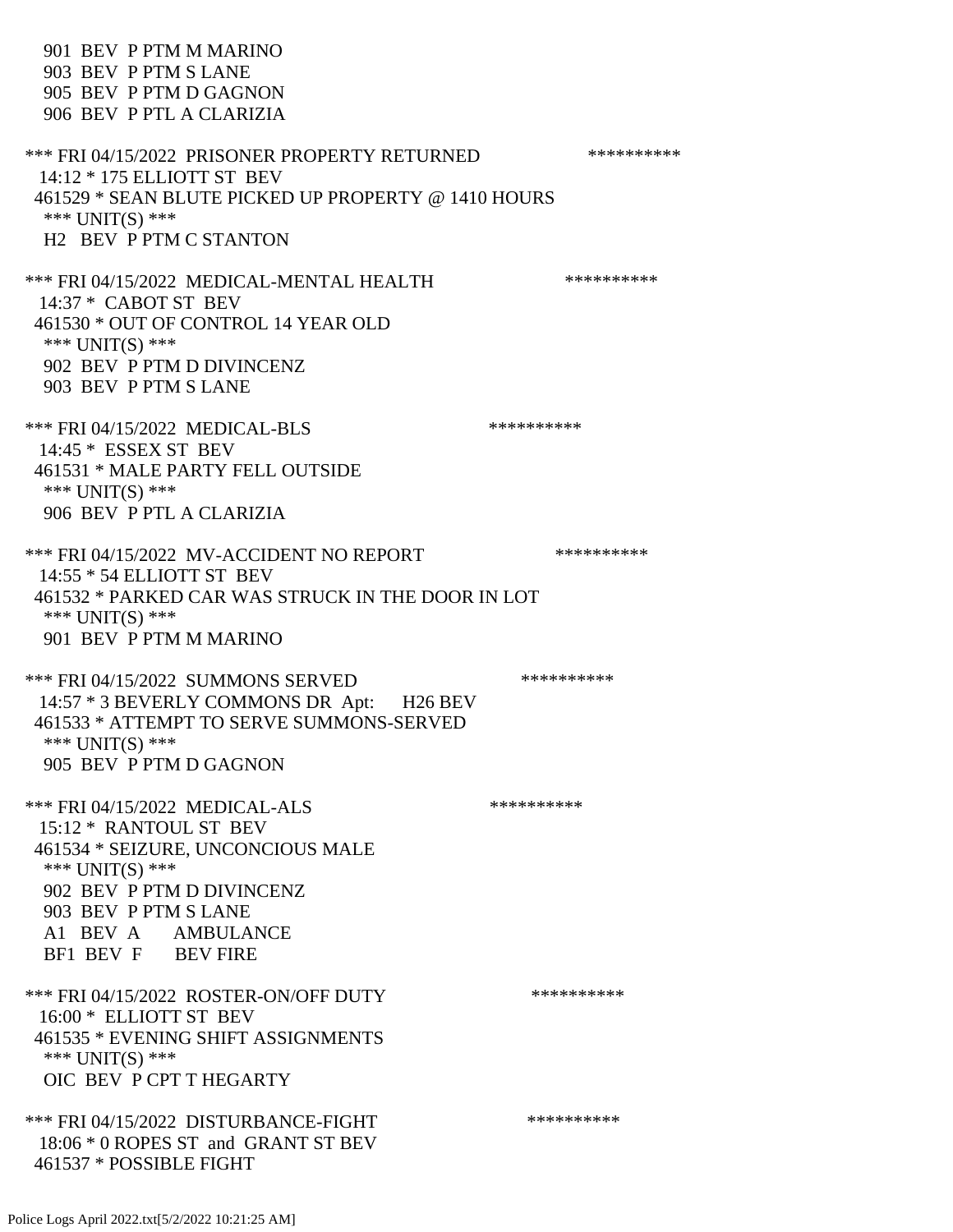901 BEV P PTM M MARINO
903 BEV P PTM S LANE
905 BEV P PTM D GAGNON
906 BEV P PTL A CLARIZIA

*** FRI 04/15/2022 PRISONER PROPERTY RETURNED **********
14:12 * 175 ELLIOTT ST BEV
461529 * SEAN BLUTE PICKED UP PROPERTY @ 1410 HOURS
*** UNIT(S) ***
H2 BEV P PTM C STANTON

*** FRI 04/15/2022 MEDICAL-MENTAL HEALTH **********
14:37 * CABOT ST BEV
461530 * OUT OF CONTROL 14 YEAR OLD
*** UNIT(S) ***
902 BEV P PTM D DIVINCENZ
903 BEV P PTM S LANE

*** FRI 04/15/2022 MEDICAL-BLS **********
14:45 * ESSEX ST BEV
461531 * MALE PARTY FELL OUTSIDE
*** UNIT(S) ***
906 BEV P PTL A CLARIZIA

*** FRI 04/15/2022 MV-ACCIDENT NO REPORT **********
14:55 * 54 ELLIOTT ST BEV
461532 * PARKED CAR WAS STRUCK IN THE DOOR IN LOT
*** UNIT(S) ***
901 BEV P PTM M MARINO

*** FRI 04/15/2022 SUMMONS SERVED **********
14:57 * 3 BEVERLY COMMONS DR Apt: H26 BEV
461533 * ATTEMPT TO SERVE SUMMONS-SERVED
*** UNIT(S) ***
905 BEV P PTM D GAGNON

*** FRI 04/15/2022 MEDICAL-ALS **********
15:12 * RANTOUL ST BEV
461534 * SEIZURE, UNCONCIOUS MALE
*** UNIT(S) ***
902 BEV P PTM D DIVINCENZ
903 BEV P PTM S LANE
A1 BEV A AMBULANCE
BF1 BEV F BEV FIRE

*** FRI 04/15/2022 ROSTER-ON/OFF DUTY **********
16:00 * ELLIOTT ST BEV
461535 * EVENING SHIFT ASSIGNMENTS
*** UNIT(S) ***
OIC BEV P CPT T HEGARTY

*** FRI 04/15/2022 DISTURBANCE-FIGHT **********
18:06 * 0 ROPES ST and GRANT ST BEV
461537 * POSSIBLE FIGHT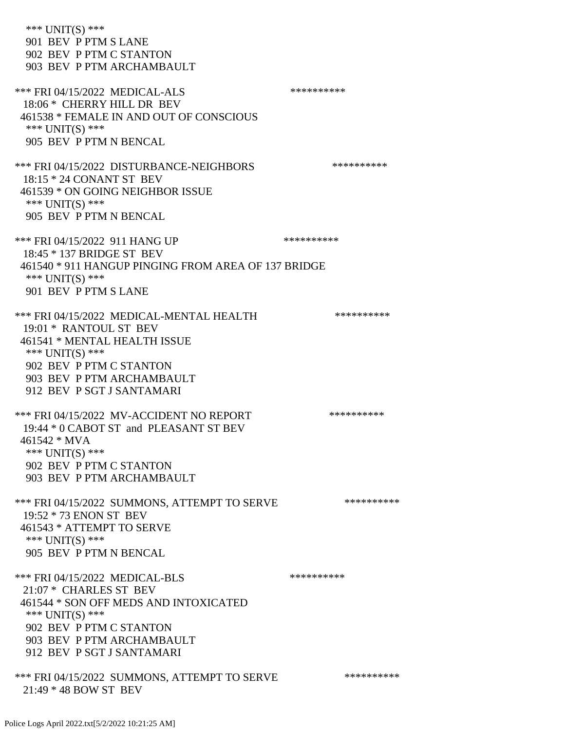*** UNIT(S) ***
 901 BEV P PTM S LANE
 902 BEV P PTM C STANTON
 903 BEV P PTM ARCHAMBAULT

*** FRI 04/15/2022 MEDICAL-ALS **********
 18:06 * CHERRY HILL DR BEV
 461538 * FEMALE IN AND OUT OF CONSCIOUS
 *** UNIT(S) ***
 905 BEV P PTM N BENCAL

*** FRI 04/15/2022 DISTURBANCE-NEIGHBORS **********
 18:15 * 24 CONANT ST BEV
 461539 * ON GOING NEIGHBOR ISSUE
 *** UNIT(S) ***
 905 BEV P PTM N BENCAL

*** FRI 04/15/2022 911 HANG UP **********
 18:45 * 137 BRIDGE ST BEV
 461540 * 911 HANGUP PINGING FROM AREA OF 137 BRIDGE
 *** UNIT(S) ***
 901 BEV P PTM S LANE

*** FRI 04/15/2022 MEDICAL-MENTAL HEALTH **********
 19:01 * RANTOUL ST BEV
 461541 * MENTAL HEALTH ISSUE
 *** UNIT(S) ***
 902 BEV P PTM C STANTON
 903 BEV P PTM ARCHAMBAULT
 912 BEV P SGT J SANTAMARI

*** FRI 04/15/2022 MV-ACCIDENT NO REPORT **********
 19:44 * 0 CABOT ST and PLEASANT ST BEV
 461542 * MVA
 *** UNIT(S) ***
 902 BEV P PTM C STANTON
 903 BEV P PTM ARCHAMBAULT

*** FRI 04/15/2022 SUMMONS, ATTEMPT TO SERVE **********
 19:52 * 73 ENON ST BEV
 461543 * ATTEMPT TO SERVE
 *** UNIT(S) ***
 905 BEV P PTM N BENCAL

*** FRI 04/15/2022 MEDICAL-BLS **********
 21:07 * CHARLES ST BEV
 461544 * SON OFF MEDS AND INTOXICATED
 *** UNIT(S) ***
 902 BEV P PTM C STANTON
 903 BEV P PTM ARCHAMBAULT
 912 BEV P SGT J SANTAMARI

*** FRI 04/15/2022 SUMMONS, ATTEMPT TO SERVE **********
 21:49 * 48 BOW ST BEV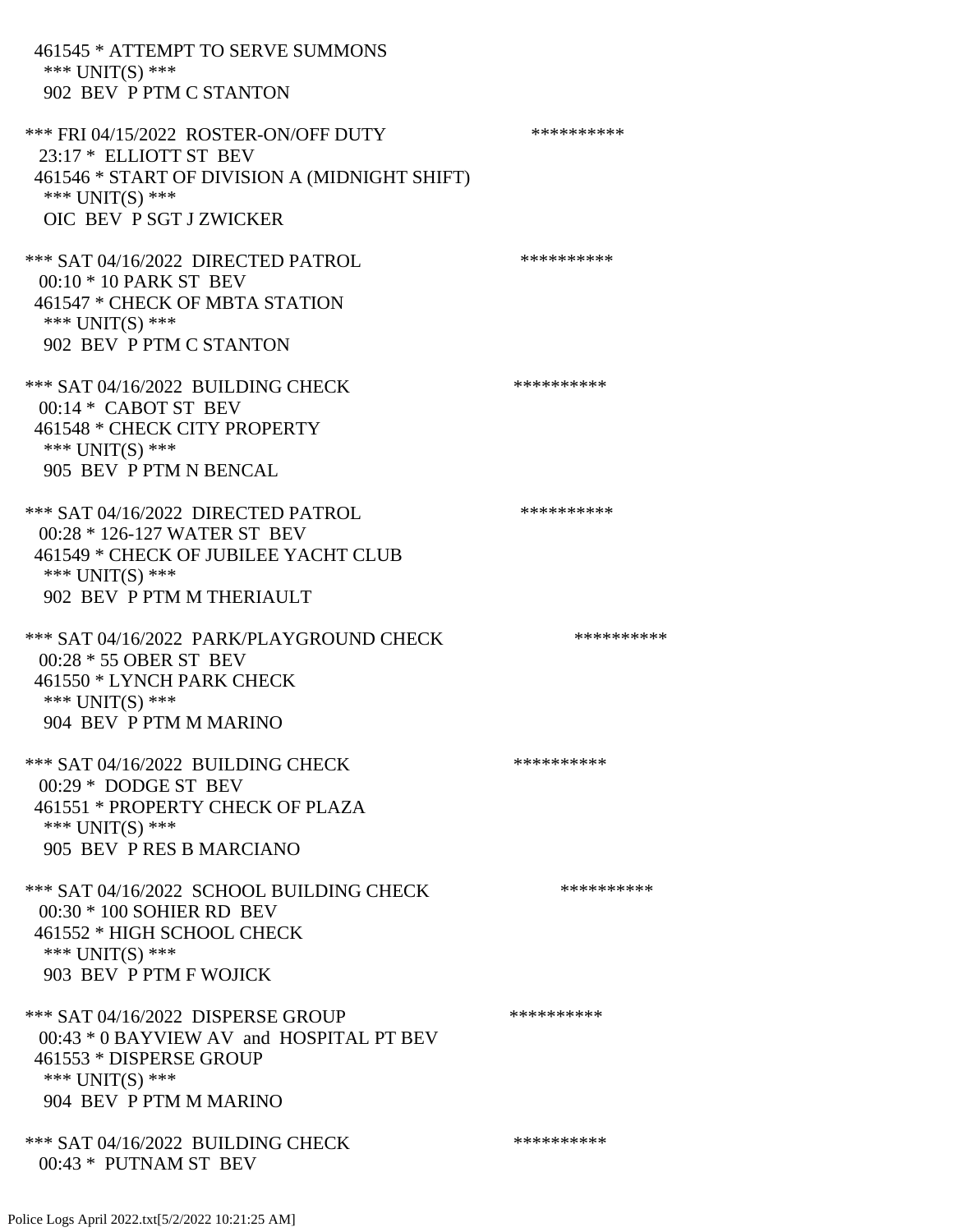461545 * ATTEMPT TO SERVE SUMMONS
*** UNIT(S) ***
902 BEV P PTM C STANTON

*** FRI 04/15/2022 ROSTER-ON/OFF DUTY **********
23:17 * ELLIOTT ST BEV
461546 * START OF DIVISION A (MIDNIGHT SHIFT)
*** UNIT(S) ***
OIC BEV P SGT J ZWICKER

*** SAT 04/16/2022 DIRECTED PATROL **********
00:10 * 10 PARK ST BEV
461547 * CHECK OF MBTA STATION
*** UNIT(S) ***
902 BEV P PTM C STANTON

*** SAT 04/16/2022 BUILDING CHECK **********
00:14 * CABOT ST BEV
461548 * CHECK CITY PROPERTY
*** UNIT(S) ***
905 BEV P PTM N BENCAL

*** SAT 04/16/2022 DIRECTED PATROL **********
00:28 * 126-127 WATER ST BEV
461549 * CHECK OF JUBILEE YACHT CLUB
*** UNIT(S) ***
902 BEV P PTM M THERIAULT

*** SAT 04/16/2022 PARK/PLAYGROUND CHECK **********
00:28 * 55 OBER ST BEV
461550 * LYNCH PARK CHECK
*** UNIT(S) ***
904 BEV P PTM M MARINO

*** SAT 04/16/2022 BUILDING CHECK **********
00:29 * DODGE ST BEV
461551 * PROPERTY CHECK OF PLAZA
*** UNIT(S) ***
905 BEV P RES B MARCIANO

*** SAT 04/16/2022 SCHOOL BUILDING CHECK **********
00:30 * 100 SOHIER RD BEV
461552 * HIGH SCHOOL CHECK
*** UNIT(S) ***
903 BEV P PTM F WOJICK

*** SAT 04/16/2022 DISPERSE GROUP **********
00:43 * 0 BAYVIEW AV and HOSPITAL PT BEV
461553 * DISPERSE GROUP
*** UNIT(S) ***
904 BEV P PTM M MARINO

*** SAT 04/16/2022 BUILDING CHECK **********
00:43 * PUTNAM ST BEV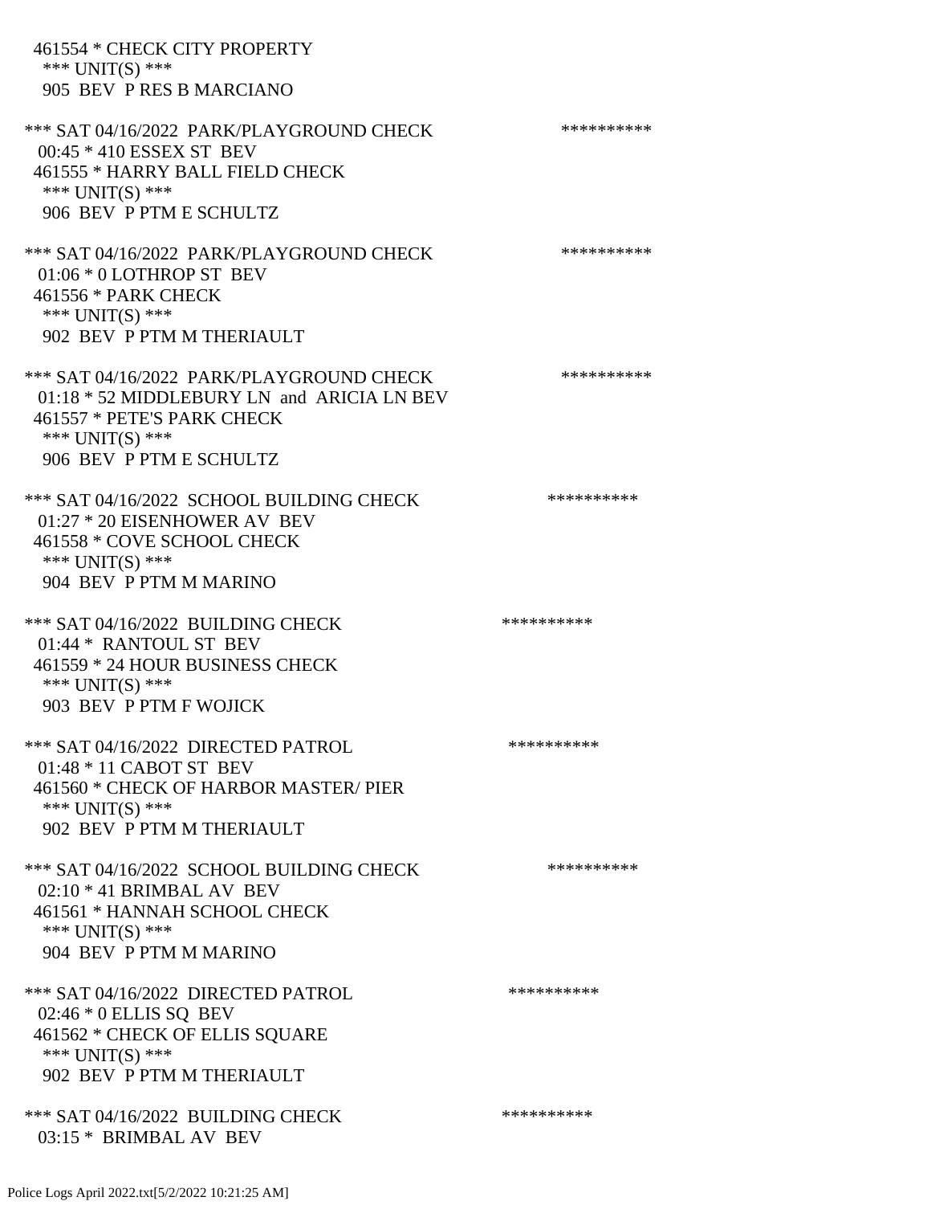461554 * CHECK CITY PROPERTY
 *** UNIT(S) ***
 905 BEV P RES B MARCIANO

*** SAT 04/16/2022 PARK/PLAYGROUND CHECK **********
 00:45 * 410 ESSEX ST BEV
 461555 * HARRY BALL FIELD CHECK
 *** UNIT(S) ***
 906 BEV P PTM E SCHULTZ

*** SAT 04/16/2022 PARK/PLAYGROUND CHECK **********
 01:06 * 0 LOTHROP ST BEV
 461556 * PARK CHECK
 *** UNIT(S) ***
 902 BEV P PTM M THERIAULT

*** SAT 04/16/2022 PARK/PLAYGROUND CHECK **********
 01:18 * 52 MIDDLEBURY LN and ARICIA LN BEV
 461557 * PETE'S PARK CHECK
 *** UNIT(S) ***
 906 BEV P PTM E SCHULTZ

*** SAT 04/16/2022 SCHOOL BUILDING CHECK **********
 01:27 * 20 EISENHOWER AV BEV
 461558 * COVE SCHOOL CHECK
 *** UNIT(S) ***
 904 BEV P PTM M MARINO

*** SAT 04/16/2022 BUILDING CHECK **********
 01:44 * RANTOUL ST BEV
 461559 * 24 HOUR BUSINESS CHECK
 *** UNIT(S) ***
 903 BEV P PTM F WOJICK

*** SAT 04/16/2022 DIRECTED PATROL **********
 01:48 * 11 CABOT ST BEV
 461560 * CHECK OF HARBOR MASTER/ PIER
 *** UNIT(S) ***
 902 BEV P PTM M THERIAULT

*** SAT 04/16/2022 SCHOOL BUILDING CHECK **********
 02:10 * 41 BRIMBAL AV BEV
 461561 * HANNAH SCHOOL CHECK
 *** UNIT(S) ***
 904 BEV P PTM M MARINO

*** SAT 04/16/2022 DIRECTED PATROL **********
 02:46 * 0 ELLIS SQ BEV
 461562 * CHECK OF ELLIS SQUARE
 *** UNIT(S) ***
 902 BEV P PTM M THERIAULT

*** SAT 04/16/2022 BUILDING CHECK **********
 03:15 * BRIMBAL AV BEV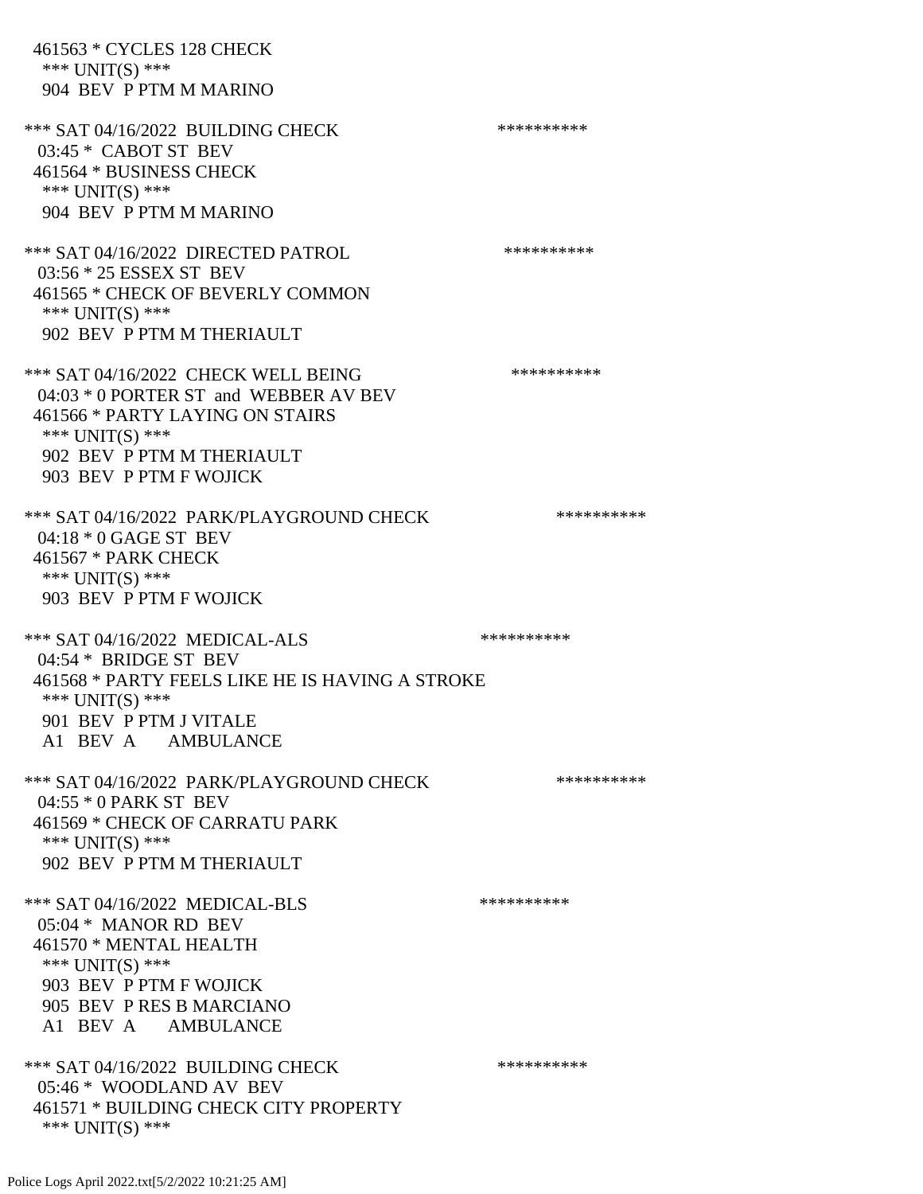461563 * CYCLES 128 CHECK
 *** UNIT(S) ***
 904 BEV P PTM M MARINO

*** SAT 04/16/2022 BUILDING CHECK **********
 03:45 * CABOT ST BEV
 461564 * BUSINESS CHECK
 *** UNIT(S) ***
 904 BEV P PTM M MARINO

*** SAT 04/16/2022 DIRECTED PATROL **********
 03:56 * 25 ESSEX ST BEV
 461565 * CHECK OF BEVERLY COMMON
 *** UNIT(S) ***
 902 BEV P PTM M THERIAULT

*** SAT 04/16/2022 CHECK WELL BEING **********
 04:03 * 0 PORTER ST and WEBBER AV BEV
 461566 * PARTY LAYING ON STAIRS
 *** UNIT(S) ***
 902 BEV P PTM M THERIAULT
 903 BEV P PTM F WOJICK

*** SAT 04/16/2022 PARK/PLAYGROUND CHECK **********
 04:18 * 0 GAGE ST BEV
 461567 * PARK CHECK
 *** UNIT(S) ***
 903 BEV P PTM F WOJICK

*** SAT 04/16/2022 MEDICAL-ALS **********
 04:54 * BRIDGE ST BEV
 461568 * PARTY FEELS LIKE HE IS HAVING A STROKE
 *** UNIT(S) ***
 901 BEV P PTM J VITALE
 A1 BEV A AMBULANCE

*** SAT 04/16/2022 PARK/PLAYGROUND CHECK **********
 04:55 * 0 PARK ST BEV
 461569 * CHECK OF CARRATU PARK
 *** UNIT(S) ***
 902 BEV P PTM M THERIAULT

*** SAT 04/16/2022 MEDICAL-BLS **********
 05:04 * MANOR RD BEV
 461570 * MENTAL HEALTH
 *** UNIT(S) ***
 903 BEV P PTM F WOJICK
 905 BEV P RES B MARCIANO
 A1 BEV A AMBULANCE

*** SAT 04/16/2022 BUILDING CHECK **********
 05:46 * WOODLAND AV BEV
 461571 * BUILDING CHECK CITY PROPERTY
 *** UNIT(S) ***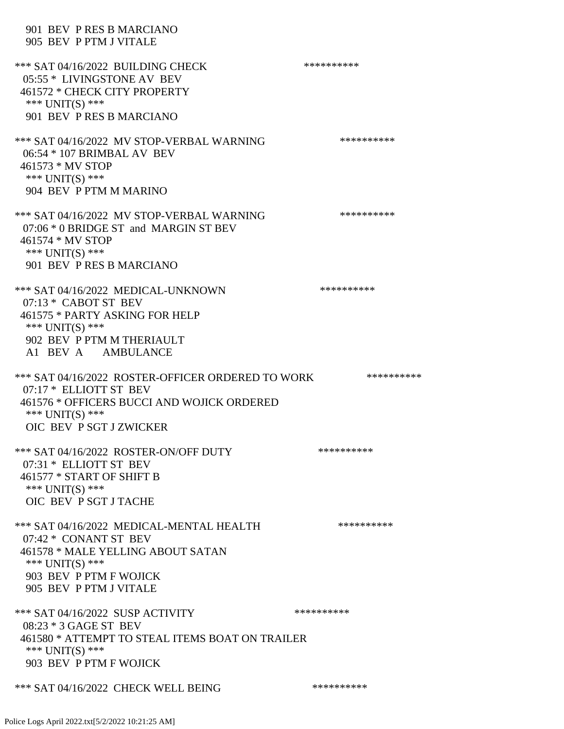901 BEV P RES B MARCIANO
905 BEV P PTM J VITALE

*** SAT 04/16/2022 BUILDING CHECK **********
05:55 * LIVINGSTONE AV BEV
461572 * CHECK CITY PROPERTY
*** UNIT(S) ***
901 BEV P RES B MARCIANO

*** SAT 04/16/2022 MV STOP-VERBAL WARNING **********
06:54 * 107 BRIMBAL AV BEV
461573 * MV STOP
*** UNIT(S) ***
904 BEV P PTM M MARINO

*** SAT 04/16/2022 MV STOP-VERBAL WARNING **********
07:06 * 0 BRIDGE ST and MARGIN ST BEV
461574 * MV STOP
*** UNIT(S) ***
901 BEV P RES B MARCIANO

*** SAT 04/16/2022 MEDICAL-UNKNOWN **********
07:13 * CABOT ST BEV
461575 * PARTY ASKING FOR HELP
*** UNIT(S) ***
902 BEV P PTM M THERIAULT
A1 BEV A AMBULANCE

*** SAT 04/16/2022 ROSTER-OFFICER ORDERED TO WORK **********
07:17 * ELLIOTT ST BEV
461576 * OFFICERS BUCCI AND WOJICK ORDERED
*** UNIT(S) ***
OIC BEV P SGT J ZWICKER

*** SAT 04/16/2022 ROSTER-ON/OFF DUTY **********
07:31 * ELLIOTT ST BEV
461577 * START OF SHIFT B
*** UNIT(S) ***
OIC BEV P SGT J TACHE

*** SAT 04/16/2022 MEDICAL-MENTAL HEALTH **********
07:42 * CONANT ST BEV
461578 * MALE YELLING ABOUT SATAN
*** UNIT(S) ***
903 BEV P PTM F WOJICK
905 BEV P PTM J VITALE

*** SAT 04/16/2022 SUSP ACTIVITY **********
08:23 * 3 GAGE ST BEV
461580 * ATTEMPT TO STEAL ITEMS BOAT ON TRAILER
*** UNIT(S) ***
903 BEV P PTM F WOJICK

*** SAT 04/16/2022 CHECK WELL BEING **********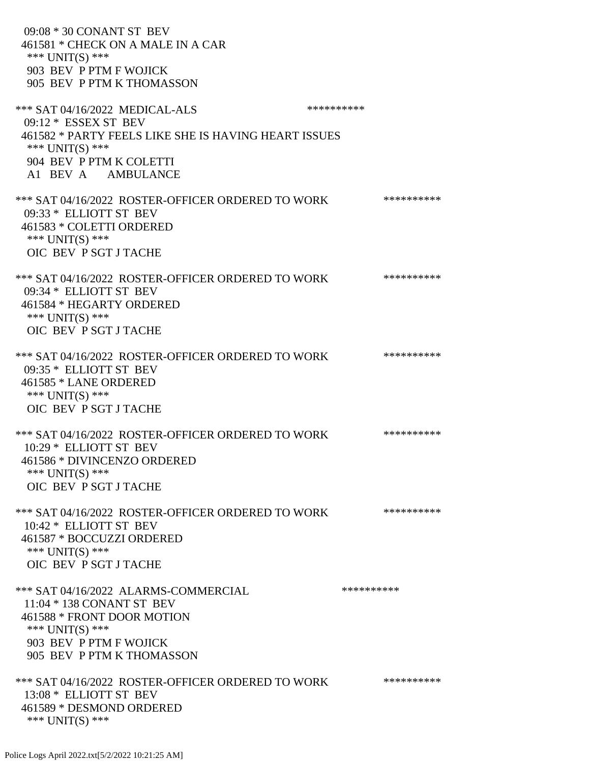09:08 * 30 CONANT ST BEV
461581 * CHECK ON A MALE IN A CAR
*** UNIT(S) ***
903 BEV P PTM F WOJICK
905 BEV P PTM K THOMASSON

*** SAT 04/16/2022 MEDICAL-ALS **********
09:12 * ESSEX ST BEV
461582 * PARTY FEELS LIKE SHE IS HAVING HEART ISSUES
*** UNIT(S) ***
904 BEV P PTM K COLETTI
A1 BEV A AMBULANCE

*** SAT 04/16/2022 ROSTER-OFFICER ORDERED TO WORK **********
09:33 * ELLIOTT ST BEV
461583 * COLETTI ORDERED
*** UNIT(S) ***
OIC BEV P SGT J TACHE

*** SAT 04/16/2022 ROSTER-OFFICER ORDERED TO WORK **********
09:34 * ELLIOTT ST BEV
461584 * HEGARTY ORDERED
*** UNIT(S) ***
OIC BEV P SGT J TACHE

*** SAT 04/16/2022 ROSTER-OFFICER ORDERED TO WORK **********
09:35 * ELLIOTT ST BEV
461585 * LANE ORDERED
*** UNIT(S) ***
OIC BEV P SGT J TACHE

*** SAT 04/16/2022 ROSTER-OFFICER ORDERED TO WORK **********
10:29 * ELLIOTT ST BEV
461586 * DIVINCENZO ORDERED
*** UNIT(S) ***
OIC BEV P SGT J TACHE

*** SAT 04/16/2022 ROSTER-OFFICER ORDERED TO WORK **********
10:42 * ELLIOTT ST BEV
461587 * BOCCUZZI ORDERED
*** UNIT(S) ***
OIC BEV P SGT J TACHE

*** SAT 04/16/2022 ALARMS-COMMERCIAL **********
11:04 * 138 CONANT ST BEV
461588 * FRONT DOOR MOTION
*** UNIT(S) ***
903 BEV P PTM F WOJICK
905 BEV P PTM K THOMASSON

*** SAT 04/16/2022 ROSTER-OFFICER ORDERED TO WORK **********
13:08 * ELLIOTT ST BEV
461589 * DESMOND ORDERED
*** UNIT(S) ***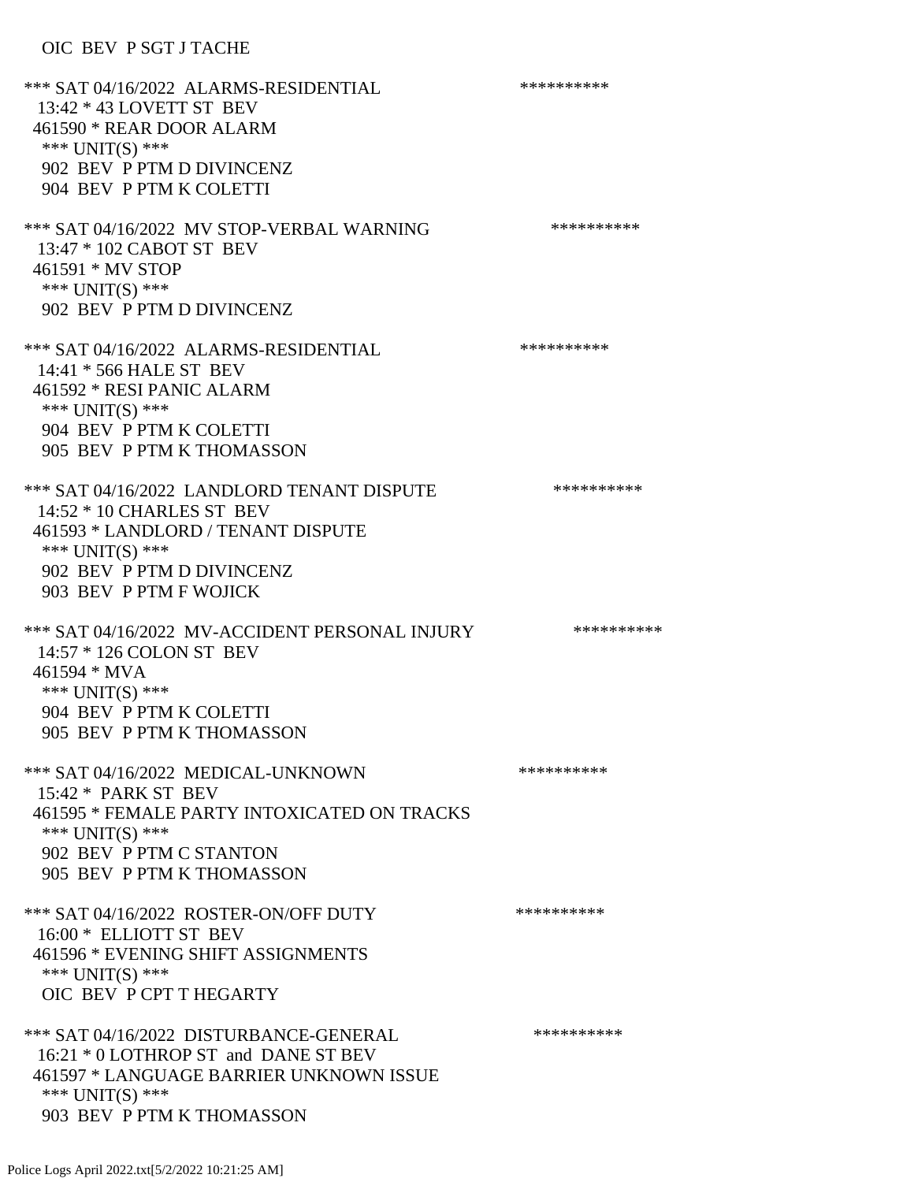OIC BEV P SGT J TACHE

*** SAT 04/16/2022 ALARMS-RESIDENTIAL **********
13:42 * 43 LOVETT ST BEV
461590 * REAR DOOR ALARM
*** UNIT(S) ***
902 BEV P PTM D DIVINCENZ
904 BEV P PTM K COLETTI

*** SAT 04/16/2022 MV STOP-VERBAL WARNING **********
13:47 * 102 CABOT ST BEV
461591 * MV STOP
*** UNIT(S) ***
902 BEV P PTM D DIVINCENZ

*** SAT 04/16/2022 ALARMS-RESIDENTIAL **********
14:41 * 566 HALE ST BEV
461592 * RESI PANIC ALARM
*** UNIT(S) ***
904 BEV P PTM K COLETTI
905 BEV P PTM K THOMASSON

*** SAT 04/16/2022 LANDLORD TENANT DISPUTE **********
14:52 * 10 CHARLES ST BEV
461593 * LANDLORD / TENANT DISPUTE
*** UNIT(S) ***
902 BEV P PTM D DIVINCENZ
903 BEV P PTM F WOJICK

*** SAT 04/16/2022 MV-ACCIDENT PERSONAL INJURY **********
14:57 * 126 COLON ST BEV
461594 * MVA
*** UNIT(S) ***
904 BEV P PTM K COLETTI
905 BEV P PTM K THOMASSON

*** SAT 04/16/2022 MEDICAL-UNKNOWN **********
15:42 * PARK ST BEV
461595 * FEMALE PARTY INTOXICATED ON TRACKS
*** UNIT(S) ***
902 BEV P PTM C STANTON
905 BEV P PTM K THOMASSON

*** SAT 04/16/2022 ROSTER-ON/OFF DUTY **********
16:00 * ELLIOTT ST BEV
461596 * EVENING SHIFT ASSIGNMENTS
*** UNIT(S) ***
OIC BEV P CPT T HEGARTY

*** SAT 04/16/2022 DISTURBANCE-GENERAL **********
16:21 * 0 LOTHROP ST and DANE ST BEV
461597 * LANGUAGE BARRIER UNKNOWN ISSUE
*** UNIT(S) ***
903 BEV P PTM K THOMASSON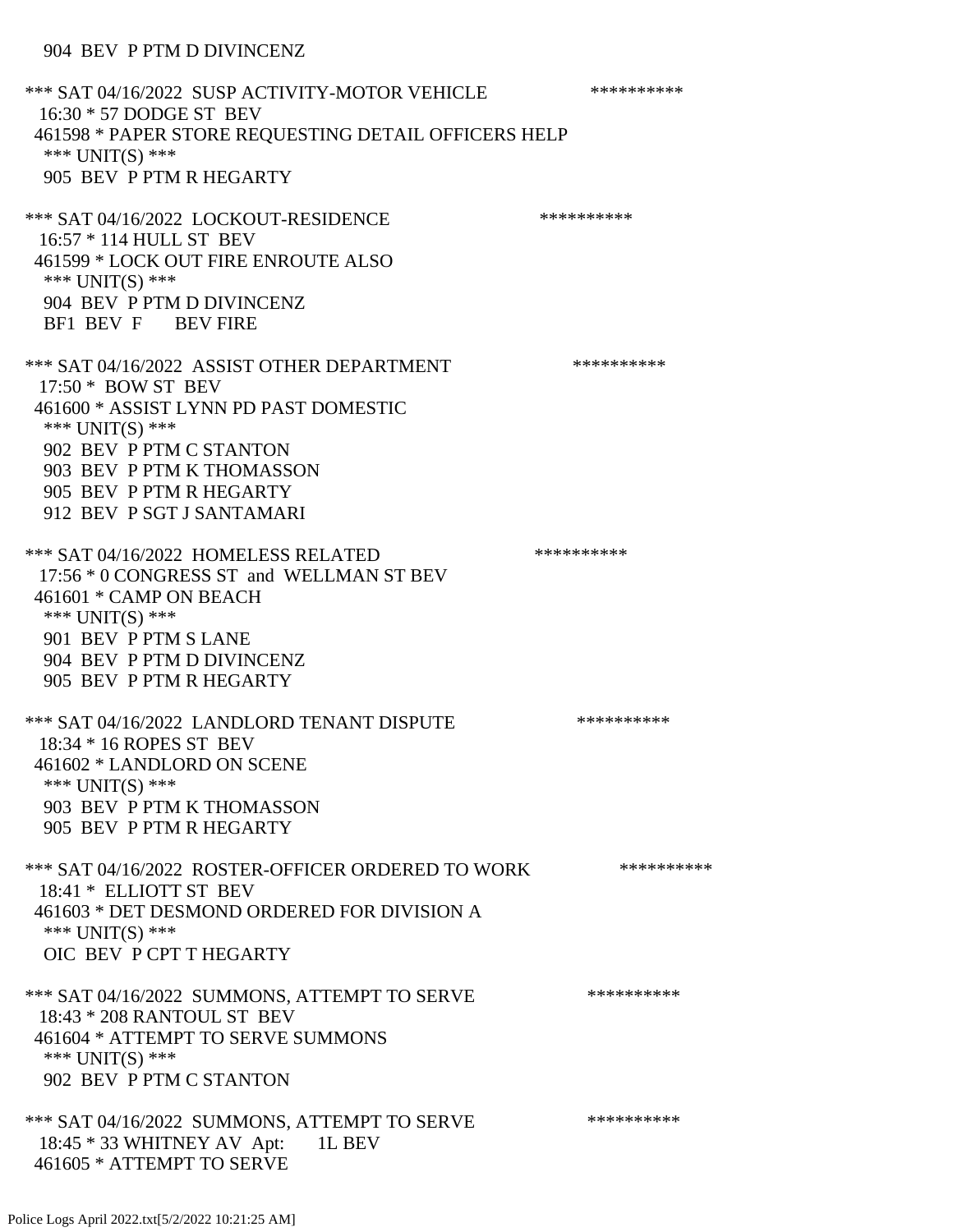904 BEV P PTM D DIVINCENZ

*** SAT 04/16/2022 SUSP ACTIVITY-MOTOR VEHICLE **********
16:30 * 57 DODGE ST BEV
461598 * PAPER STORE REQUESTING DETAIL OFFICERS HELP
*** UNIT(S) ***
905 BEV P PTM R HEGARTY

*** SAT 04/16/2022 LOCKOUT-RESIDENCE **********
16:57 * 114 HULL ST BEV
461599 * LOCK OUT FIRE ENROUTE ALSO
*** UNIT(S) ***
904 BEV P PTM D DIVINCENZ
BF1 BEV F BEV FIRE

*** SAT 04/16/2022 ASSIST OTHER DEPARTMENT **********
17:50 * BOW ST BEV
461600 * ASSIST LYNN PD PAST DOMESTIC
*** UNIT(S) ***
902 BEV P PTM C STANTON
903 BEV P PTM K THOMASSON
905 BEV P PTM R HEGARTY
912 BEV P SGT J SANTAMARI

*** SAT 04/16/2022 HOMELESS RELATED **********
17:56 * 0 CONGRESS ST and WELLMAN ST BEV
461601 * CAMP ON BEACH
*** UNIT(S) ***
901 BEV P PTM S LANE
904 BEV P PTM D DIVINCENZ
905 BEV P PTM R HEGARTY

*** SAT 04/16/2022 LANDLORD TENANT DISPUTE **********
18:34 * 16 ROPES ST BEV
461602 * LANDLORD ON SCENE
*** UNIT(S) ***
903 BEV P PTM K THOMASSON
905 BEV P PTM R HEGARTY

*** SAT 04/16/2022 ROSTER-OFFICER ORDERED TO WORK **********
18:41 * ELLIOTT ST BEV
461603 * DET DESMOND ORDERED FOR DIVISION A
*** UNIT(S) ***
OIC BEV P CPT T HEGARTY

*** SAT 04/16/2022 SUMMONS, ATTEMPT TO SERVE **********
18:43 * 208 RANTOUL ST BEV
461604 * ATTEMPT TO SERVE SUMMONS
*** UNIT(S) ***
902 BEV P PTM C STANTON

*** SAT 04/16/2022 SUMMONS, ATTEMPT TO SERVE **********
18:45 * 33 WHITNEY AV Apt: 1L BEV
461605 * ATTEMPT TO SERVE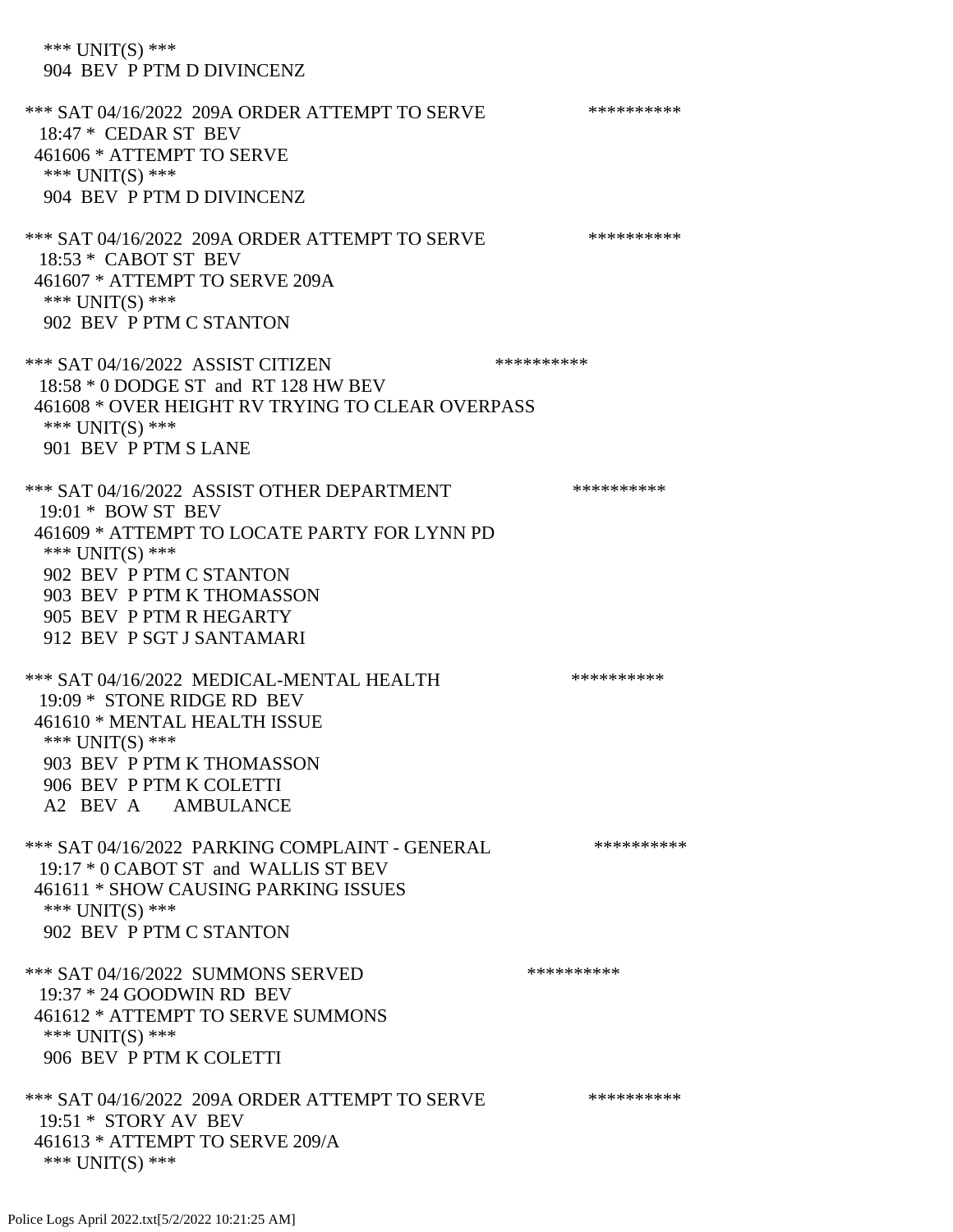*** UNIT(S) ***
904 BEV P PTM D DIVINCENZ

*** SAT 04/16/2022 209A ORDER ATTEMPT TO SERVE **********
18:47 * CEDAR ST BEV
461606 * ATTEMPT TO SERVE
*** UNIT(S) ***
904 BEV P PTM D DIVINCENZ

*** SAT 04/16/2022 209A ORDER ATTEMPT TO SERVE **********
18:53 * CABOT ST BEV
461607 * ATTEMPT TO SERVE 209A
*** UNIT(S) ***
902 BEV P PTM C STANTON

*** SAT 04/16/2022 ASSIST CITIZEN **********
18:58 * 0 DODGE ST and RT 128 HW BEV
461608 * OVER HEIGHT RV TRYING TO CLEAR OVERPASS
*** UNIT(S) ***
901 BEV P PTM S LANE

*** SAT 04/16/2022 ASSIST OTHER DEPARTMENT **********
19:01 * BOW ST BEV
461609 * ATTEMPT TO LOCATE PARTY FOR LYNN PD
*** UNIT(S) ***
902 BEV P PTM C STANTON
903 BEV P PTM K THOMASSON
905 BEV P PTM R HEGARTY
912 BEV P SGT J SANTAMARI

*** SAT 04/16/2022 MEDICAL-MENTAL HEALTH **********
19:09 * STONE RIDGE RD BEV
461610 * MENTAL HEALTH ISSUE
*** UNIT(S) ***
903 BEV P PTM K THOMASSON
906 BEV P PTM K COLETTI
A2 BEV A AMBULANCE

*** SAT 04/16/2022 PARKING COMPLAINT - GENERAL **********
19:17 * 0 CABOT ST and WALLIS ST BEV
461611 * SHOW CAUSING PARKING ISSUES
*** UNIT(S) ***
902 BEV P PTM C STANTON

*** SAT 04/16/2022 SUMMONS SERVED **********
19:37 * 24 GOODWIN RD BEV
461612 * ATTEMPT TO SERVE SUMMONS
*** UNIT(S) ***
906 BEV P PTM K COLETTI

*** SAT 04/16/2022 209A ORDER ATTEMPT TO SERVE **********
19:51 * STORY AV BEV
461613 * ATTEMPT TO SERVE 209/A
*** UNIT(S) ***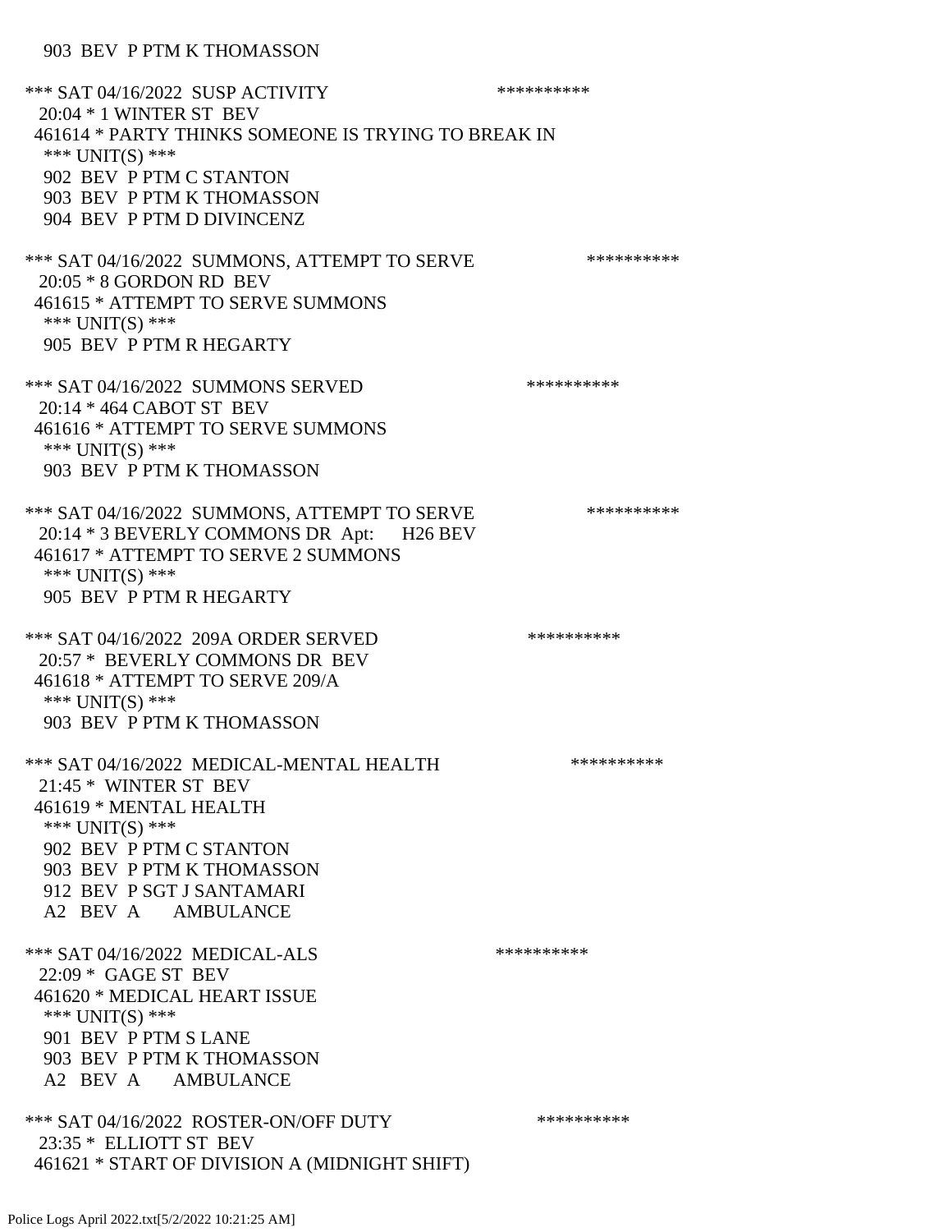903 BEV P PTM K THOMASSON

*** SAT 04/16/2022 SUSP ACTIVITY **********
20:04 * 1 WINTER ST BEV
461614 * PARTY THINKS SOMEONE IS TRYING TO BREAK IN
*** UNIT(S) ***
902 BEV P PTM C STANTON
903 BEV P PTM K THOMASSON
904 BEV P PTM D DIVINCENZ

*** SAT 04/16/2022 SUMMONS, ATTEMPT TO SERVE **********
20:05 * 8 GORDON RD BEV
461615 * ATTEMPT TO SERVE SUMMONS
*** UNIT(S) ***
905 BEV P PTM R HEGARTY

*** SAT 04/16/2022 SUMMONS SERVED **********
20:14 * 464 CABOT ST BEV
461616 * ATTEMPT TO SERVE SUMMONS
*** UNIT(S) ***
903 BEV P PTM K THOMASSON

*** SAT 04/16/2022 SUMMONS, ATTEMPT TO SERVE **********
20:14 * 3 BEVERLY COMMONS DR Apt: H26 BEV
461617 * ATTEMPT TO SERVE 2 SUMMONS
*** UNIT(S) ***
905 BEV P PTM R HEGARTY

*** SAT 04/16/2022 209A ORDER SERVED **********
20:57 * BEVERLY COMMONS DR BEV
461618 * ATTEMPT TO SERVE 209/A
*** UNIT(S) ***
903 BEV P PTM K THOMASSON

*** SAT 04/16/2022 MEDICAL-MENTAL HEALTH **********
21:45 * WINTER ST BEV
461619 * MENTAL HEALTH
*** UNIT(S) ***
902 BEV P PTM C STANTON
903 BEV P PTM K THOMASSON
912 BEV P SGT J SANTAMARI
A2 BEV A AMBULANCE

*** SAT 04/16/2022 MEDICAL-ALS **********
22:09 * GAGE ST BEV
461620 * MEDICAL HEART ISSUE
*** UNIT(S) ***
901 BEV P PTM S LANE
903 BEV P PTM K THOMASSON
A2 BEV A AMBULANCE

*** SAT 04/16/2022 ROSTER-ON/OFF DUTY **********
23:35 * ELLIOTT ST BEV
461621 * START OF DIVISION A (MIDNIGHT SHIFT)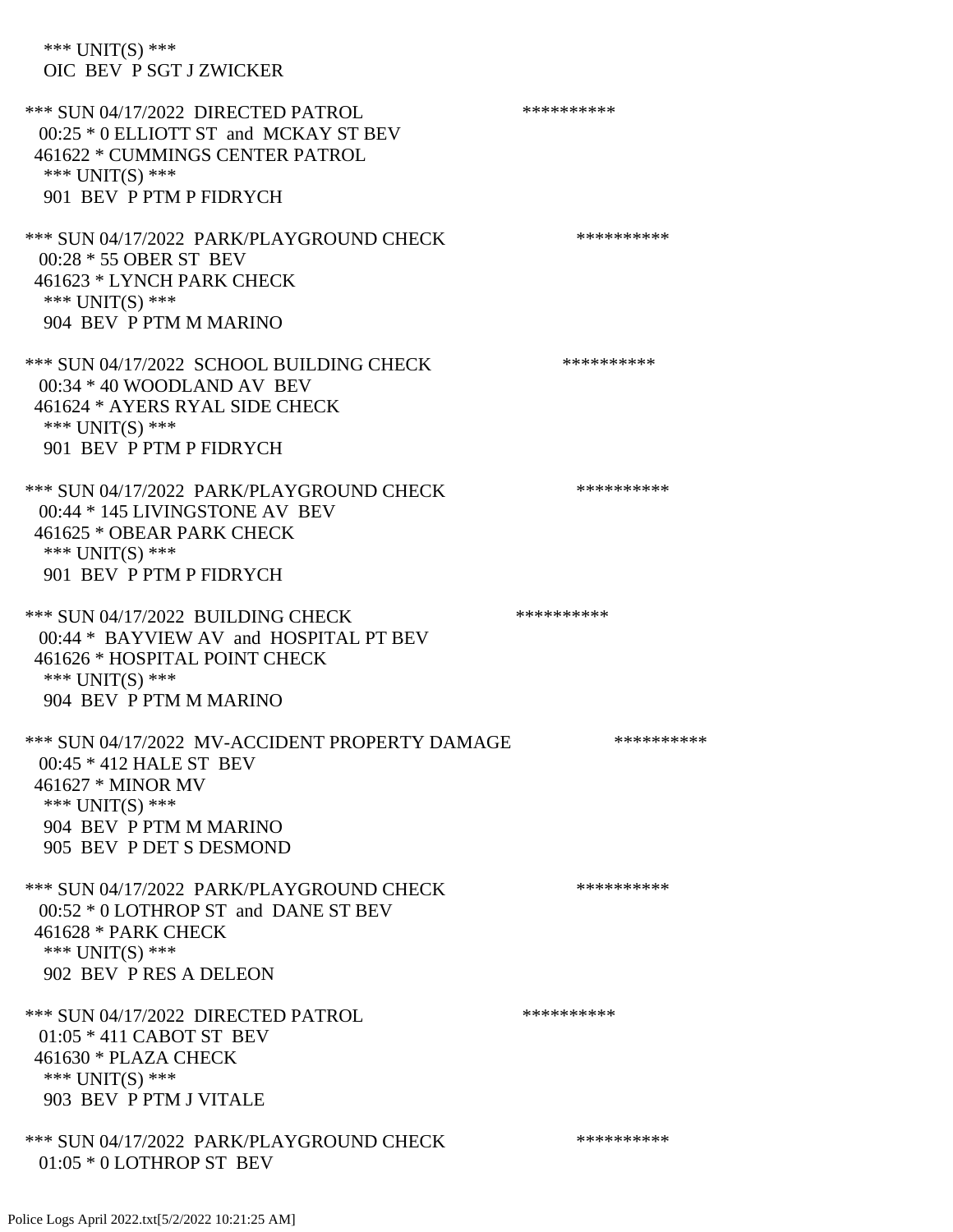*** UNIT(S) ***
OIC BEV P SGT J ZWICKER

*** SUN 04/17/2022 DIRECTED PATROL **********
00:25 * 0 ELLIOTT ST and MCKAY ST BEV
461622 * CUMMINGS CENTER PATROL
*** UNIT(S) ***
901 BEV P PTM P FIDRYCH

*** SUN 04/17/2022 PARK/PLAYGROUND CHECK **********
00:28 * 55 OBER ST BEV
461623 * LYNCH PARK CHECK
*** UNIT(S) ***
904 BEV P PTM M MARINO

*** SUN 04/17/2022 SCHOOL BUILDING CHECK **********
00:34 * 40 WOODLAND AV BEV
461624 * AYERS RYAL SIDE CHECK
*** UNIT(S) ***
901 BEV P PTM P FIDRYCH

*** SUN 04/17/2022 PARK/PLAYGROUND CHECK **********
00:44 * 145 LIVINGSTONE AV BEV
461625 * OBEAR PARK CHECK
*** UNIT(S) ***
901 BEV P PTM P FIDRYCH

*** SUN 04/17/2022 BUILDING CHECK **********
00:44 * BAYVIEW AV and HOSPITAL PT BEV
461626 * HOSPITAL POINT CHECK
*** UNIT(S) ***
904 BEV P PTM M MARINO

*** SUN 04/17/2022 MV-ACCIDENT PROPERTY DAMAGE **********
00:45 * 412 HALE ST BEV
461627 * MINOR MV
*** UNIT(S) ***
904 BEV P PTM M MARINO
905 BEV P DET S DESMOND

*** SUN 04/17/2022 PARK/PLAYGROUND CHECK **********
00:52 * 0 LOTHROP ST and DANE ST BEV
461628 * PARK CHECK
*** UNIT(S) ***
902 BEV P RES A DELEON

*** SUN 04/17/2022 DIRECTED PATROL **********
01:05 * 411 CABOT ST BEV
461630 * PLAZA CHECK
*** UNIT(S) ***
903 BEV P PTM J VITALE

*** SUN 04/17/2022 PARK/PLAYGROUND CHECK **********
01:05 * 0 LOTHROP ST BEV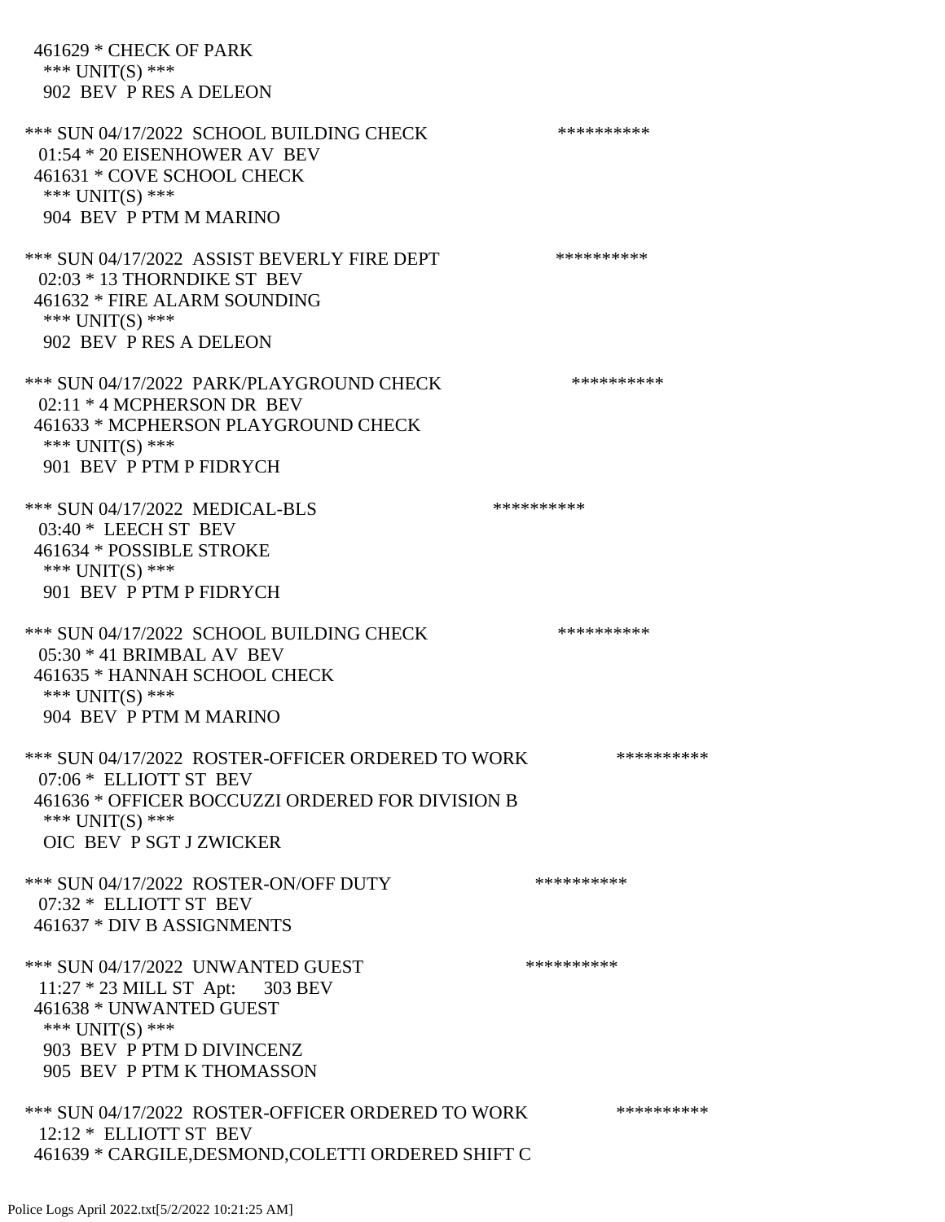461629 * CHECK OF PARK
 *** UNIT(S) ***
 902 BEV P RES A DELEON

*** SUN 04/17/2022 SCHOOL BUILDING CHECK **********
 01:54 * 20 EISENHOWER AV BEV
 461631 * COVE SCHOOL CHECK
 *** UNIT(S) ***
 904 BEV P PTM M MARINO

*** SUN 04/17/2022 ASSIST BEVERLY FIRE DEPT **********
 02:03 * 13 THORNDIKE ST BEV
 461632 * FIRE ALARM SOUNDING
 *** UNIT(S) ***
 902 BEV P RES A DELEON

*** SUN 04/17/2022 PARK/PLAYGROUND CHECK **********
 02:11 * 4 MCPHERSON DR BEV
 461633 * MCPHERSON PLAYGROUND CHECK
 *** UNIT(S) ***
 901 BEV P PTM P FIDRYCH

*** SUN 04/17/2022 MEDICAL-BLS **********
 03:40 * LEECH ST BEV
 461634 * POSSIBLE STROKE
 *** UNIT(S) ***
 901 BEV P PTM P FIDRYCH

*** SUN 04/17/2022 SCHOOL BUILDING CHECK **********
 05:30 * 41 BRIMBAL AV BEV
 461635 * HANNAH SCHOOL CHECK
 *** UNIT(S) ***
 904 BEV P PTM M MARINO

*** SUN 04/17/2022 ROSTER-OFFICER ORDERED TO WORK **********
 07:06 * ELLIOTT ST BEV
 461636 * OFFICER BOCCUZZI ORDERED FOR DIVISION B
 *** UNIT(S) ***
 OIC BEV P SGT J ZWICKER

*** SUN 04/17/2022 ROSTER-ON/OFF DUTY **********
 07:32 * ELLIOTT ST BEV
 461637 * DIV B ASSIGNMENTS

*** SUN 04/17/2022 UNWANTED GUEST **********
 11:27 * 23 MILL ST Apt: 303 BEV
 461638 * UNWANTED GUEST
 *** UNIT(S) ***
 903 BEV P PTM D DIVINCENZ
 905 BEV P PTM K THOMASSON

*** SUN 04/17/2022 ROSTER-OFFICER ORDERED TO WORK **********
 12:12 * ELLIOTT ST BEV
 461639 * CARGILE,DESMOND,COLETTI ORDERED SHIFT C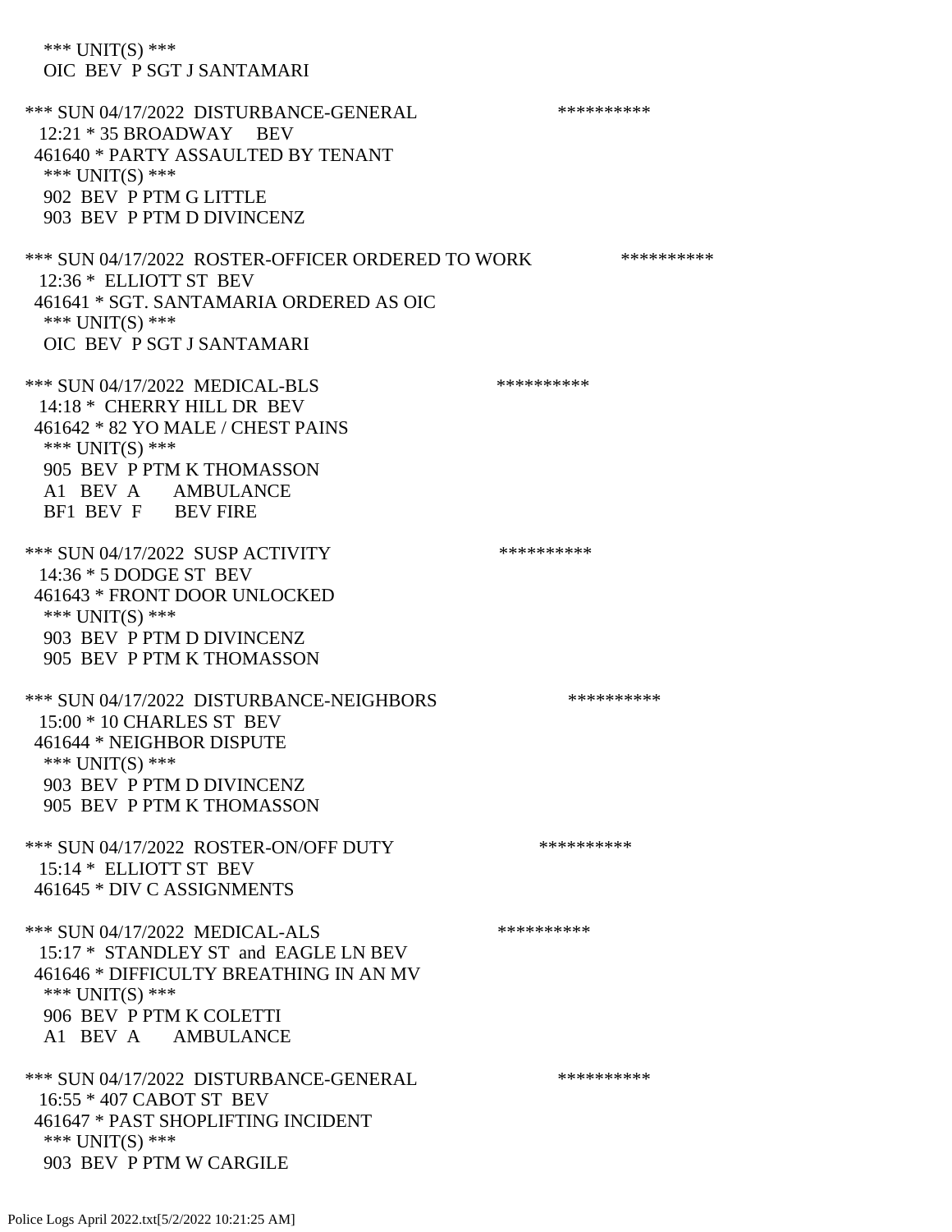*** UNIT(S) ***
OIC BEV P SGT J SANTAMARI

*** SUN 04/17/2022 DISTURBANCE-GENERAL **********
12:21 * 35 BROADWAY BEV
461640 * PARTY ASSAULTED BY TENANT
*** UNIT(S) ***
902 BEV P PTM G LITTLE
903 BEV P PTM D DIVINCENZ

*** SUN 04/17/2022 ROSTER-OFFICER ORDERED TO WORK **********
12:36 * ELLIOTT ST BEV
461641 * SGT. SANTAMARIA ORDERED AS OIC
*** UNIT(S) ***
OIC BEV P SGT J SANTAMARI

*** SUN 04/17/2022 MEDICAL-BLS **********
14:18 * CHERRY HILL DR BEV
461642 * 82 YO MALE / CHEST PAINS
*** UNIT(S) ***
905 BEV P PTM K THOMASSON
A1 BEV A AMBULANCE
BF1 BEV F BEV FIRE

*** SUN 04/17/2022 SUSP ACTIVITY **********
14:36 * 5 DODGE ST BEV
461643 * FRONT DOOR UNLOCKED
*** UNIT(S) ***
903 BEV P PTM D DIVINCENZ
905 BEV P PTM K THOMASSON

*** SUN 04/17/2022 DISTURBANCE-NEIGHBORS **********
15:00 * 10 CHARLES ST BEV
461644 * NEIGHBOR DISPUTE
*** UNIT(S) ***
903 BEV P PTM D DIVINCENZ
905 BEV P PTM K THOMASSON

*** SUN 04/17/2022 ROSTER-ON/OFF DUTY **********
15:14 * ELLIOTT ST BEV
461645 * DIV C ASSIGNMENTS

*** SUN 04/17/2022 MEDICAL-ALS **********
15:17 * STANDLEY ST and EAGLE LN BEV
461646 * DIFFICULTY BREATHING IN AN MV
*** UNIT(S) ***
906 BEV P PTM K COLETTI
A1 BEV A AMBULANCE

*** SUN 04/17/2022 DISTURBANCE-GENERAL **********
16:55 * 407 CABOT ST BEV
461647 * PAST SHOPLIFTING INCIDENT
*** UNIT(S) ***
903 BEV P PTM W CARGILE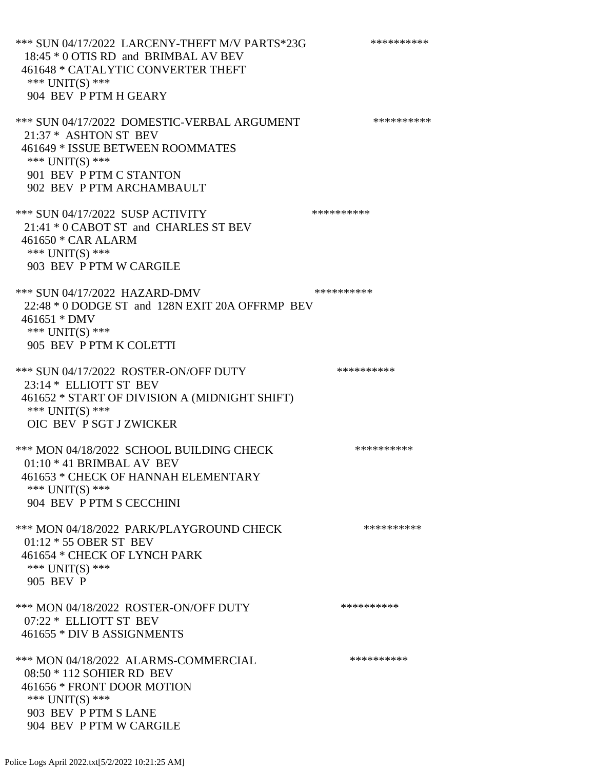*** SUN 04/17/2022 LARCENY-THEFT M/V PARTS*23G **********
18:45 * 0 OTIS RD and BRIMBAL AV BEV
461648 * CATALYTIC CONVERTER THEFT
*** UNIT(S) ***
904 BEV P PTM H GEARY

*** SUN 04/17/2022 DOMESTIC-VERBAL ARGUMENT **********
21:37 * ASHTON ST BEV
461649 * ISSUE BETWEEN ROOMMATES
*** UNIT(S) ***
901 BEV P PTM C STANTON
902 BEV P PTM ARCHAMBAULT

*** SUN 04/17/2022 SUSP ACTIVITY **********
21:41 * 0 CABOT ST and CHARLES ST BEV
461650 * CAR ALARM
*** UNIT(S) ***
903 BEV P PTM W CARGILE

*** SUN 04/17/2022 HAZARD-DMV **********
22:48 * 0 DODGE ST and 128N EXIT 20A OFFRMP BEV
461651 * DMV
*** UNIT(S) ***
905 BEV P PTM K COLETTI

*** SUN 04/17/2022 ROSTER-ON/OFF DUTY **********
23:14 * ELLIOTT ST BEV
461652 * START OF DIVISION A (MIDNIGHT SHIFT)
*** UNIT(S) ***
OIC BEV P SGT J ZWICKER

*** MON 04/18/2022 SCHOOL BUILDING CHECK **********
01:10 * 41 BRIMBAL AV BEV
461653 * CHECK OF HANNAH ELEMENTARY
*** UNIT(S) ***
904 BEV P PTM S CECCHINI

*** MON 04/18/2022 PARK/PLAYGROUND CHECK **********
01:12 * 55 OBER ST BEV
461654 * CHECK OF LYNCH PARK
*** UNIT(S) ***
905 BEV P

*** MON 04/18/2022 ROSTER-ON/OFF DUTY **********
07:22 * ELLIOTT ST BEV
461655 * DIV B ASSIGNMENTS

*** MON 04/18/2022 ALARMS-COMMERCIAL **********
08:50 * 112 SOHIER RD BEV
461656 * FRONT DOOR MOTION
*** UNIT(S) ***
903 BEV P PTM S LANE
904 BEV P PTM W CARGILE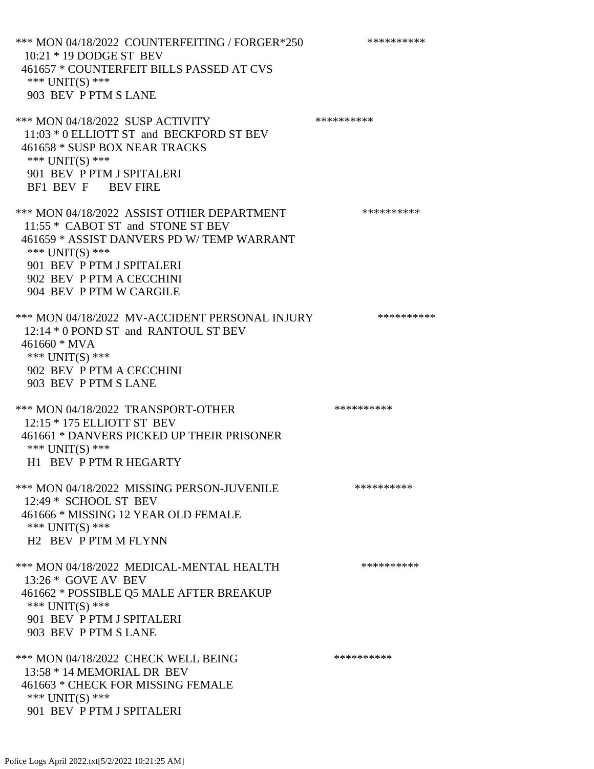*** MON 04/18/2022 COUNTERFEITING / FORGER*250 **********
10:21 * 19 DODGE ST BEV
461657 * COUNTERFEIT BILLS PASSED AT CVS
*** UNIT(S) ***
903 BEV P PTM S LANE

*** MON 04/18/2022 SUSP ACTIVITY **********
11:03 * 0 ELLIOTT ST and BECKFORD ST BEV
461658 * SUSP BOX NEAR TRACKS
*** UNIT(S) ***
901 BEV P PTM J SPITALERI
BF1 BEV F BEV FIRE

*** MON 04/18/2022 ASSIST OTHER DEPARTMENT **********
11:55 * CABOT ST and STONE ST BEV
461659 * ASSIST DANVERS PD W/ TEMP WARRANT
*** UNIT(S) ***
901 BEV P PTM J SPITALERI
902 BEV P PTM A CECCHINI
904 BEV P PTM W CARGILE

*** MON 04/18/2022 MV-ACCIDENT PERSONAL INJURY **********
12:14 * 0 POND ST and RANTOUL ST BEV
461660 * MVA
*** UNIT(S) ***
902 BEV P PTM A CECCHINI
903 BEV P PTM S LANE

*** MON 04/18/2022 TRANSPORT-OTHER **********
12:15 * 175 ELLIOTT ST BEV
461661 * DANVERS PICKED UP THEIR PRISONER
*** UNIT(S) ***
H1 BEV P PTM R HEGARTY

*** MON 04/18/2022 MISSING PERSON-JUVENILE **********
12:49 * SCHOOL ST BEV
461666 * MISSING 12 YEAR OLD FEMALE
*** UNIT(S) ***
H2 BEV P PTM M FLYNN

*** MON 04/18/2022 MEDICAL-MENTAL HEALTH **********
13:26 * GOVE AV BEV
461662 * POSSIBLE Q5 MALE AFTER BREAKUP
*** UNIT(S) ***
901 BEV P PTM J SPITALERI
903 BEV P PTM S LANE

*** MON 04/18/2022 CHECK WELL BEING **********
13:58 * 14 MEMORIAL DR BEV
461663 * CHECK FOR MISSING FEMALE
*** UNIT(S) ***
901 BEV P PTM J SPITALERI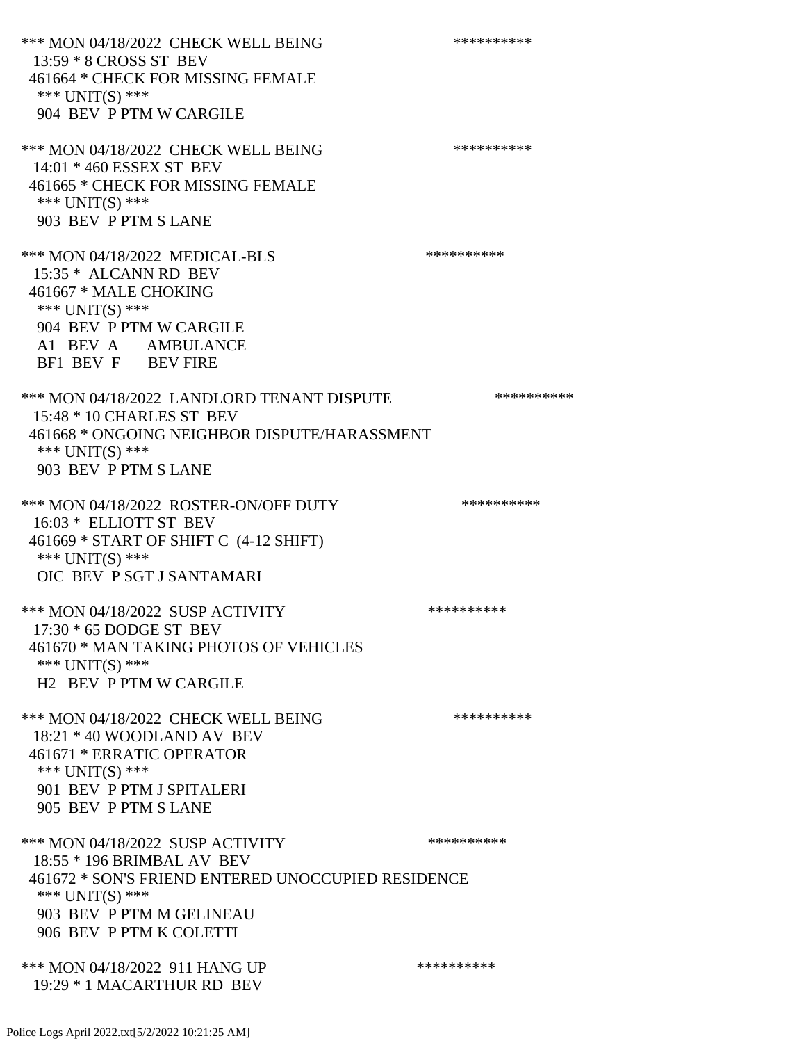*** MON 04/18/2022 CHECK WELL BEING **********
13:59 * 8 CROSS ST BEV
461664 * CHECK FOR MISSING FEMALE
*** UNIT(S) ***
904 BEV P PTM W CARGILE

*** MON 04/18/2022 CHECK WELL BEING **********
14:01 * 460 ESSEX ST BEV
461665 * CHECK FOR MISSING FEMALE
*** UNIT(S) ***
903 BEV P PTM S LANE

*** MON 04/18/2022 MEDICAL-BLS **********
15:35 * ALCANN RD BEV
461667 * MALE CHOKING
*** UNIT(S) ***
904 BEV P PTM W CARGILE
A1 BEV A AMBULANCE
BF1 BEV F BEV FIRE

*** MON 04/18/2022 LANDLORD TENANT DISPUTE **********
15:48 * 10 CHARLES ST BEV
461668 * ONGOING NEIGHBOR DISPUTE/HARASSMENT
*** UNIT(S) ***
903 BEV P PTM S LANE

*** MON 04/18/2022 ROSTER-ON/OFF DUTY **********
16:03 * ELLIOTT ST BEV
461669 * START OF SHIFT C (4-12 SHIFT)
*** UNIT(S) ***
OIC BEV P SGT J SANTAMARI

*** MON 04/18/2022 SUSP ACTIVITY **********
17:30 * 65 DODGE ST BEV
461670 * MAN TAKING PHOTOS OF VEHICLES
*** UNIT(S) ***
H2 BEV P PTM W CARGILE

*** MON 04/18/2022 CHECK WELL BEING **********
18:21 * 40 WOODLAND AV BEV
461671 * ERRATIC OPERATOR
*** UNIT(S) ***
901 BEV P PTM J SPITALERI
905 BEV P PTM S LANE

*** MON 04/18/2022 SUSP ACTIVITY **********
18:55 * 196 BRIMBAL AV BEV
461672 * SON'S FRIEND ENTERED UNOCCUPIED RESIDENCE
*** UNIT(S) ***
903 BEV P PTM M GELINEAU
906 BEV P PTM K COLETTI

*** MON 04/18/2022 911 HANG UP **********
19:29 * 1 MACARTHUR RD BEV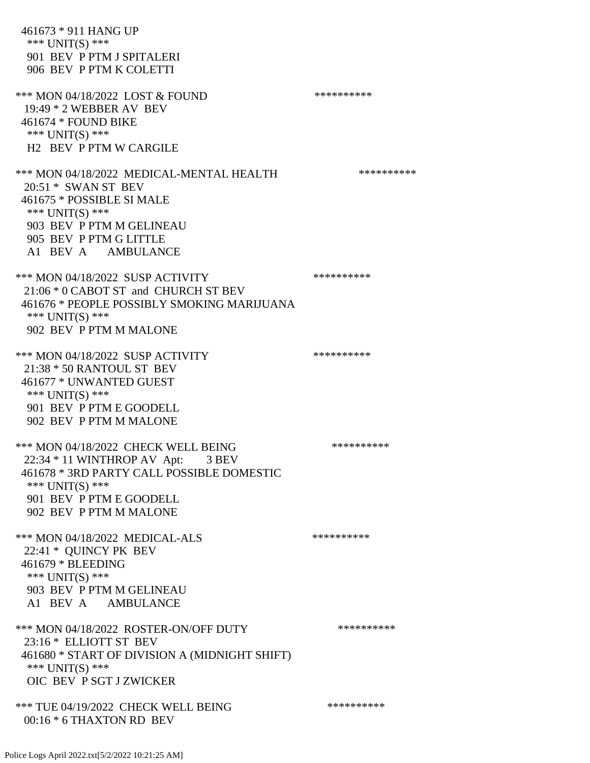461673 * 911 HANG UP
*** UNIT(S) ***
901 BEV P PTM J SPITALERI
906 BEV P PTM K COLETTI

*** MON 04/18/2022 LOST & FOUND **********
19:49 * 2 WEBBER AV BEV
461674 * FOUND BIKE
*** UNIT(S) ***
H2 BEV P PTM W CARGILE

*** MON 04/18/2022 MEDICAL-MENTAL HEALTH **********
20:51 * SWAN ST BEV
461675 * POSSIBLE SI MALE
*** UNIT(S) ***
903 BEV P PTM M GELINEAU
905 BEV P PTM G LITTLE
A1 BEV A AMBULANCE

*** MON 04/18/2022 SUSP ACTIVITY **********
21:06 * 0 CABOT ST and CHURCH ST BEV
461676 * PEOPLE POSSIBLY SMOKING MARIJUANA
*** UNIT(S) ***
902 BEV P PTM M MALONE

*** MON 04/18/2022 SUSP ACTIVITY **********
21:38 * 50 RANTOUL ST BEV
461677 * UNWANTED GUEST
*** UNIT(S) ***
901 BEV P PTM E GOODELL
902 BEV P PTM M MALONE

*** MON 04/18/2022 CHECK WELL BEING **********
22:34 * 11 WINTHROP AV Apt: 3 BEV
461678 * 3RD PARTY CALL POSSIBLE DOMESTIC
*** UNIT(S) ***
901 BEV P PTM E GOODELL
902 BEV P PTM M MALONE

*** MON 04/18/2022 MEDICAL-ALS **********
22:41 * QUINCY PK BEV
461679 * BLEEDING
*** UNIT(S) ***
903 BEV P PTM M GELINEAU
A1 BEV A AMBULANCE

*** MON 04/18/2022 ROSTER-ON/OFF DUTY **********
23:16 * ELLIOTT ST BEV
461680 * START OF DIVISION A (MIDNIGHT SHIFT)
*** UNIT(S) ***
OIC BEV P SGT J ZWICKER

*** TUE 04/19/2022 CHECK WELL BEING **********
00:16 * 6 THAXTON RD BEV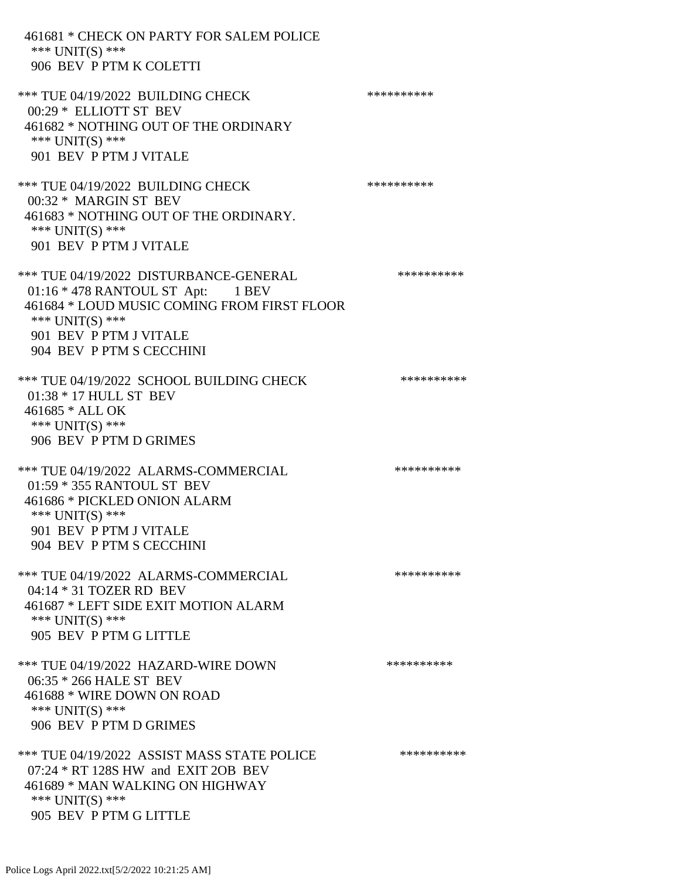461681 * CHECK ON PARTY FOR SALEM POLICE
*** UNIT(S) ***
906 BEV P PTM K COLETTI

*** TUE 04/19/2022 BUILDING CHECK **********
00:29 * ELLIOTT ST BEV
461682 * NOTHING OUT OF THE ORDINARY
*** UNIT(S) ***
901 BEV P PTM J VITALE

*** TUE 04/19/2022 BUILDING CHECK **********
00:32 * MARGIN ST BEV
461683 * NOTHING OUT OF THE ORDINARY.
*** UNIT(S) ***
901 BEV P PTM J VITALE

*** TUE 04/19/2022 DISTURBANCE-GENERAL **********
01:16 * 478 RANTOUL ST Apt: 1 BEV
461684 * LOUD MUSIC COMING FROM FIRST FLOOR
*** UNIT(S) ***
901 BEV P PTM J VITALE
904 BEV P PTM S CECCHINI

*** TUE 04/19/2022 SCHOOL BUILDING CHECK **********
01:38 * 17 HULL ST BEV
461685 * ALL OK
*** UNIT(S) ***
906 BEV P PTM D GRIMES

*** TUE 04/19/2022 ALARMS-COMMERCIAL **********
01:59 * 355 RANTOUL ST BEV
461686 * PICKLED ONION ALARM
*** UNIT(S) ***
901 BEV P PTM J VITALE
904 BEV P PTM S CECCHINI

*** TUE 04/19/2022 ALARMS-COMMERCIAL **********
04:14 * 31 TOZER RD BEV
461687 * LEFT SIDE EXIT MOTION ALARM
*** UNIT(S) ***
905 BEV P PTM G LITTLE

*** TUE 04/19/2022 HAZARD-WIRE DOWN **********
06:35 * 266 HALE ST BEV
461688 * WIRE DOWN ON ROAD
*** UNIT(S) ***
906 BEV P PTM D GRIMES

*** TUE 04/19/2022 ASSIST MASS STATE POLICE **********
07:24 * RT 128S HW and EXIT 2OB BEV
461689 * MAN WALKING ON HIGHWAY
*** UNIT(S) ***
905 BEV P PTM G LITTLE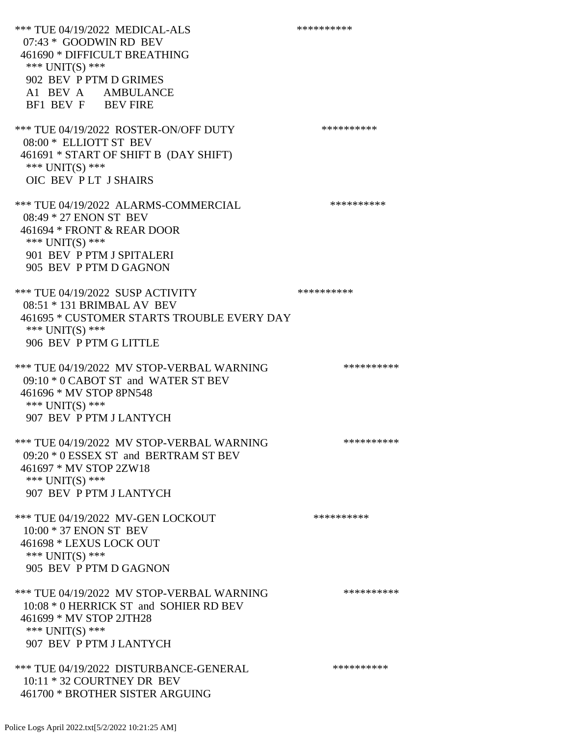*** TUE 04/19/2022 MEDICAL-ALS **********
07:43 * GOODWIN RD BEV
461690 * DIFFICULT BREATHING
*** UNIT(S) ***
902 BEV P PTM D GRIMES
A1 BEV A AMBULANCE
BF1 BEV F BEV FIRE

*** TUE 04/19/2022 ROSTER-ON/OFF DUTY **********
08:00 * ELLIOTT ST BEV
461691 * START OF SHIFT B (DAY SHIFT)
*** UNIT(S) ***
OIC BEV P LT J SHAIRS

*** TUE 04/19/2022 ALARMS-COMMERCIAL **********
08:49 * 27 ENON ST BEV
461694 * FRONT & REAR DOOR
*** UNIT(S) ***
901 BEV P PTM J SPITALERI
905 BEV P PTM D GAGNON

*** TUE 04/19/2022 SUSP ACTIVITY **********
08:51 * 131 BRIMBAL AV BEV
461695 * CUSTOMER STARTS TROUBLE EVERY DAY
*** UNIT(S) ***
906 BEV P PTM G LITTLE

*** TUE 04/19/2022 MV STOP-VERBAL WARNING **********
09:10 * 0 CABOT ST and WATER ST BEV
461696 * MV STOP 8PN548
*** UNIT(S) ***
907 BEV P PTM J LANTYCH

*** TUE 04/19/2022 MV STOP-VERBAL WARNING **********
09:20 * 0 ESSEX ST and BERTRAM ST BEV
461697 * MV STOP 2ZW18
*** UNIT(S) ***
907 BEV P PTM J LANTYCH

*** TUE 04/19/2022 MV-GEN LOCKOUT **********
10:00 * 37 ENON ST BEV
461698 * LEXUS LOCK OUT
*** UNIT(S) ***
905 BEV P PTM D GAGNON

*** TUE 04/19/2022 MV STOP-VERBAL WARNING **********
10:08 * 0 HERRICK ST and SOHIER RD BEV
461699 * MV STOP 2JTH28
*** UNIT(S) ***
907 BEV P PTM J LANTYCH

*** TUE 04/19/2022 DISTURBANCE-GENERAL **********
10:11 * 32 COURTNEY DR BEV
461700 * BROTHER SISTER ARGUING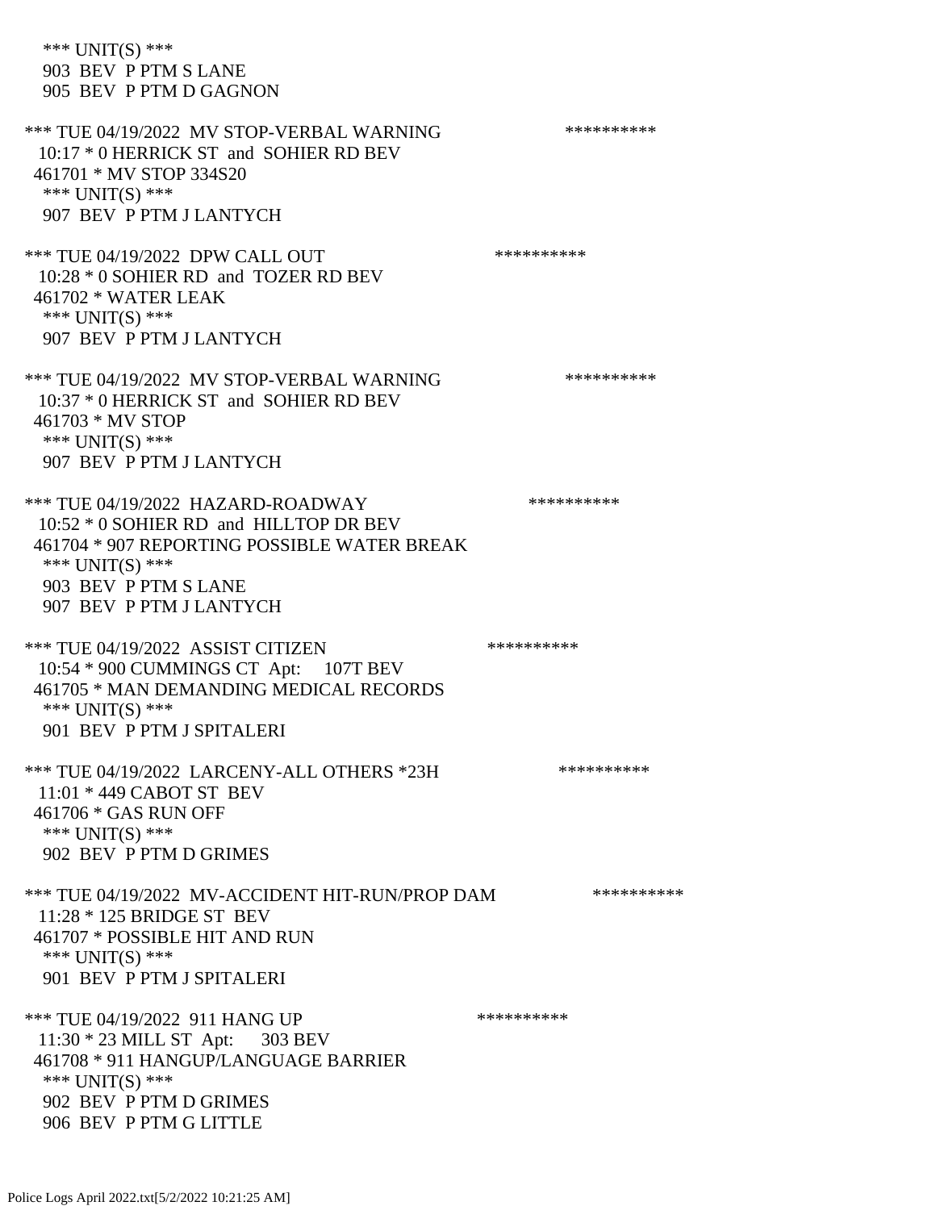\*\*\* UNIT(S) \*\*\*
 903 BEV P PTM S LANE
 905 BEV P PTM D GAGNON

\*\*\* TUE 04/19/2022 MV STOP-VERBAL WARNING \*\*\*\*\*\*\*\*\*\*
 10:17 * 0 HERRICK ST and SOHIER RD BEV
 461701 * MV STOP 334S20
 \*\*\* UNIT(S) \*\*\*
 907 BEV P PTM J LANTYCH

\*\*\* TUE 04/19/2022 DPW CALL OUT \*\*\*\*\*\*\*\*\*\*
 10:28 * 0 SOHIER RD and TOZER RD BEV
 461702 * WATER LEAK
 \*\*\* UNIT(S) \*\*\*
 907 BEV P PTM J LANTYCH

\*\*\* TUE 04/19/2022 MV STOP-VERBAL WARNING \*\*\*\*\*\*\*\*\*\*
 10:37 * 0 HERRICK ST and SOHIER RD BEV
 461703 * MV STOP
 \*\*\* UNIT(S) \*\*\*
 907 BEV P PTM J LANTYCH

\*\*\* TUE 04/19/2022 HAZARD-ROADWAY \*\*\*\*\*\*\*\*\*\*
 10:52 * 0 SOHIER RD and HILLTOP DR BEV
 461704 * 907 REPORTING POSSIBLE WATER BREAK
 \*\*\* UNIT(S) \*\*\*
 903 BEV P PTM S LANE
 907 BEV P PTM J LANTYCH

\*\*\* TUE 04/19/2022 ASSIST CITIZEN \*\*\*\*\*\*\*\*\*\*
 10:54 * 900 CUMMINGS CT Apt: 107T BEV
 461705 * MAN DEMANDING MEDICAL RECORDS
 \*\*\* UNIT(S) \*\*\*
 901 BEV P PTM J SPITALERI

\*\*\* TUE 04/19/2022 LARCENY-ALL OTHERS *23H \*\*\*\*\*\*\*\*\*\*
 11:01 * 449 CABOT ST BEV
 461706 * GAS RUN OFF
 \*\*\* UNIT(S) \*\*\*
 902 BEV P PTM D GRIMES

\*\*\* TUE 04/19/2022 MV-ACCIDENT HIT-RUN/PROP DAM \*\*\*\*\*\*\*\*\*\*
 11:28 * 125 BRIDGE ST BEV
 461707 * POSSIBLE HIT AND RUN
 \*\*\* UNIT(S) \*\*\*
 901 BEV P PTM J SPITALERI

\*\*\* TUE 04/19/2022 911 HANG UP \*\*\*\*\*\*\*\*\*\*
 11:30 * 23 MILL ST Apt: 303 BEV
 461708 * 911 HANGUP/LANGUAGE BARRIER
 \*\*\* UNIT(S) \*\*\*
 902 BEV P PTM D GRIMES
 906 BEV P PTM G LITTLE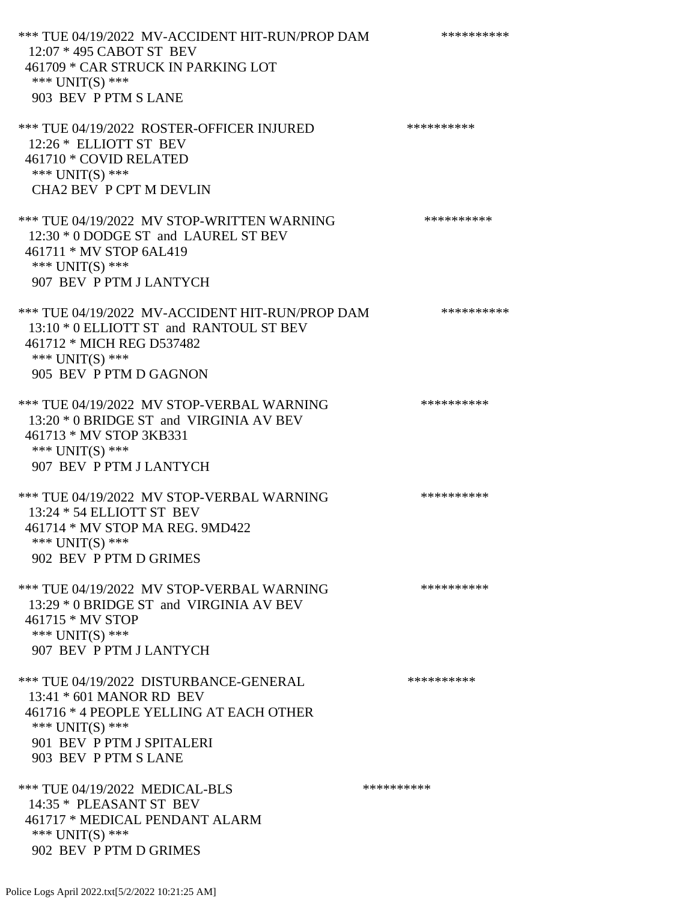*** TUE 04/19/2022 MV-ACCIDENT HIT-RUN/PROP DAM **********
12:07 * 495 CABOT ST BEV
461709 * CAR STRUCK IN PARKING LOT
*** UNIT(S) ***
903 BEV P PTM S LANE

*** TUE 04/19/2022 ROSTER-OFFICER INJURED **********
12:26 * ELLIOTT ST BEV
461710 * COVID RELATED
*** UNIT(S) ***
CHA2 BEV P CPT M DEVLIN

*** TUE 04/19/2022 MV STOP-WRITTEN WARNING **********
12:30 * 0 DODGE ST and LAUREL ST BEV
461711 * MV STOP 6AL419
*** UNIT(S) ***
907 BEV P PTM J LANTYCH

*** TUE 04/19/2022 MV-ACCIDENT HIT-RUN/PROP DAM **********
13:10 * 0 ELLIOTT ST and RANTOUL ST BEV
461712 * MICH REG D537482
*** UNIT(S) ***
905 BEV P PTM D GAGNON

*** TUE 04/19/2022 MV STOP-VERBAL WARNING **********
13:20 * 0 BRIDGE ST and VIRGINIA AV BEV
461713 * MV STOP 3KB331
*** UNIT(S) ***
907 BEV P PTM J LANTYCH

*** TUE 04/19/2022 MV STOP-VERBAL WARNING **********
13:24 * 54 ELLIOTT ST BEV
461714 * MV STOP MA REG. 9MD422
*** UNIT(S) ***
902 BEV P PTM D GRIMES

*** TUE 04/19/2022 MV STOP-VERBAL WARNING **********
13:29 * 0 BRIDGE ST and VIRGINIA AV BEV
461715 * MV STOP
*** UNIT(S) ***
907 BEV P PTM J LANTYCH

*** TUE 04/19/2022 DISTURBANCE-GENERAL **********
13:41 * 601 MANOR RD BEV
461716 * 4 PEOPLE YELLING AT EACH OTHER
*** UNIT(S) ***
901 BEV P PTM J SPITALERI
903 BEV P PTM S LANE

*** TUE 04/19/2022 MEDICAL-BLS **********
14:35 * PLEASANT ST BEV
461717 * MEDICAL PENDANT ALARM
*** UNIT(S) ***
902 BEV P PTM D GRIMES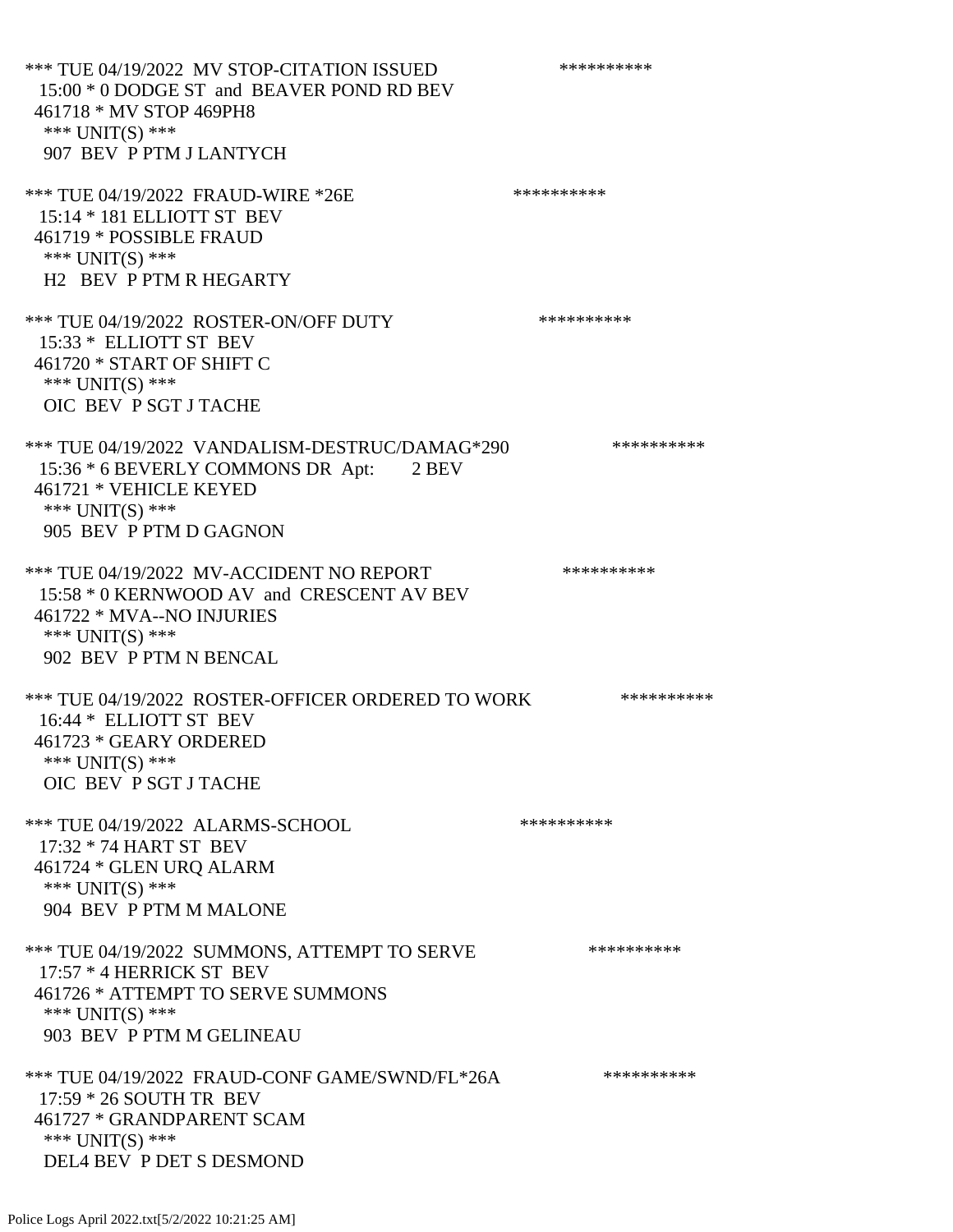*** TUE 04/19/2022 MV STOP-CITATION ISSUED **********
15:00 * 0 DODGE ST and BEAVER POND RD BEV
461718 * MV STOP 469PH8
*** UNIT(S) ***
907 BEV P PTM J LANTYCH

*** TUE 04/19/2022 FRAUD-WIRE *26E **********
15:14 * 181 ELLIOTT ST BEV
461719 * POSSIBLE FRAUD
*** UNIT(S) ***
H2 BEV P PTM R HEGARTY

*** TUE 04/19/2022 ROSTER-ON/OFF DUTY **********
15:33 * ELLIOTT ST BEV
461720 * START OF SHIFT C
*** UNIT(S) ***
OIC BEV P SGT J TACHE

*** TUE 04/19/2022 VANDALISM-DESTRUC/DAMAG*290 **********
15:36 * 6 BEVERLY COMMONS DR Apt: 2 BEV
461721 * VEHICLE KEYED
*** UNIT(S) ***
905 BEV P PTM D GAGNON

*** TUE 04/19/2022 MV-ACCIDENT NO REPORT **********
15:58 * 0 KERNWOOD AV and CRESCENT AV BEV
461722 * MVA--NO INJURIES
*** UNIT(S) ***
902 BEV P PTM N BENCAL

*** TUE 04/19/2022 ROSTER-OFFICER ORDERED TO WORK **********
16:44 * ELLIOTT ST BEV
461723 * GEARY ORDERED
*** UNIT(S) ***
OIC BEV P SGT J TACHE

*** TUE 04/19/2022 ALARMS-SCHOOL **********
17:32 * 74 HART ST BEV
461724 * GLEN URQ ALARM
*** UNIT(S) ***
904 BEV P PTM M MALONE

*** TUE 04/19/2022 SUMMONS, ATTEMPT TO SERVE **********
17:57 * 4 HERRICK ST BEV
461726 * ATTEMPT TO SERVE SUMMONS
*** UNIT(S) ***
903 BEV P PTM M GELINEAU

*** TUE 04/19/2022 FRAUD-CONF GAME/SWND/FL*26A **********
17:59 * 26 SOUTH TR BEV
461727 * GRANDPARENT SCAM
*** UNIT(S) ***
DEL4 BEV P DET S DESMOND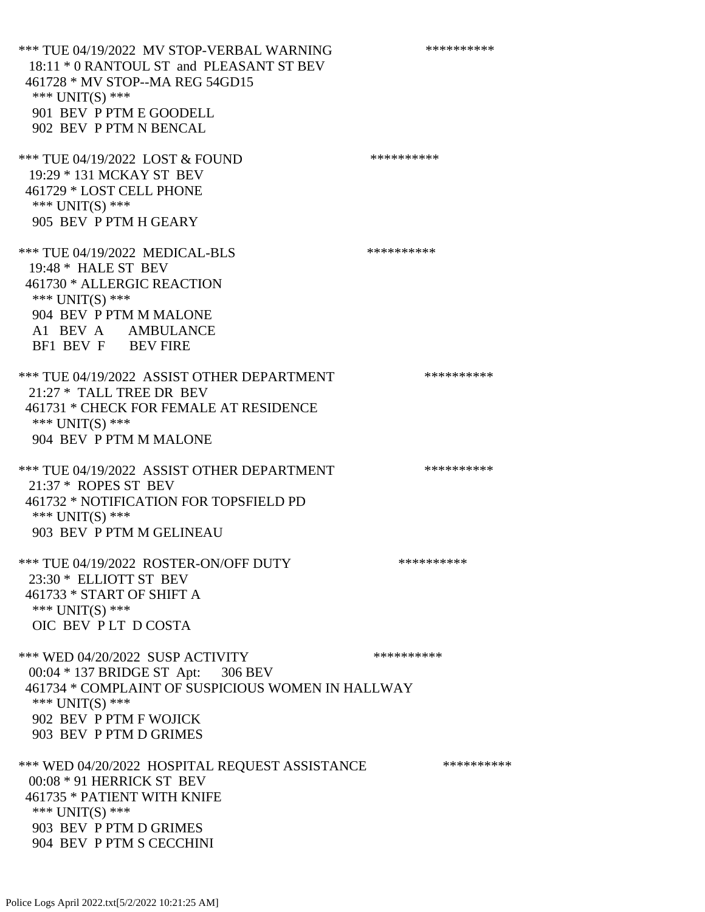*** TUE 04/19/2022 MV STOP-VERBAL WARNING **********
18:11 * 0 RANTOUL ST and PLEASANT ST BEV
461728 * MV STOP--MA REG 54GD15
*** UNIT(S) ***
901 BEV P PTM E GOODELL
902 BEV P PTM N BENCAL

*** TUE 04/19/2022 LOST & FOUND **********
19:29 * 131 MCKAY ST BEV
461729 * LOST CELL PHONE
*** UNIT(S) ***
905 BEV P PTM H GEARY

*** TUE 04/19/2022 MEDICAL-BLS **********
19:48 * HALE ST BEV
461730 * ALLERGIC REACTION
*** UNIT(S) ***
904 BEV P PTM M MALONE
A1 BEV A AMBULANCE
BF1 BEV F BEV FIRE

*** TUE 04/19/2022 ASSIST OTHER DEPARTMENT **********
21:27 * TALL TREE DR BEV
461731 * CHECK FOR FEMALE AT RESIDENCE
*** UNIT(S) ***
904 BEV P PTM M MALONE

*** TUE 04/19/2022 ASSIST OTHER DEPARTMENT **********
21:37 * ROPES ST BEV
461732 * NOTIFICATION FOR TOPSFIELD PD
*** UNIT(S) ***
903 BEV P PTM M GELINEAU

*** TUE 04/19/2022 ROSTER-ON/OFF DUTY **********
23:30 * ELLIOTT ST BEV
461733 * START OF SHIFT A
*** UNIT(S) ***
OIC BEV P LT D COSTA

*** WED 04/20/2022 SUSP ACTIVITY **********
00:04 * 137 BRIDGE ST Apt: 306 BEV
461734 * COMPLAINT OF SUSPICIOUS WOMEN IN HALLWAY
*** UNIT(S) ***
902 BEV P PTM F WOJICK
903 BEV P PTM D GRIMES

*** WED 04/20/2022 HOSPITAL REQUEST ASSISTANCE **********
00:08 * 91 HERRICK ST BEV
461735 * PATIENT WITH KNIFE
*** UNIT(S) ***
903 BEV P PTM D GRIMES
904 BEV P PTM S CECCHINI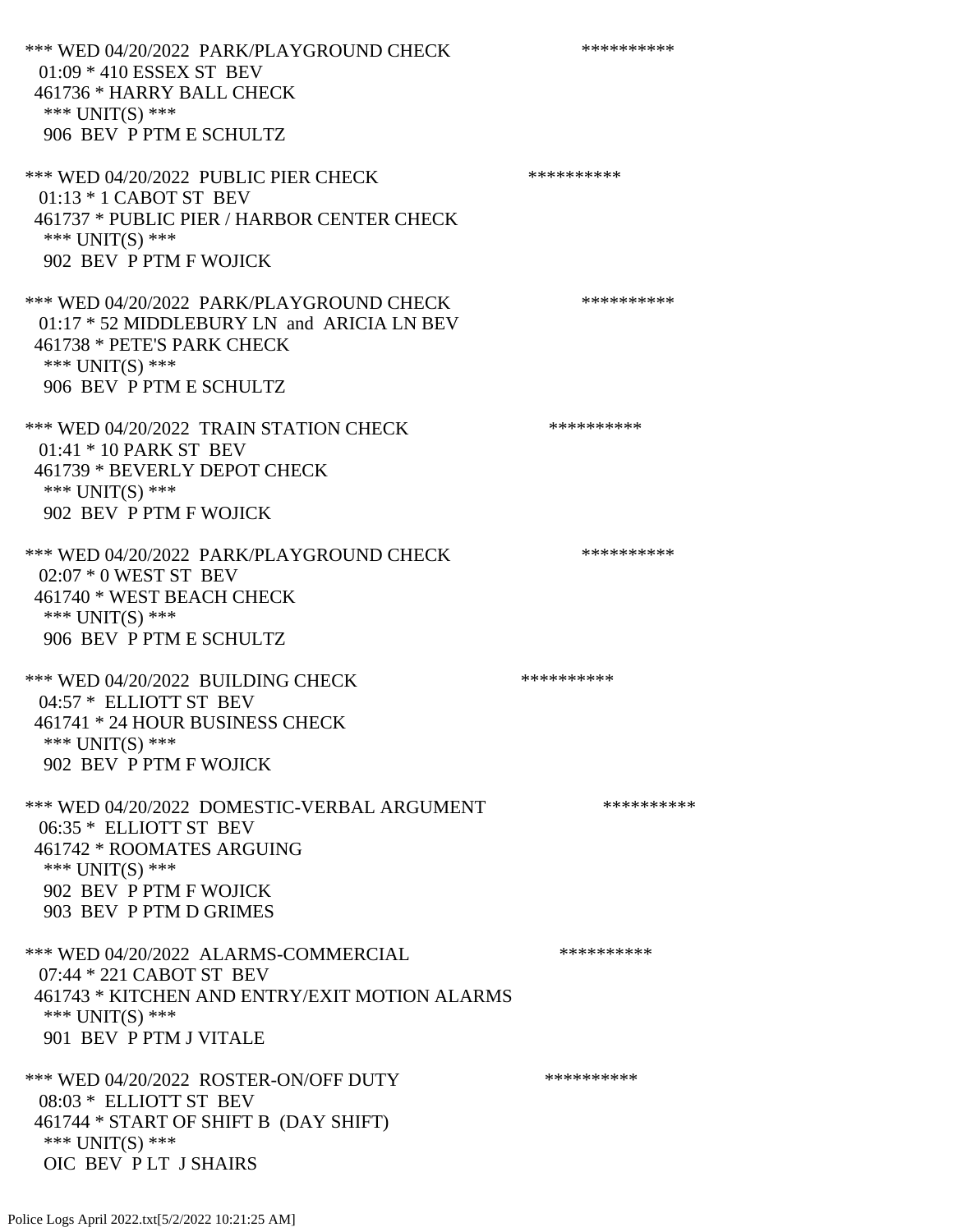*** WED 04/20/2022 PARK/PLAYGROUND CHECK **********
01:09 * 410 ESSEX ST BEV
461736 * HARRY BALL CHECK
*** UNIT(S) ***
906 BEV P PTM E SCHULTZ

*** WED 04/20/2022 PUBLIC PIER CHECK **********
01:13 * 1 CABOT ST BEV
461737 * PUBLIC PIER / HARBOR CENTER CHECK
*** UNIT(S) ***
902 BEV P PTM F WOJICK

*** WED 04/20/2022 PARK/PLAYGROUND CHECK **********
01:17 * 52 MIDDLEBURY LN and ARICIA LN BEV
461738 * PETE'S PARK CHECK
*** UNIT(S) ***
906 BEV P PTM E SCHULTZ

*** WED 04/20/2022 TRAIN STATION CHECK **********
01:41 * 10 PARK ST BEV
461739 * BEVERLY DEPOT CHECK
*** UNIT(S) ***
902 BEV P PTM F WOJICK

*** WED 04/20/2022 PARK/PLAYGROUND CHECK **********
02:07 * 0 WEST ST BEV
461740 * WEST BEACH CHECK
*** UNIT(S) ***
906 BEV P PTM E SCHULTZ

*** WED 04/20/2022 BUILDING CHECK **********
04:57 * ELLIOTT ST BEV
461741 * 24 HOUR BUSINESS CHECK
*** UNIT(S) ***
902 BEV P PTM F WOJICK

*** WED 04/20/2022 DOMESTIC-VERBAL ARGUMENT **********
06:35 * ELLIOTT ST BEV
461742 * ROOMATES ARGUING
*** UNIT(S) ***
902 BEV P PTM F WOJICK
903 BEV P PTM D GRIMES

*** WED 04/20/2022 ALARMS-COMMERCIAL **********
07:44 * 221 CABOT ST BEV
461743 * KITCHEN AND ENTRY/EXIT MOTION ALARMS
*** UNIT(S) ***
901 BEV P PTM J VITALE

*** WED 04/20/2022 ROSTER-ON/OFF DUTY **********
08:03 * ELLIOTT ST BEV
461744 * START OF SHIFT B (DAY SHIFT)
*** UNIT(S) ***
OIC BEV P LT J SHAIRS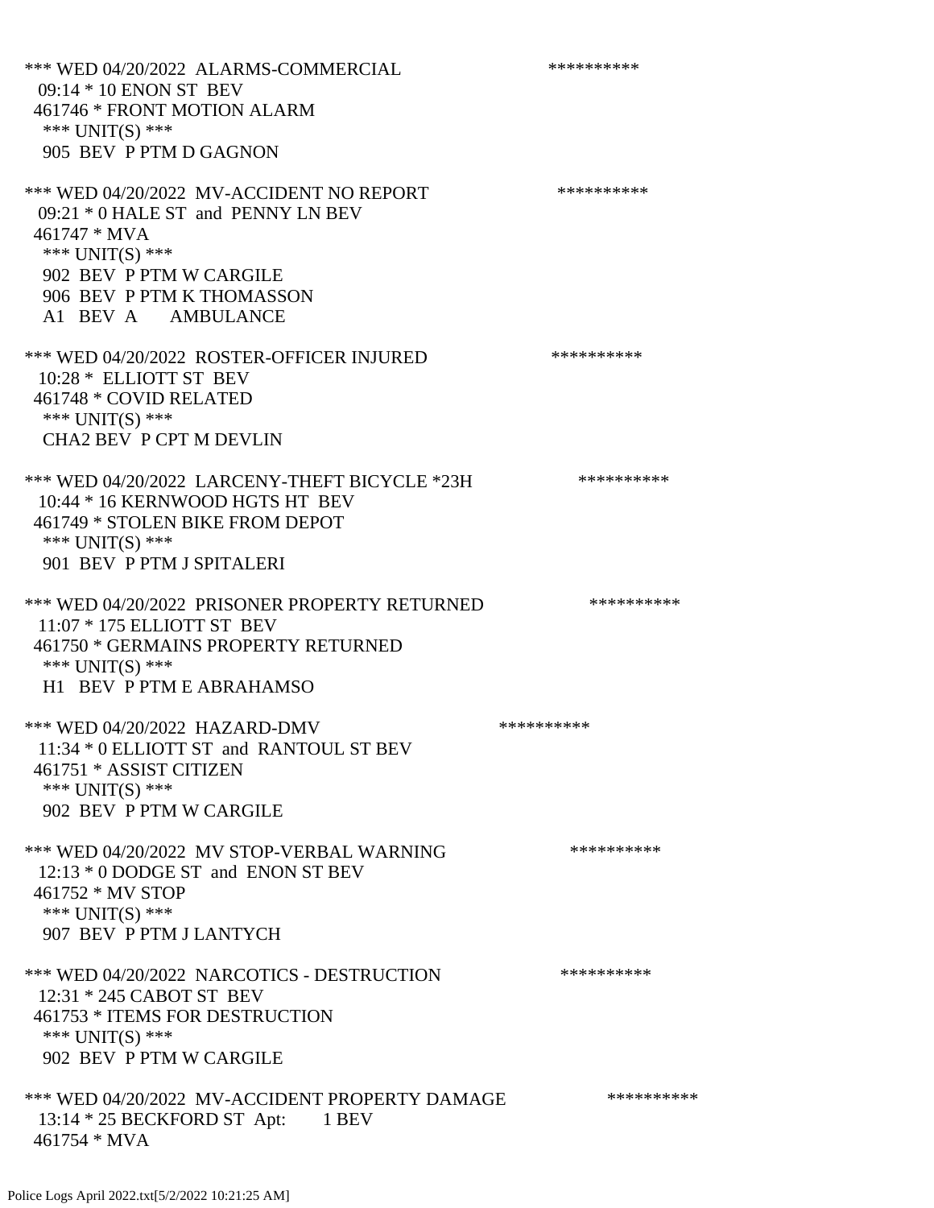*** WED 04/20/2022 ALARMS-COMMERCIAL **********
09:14 * 10 ENON ST BEV
461746 * FRONT MOTION ALARM
*** UNIT(S) ***
905 BEV P PTM D GAGNON

*** WED 04/20/2022 MV-ACCIDENT NO REPORT **********
09:21 * 0 HALE ST and PENNY LN BEV
461747 * MVA
*** UNIT(S) ***
902 BEV P PTM W CARGILE
906 BEV P PTM K THOMASSON
A1 BEV A AMBULANCE

*** WED 04/20/2022 ROSTER-OFFICER INJURED **********
10:28 * ELLIOTT ST BEV
461748 * COVID RELATED
*** UNIT(S) ***
CHA2 BEV P CPT M DEVLIN

*** WED 04/20/2022 LARCENY-THEFT BICYCLE *23H **********
10:44 * 16 KERNWOOD HGTS HT BEV
461749 * STOLEN BIKE FROM DEPOT
*** UNIT(S) ***
901 BEV P PTM J SPITALERI

*** WED 04/20/2022 PRISONER PROPERTY RETURNED **********
11:07 * 175 ELLIOTT ST BEV
461750 * GERMAINS PROPERTY RETURNED
*** UNIT(S) ***
H1 BEV P PTM E ABRAHAMSO

*** WED 04/20/2022 HAZARD-DMV **********
11:34 * 0 ELLIOTT ST and RANTOUL ST BEV
461751 * ASSIST CITIZEN
*** UNIT(S) ***
902 BEV P PTM W CARGILE

*** WED 04/20/2022 MV STOP-VERBAL WARNING **********
12:13 * 0 DODGE ST and ENON ST BEV
461752 * MV STOP
*** UNIT(S) ***
907 BEV P PTM J LANTYCH

*** WED 04/20/2022 NARCOTICS - DESTRUCTION **********
12:31 * 245 CABOT ST BEV
461753 * ITEMS FOR DESTRUCTION
*** UNIT(S) ***
902 BEV P PTM W CARGILE

*** WED 04/20/2022 MV-ACCIDENT PROPERTY DAMAGE **********
13:14 * 25 BECKFORD ST Apt: 1 BEV
461754 * MVA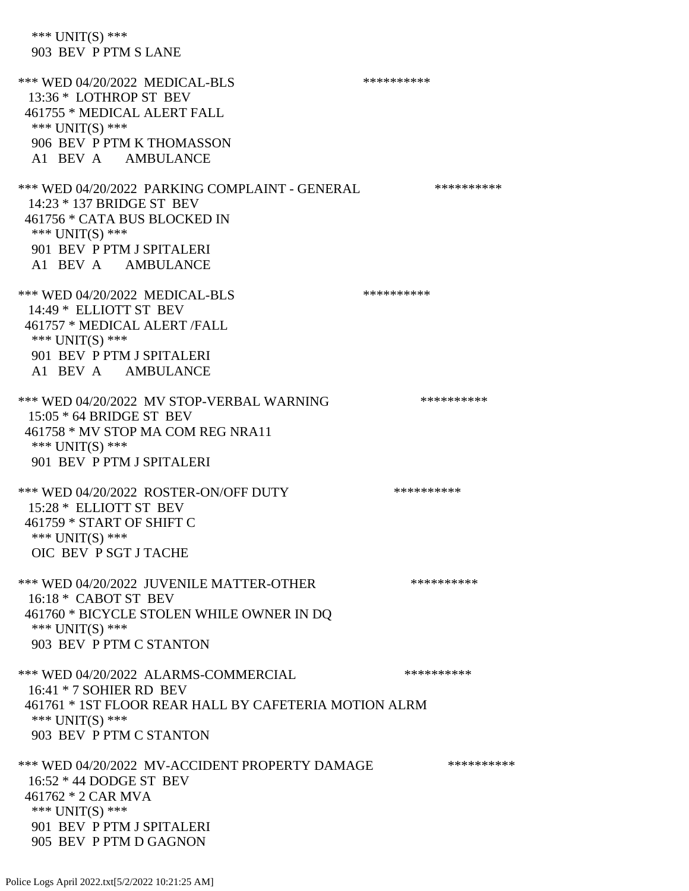*** UNIT(S) ***
903 BEV P PTM S LANE

*** WED 04/20/2022 MEDICAL-BLS **********
13:36 * LOTHROP ST BEV
461755 * MEDICAL ALERT FALL
*** UNIT(S) ***
906 BEV P PTM K THOMASSON
A1 BEV A AMBULANCE

*** WED 04/20/2022 PARKING COMPLAINT - GENERAL **********
14:23 * 137 BRIDGE ST BEV
461756 * CATA BUS BLOCKED IN
*** UNIT(S) ***
901 BEV P PTM J SPITALERI
A1 BEV A AMBULANCE

*** WED 04/20/2022 MEDICAL-BLS **********
14:49 * ELLIOTT ST BEV
461757 * MEDICAL ALERT /FALL
*** UNIT(S) ***
901 BEV P PTM J SPITALERI
A1 BEV A AMBULANCE

*** WED 04/20/2022 MV STOP-VERBAL WARNING **********
15:05 * 64 BRIDGE ST BEV
461758 * MV STOP MA COM REG NRA11
*** UNIT(S) ***
901 BEV P PTM J SPITALERI

*** WED 04/20/2022 ROSTER-ON/OFF DUTY **********
15:28 * ELLIOTT ST BEV
461759 * START OF SHIFT C
*** UNIT(S) ***
OIC BEV P SGT J TACHE

*** WED 04/20/2022 JUVENILE MATTER-OTHER **********
16:18 * CABOT ST BEV
461760 * BICYCLE STOLEN WHILE OWNER IN DQ
*** UNIT(S) ***
903 BEV P PTM C STANTON

*** WED 04/20/2022 ALARMS-COMMERCIAL **********
16:41 * 7 SOHIER RD BEV
461761 * 1ST FLOOR REAR HALL BY CAFETERIA MOTION ALRM
*** UNIT(S) ***
903 BEV P PTM C STANTON

*** WED 04/20/2022 MV-ACCIDENT PROPERTY DAMAGE **********
16:52 * 44 DODGE ST BEV
461762 * 2 CAR MVA
*** UNIT(S) ***
901 BEV P PTM J SPITALERI
905 BEV P PTM D GAGNON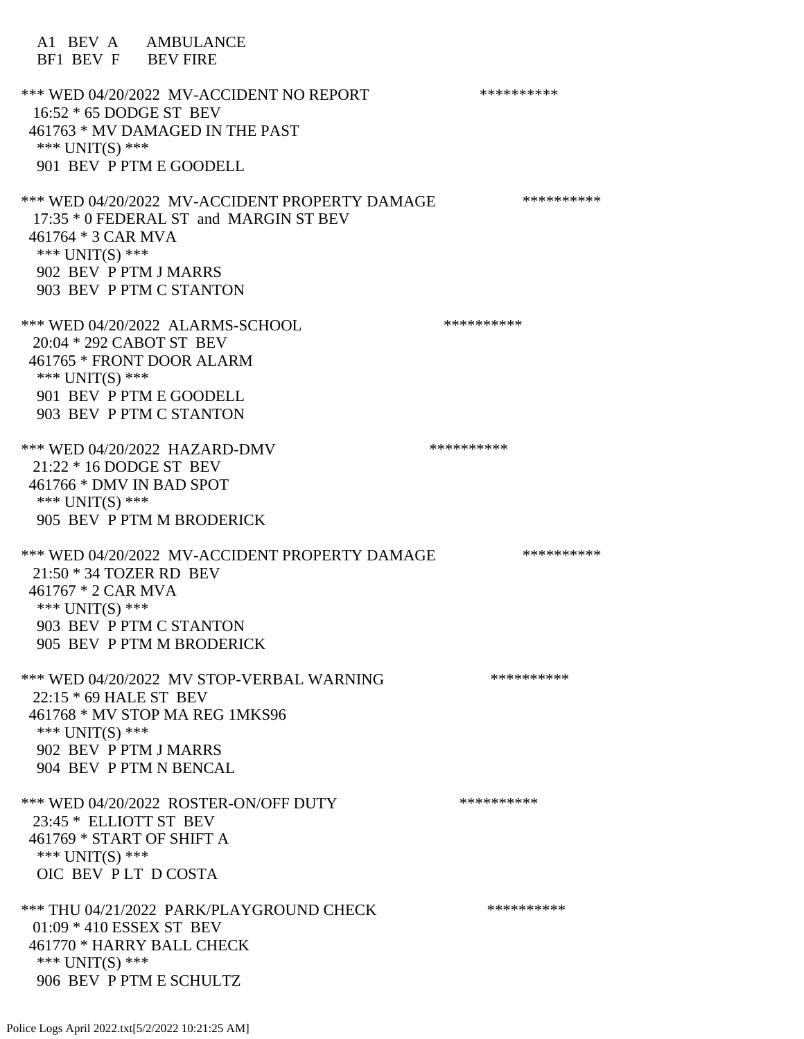A1 BEV A AMBULANCE
BF1 BEV F BEV FIRE

*** WED 04/20/2022 MV-ACCIDENT NO REPORT **********
16:52 * 65 DODGE ST BEV
461763 * MV DAMAGED IN THE PAST
*** UNIT(S) ***
901 BEV P PTM E GOODELL

*** WED 04/20/2022 MV-ACCIDENT PROPERTY DAMAGE **********
17:35 * 0 FEDERAL ST and MARGIN ST BEV
461764 * 3 CAR MVA
*** UNIT(S) ***
902 BEV P PTM J MARRS
903 BEV P PTM C STANTON

*** WED 04/20/2022 ALARMS-SCHOOL **********
20:04 * 292 CABOT ST BEV
461765 * FRONT DOOR ALARM
*** UNIT(S) ***
901 BEV P PTM E GOODELL
903 BEV P PTM C STANTON

*** WED 04/20/2022 HAZARD-DMV **********
21:22 * 16 DODGE ST BEV
461766 * DMV IN BAD SPOT
*** UNIT(S) ***
905 BEV P PTM M BRODERICK

*** WED 04/20/2022 MV-ACCIDENT PROPERTY DAMAGE **********
21:50 * 34 TOZER RD BEV
461767 * 2 CAR MVA
*** UNIT(S) ***
903 BEV P PTM C STANTON
905 BEV P PTM M BRODERICK

*** WED 04/20/2022 MV STOP-VERBAL WARNING **********
22:15 * 69 HALE ST BEV
461768 * MV STOP MA REG 1MKS96
*** UNIT(S) ***
902 BEV P PTM J MARRS
904 BEV P PTM N BENCAL

*** WED 04/20/2022 ROSTER-ON/OFF DUTY **********
23:45 * ELLIOTT ST BEV
461769 * START OF SHIFT A
*** UNIT(S) ***
OIC BEV P LT D COSTA

*** THU 04/21/2022 PARK/PLAYGROUND CHECK **********
01:09 * 410 ESSEX ST BEV
461770 * HARRY BALL CHECK
*** UNIT(S) ***
906 BEV P PTM E SCHULTZ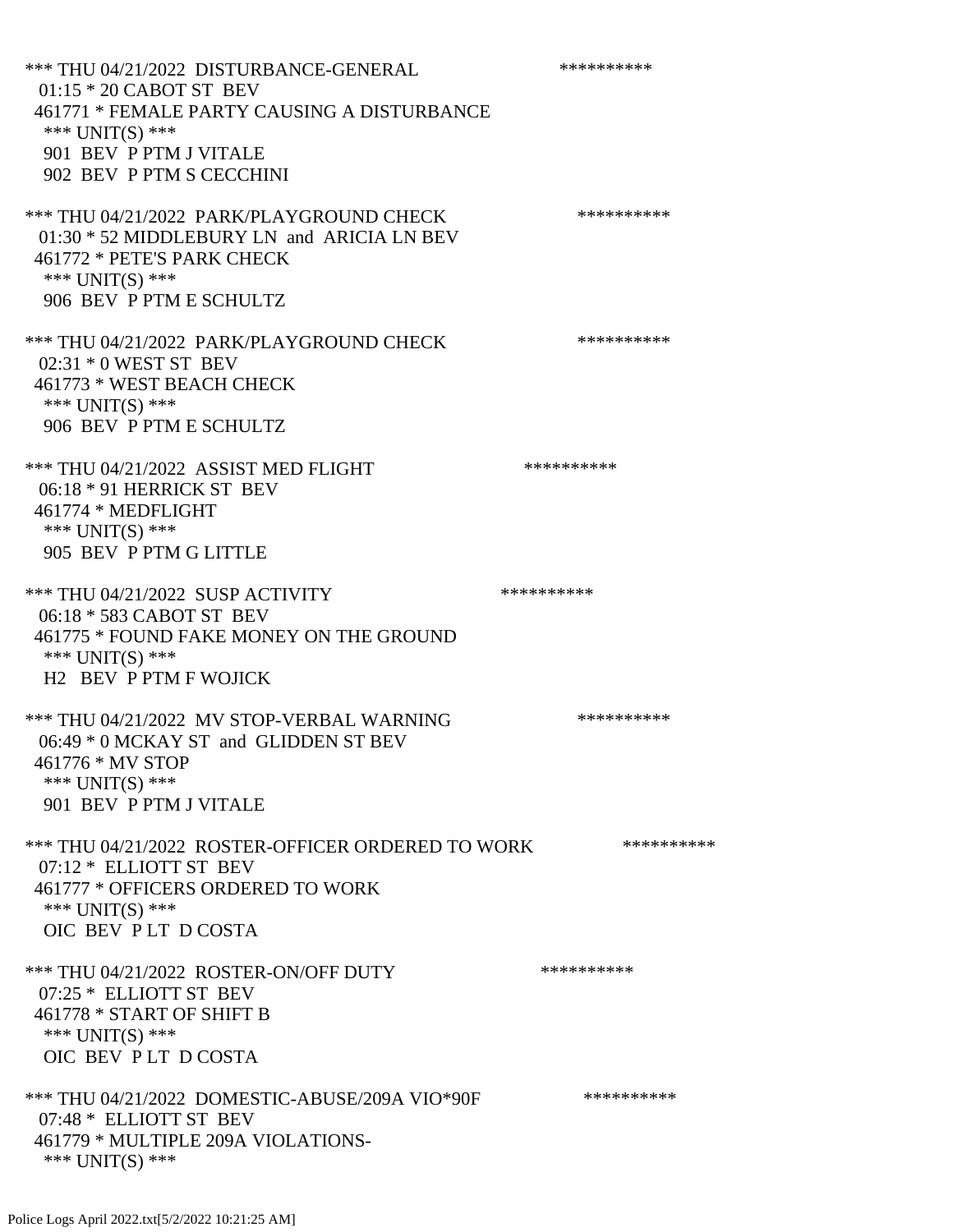*** THU 04/21/2022 DISTURBANCE-GENERAL **********
01:15 * 20 CABOT ST BEV
461771 * FEMALE PARTY CAUSING A DISTURBANCE
*** UNIT(S) ***
901 BEV P PTM J VITALE
902 BEV P PTM S CECCHINI

*** THU 04/21/2022 PARK/PLAYGROUND CHECK **********
01:30 * 52 MIDDLEBURY LN and ARICIA LN BEV
461772 * PETE'S PARK CHECK
*** UNIT(S) ***
906 BEV P PTM E SCHULTZ

*** THU 04/21/2022 PARK/PLAYGROUND CHECK **********
02:31 * 0 WEST ST BEV
461773 * WEST BEACH CHECK
*** UNIT(S) ***
906 BEV P PTM E SCHULTZ

*** THU 04/21/2022 ASSIST MED FLIGHT **********
06:18 * 91 HERRICK ST BEV
461774 * MEDFLIGHT
*** UNIT(S) ***
905 BEV P PTM G LITTLE

*** THU 04/21/2022 SUSP ACTIVITY **********
06:18 * 583 CABOT ST BEV
461775 * FOUND FAKE MONEY ON THE GROUND
*** UNIT(S) ***
H2 BEV P PTM F WOJICK

*** THU 04/21/2022 MV STOP-VERBAL WARNING **********
06:49 * 0 MCKAY ST and GLIDDEN ST BEV
461776 * MV STOP
*** UNIT(S) ***
901 BEV P PTM J VITALE

*** THU 04/21/2022 ROSTER-OFFICER ORDERED TO WORK **********
07:12 * ELLIOTT ST BEV
461777 * OFFICERS ORDERED TO WORK
*** UNIT(S) ***
OIC BEV P LT D COSTA

*** THU 04/21/2022 ROSTER-ON/OFF DUTY **********
07:25 * ELLIOTT ST BEV
461778 * START OF SHIFT B
*** UNIT(S) ***
OIC BEV P LT D COSTA

*** THU 04/21/2022 DOMESTIC-ABUSE/209A VIO*90F **********
07:48 * ELLIOTT ST BEV
461779 * MULTIPLE 209A VIOLATIONS-
*** UNIT(S) ***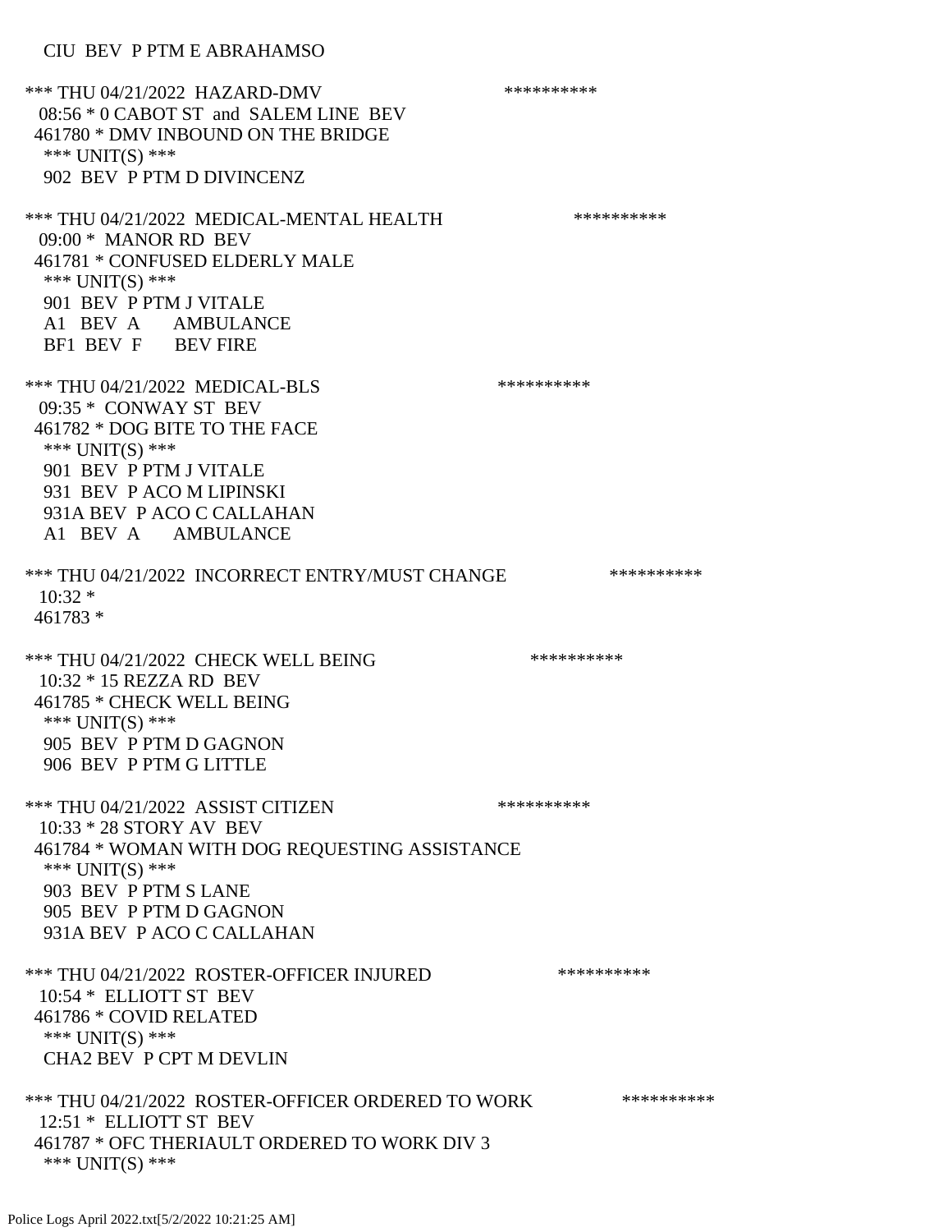CIU BEV P PTM E ABRAHAMSO

*** THU 04/21/2022 HAZARD-DMV **********
08:56 * 0 CABOT ST and SALEM LINE BEV
461780 * DMV INBOUND ON THE BRIDGE
*** UNIT(S) ***
902 BEV P PTM D DIVINCENZ

*** THU 04/21/2022 MEDICAL-MENTAL HEALTH **********
09:00 * MANOR RD BEV
461781 * CONFUSED ELDERLY MALE
*** UNIT(S) ***
901 BEV P PTM J VITALE
A1 BEV A AMBULANCE
BF1 BEV F BEV FIRE

*** THU 04/21/2022 MEDICAL-BLS **********
09:35 * CONWAY ST BEV
461782 * DOG BITE TO THE FACE
*** UNIT(S) ***
901 BEV P PTM J VITALE
931 BEV P ACO M LIPINSKI
931A BEV P ACO C CALLAHAN
A1 BEV A AMBULANCE

*** THU 04/21/2022 INCORRECT ENTRY/MUST CHANGE **********
10:32 *
461783 *

*** THU 04/21/2022 CHECK WELL BEING **********
10:32 * 15 REZZA RD BEV
461785 * CHECK WELL BEING
*** UNIT(S) ***
905 BEV P PTM D GAGNON
906 BEV P PTM G LITTLE

*** THU 04/21/2022 ASSIST CITIZEN **********
10:33 * 28 STORY AV BEV
461784 * WOMAN WITH DOG REQUESTING ASSISTANCE
*** UNIT(S) ***
903 BEV P PTM S LANE
905 BEV P PTM D GAGNON
931A BEV P ACO C CALLAHAN

*** THU 04/21/2022 ROSTER-OFFICER INJURED **********
10:54 * ELLIOTT ST BEV
461786 * COVID RELATED
*** UNIT(S) ***
CHA2 BEV P CPT M DEVLIN

*** THU 04/21/2022 ROSTER-OFFICER ORDERED TO WORK **********
12:51 * ELLIOTT ST BEV
461787 * OFC THERIAULT ORDERED TO WORK DIV 3
*** UNIT(S) ***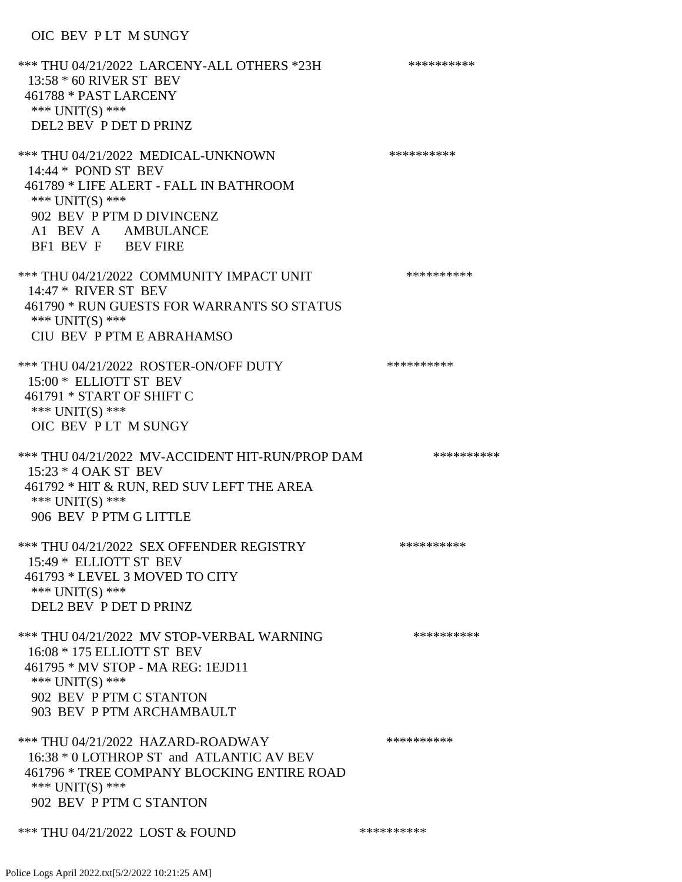OIC BEV P LT M SUNGY

*** THU 04/21/2022 LARCENY-ALL OTHERS *23H **********
13:58 * 60 RIVER ST BEV
461788 * PAST LARCENY
*** UNIT(S) ***
DEL2 BEV P DET D PRINZ

*** THU 04/21/2022 MEDICAL-UNKNOWN **********
14:44 * POND ST BEV
461789 * LIFE ALERT - FALL IN BATHROOM
*** UNIT(S) ***
902 BEV P PTM D DIVINCENZ
A1 BEV A AMBULANCE
BF1 BEV F BEV FIRE

*** THU 04/21/2022 COMMUNITY IMPACT UNIT **********
14:47 * RIVER ST BEV
461790 * RUN GUESTS FOR WARRANTS SO STATUS
*** UNIT(S) ***
CIU BEV P PTM E ABRAHAMSO

*** THU 04/21/2022 ROSTER-ON/OFF DUTY **********
15:00 * ELLIOTT ST BEV
461791 * START OF SHIFT C
*** UNIT(S) ***
OIC BEV P LT M SUNGY

*** THU 04/21/2022 MV-ACCIDENT HIT-RUN/PROP DAM **********
15:23 * 4 OAK ST BEV
461792 * HIT & RUN, RED SUV LEFT THE AREA
*** UNIT(S) ***
906 BEV P PTM G LITTLE

*** THU 04/21/2022 SEX OFFENDER REGISTRY **********
15:49 * ELLIOTT ST BEV
461793 * LEVEL 3 MOVED TO CITY
*** UNIT(S) ***
DEL2 BEV P DET D PRINZ

*** THU 04/21/2022 MV STOP-VERBAL WARNING **********
16:08 * 175 ELLIOTT ST BEV
461795 * MV STOP - MA REG: 1EJD11
*** UNIT(S) ***
902 BEV P PTM C STANTON
903 BEV P PTM ARCHAMBAULT

*** THU 04/21/2022 HAZARD-ROADWAY **********
16:38 * 0 LOTHROP ST and ATLANTIC AV BEV
461796 * TREE COMPANY BLOCKING ENTIRE ROAD
*** UNIT(S) ***
902 BEV P PTM C STANTON

*** THU 04/21/2022 LOST & FOUND **********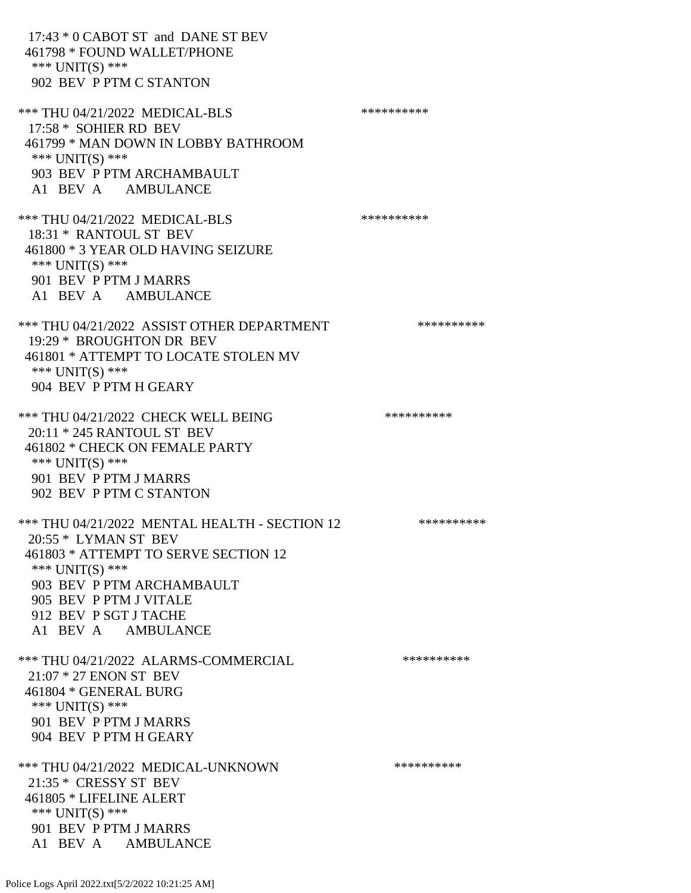17:43 * 0 CABOT ST and DANE ST BEV
461798 * FOUND WALLET/PHONE
*** UNIT(S) ***
902 BEV P PTM C STANTON

*** THU 04/21/2022 MEDICAL-BLS **********
17:58 * SOHIER RD BEV
461799 * MAN DOWN IN LOBBY BATHROOM
*** UNIT(S) ***
903 BEV P PTM ARCHAMBAULT
A1 BEV A AMBULANCE

*** THU 04/21/2022 MEDICAL-BLS **********
18:31 * RANTOUL ST BEV
461800 * 3 YEAR OLD HAVING SEIZURE
*** UNIT(S) ***
901 BEV P PTM J MARRS
A1 BEV A AMBULANCE

*** THU 04/21/2022 ASSIST OTHER DEPARTMENT **********
19:29 * BROUGHTON DR BEV
461801 * ATTEMPT TO LOCATE STOLEN MV
*** UNIT(S) ***
904 BEV P PTM H GEARY

*** THU 04/21/2022 CHECK WELL BEING **********
20:11 * 245 RANTOUL ST BEV
461802 * CHECK ON FEMALE PARTY
*** UNIT(S) ***
901 BEV P PTM J MARRS
902 BEV P PTM C STANTON

*** THU 04/21/2022 MENTAL HEALTH - SECTION 12 **********
20:55 * LYMAN ST BEV
461803 * ATTEMPT TO SERVE SECTION 12
*** UNIT(S) ***
903 BEV P PTM ARCHAMBAULT
905 BEV P PTM J VITALE
912 BEV P SGT J TACHE
A1 BEV A AMBULANCE

*** THU 04/21/2022 ALARMS-COMMERCIAL **********
21:07 * 27 ENON ST BEV
461804 * GENERAL BURG
*** UNIT(S) ***
901 BEV P PTM J MARRS
904 BEV P PTM H GEARY

*** THU 04/21/2022 MEDICAL-UNKNOWN **********
21:35 * CRESSY ST BEV
461805 * LIFELINE ALERT
*** UNIT(S) ***
901 BEV P PTM J MARRS
A1 BEV A AMBULANCE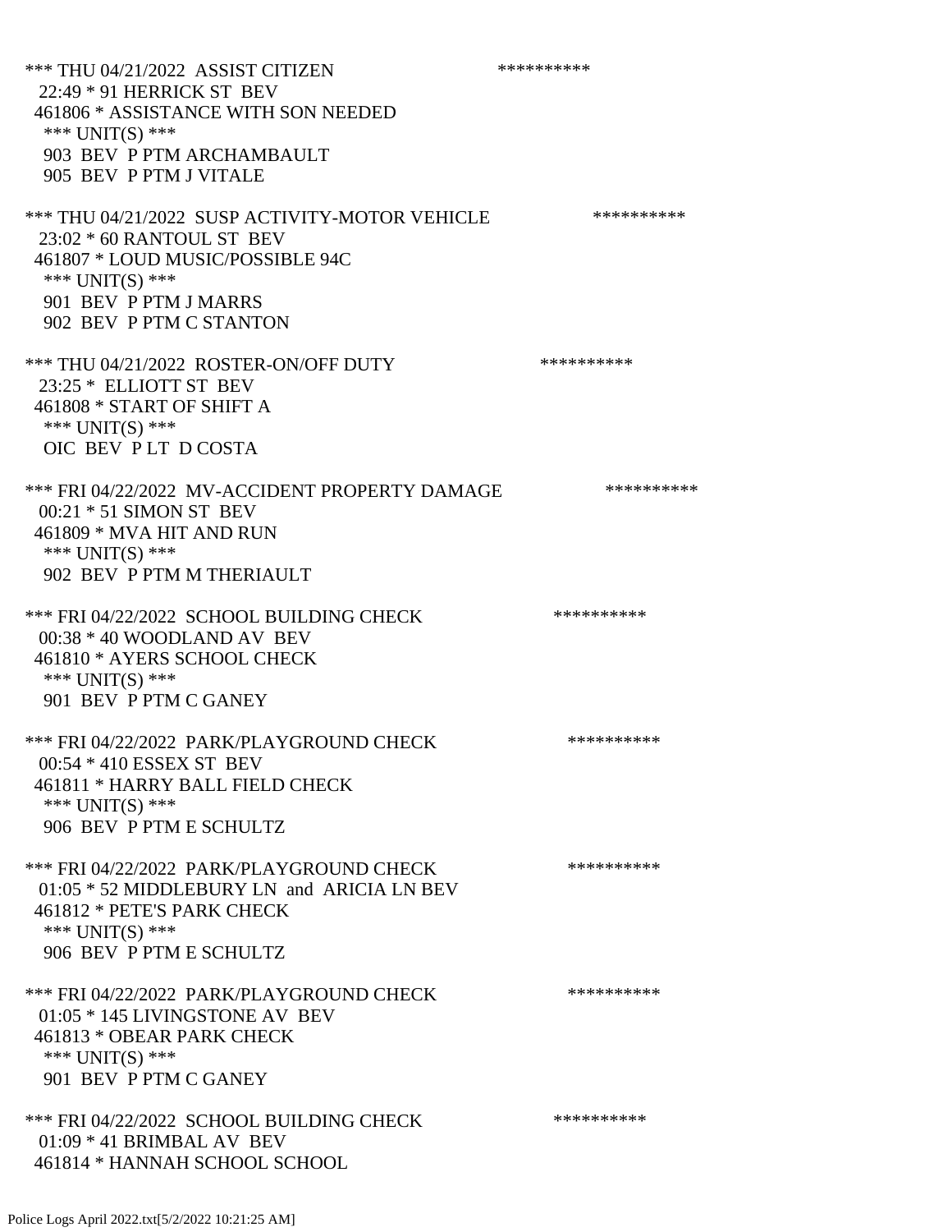*** THU 04/21/2022 ASSIST CITIZEN **********
22:49 * 91 HERRICK ST BEV
461806 * ASSISTANCE WITH SON NEEDED
*** UNIT(S) ***
903 BEV P PTM ARCHAMBAULT
905 BEV P PTM J VITALE

*** THU 04/21/2022 SUSP ACTIVITY-MOTOR VEHICLE **********
23:02 * 60 RANTOUL ST BEV
461807 * LOUD MUSIC/POSSIBLE 94C
*** UNIT(S) ***
901 BEV P PTM J MARRS
902 BEV P PTM C STANTON

*** THU 04/21/2022 ROSTER-ON/OFF DUTY **********
23:25 * ELLIOTT ST BEV
461808 * START OF SHIFT A
*** UNIT(S) ***
OIC BEV P LT D COSTA

*** FRI 04/22/2022 MV-ACCIDENT PROPERTY DAMAGE **********
00:21 * 51 SIMON ST BEV
461809 * MVA HIT AND RUN
*** UNIT(S) ***
902 BEV P PTM M THERIAULT

*** FRI 04/22/2022 SCHOOL BUILDING CHECK **********
00:38 * 40 WOODLAND AV BEV
461810 * AYERS SCHOOL CHECK
*** UNIT(S) ***
901 BEV P PTM C GANEY

*** FRI 04/22/2022 PARK/PLAYGROUND CHECK **********
00:54 * 410 ESSEX ST BEV
461811 * HARRY BALL FIELD CHECK
*** UNIT(S) ***
906 BEV P PTM E SCHULTZ

*** FRI 04/22/2022 PARK/PLAYGROUND CHECK **********
01:05 * 52 MIDDLEBURY LN and ARICIA LN BEV
461812 * PETE'S PARK CHECK
*** UNIT(S) ***
906 BEV P PTM E SCHULTZ

*** FRI 04/22/2022 PARK/PLAYGROUND CHECK **********
01:05 * 145 LIVINGSTONE AV BEV
461813 * OBEAR PARK CHECK
*** UNIT(S) ***
901 BEV P PTM C GANEY

*** FRI 04/22/2022 SCHOOL BUILDING CHECK **********
01:09 * 41 BRIMBAL AV BEV
461814 * HANNAH SCHOOL SCHOOL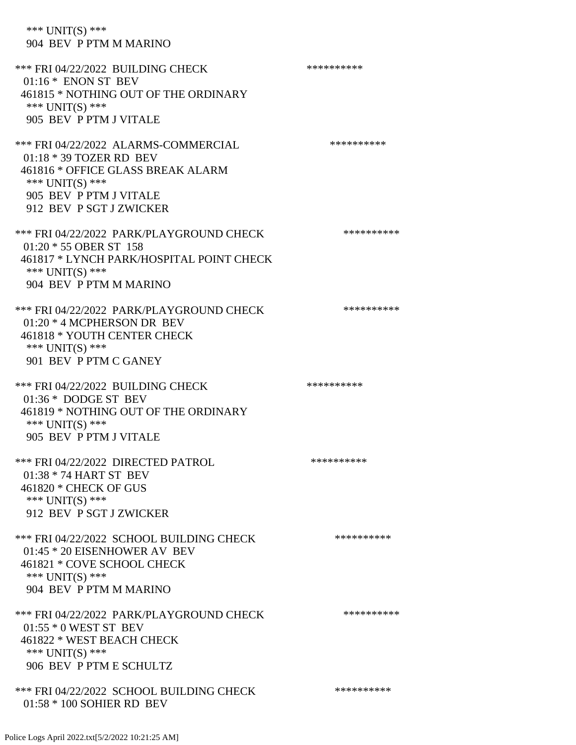*** UNIT(S) ***
904 BEV P PTM M MARINO

*** FRI 04/22/2022 BUILDING CHECK **********
01:16 * ENON ST BEV
461815 * NOTHING OUT OF THE ORDINARY
*** UNIT(S) ***
905 BEV P PTM J VITALE

*** FRI 04/22/2022 ALARMS-COMMERCIAL **********
01:18 * 39 TOZER RD BEV
461816 * OFFICE GLASS BREAK ALARM
*** UNIT(S) ***
905 BEV P PTM J VITALE
912 BEV P SGT J ZWICKER

*** FRI 04/22/2022 PARK/PLAYGROUND CHECK **********
01:20 * 55 OBER ST 158
461817 * LYNCH PARK/HOSPITAL POINT CHECK
*** UNIT(S) ***
904 BEV P PTM M MARINO

*** FRI 04/22/2022 PARK/PLAYGROUND CHECK **********
01:20 * 4 MCPHERSON DR BEV
461818 * YOUTH CENTER CHECK
*** UNIT(S) ***
901 BEV P PTM C GANEY

*** FRI 04/22/2022 BUILDING CHECK **********
01:36 * DODGE ST BEV
461819 * NOTHING OUT OF THE ORDINARY
*** UNIT(S) ***
905 BEV P PTM J VITALE

*** FRI 04/22/2022 DIRECTED PATROL **********
01:38 * 74 HART ST BEV
461820 * CHECK OF GUS
*** UNIT(S) ***
912 BEV P SGT J ZWICKER

*** FRI 04/22/2022 SCHOOL BUILDING CHECK **********
01:45 * 20 EISENHOWER AV BEV
461821 * COVE SCHOOL CHECK
*** UNIT(S) ***
904 BEV P PTM M MARINO

*** FRI 04/22/2022 PARK/PLAYGROUND CHECK **********
01:55 * 0 WEST ST BEV
461822 * WEST BEACH CHECK
*** UNIT(S) ***
906 BEV P PTM E SCHULTZ

*** FRI 04/22/2022 SCHOOL BUILDING CHECK **********
01:58 * 100 SOHIER RD BEV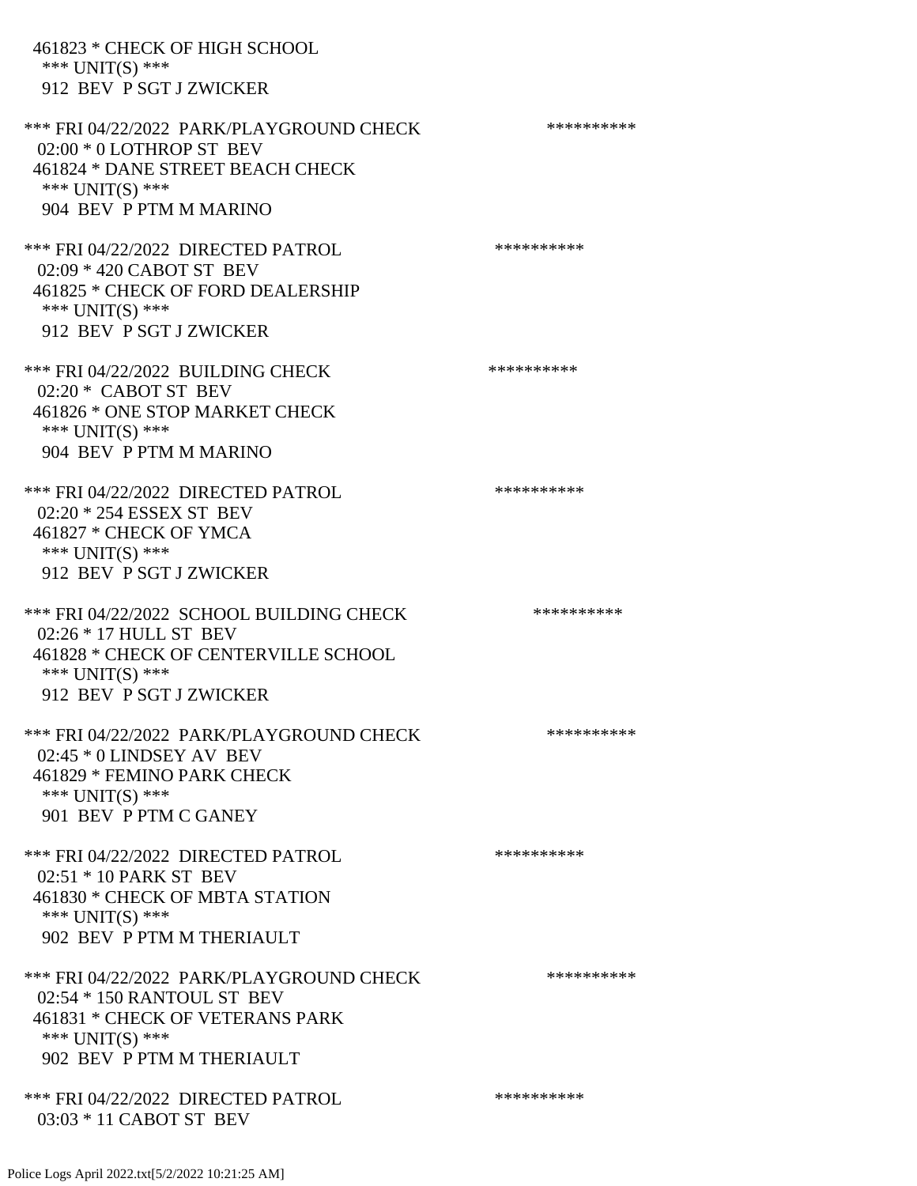461823 * CHECK OF HIGH SCHOOL
*** UNIT(S) ***
912 BEV P SGT J ZWICKER

*** FRI 04/22/2022 PARK/PLAYGROUND CHECK **********
02:00 * 0 LOTHROP ST BEV
461824 * DANE STREET BEACH CHECK
*** UNIT(S) ***
904 BEV P PTM M MARINO

*** FRI 04/22/2022 DIRECTED PATROL **********
02:09 * 420 CABOT ST BEV
461825 * CHECK OF FORD DEALERSHIP
*** UNIT(S) ***
912 BEV P SGT J ZWICKER

*** FRI 04/22/2022 BUILDING CHECK **********
02:20 * CABOT ST BEV
461826 * ONE STOP MARKET CHECK
*** UNIT(S) ***
904 BEV P PTM M MARINO

*** FRI 04/22/2022 DIRECTED PATROL **********
02:20 * 254 ESSEX ST BEV
461827 * CHECK OF YMCA
*** UNIT(S) ***
912 BEV P SGT J ZWICKER

*** FRI 04/22/2022 SCHOOL BUILDING CHECK **********
02:26 * 17 HULL ST BEV
461828 * CHECK OF CENTERVILLE SCHOOL
*** UNIT(S) ***
912 BEV P SGT J ZWICKER

*** FRI 04/22/2022 PARK/PLAYGROUND CHECK **********
02:45 * 0 LINDSEY AV BEV
461829 * FEMINO PARK CHECK
*** UNIT(S) ***
901 BEV P PTM C GANEY

*** FRI 04/22/2022 DIRECTED PATROL **********
02:51 * 10 PARK ST BEV
461830 * CHECK OF MBTA STATION
*** UNIT(S) ***
902 BEV P PTM M THERIAULT

*** FRI 04/22/2022 PARK/PLAYGROUND CHECK **********
02:54 * 150 RANTOUL ST BEV
461831 * CHECK OF VETERANS PARK
*** UNIT(S) ***
902 BEV P PTM M THERIAULT

*** FRI 04/22/2022 DIRECTED PATROL **********
03:03 * 11 CABOT ST BEV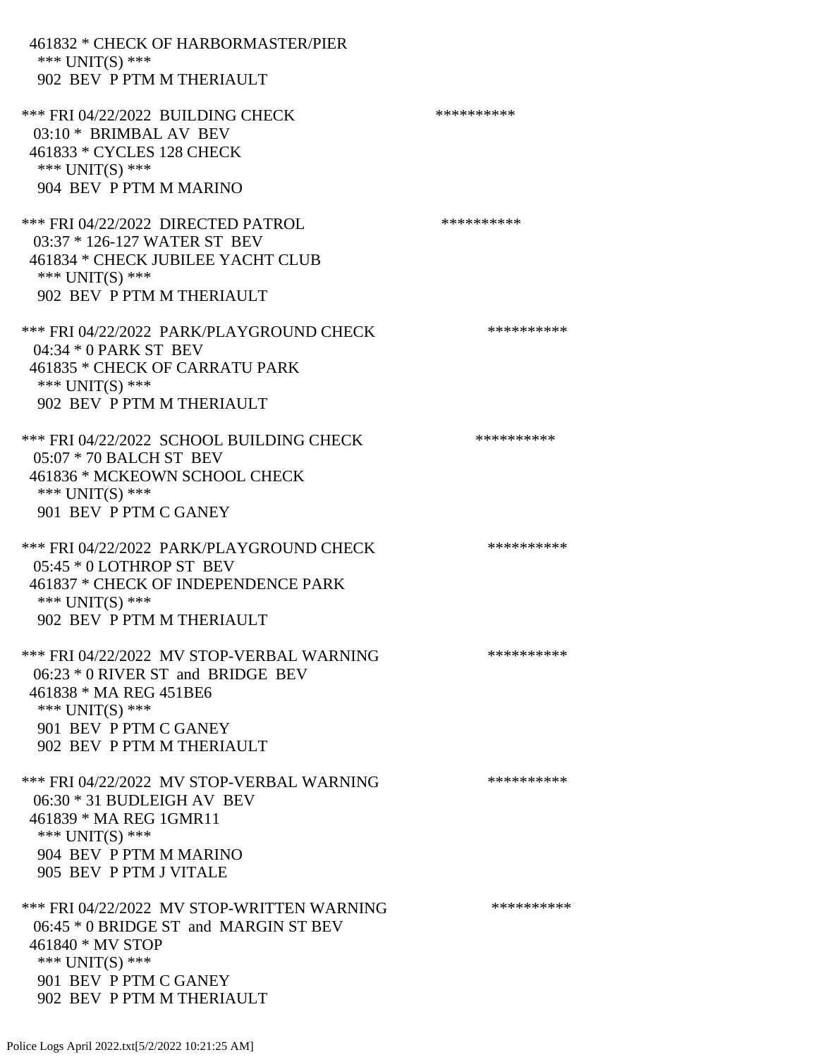461832 * CHECK OF HARBORMASTER/PIER
*** UNIT(S) ***
902 BEV P PTM M THERIAULT

*** FRI 04/22/2022 BUILDING CHECK **********
03:10 * BRIMBAL AV BEV
461833 * CYCLES 128 CHECK
*** UNIT(S) ***
904 BEV P PTM M MARINO

*** FRI 04/22/2022 DIRECTED PATROL **********
03:37 * 126-127 WATER ST BEV
461834 * CHECK JUBILEE YACHT CLUB
*** UNIT(S) ***
902 BEV P PTM M THERIAULT

*** FRI 04/22/2022 PARK/PLAYGROUND CHECK **********
04:34 * 0 PARK ST BEV
461835 * CHECK OF CARRATU PARK
*** UNIT(S) ***
902 BEV P PTM M THERIAULT

*** FRI 04/22/2022 SCHOOL BUILDING CHECK **********
05:07 * 70 BALCH ST BEV
461836 * MCKEOWN SCHOOL CHECK
*** UNIT(S) ***
901 BEV P PTM C GANEY

*** FRI 04/22/2022 PARK/PLAYGROUND CHECK **********
05:45 * 0 LOTHROP ST BEV
461837 * CHECK OF INDEPENDENCE PARK
*** UNIT(S) ***
902 BEV P PTM M THERIAULT

*** FRI 04/22/2022 MV STOP-VERBAL WARNING **********
06:23 * 0 RIVER ST and BRIDGE BEV
461838 * MA REG 451BE6
*** UNIT(S) ***
901 BEV P PTM C GANEY
902 BEV P PTM M THERIAULT

*** FRI 04/22/2022 MV STOP-VERBAL WARNING **********
06:30 * 31 BUDLEIGH AV BEV
461839 * MA REG 1GMR11
*** UNIT(S) ***
904 BEV P PTM M MARINO
905 BEV P PTM J VITALE

*** FRI 04/22/2022 MV STOP-WRITTEN WARNING **********
06:45 * 0 BRIDGE ST and MARGIN ST BEV
461840 * MV STOP
*** UNIT(S) ***
901 BEV P PTM C GANEY
902 BEV P PTM M THERIAULT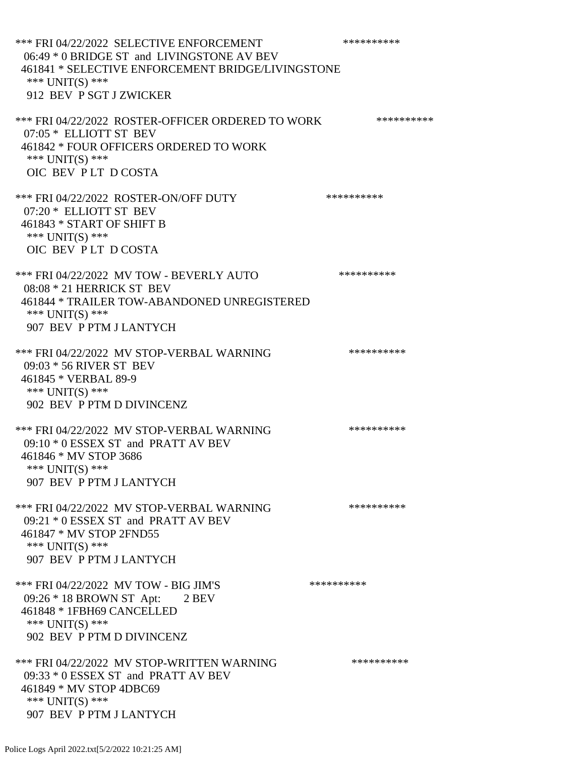*** FRI 04/22/2022 SELECTIVE ENFORCEMENT **********
06:49 * 0 BRIDGE ST and LIVINGSTONE AV BEV
461841 * SELECTIVE ENFORCEMENT BRIDGE/LIVINGSTONE
*** UNIT(S) ***
912 BEV P SGT J ZWICKER

*** FRI 04/22/2022 ROSTER-OFFICER ORDERED TO WORK **********
07:05 * ELLIOTT ST BEV
461842 * FOUR OFFICERS ORDERED TO WORK
*** UNIT(S) ***
OIC BEV P LT D COSTA

*** FRI 04/22/2022 ROSTER-ON/OFF DUTY **********
07:20 * ELLIOTT ST BEV
461843 * START OF SHIFT B
*** UNIT(S) ***
OIC BEV P LT D COSTA

*** FRI 04/22/2022 MV TOW - BEVERLY AUTO **********
08:08 * 21 HERRICK ST BEV
461844 * TRAILER TOW-ABANDONED UNREGISTERED
*** UNIT(S) ***
907 BEV P PTM J LANTYCH

*** FRI 04/22/2022 MV STOP-VERBAL WARNING **********
09:03 * 56 RIVER ST BEV
461845 * VERBAL 89-9
*** UNIT(S) ***
902 BEV P PTM D DIVINCENZ

*** FRI 04/22/2022 MV STOP-VERBAL WARNING **********
09:10 * 0 ESSEX ST and PRATT AV BEV
461846 * MV STOP 3686
*** UNIT(S) ***
907 BEV P PTM J LANTYCH

*** FRI 04/22/2022 MV STOP-VERBAL WARNING **********
09:21 * 0 ESSEX ST and PRATT AV BEV
461847 * MV STOP 2FND55
*** UNIT(S) ***
907 BEV P PTM J LANTYCH

*** FRI 04/22/2022 MV TOW - BIG JIM'S **********
09:26 * 18 BROWN ST Apt: 2 BEV
461848 * 1FBH69 CANCELLED
*** UNIT(S) ***
902 BEV P PTM D DIVINCENZ

*** FRI 04/22/2022 MV STOP-WRITTEN WARNING **********
09:33 * 0 ESSEX ST and PRATT AV BEV
461849 * MV STOP 4DBC69
*** UNIT(S) ***
907 BEV P PTM J LANTYCH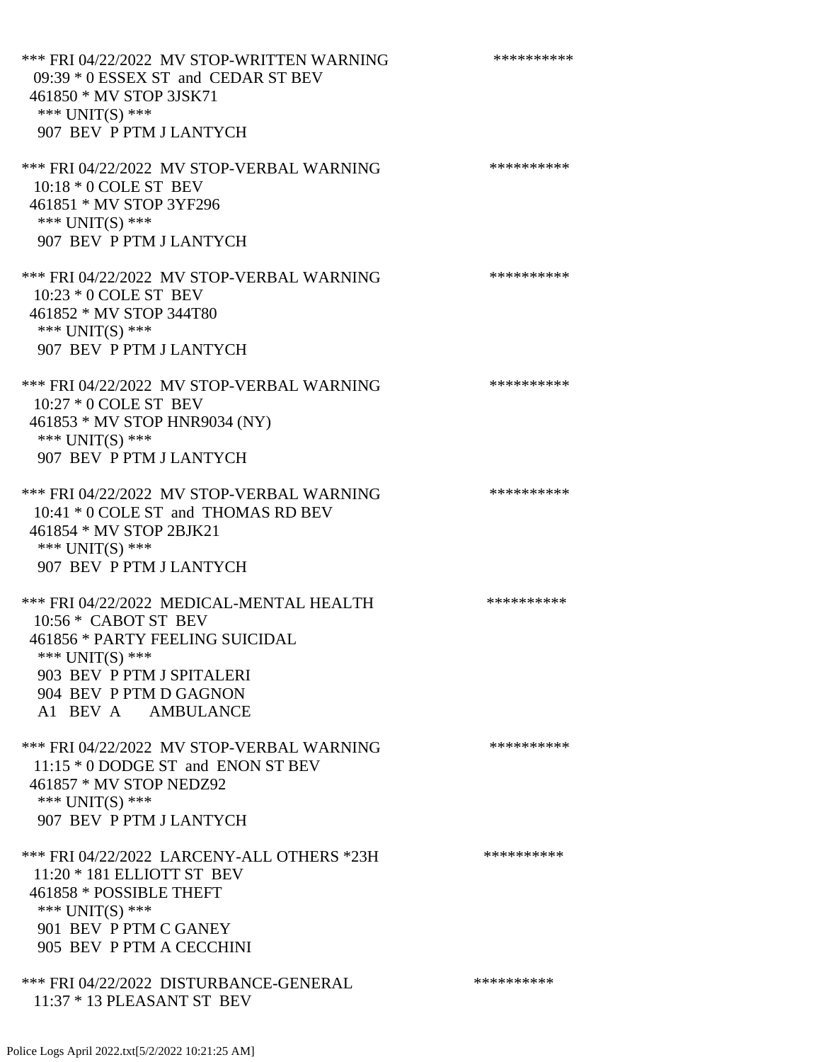*** FRI 04/22/2022 MV STOP-WRITTEN WARNING **********
09:39 * 0 ESSEX ST and CEDAR ST BEV
461850 * MV STOP 3JSK71
*** UNIT(S) ***
907 BEV P PTM J LANTYCH

*** FRI 04/22/2022 MV STOP-VERBAL WARNING **********
10:18 * 0 COLE ST BEV
461851 * MV STOP 3YF296
*** UNIT(S) ***
907 BEV P PTM J LANTYCH

*** FRI 04/22/2022 MV STOP-VERBAL WARNING **********
10:23 * 0 COLE ST BEV
461852 * MV STOP 344T80
*** UNIT(S) ***
907 BEV P PTM J LANTYCH

*** FRI 04/22/2022 MV STOP-VERBAL WARNING **********
10:27 * 0 COLE ST BEV
461853 * MV STOP HNR9034 (NY)
*** UNIT(S) ***
907 BEV P PTM J LANTYCH

*** FRI 04/22/2022 MV STOP-VERBAL WARNING **********
10:41 * 0 COLE ST and THOMAS RD BEV
461854 * MV STOP 2BJK21
*** UNIT(S) ***
907 BEV P PTM J LANTYCH

*** FRI 04/22/2022 MEDICAL-MENTAL HEALTH **********
10:56 * CABOT ST BEV
461856 * PARTY FEELING SUICIDAL
*** UNIT(S) ***
903 BEV P PTM J SPITALERI
904 BEV P PTM D GAGNON
A1 BEV A AMBULANCE

*** FRI 04/22/2022 MV STOP-VERBAL WARNING **********
11:15 * 0 DODGE ST and ENON ST BEV
461857 * MV STOP NEDZ92
*** UNIT(S) ***
907 BEV P PTM J LANTYCH

*** FRI 04/22/2022 LARCENY-ALL OTHERS *23H **********
11:20 * 181 ELLIOTT ST BEV
461858 * POSSIBLE THEFT
*** UNIT(S) ***
901 BEV P PTM C GANEY
905 BEV P PTM A CECCHINI

*** FRI 04/22/2022 DISTURBANCE-GENERAL **********
11:37 * 13 PLEASANT ST BEV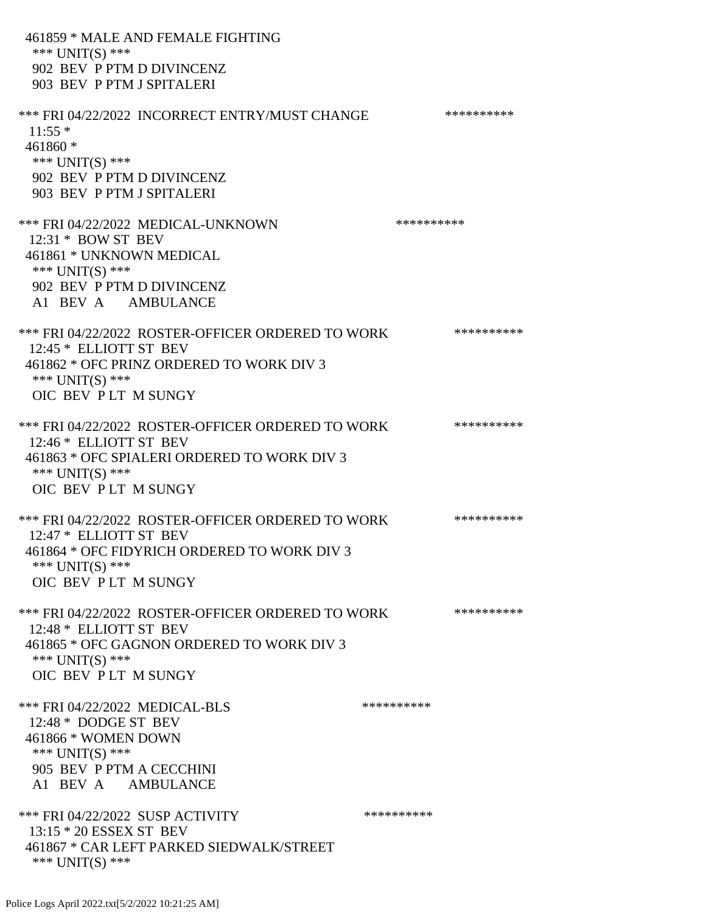461859 * MALE AND FEMALE FIGHTING
*** UNIT(S) ***
902 BEV P PTM D DIVINCENZ
903 BEV P PTM J SPITALERI

*** FRI 04/22/2022 INCORRECT ENTRY/MUST CHANGE **********
11:55 *
461860 *
*** UNIT(S) ***
902 BEV P PTM D DIVINCENZ
903 BEV P PTM J SPITALERI

*** FRI 04/22/2022 MEDICAL-UNKNOWN **********
12:31 * BOW ST BEV
461861 * UNKNOWN MEDICAL
*** UNIT(S) ***
902 BEV P PTM D DIVINCENZ
A1 BEV A AMBULANCE

*** FRI 04/22/2022 ROSTER-OFFICER ORDERED TO WORK **********
12:45 * ELLIOTT ST BEV
461862 * OFC PRINZ ORDERED TO WORK DIV 3
*** UNIT(S) ***
OIC BEV P LT M SUNGY

*** FRI 04/22/2022 ROSTER-OFFICER ORDERED TO WORK **********
12:46 * ELLIOTT ST BEV
461863 * OFC SPIALERI ORDERED TO WORK DIV 3
*** UNIT(S) ***
OIC BEV P LT M SUNGY

*** FRI 04/22/2022 ROSTER-OFFICER ORDERED TO WORK **********
12:47 * ELLIOTT ST BEV
461864 * OFC FIDYRICH ORDERED TO WORK DIV 3
*** UNIT(S) ***
OIC BEV P LT M SUNGY

*** FRI 04/22/2022 ROSTER-OFFICER ORDERED TO WORK **********
12:48 * ELLIOTT ST BEV
461865 * OFC GAGNON ORDERED TO WORK DIV 3
*** UNIT(S) ***
OIC BEV P LT M SUNGY

*** FRI 04/22/2022 MEDICAL-BLS **********
12:48 * DODGE ST BEV
461866 * WOMEN DOWN
*** UNIT(S) ***
905 BEV P PTM A CECCHINI
A1 BEV A AMBULANCE

*** FRI 04/22/2022 SUSP ACTIVITY **********
13:15 * 20 ESSEX ST BEV
461867 * CAR LEFT PARKED SIEDWALK/STREET
*** UNIT(S) ***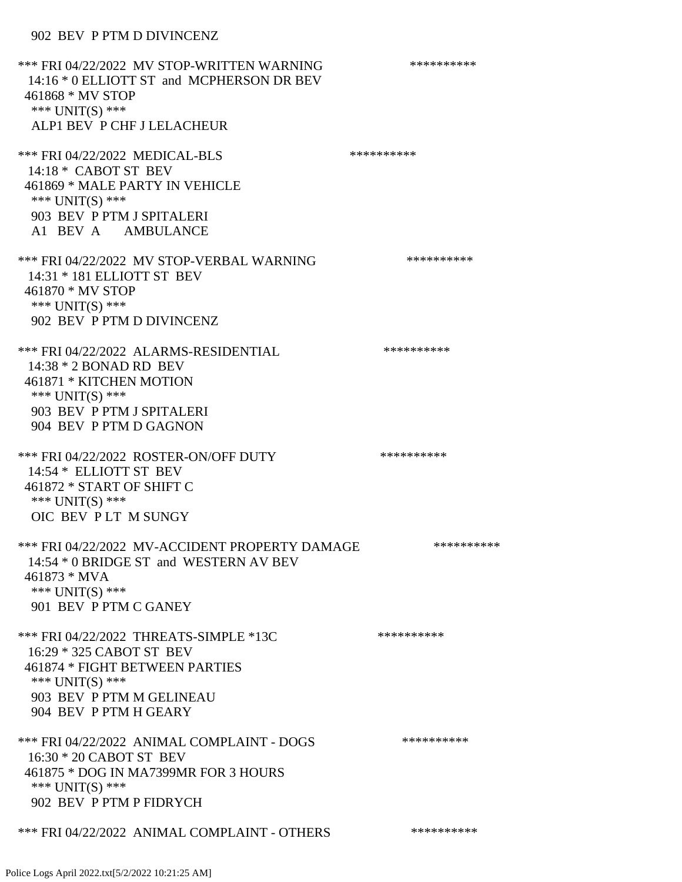902 BEV P PTM D DIVINCENZ

*** FRI 04/22/2022 MV STOP-WRITTEN WARNING **********
14:16 * 0 ELLIOTT ST and MCPHERSON DR BEV
461868 * MV STOP
*** UNIT(S) ***
ALP1 BEV P CHF J LELACHEUR

*** FRI 04/22/2022 MEDICAL-BLS **********
14:18 * CABOT ST BEV
461869 * MALE PARTY IN VEHICLE
*** UNIT(S) ***
903 BEV P PTM J SPITALERI
A1 BEV A AMBULANCE

*** FRI 04/22/2022 MV STOP-VERBAL WARNING **********
14:31 * 181 ELLIOTT ST BEV
461870 * MV STOP
*** UNIT(S) ***
902 BEV P PTM D DIVINCENZ

*** FRI 04/22/2022 ALARMS-RESIDENTIAL **********
14:38 * 2 BONAD RD BEV
461871 * KITCHEN MOTION
*** UNIT(S) ***
903 BEV P PTM J SPITALERI
904 BEV P PTM D GAGNON

*** FRI 04/22/2022 ROSTER-ON/OFF DUTY **********
14:54 * ELLIOTT ST BEV
461872 * START OF SHIFT C
*** UNIT(S) ***
OIC BEV P LT M SUNGY

*** FRI 04/22/2022 MV-ACCIDENT PROPERTY DAMAGE **********
14:54 * 0 BRIDGE ST and WESTERN AV BEV
461873 * MVA
*** UNIT(S) ***
901 BEV P PTM C GANEY

*** FRI 04/22/2022 THREATS-SIMPLE *13C **********
16:29 * 325 CABOT ST BEV
461874 * FIGHT BETWEEN PARTIES
*** UNIT(S) ***
903 BEV P PTM M GELINEAU
904 BEV P PTM H GEARY

*** FRI 04/22/2022 ANIMAL COMPLAINT - DOGS **********
16:30 * 20 CABOT ST BEV
461875 * DOG IN MA7399MR FOR 3 HOURS
*** UNIT(S) ***
902 BEV P PTM P FIDRYCH

*** FRI 04/22/2022 ANIMAL COMPLAINT - OTHERS **********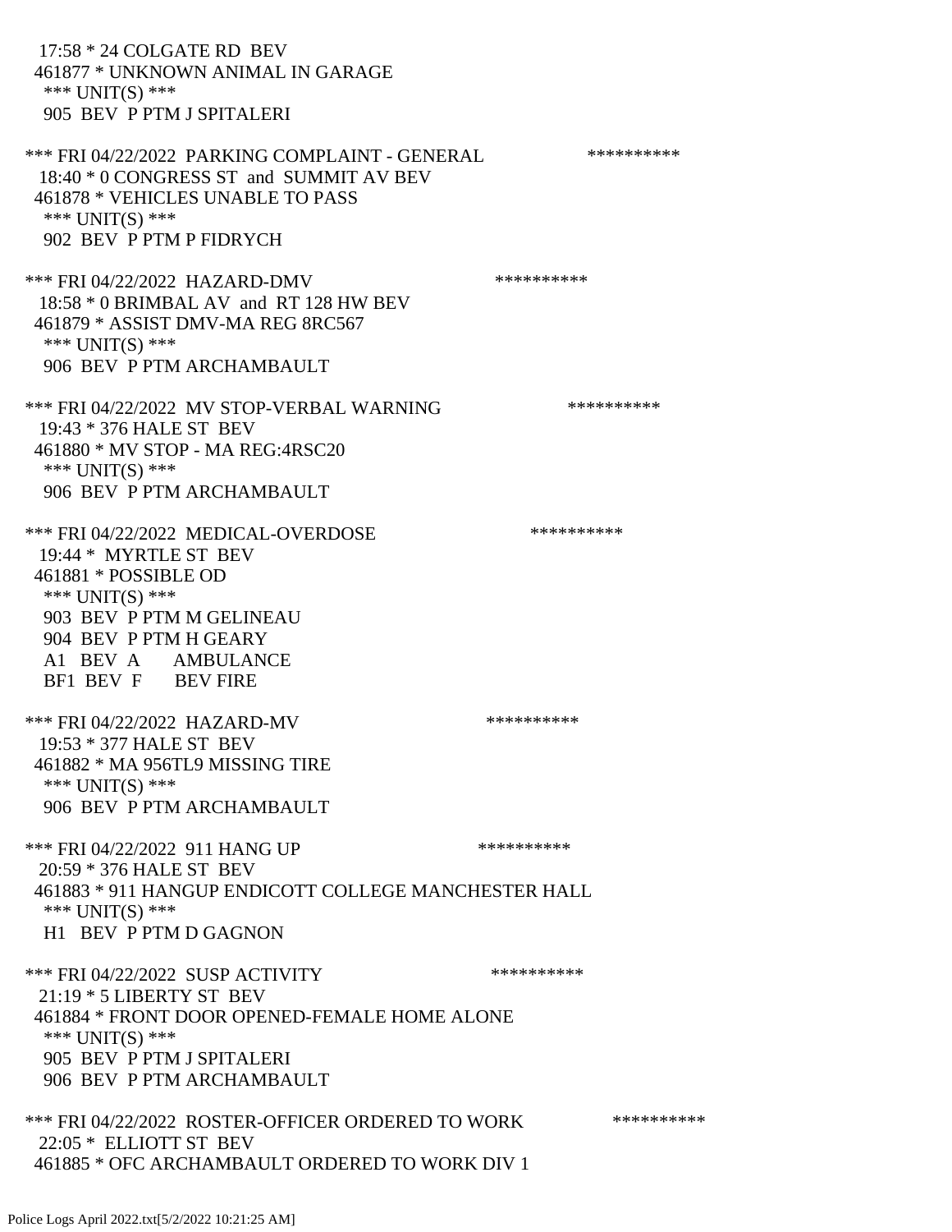17:58 * 24 COLGATE RD BEV
461877 * UNKNOWN ANIMAL IN GARAGE
*** UNIT(S) ***
905 BEV P PTM J SPITALERI

*** FRI 04/22/2022 PARKING COMPLAINT - GENERAL **********
18:40 * 0 CONGRESS ST and SUMMIT AV BEV
461878 * VEHICLES UNABLE TO PASS
*** UNIT(S) ***
902 BEV P PTM P FIDRYCH

*** FRI 04/22/2022 HAZARD-DMV **********
18:58 * 0 BRIMBAL AV and RT 128 HW BEV
461879 * ASSIST DMV-MA REG 8RC567
*** UNIT(S) ***
906 BEV P PTM ARCHAMBAULT

*** FRI 04/22/2022 MV STOP-VERBAL WARNING **********
19:43 * 376 HALE ST BEV
461880 * MV STOP - MA REG:4RSC20
*** UNIT(S) ***
906 BEV P PTM ARCHAMBAULT

*** FRI 04/22/2022 MEDICAL-OVERDOSE **********
19:44 * MYRTLE ST BEV
461881 * POSSIBLE OD
*** UNIT(S) ***
903 BEV P PTM M GELINEAU
904 BEV P PTM H GEARY
A1 BEV A AMBULANCE
BF1 BEV F BEV FIRE

*** FRI 04/22/2022 HAZARD-MV **********
19:53 * 377 HALE ST BEV
461882 * MA 956TL9 MISSING TIRE
*** UNIT(S) ***
906 BEV P PTM ARCHAMBAULT

*** FRI 04/22/2022 911 HANG UP **********
20:59 * 376 HALE ST BEV
461883 * 911 HANGUP ENDICOTT COLLEGE MANCHESTER HALL
*** UNIT(S) ***
H1 BEV P PTM D GAGNON

*** FRI 04/22/2022 SUSP ACTIVITY **********
21:19 * 5 LIBERTY ST BEV
461884 * FRONT DOOR OPENED-FEMALE HOME ALONE
*** UNIT(S) ***
905 BEV P PTM J SPITALERI
906 BEV P PTM ARCHAMBAULT

*** FRI 04/22/2022 ROSTER-OFFICER ORDERED TO WORK **********
22:05 * ELLIOTT ST BEV
461885 * OFC ARCHAMBAULT ORDERED TO WORK DIV 1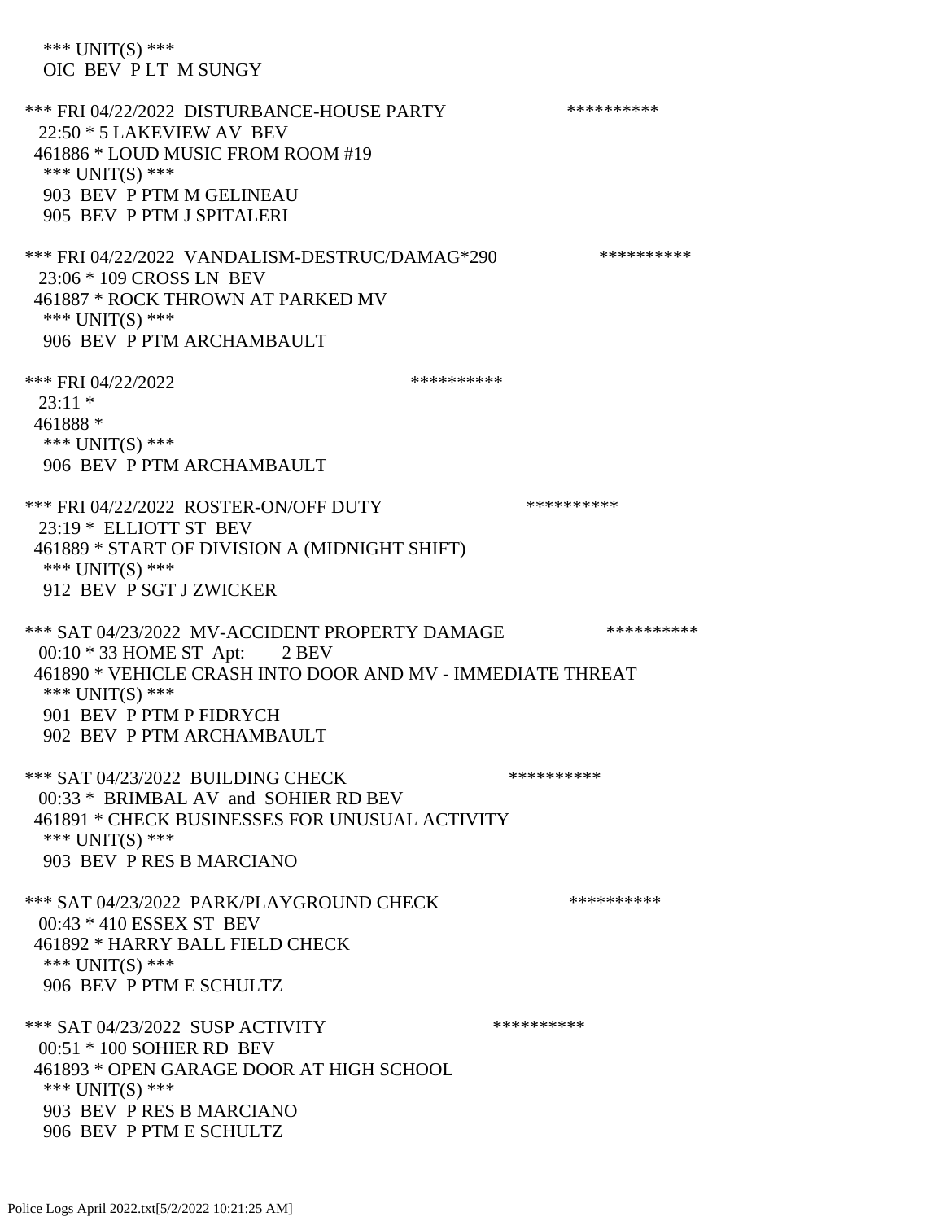*** UNIT(S) ***
OIC BEV P LT M SUNGY

*** FRI 04/22/2022 DISTURBANCE-HOUSE PARTY **********
22:50 * 5 LAKEVIEW AV BEV
461886 * LOUD MUSIC FROM ROOM #19
*** UNIT(S) ***
903 BEV P PTM M GELINEAU
905 BEV P PTM J SPITALERI

*** FRI 04/22/2022 VANDALISM-DESTRUC/DAMAG*290 **********
23:06 * 109 CROSS LN BEV
461887 * ROCK THROWN AT PARKED MV
*** UNIT(S) ***
906 BEV P PTM ARCHAMBAULT

*** FRI 04/22/2022 **********
23:11 *
461888 *
*** UNIT(S) ***
906 BEV P PTM ARCHAMBAULT

*** FRI 04/22/2022 ROSTER-ON/OFF DUTY **********
23:19 * ELLIOTT ST BEV
461889 * START OF DIVISION A (MIDNIGHT SHIFT)
*** UNIT(S) ***
912 BEV P SGT J ZWICKER

*** SAT 04/23/2022 MV-ACCIDENT PROPERTY DAMAGE **********
00:10 * 33 HOME ST Apt: 2 BEV
461890 * VEHICLE CRASH INTO DOOR AND MV - IMMEDIATE THREAT
*** UNIT(S) ***
901 BEV P PTM P FIDRYCH
902 BEV P PTM ARCHAMBAULT

*** SAT 04/23/2022 BUILDING CHECK **********
00:33 * BRIMBAL AV and SOHIER RD BEV
461891 * CHECK BUSINESSES FOR UNUSUAL ACTIVITY
*** UNIT(S) ***
903 BEV P RES B MARCIANO

*** SAT 04/23/2022 PARK/PLAYGROUND CHECK **********
00:43 * 410 ESSEX ST BEV
461892 * HARRY BALL FIELD CHECK
*** UNIT(S) ***
906 BEV P PTM E SCHULTZ

*** SAT 04/23/2022 SUSP ACTIVITY **********
00:51 * 100 SOHIER RD BEV
461893 * OPEN GARAGE DOOR AT HIGH SCHOOL
*** UNIT(S) ***
903 BEV P RES B MARCIANO
906 BEV P PTM E SCHULTZ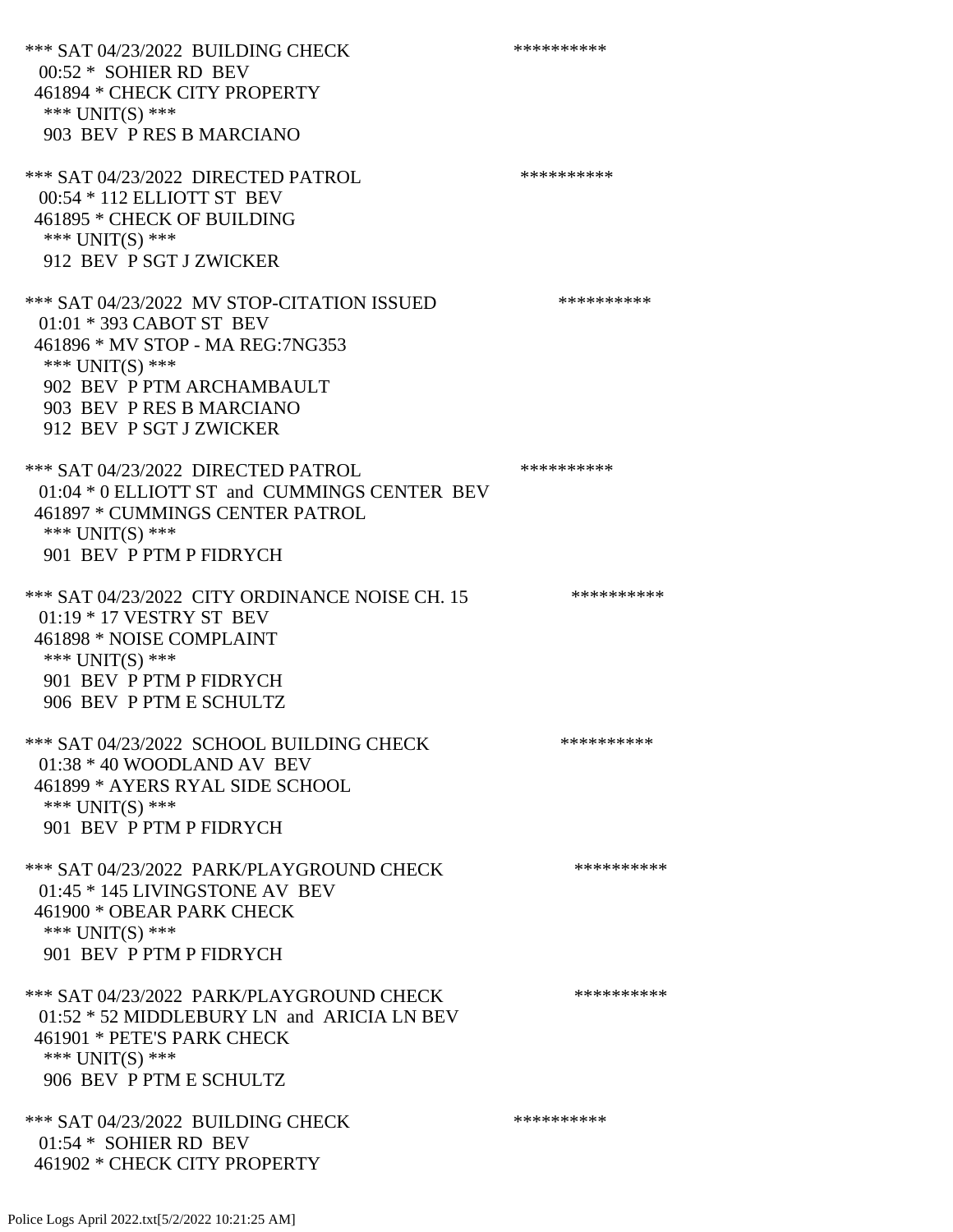*** SAT 04/23/2022 BUILDING CHECK **********
00:52 * SOHIER RD BEV
461894 * CHECK CITY PROPERTY
*** UNIT(S) ***
903 BEV P RES B MARCIANO

*** SAT 04/23/2022 DIRECTED PATROL **********
00:54 * 112 ELLIOTT ST BEV
461895 * CHECK OF BUILDING
*** UNIT(S) ***
912 BEV P SGT J ZWICKER

*** SAT 04/23/2022 MV STOP-CITATION ISSUED **********
01:01 * 393 CABOT ST BEV
461896 * MV STOP - MA REG:7NG353
*** UNIT(S) ***
902 BEV P PTM ARCHAMBAULT
903 BEV P RES B MARCIANO
912 BEV P SGT J ZWICKER

*** SAT 04/23/2022 DIRECTED PATROL **********
01:04 * 0 ELLIOTT ST and CUMMINGS CENTER BEV
461897 * CUMMINGS CENTER PATROL
*** UNIT(S) ***
901 BEV P PTM P FIDRYCH

*** SAT 04/23/2022 CITY ORDINANCE NOISE CH. 15 **********
01:19 * 17 VESTRY ST BEV
461898 * NOISE COMPLAINT
*** UNIT(S) ***
901 BEV P PTM P FIDRYCH
906 BEV P PTM E SCHULTZ

*** SAT 04/23/2022 SCHOOL BUILDING CHECK **********
01:38 * 40 WOODLAND AV BEV
461899 * AYERS RYAL SIDE SCHOOL
*** UNIT(S) ***
901 BEV P PTM P FIDRYCH

*** SAT 04/23/2022 PARK/PLAYGROUND CHECK **********
01:45 * 145 LIVINGSTONE AV BEV
461900 * OBEAR PARK CHECK
*** UNIT(S) ***
901 BEV P PTM P FIDRYCH

*** SAT 04/23/2022 PARK/PLAYGROUND CHECK **********
01:52 * 52 MIDDLEBURY LN and ARICIA LN BEV
461901 * PETE'S PARK CHECK
*** UNIT(S) ***
906 BEV P PTM E SCHULTZ

*** SAT 04/23/2022 BUILDING CHECK **********
01:54 * SOHIER RD BEV
461902 * CHECK CITY PROPERTY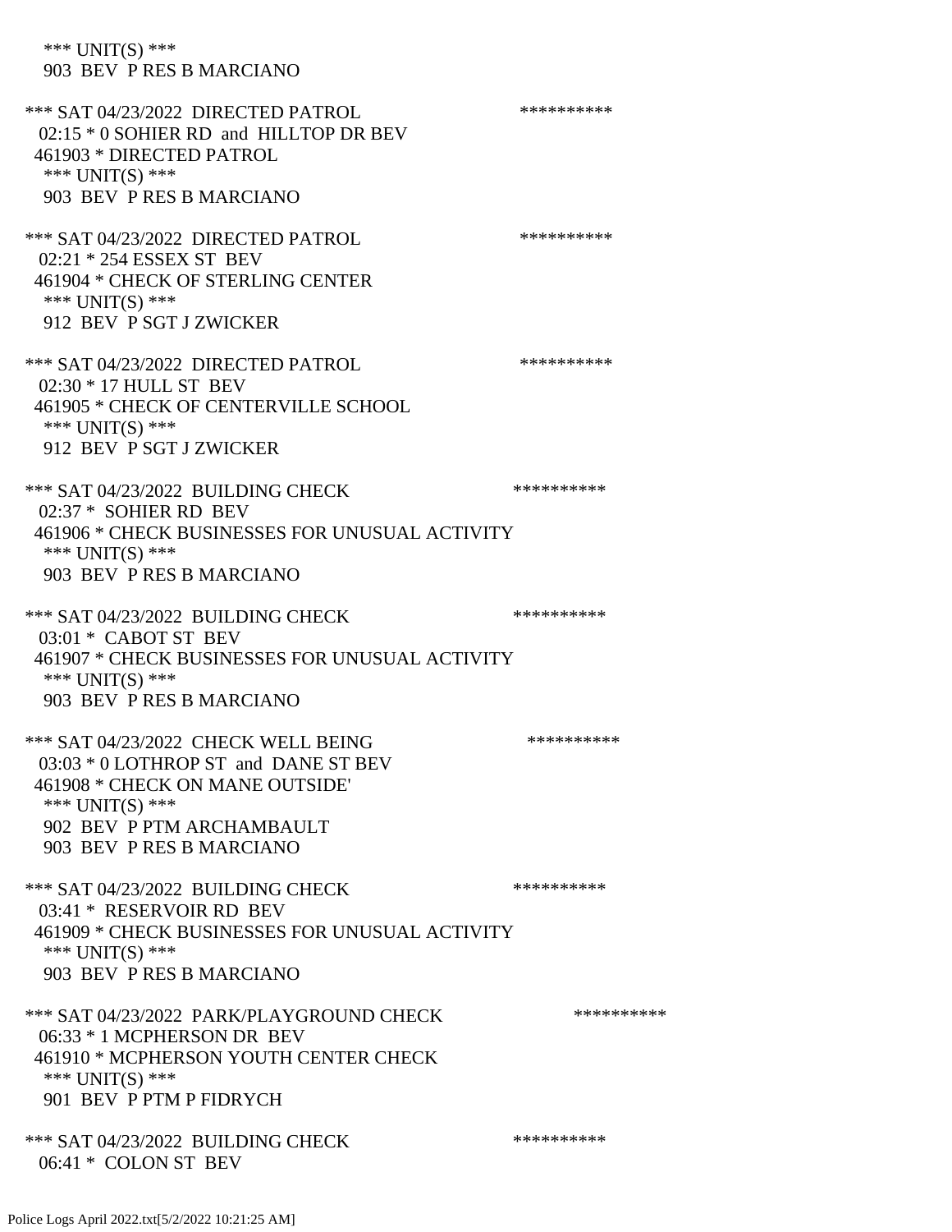*** UNIT(S) ***
 903 BEV P RES B MARCIANO

*** SAT 04/23/2022 DIRECTED PATROL **********
 02:15 * 0 SOHIER RD and HILLTOP DR BEV
 461903 * DIRECTED PATROL
 *** UNIT(S) ***
 903 BEV P RES B MARCIANO

*** SAT 04/23/2022 DIRECTED PATROL **********
 02:21 * 254 ESSEX ST BEV
 461904 * CHECK OF STERLING CENTER
 *** UNIT(S) ***
 912 BEV P SGT J ZWICKER

*** SAT 04/23/2022 DIRECTED PATROL **********
 02:30 * 17 HULL ST BEV
 461905 * CHECK OF CENTERVILLE SCHOOL
 *** UNIT(S) ***
 912 BEV P SGT J ZWICKER

*** SAT 04/23/2022 BUILDING CHECK **********
 02:37 * SOHIER RD BEV
 461906 * CHECK BUSINESSES FOR UNUSUAL ACTIVITY
 *** UNIT(S) ***
 903 BEV P RES B MARCIANO

*** SAT 04/23/2022 BUILDING CHECK **********
 03:01 * CABOT ST BEV
 461907 * CHECK BUSINESSES FOR UNUSUAL ACTIVITY
 *** UNIT(S) ***
 903 BEV P RES B MARCIANO

*** SAT 04/23/2022 CHECK WELL BEING **********
 03:03 * 0 LOTHROP ST and DANE ST BEV
 461908 * CHECK ON MANE OUTSIDE'
 *** UNIT(S) ***
 902 BEV P PTM ARCHAMBAULT
 903 BEV P RES B MARCIANO

*** SAT 04/23/2022 BUILDING CHECK **********
 03:41 * RESERVOIR RD BEV
 461909 * CHECK BUSINESSES FOR UNUSUAL ACTIVITY
 *** UNIT(S) ***
 903 BEV P RES B MARCIANO

*** SAT 04/23/2022 PARK/PLAYGROUND CHECK **********
 06:33 * 1 MCPHERSON DR BEV
 461910 * MCPHERSON YOUTH CENTER CHECK
 *** UNIT(S) ***
 901 BEV P PTM P FIDRYCH

*** SAT 04/23/2022 BUILDING CHECK **********
 06:41 * COLON ST BEV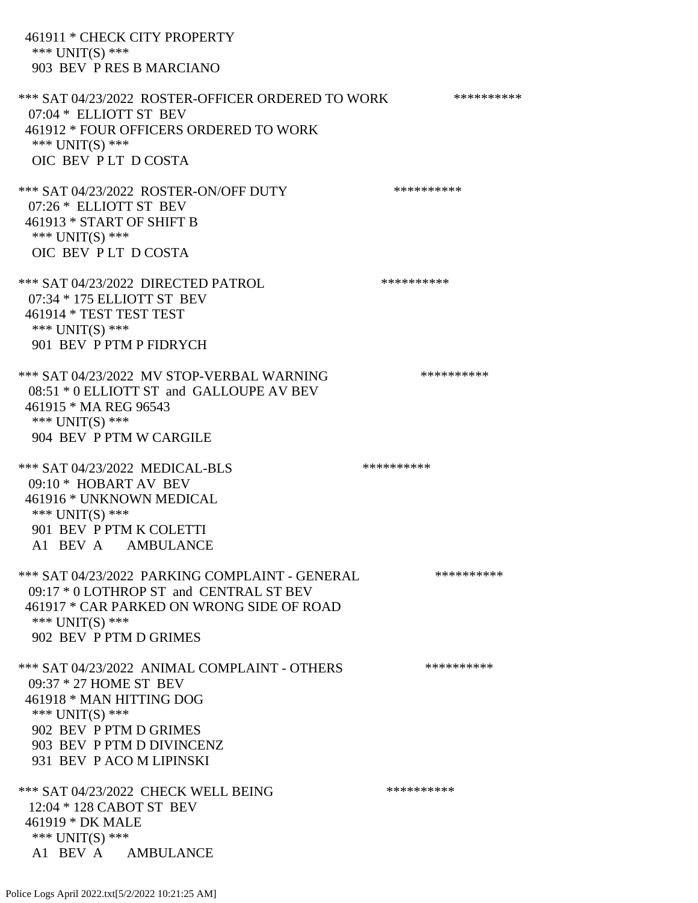461911 * CHECK CITY PROPERTY
 *** UNIT(S) ***
 903 BEV P RES B MARCIANO

*** SAT 04/23/2022 ROSTER-OFFICER ORDERED TO WORK **********
 07:04 * ELLIOTT ST BEV
 461912 * FOUR OFFICERS ORDERED TO WORK
 *** UNIT(S) ***
 OIC BEV P LT D COSTA

*** SAT 04/23/2022 ROSTER-ON/OFF DUTY **********
 07:26 * ELLIOTT ST BEV
 461913 * START OF SHIFT B
 *** UNIT(S) ***
 OIC BEV P LT D COSTA

*** SAT 04/23/2022 DIRECTED PATROL **********
 07:34 * 175 ELLIOTT ST BEV
 461914 * TEST TEST TEST
 *** UNIT(S) ***
 901 BEV P PTM P FIDRYCH

*** SAT 04/23/2022 MV STOP-VERBAL WARNING **********
 08:51 * 0 ELLIOTT ST and GALLOUPE AV BEV
 461915 * MA REG 96543
 *** UNIT(S) ***
 904 BEV P PTM W CARGILE

*** SAT 04/23/2022 MEDICAL-BLS **********
 09:10 * HOBART AV BEV
 461916 * UNKNOWN MEDICAL
 *** UNIT(S) ***
 901 BEV P PTM K COLETTI
 A1 BEV A AMBULANCE

*** SAT 04/23/2022 PARKING COMPLAINT - GENERAL **********
 09:17 * 0 LOTHROP ST and CENTRAL ST BEV
 461917 * CAR PARKED ON WRONG SIDE OF ROAD
 *** UNIT(S) ***
 902 BEV P PTM D GRIMES

*** SAT 04/23/2022 ANIMAL COMPLAINT - OTHERS **********
 09:37 * 27 HOME ST BEV
 461918 * MAN HITTING DOG
 *** UNIT(S) ***
 902 BEV P PTM D GRIMES
 903 BEV P PTM D DIVINCENZ
 931 BEV P ACO M LIPINSKI

*** SAT 04/23/2022 CHECK WELL BEING **********
 12:04 * 128 CABOT ST BEV
 461919 * DK MALE
 *** UNIT(S) ***
 A1 BEV A AMBULANCE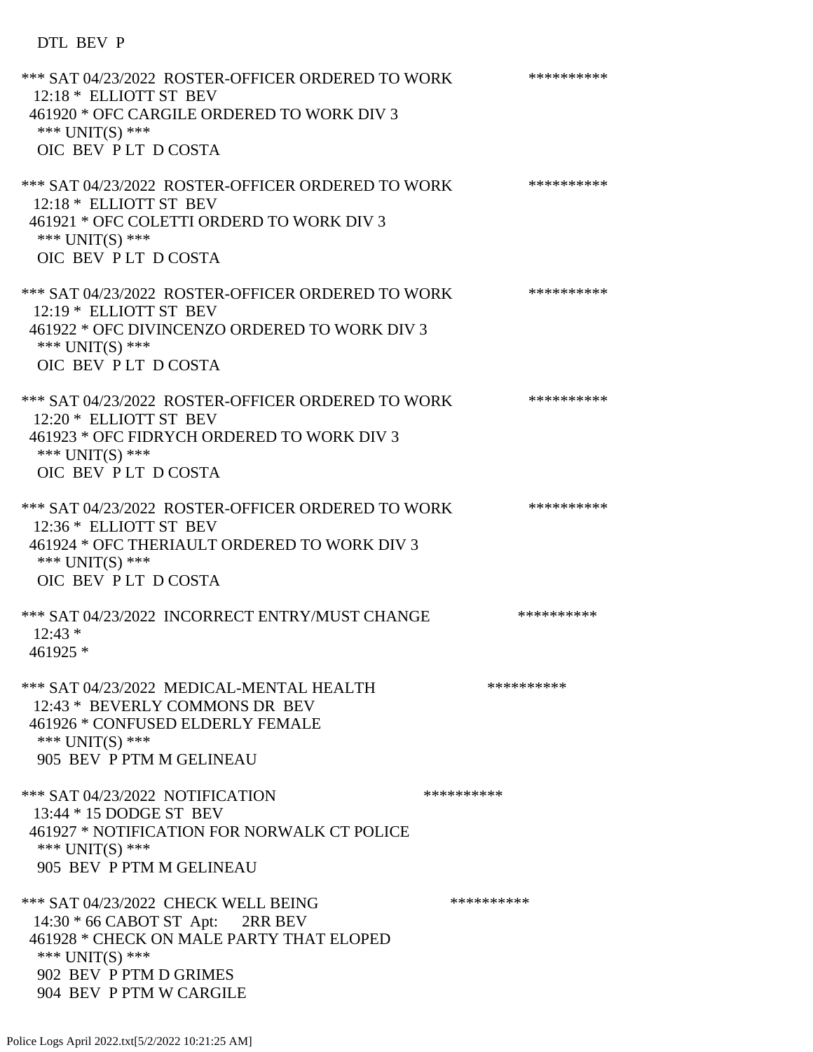DTL BEV P

*** SAT 04/23/2022 ROSTER-OFFICER ORDERED TO WORK **********
12:18 * ELLIOTT ST BEV
461920 * OFC CARGILE ORDERED TO WORK DIV 3
*** UNIT(S) ***
OIC BEV P LT D COSTA

*** SAT 04/23/2022 ROSTER-OFFICER ORDERED TO WORK **********
12:18 * ELLIOTT ST BEV
461921 * OFC COLETTI ORDERD TO WORK DIV 3
*** UNIT(S) ***
OIC BEV P LT D COSTA

*** SAT 04/23/2022 ROSTER-OFFICER ORDERED TO WORK **********
12:19 * ELLIOTT ST BEV
461922 * OFC DIVINCENZO ORDERED TO WORK DIV 3
*** UNIT(S) ***
OIC BEV P LT D COSTA

*** SAT 04/23/2022 ROSTER-OFFICER ORDERED TO WORK **********
12:20 * ELLIOTT ST BEV
461923 * OFC FIDRYCH ORDERED TO WORK DIV 3
*** UNIT(S) ***
OIC BEV P LT D COSTA

*** SAT 04/23/2022 ROSTER-OFFICER ORDERED TO WORK **********
12:36 * ELLIOTT ST BEV
461924 * OFC THERIAULT ORDERED TO WORK DIV 3
*** UNIT(S) ***
OIC BEV P LT D COSTA

*** SAT 04/23/2022 INCORRECT ENTRY/MUST CHANGE **********
12:43 *
461925 *

*** SAT 04/23/2022 MEDICAL-MENTAL HEALTH **********
12:43 * BEVERLY COMMONS DR BEV
461926 * CONFUSED ELDERLY FEMALE
*** UNIT(S) ***
905 BEV P PTM M GELINEAU

*** SAT 04/23/2022 NOTIFICATION **********
13:44 * 15 DODGE ST BEV
461927 * NOTIFICATION FOR NORWALK CT POLICE
*** UNIT(S) ***
905 BEV P PTM M GELINEAU

*** SAT 04/23/2022 CHECK WELL BEING **********
14:30 * 66 CABOT ST Apt: 2RR BEV
461928 * CHECK ON MALE PARTY THAT ELOPED
*** UNIT(S) ***
902 BEV P PTM D GRIMES
904 BEV P PTM W CARGILE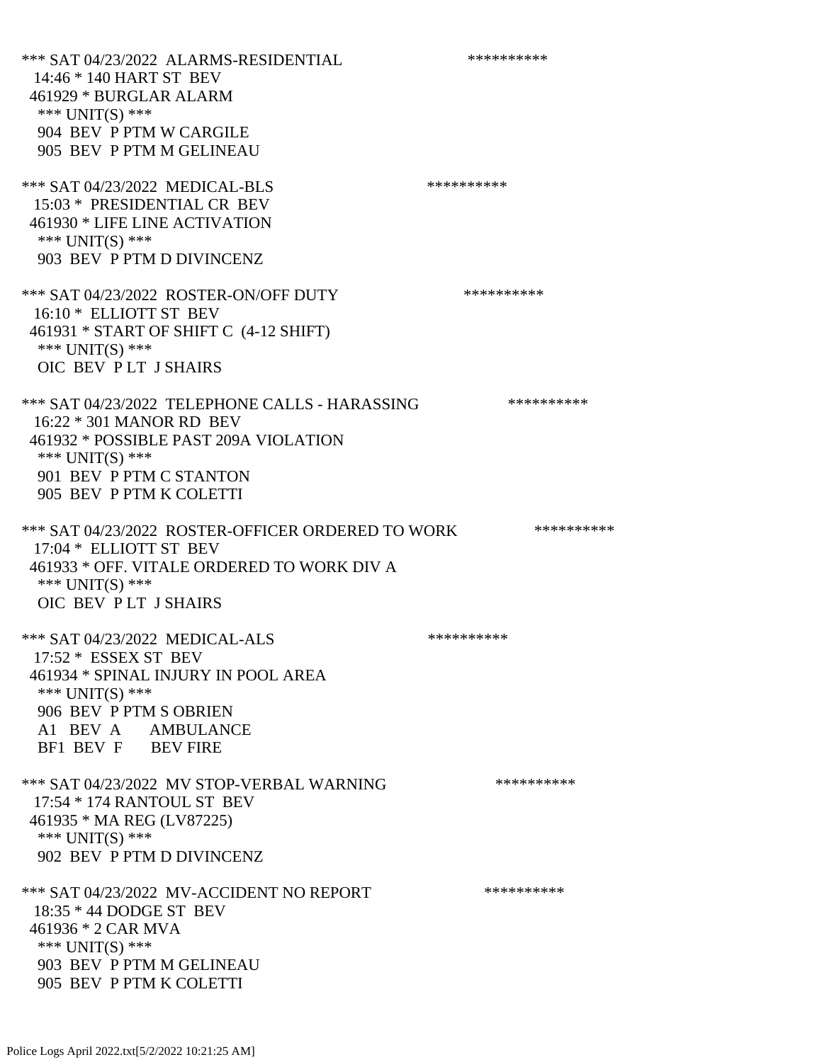*** SAT 04/23/2022 ALARMS-RESIDENTIAL **********
14:46 * 140 HART ST BEV
461929 * BURGLAR ALARM
*** UNIT(S) ***
904 BEV P PTM W CARGILE
905 BEV P PTM M GELINEAU

*** SAT 04/23/2022 MEDICAL-BLS **********
15:03 * PRESIDENTIAL CR BEV
461930 * LIFE LINE ACTIVATION
*** UNIT(S) ***
903 BEV P PTM D DIVINCENZ

*** SAT 04/23/2022 ROSTER-ON/OFF DUTY **********
16:10 * ELLIOTT ST BEV
461931 * START OF SHIFT C (4-12 SHIFT)
*** UNIT(S) ***
OIC BEV P LT J SHAIRS

*** SAT 04/23/2022 TELEPHONE CALLS - HARASSING **********
16:22 * 301 MANOR RD BEV
461932 * POSSIBLE PAST 209A VIOLATION
*** UNIT(S) ***
901 BEV P PTM C STANTON
905 BEV P PTM K COLETTI

*** SAT 04/23/2022 ROSTER-OFFICER ORDERED TO WORK **********
17:04 * ELLIOTT ST BEV
461933 * OFF. VITALE ORDERED TO WORK DIV A
*** UNIT(S) ***
OIC BEV P LT J SHAIRS

*** SAT 04/23/2022 MEDICAL-ALS **********
17:52 * ESSEX ST BEV
461934 * SPINAL INJURY IN POOL AREA
*** UNIT(S) ***
906 BEV P PTM S OBRIEN
A1 BEV A AMBULANCE
BF1 BEV F BEV FIRE

*** SAT 04/23/2022 MV STOP-VERBAL WARNING **********
17:54 * 174 RANTOUL ST BEV
461935 * MA REG (LV87225)
*** UNIT(S) ***
902 BEV P PTM D DIVINCENZ

*** SAT 04/23/2022 MV-ACCIDENT NO REPORT **********
18:35 * 44 DODGE ST BEV
461936 * 2 CAR MVA
*** UNIT(S) ***
903 BEV P PTM M GELINEAU
905 BEV P PTM K COLETTI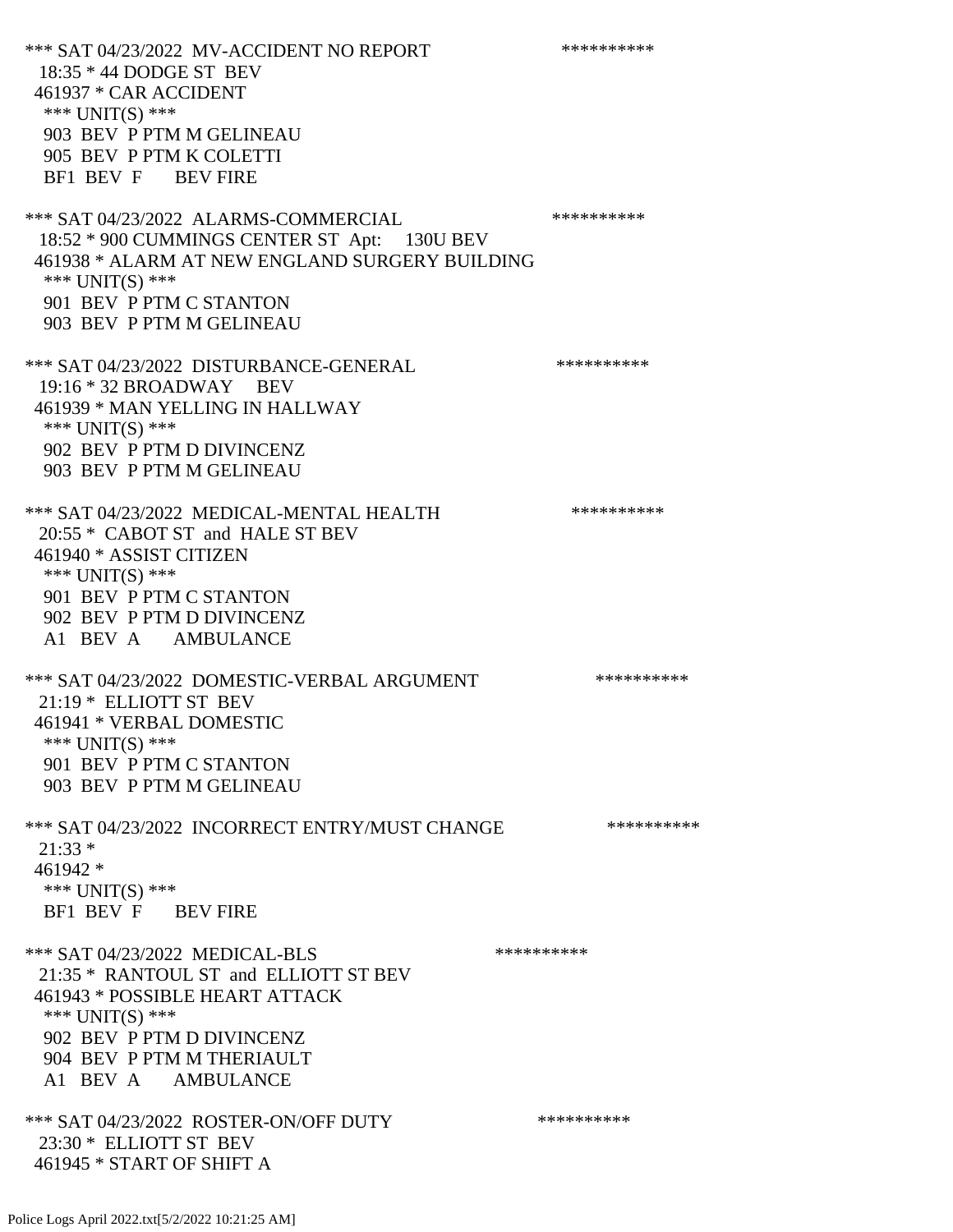*** SAT 04/23/2022 MV-ACCIDENT NO REPORT **********
18:35 * 44 DODGE ST BEV
461937 * CAR ACCIDENT
*** UNIT(S) ***
903 BEV P PTM M GELINEAU
905 BEV P PTM K COLETTI
BF1 BEV F BEV FIRE

*** SAT 04/23/2022 ALARMS-COMMERCIAL **********
18:52 * 900 CUMMINGS CENTER ST Apt: 130U BEV
461938 * ALARM AT NEW ENGLAND SURGERY BUILDING
*** UNIT(S) ***
901 BEV P PTM C STANTON
903 BEV P PTM M GELINEAU

*** SAT 04/23/2022 DISTURBANCE-GENERAL **********
19:16 * 32 BROADWAY BEV
461939 * MAN YELLING IN HALLWAY
*** UNIT(S) ***
902 BEV P PTM D DIVINCENZ
903 BEV P PTM M GELINEAU

*** SAT 04/23/2022 MEDICAL-MENTAL HEALTH **********
20:55 * CABOT ST and HALE ST BEV
461940 * ASSIST CITIZEN
*** UNIT(S) ***
901 BEV P PTM C STANTON
902 BEV P PTM D DIVINCENZ
A1 BEV A AMBULANCE

*** SAT 04/23/2022 DOMESTIC-VERBAL ARGUMENT **********
21:19 * ELLIOTT ST BEV
461941 * VERBAL DOMESTIC
*** UNIT(S) ***
901 BEV P PTM C STANTON
903 BEV P PTM M GELINEAU

*** SAT 04/23/2022 INCORRECT ENTRY/MUST CHANGE **********
21:33 *
461942 *
*** UNIT(S) ***
BF1 BEV F BEV FIRE

*** SAT 04/23/2022 MEDICAL-BLS **********
21:35 * RANTOUL ST and ELLIOTT ST BEV
461943 * POSSIBLE HEART ATTACK
*** UNIT(S) ***
902 BEV P PTM D DIVINCENZ
904 BEV P PTM M THERIAULT
A1 BEV A AMBULANCE

*** SAT 04/23/2022 ROSTER-ON/OFF DUTY **********
23:30 * ELLIOTT ST BEV
461945 * START OF SHIFT A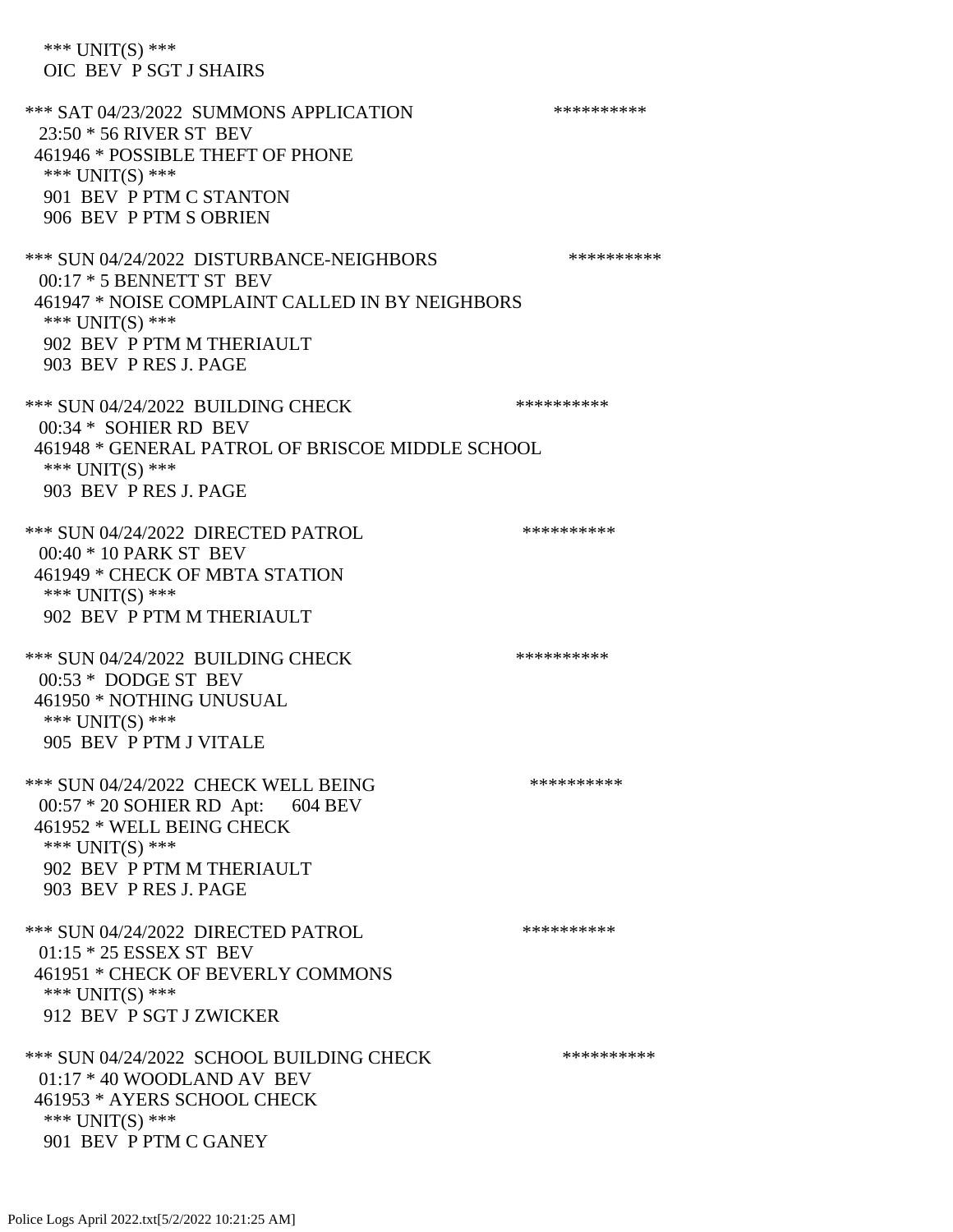*** UNIT(S) ***
OIC BEV P SGT J SHAIRS

*** SAT 04/23/2022 SUMMONS APPLICATION **********
23:50 * 56 RIVER ST BEV
461946 * POSSIBLE THEFT OF PHONE
*** UNIT(S) ***
901 BEV P PTM C STANTON
906 BEV P PTM S OBRIEN

*** SUN 04/24/2022 DISTURBANCE-NEIGHBORS **********
00:17 * 5 BENNETT ST BEV
461947 * NOISE COMPLAINT CALLED IN BY NEIGHBORS
*** UNIT(S) ***
902 BEV P PTM M THERIAULT
903 BEV P RES J. PAGE

*** SUN 04/24/2022 BUILDING CHECK **********
00:34 * SOHIER RD BEV
461948 * GENERAL PATROL OF BRISCOE MIDDLE SCHOOL
*** UNIT(S) ***
903 BEV P RES J. PAGE

*** SUN 04/24/2022 DIRECTED PATROL **********
00:40 * 10 PARK ST BEV
461949 * CHECK OF MBTA STATION
*** UNIT(S) ***
902 BEV P PTM M THERIAULT

*** SUN 04/24/2022 BUILDING CHECK **********
00:53 * DODGE ST BEV
461950 * NOTHING UNUSUAL
*** UNIT(S) ***
905 BEV P PTM J VITALE

*** SUN 04/24/2022 CHECK WELL BEING **********
00:57 * 20 SOHIER RD Apt: 604 BEV
461952 * WELL BEING CHECK
*** UNIT(S) ***
902 BEV P PTM M THERIAULT
903 BEV P RES J. PAGE

*** SUN 04/24/2022 DIRECTED PATROL **********
01:15 * 25 ESSEX ST BEV
461951 * CHECK OF BEVERLY COMMONS
*** UNIT(S) ***
912 BEV P SGT J ZWICKER

*** SUN 04/24/2022 SCHOOL BUILDING CHECK **********
01:17 * 40 WOODLAND AV BEV
461953 * AYERS SCHOOL CHECK
*** UNIT(S) ***
901 BEV P PTM C GANEY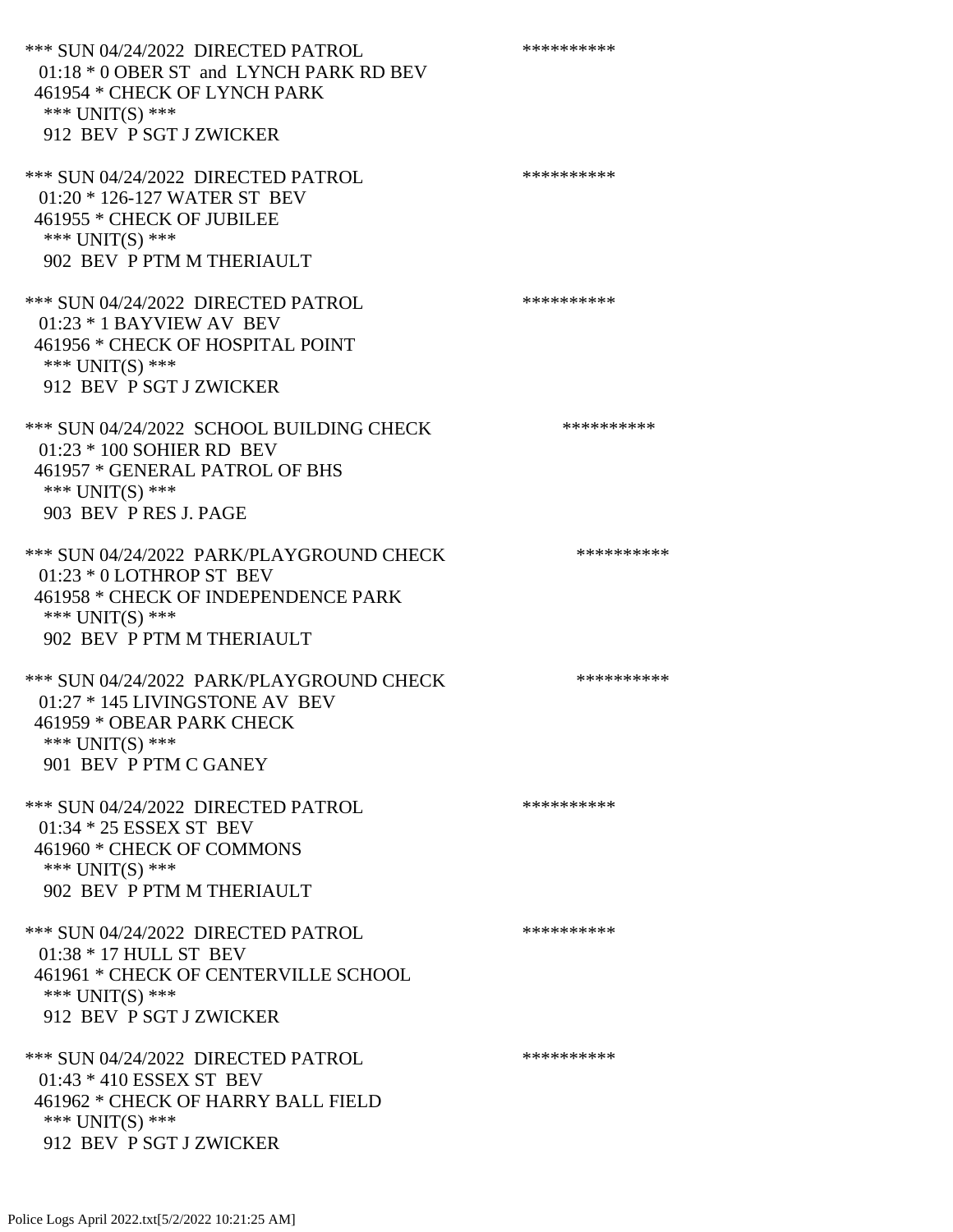*** SUN 04/24/2022 DIRECTED PATROL **********
01:18 * 0 OBER ST and LYNCH PARK RD BEV
461954 * CHECK OF LYNCH PARK
*** UNIT(S) ***
912 BEV P SGT J ZWICKER

*** SUN 04/24/2022 DIRECTED PATROL **********
01:20 * 126-127 WATER ST BEV
461955 * CHECK OF JUBILEE
*** UNIT(S) ***
902 BEV P PTM M THERIAULT

*** SUN 04/24/2022 DIRECTED PATROL **********
01:23 * 1 BAYVIEW AV BEV
461956 * CHECK OF HOSPITAL POINT
*** UNIT(S) ***
912 BEV P SGT J ZWICKER

*** SUN 04/24/2022 SCHOOL BUILDING CHECK **********
01:23 * 100 SOHIER RD BEV
461957 * GENERAL PATROL OF BHS
*** UNIT(S) ***
903 BEV P RES J. PAGE

*** SUN 04/24/2022 PARK/PLAYGROUND CHECK **********
01:23 * 0 LOTHROP ST BEV
461958 * CHECK OF INDEPENDENCE PARK
*** UNIT(S) ***
902 BEV P PTM M THERIAULT

*** SUN 04/24/2022 PARK/PLAYGROUND CHECK **********
01:27 * 145 LIVINGSTONE AV BEV
461959 * OBEAR PARK CHECK
*** UNIT(S) ***
901 BEV P PTM C GANEY

*** SUN 04/24/2022 DIRECTED PATROL **********
01:34 * 25 ESSEX ST BEV
461960 * CHECK OF COMMONS
*** UNIT(S) ***
902 BEV P PTM M THERIAULT

*** SUN 04/24/2022 DIRECTED PATROL **********
01:38 * 17 HULL ST BEV
461961 * CHECK OF CENTERVILLE SCHOOL
*** UNIT(S) ***
912 BEV P SGT J ZWICKER

*** SUN 04/24/2022 DIRECTED PATROL **********
01:43 * 410 ESSEX ST BEV
461962 * CHECK OF HARRY BALL FIELD
*** UNIT(S) ***
912 BEV P SGT J ZWICKER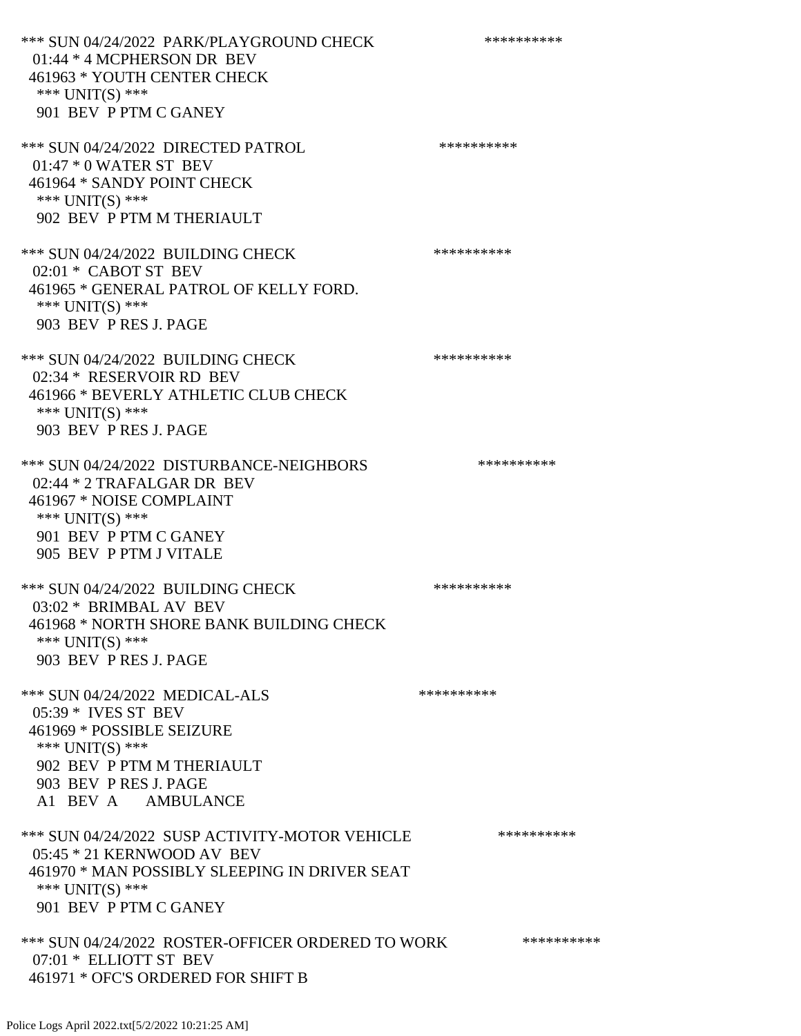*** SUN 04/24/2022 PARK/PLAYGROUND CHECK **********
01:44 * 4 MCPHERSON DR BEV
461963 * YOUTH CENTER CHECK
*** UNIT(S) ***
901 BEV P PTM C GANEY

*** SUN 04/24/2022 DIRECTED PATROL **********
01:47 * 0 WATER ST BEV
461964 * SANDY POINT CHECK
*** UNIT(S) ***
902 BEV P PTM M THERIAULT

*** SUN 04/24/2022 BUILDING CHECK **********
02:01 * CABOT ST BEV
461965 * GENERAL PATROL OF KELLY FORD.
*** UNIT(S) ***
903 BEV P RES J. PAGE

*** SUN 04/24/2022 BUILDING CHECK **********
02:34 * RESERVOIR RD BEV
461966 * BEVERLY ATHLETIC CLUB CHECK
*** UNIT(S) ***
903 BEV P RES J. PAGE

*** SUN 04/24/2022 DISTURBANCE-NEIGHBORS **********
02:44 * 2 TRAFALGAR DR BEV
461967 * NOISE COMPLAINT
*** UNIT(S) ***
901 BEV P PTM C GANEY
905 BEV P PTM J VITALE

*** SUN 04/24/2022 BUILDING CHECK **********
03:02 * BRIMBAL AV BEV
461968 * NORTH SHORE BANK BUILDING CHECK
*** UNIT(S) ***
903 BEV P RES J. PAGE

*** SUN 04/24/2022 MEDICAL-ALS **********
05:39 * IVES ST BEV
461969 * POSSIBLE SEIZURE
*** UNIT(S) ***
902 BEV P PTM M THERIAULT
903 BEV P RES J. PAGE
A1 BEV A AMBULANCE

*** SUN 04/24/2022 SUSP ACTIVITY-MOTOR VEHICLE **********
05:45 * 21 KERNWOOD AV BEV
461970 * MAN POSSIBLY SLEEPING IN DRIVER SEAT
*** UNIT(S) ***
901 BEV P PTM C GANEY

*** SUN 04/24/2022 ROSTER-OFFICER ORDERED TO WORK **********
07:01 * ELLIOTT ST BEV
461971 * OFC'S ORDERED FOR SHIFT B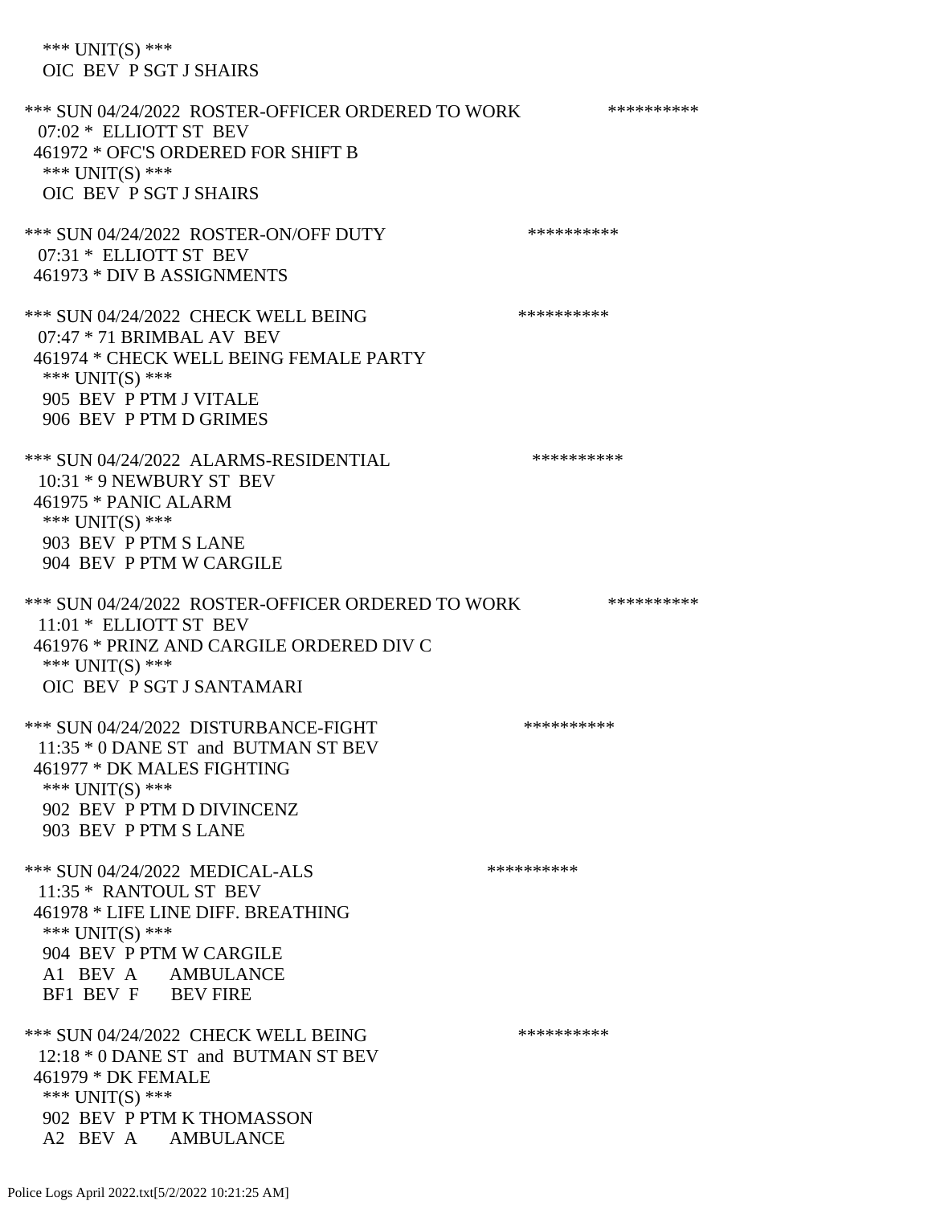*** UNIT(S) ***
OIC BEV P SGT J SHAIRS

*** SUN 04/24/2022 ROSTER-OFFICER ORDERED TO WORK **********
07:02 * ELLIOTT ST BEV
461972 * OFC'S ORDERED FOR SHIFT B
*** UNIT(S) ***
OIC BEV P SGT J SHAIRS

*** SUN 04/24/2022 ROSTER-ON/OFF DUTY **********
07:31 * ELLIOTT ST BEV
461973 * DIV B ASSIGNMENTS

*** SUN 04/24/2022 CHECK WELL BEING **********
07:47 * 71 BRIMBAL AV BEV
461974 * CHECK WELL BEING FEMALE PARTY
*** UNIT(S) ***
905 BEV P PTM J VITALE
906 BEV P PTM D GRIMES

*** SUN 04/24/2022 ALARMS-RESIDENTIAL **********
10:31 * 9 NEWBURY ST BEV
461975 * PANIC ALARM
*** UNIT(S) ***
903 BEV P PTM S LANE
904 BEV P PTM W CARGILE

*** SUN 04/24/2022 ROSTER-OFFICER ORDERED TO WORK **********
11:01 * ELLIOTT ST BEV
461976 * PRINZ AND CARGILE ORDERED DIV C
*** UNIT(S) ***
OIC BEV P SGT J SANTAMARI

*** SUN 04/24/2022 DISTURBANCE-FIGHT **********
11:35 * 0 DANE ST and BUTMAN ST BEV
461977 * DK MALES FIGHTING
*** UNIT(S) ***
902 BEV P PTM D DIVINCENZ
903 BEV P PTM S LANE

*** SUN 04/24/2022 MEDICAL-ALS **********
11:35 * RANTOUL ST BEV
461978 * LIFE LINE DIFF. BREATHING
*** UNIT(S) ***
904 BEV P PTM W CARGILE
A1 BEV A AMBULANCE
BF1 BEV F BEV FIRE

*** SUN 04/24/2022 CHECK WELL BEING **********
12:18 * 0 DANE ST and BUTMAN ST BEV
461979 * DK FEMALE
*** UNIT(S) ***
902 BEV P PTM K THOMASSON
A2 BEV A AMBULANCE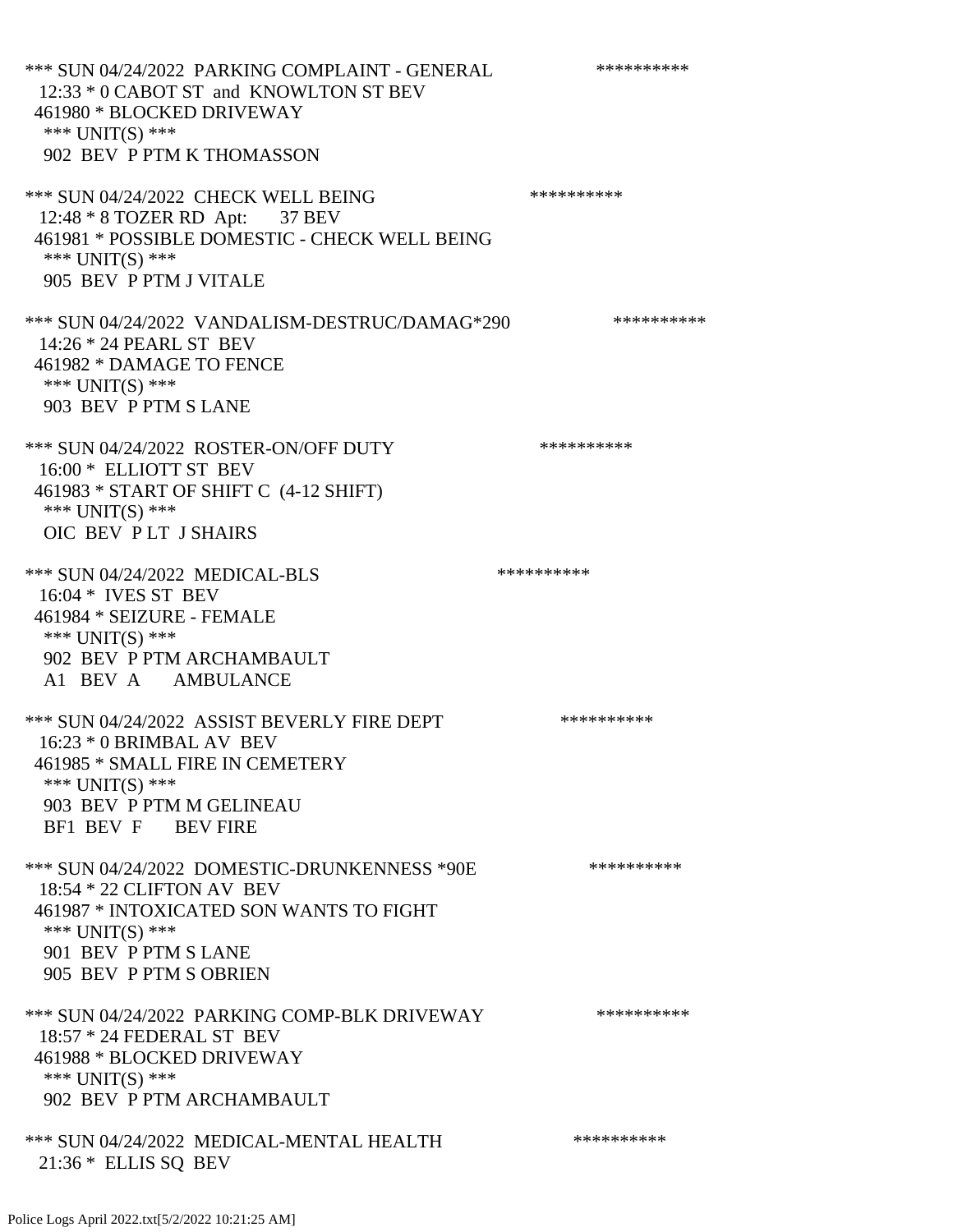*** SUN 04/24/2022 PARKING COMPLAINT - GENERAL **********
12:33 * 0 CABOT ST and KNOWLTON ST BEV
461980 * BLOCKED DRIVEWAY
*** UNIT(S) ***
902 BEV P PTM K THOMASSON

*** SUN 04/24/2022 CHECK WELL BEING **********
12:48 * 8 TOZER RD Apt: 37 BEV
461981 * POSSIBLE DOMESTIC - CHECK WELL BEING
*** UNIT(S) ***
905 BEV P PTM J VITALE

*** SUN 04/24/2022 VANDALISM-DESTRUC/DAMAG*290 **********
14:26 * 24 PEARL ST BEV
461982 * DAMAGE TO FENCE
*** UNIT(S) ***
903 BEV P PTM S LANE

*** SUN 04/24/2022 ROSTER-ON/OFF DUTY **********
16:00 * ELLIOTT ST BEV
461983 * START OF SHIFT C (4-12 SHIFT)
*** UNIT(S) ***
OIC BEV P LT J SHAIRS

*** SUN 04/24/2022 MEDICAL-BLS **********
16:04 * IVES ST BEV
461984 * SEIZURE - FEMALE
*** UNIT(S) ***
902 BEV P PTM ARCHAMBAULT
A1 BEV A AMBULANCE

*** SUN 04/24/2022 ASSIST BEVERLY FIRE DEPT **********
16:23 * 0 BRIMBAL AV BEV
461985 * SMALL FIRE IN CEMETERY
*** UNIT(S) ***
903 BEV P PTM M GELINEAU
BF1 BEV F BEV FIRE

*** SUN 04/24/2022 DOMESTIC-DRUNKENNESS *90E **********
18:54 * 22 CLIFTON AV BEV
461987 * INTOXICATED SON WANTS TO FIGHT
*** UNIT(S) ***
901 BEV P PTM S LANE
905 BEV P PTM S OBRIEN

*** SUN 04/24/2022 PARKING COMP-BLK DRIVEWAY **********
18:57 * 24 FEDERAL ST BEV
461988 * BLOCKED DRIVEWAY
*** UNIT(S) ***
902 BEV P PTM ARCHAMBAULT

*** SUN 04/24/2022 MEDICAL-MENTAL HEALTH **********
21:36 * ELLIS SQ BEV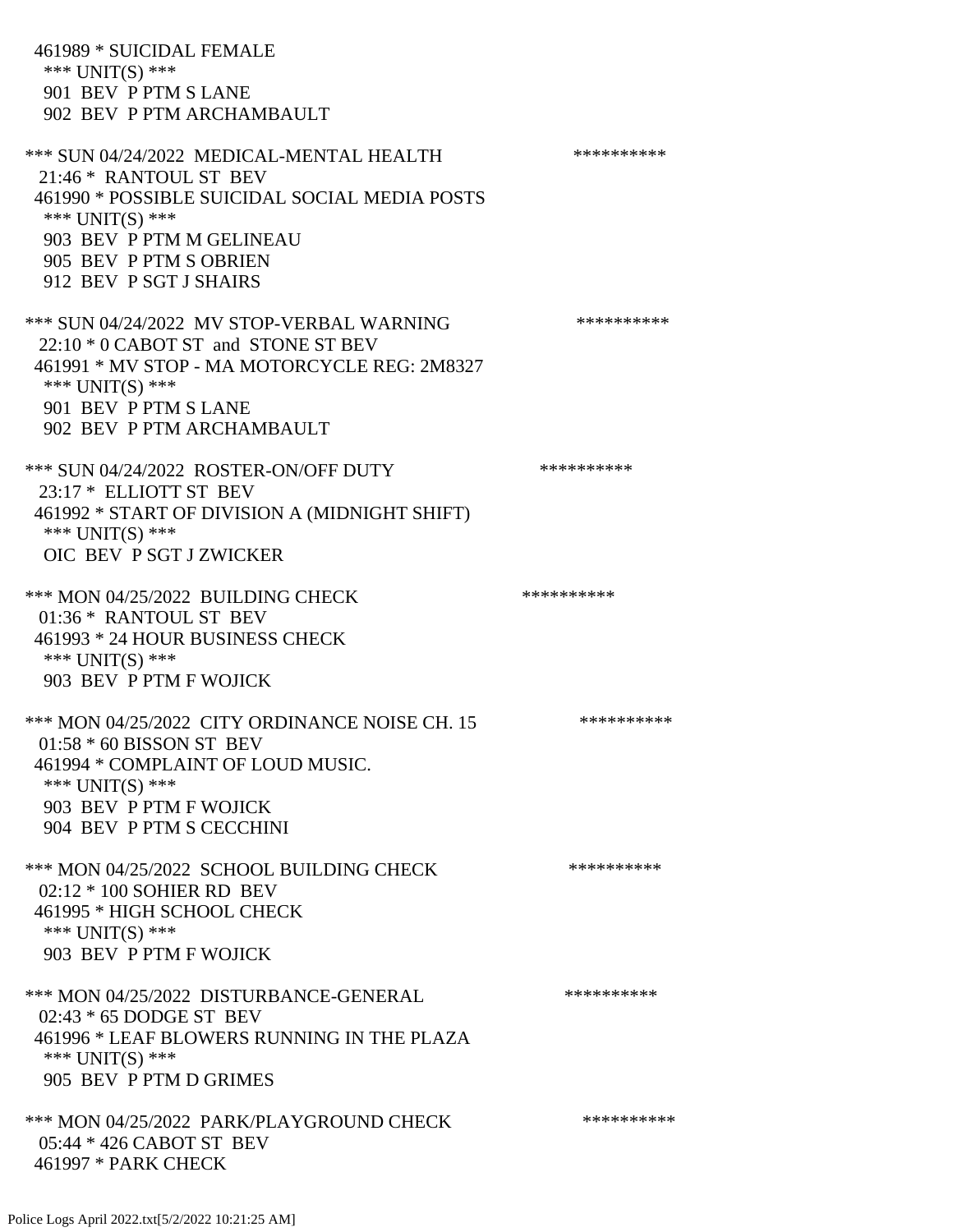461989 * SUICIDAL FEMALE
*** UNIT(S) ***
901 BEV P PTM S LANE
902 BEV P PTM ARCHAMBAULT

*** SUN 04/24/2022 MEDICAL-MENTAL HEALTH **********
21:46 * RANTOUL ST BEV
461990 * POSSIBLE SUICIDAL SOCIAL MEDIA POSTS
*** UNIT(S) ***
903 BEV P PTM M GELINEAU
905 BEV P PTM S OBRIEN
912 BEV P SGT J SHAIRS

*** SUN 04/24/2022 MV STOP-VERBAL WARNING **********
22:10 * 0 CABOT ST and STONE ST BEV
461991 * MV STOP - MA MOTORCYCLE REG: 2M8327
*** UNIT(S) ***
901 BEV P PTM S LANE
902 BEV P PTM ARCHAMBAULT

*** SUN 04/24/2022 ROSTER-ON/OFF DUTY **********
23:17 * ELLIOTT ST BEV
461992 * START OF DIVISION A (MIDNIGHT SHIFT)
*** UNIT(S) ***
OIC BEV P SGT J ZWICKER

*** MON 04/25/2022 BUILDING CHECK **********
01:36 * RANTOUL ST BEV
461993 * 24 HOUR BUSINESS CHECK
*** UNIT(S) ***
903 BEV P PTM F WOJICK

*** MON 04/25/2022 CITY ORDINANCE NOISE CH. 15 **********
01:58 * 60 BISSON ST BEV
461994 * COMPLAINT OF LOUD MUSIC.
*** UNIT(S) ***
903 BEV P PTM F WOJICK
904 BEV P PTM S CECCHINI

*** MON 04/25/2022 SCHOOL BUILDING CHECK **********
02:12 * 100 SOHIER RD BEV
461995 * HIGH SCHOOL CHECK
*** UNIT(S) ***
903 BEV P PTM F WOJICK

*** MON 04/25/2022 DISTURBANCE-GENERAL **********
02:43 * 65 DODGE ST BEV
461996 * LEAF BLOWERS RUNNING IN THE PLAZA
*** UNIT(S) ***
905 BEV P PTM D GRIMES

*** MON 04/25/2022 PARK/PLAYGROUND CHECK **********
05:44 * 426 CABOT ST BEV
461997 * PARK CHECK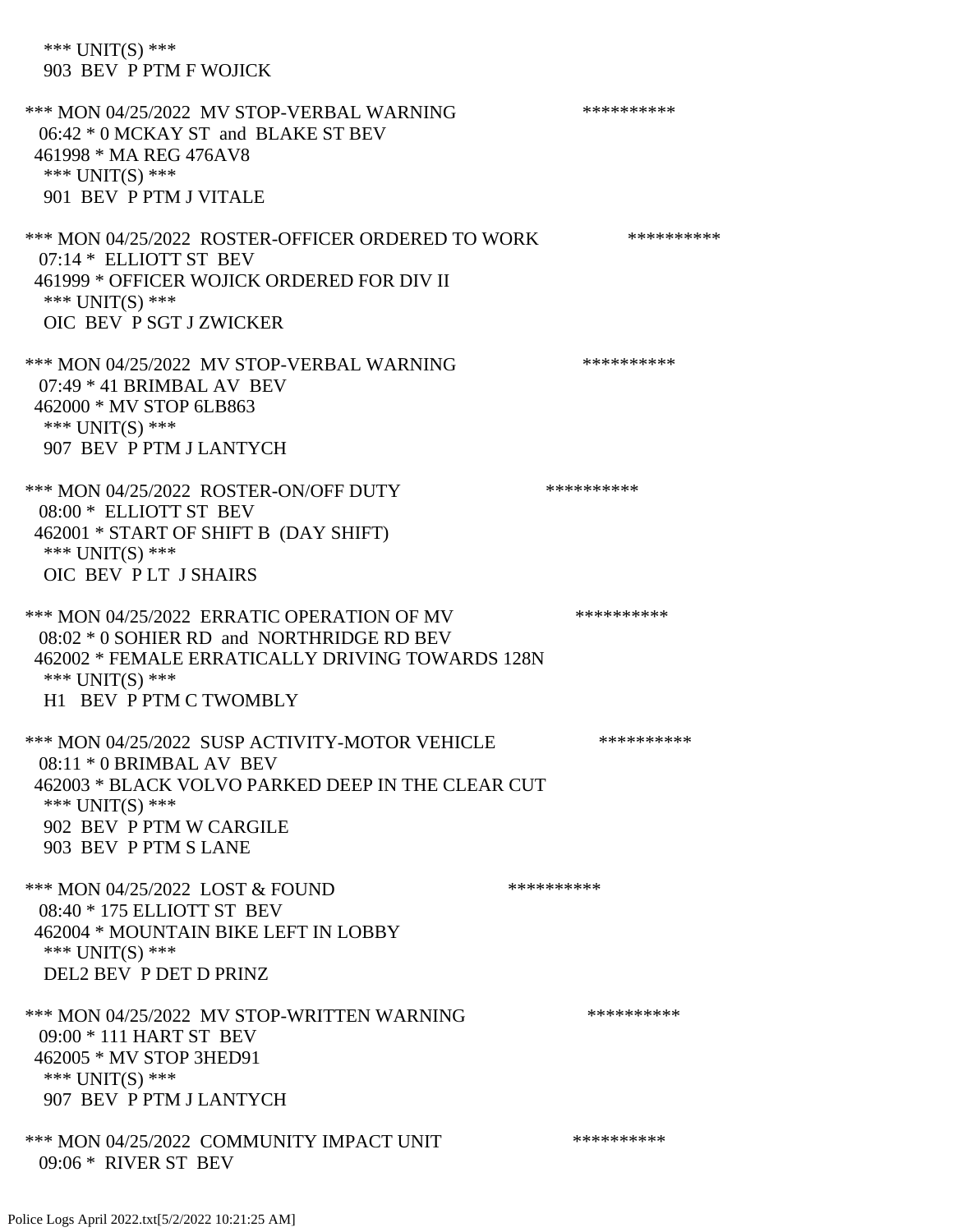*** UNIT(S) ***
903 BEV P PTM F WOJICK

*** MON 04/25/2022 MV STOP-VERBAL WARNING **********
06:42 * 0 MCKAY ST and BLAKE ST BEV
461998 * MA REG 476AV8
*** UNIT(S) ***
901 BEV P PTM J VITALE

*** MON 04/25/2022 ROSTER-OFFICER ORDERED TO WORK **********
07:14 * ELLIOTT ST BEV
461999 * OFFICER WOJICK ORDERED FOR DIV II
*** UNIT(S) ***
OIC BEV P SGT J ZWICKER

*** MON 04/25/2022 MV STOP-VERBAL WARNING **********
07:49 * 41 BRIMBAL AV BEV
462000 * MV STOP 6LB863
*** UNIT(S) ***
907 BEV P PTM J LANTYCH

*** MON 04/25/2022 ROSTER-ON/OFF DUTY **********
08:00 * ELLIOTT ST BEV
462001 * START OF SHIFT B (DAY SHIFT)
*** UNIT(S) ***
OIC BEV P LT J SHAIRS

*** MON 04/25/2022 ERRATIC OPERATION OF MV **********
08:02 * 0 SOHIER RD and NORTHRIDGE RD BEV
462002 * FEMALE ERRATICALLY DRIVING TOWARDS 128N
*** UNIT(S) ***
H1 BEV P PTM C TWOMBLY

*** MON 04/25/2022 SUSP ACTIVITY-MOTOR VEHICLE **********
08:11 * 0 BRIMBAL AV BEV
462003 * BLACK VOLVO PARKED DEEP IN THE CLEAR CUT
*** UNIT(S) ***
902 BEV P PTM W CARGILE
903 BEV P PTM S LANE

*** MON 04/25/2022 LOST & FOUND **********
08:40 * 175 ELLIOTT ST BEV
462004 * MOUNTAIN BIKE LEFT IN LOBBY
*** UNIT(S) ***
DEL2 BEV P DET D PRINZ

*** MON 04/25/2022 MV STOP-WRITTEN WARNING **********
09:00 * 111 HART ST BEV
462005 * MV STOP 3HED91
*** UNIT(S) ***
907 BEV P PTM J LANTYCH

*** MON 04/25/2022 COMMUNITY IMPACT UNIT **********
09:06 * RIVER ST BEV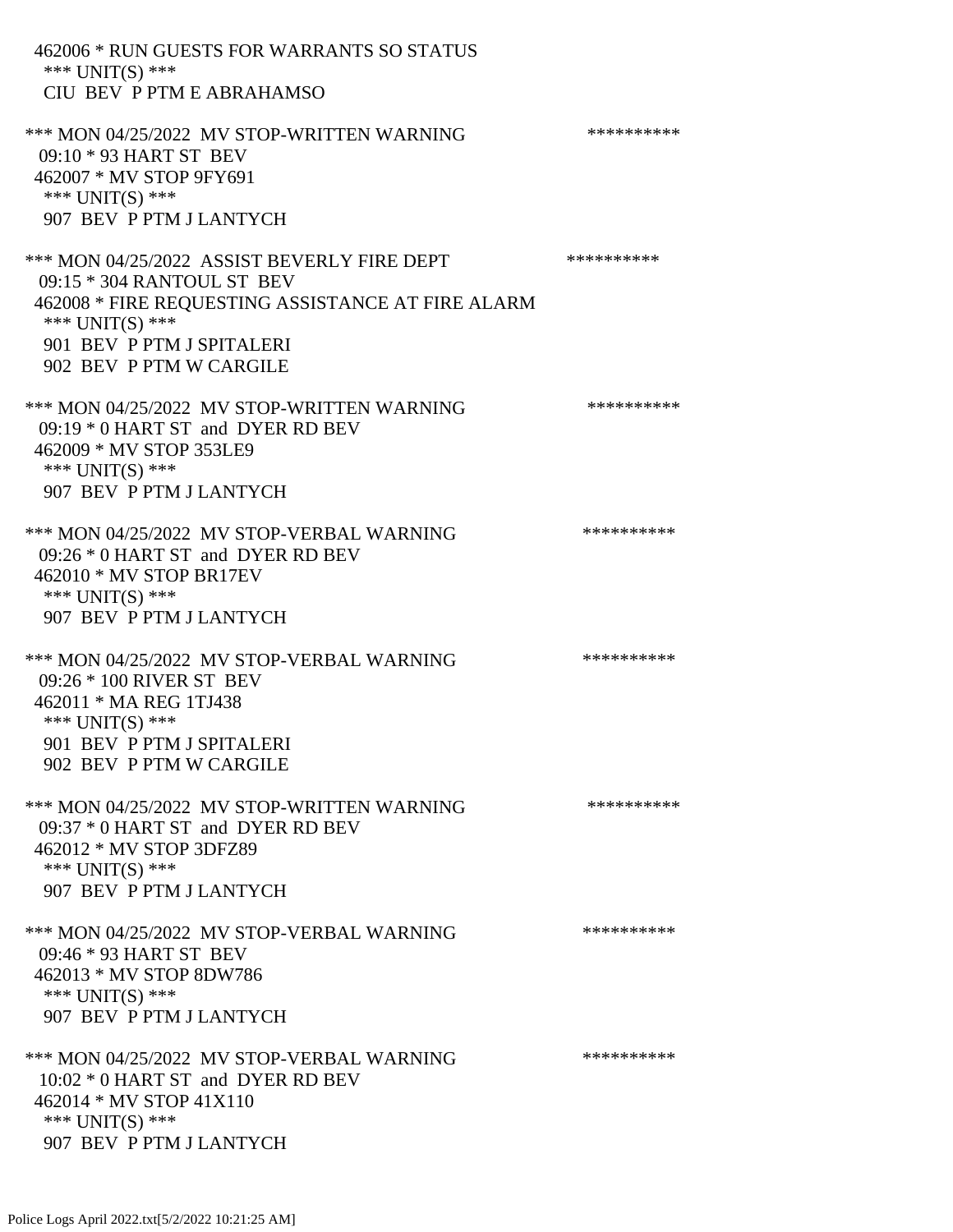462006 * RUN GUESTS FOR WARRANTS SO STATUS
 *** UNIT(S) ***
 CIU BEV P PTM E ABRAHAMSO

*** MON 04/25/2022 MV STOP-WRITTEN WARNING **********
 09:10 * 93 HART ST BEV
 462007 * MV STOP 9FY691
 *** UNIT(S) ***
 907 BEV P PTM J LANTYCH

*** MON 04/25/2022 ASSIST BEVERLY FIRE DEPT **********
 09:15 * 304 RANTOUL ST BEV
 462008 * FIRE REQUESTING ASSISTANCE AT FIRE ALARM
 *** UNIT(S) ***
 901 BEV P PTM J SPITALERI
 902 BEV P PTM W CARGILE

*** MON 04/25/2022 MV STOP-WRITTEN WARNING **********
 09:19 * 0 HART ST and DYER RD BEV
 462009 * MV STOP 353LE9
 *** UNIT(S) ***
 907 BEV P PTM J LANTYCH

*** MON 04/25/2022 MV STOP-VERBAL WARNING **********
 09:26 * 0 HART ST and DYER RD BEV
 462010 * MV STOP BR17EV
 *** UNIT(S) ***
 907 BEV P PTM J LANTYCH

*** MON 04/25/2022 MV STOP-VERBAL WARNING **********
 09:26 * 100 RIVER ST BEV
 462011 * MA REG 1TJ438
 *** UNIT(S) ***
 901 BEV P PTM J SPITALERI
 902 BEV P PTM W CARGILE

*** MON 04/25/2022 MV STOP-WRITTEN WARNING **********
 09:37 * 0 HART ST and DYER RD BEV
 462012 * MV STOP 3DFZ89
 *** UNIT(S) ***
 907 BEV P PTM J LANTYCH

*** MON 04/25/2022 MV STOP-VERBAL WARNING **********
 09:46 * 93 HART ST BEV
 462013 * MV STOP 8DW786
 *** UNIT(S) ***
 907 BEV P PTM J LANTYCH

*** MON 04/25/2022 MV STOP-VERBAL WARNING **********
 10:02 * 0 HART ST and DYER RD BEV
 462014 * MV STOP 41X110
 *** UNIT(S) ***
 907 BEV P PTM J LANTYCH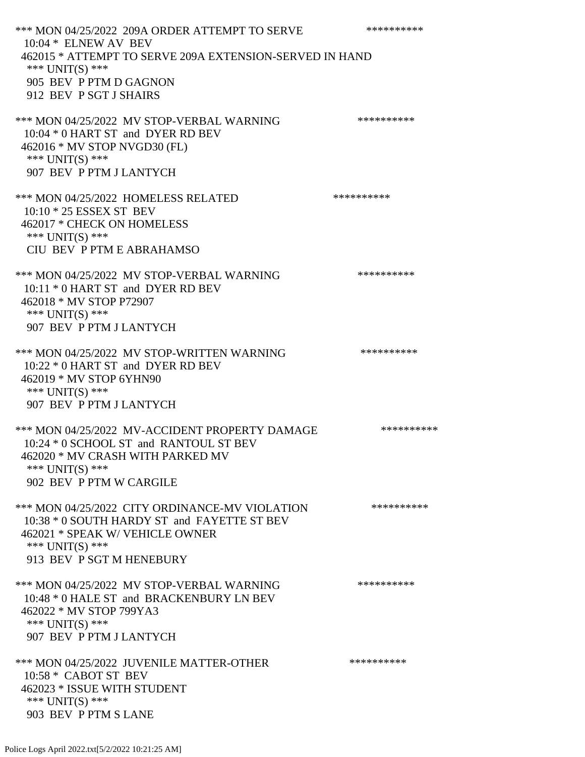*** MON 04/25/2022 209A ORDER ATTEMPT TO SERVE **********
10:04 * ELNEW AV BEV
462015 * ATTEMPT TO SERVE 209A EXTENSION-SERVED IN HAND
*** UNIT(S) ***
905 BEV P PTM D GAGNON
912 BEV P SGT J SHAIRS

*** MON 04/25/2022 MV STOP-VERBAL WARNING **********
10:04 * 0 HART ST and DYER RD BEV
462016 * MV STOP NVGD30 (FL)
*** UNIT(S) ***
907 BEV P PTM J LANTYCH

*** MON 04/25/2022 HOMELESS RELATED **********
10:10 * 25 ESSEX ST BEV
462017 * CHECK ON HOMELESS
*** UNIT(S) ***
CIU BEV P PTM E ABRAHAMSO

*** MON 04/25/2022 MV STOP-VERBAL WARNING **********
10:11 * 0 HART ST and DYER RD BEV
462018 * MV STOP P72907
*** UNIT(S) ***
907 BEV P PTM J LANTYCH

*** MON 04/25/2022 MV STOP-WRITTEN WARNING **********
10:22 * 0 HART ST and DYER RD BEV
462019 * MV STOP 6YHN90
*** UNIT(S) ***
907 BEV P PTM J LANTYCH

*** MON 04/25/2022 MV-ACCIDENT PROPERTY DAMAGE **********
10:24 * 0 SCHOOL ST and RANTOUL ST BEV
462020 * MV CRASH WITH PARKED MV
*** UNIT(S) ***
902 BEV P PTM W CARGILE

*** MON 04/25/2022 CITY ORDINANCE-MV VIOLATION **********
10:38 * 0 SOUTH HARDY ST and FAYETTE ST BEV
462021 * SPEAK W/ VEHICLE OWNER
*** UNIT(S) ***
913 BEV P SGT M HENEBURY

*** MON 04/25/2022 MV STOP-VERBAL WARNING **********
10:48 * 0 HALE ST and BRACKENBURY LN BEV
462022 * MV STOP 799YA3
*** UNIT(S) ***
907 BEV P PTM J LANTYCH

*** MON 04/25/2022 JUVENILE MATTER-OTHER **********
10:58 * CABOT ST BEV
462023 * ISSUE WITH STUDENT
*** UNIT(S) ***
903 BEV P PTM S LANE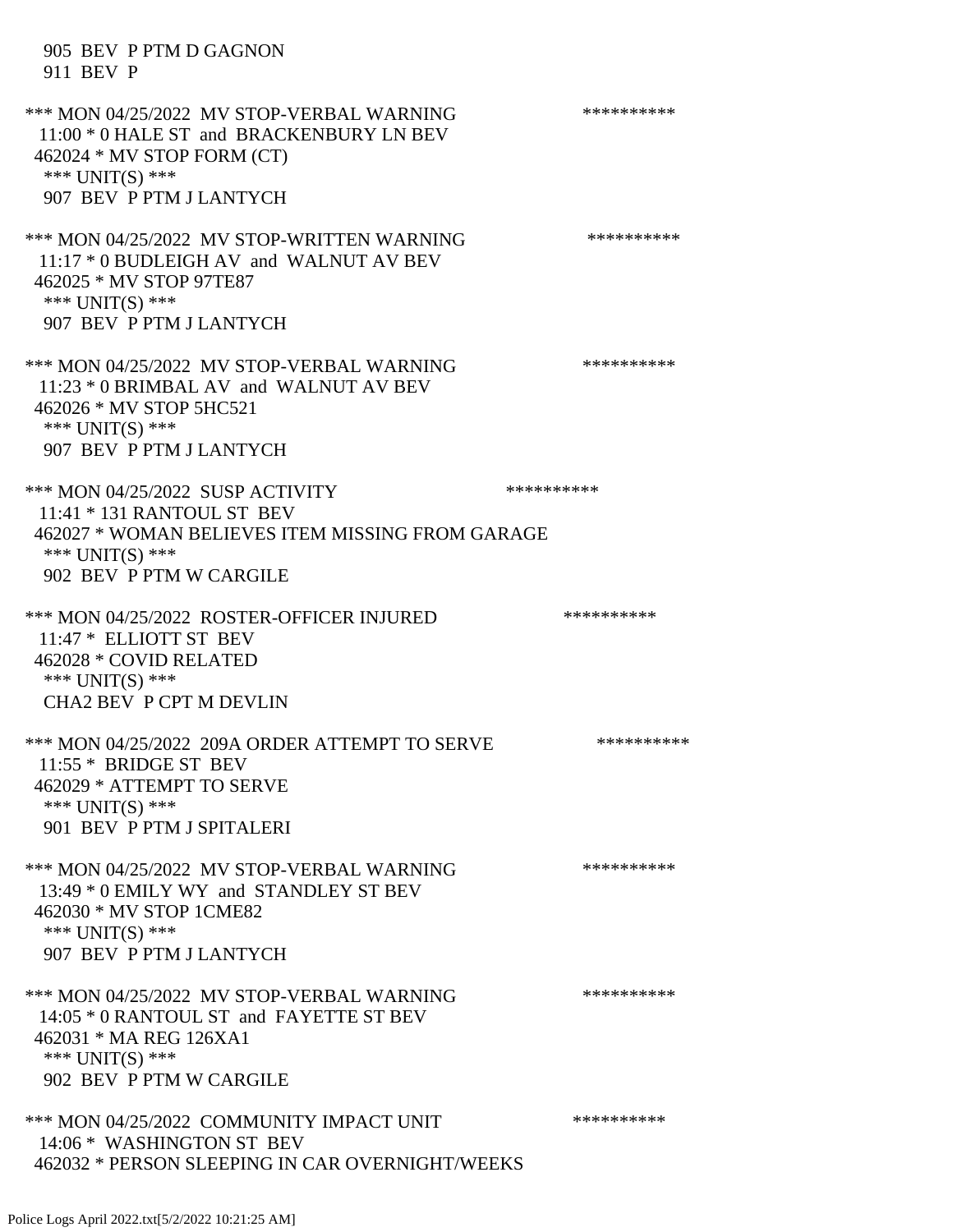905 BEV P PTM D GAGNON
911 BEV P

*** MON 04/25/2022 MV STOP-VERBAL WARNING **********
11:00 * 0 HALE ST and BRACKENBURY LN BEV
462024 * MV STOP FORM (CT)
*** UNIT(S) ***
907 BEV P PTM J LANTYCH

*** MON 04/25/2022 MV STOP-WRITTEN WARNING **********
11:17 * 0 BUDLEIGH AV and WALNUT AV BEV
462025 * MV STOP 97TE87
*** UNIT(S) ***
907 BEV P PTM J LANTYCH

*** MON 04/25/2022 MV STOP-VERBAL WARNING **********
11:23 * 0 BRIMBAL AV and WALNUT AV BEV
462026 * MV STOP 5HC521
*** UNIT(S) ***
907 BEV P PTM J LANTYCH

*** MON 04/25/2022 SUSP ACTIVITY **********
11:41 * 131 RANTOUL ST BEV
462027 * WOMAN BELIEVES ITEM MISSING FROM GARAGE
*** UNIT(S) ***
902 BEV P PTM W CARGILE

*** MON 04/25/2022 ROSTER-OFFICER INJURED **********
11:47 * ELLIOTT ST BEV
462028 * COVID RELATED
*** UNIT(S) ***
CHA2 BEV P CPT M DEVLIN

*** MON 04/25/2022 209A ORDER ATTEMPT TO SERVE **********
11:55 * BRIDGE ST BEV
462029 * ATTEMPT TO SERVE
*** UNIT(S) ***
901 BEV P PTM J SPITALERI

*** MON 04/25/2022 MV STOP-VERBAL WARNING **********
13:49 * 0 EMILY WY and STANDLEY ST BEV
462030 * MV STOP 1CME82
*** UNIT(S) ***
907 BEV P PTM J LANTYCH

*** MON 04/25/2022 MV STOP-VERBAL WARNING **********
14:05 * 0 RANTOUL ST and FAYETTE ST BEV
462031 * MA REG 126XA1
*** UNIT(S) ***
902 BEV P PTM W CARGILE

*** MON 04/25/2022 COMMUNITY IMPACT UNIT **********
14:06 * WASHINGTON ST BEV
462032 * PERSON SLEEPING IN CAR OVERNIGHT/WEEKS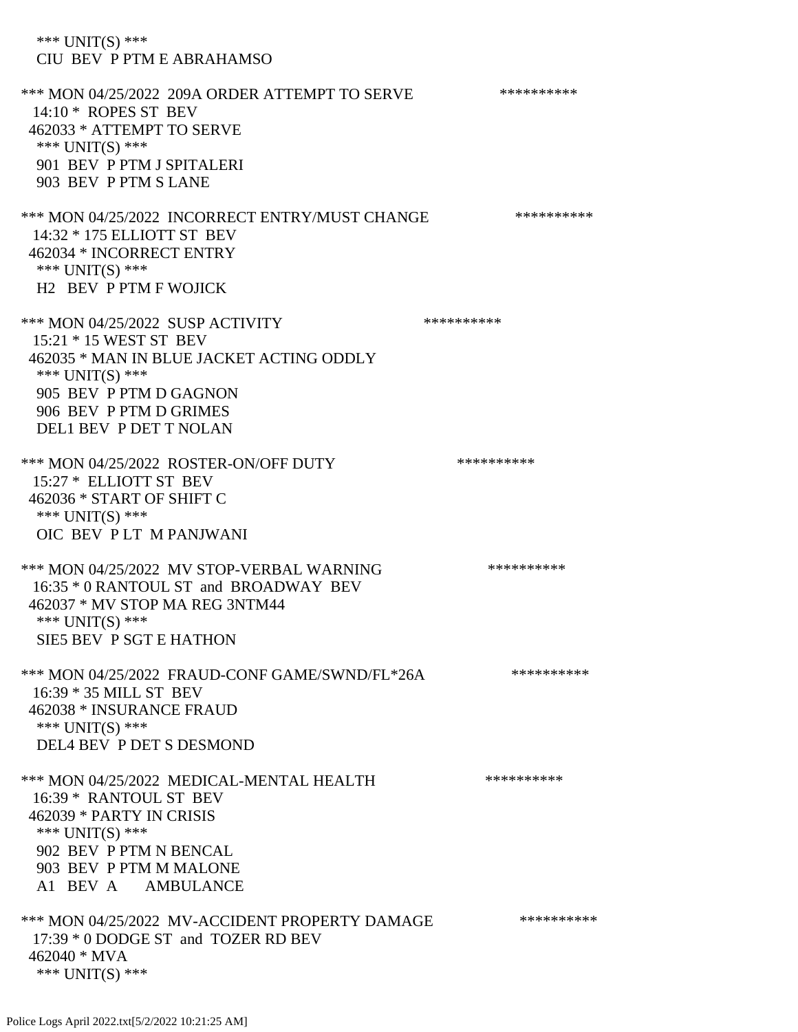*** UNIT(S) ***
CIU BEV P PTM E ABRAHAMSO

*** MON 04/25/2022 209A ORDER ATTEMPT TO SERVE **********
14:10 * ROPES ST BEV
462033 * ATTEMPT TO SERVE
*** UNIT(S) ***
901 BEV P PTM J SPITALERI
903 BEV P PTM S LANE

*** MON 04/25/2022 INCORRECT ENTRY/MUST CHANGE **********
14:32 * 175 ELLIOTT ST BEV
462034 * INCORRECT ENTRY
*** UNIT(S) ***
H2 BEV P PTM F WOJICK

*** MON 04/25/2022 SUSP ACTIVITY **********
15:21 * 15 WEST ST BEV
462035 * MAN IN BLUE JACKET ACTING ODDLY
*** UNIT(S) ***
905 BEV P PTM D GAGNON
906 BEV P PTM D GRIMES
DEL1 BEV P DET T NOLAN

*** MON 04/25/2022 ROSTER-ON/OFF DUTY **********
15:27 * ELLIOTT ST BEV
462036 * START OF SHIFT C
*** UNIT(S) ***
OIC BEV P LT M PANJWANI

*** MON 04/25/2022 MV STOP-VERBAL WARNING **********
16:35 * 0 RANTOUL ST and BROADWAY BEV
462037 * MV STOP MA REG 3NTM44
*** UNIT(S) ***
SIE5 BEV P SGT E HATHON

*** MON 04/25/2022 FRAUD-CONF GAME/SWND/FL*26A **********
16:39 * 35 MILL ST BEV
462038 * INSURANCE FRAUD
*** UNIT(S) ***
DEL4 BEV P DET S DESMOND

*** MON 04/25/2022 MEDICAL-MENTAL HEALTH **********
16:39 * RANTOUL ST BEV
462039 * PARTY IN CRISIS
*** UNIT(S) ***
902 BEV P PTM N BENCAL
903 BEV P PTM M MALONE
A1 BEV A AMBULANCE

*** MON 04/25/2022 MV-ACCIDENT PROPERTY DAMAGE **********
17:39 * 0 DODGE ST and TOZER RD BEV
462040 * MVA
*** UNIT(S) ***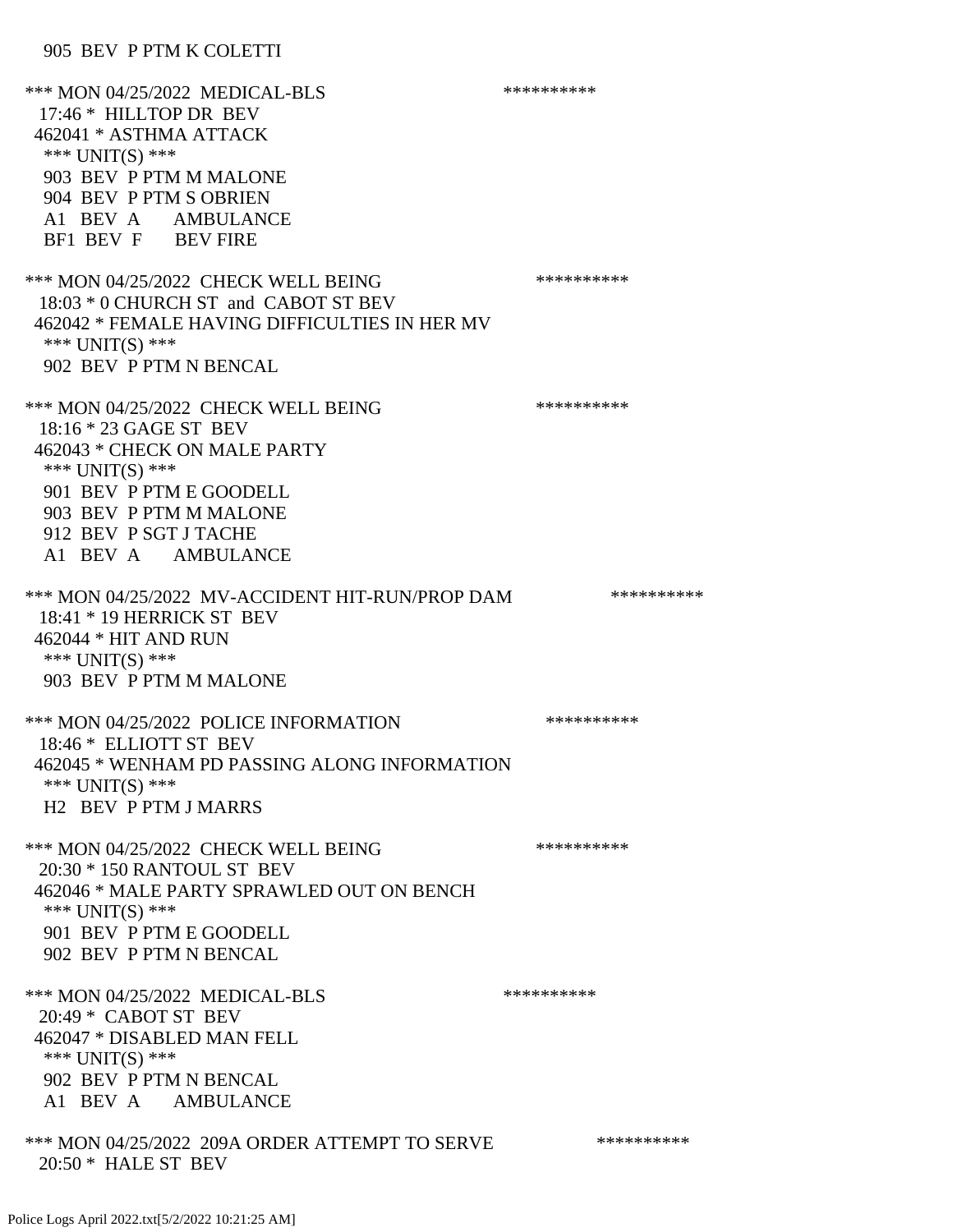905 BEV P PTM K COLETTI

*** MON 04/25/2022 MEDICAL-BLS **********
17:46 * HILLTOP DR BEV
462041 * ASTHMA ATTACK
*** UNIT(S) ***
903 BEV P PTM M MALONE
904 BEV P PTM S OBRIEN
A1 BEV A AMBULANCE
BF1 BEV F BEV FIRE

*** MON 04/25/2022 CHECK WELL BEING **********
18:03 * 0 CHURCH ST and CABOT ST BEV
462042 * FEMALE HAVING DIFFICULTIES IN HER MV
*** UNIT(S) ***
902 BEV P PTM N BENCAL

*** MON 04/25/2022 CHECK WELL BEING **********
18:16 * 23 GAGE ST BEV
462043 * CHECK ON MALE PARTY
*** UNIT(S) ***
901 BEV P PTM E GOODELL
903 BEV P PTM M MALONE
912 BEV P SGT J TACHE
A1 BEV A AMBULANCE

*** MON 04/25/2022 MV-ACCIDENT HIT-RUN/PROP DAM **********
18:41 * 19 HERRICK ST BEV
462044 * HIT AND RUN
*** UNIT(S) ***
903 BEV P PTM M MALONE

*** MON 04/25/2022 POLICE INFORMATION **********
18:46 * ELLIOTT ST BEV
462045 * WENHAM PD PASSING ALONG INFORMATION
*** UNIT(S) ***
H2 BEV P PTM J MARRS

*** MON 04/25/2022 CHECK WELL BEING **********
20:30 * 150 RANTOUL ST BEV
462046 * MALE PARTY SPRAWLED OUT ON BENCH
*** UNIT(S) ***
901 BEV P PTM E GOODELL
902 BEV P PTM N BENCAL

*** MON 04/25/2022 MEDICAL-BLS **********
20:49 * CABOT ST BEV
462047 * DISABLED MAN FELL
*** UNIT(S) ***
902 BEV P PTM N BENCAL
A1 BEV A AMBULANCE

*** MON 04/25/2022 209A ORDER ATTEMPT TO SERVE **********
20:50 * HALE ST BEV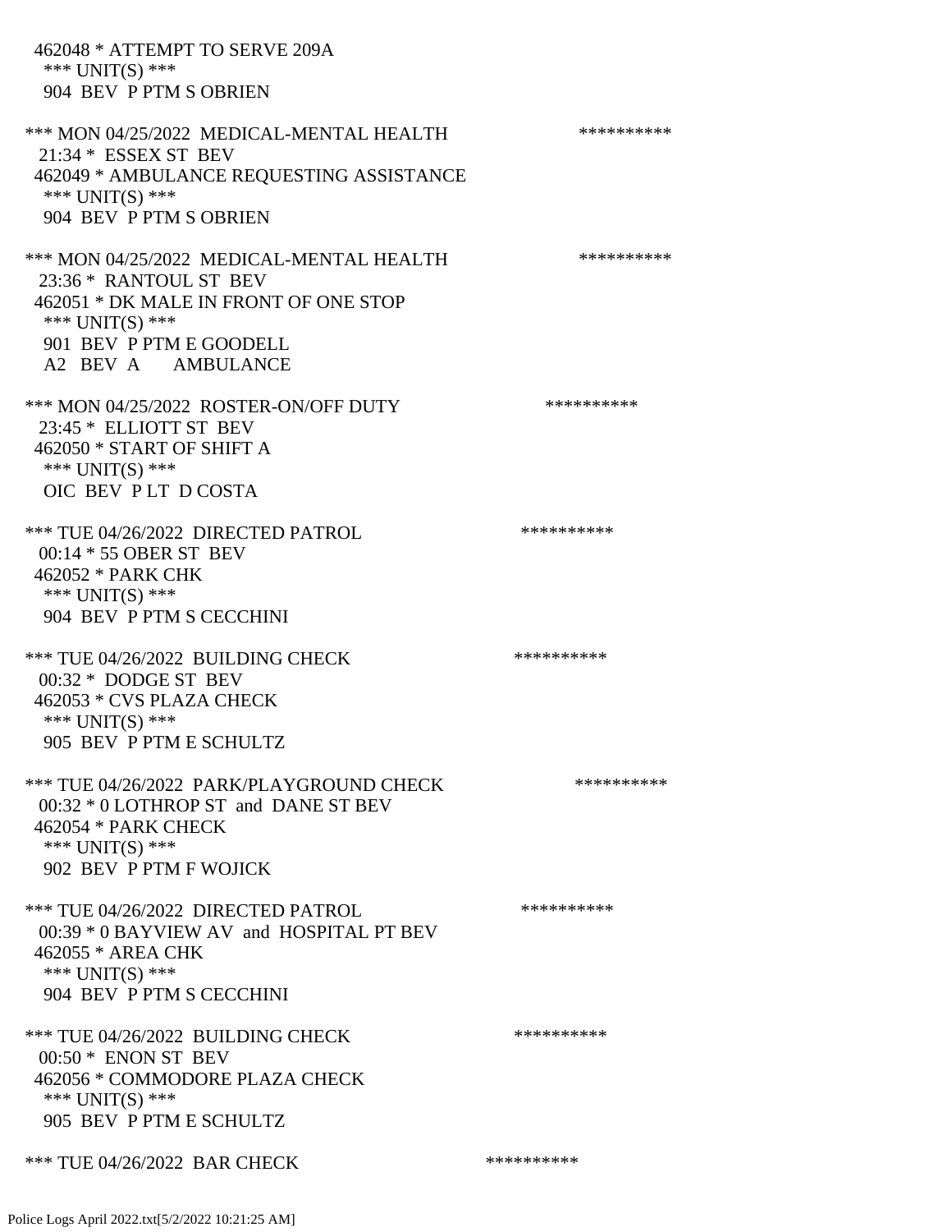462048 * ATTEMPT TO SERVE 209A
 *** UNIT(S) ***
 904 BEV P PTM S OBRIEN

*** MON 04/25/2022 MEDICAL-MENTAL HEALTH **********
 21:34 * ESSEX ST BEV
 462049 * AMBULANCE REQUESTING ASSISTANCE
 *** UNIT(S) ***
 904 BEV P PTM S OBRIEN

*** MON 04/25/2022 MEDICAL-MENTAL HEALTH **********
 23:36 * RANTOUL ST BEV
 462051 * DK MALE IN FRONT OF ONE STOP
 *** UNIT(S) ***
 901 BEV P PTM E GOODELL
 A2 BEV A AMBULANCE

*** MON 04/25/2022 ROSTER-ON/OFF DUTY **********
 23:45 * ELLIOTT ST BEV
 462050 * START OF SHIFT A
 *** UNIT(S) ***
 OIC BEV P LT D COSTA

*** TUE 04/26/2022 DIRECTED PATROL **********
 00:14 * 55 OBER ST BEV
 462052 * PARK CHK
 *** UNIT(S) ***
 904 BEV P PTM S CECCHINI

*** TUE 04/26/2022 BUILDING CHECK **********
 00:32 * DODGE ST BEV
 462053 * CVS PLAZA CHECK
 *** UNIT(S) ***
 905 BEV P PTM E SCHULTZ

*** TUE 04/26/2022 PARK/PLAYGROUND CHECK **********
 00:32 * 0 LOTHROP ST and DANE ST BEV
 462054 * PARK CHECK
 *** UNIT(S) ***
 902 BEV P PTM F WOJICK

*** TUE 04/26/2022 DIRECTED PATROL **********
 00:39 * 0 BAYVIEW AV and HOSPITAL PT BEV
 462055 * AREA CHK
 *** UNIT(S) ***
 904 BEV P PTM S CECCHINI

*** TUE 04/26/2022 BUILDING CHECK **********
 00:50 * ENON ST BEV
 462056 * COMMODORE PLAZA CHECK
 *** UNIT(S) ***
 905 BEV P PTM E SCHULTZ

*** TUE 04/26/2022 BAR CHECK **********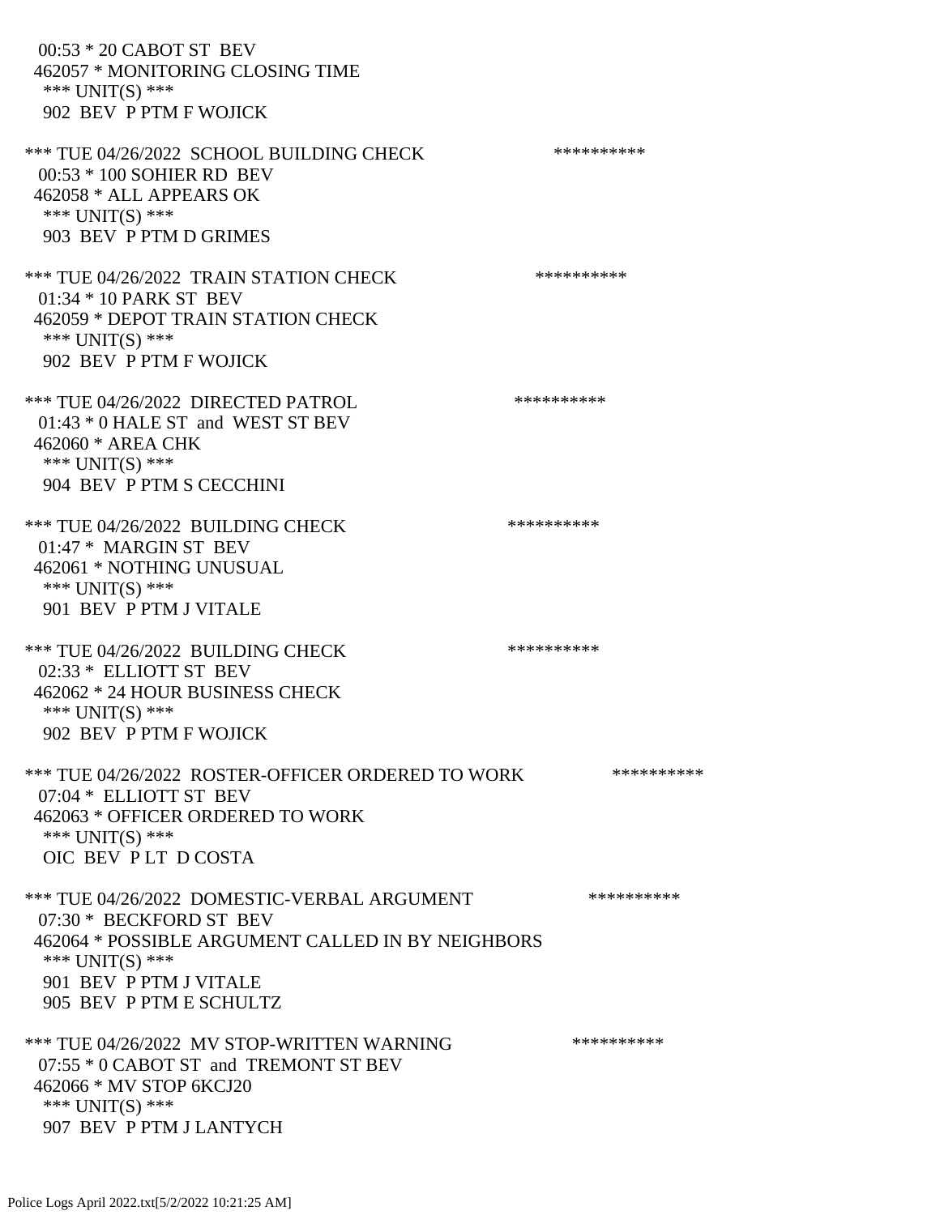00:53 * 20 CABOT ST BEV
462057 * MONITORING CLOSING TIME
*** UNIT(S) ***
902 BEV P PTM F WOJICK

*** TUE 04/26/2022 SCHOOL BUILDING CHECK **********
00:53 * 100 SOHIER RD BEV
462058 * ALL APPEARS OK
*** UNIT(S) ***
903 BEV P PTM D GRIMES

*** TUE 04/26/2022 TRAIN STATION CHECK **********
01:34 * 10 PARK ST BEV
462059 * DEPOT TRAIN STATION CHECK
*** UNIT(S) ***
902 BEV P PTM F WOJICK

*** TUE 04/26/2022 DIRECTED PATROL **********
01:43 * 0 HALE ST and WEST ST BEV
462060 * AREA CHK
*** UNIT(S) ***
904 BEV P PTM S CECCHINI

*** TUE 04/26/2022 BUILDING CHECK **********
01:47 * MARGIN ST BEV
462061 * NOTHING UNUSUAL
*** UNIT(S) ***
901 BEV P PTM J VITALE

*** TUE 04/26/2022 BUILDING CHECK **********
02:33 * ELLIOTT ST BEV
462062 * 24 HOUR BUSINESS CHECK
*** UNIT(S) ***
902 BEV P PTM F WOJICK

*** TUE 04/26/2022 ROSTER-OFFICER ORDERED TO WORK **********
07:04 * ELLIOTT ST BEV
462063 * OFFICER ORDERED TO WORK
*** UNIT(S) ***
OIC BEV P LT D COSTA

*** TUE 04/26/2022 DOMESTIC-VERBAL ARGUMENT **********
07:30 * BECKFORD ST BEV
462064 * POSSIBLE ARGUMENT CALLED IN BY NEIGHBORS
*** UNIT(S) ***
901 BEV P PTM J VITALE
905 BEV P PTM E SCHULTZ

*** TUE 04/26/2022 MV STOP-WRITTEN WARNING **********
07:55 * 0 CABOT ST and TREMONT ST BEV
462066 * MV STOP 6KCJ20
*** UNIT(S) ***
907 BEV P PTM J LANTYCH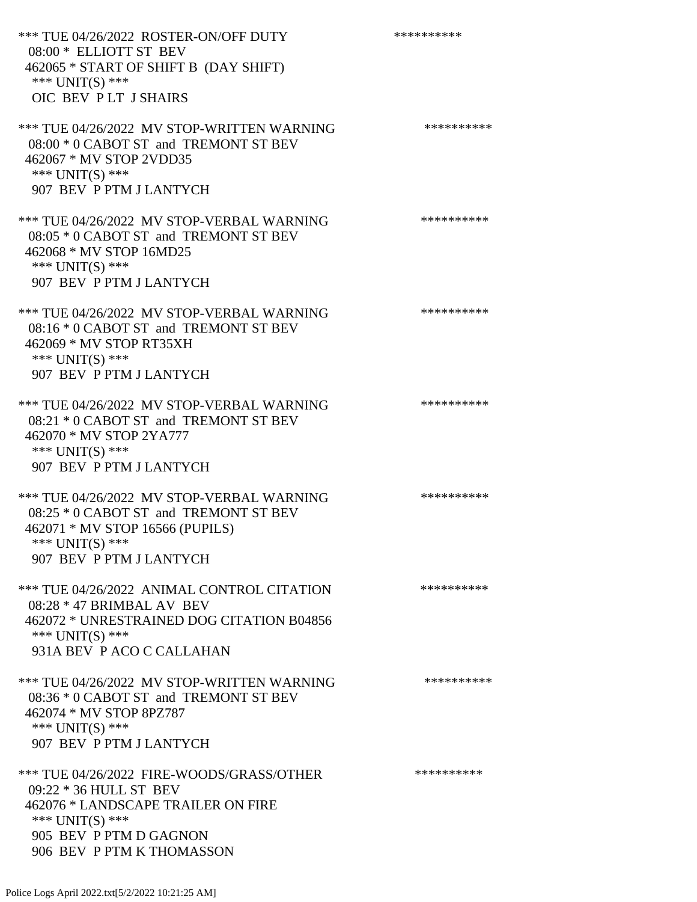*** TUE 04/26/2022 ROSTER-ON/OFF DUTY **********
08:00 * ELLIOTT ST BEV
462065 * START OF SHIFT B (DAY SHIFT)
*** UNIT(S) ***
OIC BEV P LT J SHAIRS

*** TUE 04/26/2022 MV STOP-WRITTEN WARNING **********
08:00 * 0 CABOT ST and TREMONT ST BEV
462067 * MV STOP 2VDD35
*** UNIT(S) ***
907 BEV P PTM J LANTYCH

*** TUE 04/26/2022 MV STOP-VERBAL WARNING **********
08:05 * 0 CABOT ST and TREMONT ST BEV
462068 * MV STOP 16MD25
*** UNIT(S) ***
907 BEV P PTM J LANTYCH

*** TUE 04/26/2022 MV STOP-VERBAL WARNING **********
08:16 * 0 CABOT ST and TREMONT ST BEV
462069 * MV STOP RT35XH
*** UNIT(S) ***
907 BEV P PTM J LANTYCH

*** TUE 04/26/2022 MV STOP-VERBAL WARNING **********
08:21 * 0 CABOT ST and TREMONT ST BEV
462070 * MV STOP 2YA777
*** UNIT(S) ***
907 BEV P PTM J LANTYCH

*** TUE 04/26/2022 MV STOP-VERBAL WARNING **********
08:25 * 0 CABOT ST and TREMONT ST BEV
462071 * MV STOP 16566 (PUPILS)
*** UNIT(S) ***
907 BEV P PTM J LANTYCH

*** TUE 04/26/2022 ANIMAL CONTROL CITATION **********
08:28 * 47 BRIMBAL AV BEV
462072 * UNRESTRAINED DOG CITATION B04856
*** UNIT(S) ***
931A BEV P ACO C CALLAHAN

*** TUE 04/26/2022 MV STOP-WRITTEN WARNING **********
08:36 * 0 CABOT ST and TREMONT ST BEV
462074 * MV STOP 8PZ787
*** UNIT(S) ***
907 BEV P PTM J LANTYCH

*** TUE 04/26/2022 FIRE-WOODS/GRASS/OTHER **********
09:22 * 36 HULL ST BEV
462076 * LANDSCAPE TRAILER ON FIRE
*** UNIT(S) ***
905 BEV P PTM D GAGNON
906 BEV P PTM K THOMASSON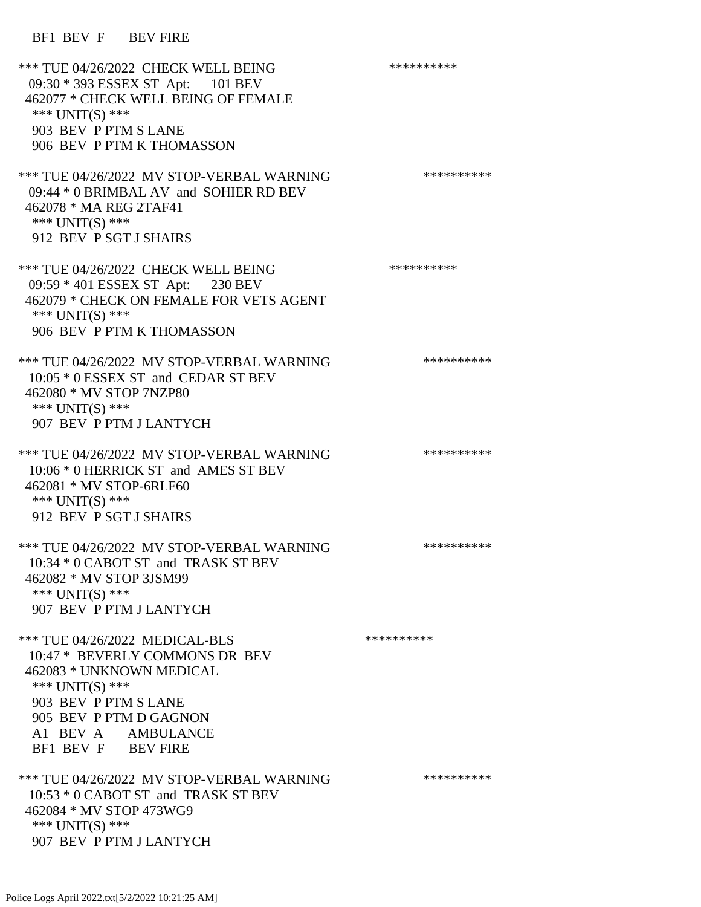BF1 BEV F BEV FIRE

*** TUE 04/26/2022 CHECK WELL BEING **********
09:30 * 393 ESSEX ST Apt: 101 BEV
462077 * CHECK WELL BEING OF FEMALE
*** UNIT(S) ***
903 BEV P PTM S LANE
906 BEV P PTM K THOMASSON

*** TUE 04/26/2022 MV STOP-VERBAL WARNING **********
09:44 * 0 BRIMBAL AV and SOHIER RD BEV
462078 * MA REG 2TAF41
*** UNIT(S) ***
912 BEV P SGT J SHAIRS

*** TUE 04/26/2022 CHECK WELL BEING **********
09:59 * 401 ESSEX ST Apt: 230 BEV
462079 * CHECK ON FEMALE FOR VETS AGENT
*** UNIT(S) ***
906 BEV P PTM K THOMASSON

*** TUE 04/26/2022 MV STOP-VERBAL WARNING **********
10:05 * 0 ESSEX ST and CEDAR ST BEV
462080 * MV STOP 7NZP80
*** UNIT(S) ***
907 BEV P PTM J LANTYCH

*** TUE 04/26/2022 MV STOP-VERBAL WARNING **********
10:06 * 0 HERRICK ST and AMES ST BEV
462081 * MV STOP-6RLF60
*** UNIT(S) ***
912 BEV P SGT J SHAIRS

*** TUE 04/26/2022 MV STOP-VERBAL WARNING **********
10:34 * 0 CABOT ST and TRASK ST BEV
462082 * MV STOP 3JSM99
*** UNIT(S) ***
907 BEV P PTM J LANTYCH

*** TUE 04/26/2022 MEDICAL-BLS **********
10:47 * BEVERLY COMMONS DR BEV
462083 * UNKNOWN MEDICAL
*** UNIT(S) ***
903 BEV P PTM S LANE
905 BEV P PTM D GAGNON
A1 BEV A AMBULANCE
BF1 BEV F BEV FIRE

*** TUE 04/26/2022 MV STOP-VERBAL WARNING **********
10:53 * 0 CABOT ST and TRASK ST BEV
462084 * MV STOP 473WG9
*** UNIT(S) ***
907 BEV P PTM J LANTYCH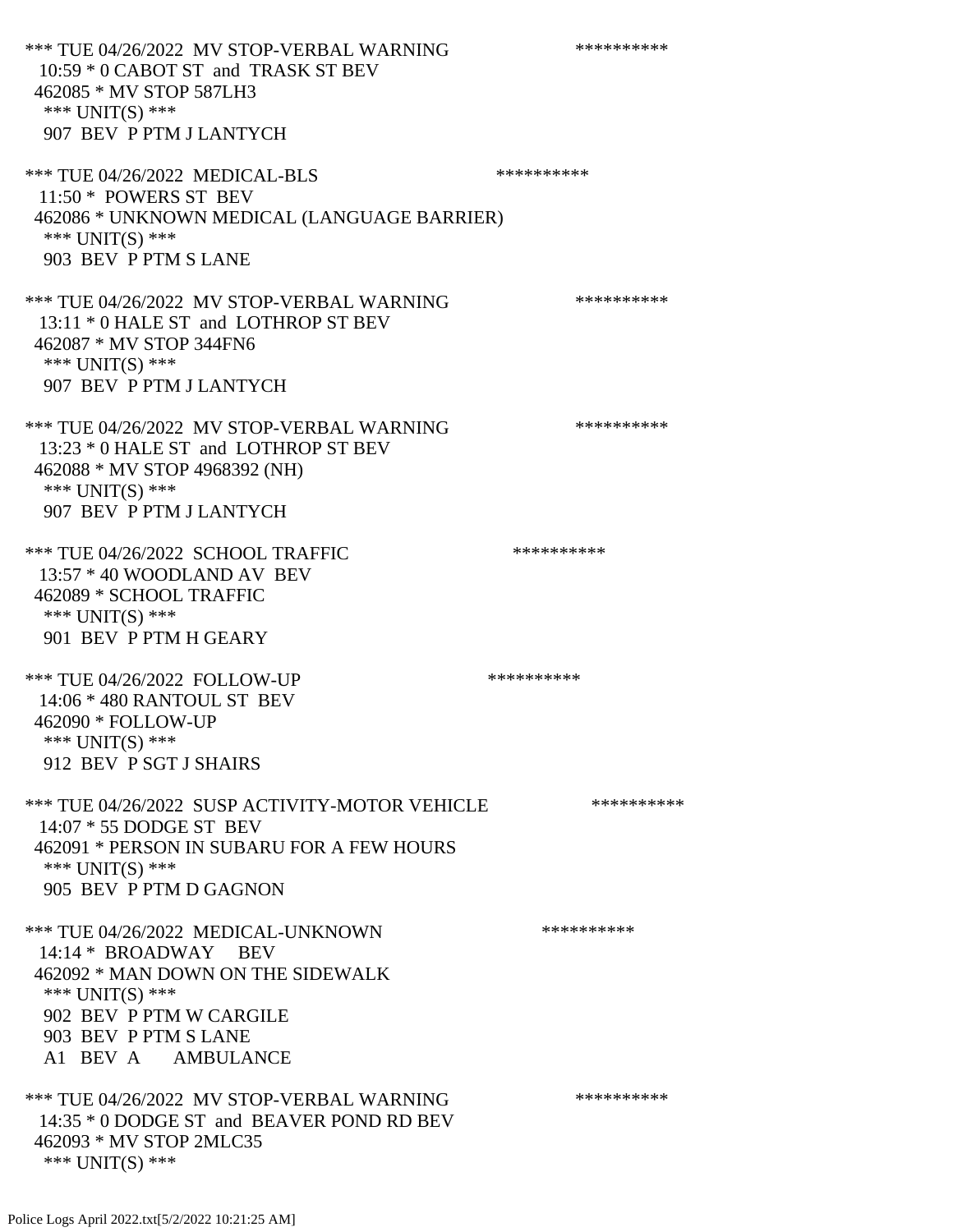*** TUE 04/26/2022 MV STOP-VERBAL WARNING **********
10:59 * 0 CABOT ST and TRASK ST BEV
462085 * MV STOP 587LH3
*** UNIT(S) ***
907 BEV P PTM J LANTYCH

*** TUE 04/26/2022 MEDICAL-BLS **********
11:50 * POWERS ST BEV
462086 * UNKNOWN MEDICAL (LANGUAGE BARRIER)
*** UNIT(S) ***
903 BEV P PTM S LANE

*** TUE 04/26/2022 MV STOP-VERBAL WARNING **********
13:11 * 0 HALE ST and LOTHROP ST BEV
462087 * MV STOP 344FN6
*** UNIT(S) ***
907 BEV P PTM J LANTYCH

*** TUE 04/26/2022 MV STOP-VERBAL WARNING **********
13:23 * 0 HALE ST and LOTHROP ST BEV
462088 * MV STOP 4968392 (NH)
*** UNIT(S) ***
907 BEV P PTM J LANTYCH

*** TUE 04/26/2022 SCHOOL TRAFFIC **********
13:57 * 40 WOODLAND AV BEV
462089 * SCHOOL TRAFFIC
*** UNIT(S) ***
901 BEV P PTM H GEARY

*** TUE 04/26/2022 FOLLOW-UP **********
14:06 * 480 RANTOUL ST BEV
462090 * FOLLOW-UP
*** UNIT(S) ***
912 BEV P SGT J SHAIRS

*** TUE 04/26/2022 SUSP ACTIVITY-MOTOR VEHICLE **********
14:07 * 55 DODGE ST BEV
462091 * PERSON IN SUBARU FOR A FEW HOURS
*** UNIT(S) ***
905 BEV P PTM D GAGNON

*** TUE 04/26/2022 MEDICAL-UNKNOWN **********
14:14 * BROADWAY BEV
462092 * MAN DOWN ON THE SIDEWALK
*** UNIT(S) ***
902 BEV P PTM W CARGILE
903 BEV P PTM S LANE
A1 BEV A AMBULANCE

*** TUE 04/26/2022 MV STOP-VERBAL WARNING **********
14:35 * 0 DODGE ST and BEAVER POND RD BEV
462093 * MV STOP 2MLC35
*** UNIT(S) ***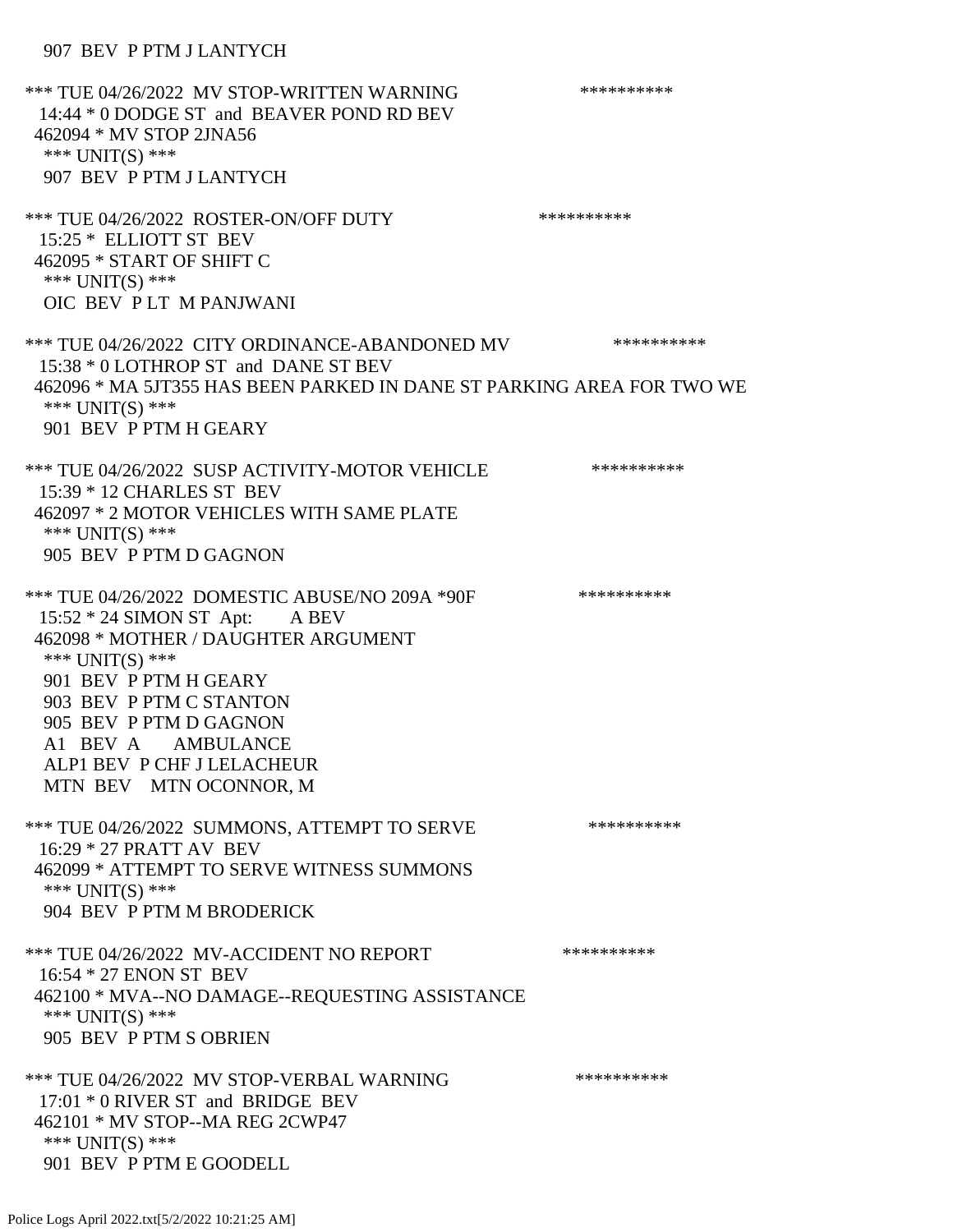907 BEV P PTM J LANTYCH

*** TUE 04/26/2022 MV STOP-WRITTEN WARNING **********
14:44 * 0 DODGE ST and BEAVER POND RD BEV
462094 * MV STOP 2JNA56
*** UNIT(S) ***
907 BEV P PTM J LANTYCH

*** TUE 04/26/2022 ROSTER-ON/OFF DUTY **********
15:25 * ELLIOTT ST BEV
462095 * START OF SHIFT C
*** UNIT(S) ***
OIC BEV P LT M PANJWANI

*** TUE 04/26/2022 CITY ORDINANCE-ABANDONED MV **********
15:38 * 0 LOTHROP ST and DANE ST BEV
462096 * MA 5JT355 HAS BEEN PARKED IN DANE ST PARKING AREA FOR TWO WE
*** UNIT(S) ***
901 BEV P PTM H GEARY

*** TUE 04/26/2022 SUSP ACTIVITY-MOTOR VEHICLE **********
15:39 * 12 CHARLES ST BEV
462097 * 2 MOTOR VEHICLES WITH SAME PLATE
*** UNIT(S) ***
905 BEV P PTM D GAGNON

*** TUE 04/26/2022 DOMESTIC ABUSE/NO 209A *90F **********
15:52 * 24 SIMON ST Apt: A BEV
462098 * MOTHER / DAUGHTER ARGUMENT
*** UNIT(S) ***
901 BEV P PTM H GEARY
903 BEV P PTM C STANTON
905 BEV P PTM D GAGNON
A1 BEV A AMBULANCE
ALP1 BEV P CHF J LELACHEUR
MTN BEV MTN OCONNOR, M

*** TUE 04/26/2022 SUMMONS, ATTEMPT TO SERVE **********
16:29 * 27 PRATT AV BEV
462099 * ATTEMPT TO SERVE WITNESS SUMMONS
*** UNIT(S) ***
904 BEV P PTM M BRODERICK

*** TUE 04/26/2022 MV-ACCIDENT NO REPORT **********
16:54 * 27 ENON ST BEV
462100 * MVA--NO DAMAGE--REQUESTING ASSISTANCE
*** UNIT(S) ***
905 BEV P PTM S OBRIEN

*** TUE 04/26/2022 MV STOP-VERBAL WARNING **********
17:01 * 0 RIVER ST and BRIDGE BEV
462101 * MV STOP--MA REG 2CWP47
*** UNIT(S) ***
901 BEV P PTM E GOODELL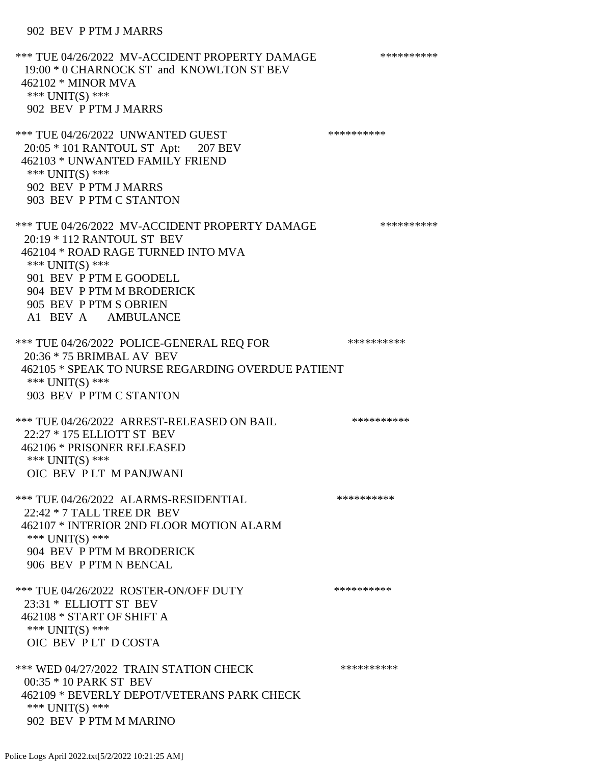902 BEV P PTM J MARRS

*** TUE 04/26/2022 MV-ACCIDENT PROPERTY DAMAGE ***********
19:00 * 0 CHARNOCK ST and KNOWLTON ST BEV
462102 * MINOR MVA
*** UNIT(S) ***
902 BEV P PTM J MARRS

*** TUE 04/26/2022 UNWANTED GUEST ***********
20:05 * 101 RANTOUL ST Apt: 207 BEV
462103 * UNWANTED FAMILY FRIEND
*** UNIT(S) ***
902 BEV P PTM J MARRS
903 BEV P PTM C STANTON

*** TUE 04/26/2022 MV-ACCIDENT PROPERTY DAMAGE ***********
20:19 * 112 RANTOUL ST BEV
462104 * ROAD RAGE TURNED INTO MVA
*** UNIT(S) ***
901 BEV P PTM E GOODELL
904 BEV P PTM M BRODERICK
905 BEV P PTM S OBRIEN
A1 BEV A AMBULANCE

*** TUE 04/26/2022 POLICE-GENERAL REQ FOR ***********
20:36 * 75 BRIMBAL AV BEV
462105 * SPEAK TO NURSE REGARDING OVERDUE PATIENT
*** UNIT(S) ***
903 BEV P PTM C STANTON

*** TUE 04/26/2022 ARREST-RELEASED ON BAIL ***********
22:27 * 175 ELLIOTT ST BEV
462106 * PRISONER RELEASED
*** UNIT(S) ***
OIC BEV P LT M PANJWANI

*** TUE 04/26/2022 ALARMS-RESIDENTIAL ***********
22:42 * 7 TALL TREE DR BEV
462107 * INTERIOR 2ND FLOOR MOTION ALARM
*** UNIT(S) ***
904 BEV P PTM M BRODERICK
906 BEV P PTM N BENCAL

*** TUE 04/26/2022 ROSTER-ON/OFF DUTY ***********
23:31 * ELLIOTT ST BEV
462108 * START OF SHIFT A
*** UNIT(S) ***
OIC BEV P LT D COSTA

*** WED 04/27/2022 TRAIN STATION CHECK ***********
00:35 * 10 PARK ST BEV
462109 * BEVERLY DEPOT/VETERANS PARK CHECK
*** UNIT(S) ***
902 BEV P PTM M MARINO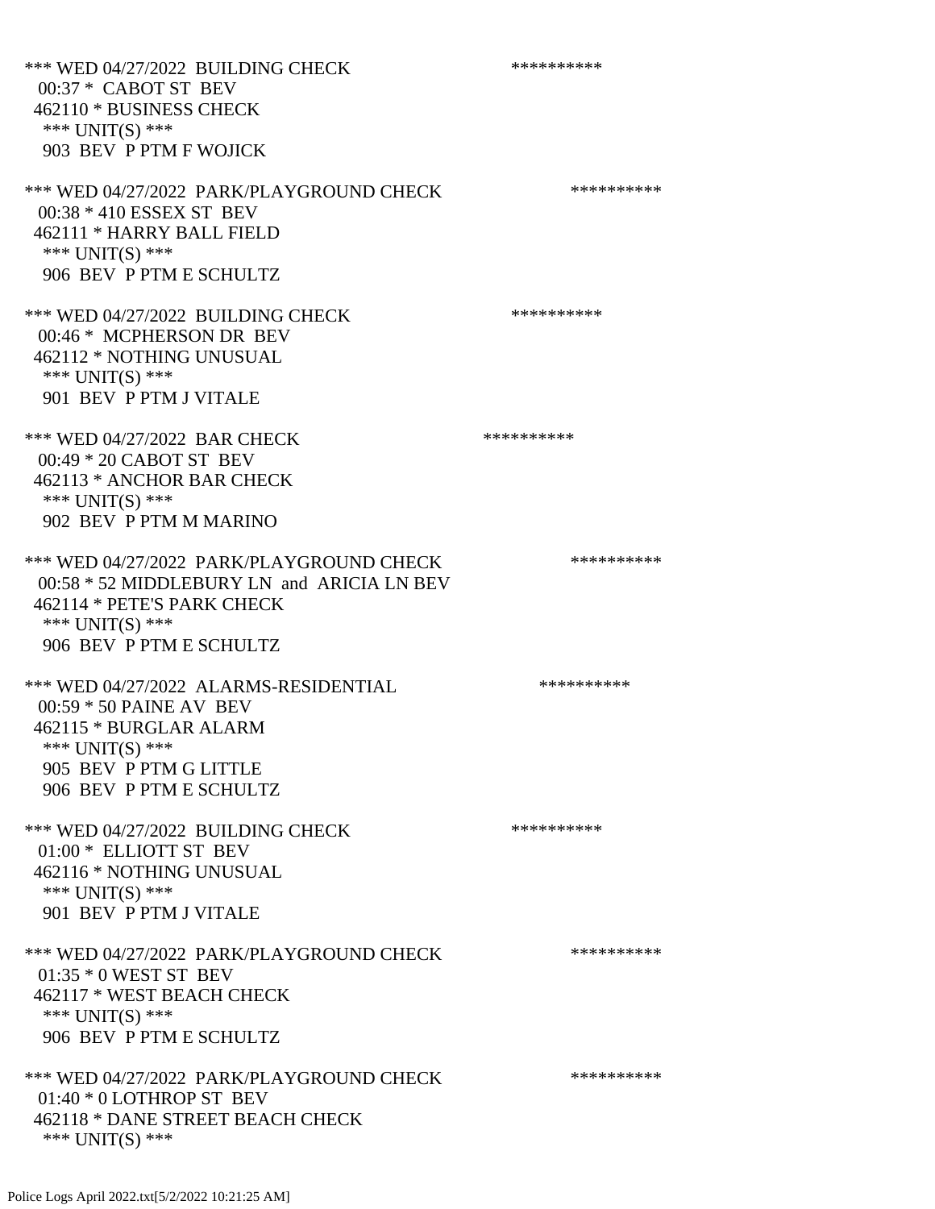*** WED 04/27/2022 BUILDING CHECK **********
00:37 * CABOT ST BEV
462110 * BUSINESS CHECK
*** UNIT(S) ***
903 BEV P PTM F WOJICK

*** WED 04/27/2022 PARK/PLAYGROUND CHECK **********
00:38 * 410 ESSEX ST BEV
462111 * HARRY BALL FIELD
*** UNIT(S) ***
906 BEV P PTM E SCHULTZ

*** WED 04/27/2022 BUILDING CHECK **********
00:46 * MCPHERSON DR BEV
462112 * NOTHING UNUSUAL
*** UNIT(S) ***
901 BEV P PTM J VITALE

*** WED 04/27/2022 BAR CHECK **********
00:49 * 20 CABOT ST BEV
462113 * ANCHOR BAR CHECK
*** UNIT(S) ***
902 BEV P PTM M MARINO

*** WED 04/27/2022 PARK/PLAYGROUND CHECK **********
00:58 * 52 MIDDLEBURY LN and ARICIA LN BEV
462114 * PETE'S PARK CHECK
*** UNIT(S) ***
906 BEV P PTM E SCHULTZ

*** WED 04/27/2022 ALARMS-RESIDENTIAL **********
00:59 * 50 PAINE AV BEV
462115 * BURGLAR ALARM
*** UNIT(S) ***
905 BEV P PTM G LITTLE
906 BEV P PTM E SCHULTZ

*** WED 04/27/2022 BUILDING CHECK **********
01:00 * ELLIOTT ST BEV
462116 * NOTHING UNUSUAL
*** UNIT(S) ***
901 BEV P PTM J VITALE

*** WED 04/27/2022 PARK/PLAYGROUND CHECK **********
01:35 * 0 WEST ST BEV
462117 * WEST BEACH CHECK
*** UNIT(S) ***
906 BEV P PTM E SCHULTZ

*** WED 04/27/2022 PARK/PLAYGROUND CHECK **********
01:40 * 0 LOTHROP ST BEV
462118 * DANE STREET BEACH CHECK
*** UNIT(S) ***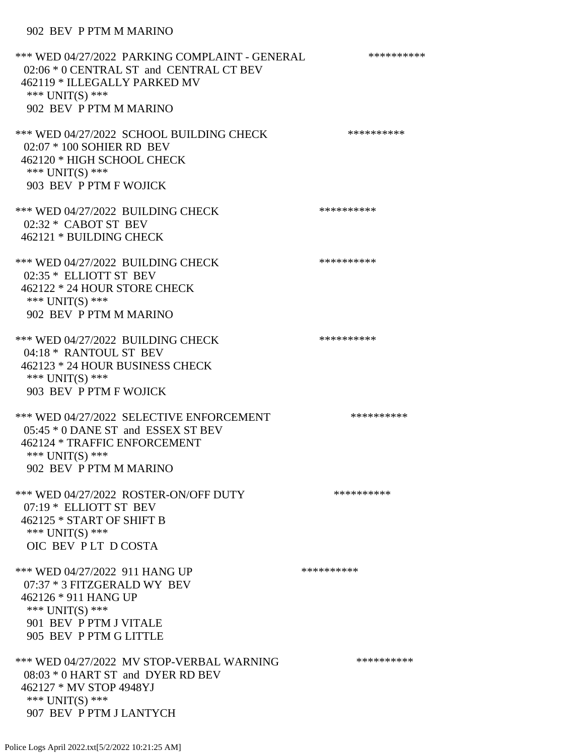902 BEV P PTM M MARINO

*** WED 04/27/2022 PARKING COMPLAINT - GENERAL **********
02:06 * 0 CENTRAL ST and CENTRAL CT BEV
462119 * ILLEGALLY PARKED MV
*** UNIT(S) ***
902 BEV P PTM M MARINO

*** WED 04/27/2022 SCHOOL BUILDING CHECK **********
02:07 * 100 SOHIER RD BEV
462120 * HIGH SCHOOL CHECK
*** UNIT(S) ***
903 BEV P PTM F WOJICK

*** WED 04/27/2022 BUILDING CHECK **********
02:32 * CABOT ST BEV
462121 * BUILDING CHECK

*** WED 04/27/2022 BUILDING CHECK **********
02:35 * ELLIOTT ST BEV
462122 * 24 HOUR STORE CHECK
*** UNIT(S) ***
902 BEV P PTM M MARINO

*** WED 04/27/2022 BUILDING CHECK **********
04:18 * RANTOUL ST BEV
462123 * 24 HOUR BUSINESS CHECK
*** UNIT(S) ***
903 BEV P PTM F WOJICK

*** WED 04/27/2022 SELECTIVE ENFORCEMENT **********
05:45 * 0 DANE ST and ESSEX ST BEV
462124 * TRAFFIC ENFORCEMENT
*** UNIT(S) ***
902 BEV P PTM M MARINO

*** WED 04/27/2022 ROSTER-ON/OFF DUTY **********
07:19 * ELLIOTT ST BEV
462125 * START OF SHIFT B
*** UNIT(S) ***
OIC BEV P LT D COSTA

*** WED 04/27/2022 911 HANG UP **********
07:37 * 3 FITZGERALD WY BEV
462126 * 911 HANG UP
*** UNIT(S) ***
901 BEV P PTM J VITALE
905 BEV P PTM G LITTLE

*** WED 04/27/2022 MV STOP-VERBAL WARNING **********
08:03 * 0 HART ST and DYER RD BEV
462127 * MV STOP 4948YJ
*** UNIT(S) ***
907 BEV P PTM J LANTYCH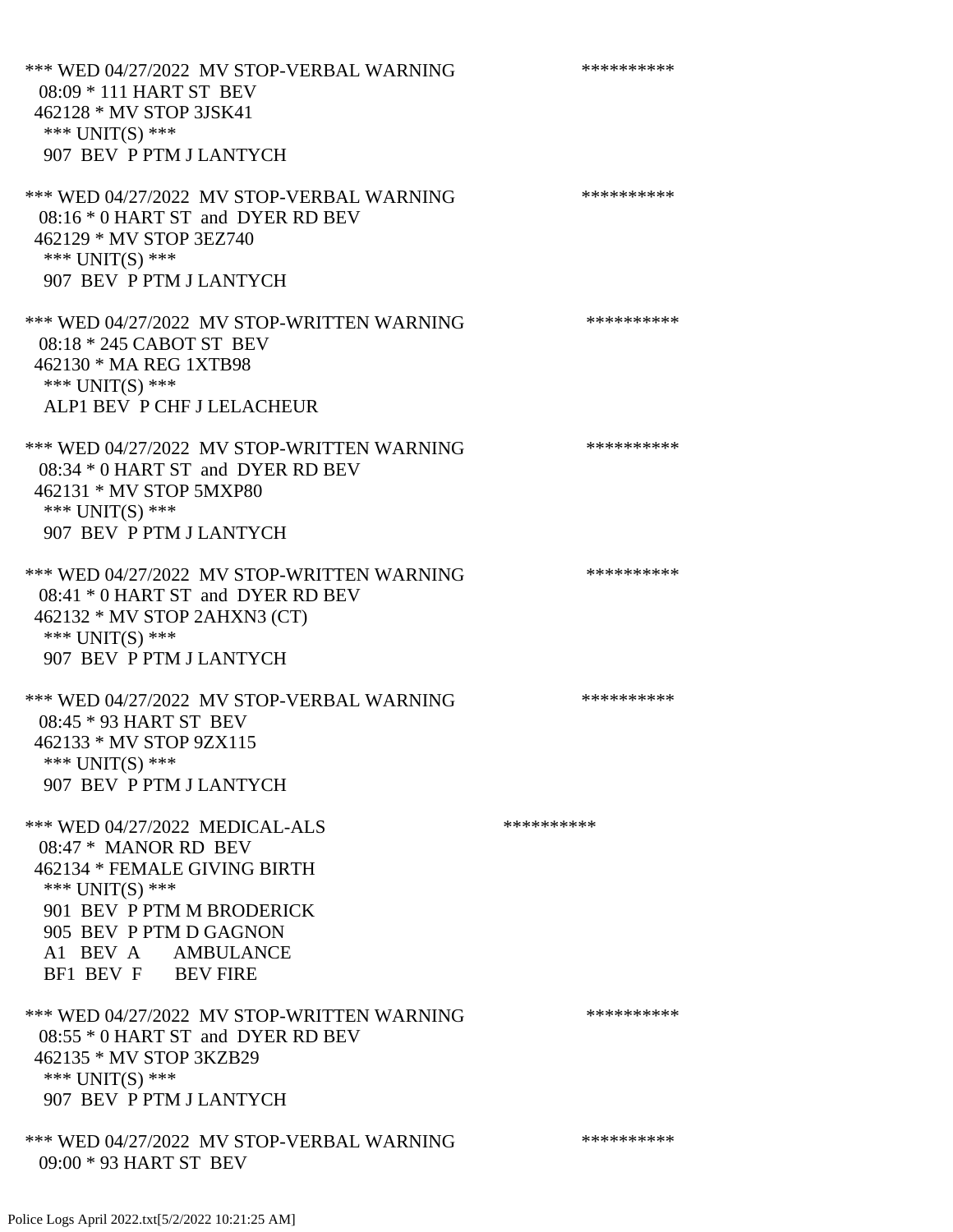*** WED 04/27/2022 MV STOP-VERBAL WARNING **********
08:09 * 111 HART ST BEV
462128 * MV STOP 3JSK41
*** UNIT(S) ***
907 BEV P PTM J LANTYCH

*** WED 04/27/2022 MV STOP-VERBAL WARNING **********
08:16 * 0 HART ST and DYER RD BEV
462129 * MV STOP 3EZ740
*** UNIT(S) ***
907 BEV P PTM J LANTYCH

*** WED 04/27/2022 MV STOP-WRITTEN WARNING **********
08:18 * 245 CABOT ST BEV
462130 * MA REG 1XTB98
*** UNIT(S) ***
ALP1 BEV P CHF J LELACHEUR

*** WED 04/27/2022 MV STOP-WRITTEN WARNING **********
08:34 * 0 HART ST and DYER RD BEV
462131 * MV STOP 5MXP80
*** UNIT(S) ***
907 BEV P PTM J LANTYCH

*** WED 04/27/2022 MV STOP-WRITTEN WARNING **********
08:41 * 0 HART ST and DYER RD BEV
462132 * MV STOP 2AHXN3 (CT)
*** UNIT(S) ***
907 BEV P PTM J LANTYCH

*** WED 04/27/2022 MV STOP-VERBAL WARNING **********
08:45 * 93 HART ST BEV
462133 * MV STOP 9ZX115
*** UNIT(S) ***
907 BEV P PTM J LANTYCH

*** WED 04/27/2022 MEDICAL-ALS **********
08:47 * MANOR RD BEV
462134 * FEMALE GIVING BIRTH
*** UNIT(S) ***
901 BEV P PTM M BRODERICK
905 BEV P PTM D GAGNON
A1 BEV A AMBULANCE
BF1 BEV F BEV FIRE

*** WED 04/27/2022 MV STOP-WRITTEN WARNING **********
08:55 * 0 HART ST and DYER RD BEV
462135 * MV STOP 3KZB29
*** UNIT(S) ***
907 BEV P PTM J LANTYCH

*** WED 04/27/2022 MV STOP-VERBAL WARNING **********
09:00 * 93 HART ST BEV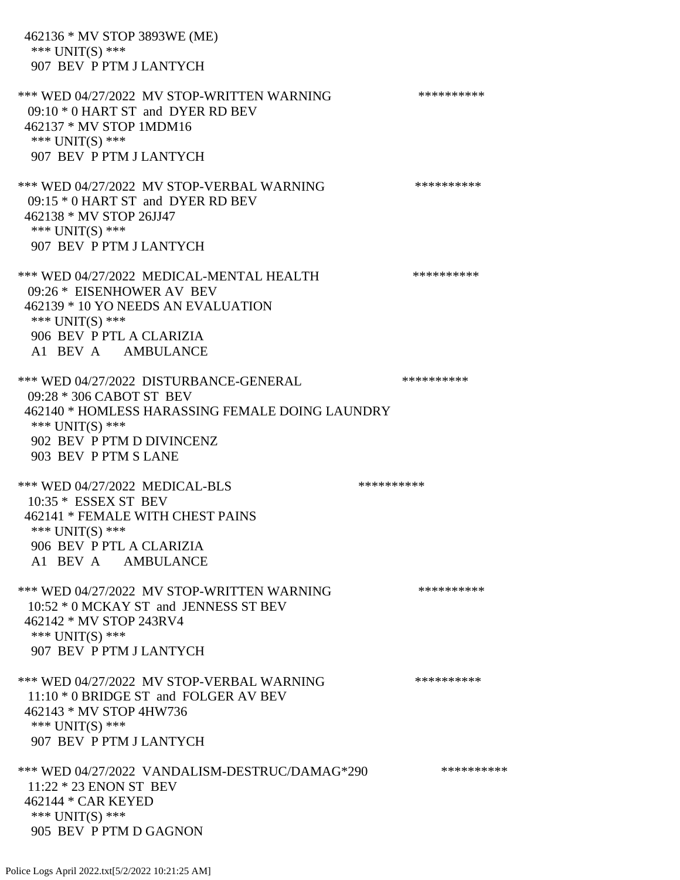462136 * MV STOP 3893WE (ME)
*** UNIT(S) ***
907 BEV P PTM J LANTYCH

*** WED 04/27/2022 MV STOP-WRITTEN WARNING **********
09:10 * 0 HART ST and DYER RD BEV
462137 * MV STOP 1MDM16
*** UNIT(S) ***
907 BEV P PTM J LANTYCH

*** WED 04/27/2022 MV STOP-VERBAL WARNING **********
09:15 * 0 HART ST and DYER RD BEV
462138 * MV STOP 26JJ47
*** UNIT(S) ***
907 BEV P PTM J LANTYCH

*** WED 04/27/2022 MEDICAL-MENTAL HEALTH **********
09:26 * EISENHOWER AV BEV
462139 * 10 YO NEEDS AN EVALUATION
*** UNIT(S) ***
906 BEV P PTL A CLARIZIA
A1 BEV A AMBULANCE

*** WED 04/27/2022 DISTURBANCE-GENERAL **********
09:28 * 306 CABOT ST BEV
462140 * HOMLESS HARASSING FEMALE DOING LAUNDRY
*** UNIT(S) ***
902 BEV P PTM D DIVINCENZ
903 BEV P PTM S LANE

*** WED 04/27/2022 MEDICAL-BLS **********
10:35 * ESSEX ST BEV
462141 * FEMALE WITH CHEST PAINS
*** UNIT(S) ***
906 BEV P PTL A CLARIZIA
A1 BEV A AMBULANCE

*** WED 04/27/2022 MV STOP-WRITTEN WARNING **********
10:52 * 0 MCKAY ST and JENNESS ST BEV
462142 * MV STOP 243RV4
*** UNIT(S) ***
907 BEV P PTM J LANTYCH

*** WED 04/27/2022 MV STOP-VERBAL WARNING **********
11:10 * 0 BRIDGE ST and FOLGER AV BEV
462143 * MV STOP 4HW736
*** UNIT(S) ***
907 BEV P PTM J LANTYCH

*** WED 04/27/2022 VANDALISM-DESTRUC/DAMAG*290 **********
11:22 * 23 ENON ST BEV
462144 * CAR KEYED
*** UNIT(S) ***
905 BEV P PTM D GAGNON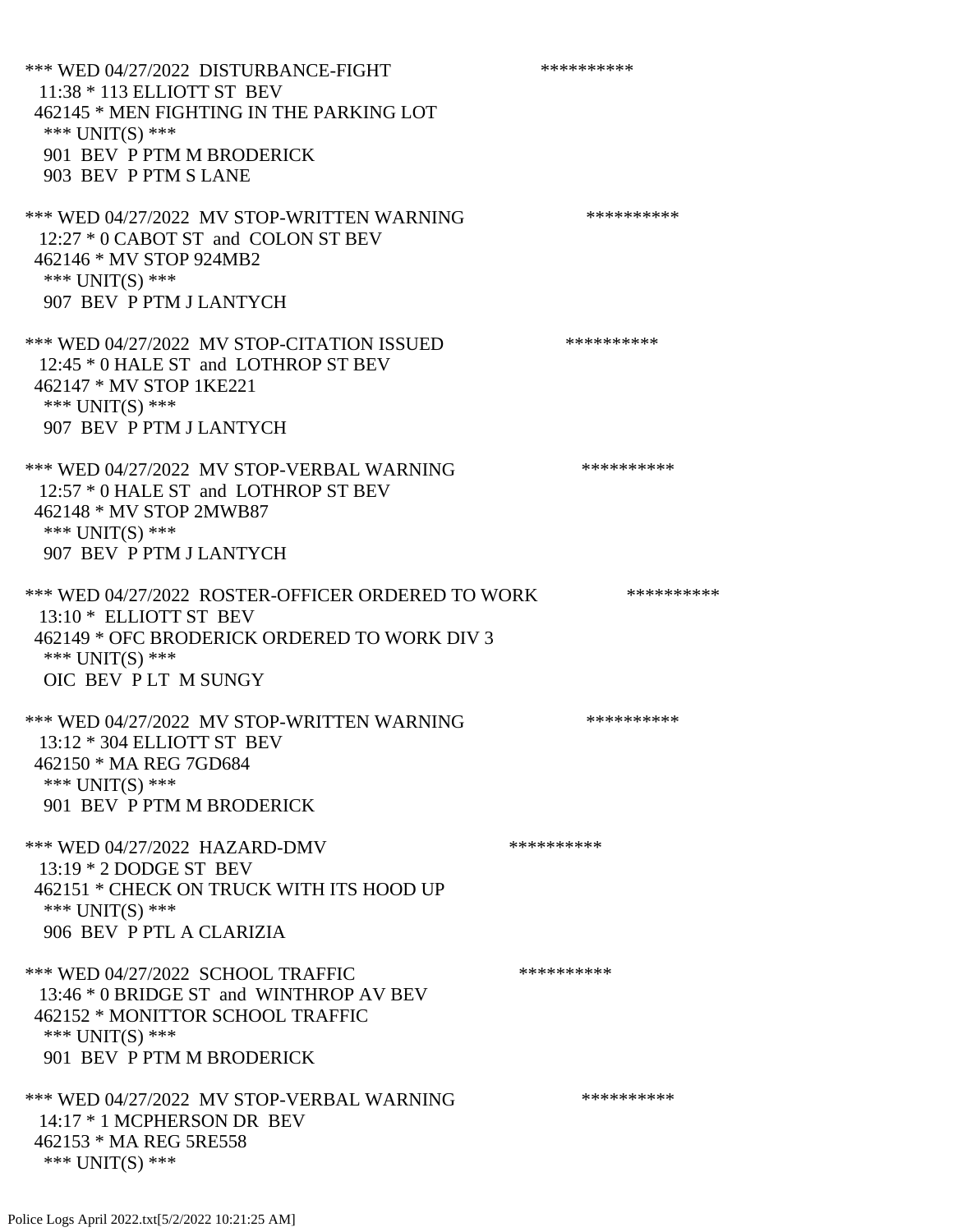*** WED 04/27/2022 DISTURBANCE-FIGHT **********
11:38 * 113 ELLIOTT ST BEV
462145 * MEN FIGHTING IN THE PARKING LOT
*** UNIT(S) ***
901 BEV P PTM M BRODERICK
903 BEV P PTM S LANE

*** WED 04/27/2022 MV STOP-WRITTEN WARNING **********
12:27 * 0 CABOT ST and COLON ST BEV
462146 * MV STOP 924MB2
*** UNIT(S) ***
907 BEV P PTM J LANTYCH

*** WED 04/27/2022 MV STOP-CITATION ISSUED **********
12:45 * 0 HALE ST and LOTHROP ST BEV
462147 * MV STOP 1KE221
*** UNIT(S) ***
907 BEV P PTM J LANTYCH

*** WED 04/27/2022 MV STOP-VERBAL WARNING **********
12:57 * 0 HALE ST and LOTHROP ST BEV
462148 * MV STOP 2MWB87
*** UNIT(S) ***
907 BEV P PTM J LANTYCH

*** WED 04/27/2022 ROSTER-OFFICER ORDERED TO WORK **********
13:10 * ELLIOTT ST BEV
462149 * OFC BRODERICK ORDERED TO WORK DIV 3
*** UNIT(S) ***
OIC BEV P LT M SUNGY

*** WED 04/27/2022 MV STOP-WRITTEN WARNING **********
13:12 * 304 ELLIOTT ST BEV
462150 * MA REG 7GD684
*** UNIT(S) ***
901 BEV P PTM M BRODERICK

*** WED 04/27/2022 HAZARD-DMV **********
13:19 * 2 DODGE ST BEV
462151 * CHECK ON TRUCK WITH ITS HOOD UP
*** UNIT(S) ***
906 BEV P PTL A CLARIZIA

*** WED 04/27/2022 SCHOOL TRAFFIC **********
13:46 * 0 BRIDGE ST and WINTHROP AV BEV
462152 * MONITTOR SCHOOL TRAFFIC
*** UNIT(S) ***
901 BEV P PTM M BRODERICK

*** WED 04/27/2022 MV STOP-VERBAL WARNING **********
14:17 * 1 MCPHERSON DR BEV
462153 * MA REG 5RE558
*** UNIT(S) ***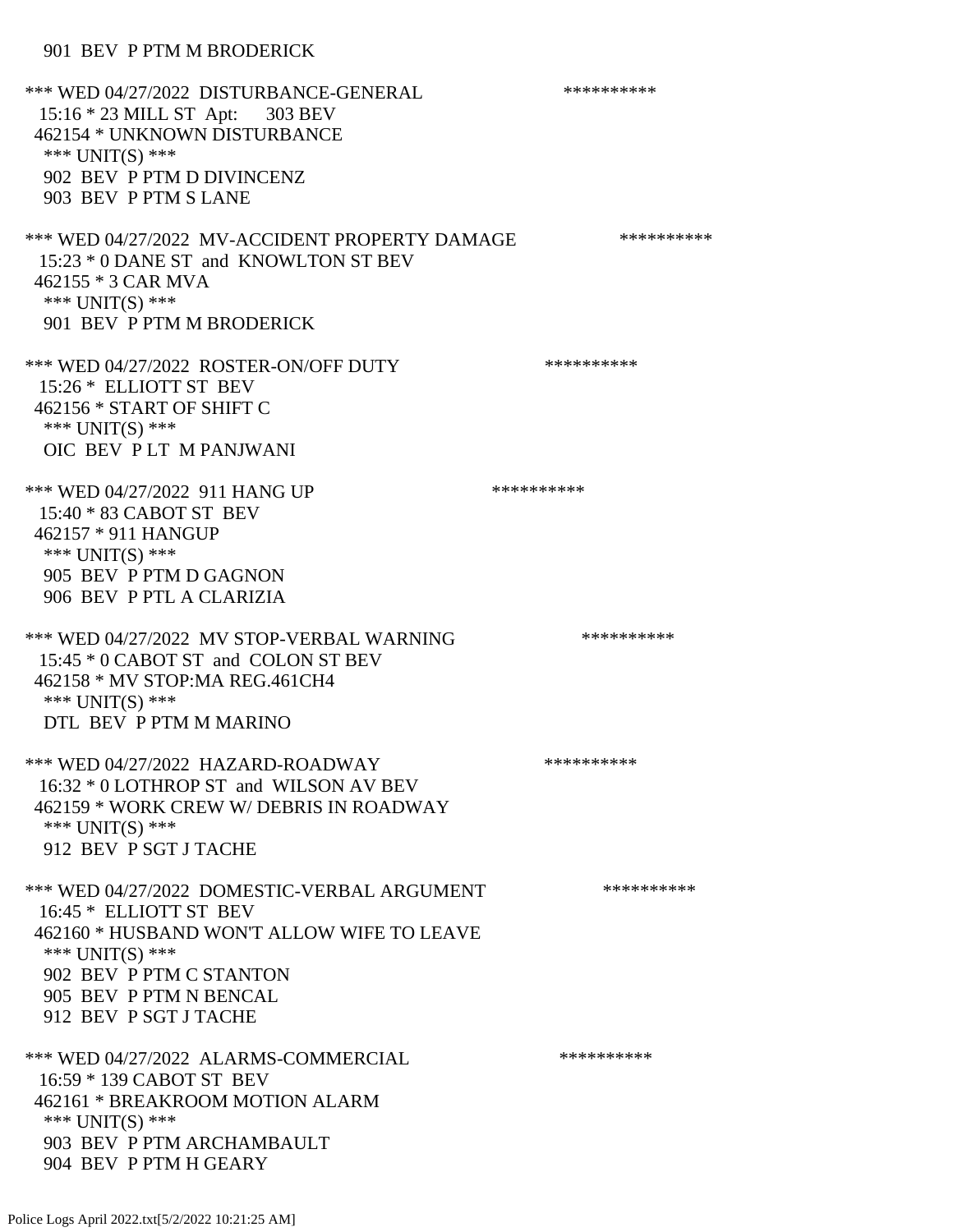901 BEV P PTM M BRODERICK

*** WED 04/27/2022 DISTURBANCE-GENERAL **********
15:16 * 23 MILL ST Apt: 303 BEV
462154 * UNKNOWN DISTURBANCE
*** UNIT(S) ***
902 BEV P PTM D DIVINCENZ
903 BEV P PTM S LANE

*** WED 04/27/2022 MV-ACCIDENT PROPERTY DAMAGE **********
15:23 * 0 DANE ST and KNOWLTON ST BEV
462155 * 3 CAR MVA
*** UNIT(S) ***
901 BEV P PTM M BRODERICK

*** WED 04/27/2022 ROSTER-ON/OFF DUTY **********
15:26 * ELLIOTT ST BEV
462156 * START OF SHIFT C
*** UNIT(S) ***
OIC BEV P LT M PANJWANI

*** WED 04/27/2022 911 HANG UP **********
15:40 * 83 CABOT ST BEV
462157 * 911 HANGUP
*** UNIT(S) ***
905 BEV P PTM D GAGNON
906 BEV P PTL A CLARIZIA

*** WED 04/27/2022 MV STOP-VERBAL WARNING **********
15:45 * 0 CABOT ST and COLON ST BEV
462158 * MV STOP:MA REG.461CH4
*** UNIT(S) ***
DTL BEV P PTM M MARINO

*** WED 04/27/2022 HAZARD-ROADWAY **********
16:32 * 0 LOTHROP ST and WILSON AV BEV
462159 * WORK CREW W/ DEBRIS IN ROADWAY
*** UNIT(S) ***
912 BEV P SGT J TACHE

*** WED 04/27/2022 DOMESTIC-VERBAL ARGUMENT **********
16:45 * ELLIOTT ST BEV
462160 * HUSBAND WON'T ALLOW WIFE TO LEAVE
*** UNIT(S) ***
902 BEV P PTM C STANTON
905 BEV P PTM N BENCAL
912 BEV P SGT J TACHE

*** WED 04/27/2022 ALARMS-COMMERCIAL **********
16:59 * 139 CABOT ST BEV
462161 * BREAKROOM MOTION ALARM
*** UNIT(S) ***
903 BEV P PTM ARCHAMBAULT
904 BEV P PTM H GEARY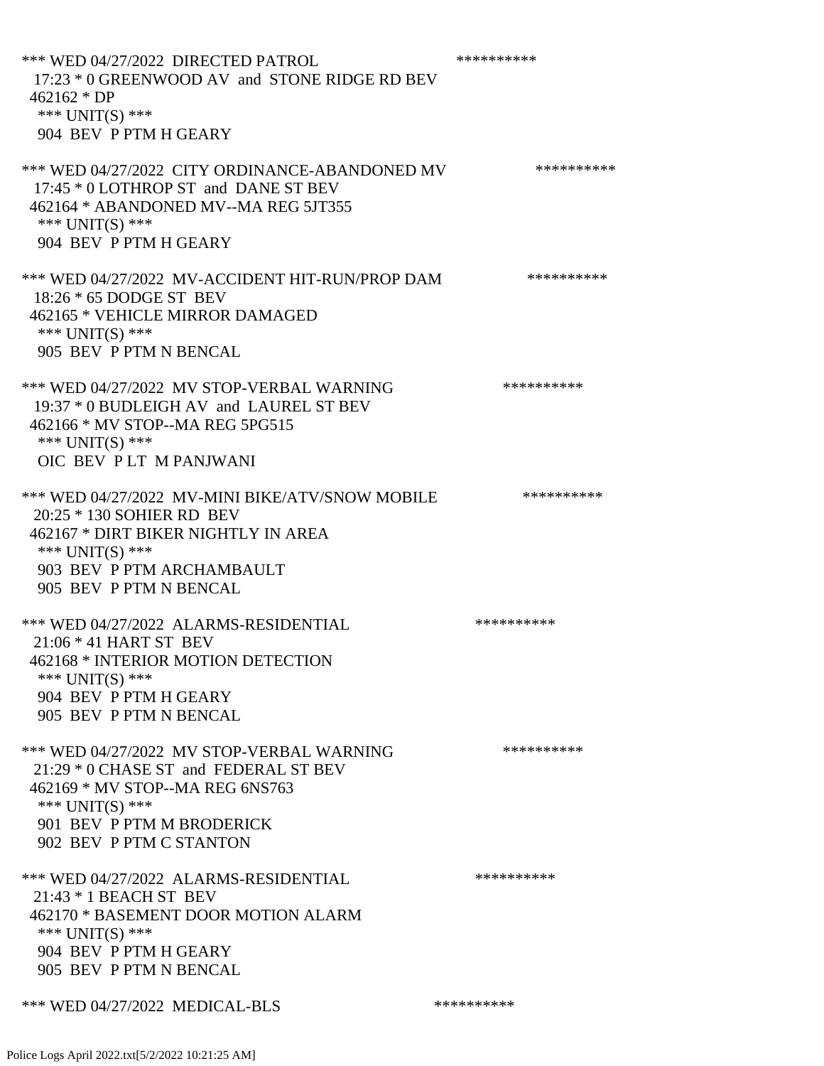*** WED 04/27/2022 DIRECTED PATROL **********
17:23 * 0 GREENWOOD AV and STONE RIDGE RD BEV
462162 * DP
*** UNIT(S) ***
904 BEV P PTM H GEARY

*** WED 04/27/2022 CITY ORDINANCE-ABANDONED MV **********
17:45 * 0 LOTHROP ST and DANE ST BEV
462164 * ABANDONED MV--MA REG 5JT355
*** UNIT(S) ***
904 BEV P PTM H GEARY

*** WED 04/27/2022 MV-ACCIDENT HIT-RUN/PROP DAM **********
18:26 * 65 DODGE ST BEV
462165 * VEHICLE MIRROR DAMAGED
*** UNIT(S) ***
905 BEV P PTM N BENCAL

*** WED 04/27/2022 MV STOP-VERBAL WARNING **********
19:37 * 0 BUDLEIGH AV and LAUREL ST BEV
462166 * MV STOP--MA REG 5PG515
*** UNIT(S) ***
OIC BEV P LT M PANJWANI

*** WED 04/27/2022 MV-MINI BIKE/ATV/SNOW MOBILE **********
20:25 * 130 SOHIER RD BEV
462167 * DIRT BIKER NIGHTLY IN AREA
*** UNIT(S) ***
903 BEV P PTM ARCHAMBAULT
905 BEV P PTM N BENCAL

*** WED 04/27/2022 ALARMS-RESIDENTIAL **********
21:06 * 41 HART ST BEV
462168 * INTERIOR MOTION DETECTION
*** UNIT(S) ***
904 BEV P PTM H GEARY
905 BEV P PTM N BENCAL

*** WED 04/27/2022 MV STOP-VERBAL WARNING **********
21:29 * 0 CHASE ST and FEDERAL ST BEV
462169 * MV STOP--MA REG 6NS763
*** UNIT(S) ***
901 BEV P PTM M BRODERICK
902 BEV P PTM C STANTON

*** WED 04/27/2022 ALARMS-RESIDENTIAL **********
21:43 * 1 BEACH ST BEV
462170 * BASEMENT DOOR MOTION ALARM
*** UNIT(S) ***
904 BEV P PTM H GEARY
905 BEV P PTM N BENCAL

*** WED 04/27/2022 MEDICAL-BLS **********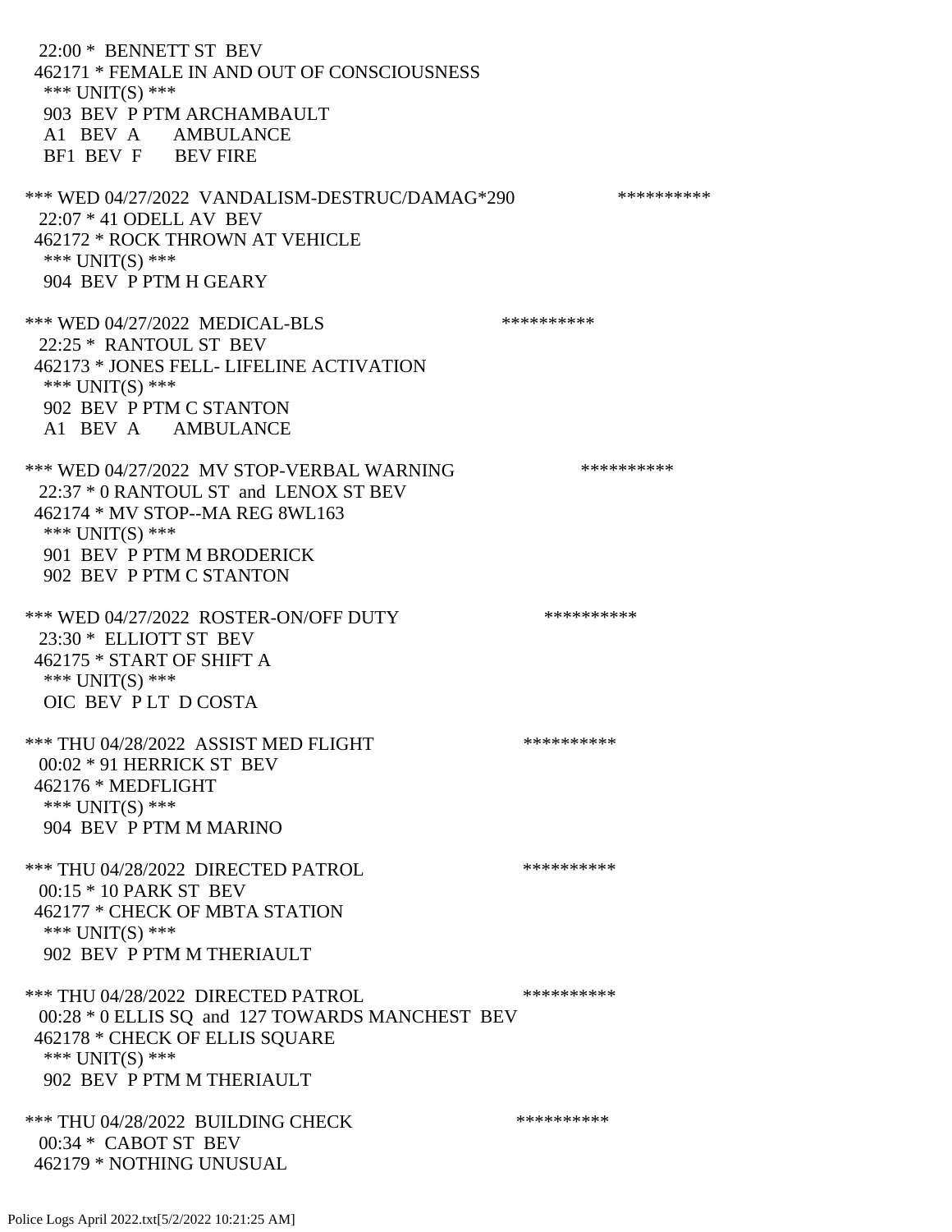22:00 * BENNETT ST BEV
462171 * FEMALE IN AND OUT OF CONSCIOUSNESS
*** UNIT(S) ***
903 BEV P PTM ARCHAMBAULT
A1 BEV A AMBULANCE
BF1 BEV F BEV FIRE

*** WED 04/27/2022 VANDALISM-DESTRUC/DAMAG*290 **********
22:07 * 41 ODELL AV BEV
462172 * ROCK THROWN AT VEHICLE
*** UNIT(S) ***
904 BEV P PTM H GEARY

*** WED 04/27/2022 MEDICAL-BLS **********
22:25 * RANTOUL ST BEV
462173 * JONES FELL- LIFELINE ACTIVATION
*** UNIT(S) ***
902 BEV P PTM C STANTON
A1 BEV A AMBULANCE

*** WED 04/27/2022 MV STOP-VERBAL WARNING **********
22:37 * 0 RANTOUL ST and LENOX ST BEV
462174 * MV STOP--MA REG 8WL163
*** UNIT(S) ***
901 BEV P PTM M BRODERICK
902 BEV P PTM C STANTON

*** WED 04/27/2022 ROSTER-ON/OFF DUTY **********
23:30 * ELLIOTT ST BEV
462175 * START OF SHIFT A
*** UNIT(S) ***
OIC BEV P LT D COSTA

*** THU 04/28/2022 ASSIST MED FLIGHT **********
00:02 * 91 HERRICK ST BEV
462176 * MEDFLIGHT
*** UNIT(S) ***
904 BEV P PTM M MARINO

*** THU 04/28/2022 DIRECTED PATROL **********
00:15 * 10 PARK ST BEV
462177 * CHECK OF MBTA STATION
*** UNIT(S) ***
902 BEV P PTM M THERIAULT

*** THU 04/28/2022 DIRECTED PATROL **********
00:28 * 0 ELLIS SQ and 127 TOWARDS MANCHEST BEV
462178 * CHECK OF ELLIS SQUARE
*** UNIT(S) ***
902 BEV P PTM M THERIAULT

*** THU 04/28/2022 BUILDING CHECK **********
00:34 * CABOT ST BEV
462179 * NOTHING UNUSUAL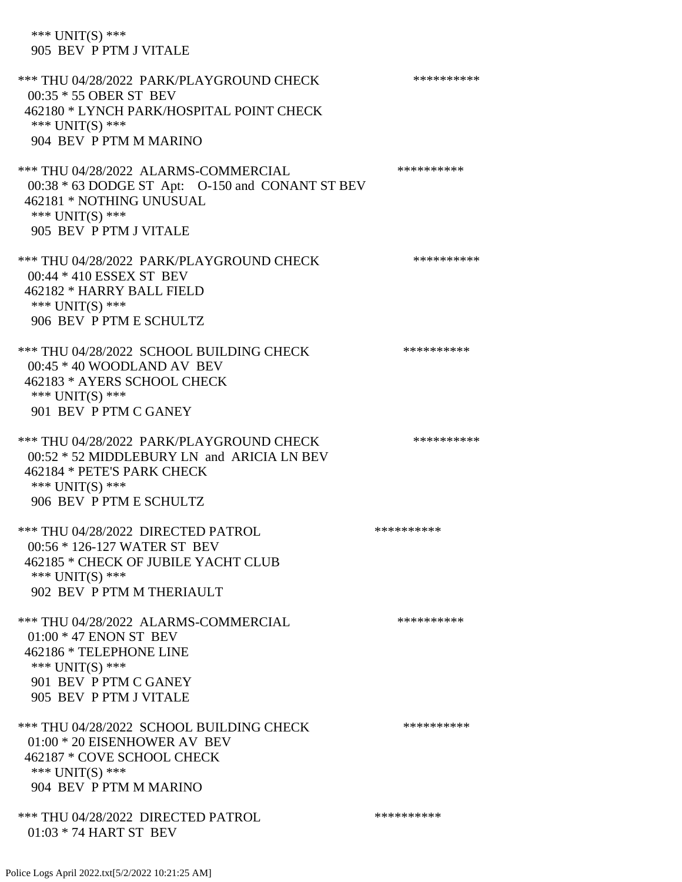*** UNIT(S) ***
 905 BEV P PTM J VITALE

*** THU 04/28/2022 PARK/PLAYGROUND CHECK **********
 00:35 * 55 OBER ST BEV
 462180 * LYNCH PARK/HOSPITAL POINT CHECK
 *** UNIT(S) ***
 904 BEV P PTM M MARINO

*** THU 04/28/2022 ALARMS-COMMERCIAL **********
 00:38 * 63 DODGE ST Apt: O-150 and CONANT ST BEV
 462181 * NOTHING UNUSUAL
 *** UNIT(S) ***
 905 BEV P PTM J VITALE

*** THU 04/28/2022 PARK/PLAYGROUND CHECK **********
 00:44 * 410 ESSEX ST BEV
 462182 * HARRY BALL FIELD
 *** UNIT(S) ***
 906 BEV P PTM E SCHULTZ

*** THU 04/28/2022 SCHOOL BUILDING CHECK **********
 00:45 * 40 WOODLAND AV BEV
 462183 * AYERS SCHOOL CHECK
 *** UNIT(S) ***
 901 BEV P PTM C GANEY

*** THU 04/28/2022 PARK/PLAYGROUND CHECK **********
 00:52 * 52 MIDDLEBURY LN and ARICIA LN BEV
 462184 * PETE'S PARK CHECK
 *** UNIT(S) ***
 906 BEV P PTM E SCHULTZ

*** THU 04/28/2022 DIRECTED PATROL **********
 00:56 * 126-127 WATER ST BEV
 462185 * CHECK OF JUBILE YACHT CLUB
 *** UNIT(S) ***
 902 BEV P PTM M THERIAULT

*** THU 04/28/2022 ALARMS-COMMERCIAL **********
 01:00 * 47 ENON ST BEV
 462186 * TELEPHONE LINE
 *** UNIT(S) ***
 901 BEV P PTM C GANEY
 905 BEV P PTM J VITALE

*** THU 04/28/2022 SCHOOL BUILDING CHECK **********
 01:00 * 20 EISENHOWER AV BEV
 462187 * COVE SCHOOL CHECK
 *** UNIT(S) ***
 904 BEV P PTM M MARINO

*** THU 04/28/2022 DIRECTED PATROL **********
 01:03 * 74 HART ST BEV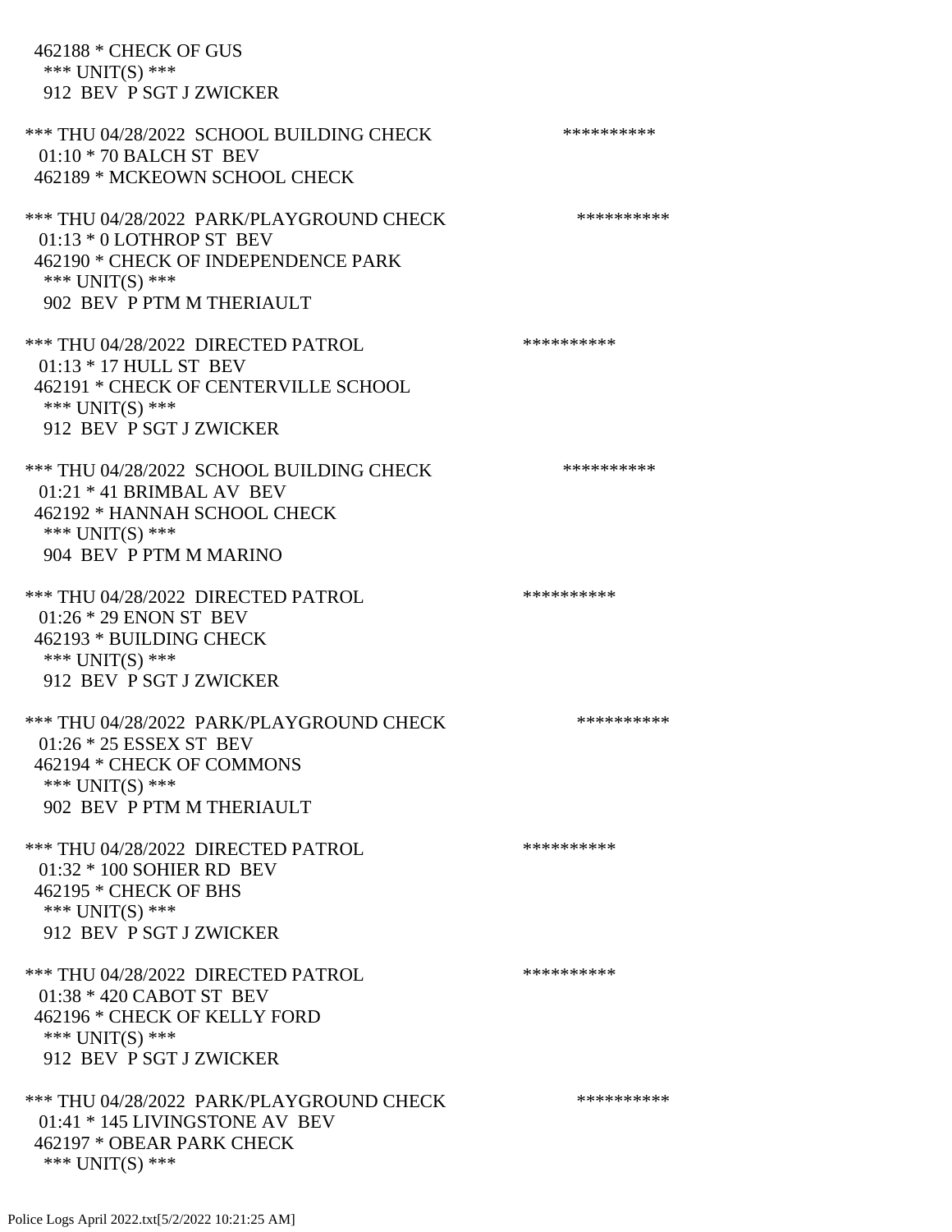462188 * CHECK OF GUS
 *** UNIT(S) ***
 912 BEV P SGT J ZWICKER

*** THU 04/28/2022 SCHOOL BUILDING CHECK **********
 01:10 * 70 BALCH ST BEV
 462189 * MCKEOWN SCHOOL CHECK

*** THU 04/28/2022 PARK/PLAYGROUND CHECK **********
 01:13 * 0 LOTHROP ST BEV
 462190 * CHECK OF INDEPENDENCE PARK
 *** UNIT(S) ***
 902 BEV P PTM M THERIAULT

*** THU 04/28/2022 DIRECTED PATROL **********
 01:13 * 17 HULL ST BEV
 462191 * CHECK OF CENTERVILLE SCHOOL
 *** UNIT(S) ***
 912 BEV P SGT J ZWICKER

*** THU 04/28/2022 SCHOOL BUILDING CHECK **********
 01:21 * 41 BRIMBAL AV BEV
 462192 * HANNAH SCHOOL CHECK
 *** UNIT(S) ***
 904 BEV P PTM M MARINO

*** THU 04/28/2022 DIRECTED PATROL **********
 01:26 * 29 ENON ST BEV
 462193 * BUILDING CHECK
 *** UNIT(S) ***
 912 BEV P SGT J ZWICKER

*** THU 04/28/2022 PARK/PLAYGROUND CHECK **********
 01:26 * 25 ESSEX ST BEV
 462194 * CHECK OF COMMONS
 *** UNIT(S) ***
 902 BEV P PTM M THERIAULT

*** THU 04/28/2022 DIRECTED PATROL **********
 01:32 * 100 SOHIER RD BEV
 462195 * CHECK OF BHS
 *** UNIT(S) ***
 912 BEV P SGT J ZWICKER

*** THU 04/28/2022 DIRECTED PATROL **********
 01:38 * 420 CABOT ST BEV
 462196 * CHECK OF KELLY FORD
 *** UNIT(S) ***
 912 BEV P SGT J ZWICKER

*** THU 04/28/2022 PARK/PLAYGROUND CHECK **********
 01:41 * 145 LIVINGSTONE AV BEV
 462197 * OBEAR PARK CHECK
 *** UNIT(S) ***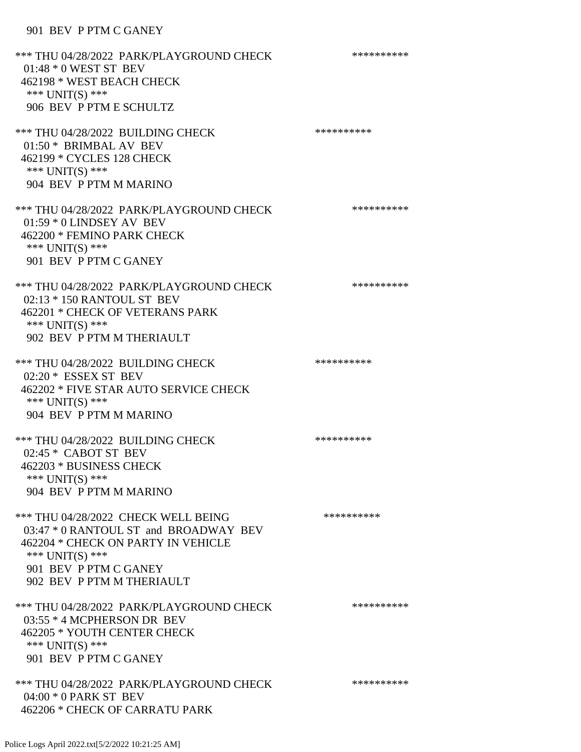901 BEV P PTM C GANEY

*** THU 04/28/2022 PARK/PLAYGROUND CHECK **********
01:48 * 0 WEST ST BEV
462198 * WEST BEACH CHECK
*** UNIT(S) ***
906 BEV P PTM E SCHULTZ

*** THU 04/28/2022 BUILDING CHECK **********
01:50 * BRIMBAL AV BEV
462199 * CYCLES 128 CHECK
*** UNIT(S) ***
904 BEV P PTM M MARINO

*** THU 04/28/2022 PARK/PLAYGROUND CHECK **********
01:59 * 0 LINDSEY AV BEV
462200 * FEMINO PARK CHECK
*** UNIT(S) ***
901 BEV P PTM C GANEY

*** THU 04/28/2022 PARK/PLAYGROUND CHECK **********
02:13 * 150 RANTOUL ST BEV
462201 * CHECK OF VETERANS PARK
*** UNIT(S) ***
902 BEV P PTM M THERIAULT

*** THU 04/28/2022 BUILDING CHECK **********
02:20 * ESSEX ST BEV
462202 * FIVE STAR AUTO SERVICE CHECK
*** UNIT(S) ***
904 BEV P PTM M MARINO

*** THU 04/28/2022 BUILDING CHECK **********
02:45 * CABOT ST BEV
462203 * BUSINESS CHECK
*** UNIT(S) ***
904 BEV P PTM M MARINO

*** THU 04/28/2022 CHECK WELL BEING **********
03:47 * 0 RANTOUL ST and BROADWAY BEV
462204 * CHECK ON PARTY IN VEHICLE
*** UNIT(S) ***
901 BEV P PTM C GANEY
902 BEV P PTM M THERIAULT

*** THU 04/28/2022 PARK/PLAYGROUND CHECK **********
03:55 * 4 MCPHERSON DR BEV
462205 * YOUTH CENTER CHECK
*** UNIT(S) ***
901 BEV P PTM C GANEY

*** THU 04/28/2022 PARK/PLAYGROUND CHECK **********
04:00 * 0 PARK ST BEV
462206 * CHECK OF CARRATU PARK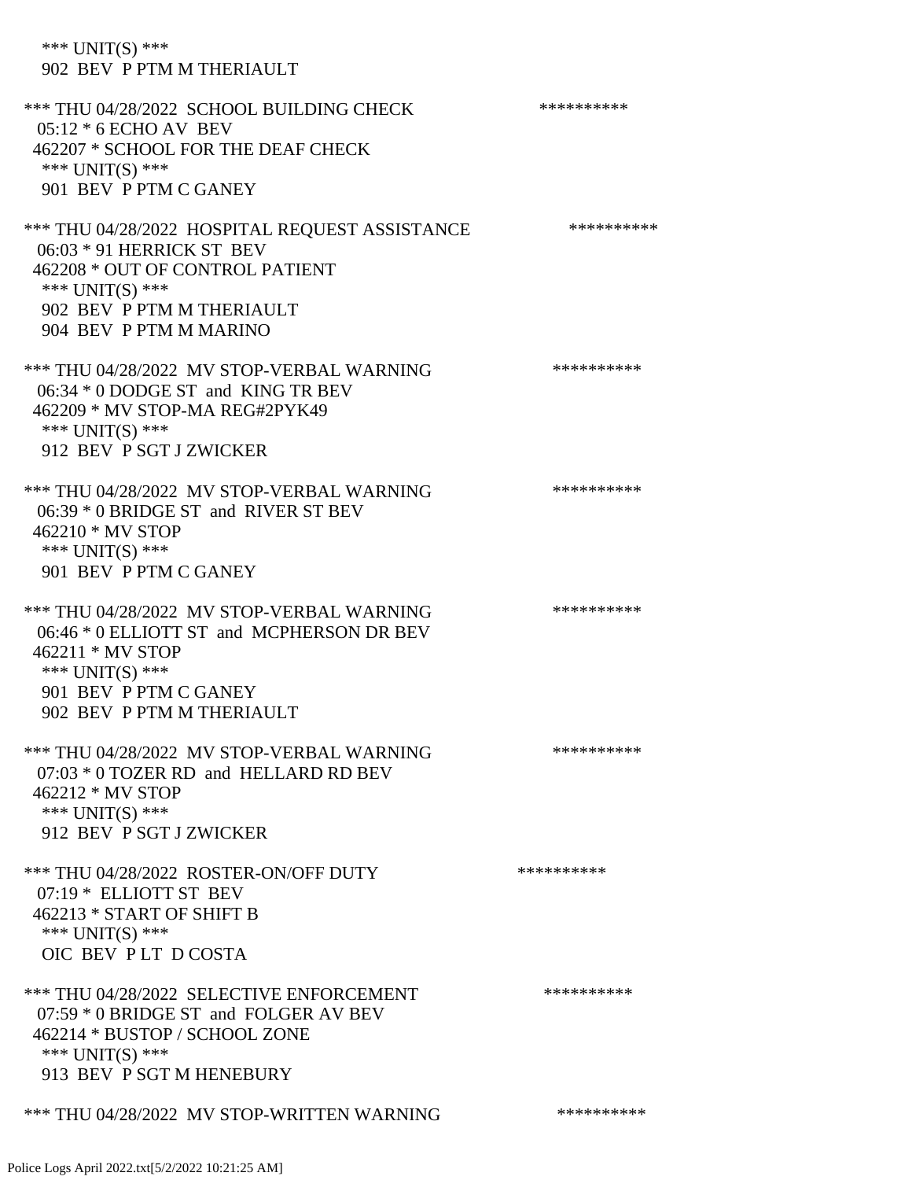\*\*\* UNIT(S) \*\*\*
902 BEV P PTM M THERIAULT

\*\*\* THU 04/28/2022 SCHOOL BUILDING CHECK \*\*\*\*\*\*\*\*\*\*
05:12 * 6 ECHO AV BEV
462207 * SCHOOL FOR THE DEAF CHECK
\*\*\* UNIT(S) \*\*\*
901 BEV P PTM C GANEY

\*\*\* THU 04/28/2022 HOSPITAL REQUEST ASSISTANCE \*\*\*\*\*\*\*\*\*\*
06:03 * 91 HERRICK ST BEV
462208 * OUT OF CONTROL PATIENT
\*\*\* UNIT(S) \*\*\*
902 BEV P PTM M THERIAULT
904 BEV P PTM M MARINO

\*\*\* THU 04/28/2022 MV STOP-VERBAL WARNING \*\*\*\*\*\*\*\*\*\*
06:34 * 0 DODGE ST and KING TR BEV
462209 * MV STOP-MA REG#2PYK49
\*\*\* UNIT(S) \*\*\*
912 BEV P SGT J ZWICKER

\*\*\* THU 04/28/2022 MV STOP-VERBAL WARNING \*\*\*\*\*\*\*\*\*\*
06:39 * 0 BRIDGE ST and RIVER ST BEV
462210 * MV STOP
\*\*\* UNIT(S) \*\*\*
901 BEV P PTM C GANEY

\*\*\* THU 04/28/2022 MV STOP-VERBAL WARNING \*\*\*\*\*\*\*\*\*\*
06:46 * 0 ELLIOTT ST and MCPHERSON DR BEV
462211 * MV STOP
\*\*\* UNIT(S) \*\*\*
901 BEV P PTM C GANEY
902 BEV P PTM M THERIAULT

\*\*\* THU 04/28/2022 MV STOP-VERBAL WARNING \*\*\*\*\*\*\*\*\*\*
07:03 * 0 TOZER RD and HELLARD RD BEV
462212 * MV STOP
\*\*\* UNIT(S) \*\*\*
912 BEV P SGT J ZWICKER

\*\*\* THU 04/28/2022 ROSTER-ON/OFF DUTY \*\*\*\*\*\*\*\*\*\*
07:19 * ELLIOTT ST BEV
462213 * START OF SHIFT B
\*\*\* UNIT(S) \*\*\*
OIC BEV P LT D COSTA

\*\*\* THU 04/28/2022 SELECTIVE ENFORCEMENT \*\*\*\*\*\*\*\*\*\*
07:59 * 0 BRIDGE ST and FOLGER AV BEV
462214 * BUSTOP / SCHOOL ZONE
\*\*\* UNIT(S) \*\*\*
913 BEV P SGT M HENEBURY

\*\*\* THU 04/28/2022 MV STOP-WRITTEN WARNING \*\*\*\*\*\*\*\*\*\*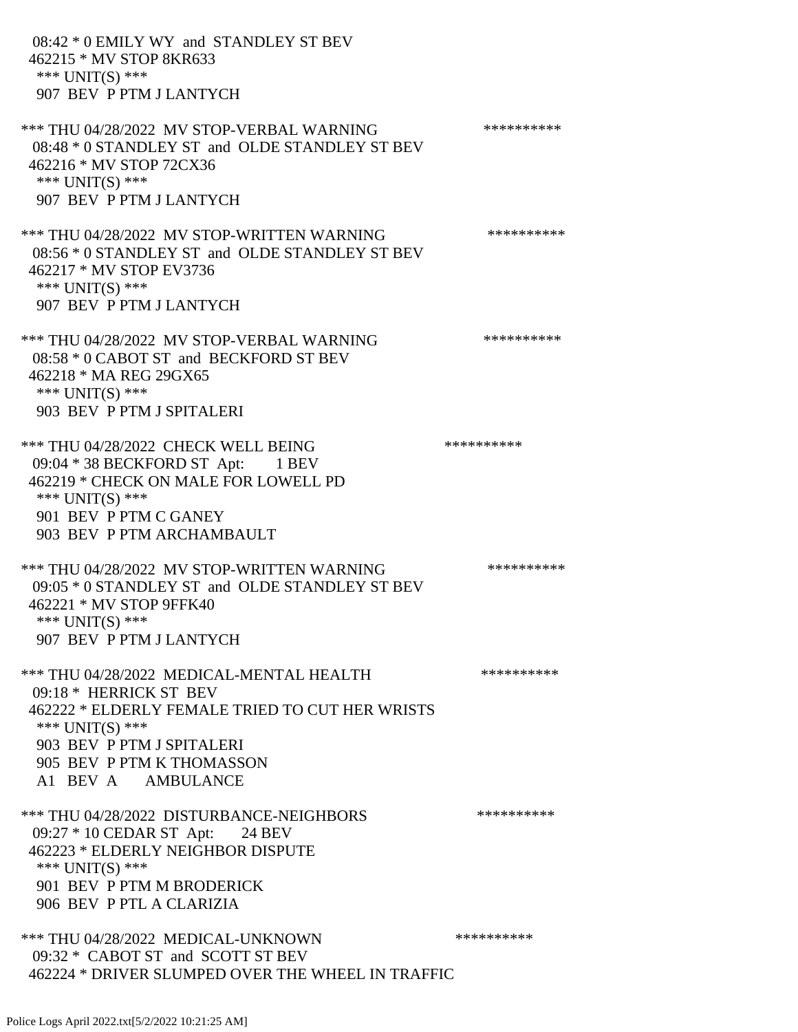08:42 * 0 EMILY WY and STANDLEY ST BEV
462215 * MV STOP 8KR633
*** UNIT(S) ***
907 BEV P PTM J LANTYCH

*** THU 04/28/2022 MV STOP-VERBAL WARNING **********
08:48 * 0 STANDLEY ST and OLDE STANDLEY ST BEV
462216 * MV STOP 72CX36
*** UNIT(S) ***
907 BEV P PTM J LANTYCH

*** THU 04/28/2022 MV STOP-WRITTEN WARNING **********
08:56 * 0 STANDLEY ST and OLDE STANDLEY ST BEV
462217 * MV STOP EV3736
*** UNIT(S) ***
907 BEV P PTM J LANTYCH

*** THU 04/28/2022 MV STOP-VERBAL WARNING **********
08:58 * 0 CABOT ST and BECKFORD ST BEV
462218 * MA REG 29GX65
*** UNIT(S) ***
903 BEV P PTM J SPITALERI

*** THU 04/28/2022 CHECK WELL BEING **********
09:04 * 38 BECKFORD ST Apt: 1 BEV
462219 * CHECK ON MALE FOR LOWELL PD
*** UNIT(S) ***
901 BEV P PTM C GANEY
903 BEV P PTM ARCHAMBAULT

*** THU 04/28/2022 MV STOP-WRITTEN WARNING **********
09:05 * 0 STANDLEY ST and OLDE STANDLEY ST BEV
462221 * MV STOP 9FFK40
*** UNIT(S) ***
907 BEV P PTM J LANTYCH

*** THU 04/28/2022 MEDICAL-MENTAL HEALTH **********
09:18 * HERRICK ST BEV
462222 * ELDERLY FEMALE TRIED TO CUT HER WRISTS
*** UNIT(S) ***
903 BEV P PTM J SPITALERI
905 BEV P PTM K THOMASSON
A1 BEV A AMBULANCE

*** THU 04/28/2022 DISTURBANCE-NEIGHBORS **********
09:27 * 10 CEDAR ST Apt: 24 BEV
462223 * ELDERLY NEIGHBOR DISPUTE
*** UNIT(S) ***
901 BEV P PTM M BRODERICK
906 BEV P PTL A CLARIZIA

*** THU 04/28/2022 MEDICAL-UNKNOWN **********
09:32 * CABOT ST and SCOTT ST BEV
462224 * DRIVER SLUMPED OVER THE WHEEL IN TRAFFIC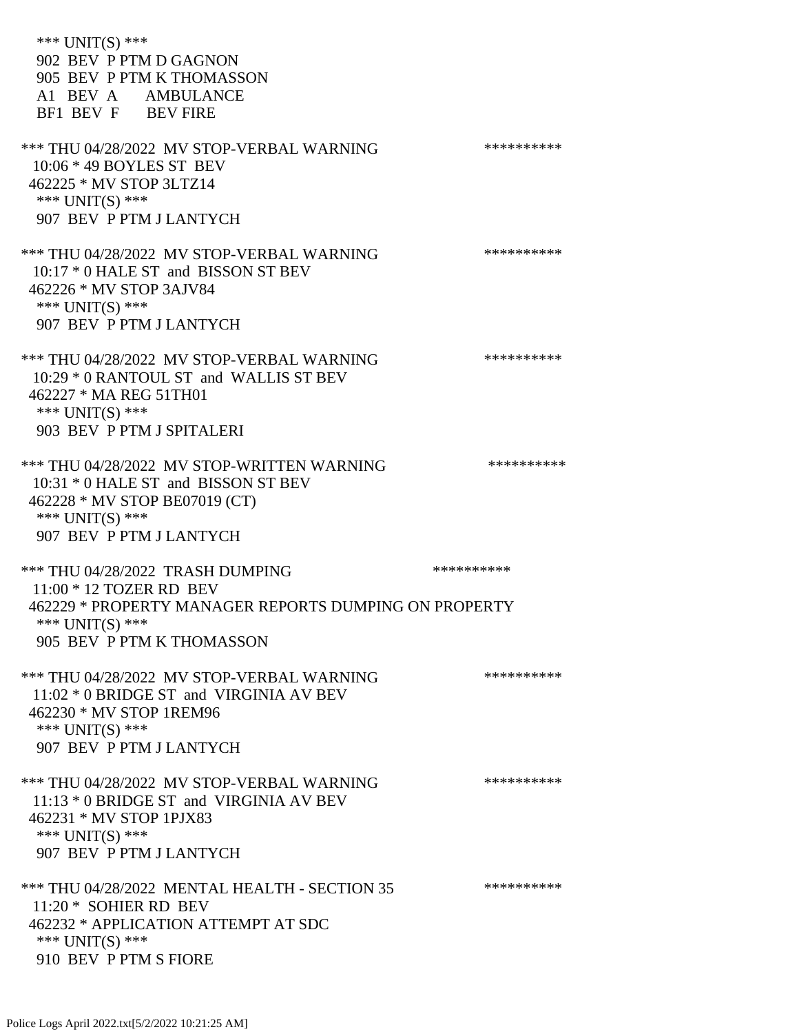*** UNIT(S) ***
902 BEV P PTM D GAGNON
905 BEV P PTM K THOMASSON
A1 BEV A AMBULANCE
BF1 BEV F BEV FIRE

*** THU 04/28/2022 MV STOP-VERBAL WARNING **********
10:06 * 49 BOYLES ST BEV
462225 * MV STOP 3LTZ14
*** UNIT(S) ***
907 BEV P PTM J LANTYCH

*** THU 04/28/2022 MV STOP-VERBAL WARNING **********
10:17 * 0 HALE ST and BISSON ST BEV
462226 * MV STOP 3AJV84
*** UNIT(S) ***
907 BEV P PTM J LANTYCH

*** THU 04/28/2022 MV STOP-VERBAL WARNING **********
10:29 * 0 RANTOUL ST and WALLIS ST BEV
462227 * MA REG 51TH01
*** UNIT(S) ***
903 BEV P PTM J SPITALERI

*** THU 04/28/2022 MV STOP-WRITTEN WARNING **********
10:31 * 0 HALE ST and BISSON ST BEV
462228 * MV STOP BE07019 (CT)
*** UNIT(S) ***
907 BEV P PTM J LANTYCH

*** THU 04/28/2022 TRASH DUMPING **********
11:00 * 12 TOZER RD BEV
462229 * PROPERTY MANAGER REPORTS DUMPING ON PROPERTY
*** UNIT(S) ***
905 BEV P PTM K THOMASSON

*** THU 04/28/2022 MV STOP-VERBAL WARNING **********
11:02 * 0 BRIDGE ST and VIRGINIA AV BEV
462230 * MV STOP 1REM96
*** UNIT(S) ***
907 BEV P PTM J LANTYCH

*** THU 04/28/2022 MV STOP-VERBAL WARNING **********
11:13 * 0 BRIDGE ST and VIRGINIA AV BEV
462231 * MV STOP 1PJX83
*** UNIT(S) ***
907 BEV P PTM J LANTYCH

*** THU 04/28/2022 MENTAL HEALTH - SECTION 35 **********
11:20 * SOHIER RD BEV
462232 * APPLICATION ATTEMPT AT SDC
*** UNIT(S) ***
910 BEV P PTM S FIORE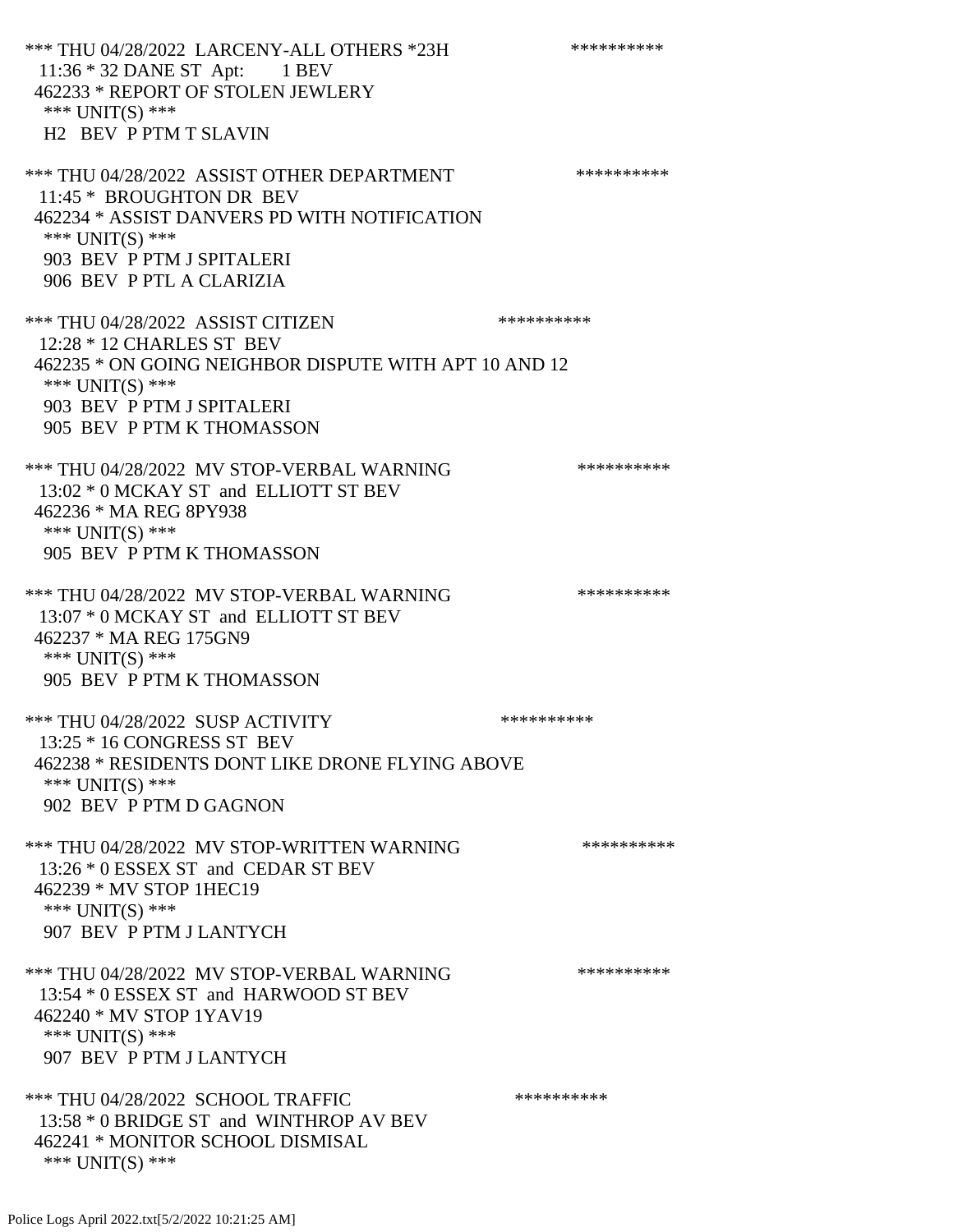*** THU 04/28/2022 LARCENY-ALL OTHERS *23H **********
11:36 * 32 DANE ST Apt: 1 BEV
462233 * REPORT OF STOLEN JEWLERY
*** UNIT(S) ***
H2 BEV P PTM T SLAVIN

*** THU 04/28/2022 ASSIST OTHER DEPARTMENT **********
11:45 * BROUGHTON DR BEV
462234 * ASSIST DANVERS PD WITH NOTIFICATION
*** UNIT(S) ***
903 BEV P PTM J SPITALERI
906 BEV P PTL A CLARIZIA

*** THU 04/28/2022 ASSIST CITIZEN **********
12:28 * 12 CHARLES ST BEV
462235 * ON GOING NEIGHBOR DISPUTE WITH APT 10 AND 12
*** UNIT(S) ***
903 BEV P PTM J SPITALERI
905 BEV P PTM K THOMASSON

*** THU 04/28/2022 MV STOP-VERBAL WARNING **********
13:02 * 0 MCKAY ST and ELLIOTT ST BEV
462236 * MA REG 8PY938
*** UNIT(S) ***
905 BEV P PTM K THOMASSON

*** THU 04/28/2022 MV STOP-VERBAL WARNING **********
13:07 * 0 MCKAY ST and ELLIOTT ST BEV
462237 * MA REG 175GN9
*** UNIT(S) ***
905 BEV P PTM K THOMASSON

*** THU 04/28/2022 SUSP ACTIVITY **********
13:25 * 16 CONGRESS ST BEV
462238 * RESIDENTS DONT LIKE DRONE FLYING ABOVE
*** UNIT(S) ***
902 BEV P PTM D GAGNON

*** THU 04/28/2022 MV STOP-WRITTEN WARNING **********
13:26 * 0 ESSEX ST and CEDAR ST BEV
462239 * MV STOP 1HEC19
*** UNIT(S) ***
907 BEV P PTM J LANTYCH

*** THU 04/28/2022 MV STOP-VERBAL WARNING **********
13:54 * 0 ESSEX ST and HARWOOD ST BEV
462240 * MV STOP 1YAV19
*** UNIT(S) ***
907 BEV P PTM J LANTYCH

*** THU 04/28/2022 SCHOOL TRAFFIC **********
13:58 * 0 BRIDGE ST and WINTHROP AV BEV
462241 * MONITOR SCHOOL DISMISAL
*** UNIT(S) ***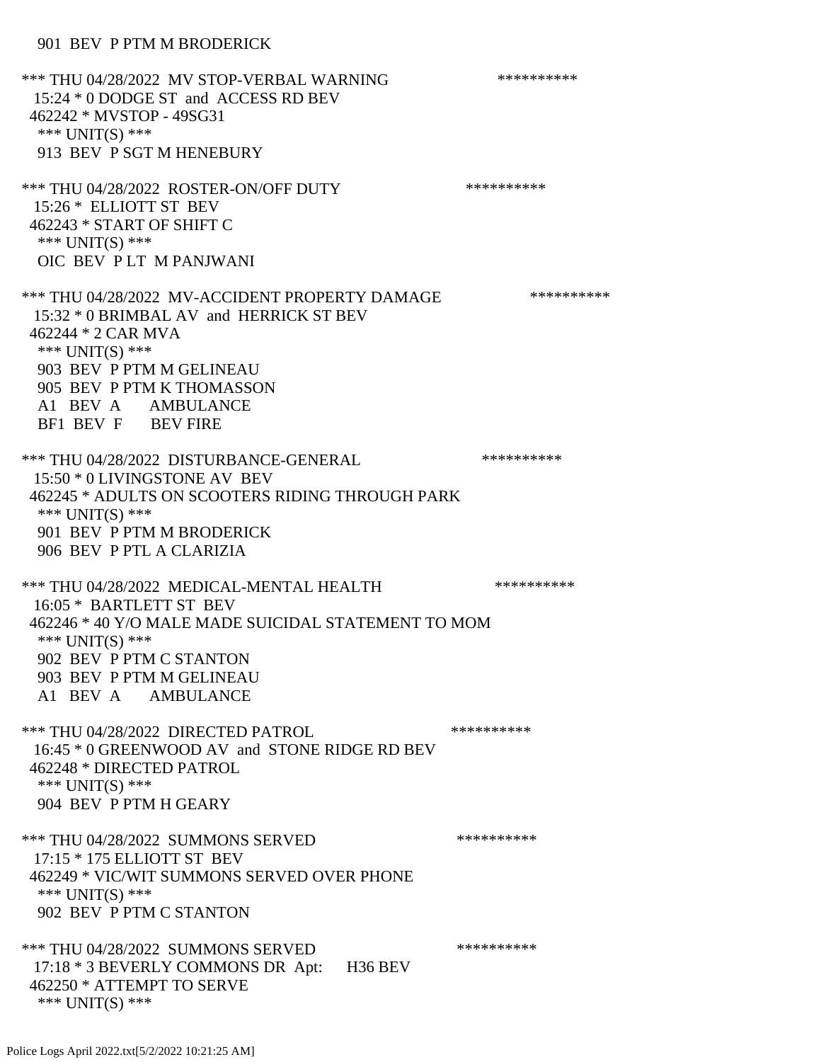901 BEV P PTM M BRODERICK

*** THU 04/28/2022 MV STOP-VERBAL WARNING **********
15:24 * 0 DODGE ST and ACCESS RD BEV
462242 * MVSTOP - 49SG31
*** UNIT(S) ***
913 BEV P SGT M HENEBURY

*** THU 04/28/2022 ROSTER-ON/OFF DUTY **********
15:26 * ELLIOTT ST BEV
462243 * START OF SHIFT C
*** UNIT(S) ***
OIC BEV P LT M PANJWANI

*** THU 04/28/2022 MV-ACCIDENT PROPERTY DAMAGE **********
15:32 * 0 BRIMBAL AV and HERRICK ST BEV
462244 * 2 CAR MVA
*** UNIT(S) ***
903 BEV P PTM M GELINEAU
905 BEV P PTM K THOMASSON
A1 BEV A AMBULANCE
BF1 BEV F BEV FIRE

*** THU 04/28/2022 DISTURBANCE-GENERAL **********
15:50 * 0 LIVINGSTONE AV BEV
462245 * ADULTS ON SCOOTERS RIDING THROUGH PARK
*** UNIT(S) ***
901 BEV P PTM M BRODERICK
906 BEV P PTL A CLARIZIA

*** THU 04/28/2022 MEDICAL-MENTAL HEALTH **********
16:05 * BARTLETT ST BEV
462246 * 40 Y/O MALE MADE SUICIDAL STATEMENT TO MOM
*** UNIT(S) ***
902 BEV P PTM C STANTON
903 BEV P PTM M GELINEAU
A1 BEV A AMBULANCE

*** THU 04/28/2022 DIRECTED PATROL **********
16:45 * 0 GREENWOOD AV and STONE RIDGE RD BEV
462248 * DIRECTED PATROL
*** UNIT(S) ***
904 BEV P PTM H GEARY

*** THU 04/28/2022 SUMMONS SERVED **********
17:15 * 175 ELLIOTT ST BEV
462249 * VIC/WIT SUMMONS SERVED OVER PHONE
*** UNIT(S) ***
902 BEV P PTM C STANTON

*** THU 04/28/2022 SUMMONS SERVED **********
17:18 * 3 BEVERLY COMMONS DR Apt: H36 BEV
462250 * ATTEMPT TO SERVE
*** UNIT(S) ***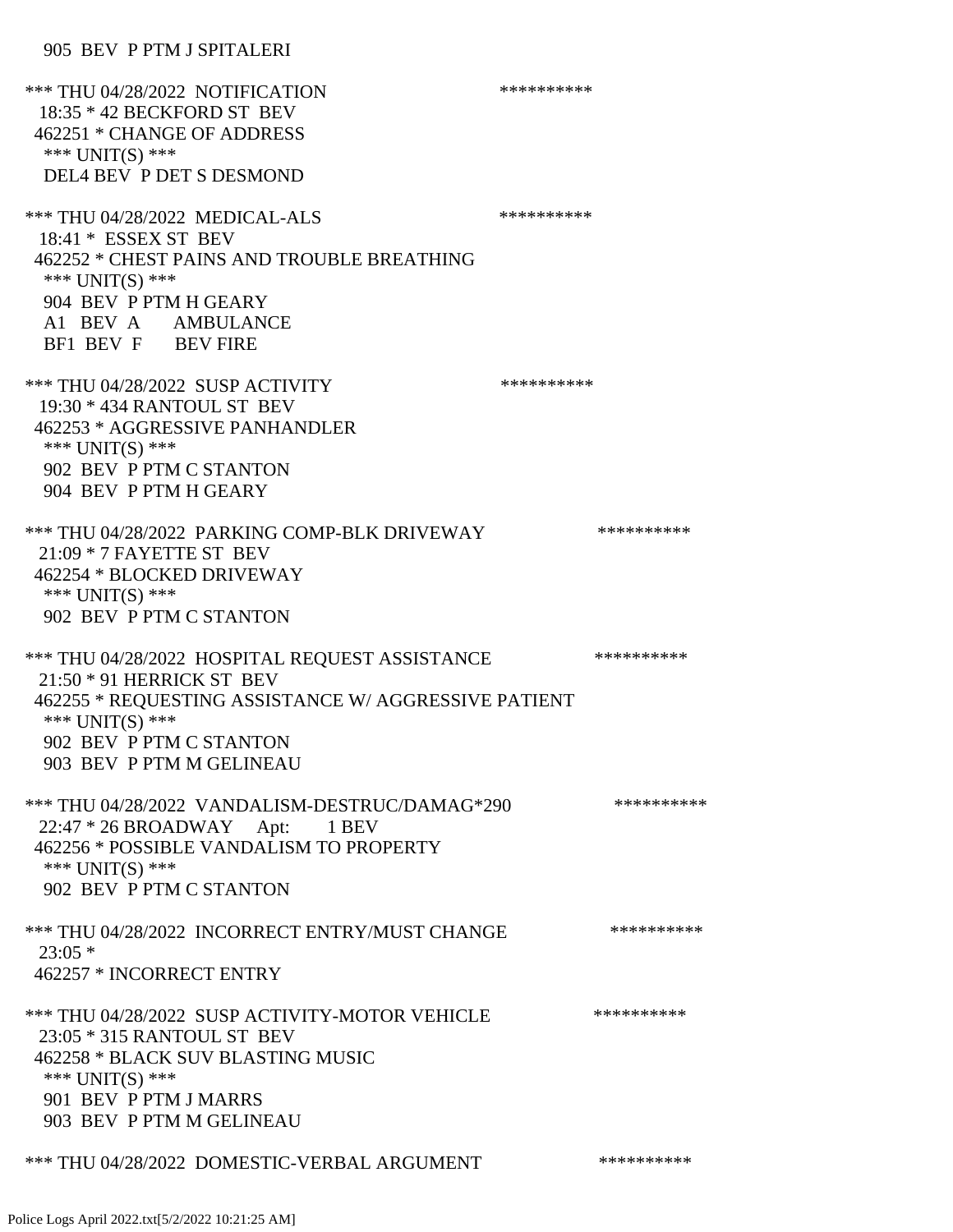905 BEV P PTM J SPITALERI

*** THU 04/28/2022 NOTIFICATION **********
18:35 * 42 BECKFORD ST BEV
462251 * CHANGE OF ADDRESS
*** UNIT(S) ***
DEL4 BEV P DET S DESMOND

*** THU 04/28/2022 MEDICAL-ALS **********
18:41 * ESSEX ST BEV
462252 * CHEST PAINS AND TROUBLE BREATHING
*** UNIT(S) ***
904 BEV P PTM H GEARY
A1 BEV A AMBULANCE
BF1 BEV F BEV FIRE

*** THU 04/28/2022 SUSP ACTIVITY **********
19:30 * 434 RANTOUL ST BEV
462253 * AGGRESSIVE PANHANDLER
*** UNIT(S) ***
902 BEV P PTM C STANTON
904 BEV P PTM H GEARY

*** THU 04/28/2022 PARKING COMP-BLK DRIVEWAY **********
21:09 * 7 FAYETTE ST BEV
462254 * BLOCKED DRIVEWAY
*** UNIT(S) ***
902 BEV P PTM C STANTON

*** THU 04/28/2022 HOSPITAL REQUEST ASSISTANCE **********
21:50 * 91 HERRICK ST BEV
462255 * REQUESTING ASSISTANCE W/ AGGRESSIVE PATIENT
*** UNIT(S) ***
902 BEV P PTM C STANTON
903 BEV P PTM M GELINEAU

*** THU 04/28/2022 VANDALISM-DESTRUC/DAMAG*290 **********
22:47 * 26 BROADWAY Apt: 1 BEV
462256 * POSSIBLE VANDALISM TO PROPERTY
*** UNIT(S) ***
902 BEV P PTM C STANTON

*** THU 04/28/2022 INCORRECT ENTRY/MUST CHANGE **********
23:05 *
462257 * INCORRECT ENTRY

*** THU 04/28/2022 SUSP ACTIVITY-MOTOR VEHICLE **********
23:05 * 315 RANTOUL ST BEV
462258 * BLACK SUV BLASTING MUSIC
*** UNIT(S) ***
901 BEV P PTM J MARRS
903 BEV P PTM M GELINEAU

*** THU 04/28/2022 DOMESTIC-VERBAL ARGUMENT **********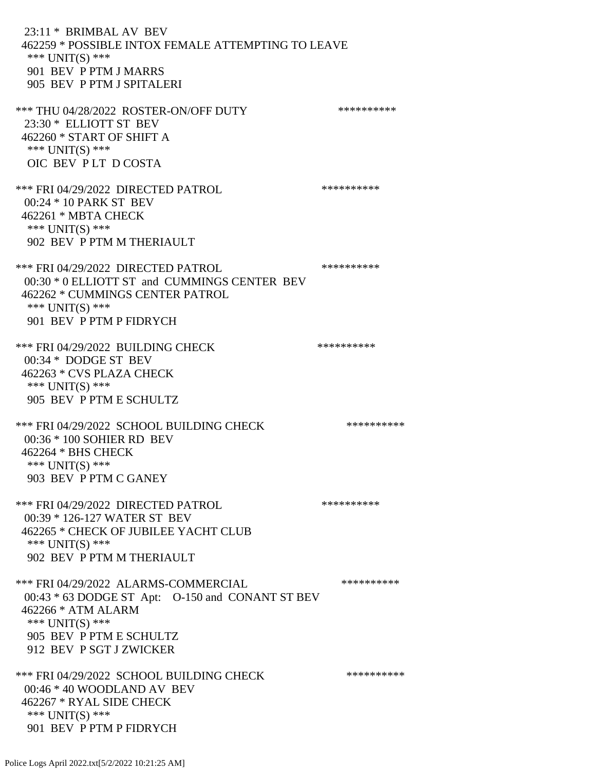23:11 * BRIMBAL AV BEV
462259 * POSSIBLE INTOX FEMALE ATTEMPTING TO LEAVE
*** UNIT(S) ***
901 BEV P PTM J MARRS
905 BEV P PTM J SPITALERI

*** THU 04/28/2022 ROSTER-ON/OFF DUTY **********
23:30 * ELLIOTT ST BEV
462260 * START OF SHIFT A
*** UNIT(S) ***
OIC BEV P LT D COSTA

*** FRI 04/29/2022 DIRECTED PATROL **********
00:24 * 10 PARK ST BEV
462261 * MBTA CHECK
*** UNIT(S) ***
902 BEV P PTM M THERIAULT

*** FRI 04/29/2022 DIRECTED PATROL **********
00:30 * 0 ELLIOTT ST and CUMMINGS CENTER BEV
462262 * CUMMINGS CENTER PATROL
*** UNIT(S) ***
901 BEV P PTM P FIDRYCH

*** FRI 04/29/2022 BUILDING CHECK **********
00:34 * DODGE ST BEV
462263 * CVS PLAZA CHECK
*** UNIT(S) ***
905 BEV P PTM E SCHULTZ

*** FRI 04/29/2022 SCHOOL BUILDING CHECK **********
00:36 * 100 SOHIER RD BEV
462264 * BHS CHECK
*** UNIT(S) ***
903 BEV P PTM C GANEY

*** FRI 04/29/2022 DIRECTED PATROL **********
00:39 * 126-127 WATER ST BEV
462265 * CHECK OF JUBILEE YACHT CLUB
*** UNIT(S) ***
902 BEV P PTM M THERIAULT

*** FRI 04/29/2022 ALARMS-COMMERCIAL **********
00:43 * 63 DODGE ST Apt: O-150 and CONANT ST BEV
462266 * ATM ALARM
*** UNIT(S) ***
905 BEV P PTM E SCHULTZ
912 BEV P SGT J ZWICKER

*** FRI 04/29/2022 SCHOOL BUILDING CHECK **********
00:46 * 40 WOODLAND AV BEV
462267 * RYAL SIDE CHECK
*** UNIT(S) ***
901 BEV P PTM P FIDRYCH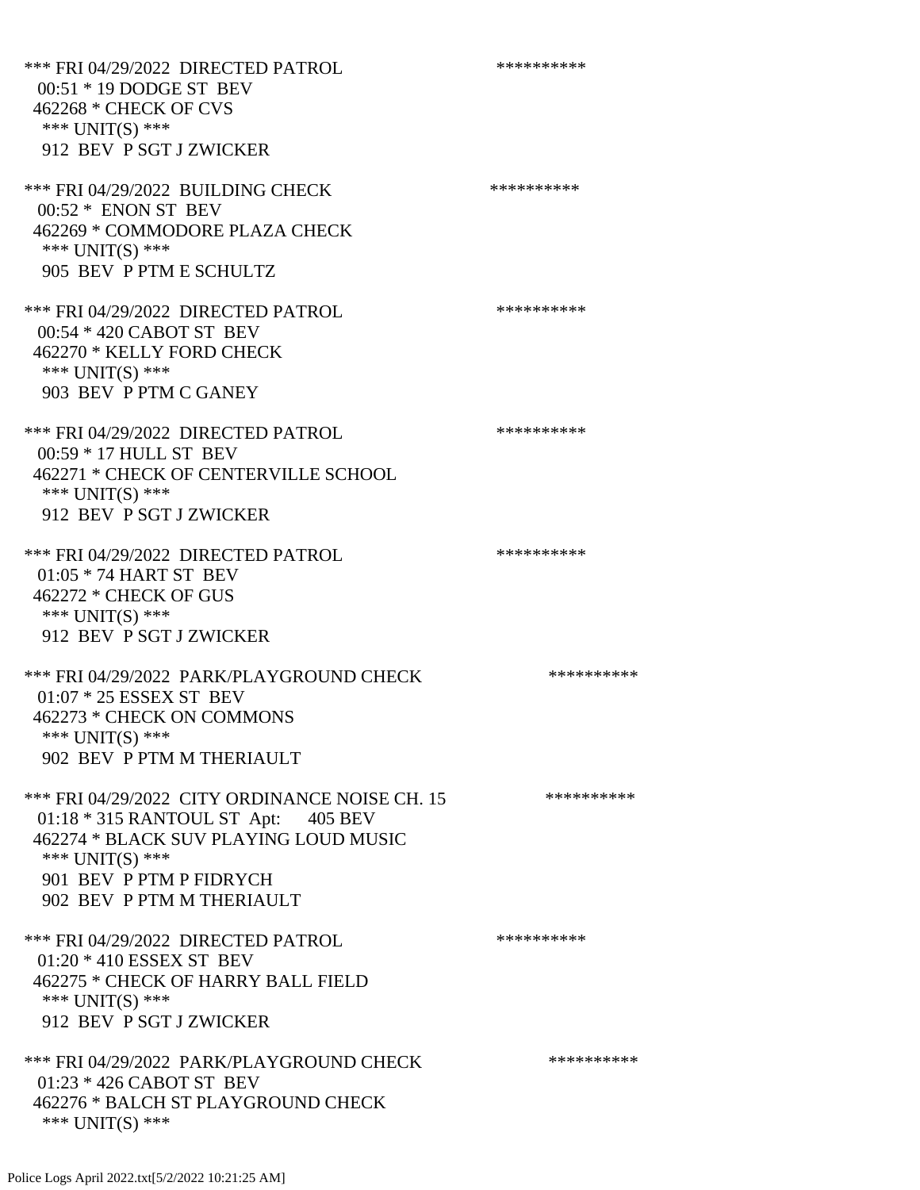*** FRI 04/29/2022 DIRECTED PATROL **********
00:51 * 19 DODGE ST BEV
462268 * CHECK OF CVS
*** UNIT(S) ***
912 BEV P SGT J ZWICKER

*** FRI 04/29/2022 BUILDING CHECK **********
00:52 * ENON ST BEV
462269 * COMMODORE PLAZA CHECK
*** UNIT(S) ***
905 BEV P PTM E SCHULTZ

*** FRI 04/29/2022 DIRECTED PATROL **********
00:54 * 420 CABOT ST BEV
462270 * KELLY FORD CHECK
*** UNIT(S) ***
903 BEV P PTM C GANEY

*** FRI 04/29/2022 DIRECTED PATROL **********
00:59 * 17 HULL ST BEV
462271 * CHECK OF CENTERVILLE SCHOOL
*** UNIT(S) ***
912 BEV P SGT J ZWICKER

*** FRI 04/29/2022 DIRECTED PATROL **********
01:05 * 74 HART ST BEV
462272 * CHECK OF GUS
*** UNIT(S) ***
912 BEV P SGT J ZWICKER

*** FRI 04/29/2022 PARK/PLAYGROUND CHECK **********
01:07 * 25 ESSEX ST BEV
462273 * CHECK ON COMMONS
*** UNIT(S) ***
902 BEV P PTM M THERIAULT

*** FRI 04/29/2022 CITY ORDINANCE NOISE CH. 15 **********
01:18 * 315 RANTOUL ST Apt: 405 BEV
462274 * BLACK SUV PLAYING LOUD MUSIC
*** UNIT(S) ***
901 BEV P PTM P FIDRYCH
902 BEV P PTM M THERIAULT

*** FRI 04/29/2022 DIRECTED PATROL **********
01:20 * 410 ESSEX ST BEV
462275 * CHECK OF HARRY BALL FIELD
*** UNIT(S) ***
912 BEV P SGT J ZWICKER

*** FRI 04/29/2022 PARK/PLAYGROUND CHECK **********
01:23 * 426 CABOT ST BEV
462276 * BALCH ST PLAYGROUND CHECK
*** UNIT(S) ***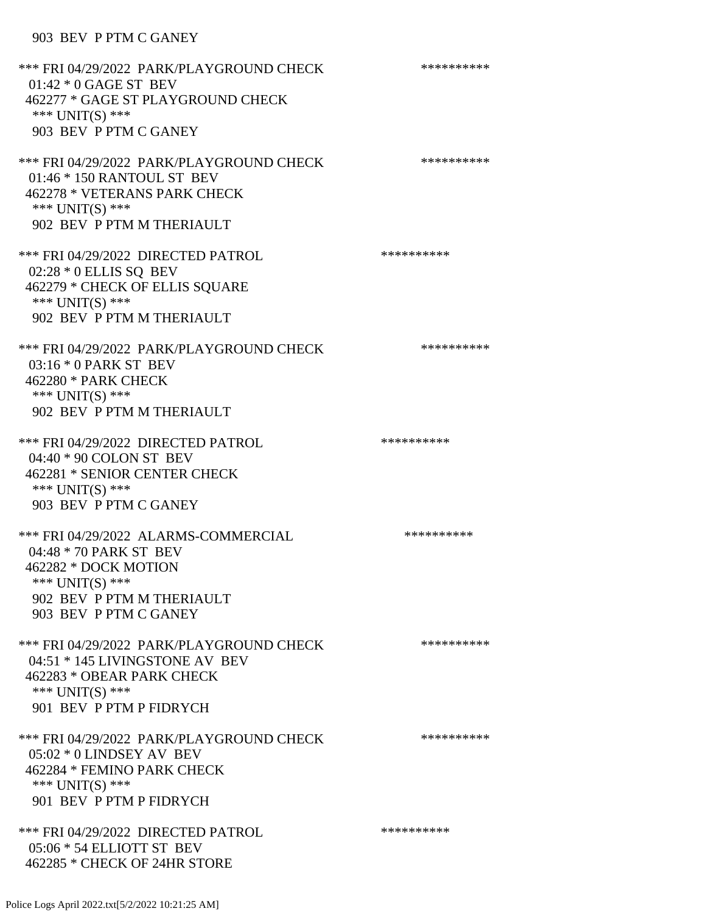903 BEV P PTM C GANEY

*** FRI 04/29/2022 PARK/PLAYGROUND CHECK **********
01:42 * 0 GAGE ST BEV
462277 * GAGE ST PLAYGROUND CHECK
*** UNIT(S) ***
903 BEV P PTM C GANEY

*** FRI 04/29/2022 PARK/PLAYGROUND CHECK **********
01:46 * 150 RANTOUL ST BEV
462278 * VETERANS PARK CHECK
*** UNIT(S) ***
902 BEV P PTM M THERIAULT

*** FRI 04/29/2022 DIRECTED PATROL **********
02:28 * 0 ELLIS SQ BEV
462279 * CHECK OF ELLIS SQUARE
*** UNIT(S) ***
902 BEV P PTM M THERIAULT

*** FRI 04/29/2022 PARK/PLAYGROUND CHECK **********
03:16 * 0 PARK ST BEV
462280 * PARK CHECK
*** UNIT(S) ***
902 BEV P PTM M THERIAULT

*** FRI 04/29/2022 DIRECTED PATROL **********
04:40 * 90 COLON ST BEV
462281 * SENIOR CENTER CHECK
*** UNIT(S) ***
903 BEV P PTM C GANEY

*** FRI 04/29/2022 ALARMS-COMMERCIAL **********
04:48 * 70 PARK ST BEV
462282 * DOCK MOTION
*** UNIT(S) ***
902 BEV P PTM M THERIAULT
903 BEV P PTM C GANEY

*** FRI 04/29/2022 PARK/PLAYGROUND CHECK **********
04:51 * 145 LIVINGSTONE AV BEV
462283 * OBEAR PARK CHECK
*** UNIT(S) ***
901 BEV P PTM P FIDRYCH

*** FRI 04/29/2022 PARK/PLAYGROUND CHECK **********
05:02 * 0 LINDSEY AV BEV
462284 * FEMINO PARK CHECK
*** UNIT(S) ***
901 BEV P PTM P FIDRYCH

*** FRI 04/29/2022 DIRECTED PATROL **********
05:06 * 54 ELLIOTT ST BEV
462285 * CHECK OF 24HR STORE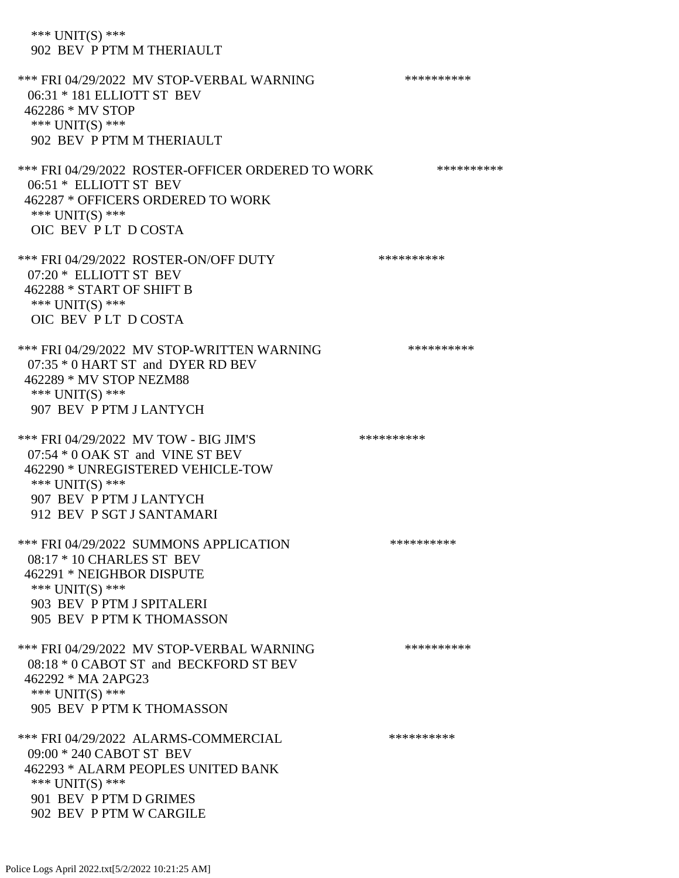*** UNIT(S) ***
902 BEV P PTM M THERIAULT

*** FRI 04/29/2022 MV STOP-VERBAL WARNING **********
06:31 * 181 ELLIOTT ST BEV
462286 * MV STOP
*** UNIT(S) ***
902 BEV P PTM M THERIAULT

*** FRI 04/29/2022 ROSTER-OFFICER ORDERED TO WORK **********
06:51 * ELLIOTT ST BEV
462287 * OFFICERS ORDERED TO WORK
*** UNIT(S) ***
OIC BEV P LT D COSTA

*** FRI 04/29/2022 ROSTER-ON/OFF DUTY **********
07:20 * ELLIOTT ST BEV
462288 * START OF SHIFT B
*** UNIT(S) ***
OIC BEV P LT D COSTA

*** FRI 04/29/2022 MV STOP-WRITTEN WARNING **********
07:35 * 0 HART ST and DYER RD BEV
462289 * MV STOP NEZM88
*** UNIT(S) ***
907 BEV P PTM J LANTYCH

*** FRI 04/29/2022 MV TOW - BIG JIM'S **********
07:54 * 0 OAK ST and VINE ST BEV
462290 * UNREGISTERED VEHICLE-TOW
*** UNIT(S) ***
907 BEV P PTM J LANTYCH
912 BEV P SGT J SANTAMARI

*** FRI 04/29/2022 SUMMONS APPLICATION **********
08:17 * 10 CHARLES ST BEV
462291 * NEIGHBOR DISPUTE
*** UNIT(S) ***
903 BEV P PTM J SPITALERI
905 BEV P PTM K THOMASSON

*** FRI 04/29/2022 MV STOP-VERBAL WARNING **********
08:18 * 0 CABOT ST and BECKFORD ST BEV
462292 * MA 2APG23
*** UNIT(S) ***
905 BEV P PTM K THOMASSON

*** FRI 04/29/2022 ALARMS-COMMERCIAL **********
09:00 * 240 CABOT ST BEV
462293 * ALARM PEOPLES UNITED BANK
*** UNIT(S) ***
901 BEV P PTM D GRIMES
902 BEV P PTM W CARGILE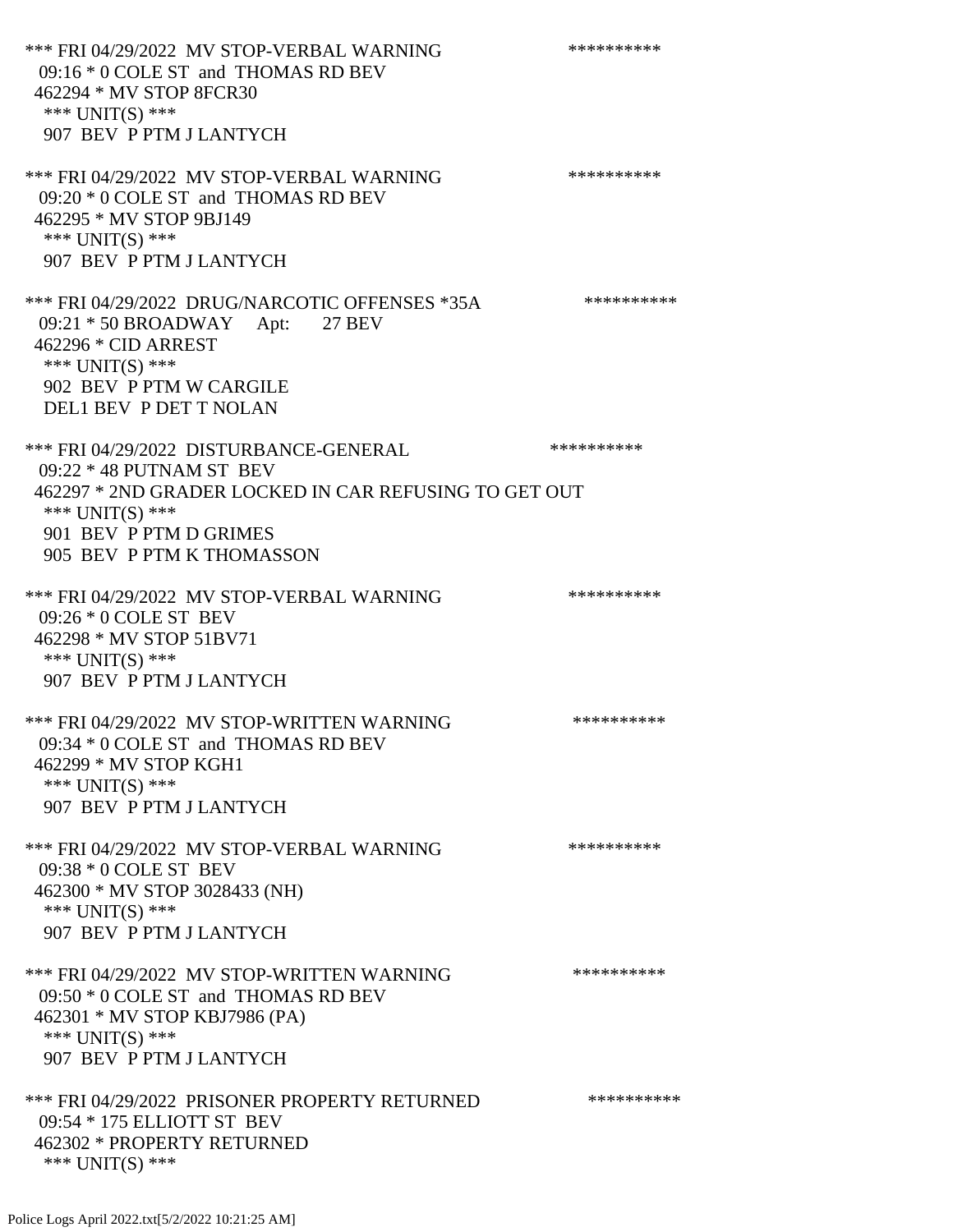*** FRI 04/29/2022 MV STOP-VERBAL WARNING **********
09:16 * 0 COLE ST and THOMAS RD BEV
462294 * MV STOP 8FCR30
*** UNIT(S) ***
907 BEV P PTM J LANTYCH

*** FRI 04/29/2022 MV STOP-VERBAL WARNING **********
09:20 * 0 COLE ST and THOMAS RD BEV
462295 * MV STOP 9BJ149
*** UNIT(S) ***
907 BEV P PTM J LANTYCH

*** FRI 04/29/2022 DRUG/NARCOTIC OFFENSES *35A **********
09:21 * 50 BROADWAY Apt: 27 BEV
462296 * CID ARREST
*** UNIT(S) ***
902 BEV P PTM W CARGILE
DEL1 BEV P DET T NOLAN

*** FRI 04/29/2022 DISTURBANCE-GENERAL **********
09:22 * 48 PUTNAM ST BEV
462297 * 2ND GRADER LOCKED IN CAR REFUSING TO GET OUT
*** UNIT(S) ***
901 BEV P PTM D GRIMES
905 BEV P PTM K THOMASSON

*** FRI 04/29/2022 MV STOP-VERBAL WARNING **********
09:26 * 0 COLE ST BEV
462298 * MV STOP 51BV71
*** UNIT(S) ***
907 BEV P PTM J LANTYCH

*** FRI 04/29/2022 MV STOP-WRITTEN WARNING **********
09:34 * 0 COLE ST and THOMAS RD BEV
462299 * MV STOP KGH1
*** UNIT(S) ***
907 BEV P PTM J LANTYCH

*** FRI 04/29/2022 MV STOP-VERBAL WARNING **********
09:38 * 0 COLE ST BEV
462300 * MV STOP 3028433 (NH)
*** UNIT(S) ***
907 BEV P PTM J LANTYCH

*** FRI 04/29/2022 MV STOP-WRITTEN WARNING **********
09:50 * 0 COLE ST and THOMAS RD BEV
462301 * MV STOP KBJ7986 (PA)
*** UNIT(S) ***
907 BEV P PTM J LANTYCH

*** FRI 04/29/2022 PRISONER PROPERTY RETURNED **********
09:54 * 175 ELLIOTT ST BEV
462302 * PROPERTY RETURNED
*** UNIT(S) ***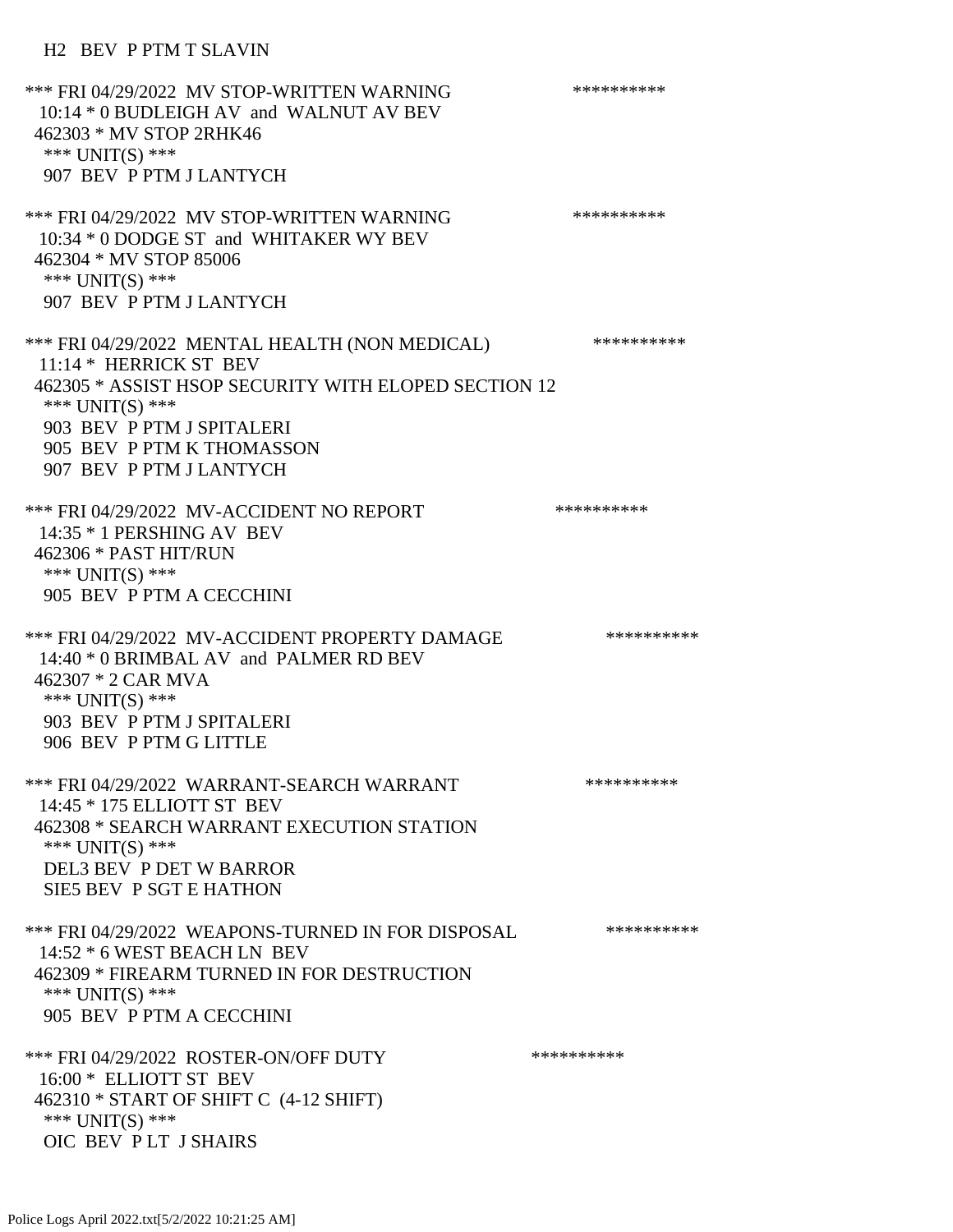H2 BEV P PTM T SLAVIN

*** FRI 04/29/2022 MV STOP-WRITTEN WARNING **********
10:14 * 0 BUDLEIGH AV and WALNUT AV BEV
462303 * MV STOP 2RHK46
*** UNIT(S) ***
907 BEV P PTM J LANTYCH

*** FRI 04/29/2022 MV STOP-WRITTEN WARNING **********
10:34 * 0 DODGE ST and WHITAKER WY BEV
462304 * MV STOP 85006
*** UNIT(S) ***
907 BEV P PTM J LANTYCH

*** FRI 04/29/2022 MENTAL HEALTH (NON MEDICAL) **********
11:14 * HERRICK ST BEV
462305 * ASSIST HSOP SECURITY WITH ELOPED SECTION 12
*** UNIT(S) ***
903 BEV P PTM J SPITALERI
905 BEV P PTM K THOMASSON
907 BEV P PTM J LANTYCH

*** FRI 04/29/2022 MV-ACCIDENT NO REPORT **********
14:35 * 1 PERSHING AV BEV
462306 * PAST HIT/RUN
*** UNIT(S) ***
905 BEV P PTM A CECCHINI

*** FRI 04/29/2022 MV-ACCIDENT PROPERTY DAMAGE **********
14:40 * 0 BRIMBAL AV and PALMER RD BEV
462307 * 2 CAR MVA
*** UNIT(S) ***
903 BEV P PTM J SPITALERI
906 BEV P PTM G LITTLE

*** FRI 04/29/2022 WARRANT-SEARCH WARRANT **********
14:45 * 175 ELLIOTT ST BEV
462308 * SEARCH WARRANT EXECUTION STATION
*** UNIT(S) ***
DEL3 BEV P DET W BARROR
SIE5 BEV P SGT E HATHON

*** FRI 04/29/2022 WEAPONS-TURNED IN FOR DISPOSAL **********
14:52 * 6 WEST BEACH LN BEV
462309 * FIREARM TURNED IN FOR DESTRUCTION
*** UNIT(S) ***
905 BEV P PTM A CECCHINI

*** FRI 04/29/2022 ROSTER-ON/OFF DUTY **********
16:00 * ELLIOTT ST BEV
462310 * START OF SHIFT C (4-12 SHIFT)
*** UNIT(S) ***
OIC BEV P LT J SHAIRS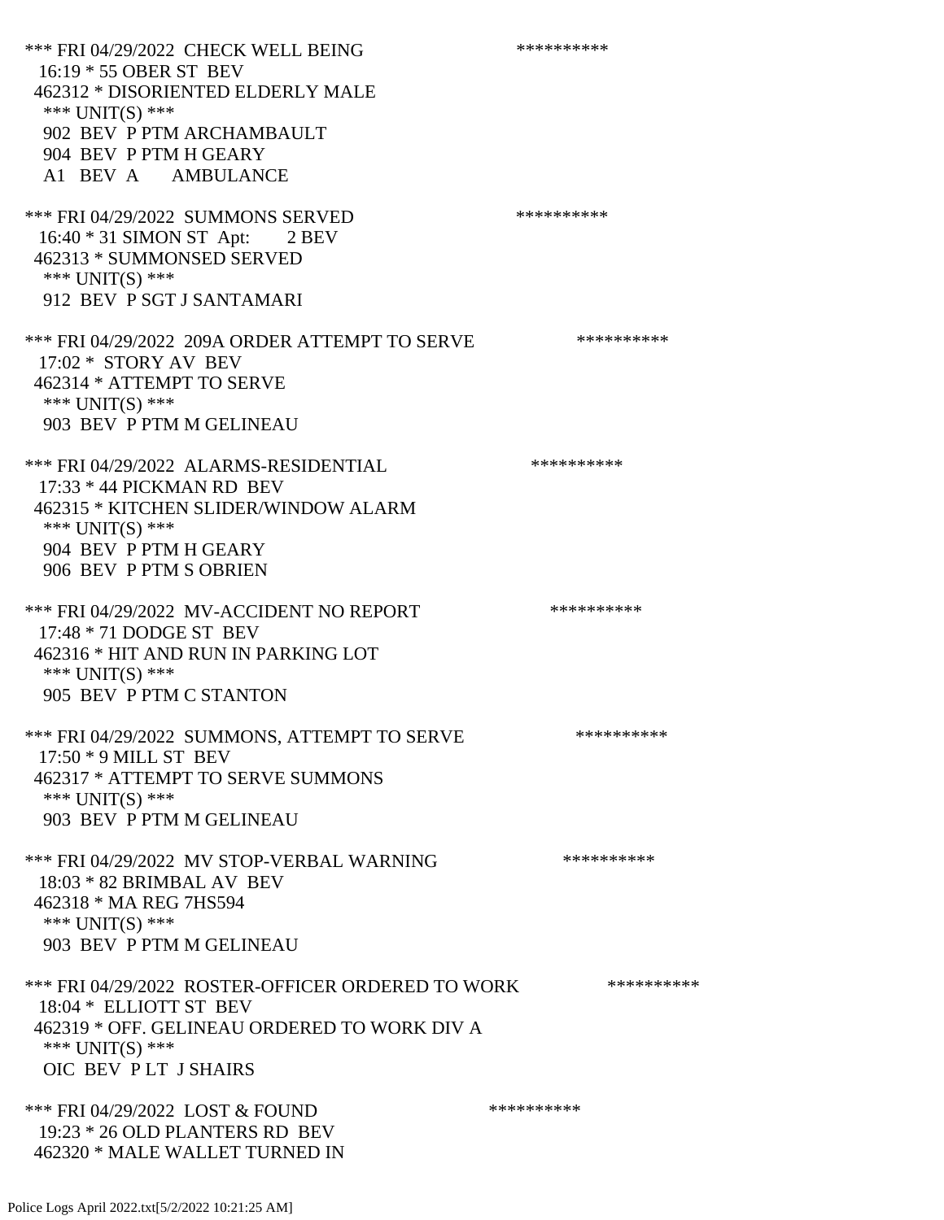```
*** FRI 04/29/2022  CHECK WELL BEING                         **********
  16:19 * 55 OBER ST  BEV
  462312 * DISORIENTED ELDERLY MALE
   *** UNIT(S) ***
   902  BEV  P PTM ARCHAMBAULT
   904  BEV  P PTM H GEARY
   A1   BEV  A      AMBULANCE

*** FRI 04/29/2022  SUMMONS SERVED                           **********
  16:40 * 31 SIMON ST  Apt:      2 BEV
  462313 * SUMMONSED SERVED
   *** UNIT(S) ***
   912  BEV  P SGT J SANTAMARI

*** FRI 04/29/2022  209A ORDER ATTEMPT TO SERVE              **********
  17:02 *  STORY AV  BEV
  462314 * ATTEMPT TO SERVE
   *** UNIT(S) ***
   903  BEV  P PTM M GELINEAU

*** FRI 04/29/2022  ALARMS-RESIDENTIAL                       **********
  17:33 * 44 PICKMAN RD  BEV
  462315 * KITCHEN SLIDER/WINDOW ALARM
   *** UNIT(S) ***
   904  BEV  P PTM H GEARY
   906  BEV  P PTM S OBRIEN

*** FRI 04/29/2022  MV-ACCIDENT NO REPORT                    **********
  17:48 * 71 DODGE ST  BEV
  462316 * HIT AND RUN IN PARKING LOT
   *** UNIT(S) ***
   905  BEV  P PTM C STANTON

*** FRI 04/29/2022  SUMMONS, ATTEMPT TO SERVE                **********
  17:50 * 9 MILL ST  BEV
  462317 * ATTEMPT TO SERVE SUMMONS
   *** UNIT(S) ***
   903  BEV  P PTM M GELINEAU

*** FRI 04/29/2022  MV STOP-VERBAL WARNING                   **********
  18:03 * 82 BRIMBAL AV  BEV
  462318 * MA REG 7HS594
   *** UNIT(S) ***
   903  BEV  P PTM M GELINEAU

*** FRI 04/29/2022  ROSTER-OFFICER ORDERED TO WORK           **********
  18:04 *  ELLIOTT ST  BEV
  462319 * OFF. GELINEAU ORDERED TO WORK DIV A
   *** UNIT(S) ***
   OIC  BEV  P LT  J SHAIRS

*** FRI 04/29/2022  LOST & FOUND                             **********
  19:23 * 26 OLD PLANTERS RD  BEV
  462320 * MALE WALLET TURNED IN
```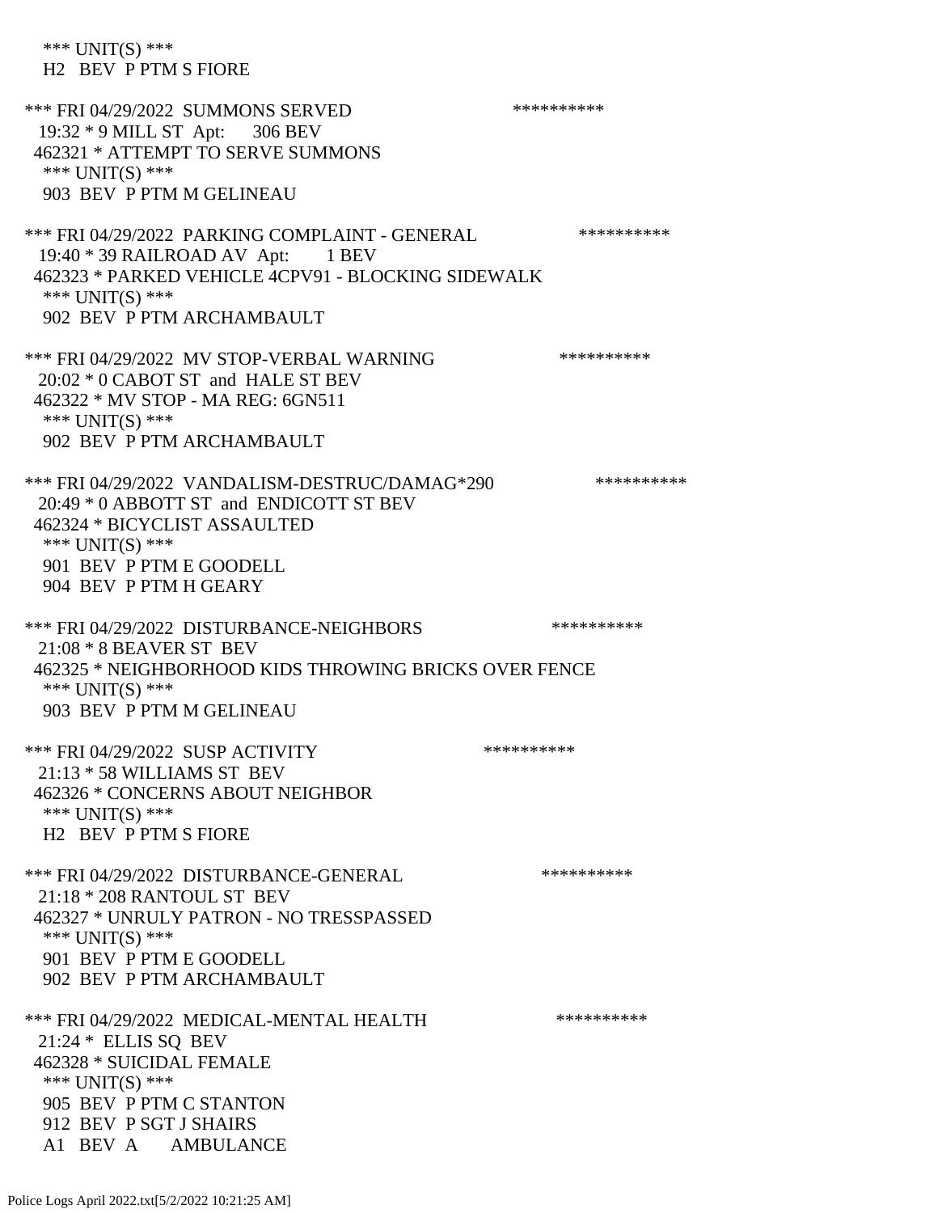*** UNIT(S) ***
H2 BEV P PTM S FIORE

*** FRI 04/29/2022 SUMMONS SERVED **********
19:32 * 9 MILL ST Apt: 306 BEV
462321 * ATTEMPT TO SERVE SUMMONS
*** UNIT(S) ***
903 BEV P PTM M GELINEAU

*** FRI 04/29/2022 PARKING COMPLAINT - GENERAL **********
19:40 * 39 RAILROAD AV Apt: 1 BEV
462323 * PARKED VEHICLE 4CPV91 - BLOCKING SIDEWALK
*** UNIT(S) ***
902 BEV P PTM ARCHAMBAULT

*** FRI 04/29/2022 MV STOP-VERBAL WARNING **********
20:02 * 0 CABOT ST and HALE ST BEV
462322 * MV STOP - MA REG: 6GN511
*** UNIT(S) ***
902 BEV P PTM ARCHAMBAULT

*** FRI 04/29/2022 VANDALISM-DESTRUC/DAMAG*290 **********
20:49 * 0 ABBOTT ST and ENDICOTT ST BEV
462324 * BICYCLIST ASSAULTED
*** UNIT(S) ***
901 BEV P PTM E GOODELL
904 BEV P PTM H GEARY

*** FRI 04/29/2022 DISTURBANCE-NEIGHBORS **********
21:08 * 8 BEAVER ST BEV
462325 * NEIGHBORHOOD KIDS THROWING BRICKS OVER FENCE
*** UNIT(S) ***
903 BEV P PTM M GELINEAU

*** FRI 04/29/2022 SUSP ACTIVITY **********
21:13 * 58 WILLIAMS ST BEV
462326 * CONCERNS ABOUT NEIGHBOR
*** UNIT(S) ***
H2 BEV P PTM S FIORE

*** FRI 04/29/2022 DISTURBANCE-GENERAL **********
21:18 * 208 RANTOUL ST BEV
462327 * UNRULY PATRON - NO TRESSPASSED
*** UNIT(S) ***
901 BEV P PTM E GOODELL
902 BEV P PTM ARCHAMBAULT

*** FRI 04/29/2022 MEDICAL-MENTAL HEALTH **********
21:24 * ELLIS SQ BEV
462328 * SUICIDAL FEMALE
*** UNIT(S) ***
905 BEV P PTM C STANTON
912 BEV P SGT J SHAIRS
A1 BEV A AMBULANCE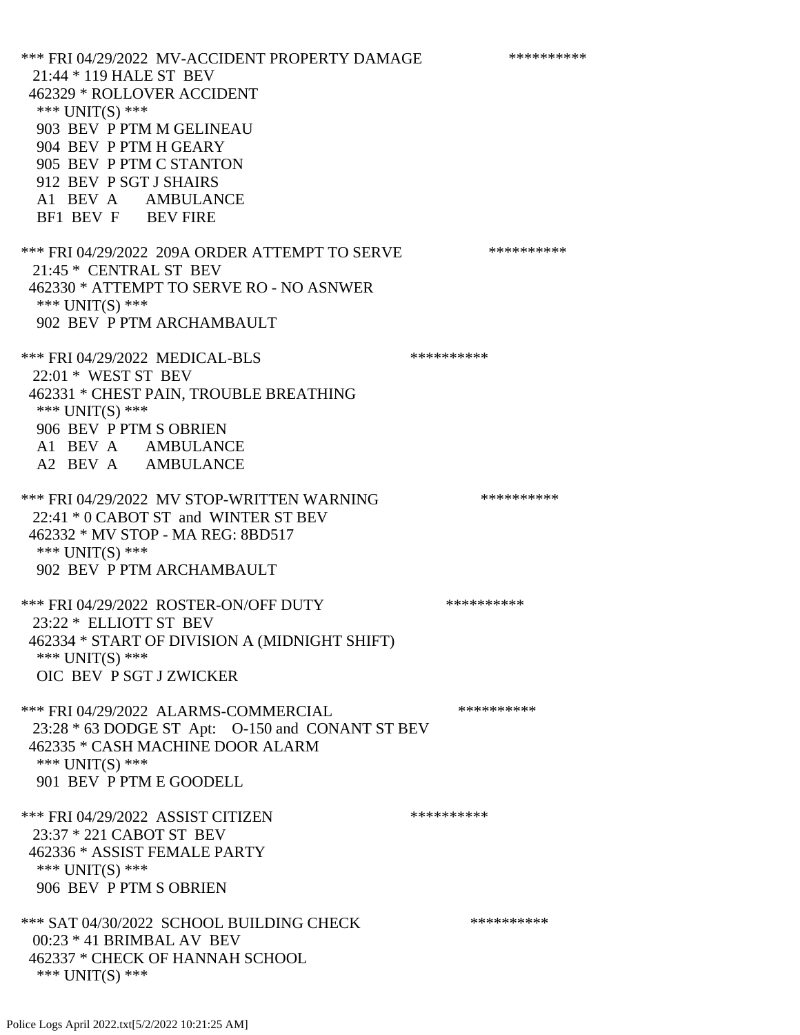*** FRI 04/29/2022 MV-ACCIDENT PROPERTY DAMAGE **********
21:44 * 119 HALE ST BEV
462329 * ROLLOVER ACCIDENT
*** UNIT(S) ***
903 BEV P PTM M GELINEAU
904 BEV P PTM H GEARY
905 BEV P PTM C STANTON
912 BEV P SGT J SHAIRS
A1 BEV A AMBULANCE
BF1 BEV F BEV FIRE

*** FRI 04/29/2022 209A ORDER ATTEMPT TO SERVE **********
21:45 * CENTRAL ST BEV
462330 * ATTEMPT TO SERVE RO - NO ASNWER
*** UNIT(S) ***
902 BEV P PTM ARCHAMBAULT

*** FRI 04/29/2022 MEDICAL-BLS **********
22:01 * WEST ST BEV
462331 * CHEST PAIN, TROUBLE BREATHING
*** UNIT(S) ***
906 BEV P PTM S OBRIEN
A1 BEV A AMBULANCE
A2 BEV A AMBULANCE

*** FRI 04/29/2022 MV STOP-WRITTEN WARNING **********
22:41 * 0 CABOT ST and WINTER ST BEV
462332 * MV STOP - MA REG: 8BD517
*** UNIT(S) ***
902 BEV P PTM ARCHAMBAULT

*** FRI 04/29/2022 ROSTER-ON/OFF DUTY **********
23:22 * ELLIOTT ST BEV
462334 * START OF DIVISION A (MIDNIGHT SHIFT)
*** UNIT(S) ***
OIC BEV P SGT J ZWICKER

*** FRI 04/29/2022 ALARMS-COMMERCIAL **********
23:28 * 63 DODGE ST Apt: O-150 and CONANT ST BEV
462335 * CASH MACHINE DOOR ALARM
*** UNIT(S) ***
901 BEV P PTM E GOODELL

*** FRI 04/29/2022 ASSIST CITIZEN **********
23:37 * 221 CABOT ST BEV
462336 * ASSIST FEMALE PARTY
*** UNIT(S) ***
906 BEV P PTM S OBRIEN

*** SAT 04/30/2022 SCHOOL BUILDING CHECK **********
00:23 * 41 BRIMBAL AV BEV
462337 * CHECK OF HANNAH SCHOOL
*** UNIT(S) ***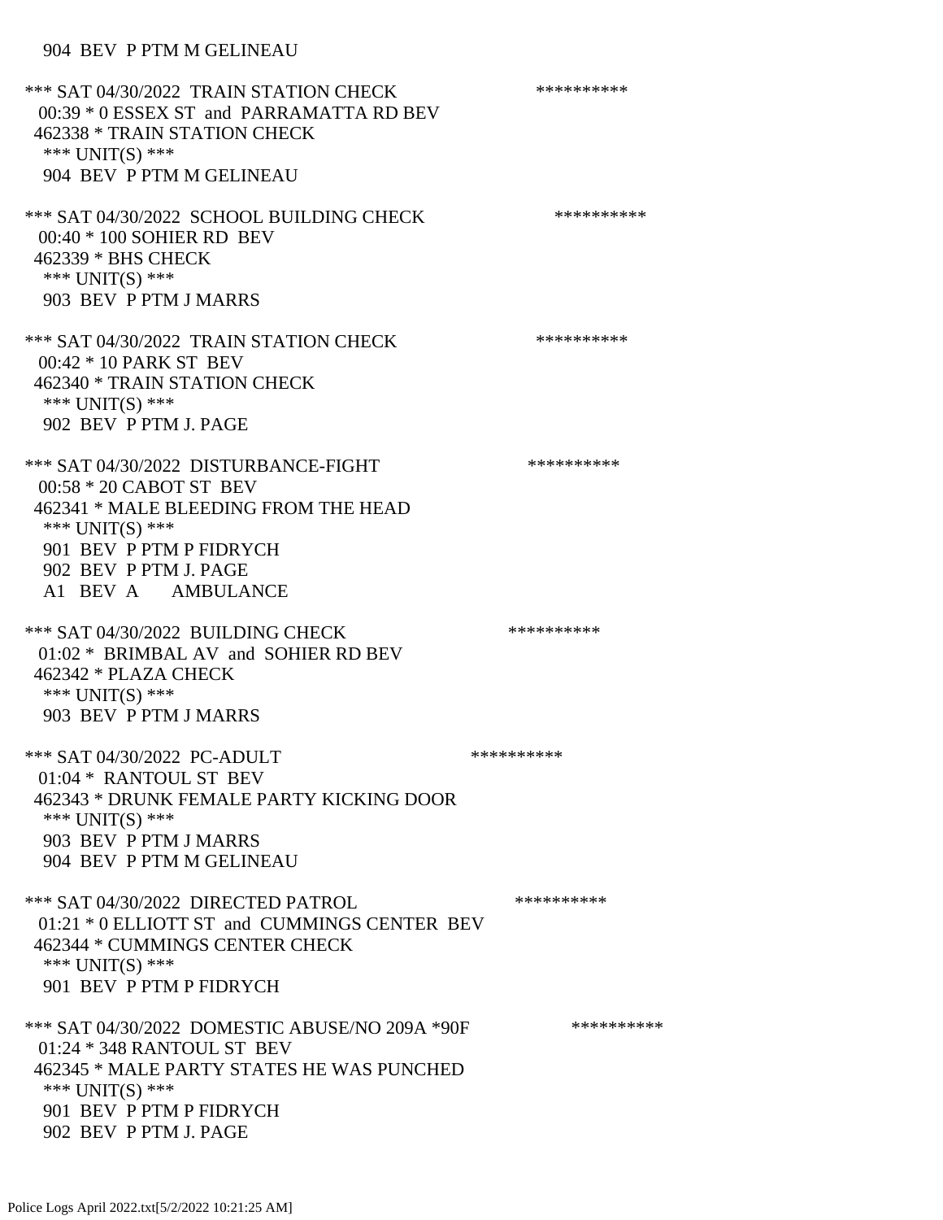904 BEV P PTM M GELINEAU

*** SAT 04/30/2022 TRAIN STATION CHECK **********
00:39 * 0 ESSEX ST and PARRAMATTA RD BEV
462338 * TRAIN STATION CHECK
*** UNIT(S) ***
904 BEV P PTM M GELINEAU

*** SAT 04/30/2022 SCHOOL BUILDING CHECK **********
00:40 * 100 SOHIER RD BEV
462339 * BHS CHECK
*** UNIT(S) ***
903 BEV P PTM J MARRS

*** SAT 04/30/2022 TRAIN STATION CHECK **********
00:42 * 10 PARK ST BEV
462340 * TRAIN STATION CHECK
*** UNIT(S) ***
902 BEV P PTM J. PAGE

*** SAT 04/30/2022 DISTURBANCE-FIGHT **********
00:58 * 20 CABOT ST BEV
462341 * MALE BLEEDING FROM THE HEAD
*** UNIT(S) ***
901 BEV P PTM P FIDRYCH
902 BEV P PTM J. PAGE
A1 BEV A AMBULANCE

*** SAT 04/30/2022 BUILDING CHECK **********
01:02 * BRIMBAL AV and SOHIER RD BEV
462342 * PLAZA CHECK
*** UNIT(S) ***
903 BEV P PTM J MARRS

*** SAT 04/30/2022 PC-ADULT **********
01:04 * RANTOUL ST BEV
462343 * DRUNK FEMALE PARTY KICKING DOOR
*** UNIT(S) ***
903 BEV P PTM J MARRS
904 BEV P PTM M GELINEAU

*** SAT 04/30/2022 DIRECTED PATROL **********
01:21 * 0 ELLIOTT ST and CUMMINGS CENTER BEV
462344 * CUMMINGS CENTER CHECK
*** UNIT(S) ***
901 BEV P PTM P FIDRYCH

*** SAT 04/30/2022 DOMESTIC ABUSE/NO 209A *90F **********
01:24 * 348 RANTOUL ST BEV
462345 * MALE PARTY STATES HE WAS PUNCHED
*** UNIT(S) ***
901 BEV P PTM P FIDRYCH
902 BEV P PTM J. PAGE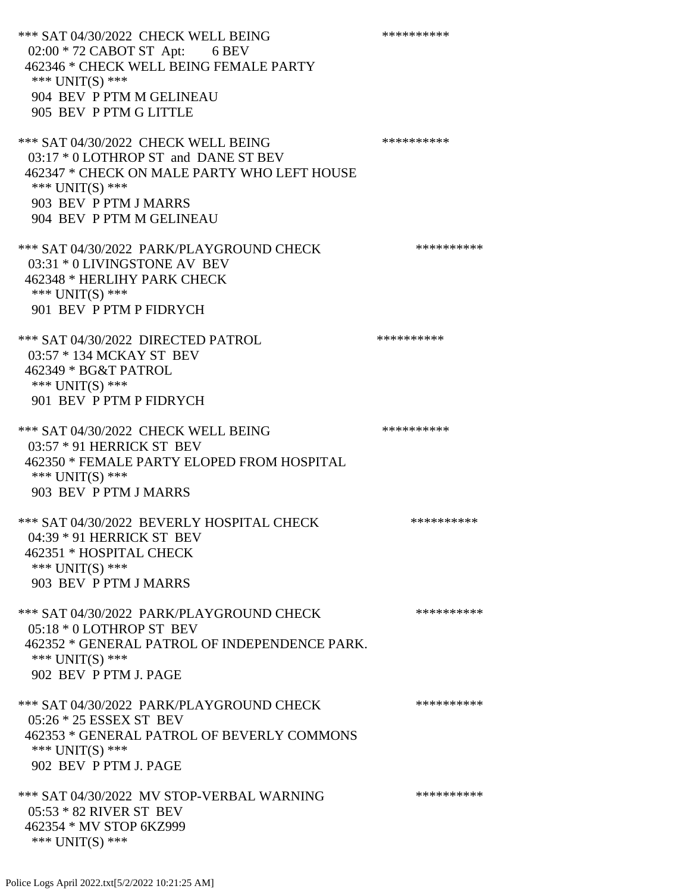*** SAT 04/30/2022 CHECK WELL BEING **********
02:00 * 72 CABOT ST Apt: 6 BEV
462346 * CHECK WELL BEING FEMALE PARTY
*** UNIT(S) ***
904 BEV P PTM M GELINEAU
905 BEV P PTM G LITTLE

*** SAT 04/30/2022 CHECK WELL BEING **********
03:17 * 0 LOTHROP ST and DANE ST BEV
462347 * CHECK ON MALE PARTY WHO LEFT HOUSE
*** UNIT(S) ***
903 BEV P PTM J MARRS
904 BEV P PTM M GELINEAU

*** SAT 04/30/2022 PARK/PLAYGROUND CHECK **********
03:31 * 0 LIVINGSTONE AV BEV
462348 * HERLIHY PARK CHECK
*** UNIT(S) ***
901 BEV P PTM P FIDRYCH

*** SAT 04/30/2022 DIRECTED PATROL **********
03:57 * 134 MCKAY ST BEV
462349 * BG&T PATROL
*** UNIT(S) ***
901 BEV P PTM P FIDRYCH

*** SAT 04/30/2022 CHECK WELL BEING **********
03:57 * 91 HERRICK ST BEV
462350 * FEMALE PARTY ELOPED FROM HOSPITAL
*** UNIT(S) ***
903 BEV P PTM J MARRS

*** SAT 04/30/2022 BEVERLY HOSPITAL CHECK **********
04:39 * 91 HERRICK ST BEV
462351 * HOSPITAL CHECK
*** UNIT(S) ***
903 BEV P PTM J MARRS

*** SAT 04/30/2022 PARK/PLAYGROUND CHECK **********
05:18 * 0 LOTHROP ST BEV
462352 * GENERAL PATROL OF INDEPENDENCE PARK.
*** UNIT(S) ***
902 BEV P PTM J. PAGE

*** SAT 04/30/2022 PARK/PLAYGROUND CHECK **********
05:26 * 25 ESSEX ST BEV
462353 * GENERAL PATROL OF BEVERLY COMMONS
*** UNIT(S) ***
902 BEV P PTM J. PAGE

*** SAT 04/30/2022 MV STOP-VERBAL WARNING **********
05:53 * 82 RIVER ST BEV
462354 * MV STOP 6KZ999
*** UNIT(S) ***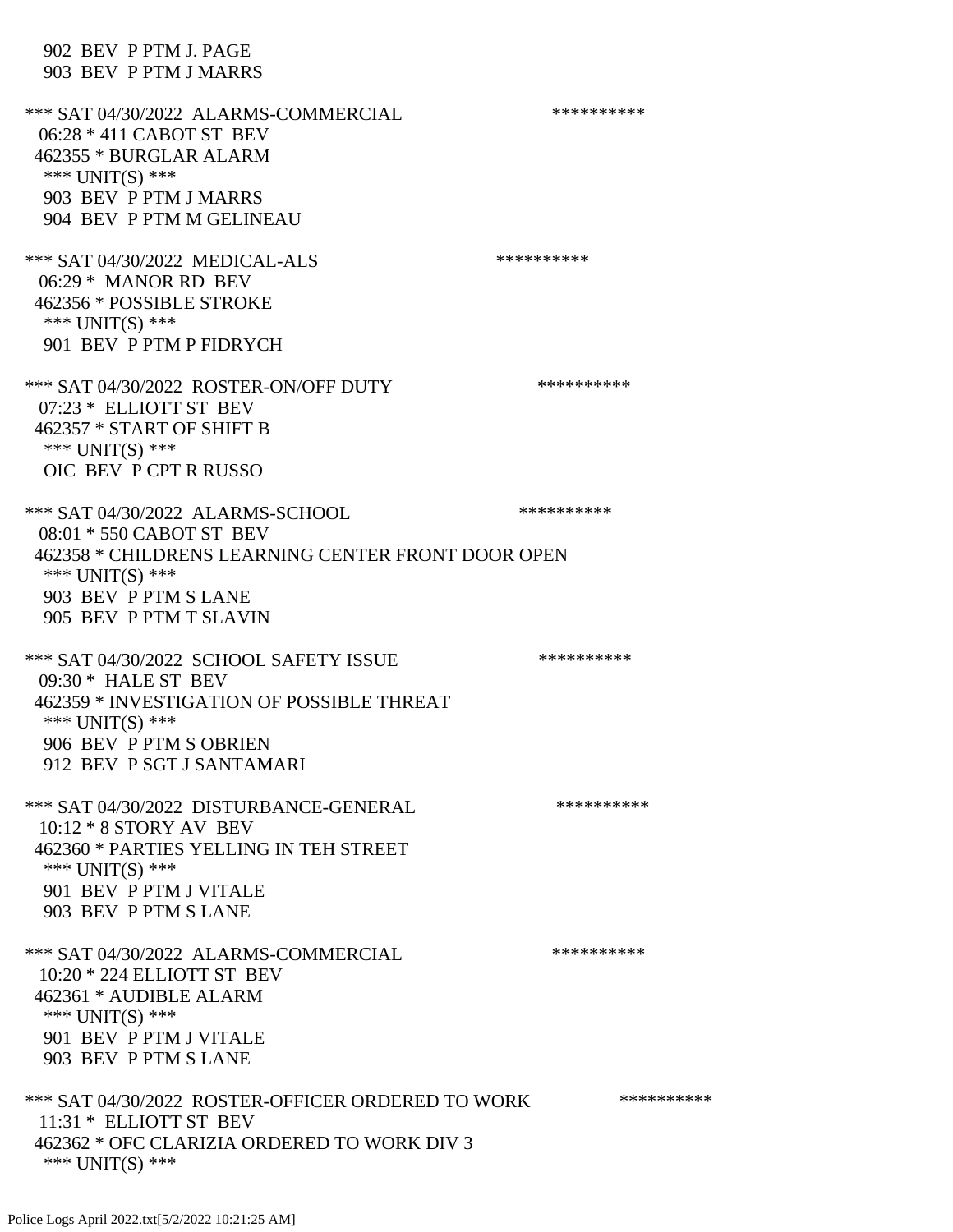902 BEV P PTM J. PAGE
903 BEV P PTM J MARRS

*** SAT 04/30/2022 ALARMS-COMMERCIAL **********
06:28 * 411 CABOT ST BEV
462355 * BURGLAR ALARM
*** UNIT(S) ***
903 BEV P PTM J MARRS
904 BEV P PTM M GELINEAU

*** SAT 04/30/2022 MEDICAL-ALS **********
06:29 * MANOR RD BEV
462356 * POSSIBLE STROKE
*** UNIT(S) ***
901 BEV P PTM P FIDRYCH

*** SAT 04/30/2022 ROSTER-ON/OFF DUTY **********
07:23 * ELLIOTT ST BEV
462357 * START OF SHIFT B
*** UNIT(S) ***
OIC BEV P CPT R RUSSO

*** SAT 04/30/2022 ALARMS-SCHOOL **********
08:01 * 550 CABOT ST BEV
462358 * CHILDRENS LEARNING CENTER FRONT DOOR OPEN
*** UNIT(S) ***
903 BEV P PTM S LANE
905 BEV P PTM T SLAVIN

*** SAT 04/30/2022 SCHOOL SAFETY ISSUE **********
09:30 * HALE ST BEV
462359 * INVESTIGATION OF POSSIBLE THREAT
*** UNIT(S) ***
906 BEV P PTM S OBRIEN
912 BEV P SGT J SANTAMARI

*** SAT 04/30/2022 DISTURBANCE-GENERAL **********
10:12 * 8 STORY AV BEV
462360 * PARTIES YELLING IN TEH STREET
*** UNIT(S) ***
901 BEV P PTM J VITALE
903 BEV P PTM S LANE

*** SAT 04/30/2022 ALARMS-COMMERCIAL **********
10:20 * 224 ELLIOTT ST BEV
462361 * AUDIBLE ALARM
*** UNIT(S) ***
901 BEV P PTM J VITALE
903 BEV P PTM S LANE

*** SAT 04/30/2022 ROSTER-OFFICER ORDERED TO WORK **********
11:31 * ELLIOTT ST BEV
462362 * OFC CLARIZIA ORDERED TO WORK DIV 3
*** UNIT(S) ***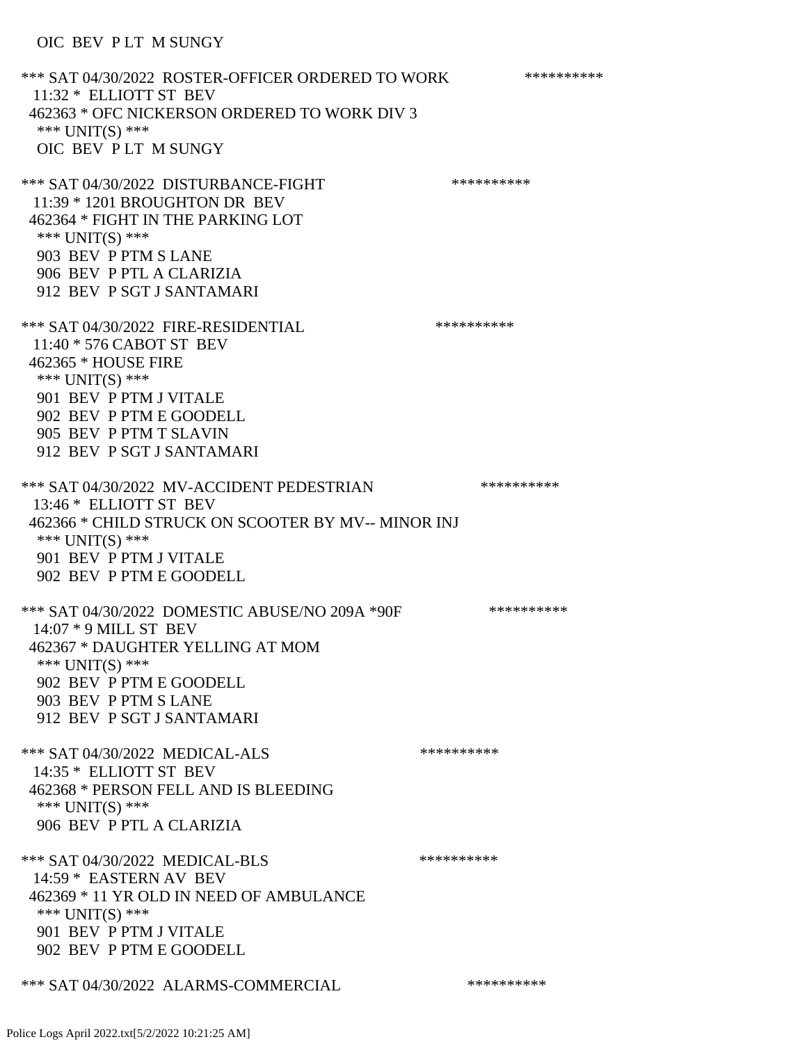OIC BEV P LT M SUNGY

*** SAT 04/30/2022 ROSTER-OFFICER ORDERED TO WORK **********
11:32 * ELLIOTT ST BEV
462363 * OFC NICKERSON ORDERED TO WORK DIV 3
*** UNIT(S) ***
OIC BEV P LT M SUNGY

*** SAT 04/30/2022 DISTURBANCE-FIGHT **********
11:39 * 1201 BROUGHTON DR BEV
462364 * FIGHT IN THE PARKING LOT
*** UNIT(S) ***
903 BEV P PTM S LANE
906 BEV P PTL A CLARIZIA
912 BEV P SGT J SANTAMARI

*** SAT 04/30/2022 FIRE-RESIDENTIAL **********
11:40 * 576 CABOT ST BEV
462365 * HOUSE FIRE
*** UNIT(S) ***
901 BEV P PTM J VITALE
902 BEV P PTM E GOODELL
905 BEV P PTM T SLAVIN
912 BEV P SGT J SANTAMARI

*** SAT 04/30/2022 MV-ACCIDENT PEDESTRIAN **********
13:46 * ELLIOTT ST BEV
462366 * CHILD STRUCK ON SCOOTER BY MV-- MINOR INJ
*** UNIT(S) ***
901 BEV P PTM J VITALE
902 BEV P PTM E GOODELL

*** SAT 04/30/2022 DOMESTIC ABUSE/NO 209A *90F **********
14:07 * 9 MILL ST BEV
462367 * DAUGHTER YELLING AT MOM
*** UNIT(S) ***
902 BEV P PTM E GOODELL
903 BEV P PTM S LANE
912 BEV P SGT J SANTAMARI

*** SAT 04/30/2022 MEDICAL-ALS **********
14:35 * ELLIOTT ST BEV
462368 * PERSON FELL AND IS BLEEDING
*** UNIT(S) ***
906 BEV P PTL A CLARIZIA

*** SAT 04/30/2022 MEDICAL-BLS **********
14:59 * EASTERN AV BEV
462369 * 11 YR OLD IN NEED OF AMBULANCE
*** UNIT(S) ***
901 BEV P PTM J VITALE
902 BEV P PTM E GOODELL

*** SAT 04/30/2022 ALARMS-COMMERCIAL **********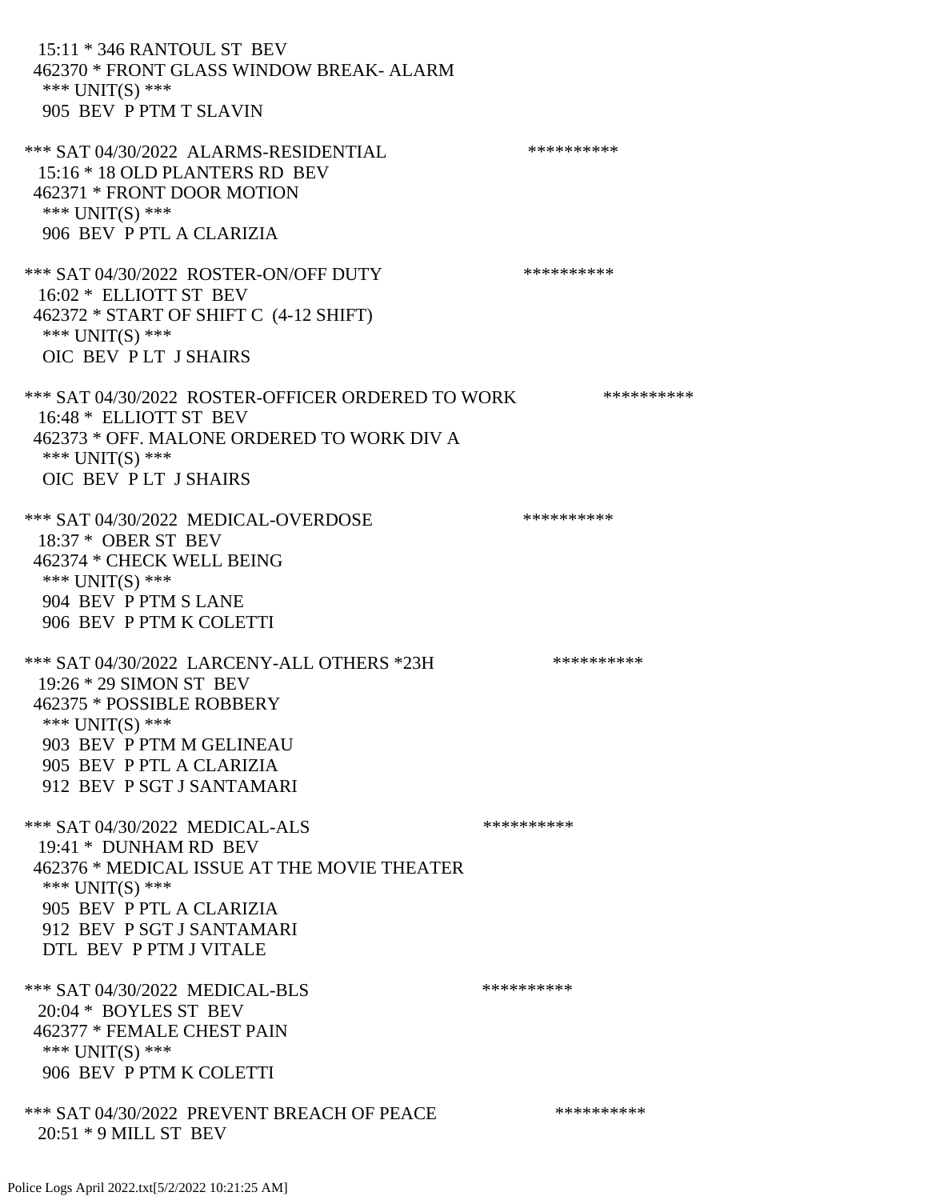15:11 * 346 RANTOUL ST BEV
462370 * FRONT GLASS WINDOW BREAK- ALARM
*** UNIT(S) ***
905 BEV P PTM T SLAVIN

*** SAT 04/30/2022 ALARMS-RESIDENTIAL **********
15:16 * 18 OLD PLANTERS RD BEV
462371 * FRONT DOOR MOTION
*** UNIT(S) ***
906 BEV P PTL A CLARIZIA

*** SAT 04/30/2022 ROSTER-ON/OFF DUTY **********
16:02 * ELLIOTT ST BEV
462372 * START OF SHIFT C (4-12 SHIFT)
*** UNIT(S) ***
OIC BEV P LT J SHAIRS

*** SAT 04/30/2022 ROSTER-OFFICER ORDERED TO WORK **********
16:48 * ELLIOTT ST BEV
462373 * OFF. MALONE ORDERED TO WORK DIV A
*** UNIT(S) ***
OIC BEV P LT J SHAIRS

*** SAT 04/30/2022 MEDICAL-OVERDOSE **********
18:37 * OBER ST BEV
462374 * CHECK WELL BEING
*** UNIT(S) ***
904 BEV P PTM S LANE
906 BEV P PTM K COLETTI

*** SAT 04/30/2022 LARCENY-ALL OTHERS *23H **********
19:26 * 29 SIMON ST BEV
462375 * POSSIBLE ROBBERY
*** UNIT(S) ***
903 BEV P PTM M GELINEAU
905 BEV P PTL A CLARIZIA
912 BEV P SGT J SANTAMARI

*** SAT 04/30/2022 MEDICAL-ALS **********
19:41 * DUNHAM RD BEV
462376 * MEDICAL ISSUE AT THE MOVIE THEATER
*** UNIT(S) ***
905 BEV P PTL A CLARIZIA
912 BEV P SGT J SANTAMARI
DTL BEV P PTM J VITALE

*** SAT 04/30/2022 MEDICAL-BLS **********
20:04 * BOYLES ST BEV
462377 * FEMALE CHEST PAIN
*** UNIT(S) ***
906 BEV P PTM K COLETTI

*** SAT 04/30/2022 PREVENT BREACH OF PEACE **********
20:51 * 9 MILL ST BEV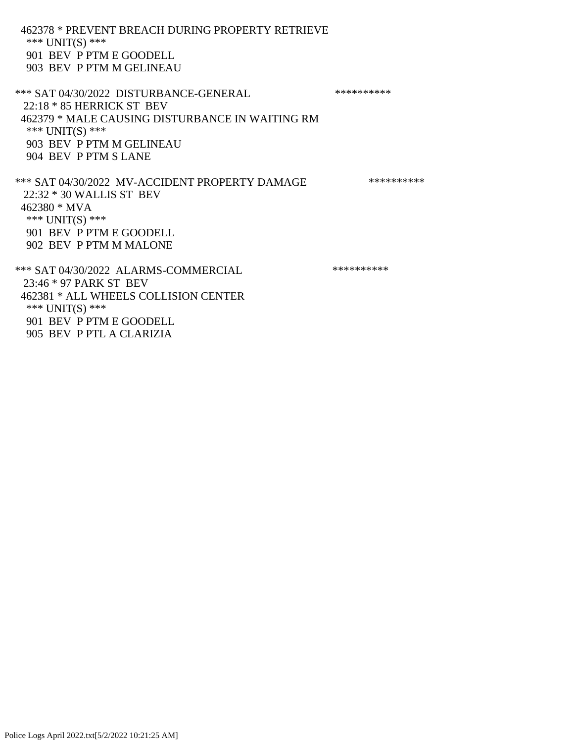462378 * PREVENT BREACH DURING PROPERTY RETRIEVE
*** UNIT(S) ***
901 BEV P PTM E GOODELL
903 BEV P PTM M GELINEAU

*** SAT 04/30/2022 DISTURBANCE-GENERAL **********
22:18 * 85 HERRICK ST BEV
462379 * MALE CAUSING DISTURBANCE IN WAITING RM
*** UNIT(S) ***
903 BEV P PTM M GELINEAU
904 BEV P PTM S LANE

*** SAT 04/30/2022 MV-ACCIDENT PROPERTY DAMAGE **********
22:32 * 30 WALLIS ST BEV
462380 * MVA
*** UNIT(S) ***
901 BEV P PTM E GOODELL
902 BEV P PTM M MALONE

*** SAT 04/30/2022 ALARMS-COMMERCIAL **********
23:46 * 97 PARK ST BEV
462381 * ALL WHEELS COLLISION CENTER
*** UNIT(S) ***
901 BEV P PTM E GOODELL
905 BEV P PTL A CLARIZIA